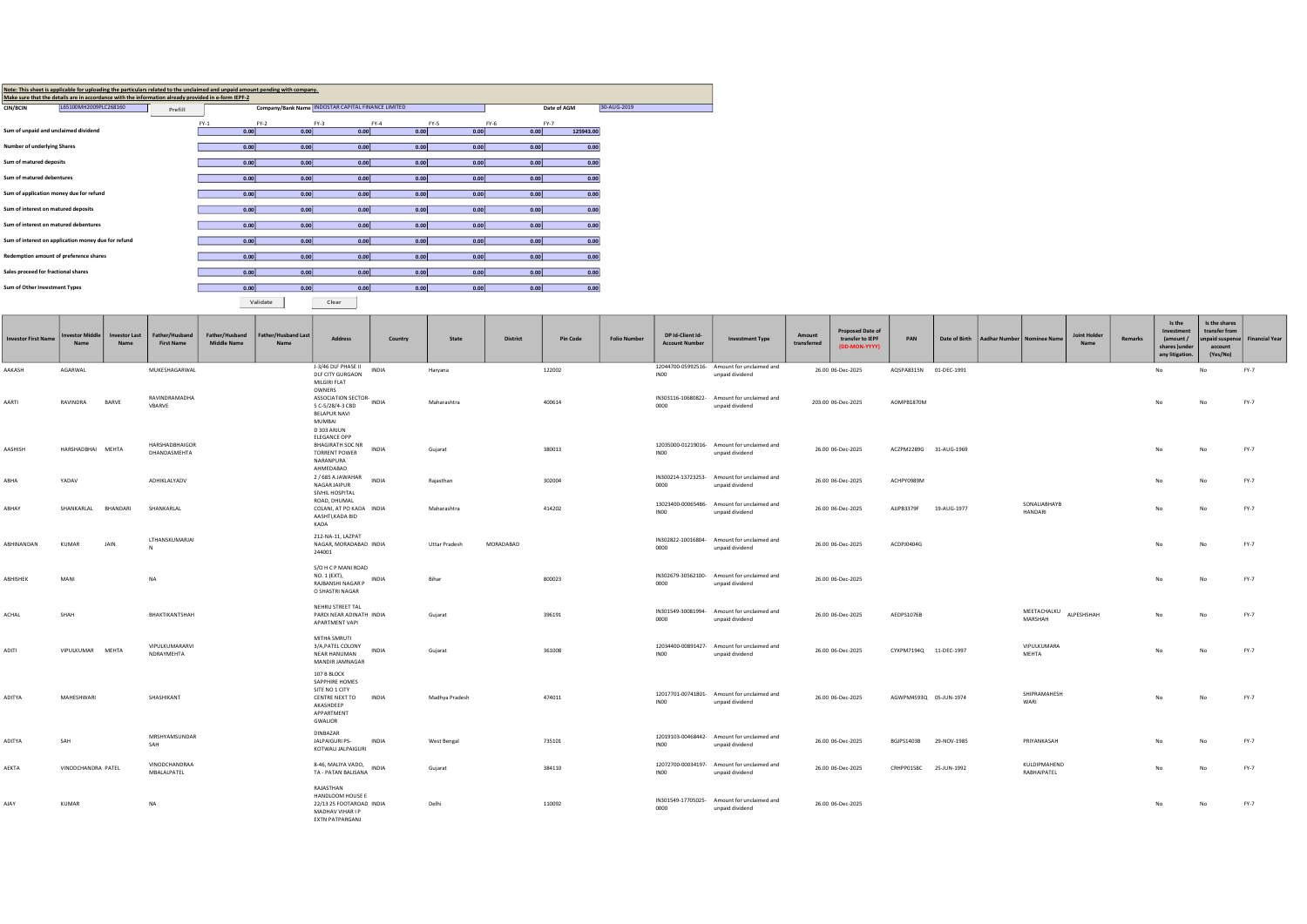**Note: This sheet is applicable for uploading the particulars related to the unclaimed and unpaid amount pending with company.**

**Make sure that the details are in accordance with the information already provided in e-form IEPF-2**

| CIN/BCIN | L65100MH2009PLC268160 | Prefill | Company/Bank Name | INDOSTAR CAPITAL FINANCE LIMITED | Date of AGM | 30-AUG-2019 |
|---|---|---|---|---|---|---|

| | FY-1 | FY-2 | FY-3 | FY-4 | FY-5 | FY-6 | FY-7 |
|---|---|---|---|---|---|---|---|
| Sum of unpaid and unclaimed dividend | 0.00 | 0.00 | 0.00 | 0.00 | 0.00 | 0.00 | 125945.00 |
| Number of underlying Shares | 0.00 | 0.00 | 0.00 | 0.00 | 0.00 | 0.00 | 0.00 |
| Sum of matured deposits | 0.00 | 0.00 | 0.00 | 0.00 | 0.00 | 0.00 | 0.00 |
| Sum of matured debentures | 0.00 | 0.00 | 0.00 | 0.00 | 0.00 | 0.00 | 0.00 |
| Sum of application money due for refund | 0.00 | 0.00 | 0.00 | 0.00 | 0.00 | 0.00 | 0.00 |
| Sum of interest on matured deposits | 0.00 | 0.00 | 0.00 | 0.00 | 0.00 | 0.00 | 0.00 |
| Sum of interest on matured debentures | 0.00 | 0.00 | 0.00 | 0.00 | 0.00 | 0.00 | 0.00 |
| Sum of interest on application money due for refund | 0.00 | 0.00 | 0.00 | 0.00 | 0.00 | 0.00 | 0.00 |
| Redemption amount of preference shares | 0.00 | 0.00 | 0.00 | 0.00 | 0.00 | 0.00 | 0.00 |
| Sales proceed for fractional shares | 0.00 | 0.00 | 0.00 | 0.00 | 0.00 | 0.00 | 0.00 |
| Sum of Other Investment Types | 0.00 | 0.00 | 0.00 | 0.00 | 0.00 | 0.00 | 0.00 |

Validate Clear

| Investor First Name | Investor Middle Name | Investor Last Name | Father/Husband First Name | Father/Husband Middle Name | Father/Husband Last Name | Address | Country | State | District | Pin Code | Folio Number | DP Id-Client Id-Account Number | Investment Type | Amount transferred | Proposed Date of transfer to IEPF (DD-MON-YYYY) | PAN | Date of Birth | Aadhar Number | Nominee Name | Joint Holder Name | Remarks | Is the Investment (amount / shares )under any litigation. | Is the shares transfer from unpaid suspense account (Yes/No) | Financial Year |
|---|---|---|---|---|---|---|---|---|---|---|---|---|---|---|---|---|---|---|---|---|---|---|---|---|
| AAKASH | AGARWAL | | MUKESHAGARWAL | | | J-3/46 DLF PHASE II DLF CITY GURGAON | INDIA | Haryana | | 122002 | | 12044700-05992516-IN00 | Amount for unclaimed and unpaid dividend | 26.00 | 06-Dec-2025 | AQSPA8315N | 01-DEC-1991 | | | | | No | No | FY-7 |
| AARTI | RAVINDRA | BARVE | RAVINDRAMADHA VBARVE | | | MILGIRI FLAT OWNERS ASSOCIATION SECTOR-5 C-5/28/4-3 CBD BELAPUR NAVI MUMBAI | INDIA | Maharashtra | | 400614 | | IN303116-10680822-0000 | Amount for unclaimed and unpaid dividend | 203.00 | 06-Dec-2025 | AOMPB1870M | | | | | | No | No | FY-7 |
| AASHISH | HARSHADBHAI | MEHTA | HARSHADBHAIGOR DHANDASMEHTA | | | D 303 ARJUN ELEGANCE OPP BHAGIRATH SOC NR TORRENT POWER NARANPURA AHMEDABAD | INDIA | Gujarat | | 380013 | | 12035000-01219016-IN00 | Amount for unclaimed and unpaid dividend | 26.00 | 06-Dec-2025 | ACZPM2289G | 31-AUG-1969 | | | | | No | No | FY-7 |
| ABHA | YADAV | | ADHIKLALYADV | | | 2 / 685 A JAWAHAR NAGAR JAIPUR | INDIA | Rajasthan | | 302004 | | IN300214-13723253-0000 | Amount for unclaimed and unpaid dividend | 26.00 | 06-Dec-2025 | ACHPY0989M | | | | | | No | No | FY-7 |
| ABHAY | SHANKARLAL | BHANDARI | SHANKARLAL | | | SIVHIL HOSPITAL ROAD, DHUMAL COLANI, AT PO KADA AASHT(KADA BID KADA | INDIA | Maharashtra | | 414202 | | 13023400-00065486-IN00 | Amount for unclaimed and unpaid dividend | 26.00 | 06-Dec-2025 | AJJPB3379F | 19-AUG-1977 | | SONALIABHAYB HANDARI | | | No | No | FY-7 |
| ABHINANDAN | KUMAR | JAIN | LTHANSKUMARJAI N | | | 212-NA-11, LAZPAT NAGAR, MORADABAD 244001 | INDIA | Uttar Pradesh | MORADABAD | | | IN302822-10016804-0000 | Amount for unclaimed and unpaid dividend | 26.00 | 06-Dec-2025 | ACDPJ0404G | | | | | | No | No | FY-7 |
| ABHISHEK | MANI | | NA | | | S/O H C P MANI ROAD NO. 1 (EXT), RAJBANSHI NAGAR P O SHASTRI NAGAR | INDIA | Bihar | | 800023 | | IN302679-30562100-0000 | Amount for unclaimed and unpaid dividend | 26.00 | 06-Dec-2025 | | | | | | | No | No | FY-7 |
| ACHAL | SHAH | | BHAKTIKANTSHAH | | | NEHRU STREET TAL PARDI NEAR ADINATH APARTMENT VAPI | INDIA | Gujarat | | 396191 | | IN301549-30081994-0000 | Amount for unclaimed and unpaid dividend | 26.00 | 06-Dec-2025 | AEDPS1076B | | | MEETACHALKU MARSHAH | ALPESHSHAH | | No | No | FY-7 |
| ADITI | VIPULKUMAR | MEHTA | VIPULKUMARARVI NDRAYMEHTA | | | MITHA SMRUTI 3/A,PATEL COLONY NEAR HANUMAN MANDIR JAMNAGAR | INDIA | Gujarat | | 361008 | | 12034400-00891427-IN00 | Amount for unclaimed and unpaid dividend | 26.00 | 06-Dec-2025 | CYXPM7194Q | 11-DEC-1997 | | VIPULKUMARA MEHTA | | | No | No | FY-7 |
| ADITYA | MAHESHWARI | | SHASHIKANT | | | 107 B BLOCK SAPPHIRE HOMES SITE NO 1 CITY CENTRE NEXT TO AKASHDEEP APPARTMENT GWALIOR | INDIA | Madhya Pradesh | | 474011 | | 12017701-00741801-IN00 | Amount for unclaimed and unpaid dividend | 26.00 | 06-Dec-2025 | AGWPM4593Q | 05-JUN-1974 | | SHIPRAMAHESH WARI | | | No | No | FY-7 |
| ADITYA | SAH | | MRSHYAMSUNDAR SAH | | | DINBAZAR JALPAIGURI PS-KOTWALI JALPAIGURI | INDIA | West Bengal | | 735101 | | 12019103-00468442-IN00 | Amount for unclaimed and unpaid dividend | 26.00 | 06-Dec-2025 | BGJPS1403B | 29-NOV-1985 | | PRIYANKASAH | | | No | No | FY-7 |
| AEKTA | VINODCHANDRA | PATEL | VINODCHANDRAA MBALALPATEL | | | 8-46, MALIYA VADO, TA - PATAN BALISANA | INDIA | Gujarat | | 384110 | | 12072700-00034197-IN00 | Amount for unclaimed and unpaid dividend | 26.00 | 06-Dec-2025 | CRHPP0158C | 25-JUN-1992 | | KULDIPMAHEND RABHAIPATEL | | | No | No | FY-7 |
| AJAY | KUMAR | | NA | | | RAJASTHAN HANDLOOM HOUSE E 22/13 25 FOOTAROAD MADHAV VIHAR I P EXTN PATPARGANJ | INDIA | Delhi | | 110092 | | IN301549-17705025-0000 | Amount for unclaimed and unpaid dividend | 26.00 | 06-Dec-2025 | | | | | | | No | No | FY-7 |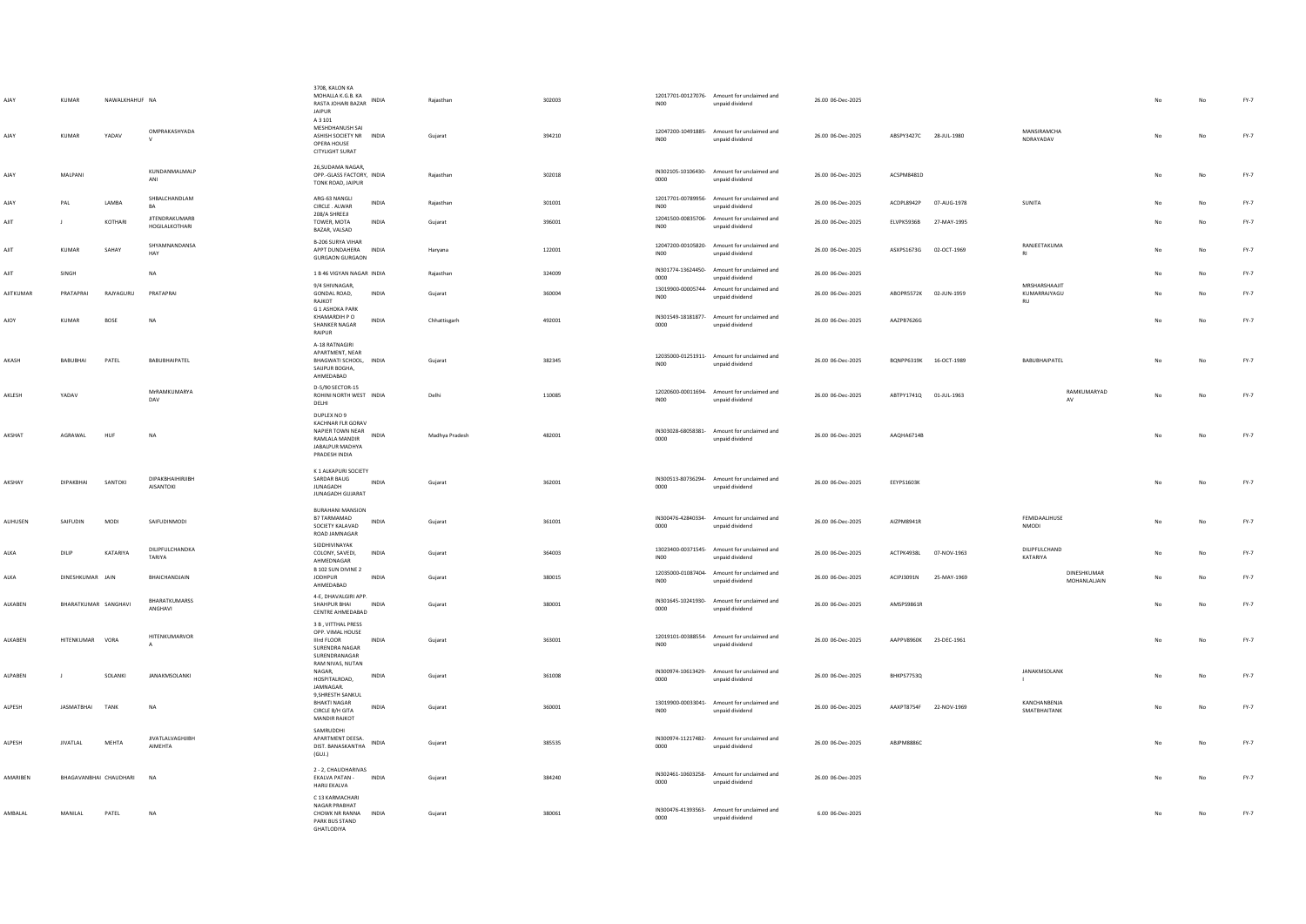| AJAY | KUMAR | NAWALKHAHUF | NA | 3708, KALON KA MOHALLA K.G.B. KA RASTA JOHARI BAZAR JAIPUR | INDIA | Rajasthan | 302003 | 12017701-00127076-IN00 | Amount for unclaimed and unpaid dividend | 26.00 | 06-Dec-2025 | | | | | No | No | FY-7 |
|---|---|---|---|---|---|---|---|---|---|---|---|---|---|---|---|---|---|---|
| AJAY | KUMAR | YADAV | OMPRAKASHYADAV | A 3 101 MESHDHANUSH SAI ASHISH SOCIETY NR OPERA HOUSE CITYLIGHT SURAT | INDIA | Gujarat | 394210 | 12047200-10491885-IN00 | Amount for unclaimed and unpaid dividend | 26.00 | 06-Dec-2025 | ABSPY3427C | 28-JUL-1980 | MANSIRAMCHANDRAYADAV | | No | No | FY-7 |
| AJAY | MALPANI | | KUNDANMALMALPANI | 26,SUDAMA NAGAR, OPP.-GLASS FACTORY, TONK ROAD, JAIPUR | INDIA | Rajasthan | 302018 | IN302105-10106430-0000 | Amount for unclaimed and unpaid dividend | 26.00 | 06-Dec-2025 | ACSPM8481D | | | | No | No | FY-7 |
| AJAY | PAL | LAMBA | SHBALCHANDLAMBA | ARG-63 NANGLI CIRCLE . ALWAR | INDIA | Rajasthan | 301001 | 12017701-00789956-IN00 | Amount for unclaimed and unpaid dividend | 26.00 | 06-Dec-2025 | ACDPL8942P | 07-AUG-1978 | SUNITA | | No | No | FY-7 |
| AJIT | J | KOTHARI | JITENDRAKUMARBHOGILALKOTHARI | 208/A SHREEJI TOWER, MOTA BAZAR, VALSAD | INDIA | Gujarat | 396001 | 12041500-00835706-IN00 | Amount for unclaimed and unpaid dividend | 26.00 | 06-Dec-2025 | ELVPK5936B | 27-MAY-1995 | | | No | No | FY-7 |
| AJIT | KUMAR | SAHAY | SHYAMNANDANSAHAY | B-206 SURYA VIHAR APPT DUNDAHERA GURGAON GURGAON | INDIA | Haryana | 122001 | 12047200-00105820-IN00 | Amount for unclaimed and unpaid dividend | 26.00 | 06-Dec-2025 | ASXPS1673G | 02-OCT-1969 | RANJEETAKUMARI | | No | No | FY-7 |
| AJIT | SINGH | | NA | 1 B 46 VIGYAN NAGAR | INDIA | Rajasthan | 324009 | IN301774-13624450-0000 | Amount for unclaimed and unpaid dividend | 26.00 | 06-Dec-2025 | | | | | No | No | FY-7 |
| AJITKUMAR | PRATAPRAI | RAJYAGURU | PRATAPRAI | 9/4 SHIVNAGAR, GONDAL ROAD, RAJKOT | INDIA | Gujarat | 360004 | 13019900-00005744-IN00 | Amount for unclaimed and unpaid dividend | 26.00 | 06-Dec-2025 | ABOPR5572K | 02-JUN-1959 | MRSHARSHAAJITKUMARRAJYAGURU | | No | No | FY-7 |
| AJOY | KUMAR | BOSE | NA | G 1 ASHOKA PARK KHAMARDIH P O SHANKER NAGAR RAIPUR | INDIA | Chhattisgarh | 492001 | IN301549-18181877-0000 | Amount for unclaimed and unpaid dividend | 26.00 | 06-Dec-2025 | AAZPB7626G | | | | No | No | FY-7 |
| AKASH | BABUBHAI | PATEL | BABUBHAIPATEL | A-18 RATNAGIRI APARTMENT, NEAR BHAGWATI SCHOOL, SAIJPUR BOGHA, AHMEDABAD | INDIA | Gujarat | 382345 | 12035000-01251911-IN00 | Amount for unclaimed and unpaid dividend | 26.00 | 06-Dec-2025 | BQNPP6319K | 16-OCT-1989 | BABUBHAIPATEL | | No | No | FY-7 |
| AKLESH | YADAV | | MrRAMKUMARYADAV | D-5/90 SECTOR-15 ROHINI NORTH WEST DELHI | INDIA | Delhi | 110085 | 12020600-00011694-IN00 | Amount for unclaimed and unpaid dividend | 26.00 | 06-Dec-2025 | ABTPY1741Q | 01-JUL-1963 | | RAMKUMARYADAV | No | No | FY-7 |
| AKSHAT | AGRAWAL | HUF | NA | DUPLEX NO 9 KACHNAR FLR GORAV NAPIER TOWN NEAR RAMLALA MANDIR JABALPUR MADHYA PRADESH INDIA | INDIA | Madhya Pradesh | 482001 | IN303028-68058381-0000 | Amount for unclaimed and unpaid dividend | 26.00 | 06-Dec-2025 | AAQHA6714B | | | | No | No | FY-7 |
| AKSHAY | DIPAKBHAI | SANTOKI | DIPAKBHAIHIRJIBHAISANTOKI | K 1 ALKAPURI SOCIETY SARDAR BAUG JUNAGADH JUNAGADH GUJARAT | INDIA | Gujarat | 362001 | IN300513-80736294-0000 | Amount for unclaimed and unpaid dividend | 26.00 | 06-Dec-2025 | EEYPS1603K | | | | No | No | FY-7 |
| ALIHUSEN | SAIFUDIN | MODI | SAIFUDINMODI | BURAHANI MANSION B7 TARMAMAD SOCIETY KALAVAD ROAD JAMNAGAR | INDIA | Gujarat | 361001 | IN300476-42840334-0000 | Amount for unclaimed and unpaid dividend | 26.00 | 06-Dec-2025 | AIZPM8941R | | FEMIDAALIHUSENMODI | | No | No | FY-7 |
| ALKA | DILIP | KATARIYA | DILIPFULCHANDKATARIYA | SIDDHIVINAYAK COLONY, SAVEDI, AHMEDNAGAR | INDIA | Gujarat | 364003 | 13023400-00371545-IN00 | Amount for unclaimed and unpaid dividend | 26.00 | 06-Dec-2025 | ACTPK4938L | 07-NOV-1963 | DILIPFULCHANDKATARIYA | | No | No | FY-7 |
| ALKA | DINESHKUMAR | JAIN | BHAICHANDJAIN | B 102 SUN DIVINE 2 JODHPUR AHMEDABAD | INDIA | Gujarat | 380015 | 12035000-01087404-IN00 | Amount for unclaimed and unpaid dividend | 26.00 | 06-Dec-2025 | ACIPJ3091N | 25-MAY-1969 | | DINESHKUMARMOHANLALJAIN | No | No | FY-7 |
| ALKABEN | BHARATKUMAR | SANGHAVI | BHARATKUMARSSANGHAVI | 4-E, DHAVALGIRI APP. SHAHPUR BHAI CENTRE AHMEDABAD | INDIA | Gujarat | 380001 | IN301645-10241930-0000 | Amount for unclaimed and unpaid dividend | 26.00 | 06-Dec-2025 | AMSPS9861R | | | | No | No | FY-7 |
| ALKABEN | HITENKUMAR | VORA | HITENKUMARVORA | 3 B , VITTHAL PRESS OPP. VIMAL HOUSE IIIrd FLOOR SURENDRA NAGAR SURENDRANAGAR | INDIA | Gujarat | 363001 | 12019101-00388554-IN00 | Amount for unclaimed and unpaid dividend | 26.00 | 06-Dec-2025 | AAPPV8960K | 23-DEC-1961 | | | No | No | FY-7 |
| ALPABEN | J | SOLANKI | JANAKMSOLANKI | RAM NIVAS, NUTAN NAGAR, HOSPITALROAD, JAMNAGAR. | INDIA | Gujarat | 361008 | IN300974-10613429-0000 | Amount for unclaimed and unpaid dividend | 26.00 | 06-Dec-2025 | BHKPS7753Q | | JANAKMSOLANKI | | No | No | FY-7 |
| ALPESH | JASMATBHAI | TANK | NA | 9,SHRESTH SANKUL BHAKTI NAGAR CIRCLE B/H GITA MANDIR RAJKOT | INDIA | Gujarat | 360001 | 13019900-00033041-IN00 | Amount for unclaimed and unpaid dividend | 26.00 | 06-Dec-2025 | AAXPT8754F | 22-NOV-1969 | KANCHANBENJASMATBHAITANK | | No | No | FY-7 |
| ALPESH | JIVATLAL | MEHTA | JIVATLALVAGHJIBHAIMEHTA | SAMRUDDHI APARTMENT DEESA. DIST. BANASKANTHA (GUJ.) | INDIA | Gujarat | 385535 | IN300974-11217482-0000 | Amount for unclaimed and unpaid dividend | 26.00 | 06-Dec-2025 | ABJPM8886C | | | | No | No | FY-7 |
| AMARIBEN | BHAGAVANBHAI | CHAUDHARI | NA | 2 - 2, CHAUDHARIVAS EKALVA PATAN - HARIJ EKALVA | INDIA | Gujarat | 384240 | IN302461-10603258-0000 | Amount for unclaimed and unpaid dividend | 26.00 | 06-Dec-2025 | | | | | No | No | FY-7 |
| AMBALAL | MANILAL | PATEL | NA | C 13 KARMACHARI NAGAR PRABHAT CHOWK NR RANNA PARK BUS STAND GHATLODIYA | INDIA | Gujarat | 380061 | IN300476-41393563-0000 | Amount for unclaimed and unpaid dividend | 6.00 | 06-Dec-2025 | | | | | No | No | FY-7 |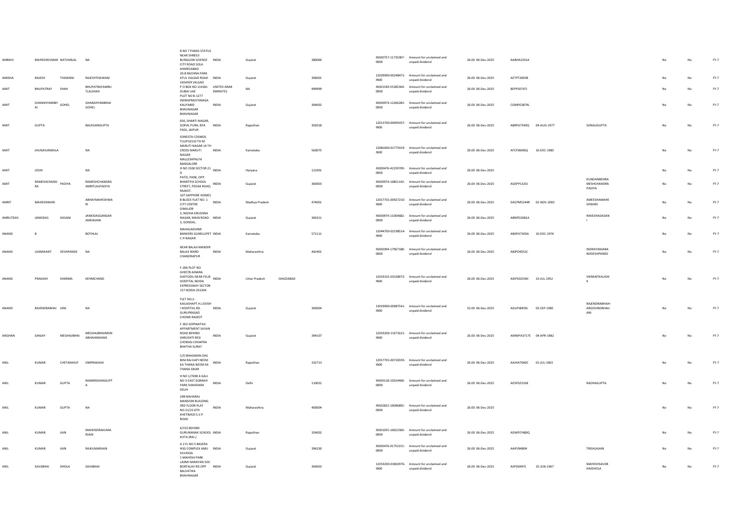| | | | | | | | | | | | | | | | | | | | |
|---|---|---|---|---|---|---|---|---|---|---|---|---|---|---|---|---|---|---|---|
| AMBAVI | MAHESHKUMAR | NATVARLAL | NA | B NO 7 PARAS STATUS NEAR SHREEJI BUNGLOW SCIENCE CITY ROAD SOLA AHMEDABAD | INDIA | Gujarat | | 380060 | IN300757-11735007-0000 | Amount for unclaimed and unpaid dividend | 26.00 | 06-Dec-2025 | AABHA2201A | | | | No | No | FY-7 |
| AMISHA | RAJESH | THAWANI | RAJESHTHAWANI | 20-B RACHNA PARK ATUL VALSAD ROAD VASHIER VALSAD | INDIA | Gujarat | | 396001 | 12029900-00248471-IN00 | Amount for unclaimed and unpaid dividend | 26.00 | 06-Dec-2025 | AETPT2693B | | | | No | No | FY-7 |
| AMIT | BHUPATRAY | SHAH | BHUPATRAYAMRU TLALSHAH | P O BOX NO 114181 DUBAI UAE | UNITED ARAB EMIRATES | NA | | 999999 | IN301549-55285304-0000 | Amount for unclaimed and unpaid dividend | 26.00 | 06-Dec-2025 | BEPPS0747J | | | | No | No | FY-7 |
| AMIT | GHANSHYAMBH AI | GOHEL | GHANSHYAMBHAI GOHEL | PLOT NO B-1277 INDRAPRASTHNAGA KALIYABID BHAVNAGAR BHAVNAGAR | INDIA | Gujarat | | 364002 | IN300974-12266283-0000 | Amount for unclaimed and unpaid dividend | 26.00 | 06-Dec-2025 | CGMPG3874L | | | | No | No | FY-7 |
| AMIT | GUPTA | | BALKISANGUPTA | 656, SHANTI NAGAR, GOPAL PURA, BYA PASS, JAIPUR | INDIA | Rajasthan | | 302018 | 12013700-00095437-IN00 | Amount for unclaimed and unpaid dividend | 26.00 | 06-Dec-2025 | ABRPG7549Q | 04-AUG-1977 | | SONALIGUPTA | No | No | FY-7 |
| AMIT | JHUNJHUNWALA | | NA | SONESTA COSMOS TULIP10110 TH M MARUTI NAGAR 14 TH CROSS MARUTI NAGAR MALLESHPALYA BANGALORE | INDIA | Karnataka | | 560075 | 12081600-01775419-IN00 | Amount for unclaimed and unpaid dividend | 26.00 | 06-Dec-2025 | AFCPJ6696Q | 16-DEC-1983 | | | No | No | FY-7 |
| AMIT | JOSHI | | NA | H NO 1500 SECTOR 21 D | INDIA | Haryana | | 121001 | IN300476-42259709-0000 | Amount for unclaimed and unpaid dividend | 26.00 | 06-Dec-2025 | | | | | No | No | FY-7 |
| AMIT | RAMESHCHAND RA | PADIYA | RAMESHCHANDRA AMRITLALPADIYA | PATEL PARK, OPP. BHARTIYA SCHOOL STREET, PEDAK ROAD, RAJKOT. | INDIA | Gujarat | | 360003 | IN300974-10851142-0000 | Amount for unclaimed and unpaid dividend | 26.00 | 06-Dec-2025 | ASDPP1323J | | | KUNDANBENRA MESHCHANDRA PADIYA | No | No | FY-7 |
| AMRIT | MAHESHWARI | | ABHAYMAHESHWA RI | 107 SAPPHIRE HOMES B BLOCK FLAT NO. 1 CITY CENTRE GWALIOR | INDIA | Madhya Pradesh | | 474001 | 12017701-00927210-IN00 | Amount for unclaimed and unpaid dividend | 26.00 | 06-Dec-2025 | DACPM5244R | 02-NOV-2002 | | AMEESHAMAHE SHWARI | No | No | FY-7 |
| AMRUTDAS | JANKIDAS | DASANI | JANKIDASGANGAR AMDASANI | 3, RADHA KRUSHNA NAGAR, MAIN ROAD-3, GONDAL. | INDIA | Gujarat | | 360311 | IN300974-11064682-0000 | Amount for unclaimed and unpaid dividend | 26.00 | 06-Dec-2025 | ABNPD2681A | | | RAKESHADASAN I | No | No | FY-7 |
| ANAND | B | | BOTHLAL | MAHALAKSHMI BANKERS GUNDLUPET C H NAGAR | INDIA | Karnataka | | 571111 | 12044700-02198514-IN00 | Amount for unclaimed and unpaid dividend | 26.00 | 06-Dec-2025 | ABXPA7303A | 10-DEC-1974 | | | No | No | FY-7 |
| ANAND | LAXMIKANT | DESHPANDE | NA | NEAR BALAJI MANDIR BALAJI WARD CHANDRAPUR | INDIA | Maharashtra | | 442401 | IN300394-17967188-0000 | Amount for unclaimed and unpaid dividend | 26.00 | 06-Dec-2025 | ABJPD4552C | | | INDRAYANIANA NDDESHPANDE | No | No | FY-7 |
| ANAND | PRAKASH | SHARMA | KEHMCHAND | F-206 PLOT NO GH07/B AJNARA DAFFODIL NEAR FELIX HOSPITAL NOIDA EXPRESSWAY SECTOR 157 NOIDA 201304 | INDIA | Uttar Pradesh | GHAZIABAD | | 12019101-03328072-IN00 | Amount for unclaimed and unpaid dividend | 26.00 | 06-Dec-2025 | AIKPS0233M | 23-JUL-1952 | | VIKRANTKAUSHI K | No | No | FY-7 |
| ANAND | RAJENDRABHAI | JANI | NA | FLET NO.2-KAILASHAPT.H.J.DOSH I HOSPITAL RD. GURUPRASAD CHOWK RAJKOT | INDIA | Gujarat | | 360004 | 13019900-00087541-IN00 | Amount for unclaimed and unpaid dividend | 52.00 | 06-Dec-2025 | AGUPJ8459L | 03-SEP-1985 | | RAJENDRABHAIH ARGOVINDBHAIJ ANI | No | No | FY-7 |
| ANGHAN | SANJAY | MEGHAJIBHAI | MEGHAJIBHAIMON ABHAIANGHAN | F-302 GOPINATHJI APPARTMENT SAYAN ROAD BEHIND SHRUSHTI RESI CHORASI CHHAPRA BHATHA SURAT | INDIA | Gujarat | | 394107 | 12033200-11671621-IN00 | Amount for unclaimed and unpaid dividend | 26.00 | 06-Dec-2025 | AMWPA3717E | 04-APR-1982 | | | No | No | FY-7 |
| ANIL | KUMAR | CHETANIHUF | OMPRAKASH | C/O BHAGWAN DAS BINJ RAJ KAPI NEEM KA THANA NEEM KA THANA SIKAR | INDIA | Rajasthan | | 332713 | 12017701-00726593-IN00 | Amount for unclaimed and unpaid dividend | 26.00 | 06-Dec-2025 | AAJHA7669C | 01-JUL-1963 | | | No | No | FY-7 |
| ANIL | KUMAR | GUPTA | RAMKRISHANGUPT A | H NO 1/7690 A GALI NO 3 EAST GORAKH PARK SHAHDARA DELHI | INDIA | Delhi | | 110032 | IN300118-10324406-0000 | Amount for unclaimed and unpaid dividend | 26.00 | 06-Dec-2025 | AESPG5510K | | | RADHAGUPTA | No | No | FY-7 |
| ANIL | KUMAR | GUPTA | NA | 298 MAHARAJ MANSION BUILDING 3RD FLOOR PLAT NO.21/22 6TH KHETWADI S.V.P ROAD | INDIA | Maharashtra | | 400004 | IN302822-10006892-0000 | Amount for unclaimed and unpaid dividend | 26.00 | 06-Dec-2025 | | | | | No | No | FY-7 |
| ANIL | KUMAR | JAIN | MAHENDRAKUMA RJAIN | 4/155 BEHIND GURUNANAK SCHOOL KOTA (RAJ.) | INDIA | Rajasthan | | 324002 | IN301055-10622360-0000 | Amount for unclaimed and unpaid dividend | 26.00 | 06-Dec-2025 | ADWPJ7480Q | | | | No | No | FY-7 |
| ANIL | KUMAR | JAIN | RAJKUMARJAIN | A 2 FL NO 5 BASERA HSG COMPLEX AMLI SILVASSA | INDIA | Gujarat | | 396230 | IN300476-41752215-0000 | Amount for unclaimed and unpaid dividend | 26.00 | 06-Dec-2025 | AAIPJ9480H | | | TRISHLAJAIN | No | No | FY-7 |
| ANIL | SAVJIBHAI | DHOLA | SAVJIBHAI | 1 MAHESH PARK LAXMI NARAYAN SOC BORTALAV RD OPP BALVATIKA BHAVNAGAR | INDIA | Gujarat | | 364003 | 12033200-01802976-IN00 | Amount for unclaimed and unpaid dividend | 26.00 | 06-Dec-2025 | AIIPD0497L | 25-JUN-1967 | | MAHESHSAVJIB HAIDHOLA | No | No | FY-7 |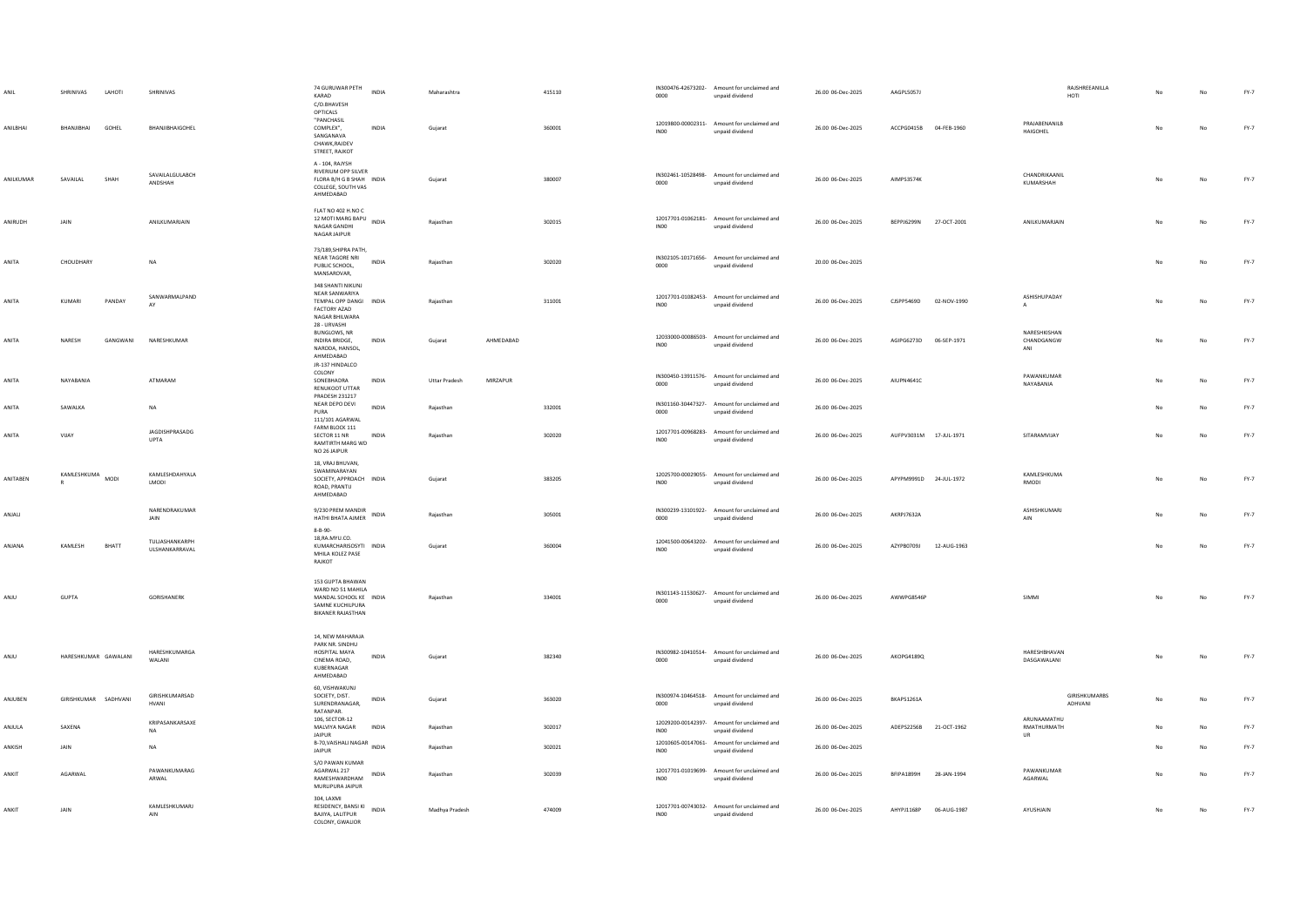| | | | | | | | | | | | | | | | | | | | | | |
|---|---|---|---|---|---|---|---|---|---|---|---|---|---|---|---|---|---|---|---|---|---|
| ANIL | SHRINIVAS | LAHOTI | SHRINIVAS | 74 GURUWAR PETH KARAD | INDIA | Maharashtra | | 415110 | | IN300476-42673202-0000 | Amount for unclaimed and unpaid dividend | 26.00 06-Dec-2025 | AAGPL5057J | | | RAJSHREEANILLA HOTI | No | No | FY-7 |
| ANILBHAI | BHANJIBHAI | GOHEL | BHANJIBHAIGOHEL | C/O.BHAVESH OPTICALS "PANCHASIL COMPLEX", SANGANAVA CHAWK,RAJDEV STREET, RAJKOT | INDIA | Gujarat | | 360001 | | 12019800-00002311-IN00 | Amount for unclaimed and unpaid dividend | 26.00 06-Dec-2025 | ACCPG0415B | 04-FEB-1960 | PRAJABENANILB HAIGOHEL | | No | No | FY-7 |
| ANILKUMAR | SAVAILAL | SHAH | SAVAILALGULABCH ANDSHAH | A - 104, RAJYSH RIVERIUM OPP SILVER FLORA B/H G B SHAH COLLEGE, SOUTH VAS AHMEDABAD | INDIA | Gujarat | | 380007 | | IN302461-10528498-0000 | Amount for unclaimed and unpaid dividend | 26.00 06-Dec-2025 | AIMPS3574K | | CHANDRIKAANIL KUMARSHAH | | No | No | FY-7 |
| ANIRUDH | JAIN | | ANILKUMARJAIN | FLAT NO 402 H.NO C 12 MOTI MARG BAPU NAGAR GANDHI NAGAR JAIPUR | INDIA | Rajasthan | | 302015 | | 12017701-01062181-IN00 | Amount for unclaimed and unpaid dividend | 26.00 06-Dec-2025 | BEPPJ6299N | 27-OCT-2001 | ANILKUMARJAIN | | No | No | FY-7 |
| ANITA | CHOUDHARY | | NA | 73/189,SHIPRA PATH, NEAR TAGORE NRI PUBLIC SCHOOL, MANSAROVAR, | INDIA | Rajasthan | | 302020 | | IN302105-10171656-0000 | Amount for unclaimed and unpaid dividend | 20.00 06-Dec-2025 | | | | | No | No | FY-7 |
| ANITA | KUMARI | PANDAY | SANWARMALPAND AY | 348 SHANTI NIKUNJ NEAR SANWARIYA TEMPAL OPP DANGI FACTORY AZAD NAGAR BHILWARA | INDIA | Rajasthan | | 311001 | | 12017701-01082453-IN00 | Amount for unclaimed and unpaid dividend | 26.00 06-Dec-2025 | CJSPP5469D | 02-NOV-1990 | ASHISHUPADAY A | | No | No | FY-7 |
| ANITA | NARESH | GANGWANI | NARESHKUMAR | 28 - URVASHI BUNGLOWS, NR INDIRA BRIDGE, NARODA, HANSOL, AHMEDABAD | INDIA | Gujarat | AHMEDABAD | | | 12033000-00086503-IN00 | Amount for unclaimed and unpaid dividend | 26.00 06-Dec-2025 | AGIPG6273D | 06-SEP-1971 | NARESHKISHAN CHANDGANGW ANI | | No | No | FY-7 |
| ANITA | NAYABANIA | | ATMARAM | JR-137 HINDALCO COLONY SONEBHADRA RENUKOOT UTTAR PRADESH 231217 | INDIA | Uttar Pradesh | MIRZAPUR | | | IN300450-13911576-0000 | Amount for unclaimed and unpaid dividend | 26.00 06-Dec-2025 | AIUPN4641C | | PAWANKUMAR NAYABANIA | | No | No | FY-7 |
| ANITA | SAWALKA | | NA | NEAR DEPO DEVI PURA | INDIA | Rajasthan | | 332001 | | IN301160-30447327-0000 | Amount for unclaimed and unpaid dividend | 26.00 06-Dec-2025 | | | | | No | No | FY-7 |
| ANITA | VIJAY | | JAGDISHPRASADG UPTA | 111/101 AGARWAL FARM BLOCK 111 SECTOR 11 NR RAMTIRTH MARG WO NO 26 JAIPUR | INDIA | Rajasthan | | 302020 | | 12017701-00968283-IN00 | Amount for unclaimed and unpaid dividend | 26.00 06-Dec-2025 | AUFPV3031M | 17-JUL-1971 | SITARAMVIJAY | | No | No | FY-7 |
| ANITABEN | KAMLESHKUMA R | MODI | KAMLESHDAHYALA LMODI | 18, VRAJ BHUVAN, SWAMINARAYAN SOCIETY, APPROACH ROAD, PRANTIJ AHMEDABAD | INDIA | Gujarat | | 383205 | | 12025700-00029055-IN00 | Amount for unclaimed and unpaid dividend | 26.00 06-Dec-2025 | APYPM9991D | 24-JUL-1972 | KAMLESHKUMA RMODI | | No | No | FY-7 |
| ANJALI | | | NARENDRAKUMAR JAIN | 9/230 PREM MANDIR HATHI BHATA AJMER | INDIA | Rajasthan | | 305001 | | IN300239-13101922-0000 | Amount for unclaimed and unpaid dividend | 26.00 06-Dec-2025 | AKRPJ7632A | | ASHISHKUMARJ AIN | | No | No | FY-7 |
| ANJANA | KAMLESH | BHATT | TULJASHANKARPH ULSHANKARRAVAL | 8-B-90-18,RA.MYU.CO. KUMARCHARISOSYTI MHILA KOLEZ PASE RAJKOT | INDIA | Gujarat | | 360004 | | 12041500-00643202-IN00 | Amount for unclaimed and unpaid dividend | 26.00 06-Dec-2025 | AZYPB0709J | 12-AUG-1963 | | | No | No | FY-7 |
| ANJU | GUPTA | | GORISHANERK | 153 GUPTA BHAWAN WARD NO 51 MAHILA MANDAL SCHOOL KE SAMNE KUCHILPURA BIKANER RAJASTHAN | INDIA | Rajasthan | | 334001 | | IN301143-11530627-0000 | Amount for unclaimed and unpaid dividend | 26.00 06-Dec-2025 | AWWPG8546P | | SIMMI | | No | No | FY-7 |
| ANJU | HARESHKUMAR | GAWALANI | HARESHKUMARGA WALANI | 14, NEW MAHARAJA PARK NR. SINDHU HOSPITAL MAYA CINEMA ROAD, KUBERNAGAR AHMEDABAD | INDIA | Gujarat | | 382340 | | IN300982-10410514-0000 | Amount for unclaimed and unpaid dividend | 26.00 06-Dec-2025 | AKOPG4189Q | | HARESHBHAVAN DASGAWALANI | | No | No | FY-7 |
| ANJUBEN | GIRISHKUMAR | SADHVANI | GIRISHKUMARSAD HVANI | 60, VISHWAKUNJ SOCIETY, DIST. SURENDRANAGAR, RATANPAR. | INDIA | Gujarat | | 363020 | | IN300974-10464518-0000 | Amount for unclaimed and unpaid dividend | 26.00 06-Dec-2025 | BKAPS1261A | | | GIRISHKUMARBS ADHVANI | No | No | FY-7 |
| ANJULA | SAXENA | | KRIPASANKARSAXE NA | 106, SECTOR-12 MALVIYA NAGAR JAIPUR | INDIA | Rajasthan | | 302017 | | 12029200-00142397-IN00 | Amount for unclaimed and unpaid dividend | 26.00 06-Dec-2025 | ADEPS2256B | 21-OCT-1962 | ARUNAAMATHU RMATHURMATH UR | | No | No | FY-7 |
| ANKISH | JAIN | | NA | B-70,VAISHALI NAGAR JAIPUR | INDIA | Rajasthan | | 302021 | | 12010605-00147061-IN00 | Amount for unclaimed and unpaid dividend | 26.00 06-Dec-2025 | | | | | No | No | FY-7 |
| ANKIT | AGARWAL | | PAWANKUMARAG ARWAL | S/O PAWAN KUMAR AGARWAL 217 RAMESHWARDHAM MURLIPURA JAIPUR | INDIA | Rajasthan | | 302039 | | 12017701-01019699-IN00 | Amount for unclaimed and unpaid dividend | 26.00 06-Dec-2025 | BFIPA1899H | 28-JAN-1994 | PAWANKUMAR AGARWAL | | No | No | FY-7 |
| ANKIT | JAIN | | KAMLESHKUMARJ AIN | 304, LAXMI RESIDENCY, BANSI KI BAJIYA, LALITPUR COLONY, GWALIOR | INDIA | Madhya Pradesh | | 474009 | | 12017701-00743032-IN00 | Amount for unclaimed and unpaid dividend | 26.00 06-Dec-2025 | AHYPJ1168P | 06-AUG-1987 | AYUSHJAIN | | No | No | FY-7 |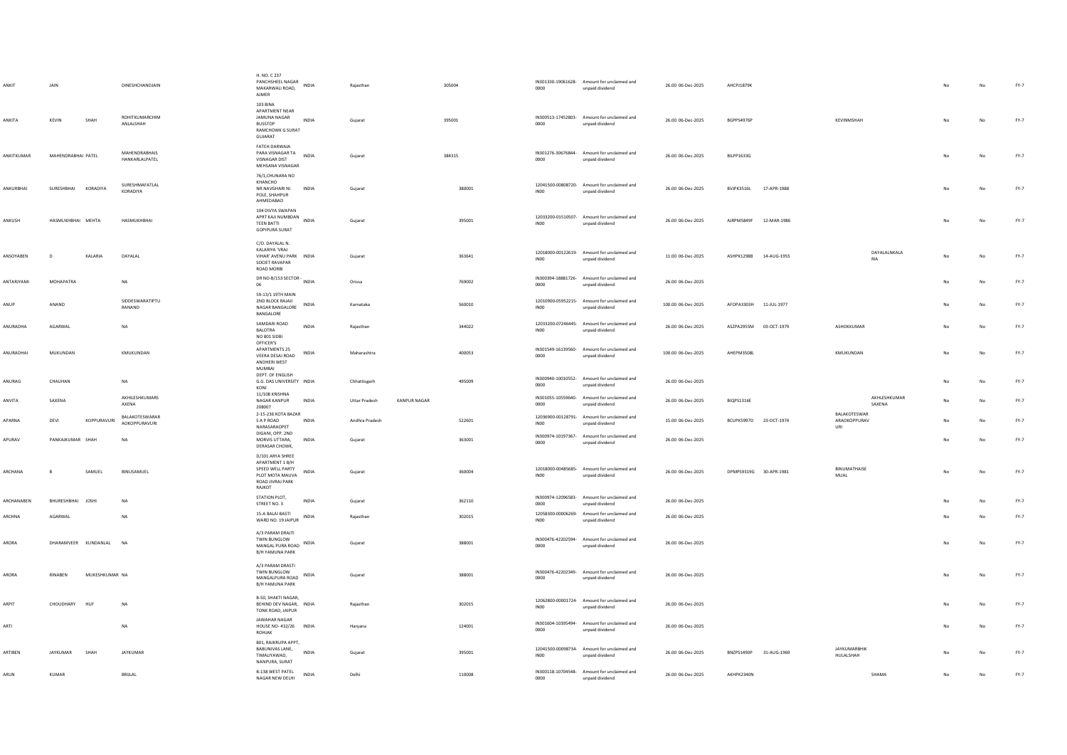| | | | | | | | | | | | | | | | | | | |
|---|---|---|---|---|---|---|---|---|---|---|---|---|---|---|---|---|---|---|
| ANKIT | JAIN | | DINESHCHANDJAIN | H. NO. C 237 PANCHSHEEL NAGAR MAKARWALI ROAD, AJMER | INDIA | Rajasthan | | 305004 | IN301330-19061628-0000 | Amount for unclaimed and unpaid dividend | 26.00 06-Dec-2025 | AHCPJ1879K | | | | No | No | FY-7 |
| ANKITA | KEVIN | SHAH | ROHITKUMARCHIMANLALSHAH | 103 BINA APARTMENT NEAR JAMUNA NAGAR BUSSTOP RAMCHOWK G SURAT GUJARAT | INDIA | Gujarat | | 395001 | IN300513-17452803-0000 | Amount for unclaimed and unpaid dividend | 26.00 06-Dec-2025 | BGPPS4976P | | KEVINMSHAH | | No | No | FY-7 |
| ANKITKUMAR | MAHENDRABHAI PATEL | | MAHENDRABHAIS HANKARLALPATEL | FATEH DARWAJA PARA VISNAGAR TA VISNAGAR DIST MEHSANA VISNAGAR | INDIA | Gujarat | | 384315 | IN301276-30676844-0000 | Amount for unclaimed and unpaid dividend | 26.00 06-Dec-2025 | BILPP1633G | | | | No | No | FY-7 |
| ANKURBHAI | SURESHBHAI | KORADIYA | SURESHMAFATLAL KORADIYA | 76/1,CHUNARA NO KHANCHO NR.NAVGHARI NI POLE, SHAHPUR AHMEDABAD | INDIA | Gujarat | | 380001 | 12041500-00808720-IN00 | Amount for unclaimed and unpaid dividend | 26.00 06-Dec-2025 | BVJPK3516L | 17-APR-1988 | | | No | No | FY-7 |
| ANKUSH | HASMUKHBHAI | MEHTA | HASMUKHBHAI | 104 DIVYA SWAPAN APRT KAJI NUMBDAN TEEN BATTI GOPIPURA SURAT | INDIA | Gujarat | | 395001 | 12033200-01510507-IN00 | Amount for unclaimed and unpaid dividend | 26.00 06-Dec-2025 | AJRPM5849F | 12-MAR-1986 | | | No | No | FY-7 |
| ANSOYABEN | D | KALARIA | DAYALAL | C/O. DAYALAL N. KALARIYA 'VRAJ VIHAR' AVENU PARK SOCIET RAVAPAR ROAD MORBI | INDIA | Gujarat | | 363641 | 12018000-00122619-IN00 | Amount for unclaimed and unpaid dividend | 11.00 06-Dec-2025 | ASHPK1298B | 14-AUG-1955 | | DAYALALNKALARIA | No | No | FY-7 |
| ANTARJYAMI | MOHAPATRA | | NA | DR NO-B/153 SECTOR - 06 | INDIA | Orissa | | 769002 | IN300394-18881726-0000 | Amount for unclaimed and unpaid dividend | 26.00 06-Dec-2025 | | | | | No | No | FY-7 |
| ANUP | ANAND | | SIDDESWARATIPTURANAND | 59-13/1 19TH MAIN 2ND BLOCK RAJAJI NAGAR BANGALORE BANGALORE | INDIA | Karnataka | | 560010 | 12010900-05952215-IN00 | Amount for unclaimed and unpaid dividend | 100.00 06-Dec-2025 | AFOPA3303H | 11-JUL-1977 | | | No | No | FY-7 |
| ANURADHA | AGARWAL | | NA | SAMDARI ROAD BALOTRA | INDIA | Rajasthan | | 344022 | 12033200-07246445-IN00 | Amount for unclaimed and unpaid dividend | 26.00 06-Dec-2025 | ASZPA2955M | 03-OCT-1979 | ASHOKKUMAR | | No | No | FY-7 |
| ANURADHAI | MUKUNDAN | | KMUKUNDAN | NO 801 SIDBI OFFICER'S APARTMENTS 25 VEERA DESAI ROAD ANDHERI WEST MUMBAI | INDIA | Maharashtra | | 400053 | IN301549-16139560-0000 | Amount for unclaimed and unpaid dividend | 100.00 06-Dec-2025 | AHEPM3508L | | KMUKUNDAN | | No | No | FY-7 |
| ANURAG | CHAUHAN | | NA | DEPT. OF ENGLISH G.G. DAS UNIVERSITY KONI | INDIA | Chhattisgarh | | 495009 | IN300940-10010552-0000 | Amount for unclaimed and unpaid dividend | 26.00 06-Dec-2025 | | | | | No | No | FY-7 |
| ANVITA | SAXENA | | AKHILESHKUMARSAXENA | 11/108 KRISHNA NAGAR KANPUR 208007 | INDIA | Uttar Pradesh | KANPUR NAGAR | | IN301055-10559640-0000 | Amount for unclaimed and unpaid dividend | 26.00 06-Dec-2025 | BIQPS1316E | | | AKHLESHKUMAR SAXENA | No | No | FY-7 |
| APARNA | DEVI | KOPPURAVURI | BALAKOTESWARARAOKOPPURAVURI | 2-15-236 KOTA BAZAR S A P ROAD NARASARAOPET | INDIA | Andhra Pradesh | | 522601 | 12036900-00128791-IN00 | Amount for unclaimed and unpaid dividend | 15.00 06-Dec-2025 | BCUPK5997D | 23-OCT-1974 | BALAKOTESWAR ARAOKOPPURAVURI | | No | No | FY-7 |
| APURAV | PANKAJKUMAR | SHAH | NA | DIGANI, OPP. 2ND MORVIS UTTARA, DERASAR CHOWK, | INDIA | Gujarat | | 363001 | IN300974-10197367-0000 | Amount for unclaimed and unpaid dividend | 26.00 06-Dec-2025 | | | | | No | No | FY-7 |
| ARCHANA | B | SAMUEL | BINUSAMUEL | D/101 ARYA SHREE APARTMENT 1 B/H SPEED WELL PARTY PLOT MOTA MAUVA ROAD JIVRAJ PARK RAJKOT | INDIA | Gujarat | | 360004 | 12018000-00485685-IN00 | Amount for unclaimed and unpaid dividend | 26.00 06-Dec-2025 | DPMPS9319G | 30-APR-1981 | BINUMATHAISE MUAL | | No | No | FY-7 |
| ARCHANABEN | BHURESHBHAI | JOSHI | NA | STATION PLOT, STREET NO. 3 | INDIA | Gujarat | | 362110 | IN300974-12096583-0000 | Amount for unclaimed and unpaid dividend | 26.00 06-Dec-2025 | | | | | No | No | FY-7 |
| ARCHNA | AGARWAL | | NA | 15-A BALAI BASTI WARD NO. 19 JAIPUR | INDIA | Rajasthan | | 302015 | 12058300-00006269-IN00 | Amount for unclaimed and unpaid dividend | 26.00 06-Dec-2025 | | | | | No | No | FY-7 |
| ARORA | DHARAMVEER | KUNDANLAL | NA | A/3 PARAM DRAJTI TWIN BUNGLOW MANGAL PURA ROAD B/H YAMUNA PARK | INDIA | Gujarat | | 388001 | IN300476-42202594-0000 | Amount for unclaimed and unpaid dividend | 26.00 06-Dec-2025 | | | | | No | No | FY-7 |
| ARORA | RINABEN | MUKESHKUMAR | NA | A/3 PARAM DRASTI TWIN BUNGLOW MANGALPURA ROAD B/H YAMUNA PARK | INDIA | Gujarat | | 388001 | IN300476-42202349-0000 | Amount for unclaimed and unpaid dividend | 26.00 06-Dec-2025 | | | | | No | No | FY-7 |
| ARPIT | CHOUDHARY | HUF | NA | B-50, SHAKTI NAGAR, BEHIND DEV NAGAR, TONK ROAD, JAIPUR | INDIA | Rajasthan | | 302015 | 12062800-00001724-IN00 | Amount for unclaimed and unpaid dividend | 26.00 06-Dec-2025 | | | | | No | No | FY-7 |
| ARTI | | | NA | JAWAHAR NAGAR HOUSE NO- 432/26 ROHJAK | INDIA | Haryana | | 124001 | IN301604-10395494-0000 | Amount for unclaimed and unpaid dividend | 26.00 06-Dec-2025 | | | | | No | No | FY-7 |
| ARTIBEN | JAYKUMAR | SHAH | JAYKUMAR | 801, RAJKRUPA APPT, BABUNIVAS LANE, TIMALIYAWAD, NANPURA, SURAT | INDIA | Gujarat | | 395001 | 12041500-00098734-IN00 | Amount for unclaimed and unpaid dividend | 26.00 06-Dec-2025 | BNZPS1490P | 31-AUG-1969 | JAYKUMARBHIK HULALSHAH | | No | No | FY-7 |
| ARUN | KUMAR | | BRIJLAL | B-138 WEST PATEL NAGAR NEW DELHI | INDIA | Delhi | | 110008 | IN300118-10704548-0000 | Amount for unclaimed and unpaid dividend | 26.00 06-Dec-2025 | AKHPK2340N | | | SHAMA | No | No | FY-7 |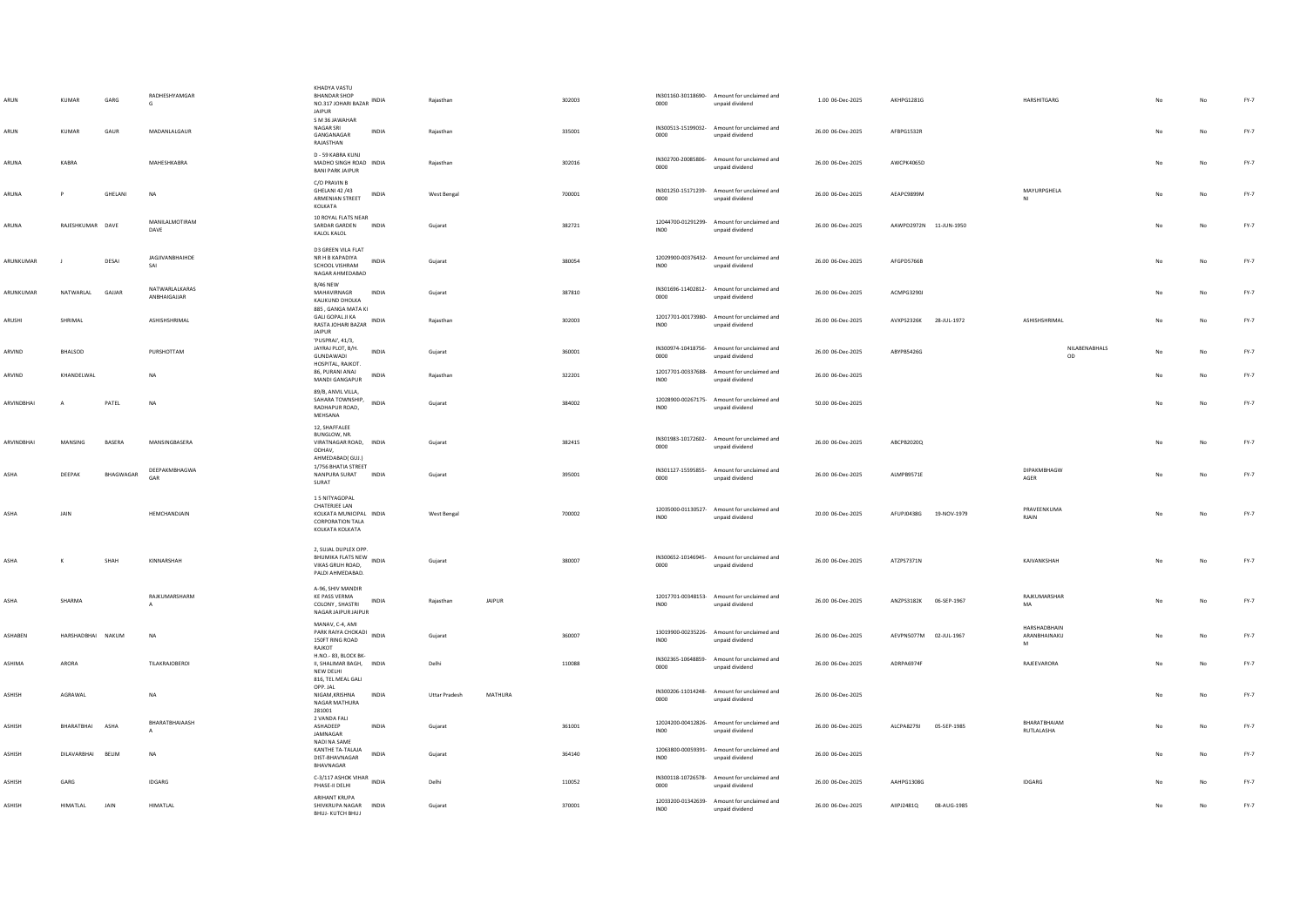| | | | | | | | | | | | | | | | | | | |
|---|---|---|---|---|---|---|---|---|---|---|---|---|---|---|---|---|---|---|
| ARUN | KUMAR | GARG | RADHESHYAMGARG | KHADYA VASTU BHANDAR SHOP NO.317 JOHARI BAZAR JAIPUR | INDIA | Rajasthan | | 302003 | IN301160-30118690-0000 | Amount for unclaimed and unpaid dividend | 1.00 | 06-Dec-2025 | AKHPG1281G | | HARSHITGARG | | No | No | FY-7 |
| ARUN | KUMAR | GAUR | MADANLALGAUR | S M 36 JAWAHAR NAGAR SRI GANGANAGAR RAJASTHAN | INDIA | Rajasthan | | 335001 | IN300513-15199032-0000 | Amount for unclaimed and unpaid dividend | 26.00 | 06-Dec-2025 | AFBPG1532R | | | | No | No | FY-7 |
| ARUNA | KABRA | | MAHESHKABRA | D - 59 KABRA KUNJ MADHO SINGH ROAD BANI PARK JAIPUR | INDIA | Rajasthan | | 302016 | IN302700-20085806-0000 | Amount for unclaimed and unpaid dividend | 26.00 | 06-Dec-2025 | AWCPK4065D | | | | No | No | FY-7 |
| ARUNA | P | GHELANI | NA | C/O PRAVIN B GHELANI 42 /43 ARMENIAN STREET KOLKATA | INDIA | West Bengal | | 700001 | IN301250-15171239-0000 | Amount for unclaimed and unpaid dividend | 26.00 | 06-Dec-2025 | AEAPG9899M | | MAYURPGHELANI | | No | No | FY-7 |
| ARUNA | RAJESHKUMAR | DAVE | MANILALMOTIRAMDAVE | 10 ROYAL FLATS NEAR SARDAR GARDEN KALOL KALOL | INDIA | Gujarat | | 382721 | 12044700-01291299-IN00 | Amount for unclaimed and unpaid dividend | 26.00 | 06-Dec-2025 | AAWPD2972N | 11-JUN-1950 | | | No | No | FY-7 |
| ARUNKUMAR | J | DESAI | JAGJIVANBHAIHDESAI | D3 GREEN VILA FLAT NR H B KAPADIYA SCHOOL VISHRAM NAGAR AHMEDABAD | INDIA | Gujarat | | 380054 | 12029900-00376432-IN00 | Amount for unclaimed and unpaid dividend | 26.00 | 06-Dec-2025 | AFGPD5766B | | | | No | No | FY-7 |
| ARUNKUMAR | NATWARLAL | GAJJAR | NATWARLALKARASANBHAIGAJJAR | B/46 NEW MAHAVIRNAGR KALIKUND DHOLKA | INDIA | Gujarat | | 387810 | IN301696-11402812-0000 | Amount for unclaimed and unpaid dividend | 26.00 | 06-Dec-2025 | ACMPG3290J | | | | No | No | FY-7 |
| ARUSHI | SHRIMAL | | ASHISHSHRIMAL | 885 , GANGA MATA KI GALI GOPAL JI KA RASTA JOHARI BAZAR JAIPUR | INDIA | Rajasthan | | 302003 | 12017701-00173980-IN00 | Amount for unclaimed and unpaid dividend | 26.00 | 06-Dec-2025 | AVXPS2326K | 28-JUL-1972 | ASHISHSHRIMAL | | No | No | FY-7 |
| ARVIND | BHALSOD | | PURSHOTTAM | 'PUSPRAJ', 41/3, JAYRAJ PLOT, B/H. GUNDAWADI HOSPITAL, RAJKOT. | INDIA | Gujarat | | 360001 | IN300974-10418756-0000 | Amount for unclaimed and unpaid dividend | 26.00 | 06-Dec-2025 | ABYPB5426G | | | NILABENABHALSOD | No | No | FY-7 |
| ARVIND | KHANDELWAL | | NA | 86, PURANI ANAJ MANDI GANGAPUR | INDIA | Rajasthan | | 322201 | 12017701-00337688-IN00 | Amount for unclaimed and unpaid dividend | 26.00 | 06-Dec-2025 | | | | | No | No | FY-7 |
| ARVINDBHAI | A | PATEL | NA | 89/B, ANVIL VILLA, SAHARA TOWNSHIP, RADHAPUR ROAD, MEHSANA | INDIA | Gujarat | | 384002 | 12028900-00267175-IN00 | Amount for unclaimed and unpaid dividend | 50.00 | 06-Dec-2025 | | | | | No | No | FY-7 |
| ARVINDBHAI | MANSING | BASERA | MANSINGBASERA | 12, SHAFFALEE BUNGLOW, NR. VIRATNAGAR ROAD, ODHAV, AHMEDABAD( GUJ.) | INDIA | Gujarat | | 382415 | IN301983-10172602-0000 | Amount for unclaimed and unpaid dividend | 26.00 | 06-Dec-2025 | ABCPB2020Q | | | | No | No | FY-7 |
| ASHA | DEEPAK | BHAGWAGAR | DEEPAKMBHAGWAGAR | 1/756 BHATIA STREET NANPURA SURAT SURAT | INDIA | Gujarat | | 395001 | IN301127-15595855-0000 | Amount for unclaimed and unpaid dividend | 26.00 | 06-Dec-2025 | ALMPB9571E | | DIPAKMBHAGWAGER | | No | No | FY-7 |
| ASHA | JAIN | | HEMCHANDJAIN | 1 5 NITYAGOPAL CHATERJEE LAN KOLKATA MUNICIPAL CORPORATION TALA KOLKATA KOLKATA | INDIA | West Bengal | | 700002 | 12035000-01130527-IN00 | Amount for unclaimed and unpaid dividend | 20.00 | 06-Dec-2025 | AFUPJ0438G | 19-NOV-1979 | PRAVEENKUMARJAIN | | No | No | FY-7 |
| ASHA | K | SHAH | KINNARSHAH | 2, SUJAL DUPLEX OPP. BHUMIKA FLATS NEW VIKAS GRUH ROAD, PALDI AHMEDABAD. | INDIA | Gujarat | | 380007 | IN300652-10146945-0000 | Amount for unclaimed and unpaid dividend | 26.00 | 06-Dec-2025 | ATZPS7371N | | KAIVANKSHAH | | No | No | FY-7 |
| ASHA | SHARMA | | RAJKUMARSHARMA | A-96, SHIV MANDIR KE PASS VERMA COLONY , SHASTRI NAGAR JAIPUR JAIPUR | INDIA | Rajasthan | JAIPUR | 302016 | 12017701-00348153-IN00 | Amount for unclaimed and unpaid dividend | 26.00 | 06-Dec-2025 | ANZPS3182K | 06-SEP-1967 | RAJKUMARSHARMA | | No | No | FY-7 |
| ASHABEN | HARSHADBHAI | NAKUM | NA | MANAV, C-4, AMI PARK RAIYA CHOKADI 150FT RING ROAD RAJKOT | INDIA | Gujarat | | 360007 | 13019900-00235226-IN00 | Amount for unclaimed and unpaid dividend | 26.00 | 06-Dec-2025 | AEVPN5077M | 02-JUL-1967 | HARSHADBHAINARANBHAINAKUM | | No | No | FY-7 |
| ASHIMA | ARORA | | TILAKRAJOBEROI | H.NO.- 83, BLOCK BK-II, SHALIMAR BAGH, NEW DELHI | INDIA | Delhi | | 110088 | IN302365-10648859-0000 | Amount for unclaimed and unpaid dividend | 26.00 | 06-Dec-2025 | ADRPA6974F | | RAJEEVARORA | | No | No | FY-7 |
| ASHISH | AGRAWAL | | NA | 816, TEL MEAL GALI OPP. JAL NIGAM,KRISHNA NAGAR MATHURA 281001 | INDIA | Uttar Pradesh | MATHURA | | IN300206-11014248-0000 | Amount for unclaimed and unpaid dividend | 26.00 | 06-Dec-2025 | | | | | No | No | FY-7 |
| ASHISH | BHARATBHAI | ASHA | BHARATBHAIAASHA | 2 VANDA FALI ASHADEEP JAMNAGAR | INDIA | Gujarat | | 361001 | 12024200-00412826-IN00 | Amount for unclaimed and unpaid dividend | 26.00 | 06-Dec-2025 | ALCPA8279J | 05-SEP-1985 | BHARATBHAIAMRUTLALASHA | | No | No | FY-7 |
| ASHISH | DILAVARBHAI | BELIM | NA | NADI NA SAME KANTHE TA-TALAJA DIST-BHAVNAGAR BHAVNAGAR | INDIA | Gujarat | | 364140 | 12063800-00059391-IN00 | Amount for unclaimed and unpaid dividend | 26.00 | 06-Dec-2025 | | | | | No | No | FY-7 |
| ASHISH | GARG | | IDGARG | C-3/117 ASHOK VIHAR PHASE-II DELHI | INDIA | Delhi | | 110052 | IN300118-10726578-0000 | Amount for unclaimed and unpaid dividend | 26.00 | 06-Dec-2025 | AAHPG1308G | | IDGARG | | No | No | FY-7 |
| ASHISH | HIMATLAL | JAIN | HIMATLAL | ARIHANT KRUPA SHIVKRUPA NAGAR BHUJ- KUTCH BHUJ | INDIA | Gujarat | | 370001 | 12033200-01342639-IN00 | Amount for unclaimed and unpaid dividend | 26.00 | 06-Dec-2025 | AIIPJ2481Q | 08-AUG-1985 | | | No | No | FY-7 |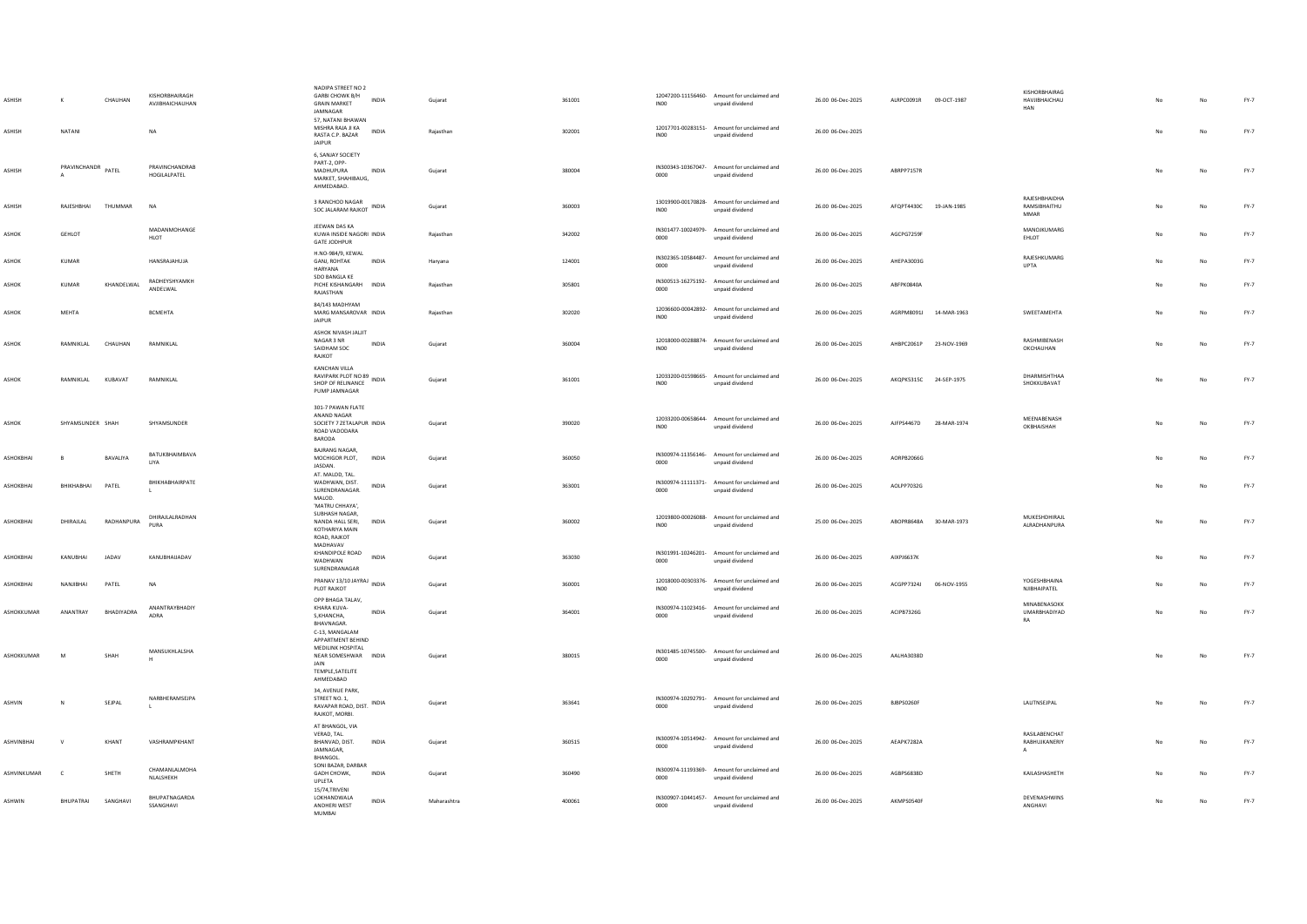| ASHISH | K | CHAUHAN | KISHORBHAIRAGH AVJIBHAICHAUHAN | NADIPA STREET NO 2 GARBI CHOWK B/H GRAIN MARKET JAMNAGAR | INDIA | Gujarat | 361001 | 12047200-11156460-IN00 | Amount for unclaimed and unpaid dividend | 26.00 06-Dec-2025 | ALRPC0091R | 09-OCT-1987 | KISHORBHAIRAG HAVJIBHAICHAU HAN | No | No | FY-7 |
|---|---|---|---|---|---|---|---|---|---|---|---|---|---|---|---|---|
| ASHISH | NATANI | | NA | 57, NATANI BHAWAN MISHRA RAJA JI KA RASTA C.P. BAZAR JAIPUR | INDIA | Rajasthan | 302001 | 12017701-00283151-IN00 | Amount for unclaimed and unpaid dividend | 26.00 06-Dec-2025 | | | | No | No | FY-7 |
| ASHISH | PRAVINCHANDR A | PATEL | PRAVINCHANDRAB HOGILALPATEL | 6, SANJAY SOCIETY PART-2, OPP-MADHUPURA MARKET, SHAHIBAUG, AHMEDABAD. | INDIA | Gujarat | 380004 | IN300343-10367047-0000 | Amount for unclaimed and unpaid dividend | 26.00 06-Dec-2025 | ABRPP7157R | | | No | No | FY-7 |
| ASHISH | RAJESHBHAI | THUMMAR | NA | 3 RANCHOD NAGAR SOC JALARAM RAJKOT | INDIA | Gujarat | 360003 | 13019900-00170828-IN00 | Amount for unclaimed and unpaid dividend | 26.00 06-Dec-2025 | AFQPT4430C | 19-JAN-1985 | RAJESHBHAIDHA RAMSIBHAITHU MMAR | No | No | FY-7 |
| ASHOK | GEHLOT | | MADANMOHANGE HLOT | JEEWAN DAS KA KUWA INSIDE NAGORI GATE JODHPUR | INDIA | Rajasthan | 342002 | IN301477-10024979-0000 | Amount for unclaimed and unpaid dividend | 26.00 06-Dec-2025 | AGCPG7259F | | MANOJKUMARG EHLOT | No | No | FY-7 |
| ASHOK | KUMAR | | HANSRAJAHUJA | H.NO-984/9, KEWAL GANJ, ROHTAK HARYANA | INDIA | Haryana | 124001 | IN302365-10584487-0000 | Amount for unclaimed and unpaid dividend | 26.00 06-Dec-2025 | AHEPA3003G | | RAJESHKUMARG UPTA | No | No | FY-7 |
| ASHOK | KUMAR | KHANDELWAL | RADHEYSHYAMKH ANDELWAL | SDO BANGLA KE PICHE KISHANGARH RAJASTHAN | INDIA | Rajasthan | 305801 | IN300513-16275192-0000 | Amount for unclaimed and unpaid dividend | 26.00 06-Dec-2025 | ABFPK0840A | | | No | No | FY-7 |
| ASHOK | MEHTA | | BCMEHTA | 84/143 MADHYAM MARG MANSAROVAR JAIPUR | INDIA | Rajasthan | 302020 | 12036600-00042892-IN00 | Amount for unclaimed and unpaid dividend | 26.00 06-Dec-2025 | AGRPM8091J | 14-MAR-1963 | SWEETAMEHTA | No | No | FY-7 |
| ASHOK | RAMNIKLAL | CHAUHAN | RAMNIKLAL | ASHOK NIVASH JALJIT NAGAR 3 NR SAIDHAM SOC RAJKOT | INDIA | Gujarat | 360004 | 12018000-00288874-IN00 | Amount for unclaimed and unpaid dividend | 26.00 06-Dec-2025 | AHBPC2061P | 23-NOV-1969 | RASHMIBENASH OKCHAUHAN | No | No | FY-7 |
| ASHOK | RAMNIKLAL | KUBAVAT | RAMNIKLAL | KANCHAN VILLA RAVIPARK PLOT NO 89 SHOP OF RELINANCE PUMP JAMNAGAR | INDIA | Gujarat | 361001 | 12033200-01598665-IN00 | Amount for unclaimed and unpaid dividend | 26.00 06-Dec-2025 | AKQPK5315C | 24-SEP-1975 | DHARMISHTHAA SHOKKUBAVAT | No | No | FY-7 |
| ASHOK | SHYAMSUNDER | SHAH | SHYAMSUNDER | 301-7 PAWAN FLATE ANAND NAGAR SOCIETY 7 ZETALAPUR ROAD VADODARA BARODA | INDIA | Gujarat | 390020 | 12033200-00658644-IN00 | Amount for unclaimed and unpaid dividend | 26.00 06-Dec-2025 | AJFPS4467D | 28-MAR-1974 | MEENABENASH OKBHAISHAH | No | No | FY-7 |
| ASHOKBHAI | B | BAVALIYA | BATUKBHAIMBAVA LIYA | BAJRANG NAGAR, MOCHIGOR PLOT, JASDAN. | INDIA | Gujarat | 360050 | IN300974-11356146-0000 | Amount for unclaimed and unpaid dividend | 26.00 06-Dec-2025 | AORPB2066G | | | No | No | FY-7 |
| ASHOKBHAI | BHIKHABHAI | PATEL | BHIKHABHAIRPATE L | AT. MALOD, TAL. WADHWAN, DIST. SURENDRANAGAR MALOD. | INDIA | Gujarat | 363001 | IN300974-11111371-0000 | Amount for unclaimed and unpaid dividend | 26.00 06-Dec-2025 | AOLPP7032G | | | No | No | FY-7 |
| ASHOKBHAI | DHIRAJLAL | RADHANPURA | DHIRAJLALRADHAN PURA | 'MATRU CHHAYA', SUBHASH NAGAR, NANDA HALL SERI, KOTHARIYA MAIN ROAD, RAJKOT | INDIA | Gujarat | 360002 | 12019800-00026088-IN00 | Amount for unclaimed and unpaid dividend | 25.00 06-Dec-2025 | ABOPR8648A | 30-MAR-1973 | MUKESHDHIRAJL ALRADHANPURA | No | No | FY-7 |
| ASHOKBHAI | KANUBHAI | JADAV | KANUBHAIJADAV | MADHAVAV KHANDIPOLE ROAD WADHWAN SURENDRANAGAR | INDIA | Gujarat | 363030 | IN301991-10246201-0000 | Amount for unclaimed and unpaid dividend | 26.00 06-Dec-2025 | AIXPJ6637K | | | No | No | FY-7 |
| ASHOKBHAI | NANJIBHAI | PATEL | NA | PRANAV 13/10 JAYRAJ PLOT RAJKOT | INDIA | Gujarat | 360001 | 12018000-00303376-IN00 | Amount for unclaimed and unpaid dividend | 26.00 06-Dec-2025 | ACGPP7324J | 06-NOV-1955 | YOGESHBHAINA NJIBHAIPATEL | No | No | FY-7 |
| ASHOKKUMAR | ANANTRAY | BHADIYADRA | ANANTRAYBHADIY ADRA | OPP BHAGA TALAV, KHARA KUVA-S,KHANCHA, BHAVNAGAR. | INDIA | Gujarat | 364001 | IN300974-11023416-0000 | Amount for unclaimed and unpaid dividend | 26.00 06-Dec-2025 | ACIPB7326G | | MINABENASOKK UMARBHADIYAD RA | No | No | FY-7 |
| ASHOKKUMAR | M | SHAH | MANSUKHLALSHA H | C-13, MANGALAM APPARTMENT BEHIND MEDILINK HOSPITAL NEAR SOMESHWAR JAIN TEMPLE,SATELITE AHMEDABAD | INDIA | Gujarat | 380015 | IN301485-10745500-0000 | Amount for unclaimed and unpaid dividend | 26.00 06-Dec-2025 | AALHA3038D | | | No | No | FY-7 |
| ASHVIN | N | SEJPAL | NARBHERAMSEJPA L | 34, AVENUE PARK, STREET NO. 1, RAVAPAR ROAD, DIST. RAJKOT, MORBI. | INDIA | Gujarat | 363641 | IN300974-10292791-0000 | Amount for unclaimed and unpaid dividend | 26.00 06-Dec-2025 | BJBPS0260F | | LALITNSEJPAL | No | No | FY-7 |
| ASHVINBHAI | V | KHANT | VASHRAMPKHANT | AT BHANGOL, VIA VERAD, TAL. BHANVAD, DIST. JAMNAGAR, BHANGOL. | INDIA | Gujarat | 360515 | IN300974-10514942-0000 | Amount for unclaimed and unpaid dividend | 26.00 06-Dec-2025 | AEAPK7282A | | RASILABENCHAT RABHUJKANERIY A | No | No | FY-7 |
| ASHVINKUMAR | C | SHETH | CHAMANLALMOHA NLALSHEKH | SONI BAZAR, DARBAR GADH CHOWK, UPLETA | INDIA | Gujarat | 360490 | IN300974-11193369-0000 | Amount for unclaimed and unpaid dividend | 26.00 06-Dec-2025 | AGBPS6838D | | KAILASHASHETH | No | No | FY-7 |
| ASHWIN | BHUPATRAI | SANGHAVI | BHUPATNAGARDA SSANGHAVI | 15/74,TRIVENI LOKHANDWALA ANDHERI WEST MUMBAI | INDIA | Maharashtra | 400061 | IN300907-10441457-0000 | Amount for unclaimed and unpaid dividend | 26.00 06-Dec-2025 | AKMPS0540F | | DEVENASHWINS ANGHAVI | No | No | FY-7 |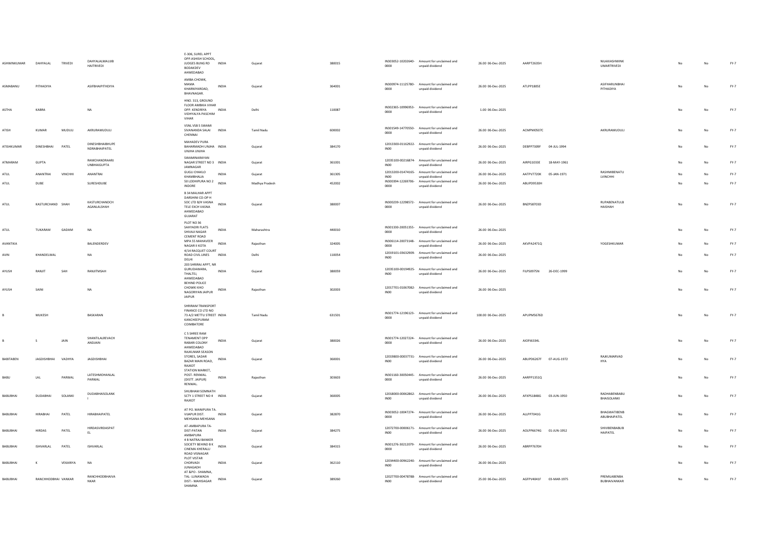| ASHWINKUMAR | DAHYALAL | TRIVEDI | DAHYALALMAUJIB HAITRIVEDI | E-306, SUREL APPT OPP.ASHISH SCHOOL, JUDGES BUNG RD BODAKDEV AHMEDABAD | INDIA | Gujarat | 380015 | IN303052-10202640-0000 | Amount for unclaimed and unpaid dividend | 26.00 | 06-Dec-2025 | AARPT2635H | | NILAXIASHWINK UMARTRIVEDI | No | No | FY-7 |
|---|---|---|---|---|---|---|---|---|---|---|---|---|---|---|---|---|---|
| ASMABANU | PITHADIYA | | ASIFBHAIPITHDIYA | AMBA-CHOWK, MAMA KHARNIYAROAD, BHAVNAGAR. | INDIA | Gujarat | 364001 | IN300974-11125780-0000 | Amount for unclaimed and unpaid dividend | 26.00 | 06-Dec-2025 | ATLPP1805E | | ASIFHARUNBHAI PITHADIYA | No | No | FY-7 |
| ASTHA | KABRA | | NA | HNO. 313, GROUND FLOOR AMBIKA VIHAR OPP. KENDRIYA VIDHYALYA PASCHIM VIHAR | INDIA | Delhi | 110087 | IN302365-10996953-0000 | Amount for unclaimed and unpaid dividend | 1.00 | 06-Dec-2025 | | | | No | No | FY-7 |
| ATISH | KUMAR | MUDULI | AKRURAMUDULI | VSNL VSB 5 SWAMI SIVANANDA SALAI CHENNAI | INDIA | Tamil Nadu | 600002 | IN301549-14770550-0000 | Amount for unclaimed and unpaid dividend | 26.00 | 06-Dec-2025 | ACMPM0507C | | AKRURAMUDULI | No | No | FY-7 |
| ATISHKUMAR | DINESHBHAI | PATEL | DINESHBHAIBHUPE NDRABHAIPATEL | MAHADEV PURA BAHARMADH UNJHA UNJHA UNJHA | INDIA | Gujarat | 384170 | 12013300-01162922-IN00 | Amount for unclaimed and unpaid dividend | 26.00 | 06-Dec-2025 | DEBPP7309F | 04-JUL-1994 | | No | No | FY-7 |
| ATMARAM | GUPTA | | RAMCHANDRAARJ UNBHAIGUPTA | SWAMINARAYAN NAGAR STREET NO 3 JAMNAGAR | INDIA | Gujarat | 361001 | 12035100-00216874-IN00 | Amount for unclaimed and unpaid dividend | 26.00 | 06-Dec-2025 | AIRPG1033E | 18-MAY-1961 | | No | No | FY-7 |
| ATUL | ANANTRAI | VINCHHI | ANANTRAI | GUGLI CHAKLO KHAMBHALIA | INDIA | Gujarat | 361305 | 12013200-01474165-IN00 | Amount for unclaimed and unpaid dividend | 26.00 | 06-Dec-2025 | AATPV7720K | 05-JAN-1971 | RASHMIBENATU LVINCHHI | No | No | FY-7 |
| ATUL | DUBE | | SURESHDUBE | 50 LODHIPURA NO 2 INDORE | INDIA | Madhya Pradesh | 452002 | IN300394-12269706-0000 | Amount for unclaimed and unpaid dividend | 26.00 | 06-Dec-2025 | ABUPD9530H | | | No | No | FY-7 |
| ATUL | KASTURCHAND | SHAH | KASTURCHANDCH AGANLALSHAH | B 34 MALHAR APPT DARSHINI CO-OP H SOC LTD B/H VASNA TELE EXCH VASNA AHMEDABAD GUJARAT | INDIA | Gujarat | 380007 | IN300239-12298572-0000 | Amount for unclaimed and unpaid dividend | 26.00 | 06-Dec-2025 | BNZPS8703D | | RUPABENATULB HAISHAH | No | No | FY-7 |
| ATUL | TUKARAM | GADAM | NA | PLOT NO 36 SAHYADRI FLATS SHIVAJI NAGAR | INDIA | Maharashtra | 440010 | IN301330-20051355-0000 | Amount for unclaimed and unpaid dividend | 26.00 | 06-Dec-2025 | | | | No | No | FY-7 |
| AVANTIKA | | | BALENDERDEV | CEMENT ROAD MPA 55 MAHAVEER NAGAR II KOTA | INDIA | Rajasthan | 324005 | IN306114-20073148-0000 | Amount for unclaimed and unpaid dividend | 26.00 | 06-Dec-2025 | AKVPA2471Q | | YOGESHKUMAR | No | No | FY-7 |
| AVIN | KHANDELWAL | | NA | 4/14 RACQUET COURT ROAD CIVIL LINES DELHI | INDIA | Delhi | 110054 | 12019101-03632909-IN00 | Amount for unclaimed and unpaid dividend | 26.00 | 06-Dec-2025 | | | | No | No | FY-7 |
| AYUSH | RANJIT | SAH | RANJITMSAH | 203 SHRIRAJ APPT, NR GURUDAWARA, THALTEJ, AHMEDABAD | INDIA | Gujarat | 380059 | 12035100-00194925-IN00 | Amount for unclaimed and unpaid dividend | 26.00 | 06-Dec-2025 | FILPS0975N | 26-DEC-1999 | | No | No | FY-7 |
| AYUSH | SAINI | | NA | BEHIND POLICE CHOWKI KHO NAGORIYAN JAIPUR JAIPUR | INDIA | Rajasthan | 302003 | 12017701-01067082-IN00 | Amount for unclaimed and unpaid dividend | 26.00 | 06-Dec-2025 | | | | No | No | FY-7 |
| B | MUKESH | | BASKARAN | SHRIRAM TRANSPORT FINANCE CO LTD NO 73 A/2 METTU STREET KANCHEEPURAM COIMBATORE | INDIA | Tamil Nadu | 631501 | IN301774-12196123-0000 | Amount for unclaimed and unpaid dividend | 100.00 | 06-Dec-2025 | APUPM5676D | | | No | No | FY-7 |
| B | S | JAIN | SHANTILALREVACH ANDJAIN | C 5 SHREE RAM TENAMENT OPP RABARI COLONY AHMEDABAD | INDIA | Gujarat | 380026 | IN301774-12027224-0000 | Amount for unclaimed and unpaid dividend | 26.00 | 06-Dec-2025 | AIOPJ6334L | | | No | No | FY-7 |
| BABITABEN | JAGDISHBHAI | VADHYA | JAGDISHBHAI | RAJKUMAR SEASON STORES, SADAR BAZAR MAIN ROAD, RAJKOT | INDIA | Gujarat | 360001 | 12019800-00037731-IN00 | Amount for unclaimed and unpaid dividend | 26.00 | 06-Dec-2025 | ABUPD6267F | 07-AUG-1972 | RAJKUMARVAD HYA | No | No | FY-7 |
| BABU | LAL | PARWAL | LATESHMOHANLAL PARWAL | STATION MARKET, POST- RENWAL. (DISTT. JAIPUR) RENWAL. | INDIA | Rajasthan | 303603 | IN301160-30050445-0000 | Amount for unclaimed and unpaid dividend | 26.00 | 06-Dec-2025 | AARPP1351Q | | | No | No | FY-7 |
| BABUBHAI | DUDABHAI | SOLANKI | DUDABHAISOLANK I | SHUBHAM SOMNATH SCTY 1 STREET NO 4 RAJKOT | INDIA | Gujarat | 360005 | 12018000-00062862-IN00 | Amount for unclaimed and unpaid dividend | 26.00 | 06-Dec-2025 | AFXPS1848G | 03-JUN-1950 | RADHABENBABU BHAISOLANKI | No | No | FY-7 |
| BABUBHAI | HIRABHAI | PATEL | HIRABHAIPATEL | AT PO. MANIPURA TA. VIJAPUR DIST. MEHSANA MEHSANA | INDIA | Gujarat | 382870 | IN303052-10047274-0000 | Amount for unclaimed and unpaid dividend | 26.00 | 06-Dec-2025 | ALLPP7041G | | BHAGWATIBENB ABUBHAIPATEL | No | No | FY-7 |
| BABUBHAI | HIRDAS | PATEL | HIRDASVIRDASPAT EL | AT-AMBAPURA TA-DIST-PATAN AMBAPURA | INDIA | Gujarat | 384275 | 12072700-00006171-IN00 | Amount for unclaimed and unpaid dividend | 26.00 | 06-Dec-2025 | AOLPP6674G | 01-JUN-1952 | SHIVIBENBABUB HAIPATEL | No | No | FY-7 |
| BABUBHAI | ISHVARLAL | PATEL | ISHVARLAL | 4 B NATRAJ BANKER SOCIETY BEHIND B K CINEMA KHERALU ROAD VISNAGAR | INDIA | Gujarat | 384315 | IN301276-30212079-0000 | Amount for unclaimed and unpaid dividend | 26.00 | 06-Dec-2025 | ABRPP7670H | | | No | No | FY-7 |
| BABUBHAI | K | VEKARIYA | NA | PLOT VISTAR CHORVADI JUNAGADH | INDIA | Gujarat | 362110 | 12034400-00962240-IN00 | Amount for unclaimed and unpaid dividend | 26.00 | 06-Dec-2025 | | | | No | No | FY-7 |
| BABUBHAI | RANCHHODBHAI | VANKAR | RANCHHODBHAIVA NKAR | AT &PO - SHAMNA, TAL- LUNAWADA DIST:- MAHISAGAR SHAMNA | INDIA | Gujarat | 389260 | 12027700-00478788-IN00 | Amount for unclaimed and unpaid dividend | 25.00 | 06-Dec-2025 | AGFPV4041F | 03-MAR-1975 | PREMILABENBA BUBHAIVANKAR | No | No | FY-7 |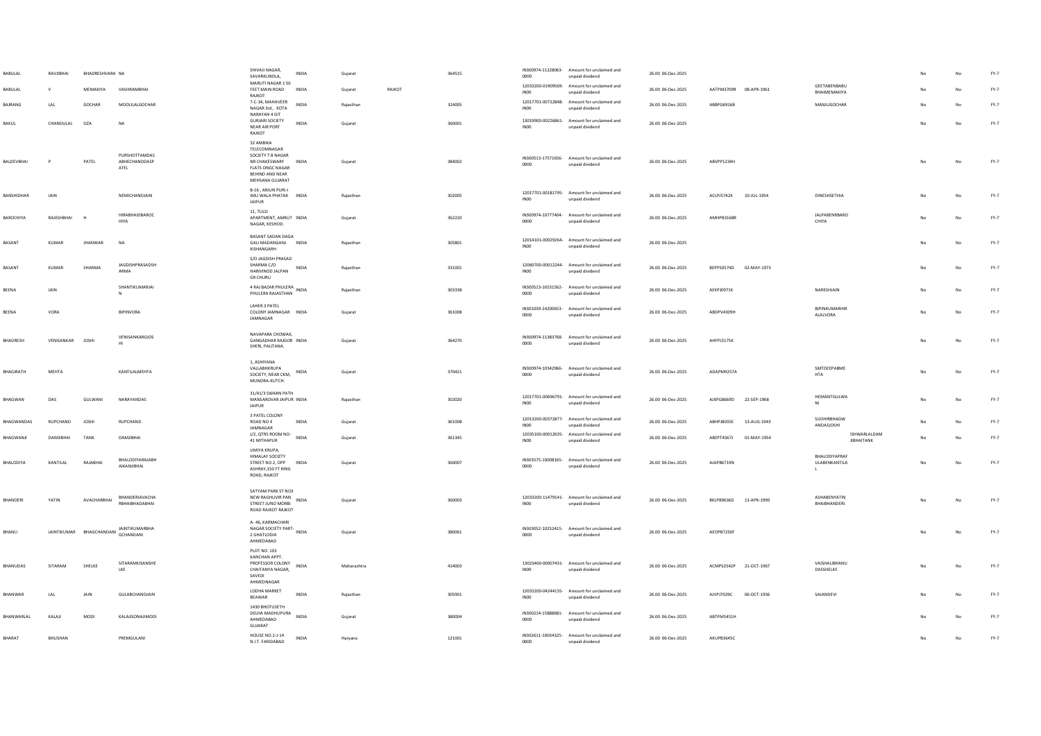| BABULAL | RAVJIBHAI | BHADRESHVARA | NA | SHIVAJI NAGAR, SAVARKUNDLA, | INDIA | Gujarat | | 364515 | IN300974-11228063-0000 | Amount for unclaimed and unpaid dividend | 26.00 | 06-Dec-2025 | | | | | No | No | FY-7 |
|---|---|---|---|---|---|---|---|---|---|---|---|---|---|---|---|---|---|---|---|
| BABULAL | V | MEMAKIYA | VASHRAMBHAI | MARUTI NAGAR 1 50 FEET MAIN ROAD RAJKOT | INDIA | Gujarat | RAJKOT | | 12033200-01909569-IN00 | Amount for unclaimed and unpaid dividend | 26.00 | 06-Dec-2025 | AATPM3709R | 08-APR-1961 | GEETABENBABU BHAIMEMAKIYA | | No | No | FY-7 |
| BAJRANG | LAL | GOCHAR | MOOLILALGOCHAR | 7-C-34, MAHAVEER NAGAR 3rd, , KOTA | INDIA | Rajasthan | | 324005 | 12017701-00722848-IN00 | Amount for unclaimed and unpaid dividend | 26.00 | 06-Dec-2025 | ABBPG6916B | | MANJUGOCHAR | | No | No | FY-7 |
| BAKUL | CHANDULAL | OZA | NA | NARAYAN 4 GIT GURJARI SOCIETY NEAR AIR PORT RAJKOT | INDIA | Gujarat | | 360001 | 13019900-00226861-IN00 | Amount for unclaimed and unpaid dividend | 26.00 | 06-Dec-2025 | | | | | No | No | FY-7 |
| BALDEVBHAI | P | PATEL | PURSHOTTAMDAS ABHECHANDDASP ATEL | 32 AMBIKA TELECOMNAGAR SOCIETY T B NAGAR NR CHAKESWARY FLATS ONGC NAGAR BEHIND AND NEAR MEHSANA GUJARAT | INDIA | Gujarat | | 384002 | IN300513-17571656-0000 | Amount for unclaimed and unpaid dividend | 26.00 | 06-Dec-2025 | ABVPP1234H | | | | No | No | FY-7 |
| BANSHIDHAR | JAIN | | NEMICHANDJAIN | B-16 , ARJUN PURI-I IMLI WALA PHATAK JAIPUR | INDIA | Rajasthan | | 302005 | 12017701-00181795-IN00 | Amount for unclaimed and unpaid dividend | 26.00 | 06-Dec-2025 | ACLPJ5742K | 10-JUL-1954 | DINESHSETHIA | | No | No | FY-7 |
| BAROCHIYA | RAJESHBHAI | H | HIRABHAIDBAROC HIYA | 11, TULSI APARTMENT, AMRUT NAGAR, KESHOD. | INDIA | Gujarat | | 362220 | IN300974-10777404-0000 | Amount for unclaimed and unpaid dividend | 26.00 | 06-Dec-2025 | AMHPB3168R | | JALPABENRBARO CHIYA | | No | No | FY-7 |
| BASANT | KUMAR | JHANWAR | NA | BASANT SADAN DAGA GALI MADANGANJ KISHANGARH | INDIA | Rajasthan | | 305801 | 12014101-00029264-IN00 | Amount for unclaimed and unpaid dividend | 26.00 | 06-Dec-2025 | | | | | No | No | FY-7 |
| BASANT | KUMAR | SHARMA | JAGDISHPRASADSH ARMA | S/O JAGDISH PRASAD SHARMA C/O HARIVINOD JALPAN GR CHURU | INDIA | Rajasthan | | 331001 | 12060700-00012244-IN00 | Amount for unclaimed and unpaid dividend | 26.00 | 06-Dec-2025 | BEPPS0574D | 02-MAY-1973 | | | No | No | FY-7 |
| BEENA | JAIN | | SHANTIKUMARJAI N | 4 RAJ BAZAR PHULERA PHULERA RAJASTHAN | INDIA | Rajasthan | | 303338 | IN300513-16531562-0000 | Amount for unclaimed and unpaid dividend | 26.00 | 06-Dec-2025 | AEKPJ0971K | | NARESHJAIN | | No | No | FY-7 |
| BEENA | VORA | | BIPINVORA | LAHER 3 PATEL COLONY JAMNAGAR JAMNAGAR | INDIA | Gujarat | | 361008 | IN301039-24200653-0000 | Amount for unclaimed and unpaid dividend | 26.00 | 06-Dec-2025 | ABDPV4309H | | BIPINKUMARHIR ALALVORA | | No | No | FY-7 |
| BHADRESH | VENISANKAR | JOSHI | VENISANKARGJOS HI | NAVAPARA CHOWAK, GANGADHAR RAJGOR SHERI, PALITANA. | INDIA | Gujarat | | 364270 | IN300974-11383768-0000 | Amount for unclaimed and unpaid dividend | 26.00 | 06-Dec-2025 | AHFPJ3175K | | | | No | No | FY-7 |
| BHAGIRATH | MEHTA | | KANTILALMEHTA | 1, ASHIYANA VALLABHKRUPA SOCIETY, NEAR CKM, MUNDRA-KUTCH. | INDIA | Gujarat | | 370421 | IN300974-10342966-0000 | Amount for unclaimed and unpaid dividend | 26.00 | 06-Dec-2025 | ADAPM9257A | | SMTDEEPABME HTA | | No | No | FY-7 |
| BHAGWAN | DAS | GULWANI | NARAYANDAS | 31/41/3 SWARN PATH MANSAROVAR JAIPUR JAIPUR | INDIA | Rajasthan | | 302020 | 12017701-00696791-IN00 | Amount for unclaimed and unpaid dividend | 26.00 | 06-Dec-2025 | AJXPG8669D | 22-SEP-1968 | HEMANTGULWA NI | | No | No | FY-7 |
| BHAGWANDAS | RUPCHAND | JOSHI | RUPCHAND | 3 PATEL COLONY ROAD NO 4 JAMNAGAR | INDIA | Gujarat | | 361008 | 12013200-00372877-IN00 | Amount for unclaimed and unpaid dividend | 26.00 | 06-Dec-2025 | ABHPJ8035E | 13-AUG-1943 | SUDHIRBHAGW ANDASJOSHI | | No | No | FY-7 |
| BHAGWANJI | DAMJIBHAI | TANK | DAMJIBHAI | J/2, QTRS ROOM NO-41 MITHAPUR | INDIA | Gujarat | | 361345 | 12035100-00012635-IN00 | Amount for unclaimed and unpaid dividend | 26.00 | 06-Dec-2025 | ABEPT4367J | 01-MAY-1954 | | ISHWARLALDAM JIBHAITANK | No | No | FY-7 |
| BHALODIYA | KANTILAL | RAJABHAI | BHALODIYARAJABH AIKANJIBHAI | UMIYA KRUPA, HIMALAY SOCIETY STREET NO 2, OPP ASHRAY,150 FT RING ROAD, RAJKOT | INDIA | Gujarat | | 360007 | IN303575-10008165-0000 | Amount for unclaimed and unpaid dividend | 26.00 | 06-Dec-2025 | AJAPB6719N | | BHALODIYAPRAF ULABENKANTILA L | | No | No | FY-7 |
| BHANDERI | YATIN | AVACHARBHAI | BHANDERIAVACHA RBHAIBHADABHAI | SATYAM PARK ST NO3 NEW RAGHUVIR PAN STREET JUNO MORBI ROAD RAJKOT RAJKOT | INDIA | Gujarat | | 360003 | 12033200-11479141-IN00 | Amount for unclaimed and unpaid dividend | 26.00 | 06-Dec-2025 | BKLPB9636D | 13-APR-1990 | ASHABENYATIN BHAIBHANDERI | | No | No | FY-7 |
| BHANU | JAINTKUMAR | BHAGCHANDANI | JAINTIKUMARBHA GCHANDANI | A- 46, KARMACHARI NAGAR SOCIETY PART-2 GHATLODIA AHMEDABAD | INDIA | Gujarat | | 380061 | IN303052-10252415-0000 | Amount for unclaimed and unpaid dividend | 26.00 | 06-Dec-2025 | AEOPB7230F | | | | No | No | FY-7 |
| BHANUDAS | SITARAM | SHELKE | SITARAMKISANSHE LKE | PLOT NO. 103 KANCHAN APPT. PROFESSOR COLONY CHAITANYA NAGAR, SAVEDI AHMEDNAGAR | INDIA | Maharashtra | | 414003 | 13023400-00007431-IN00 | Amount for unclaimed and unpaid dividend | 26.00 | 06-Dec-2025 | ACMPS2542P | 21-OCT-1967 | VAISHALIBHANU DASSHELKE | | No | No | FY-7 |
| BHANWAR | LAL | JAIN | GULABCHANDJAIN | LODHA MARKET BEAWAR | INDIA | Rajasthan | | 305901 | 12033200-04244135-IN00 | Amount for unclaimed and unpaid dividend | 26.00 | 06-Dec-2025 | AIVPJ7029C | 06-OCT-1956 | SAJANDEVI | | No | No | FY-7 |
| BHANWARLAL | KALAJI | MODI | KALAJISONAJIMODI | 1430 BHOTUSETH DELHA MADHUPURA AHMEDABAD GUJARAT | INDIA | Gujarat | | 380004 | IN300214-15888681-0000 | Amount for unclaimed and unpaid dividend | 26.00 | 06-Dec-2025 | ABTPM5451H | | | | No | No | FY-7 |
| BHARAT | BHUSHAN | | PREMGULANI | HOUSE NO.2-J-14 N.I.T. FARIDABAD | INDIA | Haryana | | 121001 | IN302611-10034325-0000 | Amount for unclaimed and unpaid dividend | 26.00 | 06-Dec-2025 | AKUPB3645C | | | | No | No | FY-7 |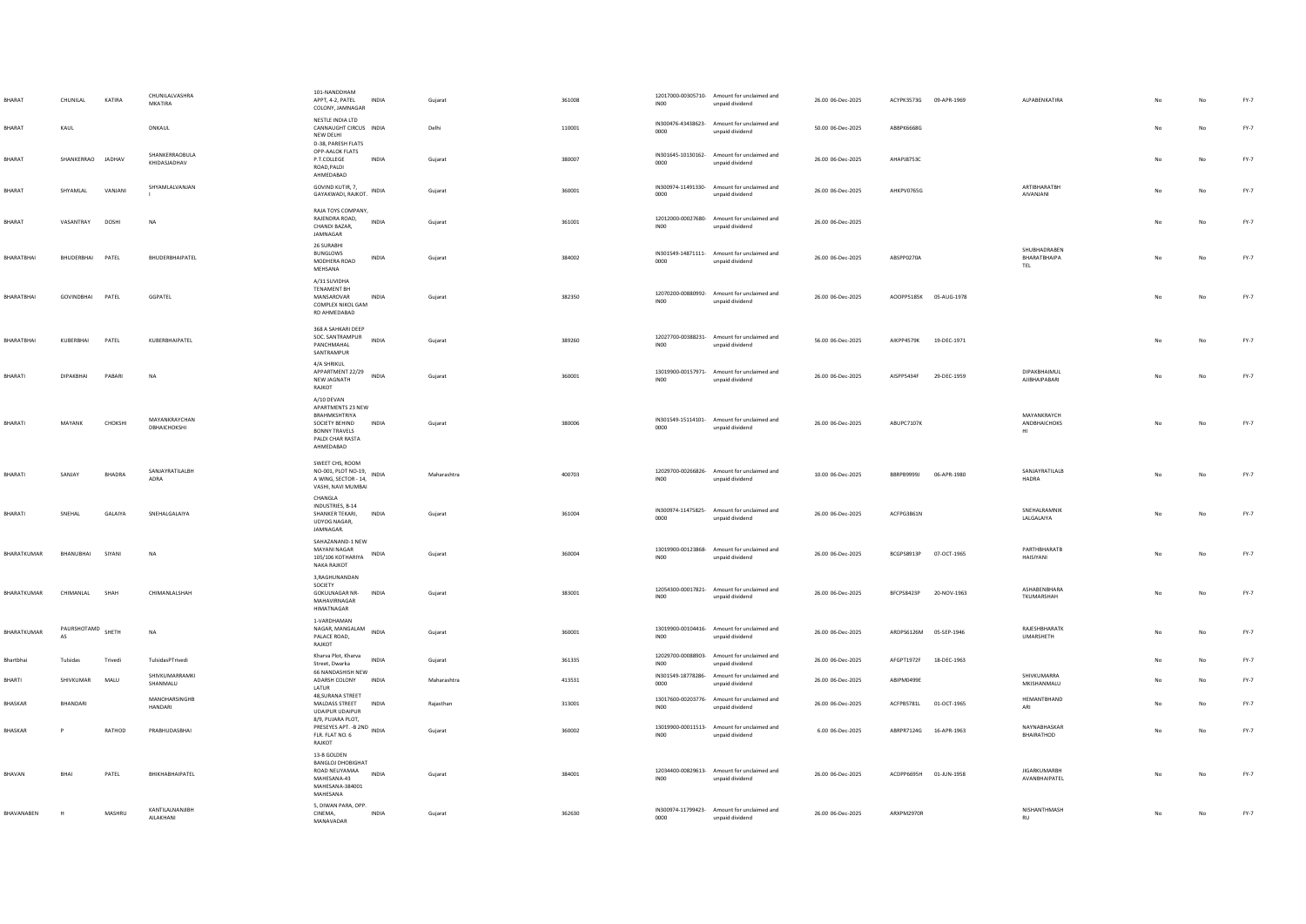| | | | | | | | | | | | | | | | | | |
|---|---|---|---|---|---|---|---|---|---|---|---|---|---|---|---|---|---|
| BHARAT | CHUNILAL | KATIRA | CHUNILALVASHRA MKATIRA | 101-NANDDHAM APPT, 4-2, PATEL COLONY, JAMNAGAR | INDIA | Gujarat | 361008 | 12017000-00305710-IN00 | Amount for unclaimed and unpaid dividend | 26.00 | 06-Dec-2025 | ACYPK3573G | 09-APR-1969 | ALPABENKATIRA | No | No | FY-7 |
| BHARAT | KAUL | | DNKAUL | NESTLE INDIA LTD CANNAUGHT CIRCUS NEW DELHI | INDIA | Delhi | 110001 | IN300476-43438623-0000 | Amount for unclaimed and unpaid dividend | 50.00 | 06-Dec-2025 | ABBPK6668G | | | No | No | FY-7 |
| BHARAT | SHANKERRAO | JADHAV | SHANKERRAOBULA KHIDASJADHAV | D-38, PARESH FLATS OPP-AALOK FLATS P.T.COLLEGE ROAD,PALDI AHMEDABAD | INDIA | Gujarat | 380007 | IN301645-10130162-0000 | Amount for unclaimed and unpaid dividend | 26.00 | 06-Dec-2025 | AHAPJ8753C | | | No | No | FY-7 |
| BHARAT | SHYAMLAL | VANJANI | SHYAMLALVANJAN I | GOVIND KUTIR, 7, GAYAKWADI, RAJKOT. | INDIA | Gujarat | 360001 | IN300974-11491330-0000 | Amount for unclaimed and unpaid dividend | 26.00 | 06-Dec-2025 | AHKPV0765G | | ARTIBHARATBH AIVANJANI | No | No | FY-7 |
| BHARAT | VASANTRAY | DOSHI | NA | RAJA TOYS COMPANY, RAJENDRA ROAD, CHANDI BAZAR, JAMNAGAR | INDIA | Gujarat | 361001 | 12012000-00027680-IN00 | Amount for unclaimed and unpaid dividend | 26.00 | 06-Dec-2025 | | | | No | No | FY-7 |
| BHARATBHAI | BHUDERBHAI | PATEL | BHUDERBHAIPATEL | 26 SURABHI BUNGLOWS MODHERA ROAD MEHSANA | INDIA | Gujarat | 384002 | IN301549-14871111-0000 | Amount for unclaimed and unpaid dividend | 26.00 | 06-Dec-2025 | ABSPP0270A | | SHUBHADRABEN BHARATBHAIPA TEL | No | No | FY-7 |
| BHARATBHAI | GOVINDBHAI | PATEL | GGPATEL | A/31 SUVIDHA TENAMENT BH MANSAROVAR COMPLEX NIKOL GAM RD AHMEDABAD | INDIA | Gujarat | 382350 | 12070200-00880992-IN00 | Amount for unclaimed and unpaid dividend | 26.00 | 06-Dec-2025 | AOOPP5185K | 05-AUG-1978 | | No | No | FY-7 |
| BHARATBHAI | KUBERBHAI | PATEL | KUBERBHAIPATEL | 368 A SAHKARI DEEP SOC. SANTRAMPUR PANCHMAHAL SANTRAMPUR | INDIA | Gujarat | 389260 | 12027700-00388231-IN00 | Amount for unclaimed and unpaid dividend | 56.00 | 06-Dec-2025 | AIKPP4579K | 19-DEC-1971 | | No | No | FY-7 |
| BHARATI | DIPAKBHAI | PABARI | NA | 4/A SHRIKUL APPARTMENT 22/29 NEW JAGNATH RAJKOT | INDIA | Gujarat | 360001 | 13019900-00157971-IN00 | Amount for unclaimed and unpaid dividend | 26.00 | 06-Dec-2025 | AISPP5434F | 29-DEC-1959 | DIPAKBHAIMUL AJIBHAIPABARI | No | No | FY-7 |
| BHARATI | MAYANK | CHOKSHI | MAYANKRAYCHAN DBHAICHOKSHI | A/10 DEVAN APARTMENTS 23 NEW BRAHMKSHTRIYA SOCIETY BEHIND BONNY TRAVELS PALDI CHAR RASTA AHMEDABAD | INDIA | Gujarat | 380006 | IN301549-15114101-0000 | Amount for unclaimed and unpaid dividend | 26.00 | 06-Dec-2025 | ABUPC7107K | | MAYANKRAYCH ANDBHAICHOKS HI | No | No | FY-7 |
| BHARATI | SANJAY | BHADRA | SANJAYRATILALBH ADRA | SWEET CHS, ROOM NO-001, PLOT NO-19, A WING, SECTOR - 14, VASHI, NAVI MUMBAI | INDIA | Maharashtra | 400703 | 12029700-00266826-IN00 | Amount for unclaimed and unpaid dividend | 10.00 | 06-Dec-2025 | BBRPB9999J | 06-APR-1980 | SANJAYRATILALB HADRA | No | No | FY-7 |
| BHARATI | SNEHAL | GALAIYA | SNEHALGALAIYA | CHANGLA INDUSTRIES, B-14 SHANKER TEKARI, UDYOG NAGAR, JAMNAGAR. | INDIA | Gujarat | 361004 | IN300974-11475825-0000 | Amount for unclaimed and unpaid dividend | 26.00 | 06-Dec-2025 | ACFPG3861N | | SNEHALRAMNIK LALGALAIYA | No | No | FY-7 |
| BHARATKUMAR | BHANUBHAI | SIYANI | NA | SAHAZANAND-1 NEW MAYANI NAGAR 105/106 KOTHARIYA NAKA RAJKOT | INDIA | Gujarat | 360004 | 13019900-00123868-IN00 | Amount for unclaimed and unpaid dividend | 26.00 | 06-Dec-2025 | BCGPS8913P | 07-OCT-1965 | PARTHBHARATB HAISIYANI | No | No | FY-7 |
| BHARATKUMAR | CHIMANLAL | SHAH | CHIMANLALSHAH | 3,RAGHUNANDAN SOCIETY GOKULNAGAR NR-MAHAVIRNAGAR HIMATNAGAR | INDIA | Gujarat | 383001 | 12054300-00017821-IN00 | Amount for unclaimed and unpaid dividend | 26.00 | 06-Dec-2025 | BFCPS8423P | 20-NOV-1963 | ASHABENBHARA TKUMARSHAH | No | No | FY-7 |
| BHARATKUMAR | PAURSHOTAMD AS | SHETH | NA | 1-VARDHAMAN NAGAR, MANGALAM PALACE ROAD, RAJKOT | INDIA | Gujarat | 360001 | 13019900-00104416-IN00 | Amount for unclaimed and unpaid dividend | 26.00 | 06-Dec-2025 | ARDPS6126M | 05-SEP-1946 | RAJESHBHARATK UMARSHETH | No | No | FY-7 |
| Bhartbhai | Tulsidas | Trivedi | TulsidasPTrivedi | Kharva Plot, Kharva Street, Dwarka | INDIA | Gujarat | 361335 | 12029700-00088903-IN00 | Amount for unclaimed and unpaid dividend | 26.00 | 06-Dec-2025 | AFGPT1972F | 18-DEC-1963 | | No | No | FY-7 |
| BHARTI | SHIVKUMAR | MALU | SHIVKUMARRAMKI SHANMALU | 66 NANDASHISH NEW ADARSH COLONY LATUR | INDIA | Maharashtra | 413531 | IN301549-18778286-0000 | Amount for unclaimed and unpaid dividend | 26.00 | 06-Dec-2025 | ABIPM0499E | | SHIVKUMARRA MKISHANMALU | No | No | FY-7 |
| BHASKAR | BHANDARI | | MANOHARSINGHB HANDARI | 48,SURANA STREET MALDASS STREET UDAIPUR UDAIPUR | INDIA | Rajasthan | 313001 | 13017600-00203776-IN00 | Amount for unclaimed and unpaid dividend | 26.00 | 06-Dec-2025 | ACFPB5781L | 01-OCT-1965 | HEMANTBHAND ARI | No | No | FY-7 |
| BHASKAR | P | RATHOD | PRABHUDASBHAI | 8/9, PUJARA PLOT, PRESEYES APT. -B 2ND FLR. FLAT NO. 6 RAJKOT | INDIA | Gujarat | 360002 | 13019900-00011513-IN00 | Amount for unclaimed and unpaid dividend | 6.00 | 06-Dec-2025 | ABRPR7124G | 16-APR-1963 | NAYNABHASKAR BHAIRATHOD | No | No | FY-7 |
| BHAVAN | BHAI | PATEL | BHIKHABHAIPATEL | 13-B GOLDEN BANGLOJ DHOBIGHAT ROAD NELIYAMAA MAHESANA-43 MAHESANA-384001 MAHESANA | INDIA | Gujarat | 384001 | 12034400-00829613-IN00 | Amount for unclaimed and unpaid dividend | 26.00 | 06-Dec-2025 | ACDPP6695H | 01-JUN-1958 | JIGARKUMARBH AVANBHAIPATEL | No | No | FY-7 |
| BHAVANABEN | H | MASHRU | KANTILALNANJIBH AILAKHANI | 5, DIWAN PARA, OPP. CINEMA, MANAVADAR | INDIA | Gujarat | 362630 | IN300974-11799423-0000 | Amount for unclaimed and unpaid dividend | 26.00 | 06-Dec-2025 | ARXPM2970R | | NISHANTHMASH RU | No | No | FY-7 |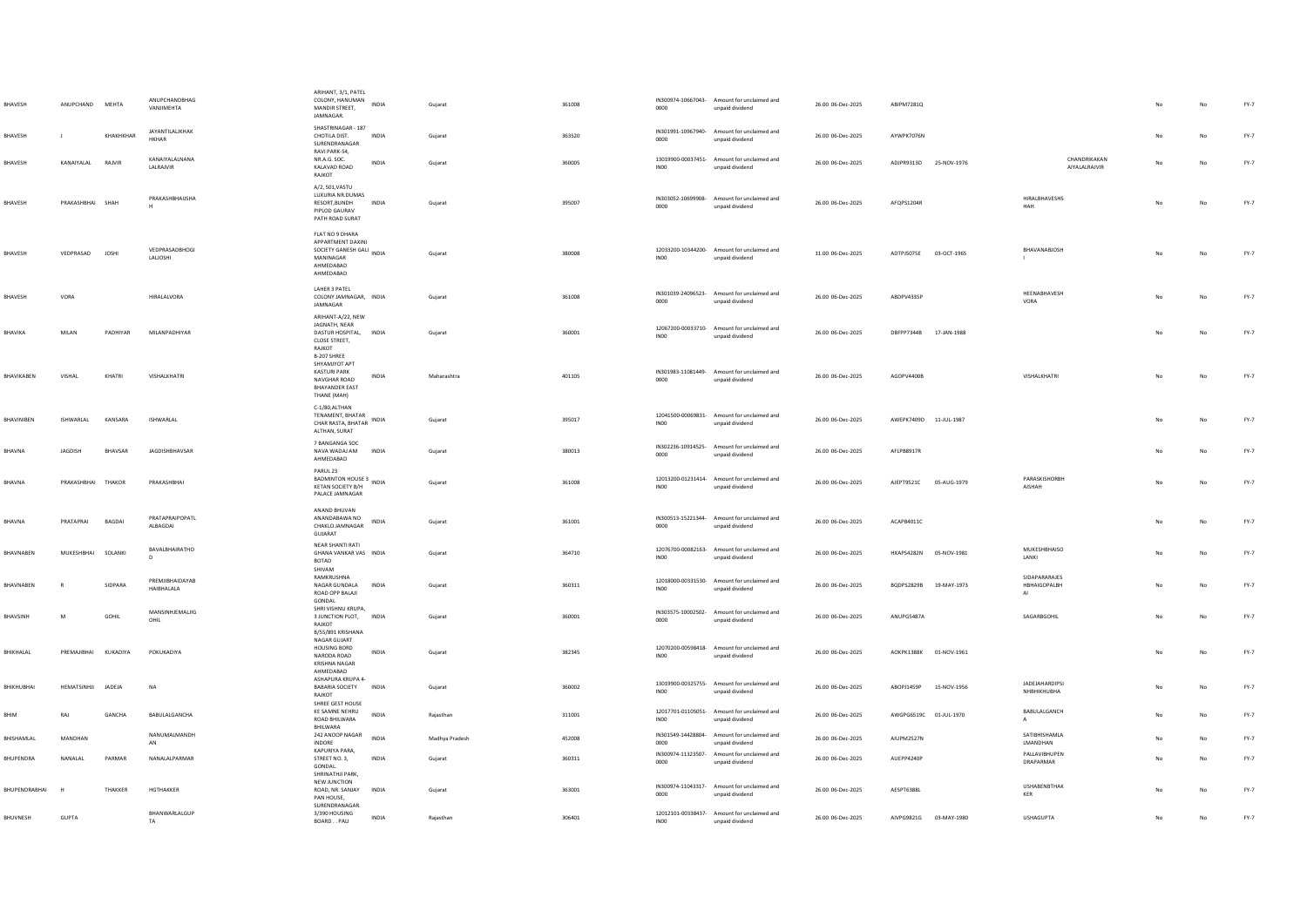| BHAVESH | ANUPCHAND | MEHTA | ANUPCHANDBHAG VANJIMEHTA | ARIHANT, 3/1, PATEL COLONY, HANUMAN MANDIR STREET, JAMNAGAR. | INDIA | Gujarat | 361008 | IN300974-10667043-0000 | Amount for unclaimed and unpaid dividend | 26.00 | 06-Dec-2025 | ABIPM7281Q | | | | No | No | FY-7 |
|---|---|---|---|---|---|---|---|---|---|---|---|---|---|---|---|---|---|---|
| BHAVESH | J | KHAKHKHAR | JAYANTILALJKHAK HKHAR | SHASTRINAGAR - 187 CHOTILA DIST. SURENDRANAGAR | INDIA | Gujarat | 363520 | IN301991-10967940-0000 | Amount for unclaimed and unpaid dividend | 26.00 | 06-Dec-2025 | AYWPK7076N | | | | No | No | FY-7 |
| BHAVESH | KANAIYALAL | RAJVIR | KANAIYALALNANA LALRAJVIR | RAVI PARK-54, NR.A.G. SOC. KALAVAD ROAD RAJKOT | INDIA | Gujarat | 360005 | 13019900-00037451-IN00 | Amount for unclaimed and unpaid dividend | 26.00 | 06-Dec-2025 | ADJPR9313D | 25-NOV-1976 | | CHANDRIKAKAN AIYALALRAJVIR | No | No | FY-7 |
| BHAVESH | PRAKASHBHAI | SHAH | PRAKASHBHAISHA H | A/2, 501,VASTU LUXURIA NR.DUMAS RESORT,BUNDH PIPLOD GAURAV PATH ROAD SURAT | INDIA | Gujarat | 395007 | IN303052-10699908-0000 | Amount for unclaimed and unpaid dividend | 26.00 | 06-Dec-2025 | AFQPS1204R | | HIRALBHAVESHS HAH | | No | No | FY-7 |
| BHAVESH | VEDPRASAD | JOSHI | VEDPRASADBHOGI LALJOSHI | FLAT NO 9 DHARA APPARTMENT DAXINI SOCIETY GANESH GALI MANINAGAR AHMEDABAD AHMEDABAD | INDIA | Gujarat | 380008 | 12033200-10344200-IN00 | Amount for unclaimed and unpaid dividend | 11.00 | 06-Dec-2025 | ADTPJ5075E | 03-OCT-1965 | BHAVANABJOSH I | | No | No | FY-7 |
| BHAVESH | VORA | | HIRALALVORA | LAHER 3 PATEL COLONY JAMNAGAR, JAMNAGAR | INDIA | Gujarat | 361008 | IN301039-24096523-0000 | Amount for unclaimed and unpaid dividend | 26.00 | 06-Dec-2025 | ABDPV4335P | | HEENABHAVESH VORA | | No | No | FY-7 |
| BHAVIKA | MILAN | PADHIYAR | MILANPADHIYAR | ARIHANT-A/22, NEW JAGNATH, NEAR DASTUR HOSPITAL, CLOSE STREET, RAJKOT | INDIA | Gujarat | 360001 | 12067200-00033710-IN00 | Amount for unclaimed and unpaid dividend | 26.00 | 06-Dec-2025 | DBFPP7344B | 17-JAN-1988 | | | No | No | FY-7 |
| BHAVIKABEN | VISHAL | KHATRI | VISHALKHATRI | B-207 SHREE SHYAMJYOT APT KASTURI PARK NAVGHAR ROAD BHAYANDER EAST THANE (MAH) | INDIA | Maharashtra | 401105 | IN301983-11081449-0000 | Amount for unclaimed and unpaid dividend | 26.00 | 06-Dec-2025 | AGOPV4400B | | VISHALKHATRI | | No | No | FY-7 |
| BHAVINIBEN | ISHWARLAL | KANSARA | ISHWARLAL | C-1/80,ALTHAN TENAMENT, BHATAR CHAR RASTA, BHATAR ALTHAN, SURAT | INDIA | Gujarat | 395017 | 12041500-00069831-IN00 | Amount for unclaimed and unpaid dividend | 26.00 | 06-Dec-2025 | AWEPK7409D | 11-JUL-1987 | | | No | No | FY-7 |
| BHAVNA | JAGDISH | BHAVSAR | JAGDISHBHAVSAR | 7 BANGANGA SOC NAVA WADAJ AM AHMEDABAD | INDIA | Gujarat | 380013 | IN302236-10914525-0000 | Amount for unclaimed and unpaid dividend | 26.00 | 06-Dec-2025 | AFLPB8917R | | | | No | No | FY-7 |
| BHAVNA | PRAKASHBHAI | THAKOR | PRAKASHBHAI | PARUL 23 BADMINTON HOUSE 3 KETAN SOCIETY B/H PALACE JAMNAGAR | INDIA | Gujarat | 361008 | 12013200-01231414-IN00 | Amount for unclaimed and unpaid dividend | 26.00 | 06-Dec-2025 | AJEPT9521C | 05-AUG-1979 | PARASKISHORBH AISHAH | | No | No | FY-7 |
| BHAVNA | PRATAPRAI | BAGDAI | PRATAPRAIPOPATL ALBAGDAI | ANAND BHUVAN ANANDABAWA NO CHAKLO JAMNAGAR GUJARAT | INDIA | Gujarat | 361001 | IN300513-15221344-0000 | Amount for unclaimed and unpaid dividend | 26.00 | 06-Dec-2025 | ACAPB4011C | | | | No | No | FY-7 |
| BHAVNABEN | MUKESHBHAI | SOLANKI | BAVALBHAIRATHO D | NEAR SHANTI RATI GHANA VANKAR VAS BOTAD | INDIA | Gujarat | 364710 | 12076700-00082163-IN00 | Amount for unclaimed and unpaid dividend | 26.00 | 06-Dec-2025 | HXAPS4282N | 05-NOV-1981 | MUKESHBHAISO LANKI | | No | No | FY-7 |
| BHAVNABEN | R | SIDPARA | PREMJIBHAIDAYAB HAIBHALALA | SHIVAM RAMKRUSHNA NAGAR GUNDALA ROAD OPP BALAJI GONDAL | INDIA | Gujarat | 360311 | 12018000-00331530-IN00 | Amount for unclaimed and unpaid dividend | 26.00 | 06-Dec-2025 | BQDPS2829B | 19-MAY-1973 | SIDAPARARAJES HBHAIGOPALBH AI | | No | No | FY-7 |
| BHAVSINH | M | GOHIL | MANSINHJEMALJIG OHIL | SHRI VISHNU KRUPA, 3 JUNCTION PLOT, RAJKOT | INDIA | Gujarat | 360001 | IN303575-10002502-0000 | Amount for unclaimed and unpaid dividend | 26.00 | 06-Dec-2025 | ANUPG5487A | | SAGARBGOHIL | | No | No | FY-7 |
| BHIKHALAL | PREMAJIBHAI | KUKADIYA | POKUKADIYA | B/55/891 KRISHANA NAGAR GUJART HOUSING BORD NARODA ROAD KRISHNA NAGAR AHMEDABAD | INDIA | Gujarat | 382345 | 12070200-00598418-IN00 | Amount for unclaimed and unpaid dividend | 26.00 | 06-Dec-2025 | AOKPK1388K | 01-NOV-1961 | | | No | No | FY-7 |
| BHIKHUBHAI | HEMATSINHJI | JADEJA | NA | ASHAPURA KRUPA 4-BABARIA SOCIETY RAJKOT | INDIA | Gujarat | 360002 | 13019900-00325755-IN00 | Amount for unclaimed and unpaid dividend | 26.00 | 06-Dec-2025 | ABOPJ1459P | 15-NOV-1956 | JADEJAHARDIPSI NHBHIKHUBHA | | No | No | FY-7 |
| BHIM | RAJ | GANCHA | BABULALGANCHA | SHREE GEST HOUSE KE SAMNE NEHRU ROAD BHILWARA BHILWARA | INDIA | Rajasthan | 311001 | 12017701-01105051-IN00 | Amount for unclaimed and unpaid dividend | 26.00 | 06-Dec-2025 | AWGPG6519C | 01-JUL-1970 | BABULALGANCH A | | No | No | FY-7 |
| BHISHAMLAL | MANDHAN | | NANUMALMANDH AN | 242 ANOOP NAGAR INDORE | INDIA | Madhya Pradesh | 452008 | IN301549-14428804-0000 | Amount for unclaimed and unpaid dividend | 26.00 | 06-Dec-2025 | AIJPM2527N | | SATIBHISHAMLA LMANDHAN | | No | No | FY-7 |
| BHUPENDRA | NANALAL | PARMAR | NANALALPARMAR | KAPURIYA PARA, STREET NO. 3, GONDAL. | INDIA | Gujarat | 360311 | IN300974-11323507-0000 | Amount for unclaimed and unpaid dividend | 26.00 | 06-Dec-2025 | AUEPP4240P | | PALLAVIBHUPEN DRAPARMAR | | No | No | FY-7 |
| BHUPENDRABHAI | H | THAKKER | HGTHAKKER | SHRINATHJI PARK, NEW JUNCTION ROAD, NR. SANJAY PAN HOUSE, SURENDRANAGAR. | INDIA | Gujarat | 363001 | IN300974-11043317-0000 | Amount for unclaimed and unpaid dividend | 26.00 | 06-Dec-2025 | AESPT6388L | | USHABENBTHAK KER | | No | No | FY-7 |
| BHUVNESH | GUPTA | | BHANWARLALGUP TA | 3/390 HOUSING BOARD . . PALI | INDIA | Rajasthan | 306401 | 12012101-00338437-IN00 | Amount for unclaimed and unpaid dividend | 26.00 | 06-Dec-2025 | AIVPG9821G | 03-MAY-1980 | USHAGUPTA | | No | No | FY-7 |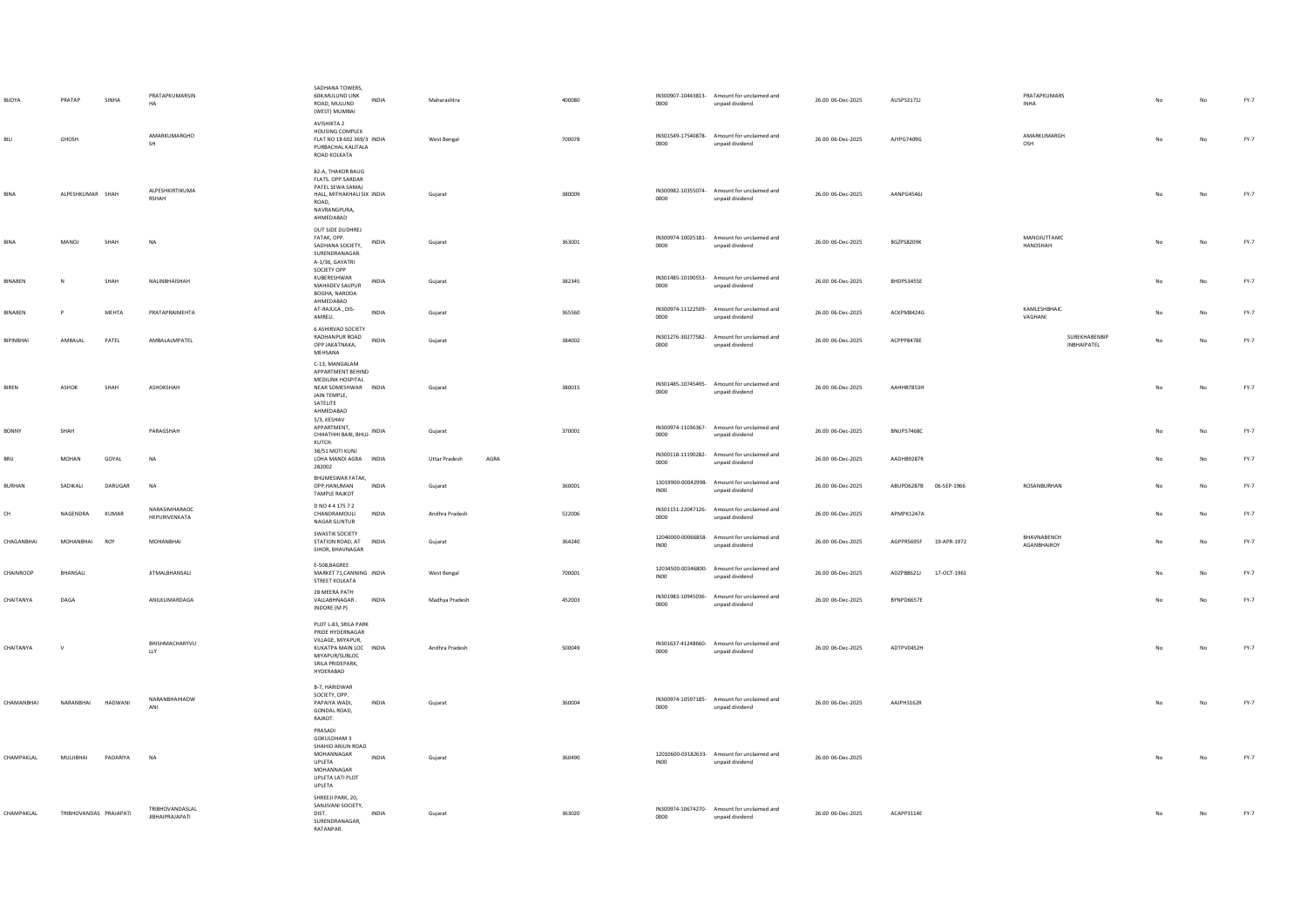| BIJOYA | PRATAP | SINHA | PRATAPKUMARSINHA | SADHANA TOWERS, 604,MULUND LINK ROAD, MULUND (WEST) MUMBAI | INDIA | Maharashtra | | 400080 | | IN300907-10443813-0000 | Amount for unclaimed and unpaid dividend | 26.00 | 06-Dec-2025 | AUSPS3171J | | PRATAPKUMARSINHA | | No | No | FY-7 |
|---|---|---|---|---|---|---|---|---|---|---|---|---|---|---|---|---|---|---|---|---|
| BILI | GHOSH | | AMARKUMARGHOSH | AVISHIKTA 2 HOUSING COMPLEX FLAT NO 1B 602 369/3 PURBACHAL KALITALA ROAD KOLKATA | INDIA | West Bengal | | 700078 | | IN301549-17540878-0000 | Amount for unclaimed and unpaid dividend | 26.00 | 06-Dec-2025 | AJYPG7409G | | AMARKUMARGHOSH | | No | No | FY-7 |
| BINA | ALPESHKUMAR | SHAH | ALPESHKIRTIKUMARSHAH | 82-A, THAKOR BAUG FLATS. OPP.SARDAR PATEL SEWA SAMAJ HALL, MITHAKHALI SIX ROAD, NAVRANGPURA, AHMEDABAD | INDIA | Gujarat | | 380009 | | IN300982-10355074-0000 | Amount for unclaimed and unpaid dividend | 26.00 | 06-Dec-2025 | AANPG4546J | | | | No | No | FY-7 |
| BINA | MANOJ | SHAH | NA | OUT SIDE DUDHREJ FATAK, OPP. SADHANA SOCIETY, SURENDRANAGAR. | INDIA | Gujarat | | 363001 | | IN300974-10025181-0000 | Amount for unclaimed and unpaid dividend | 26.00 | 06-Dec-2025 | BGZPS8209K | | MANOJUTTAMCHANDSHAH | | No | No | FY-7 |
| BINABEN | N | SHAH | NALINBHAISHAH | A-1/36, GAYATRI SOCIETY OPP KUBERESHWAR MAHADEV SAIJPUR BOGHA, NARODA AHMEDABAD | INDIA | Gujarat | | 382345 | | IN301485-10190553-0000 | Amount for unclaimed and unpaid dividend | 26.00 | 06-Dec-2025 | BHDPS3455E | | | | No | No | FY-7 |
| BINABEN | P | MEHTA | PRATAPRAIMEHTA | AT-RAJULA , DIS-AMRELI. | INDIA | Gujarat | | 365560 | | IN300974-11122509-0000 | Amount for unclaimed and unpaid dividend | 26.00 | 06-Dec-2025 | ACKPM8424G | | KAMLESHBHAICVAGHANI | | No | No | FY-7 |
| BIPINBHAI | AMBALAL | PATEL | AMBALALMPATEL | 6 ASHIRVAD SOCIETY RADHANPUR ROAD OPP JAKATNAKA, MEHSANA | INDIA | Gujarat | | 384002 | | IN301276-30277582-0000 | Amount for unclaimed and unpaid dividend | 26.00 | 06-Dec-2025 | ACPPP8478E | | | SUREKHABENBIPINBHAIPATEL | No | No | FY-7 |
| BIREN | ASHOK | SHAH | ASHOKSHAH | C-13, MANGALAM APPARTMENT BEHIND MEDILINK HOSPITAL NEAR SOMESHWAR JAIN TEMPLE, SATELITE AHMEDABAD | INDIA | Gujarat | | 380015 | | IN301485-10745495-0000 | Amount for unclaimed and unpaid dividend | 26.00 | 06-Dec-2025 | AAHHB7853H | | | | No | No | FY-7 |
| BONNY | SHAH | | PARAGSHAH | 5/3, KESHAV APPARTMENT, CHHATHHI BARI, BHUJ-KUTCH. | INDIA | Gujarat | | 370001 | | IN300974-11036367-0000 | Amount for unclaimed and unpaid dividend | 26.00 | 06-Dec-2025 | BNJPS7468C | | | | No | No | FY-7 |
| BRIJ | MOHAN | GOYAL | NA | 38/51 MOTI KUNJ LOHA MANDI AGRA 282002 | INDIA | Uttar Pradesh | AGRA | | | IN300118-11190282-0000 | Amount for unclaimed and unpaid dividend | 26.00 | 06-Dec-2025 | AADHB9287R | | | | No | No | FY-7 |
| BURHAN | SADIKALI | DARUGAR | NA | BHUMESWAR FATAK, OPP.HANUMAN TAMPLE RAJKOT | INDIA | Gujarat | | 360001 | | 13019900-00042998-IN00 | Amount for unclaimed and unpaid dividend | 26.00 | 06-Dec-2025 | ABUPD6287B | 06-SEP-1966 | ROSANBURHAN | | No | No | FY-7 |
| CH | NAGENDRA | KUMAR | NARASIMHARAOCHEPURIVENKATA | D NO 4 4 175 7 2 CHANDRAMOULI NAGAR GUNTUR | INDIA | Andhra Pradesh | | 522006 | | IN301151-22047126-0000 | Amount for unclaimed and unpaid dividend | 26.00 | 06-Dec-2025 | APMPK1247A | | | | No | No | FY-7 |
| CHAGANBHAI | MOHANBHAI | ROY | MOHANBHAI | SWASTIK SOCIETY STATION ROAD, AT SIHOR, BHAVNAGAR | INDIA | Gujarat | | 364240 | | 12040000-00066858-IN00 | Amount for unclaimed and unpaid dividend | 26.00 | 06-Dec-2025 | AGPPR5695F | 19-APR-1972 | BHAVNABENCHAGANBHAIROY | | No | No | FY-7 |
| CHAINROOP | BHANSALI | | JITMALBHANSALI | E-508,BAGREE MARKET 71,CANNING STREET KOLKATA | INDIA | West Bengal | | 700001 | | 12034500-00346800-IN00 | Amount for unclaimed and unpaid dividend | 26.00 | 06-Dec-2025 | ADZPB8621J | 17-OCT-1961 | | | No | No | FY-7 |
| CHAITANYA | DAGA | | ANILKUMARDAGA | 28 MEERA PATH VALLABHNAGAR . INDORE (M P) | INDIA | Madhya Pradesh | | 452003 | | IN301983-10945036-0000 | Amount for unclaimed and unpaid dividend | 26.00 | 06-Dec-2025 | BYNPD6657E | | | | No | No | FY-7 |
| CHAITANYA | V | | BHISHMACHARYVULLY | PLOT L-83, SRILA PARK PRIDE HYDERNAGAR VILLAGE, MIYAPUR, KUKATPA MAIN LOC MIYAPUR/SUBLOC SRILA PRIDEPARK, HYDERABAD | INDIA | Andhra Pradesh | | 500049 | | IN301637-41248660-0000 | Amount for unclaimed and unpaid dividend | 26.00 | 06-Dec-2025 | ADTPV0452H | | | | No | No | FY-7 |
| CHAMANBHAI | NARANBHAI | HADWANI | NARANBHAIHADWANI | B-7, HARIDWAR SOCIETY, OPP. PAPAIYA WADI, GONDAL ROAD, RAJKOT. | INDIA | Gujarat | | 360004 | | IN300974-10597185-0000 | Amount for unclaimed and unpaid dividend | 26.00 | 06-Dec-2025 | AAJPH3162R | | | | No | No | FY-7 |
| CHAMPAKLAL | MULJIBHAI | PADARIYA | NA | PRASADI GOKULDHAM 3 SHAHID ARJUN ROAD MOHANNAGAR UPLETA MOHANNAGAR UPLETA LATI PLOT UPLETA | INDIA | Gujarat | | 360490 | | 12010600-03182633-IN00 | Amount for unclaimed and unpaid dividend | 26.00 | 06-Dec-2025 | | | | | No | No | FY-7 |
| CHAMPAKLAL | TRIBHOVANDAS | PRAJAPATI | TRIBHOVANDASLALJIBHAIPRAJAPATI | SHREEJI PARK, 20, SANJIVANI SOCIETY, DIST. SURENDRANAGAR, RATANPAR. | INDIA | Gujarat | | 363020 | | IN300974-10674270-0000 | Amount for unclaimed and unpaid dividend | 26.00 | 06-Dec-2025 | ACAPP3114E | | | | No | No | FY-7 |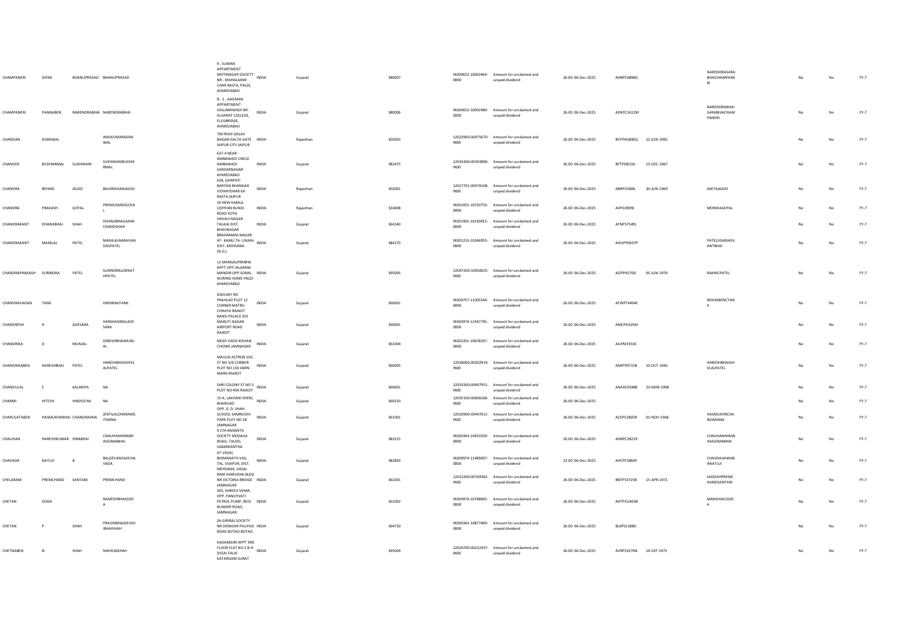| | | | | | | | | | | | | | | | | | |
|---|---|---|---|---|---|---|---|---|---|---|---|---|---|---|---|---|---|
| CHAMPANERI | DIPAK | | BHANUPRASAD BHANUPRASAD | 9 , SUMAN APPARTMENT MOTINAGAR SOCIETY NR - MAHALAXMI CHAR RASTA, PALDI, AHMEDABAD. | INDIA | Gujarat | 380007 | IN300652-10002464-0000 | Amount for unclaimed and unpaid dividend | 26.00 06-Dec-2025 | AHBPC6898G | | NARENDRASARA BHAICHAMPANE RI | No | No | FY-7 |
| CHAMPANERI | PANNABEN | | NARENDRABHAI NARENDRABHAI | B - 2 , AAGMAN APPARTMENT VALLABHWADI NR - GUJARAT COLLEGE, ELLISBRIDGE, AHMEDABAD | INDIA | Gujarat | 380006 | IN300652-10002489-0000 | Amount for unclaimed and unpaid dividend | 26.00 06-Dec-2025 | ADKPC1612M | | NARENDRABHAI SARABHAICHAM PANERI | No | No | FY-7 |
| CHANDAN | AGRAWAL | | ANILKUMARAGRA WAL | 700 RISHI GALAV NAGAR GALTA GATE JAIPUR CITY JAIPUR | INDIA | Rajasthan | 302003 | 12022900-00475670-IN00 | Amount for unclaimed and unpaid dividend | 26.00 06-Dec-2025 | BVYPA5800Q | 22-JUN-1995 | | No | No | FY-7 |
| CHANDER | BUDHARMAL | SUKHWANI | SUKHWANIBUDHA RMAL | 637-4 NEAR AMBAWADI CIRCLE AMBAWADI SARDARNAGAR AHMEDABAD | INDIA | Gujarat | 382475 | 12033300-00303890-IN00 | Amount for unclaimed and unpaid dividend | 26.00 06-Dec-2025 | BFTPS8526J | 15-DEC-1967 | | No | No | FY-7 |
| CHANDRA | BEHARI | JAJOO | BALKRISHANJAJOO | 628, GANPATI BARTAN BHANDAR VIDHAYDHAR KA RASTA JAIPUR | INDIA | Rajasthan | 302001 | 12017701-00470108-IN00 | Amount for unclaimed and unpaid dividend | 26.00 06-Dec-2025 | ABRPJ5380L | 20-JUN-1969 | ANITAJAJOO | No | No | FY-7 |
| CHANDRA | PRAKASH | GOYAL | PREMCHANDGOYA L | 50 NEW KAMLA UDHYAN BUNDI ROAD KOTA | INDIA | Rajasthan | 324008 | IN301055-10720733-0000 | Amount for unclaimed and unpaid dividend | 26.00 06-Dec-2025 | AIIPG3909J | | MONIKAGOYAL | No | No | FY-7 |
| CHANDRAKANT | DHANJIBHAI | SHAH | DHANJIBHAILAXMI CHANDSHAH | SHIVAJI NAGAR TALAJA DIST. BHAVNAGAR | INDIA | Gujarat | 364140 | IN301991-10230915-0000 | Amount for unclaimed and unpaid dividend | 26.00 06-Dec-2025 | AFNPS7549L | | | No | No | FY-7 |
| CHANDRAKANT | MANILAL | PATEL | MANILALNARAVAN DASPATEL | BRAHAMANI NAGAR AT- KAMLI TA- UNJHA DIST- MEHSANA (N.G.) | INDIA | Gujarat | 384170 | IN301233-10246955-0000 | Amount for unclaimed and unpaid dividend | 26.00 06-Dec-2025 | AHUPP0637P | | PATELJIGARJASV ANTBHAI | No | No | FY-7 |
| CHANDRAPRAKASH | SURINDRA | PATEL | SURINDRALOKNAT HPATEL | 11 MANGALPRABHA APPT OPP JALARAM MANDIR OPP SONAL NURING HOME PALDI AHMEDABAD | INDIA | Gujarat | 395005 | 12047200-10050025-IN00 | Amount for unclaimed and unpaid dividend | 26.00 06-Dec-2025 | AIZPP6570D | 05-JUN-1976 | RAKHICPATEL | No | No | FY-7 |
| CHANDRAVADAN | TANK | | HIRJIBHAITANK | DIGVIJAY RD PRAHLAD PLOT 12 CORNER MATRU CHHAYA RAJKOT | INDIA | Gujarat | 360001 | IN300757-11005544-0000 | Amount for unclaimed and unpaid dividend | 26.00 06-Dec-2025 | AFWPT4494E | | REKHABENCTAN K | No | No | FY-7 |
| CHANDRESH | H | ADESARA | HARSHADRAILADE SARA | BANSI PALACE 201 MARUTI NAGAR AIRPORT ROAD RAJKOT | INDIA | Gujarat | 360001 | IN300974-12347795-0000 | Amount for unclaimed and unpaid dividend | 26.00 06-Dec-2025 | AMCPA5294J | | | No | No | FY-7 |
| CHANDRIKA | D | MUNJAL | DINESHBHAIMUNJ AL | MODI VADO KISHAN CHOWK JAMNAGAR | INDIA | Gujarat | 361004 | IN302201-10678207-0000 | Amount for unclaimed and unpaid dividend | 26.00 06-Dec-2025 | AJLPM1933C | | | No | No | FY-7 |
| CHANDRIKABEN | HARESHBHAI | PATEL | HARESHBHAISHIVL ALPATEL | MAULIK ASTRON SOC ST NO 5/6 CORNER PLOT NO 130 AMIN MARG RAJKOT | INDIA | Gujarat | 360005 | 12018000-00302919-IN00 | Amount for unclaimed and unpaid dividend | 26.00 06-Dec-2025 | AMIPP9715B | 10-OCT-1965 | HARESHBHAISHI VLALPATEL | No | No | FY-7 |
| CHANDULAL | C | KALARIYA | NA | SHRI COLONY ST NO 5 PLOT NO 49A RAJKOT | INDIA | Gujarat | 360001 | 12033300-00497951-IN00 | Amount for unclaimed and unpaid dividend | 26.00 06-Dec-2025 | AAAHC9288E | 23-MAR-1998 | | No | No | FY-7 |
| CHARMI | HITESH | HINDOCHA | NA | 15-K, LAKHANI SHERI, BHANVAD | INDIA | Gujarat | 360510 | 12035100-00066166-IN00 | Amount for unclaimed and unpaid dividend | 26.00 06-Dec-2025 | | | | No | No | FY-7 |
| CHARULATABEN | HASMUKHBHAI | CHANDARANA | JENTILALDHARAMS ITANNA | OPP. G. D. SHAH SCHOOL SAMRUDHI PARK PLOT NO 28 JAMNAGAR | INDIA | Gujarat | 361001 | 12010900-03447011-IN00 | Amount for unclaimed and unpaid dividend | 26.00 06-Dec-2025 | ACKPC2805R | 01-NOV-1968 | HASMUKHRCHA NDARANA | No | No | FY-7 |
| CHAUHAN | HARESHKUMAR | HIRABHAI | CHAUHANHIRABH AISOMABHAI | 4 274 AMJANTA SOCIETY MODASA ROAD, TALOD, SABARKANTHA | INDIA | Gujarat | 383215 | IN300343-10453359-0000 | Amount for unclaimed and unpaid dividend | 26.00 06-Dec-2025 | AHBPC2821R | | CHAUHANHIRAB HAISOMABHAI | No | No | FY-7 |
| CHAVADA | NATUJI | B | BALDEVJIADAJICHA VADA | AT VASAI, BHIMANATH VAS, TAL. VIJAPUR, DIST. MEHSANA, VASAI. | INDIA | Gujarat | 382830 | IN300974-11489007-0000 | Amount for unclaimed and unpaid dividend | 23.00 06-Dec-2025 | AHCPC5864F | | CHAVDAJANAKB ANATUJI | No | No | FY-7 |
| CHELARAM | PREMCHAND | SANTANI | PREMCHAND | RAM JHARUKHA BLDG NR VICTORIA BRIDGE JAMNAGAR | INDIA | Gujarat | 361001 | 12013200-00769382-IN00 | Amount for unclaimed and unpaid dividend | 26.00 06-Dec-2025 | BNTPS3725B | 15-APR-1971 | JAGDISHPREMC HANDSANTANI | No | No | FY-7 |
| CHETAN | GODA | | RAMESHBHAIGOD A | 305, SHREEJI VIHAR, OPP. PANCHVATI PETROL PUMP, BEDI BUNDER ROAD, JAMNAGAR. | INDIA | Gujarat | 361002 | IN300974-10748692-0000 | Amount for unclaimed and unpaid dividend | 26.00 06-Dec-2025 | AHTPG1403B | | MANISHACGOD A | No | No | FY-7 |
| CHETAN | P | SHAH | PRAVINBHAIDEVSH IBHAISHAH | 26-GIRIRAJ SOCIETY NR DERASAR PALIYAD ROAD BOTAD BOTAD. | INDIA | Gujarat | 364710 | IN300343-10877469-0000 | Amount for unclaimed and unpaid dividend | 26.00 06-Dec-2025 | BLXPS1388G | | | No | No | FY-7 |
| CHETNABEN | N | SHAH | NIKHILMSHAH | KADAMGIRI APPT 3RD FLOOR FLAT NO 2 B-H DESAI FALIA KATARGAM SURAT | INDIA | Gujarat | 395004 | 12024700-00222437-IN00 | Amount for unclaimed and unpaid dividend | 26.00 06-Dec-2025 | AVRPS1070N | 14-SEP-1973 | | No | No | FY-7 |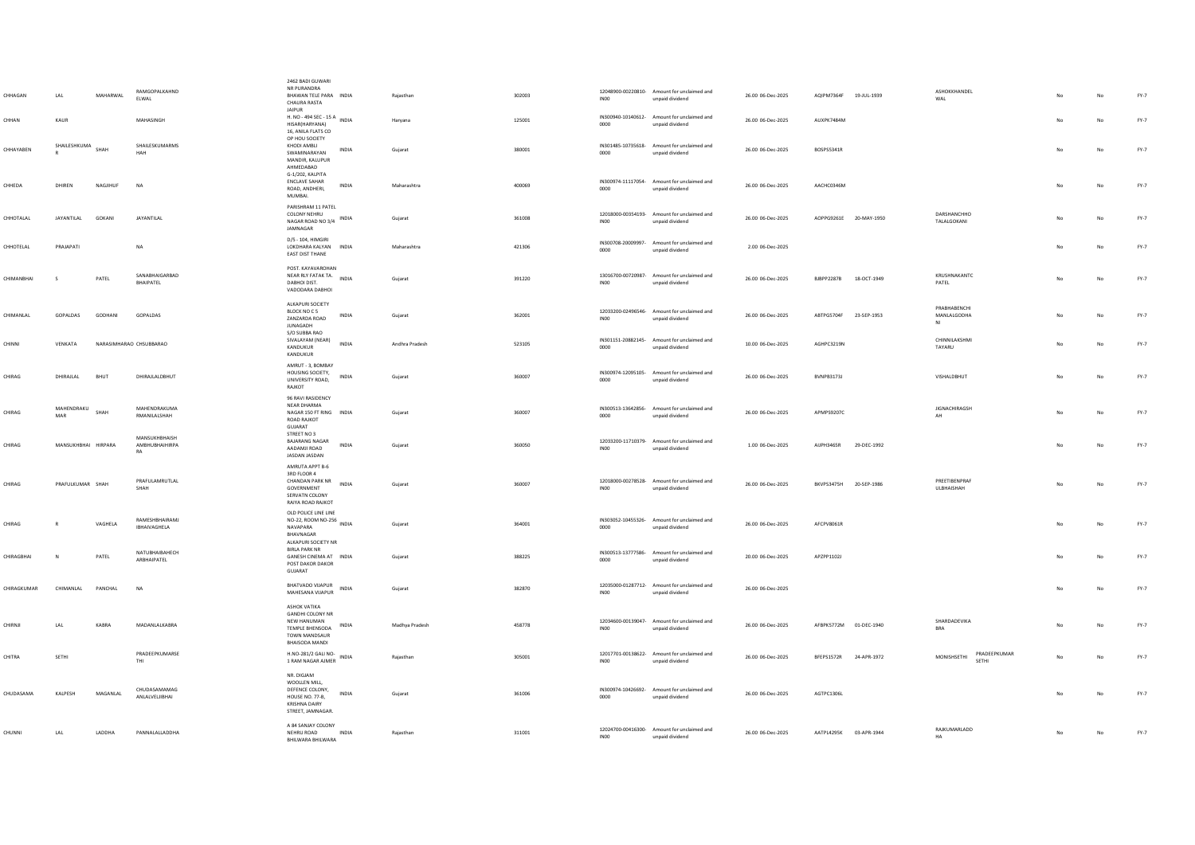| | | | | | | | | | | | | | | | | | |
|---|---|---|---|---|---|---|---|---|---|---|---|---|---|---|---|---|---|
| CHHAGAN | LAL | MAHARWAL | RAMGOPALKAHND ELWAL | 2462 BADI GUWARI NR PURANDRA BHAWAN TELE PARA CHAURA RASTA JAIPUR | INDIA | Rajasthan | 302003 | 12048900-00220810-IN00 | Amount for unclaimed and unpaid dividend | 26.00 | 06-Dec-2025 | AQIPM7364F | 19-JUL-1939 | ASHOKKHANDEL WAL | No | No | FY-7 |
| CHHAN | KAUR | | MAHASINGH | H. NO - 494 SEC - 15 A HISAR(HARYANA) | INDIA | Haryana | 125001 | IN300940-10140612-0000 | Amount for unclaimed and unpaid dividend | 26.00 | 06-Dec-2025 | AUXPK7484M | | | No | No | FY-7 |
| CHHAYABEN | SHAILESHKUMA R | SHAH | SHAILESKUMARMS HAH | 16, ANILA FLATS CO OP HOU SOCIETY KHODI AMBLI SWAMINARAYAN MANDIR, KALUPUR AHMEDABAD | INDIA | Gujarat | 380001 | IN301485-10735618-0000 | Amount for unclaimed and unpaid dividend | 26.00 | 06-Dec-2025 | BOSPS5341R | | | No | No | FY-7 |
| CHHEDA | DHIREN | NAGJIHUF | NA | G-1/202, KALPITA ENCLAVE SAHAR ROAD, ANDHERI, MUMBAI. | INDIA | Maharashtra | 400069 | IN300974-11117054-0000 | Amount for unclaimed and unpaid dividend | 26.00 | 06-Dec-2025 | AACHC0346M | | | No | No | FY-7 |
| CHHOTALAL | JAYANTILAL | GOKANI | JAYANTILAL | PARISHRAM 11 PATEL COLONY NEHRU NAGAR ROAD NO 3/4 JAMNAGAR | INDIA | Gujarat | 361008 | 12018000-00354193-IN00 | Amount for unclaimed and unpaid dividend | 26.00 | 06-Dec-2025 | AOPPG9261E | 20-MAY-1950 | DARSHANCHHO TALALGOKANI | No | No | FY-7 |
| CHHOTELAL | PRAJAPATI | | NA | D/5 - 104, HIMGIRI LOKDHARA KALYAN EAST DIST THANE | INDIA | Maharashtra | 421306 | IN300708-20009997-0000 | Amount for unclaimed and unpaid dividend | 2.00 | 06-Dec-2025 | | | | No | No | FY-7 |
| CHIMANBHAI | S | PATEL | SANABHAIGARBAD BHAIPATEL | POST. KAYAVAROHAN NEAR RLY FATAK TA. DABHOI DIST. VADODARA DABHOI | INDIA | Gujarat | 391220 | 13016700-00720987-IN00 | Amount for unclaimed and unpaid dividend | 26.00 | 06-Dec-2025 | BJBPP2287B | 18-OCT-1949 | KRUSHNAKANTC PATEL | No | No | FY-7 |
| CHIMANLAL | GOPALDAS | GODHANI | GOPALDAS | ALKAPURI SOCIETY BLOCK NO C 5 ZANZARDA ROAD JUNAGADH | INDIA | Gujarat | 362001 | 12033200-02496546-IN00 | Amount for unclaimed and unpaid dividend | 26.00 | 06-Dec-2025 | ABTPG5704F | 23-SEP-1953 | PRABHABENCHI MANLALGODHA NI | No | No | FY-7 |
| CHINNI | VENKATA | NARASIMHARAO | CHSUBBARAO | S/O SUBBA RAO SIVALAYAM (NEAR) KANDUKUR KANDUKUR | INDIA | Andhra Pradesh | 523105 | IN301151-20882145-0000 | Amount for unclaimed and unpaid dividend | 10.00 | 06-Dec-2025 | AGHPC3219N | | CHINNILAKSHMI TAYARU | No | No | FY-7 |
| CHIRAG | DHIRAJLAL | BHUT | DHIRAJLALDBHUT | AMRUT - 3, BOMBAY HOUSING SOCIETY, UNIVERSITY ROAD, RAJKOT | INDIA | Gujarat | 360007 | IN300974-12095105-0000 | Amount for unclaimed and unpaid dividend | 26.00 | 06-Dec-2025 | BVNPB3173J | | VISHALDBHUT | No | No | FY-7 |
| CHIRAG | MAHENDRAKU MAR | SHAH | MAHENDRAKUMA RMANILALSHAH | 96 RAVI RASIDENCY NEAR DHARMA NAGAR 150 FT RING ROAD RAJKOT GUJARAT | INDIA | Gujarat | 360007 | IN300513-13642856-0000 | Amount for unclaimed and unpaid dividend | 26.00 | 06-Dec-2025 | APMPS9207C | | JIGNACHIRAGSH AH | No | No | FY-7 |
| CHIRAG | MANSUKHBHAI | HIRPARA | MANSUKHBHAISH AMBHUBHAIHIRPA RA | STREET NO 3 BAJARANG NAGAR AADAMJI ROAD JASDAN JASDAN | INDIA | Gujarat | 360050 | 12033200-11710379-IN00 | Amount for unclaimed and unpaid dividend | 1.00 | 06-Dec-2025 | AUPH3465R | 29-DEC-1992 | | No | No | FY-7 |
| CHIRAG | PRAFULKUMAR | SHAH | PRAFULAMRUTLAL SHAH | AMRUTA APPT B-6 3RD FLOOR 4 CHANDAN PARK NR GOVERNMENT SERVATN COLONY RAIYA ROAD RAJKOT | INDIA | Gujarat | 360007 | 12018000-00278528-IN00 | Amount for unclaimed and unpaid dividend | 26.00 | 06-Dec-2025 | BKVPS3475H | 20-SEP-1986 | PREETIBENPRAF ULBHAISHAH | No | No | FY-7 |
| CHIRAG | R | VAGHELA | RAMESHBHAIRAMJ IBHAIVAGHELA | OLD POLICE LINE LINE NO-22, ROOM NO-256 NAVAPARA BHAVNAGAR | INDIA | Gujarat | 364001 | IN303052-10455326-0000 | Amount for unclaimed and unpaid dividend | 26.00 | 06-Dec-2025 | AFCPV8061R | | | No | No | FY-7 |
| CHIRAGBHAI | N | PATEL | NATUBHAIBAHECH ARBHAIPATEL | ALKAPURI SOCIETY NR BIRLA PARK NR GANESH CINEMA AT POST DAKOR DAKOR GUJARAT | INDIA | Gujarat | 388225 | IN300513-13777586-0000 | Amount for unclaimed and unpaid dividend | 20.00 | 06-Dec-2025 | APZPP1102J | | | No | No | FY-7 |
| CHIRAGKUMAR | CHIMANLAL | PANCHAL | NA | BHATVADO VIJAPUR MAHESANA VIJAPUR | INDIA | Gujarat | 382870 | 12035000-01287712-IN00 | Amount for unclaimed and unpaid dividend | 26.00 | 06-Dec-2025 | | | | No | No | FY-7 |
| CHIRNJI | LAL | KABRA | MADANLALKABRA | ASHOK VATIKA GANDHI COLONY NR NEW HANUMAN TEMPLE BHENSODA TOWN MANDSAUR BHAISODA MANDI | INDIA | Madhya Pradesh | 458778 | 12034600-00139047-IN00 | Amount for unclaimed and unpaid dividend | 26.00 | 06-Dec-2025 | AFBPK5772M | 01-DEC-1940 | SHARDADEVIKA BRA | No | No | FY-7 |
| CHITRA | SETHI | | PRADEEPKUMARSE THI | H.NO-281/2 GALI NO-1 RAM NAGAR AJMER | INDIA | Rajasthan | 305001 | 12017701-00138622-IN00 | Amount for unclaimed and unpaid dividend | 26.00 | 06-Dec-2025 | BFEPS1572R | 24-APR-1972 | MONISHSETHI PRADEEPKUMAR SETHI | No | No | FY-7 |
| CHUDASAMA | KALPESH | MAGANLAL | CHUDASAMAMAG ANLALVELJIBHAI | NR. DIGJAM WOOLLEN MILL, DEFENCE COLONY, HOUSE NO. 77-B, KRISHNA DAIRY STREET, JAMNAGAR. | INDIA | Gujarat | 361006 | IN300974-10426692-0000 | Amount for unclaimed and unpaid dividend | 26.00 | 06-Dec-2025 | AGTPC1306L | | | No | No | FY-7 |
| CHUNNI | LAL | LADDHA | PANNALALLADDHA | A 84 SANJAY COLONY NEHRU ROAD BHILWARA BHILWARA | INDIA | Rajasthan | 311001 | 12024700-00416300-IN00 | Amount for unclaimed and unpaid dividend | 26.00 | 06-Dec-2025 | AATPL4295K | 03-APR-1944 | RAJKUMARLADD HA | No | No | FY-7 |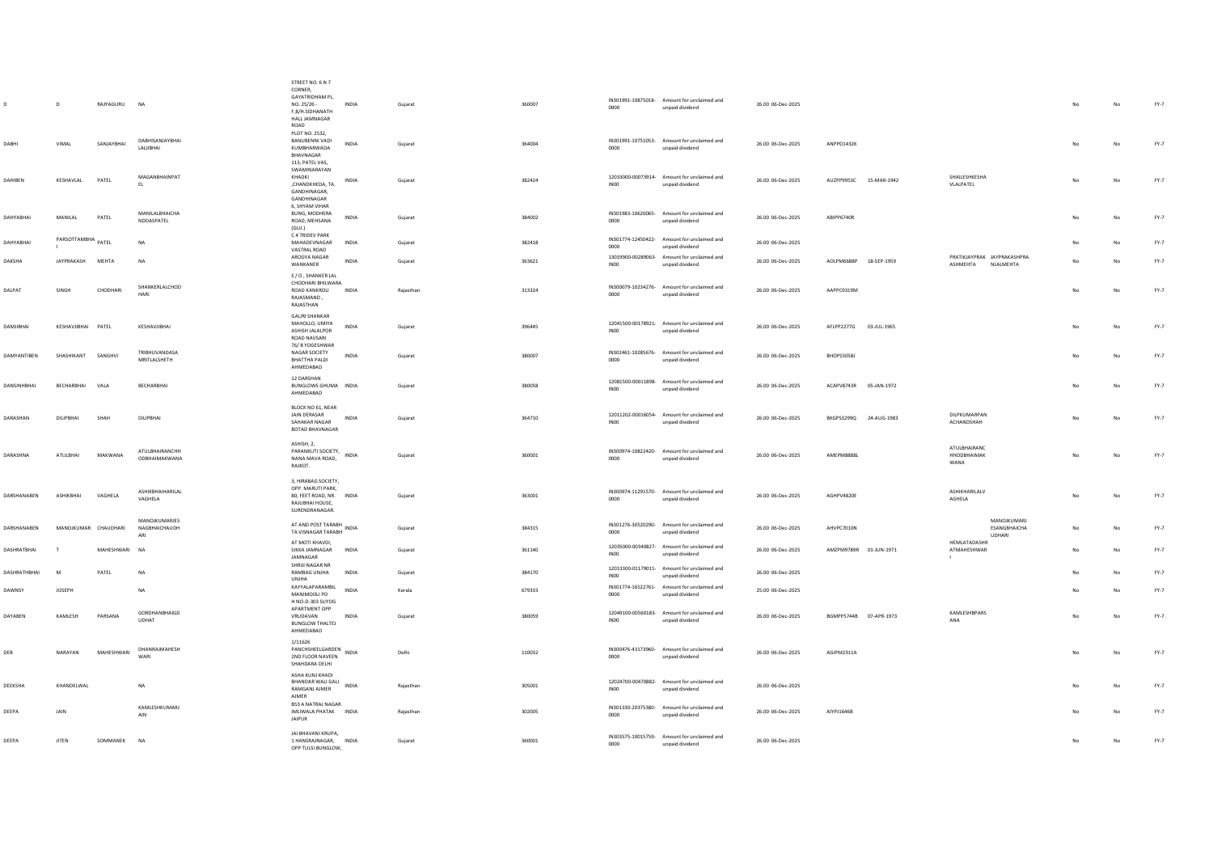| | | | | | | | | | | | | | | | | | | | |
|---|---|---|---|---|---|---|---|---|---|---|---|---|---|---|---|---|---|---|---|
| D | D | RAJYAGURU | NA | STREET NO. 6 N 7 CORNER, GAYATRIDHAM PL. NO. 25/26 - F.B/H.SIDHANATH HALL JAMNAGAR ROAD | INDIA | Gujarat | 360007 | IN301991-10875018-0000 | Amount for unclaimed and unpaid dividend | 26.00 | 06-Dec-2025 | | | | | | No | No | FY-7 |
| DABHI | VIMAL | SANJAYBHAI | DABHISANJAYBHAI LALJIBHAI | PLOT NO. 2532, BANUBENNI VADI KUMBHARWADA BHAVNAGAR | INDIA | Gujarat | 364004 | IN301991-10751053-0000 | Amount for unclaimed and unpaid dividend | 26.00 | 06-Dec-2025 | ANPPD1432K | | | | | No | No | FY-7 |
| DAHIBEN | KESHAVLAL | PATEL | MAGANBHAINPAT EL | 113, PATEL VAS, SWAMINARAYAN KHADKI ,CHANDKHEDA, TA. GANDHINAGAR, GANDHINAGAR | INDIA | Gujarat | 382424 | 12033000-00073914-IN00 | Amount for unclaimed and unpaid dividend | 26.00 | 06-Dec-2025 | AUZPP9953C | 15-MAR-1942 | SHAILESHKESHA VLALPATEL | | | No | No | FY-7 |
| DAHYABHAI | MANILAL | PATEL | MANILALBHAICHA NDDASPATEL | 6, SHYAM VIHAR BUNG, MODHERA ROAD, MEHSANA (GUJ.) | INDIA | Gujarat | 384002 | IN301983-10620065-0000 | Amount for unclaimed and unpaid dividend | 26.00 | 06-Dec-2025 | ABIPP6740R | | | | | No | No | FY-7 |
| DAHYABHAI | PARSOTTAMBHA I | PATEL | NA | C 4 TRIDEV PARK MAHADEVNAGAR VASTRAL ROAD | INDIA | Gujarat | 382418 | IN301774-12450422-0000 | Amount for unclaimed and unpaid dividend | 26.00 | 06-Dec-2025 | | | | | | No | No | FY-7 |
| DAKSHA | JAYPRAKASH | MEHTA | NA | AROGYA NAGAR WANKANER | INDIA | Gujarat | 363621 | 13019900-00289063-IN00 | Amount for unclaimed and unpaid dividend | 26.00 | 06-Dec-2025 | AOLPM6688P | 18-SEP-1959 | PRATIKJAYPRAK ASHMEHTA | JAYPRAKASHPRA NLALMEHTA | | No | No | FY-7 |
| DALPAT | SINGH | CHODHARI | SHANKERLALCHOD HARI | S / O , SHANKER LAL CHODHARI BHILWARA ROAD KANKROLI RAJASMAND , RAJASTHAN | INDIA | Rajasthan | 313324 | IN300079-10234276-0000 | Amount for unclaimed and unpaid dividend | 26.00 | 06-Dec-2025 | AAPPC9319M | | | | | No | No | FY-7 |
| DAMJIBHAI | KESHAVJIBHAI | PATEL | KESHAVJIBHAI | GAURI SHANKAR MAHOLLO, UMIYA ASHISH JALALPOR ROAD NAVSARI | INDIA | Gujarat | 396445 | 12041500-00178921-IN00 | Amount for unclaimed and unpaid dividend | 26.00 | 06-Dec-2025 | AFLPP2277G | 03-JUL-1965 | | | | No | No | FY-7 |
| DAMYANTIBEN | SHASHIKANT | SANGHVI | TRIBHUVANDASA MRITLALSHETH | 76/ B YOGESHWAR NAGAR SOCIETY BHATTHA PALDI AHMEDABAD | INDIA | Gujarat | 380007 | IN302461-10285676-0000 | Amount for unclaimed and unpaid dividend | 26.00 | 06-Dec-2025 | BHOPS5058J | | | | | No | No | FY-7 |
| DANSINHBHAI | BECHARBHAI | VALA | BECHARBHAI | 12 DARSHAN BUNGLOWS GHUMA AHMEDABAD | INDIA | Gujarat | 380058 | 12081500-00011898-IN00 | Amount for unclaimed and unpaid dividend | 26.00 | 06-Dec-2025 | ACAPV8743R | 05-JAN-1972 | | | | No | No | FY-7 |
| DARASHAN | DILIPBHAI | SHAH | DILIPBHAI | BLOCK NO 61, NEAR JAIN DERASAR SAHAKAR NAGAR BOTAD BHAVNAGAR | INDIA | Gujarat | 364710 | 12011202-00016054-IN00 | Amount for unclaimed and unpaid dividend | 26.00 | 06-Dec-2025 | BKGPS3299Q | 24-AUG-1983 | DILPKUMARPAN ACHANDSHAH | | | No | No | FY-7 |
| DARASHNA | ATULBHAI | MAKWANA | ATULBHAIRANCHH ODBHAIMAKWANA | ASHISH, 2, PARANKUTI SOCIETY, NANA MAVA ROAD, RAJKOT. | INDIA | Gujarat | 360001 | IN300974-10822420-0000 | Amount for unclaimed and unpaid dividend | 26.00 | 06-Dec-2025 | AMEPM8888L | | ATULBHAIRANC HHODBHAIMAK WANA | | | No | No | FY-7 |
| DARSHANABEN | ASHIKBHAI | VAGHELA | ASHIKBHAIHARILAL VAGHELA | 3, HIRABAG SOCIETY, OPP. MARUTI PARK, 80, FEET ROAD, NR. RAJUBHAI HOUSE, SURENDRANAGAR. | INDIA | Gujarat | 363001 | IN300974-11291570-0000 | Amount for unclaimed and unpaid dividend | 26.00 | 06-Dec-2025 | AGHPV4820E | | ASHIKHARILALV AGHELA | | | No | No | FY-7 |
| DARSHANABEN | MANOJKUMAR | CHAUDHARI | MANOJKUMARJES NAGBHAICHAUDH ARI | AT AND POST TARABH TA VISNAGAR TARABH | INDIA | Gujarat | 384315 | IN301276-30520290-0000 | Amount for unclaimed and unpaid dividend | 26.00 | 06-Dec-2025 | AHVPC7010N | | | MANOJKUMARJ ESANGBHAICHA UDHARI | | No | No | FY-7 |
| DASHRATBHAI | T | MAHESHWARI | NA | AT MOTI KHAVDI, SIKKA JAMNAGAR JAMNAGAR | INDIA | Gujarat | 361140 | 12035000-00340827-IN00 | Amount for unclaimed and unpaid dividend | 26.00 | 06-Dec-2025 | AMZPM9789R | 01-JUN-1971 | HEMLATADASHR ATMAHESHWAR I | | | No | No | FY-7 |
| DASHRATHBHAI | M | PATEL | NA | SHRIJI NAGAR NR RAMBAG UNJHA UNJHA | INDIA | Gujarat | 384170 | 12013300-01179011-IN00 | Amount for unclaimed and unpaid dividend | 26.00 | 06-Dec-2025 | | | | | | No | No | FY-7 |
| DAWNSY | JOSEPH | | NA | KAYYALAPARAMBIL MANIMOOLI PO | INDIA | Kerala | 679333 | IN301774-16522761-0000 | Amount for unclaimed and unpaid dividend | 25.00 | 06-Dec-2025 | | | | | | No | No | FY-7 |
| DAYABEN | KAMLESH | PARSANA | GORDHANBHAIGD UDHAT | H NO-D-303 SUYOG APARTMENT OPP VRUDAVAN BUNGLOW THALTEJ AHMEDABAD | INDIA | Gujarat | 380059 | 12049100-00560183-IN00 | Amount for unclaimed and unpaid dividend | 26.00 | 06-Dec-2025 | BGMPP5744B | 07-APR-1973 | KAMLESHBPARS ANA | | | No | No | FY-7 |
| DEB | NARAYAN | MAHESHWARI | DHANRAJMAHESH WARI | 1/11626 PANCHSHEELGARDEN 2ND FLOOR NAVEEN SHAHDARA DELHI | INDIA | Delhi | 110032 | IN300476-43173960-0000 | Amount for unclaimed and unpaid dividend | 26.00 | 06-Dec-2025 | AGIPM2311A | | | | | No | No | FY-7 |
| DEEKSHA | KHANDELWAL | | NA | ASHA KUNJ KHADI BHANDAR WALI GALI RAMGANJ AJMER AJMER | INDIA | Rajasthan | 305001 | 12024700-00470882-IN00 | Amount for unclaimed and unpaid dividend | 26.00 | 06-Dec-2025 | | | | | | No | No | FY-7 |
| DEEPA | JAIN | | KAMLESHKUMARJ AIN | B53 A NATRAJ NAGAR IMLIWALA PHATAK JAIPUR | INDIA | Rajasthan | 302005 | IN301330-20375380-0000 | Amount for unclaimed and unpaid dividend | 26.00 | 06-Dec-2025 | AIYPJ1646B | | | | | No | No | FY-7 |
| DEEPA | JITEN | SOMMANEK | NA | JAI BHAVANI KRUPA, 1 HANSRAJNAGAR, OPP TULSI BUNGLOW, | INDIA | Gujarat | 360001 | IN303575-10015759-0000 | Amount for unclaimed and unpaid dividend | 26.00 | 06-Dec-2025 | | | | | | No | No | FY-7 |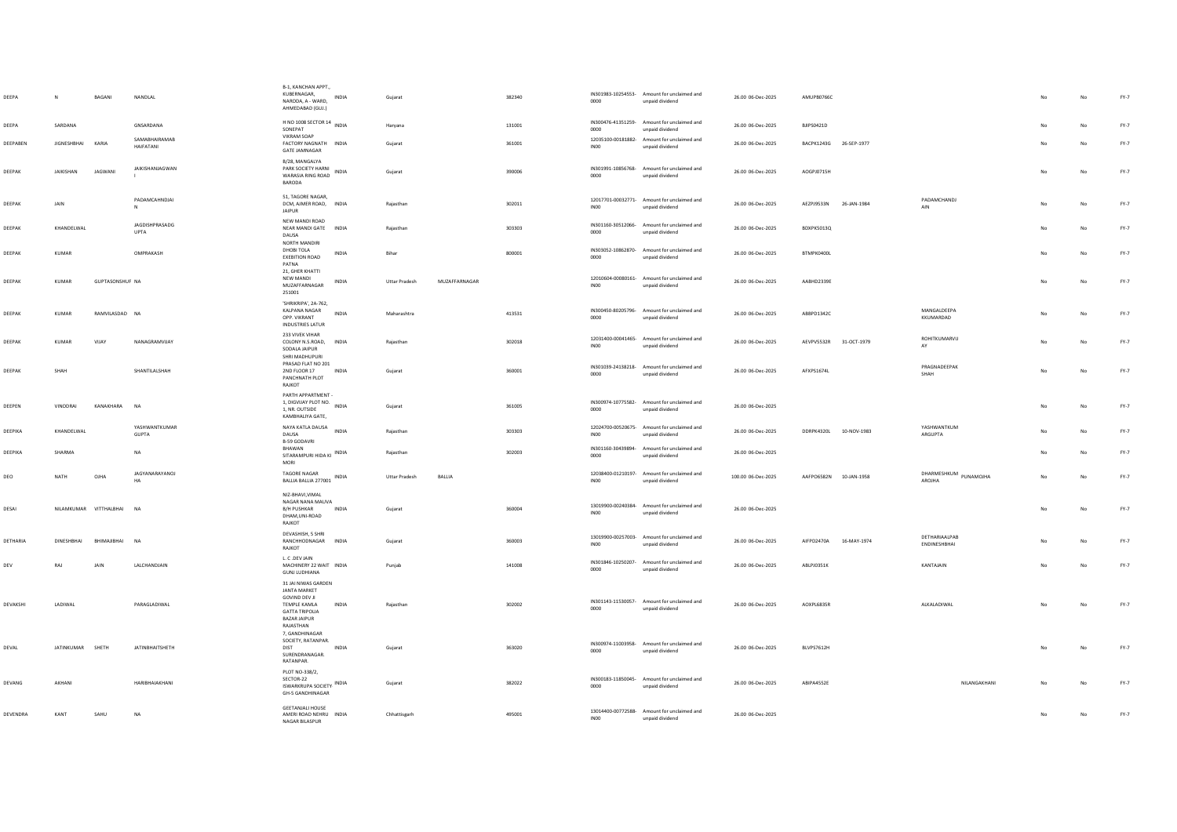| DEEPA | N | BAGANI | NANDLAL | B-1, KANCHAN APPT., KUBERNAGAR, NARODA, A - WARD, AHMEDABAD (GUJ.) | INDIA | Gujarat | | 382340 | | IN301983-10254553-0000 | Amount for unclaimed and unpaid dividend | 26.00 | 06-Dec-2025 | AMUPB0766C | | | | | No | No | FY-7 |
|---|---|---|---|---|---|---|---|---|---|---|---|---|---|---|---|---|---|---|---|---|---|
| DEEPA | SARDANA | | GNSARDANA | H NO 1008 SECTOR 14 SONEPAT | INDIA | Haryana | | 131001 | | IN300476-41351259-0000 | Amount for unclaimed and unpaid dividend | 26.00 | 06-Dec-2025 | BJIPS0421D | | | | | No | No | FY-7 |
| DEEPABEN | JIGNESHBHAI | KARIA | SAMABHAIRAMAB HAIFATANI | VIKRAM SOAP FACTORY NAGNATH GATE JAMNAGAR | INDIA | Gujarat | | 361001 | | 12035100-00181882-IN00 | Amount for unclaimed and unpaid dividend | 26.00 | 06-Dec-2025 | BACPK1243G | 26-SEP-1977 | | | | No | No | FY-7 |
| DEEPAK | JAIKISHAN | JAGWANI | JAIKISHANJAGWAN I | B/28, MANGALYA PARK SOCIETY HARNI WARASIA RING ROAD BARODA | INDIA | Gujarat | | 390006 | | IN301991-10856768-0000 | Amount for unclaimed and unpaid dividend | 26.00 | 06-Dec-2025 | AOGPJ0715H | | | | | No | No | FY-7 |
| DEEPAK | JAIN | | PADAMCAHNDJAI N | 51, TAGORE NAGAR, DCM, AJMER ROAD, JAIPUR | INDIA | Rajasthan | | 302011 | | 12017701-00032771-IN00 | Amount for unclaimed and unpaid dividend | 26.00 | 06-Dec-2025 | AEZPJ9533N | 26-JAN-1984 | PADAMCHANDJ AIN | | | No | No | FY-7 |
| DEEPAK | KHANDELWAL | | JAGDISHPRASADG UPTA | NEW MANDI ROAD NEAR MANDI GATE DAUSA | INDIA | Rajasthan | | 303303 | | IN301160-30512066-0000 | Amount for unclaimed and unpaid dividend | 26.00 | 06-Dec-2025 | BDXPK5013Q | | | | | No | No | FY-7 |
| DEEPAK | KUMAR | | OMPRAKASH | NORTH MANDIRI DHOBI TOLA EXEBITION ROAD PATNA | INDIA | Bihar | | 800001 | | IN303052-10862870-0000 | Amount for unclaimed and unpaid dividend | 26.00 | 06-Dec-2025 | BTMPK0400L | | | | | No | No | FY-7 |
| DEEPAK | KUMAR | GUPTASONSHUF | NA | 21, GHER KHATTI NEW MANDI MUZAFFARNAGAR 251001 | INDIA | Uttar Pradesh | MUZAFFARNAGAR | | | 12010604-00080161-IN00 | Amount for unclaimed and unpaid dividend | 26.00 | 06-Dec-2025 | AABHD2339E | | | | | No | No | FY-7 |
| DEEPAK | KUMAR | RAMVILASDAD | NA | 'SHRIKRIPA', 2A-762, KALPANA NAGAR OPP. VIKRANT INDUSTRIES LATUR | INDIA | Maharashtra | | 413531 | | IN300450-80205796-0000 | Amount for unclaimed and unpaid dividend | 26.00 | 06-Dec-2025 | ABBPD1342C | | MANGALDEEPA KKUMARDAD | | | No | No | FY-7 |
| DEEPAK | KUMAR | VIJAY | NANAGRAMVIJAY | 233 VIVEK VIHAR COLONY N.S.ROAD, SODALA JAIPUR | INDIA | Rajasthan | | 302018 | | 12031400-00041465-IN00 | Amount for unclaimed and unpaid dividend | 26.00 | 06-Dec-2025 | AEVPV5532R | 31-OCT-1979 | ROHITKUMARVIJ AY | | | No | No | FY-7 |
| DEEPAK | SHAH | | SHANTILALSHAH | SHRI MADHUPURI PRASAD FLAT NO 201 2ND FLOOR 17 PANCHNATH PLOT RAJKOT | INDIA | Gujarat | | 360001 | | IN301039-24138218-0000 | Amount for unclaimed and unpaid dividend | 26.00 | 06-Dec-2025 | AFXPS1674L | | PRAGNADEEPAK SHAH | | | No | No | FY-7 |
| DEEPEN | VINODRAI | KANAKHARA | NA | PARTH APPARTMENT - 1, DIGVIJAY PLOT NO. 1, NR. OUTSIDE KAMBHALIYA GATE, | INDIA | Gujarat | | 361005 | | IN300974-10775582-0000 | Amount for unclaimed and unpaid dividend | 26.00 | 06-Dec-2025 | | | | | | No | No | FY-7 |
| DEEPIKA | KHANDELWAL | | YASHWANTKUMAR GUPTA | NAYA KATLA DAUSA DAUSA | INDIA | Rajasthan | | 303303 | | 12024700-00520675-IN00 | Amount for unclaimed and unpaid dividend | 26.00 | 06-Dec-2025 | DDRPK4320L | 10-NOV-1983 | YASHWANTKUM ARGUPTA | | | No | No | FY-7 |
| DEEPIKA | SHARMA | | NA | B-59 GODAVRI BHAWAN SITARAMPURI HIDA KI MORI | INDIA | Rajasthan | | 302003 | | IN301160-30439894-0000 | Amount for unclaimed and unpaid dividend | 26.00 | 06-Dec-2025 | | | | | | No | No | FY-7 |
| DEO | NATH | OJHA | JAGYANARAYANOJ HA | TAGORE NAGAR BALLIA BALLIA 277001 | INDIA | Uttar Pradesh | BALLIA | | | 12038400-01210197-IN00 | Amount for unclaimed and unpaid dividend | 100.00 | 06-Dec-2025 | AAFPO6582N | 10-JAN-1958 | DHARMESHKUM AROJHA | PUNAMOJHA | | No | No | FY-7 |
| DESAI | NILAMKUMAR | VITTHALBHAI | NA | NIZ-BHAVI,VIMAL NAGAR NANA MAUVA B/H PUSHKAR DHAM,UNI-ROAD RAJKOT | INDIA | Gujarat | | 360004 | | 13019900-00240384-IN00 | Amount for unclaimed and unpaid dividend | 26.00 | 06-Dec-2025 | | | | | | No | No | FY-7 |
| DETHARIA | DINESHBHAI | BHIMAJIBHAI | NA | DEVASHISH, 5 SHRI RANCHHODNAGAR RAJKOT | INDIA | Gujarat | | 360003 | | 13019900-00257003-IN00 | Amount for unclaimed and unpaid dividend | 26.00 | 06-Dec-2025 | AIFPD2470A | 16-MAY-1974 | DETHARIAALPAB ENDINESHBHAI | | | No | No | FY-7 |
| DEV | RAJ | JAIN | LALCHANDJAIN | L. C .DEV JAIN MACHINERY 22 WAIT GUNJ LUDHIANA | INDIA | Punjab | | 141008 | | IN301846-10250207-0000 | Amount for unclaimed and unpaid dividend | 26.00 | 06-Dec-2025 | ABLPJ0351K | | KANTAJAIN | | | No | No | FY-7 |
| DEVAKSHI | LADIWAL | | PARAGLADIWAL | 31 JAI NIWAS GARDEN JANTA MARKET GOVIND DEV JI TEMPLE KAMLA GATTA TRIPOLIA BAZAR JAIPUR RAJASTHAN | INDIA | Rajasthan | | 302002 | | IN301143-11530057-0000 | Amount for unclaimed and unpaid dividend | 26.00 | 06-Dec-2025 | AOXPL6835R | | ALKALADIWAL | | | No | No | FY-7 |
| DEVAL | JATINKUMAR | SHETH | JATINBHAITSHETH | 7, GANDHINAGAR SOCIETY, RATANPAR. DIST SURENDRANAGAR. RATANPAR. | INDIA | Gujarat | | 363020 | | IN300974-11003958-0000 | Amount for unclaimed and unpaid dividend | 26.00 | 06-Dec-2025 | BLVPS7612H | | | | | No | No | FY-7 |
| DEVANG | AKHANI | | HARIBHAIAKHANI | PLOT NO-338/2, SECTOR-22 ISWARKRUPA SOCIETY GH-5 GANDHINAGAR | INDIA | Gujarat | | 382022 | | IN300183-11850045-0000 | Amount for unclaimed and unpaid dividend | 26.00 | 06-Dec-2025 | ABIPA4552E | | | NILANGAKHANI | | No | No | FY-7 |
| DEVENDRA | KANT | SAHU | NA | GEETANJALI HOUSE AMERI ROAD NEHRU NAGAR BILASPUR | INDIA | Chhattisgarh | | 495001 | | 13014400-00772588-IN00 | Amount for unclaimed and unpaid dividend | 26.00 | 06-Dec-2025 | | | | | | No | No | FY-7 |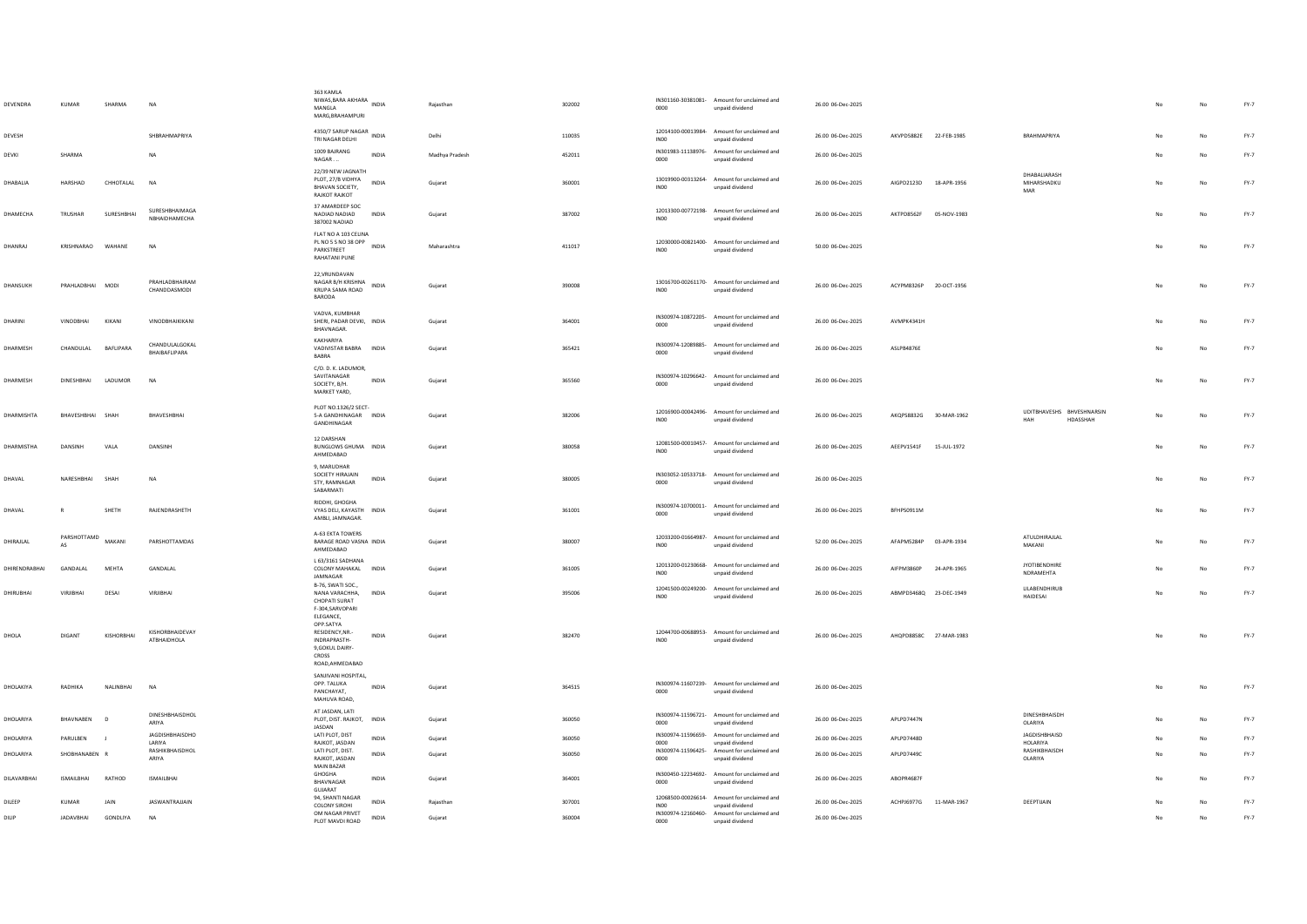| DEVENDRA | KUMAR | SHARMA | NA | 363 KAMLA NIWAS,BARA AKHARA MANGLA MARG,BRAHAMPURI | INDIA | Rajasthan | 302002 | IN301160-30381081-0000 | Amount for unclaimed and unpaid dividend | 26.00 06-Dec-2025 | | | | No | No | FY-7 |
|---|---|---|---|---|---|---|---|---|---|---|---|---|---|---|---|---|
| DEVESH | | | SHBRAHMAPRIYA | 4350/7 SARUP NAGAR TRI NAGAR DELHI | INDIA | Delhi | 110035 | 12014100-00013984-IN00 | Amount for unclaimed and unpaid dividend | 26.00 06-Dec-2025 | AKVPD5882E | 22-FEB-1985 | BRAHMAPRIYA | No | No | FY-7 |
| DEVKI | SHARMA | | NA | 1009 BAJRANG NAGAR . . | INDIA | Madhya Pradesh | 452011 | IN301983-11138976-0000 | Amount for unclaimed and unpaid dividend | 26.00 06-Dec-2025 | | | | No | No | FY-7 |
| DHABALIA | HARSHAD | CHHOTALAL | NA | 22/39 NEW JAGNATH PLOT, 27/B VIDHYA BHAVAN SOCIETY, RAJKOT RAJKOT | INDIA | Gujarat | 360001 | 13019900-00313264-IN00 | Amount for unclaimed and unpaid dividend | 26.00 06-Dec-2025 | AIGPD2123D | 18-APR-1956 | DHABALIARASH MIHARSHADKU MAR | No | No | FY-7 |
| DHAMECHA | TRUSHAR | SURESHBHAI | SURESHBHAIMAGA NBHAIDHAMECHA | 37 AMARDEEP SOC NADIAD NADIAD 387002 NADIAD | INDIA | Gujarat | 387002 | 12013300-00772198-IN00 | Amount for unclaimed and unpaid dividend | 26.00 06-Dec-2025 | AKTPD8562F | 05-NOV-1983 | | No | No | FY-7 |
| DHANRAJ | KRISHNARAO | WAHANE | NA | FLAT NO A 103 CELINA PL NO 5 S NO 38 OPP PARKSTREET RAHATANI PUNE | INDIA | Maharashtra | 411017 | 12030000-00821400-IN00 | Amount for unclaimed and unpaid dividend | 50.00 06-Dec-2025 | | | | No | No | FY-7 |
| DHANSUKH | PRAHLADBHAI | MODI | PRAHLADBHAIRAM CHANDDASMODI | 22,VRUNDAVAN NAGAR B/H KRISHNA KRUPA SAMA ROAD BARODA | INDIA | Gujarat | 390008 | 13016700-00261170-IN00 | Amount for unclaimed and unpaid dividend | 26.00 06-Dec-2025 | ACYPM8326P | 20-OCT-1956 | | No | No | FY-7 |
| DHARINI | VINODBHAI | KIKANI | VINODBHAIKIKANI | VADVA, KUMBHAR SHERI, PADAR DEVKI, BHAVNAGAR. | INDIA | Gujarat | 364001 | IN300974-10872205-0000 | Amount for unclaimed and unpaid dividend | 26.00 06-Dec-2025 | AVMPK4341H | | | No | No | FY-7 |
| DHARMESH | CHANDULAL | BAFLIPARA | CHANDULALGOKAL BHAIBAFLIPARA | KAKHARIYA VADIVISTAR BABRA BABRA | INDIA | Gujarat | 365421 | IN300974-12089885-0000 | Amount for unclaimed and unpaid dividend | 26.00 06-Dec-2025 | ASLPB4876E | | | No | No | FY-7 |
| DHARMESH | DINESHBHAI | LADUMOR | NA | C/O. D. K. LADUMOR, SAVITANAGAR SOCIETY, B/H. MARKET YARD, | INDIA | Gujarat | 365560 | IN300974-10296642-0000 | Amount for unclaimed and unpaid dividend | 26.00 06-Dec-2025 | | | | No | No | FY-7 |
| DHARMISHTA | BHAVESHBHAI | SHAH | BHAVESHBHAI | PLOT NO.1326/2 SECT-5-A GANDHINAGAR GANDHINAGAR | INDIA | Gujarat | 382006 | 12016900-00042496-IN00 | Amount for unclaimed and unpaid dividend | 26.00 06-Dec-2025 | AKQPS8832G | 30-MAR-1962 | UDITBHAVESHS HAH BHVESHNARSIN HDASSHAH | No | No | FY-7 |
| DHARMISTHA | DANSINH | VALA | DANSINH | 12 DARSHAN BUNGLOWS GHUMA AHMEDABAD | INDIA | Gujarat | 380058 | 12081500-00010457-IN00 | Amount for unclaimed and unpaid dividend | 26.00 06-Dec-2025 | AEEPV1541F | 15-JUL-1972 | | No | No | FY-7 |
| DHAVAL | NARESHBHAI | SHAH | NA | 9, MARUDHAR SOCIETY HIRAJAIN STY, RAMNAGAR SABARMATI | INDIA | Gujarat | 380005 | IN303052-10533718-0000 | Amount for unclaimed and unpaid dividend | 26.00 06-Dec-2025 | | | | No | No | FY-7 |
| DHAVAL | R | SHETH | RAJENDRASHETH | RIDDHI, GHOGHA VYAS DELI, KAYASTH AMBLI, JAMNAGAR. | INDIA | Gujarat | 361001 | IN300974-10700011-0000 | Amount for unclaimed and unpaid dividend | 26.00 06-Dec-2025 | BFHPS0913M | | | No | No | FY-7 |
| DHIRAJLAL | PARSHOTTAMD AS | MAKANI | PARSHOTTAMDAS | A-63 EKTA TOWERS BARAGE ROAD VASNA AHMEDABAD | INDIA | Gujarat | 380007 | 12033200-01664987-IN00 | Amount for unclaimed and unpaid dividend | 52.00 06-Dec-2025 | AFAPM5284P | 03-APR-1934 | ATULDHIRAJLAL MAKANI | No | No | FY-7 |
| DHIRENDRABHAI | GANDALAL | MEHTA | GANDALAL | L 63/3161 SADHANA COLONY MAHAKAL JAMNAGAR | INDIA | Gujarat | 361005 | 12013200-01230668-IN00 | Amount for unclaimed and unpaid dividend | 26.00 06-Dec-2025 | AIFPM3860P | 24-APR-1965 | JYOTIBENDHIRE NDRAMEHTA | No | No | FY-7 |
| DHIRUBHAI | VIRJIBHAI | DESAI | VIRJIBHAI | B-76, SWATI SOC., NANA VARACHHA, CHOPATI SURAT | INDIA | Gujarat | 395006 | 12041500-00249200-IN00 | Amount for unclaimed and unpaid dividend | 26.00 06-Dec-2025 | ABMPD3468Q | 23-DEC-1949 | LILABENDHIRUB HAIDESAI | No | No | FY-7 |
| DHOLA | DIGANT | KISHORBHAI | KISHORBHAIDEVAY ATBHAIDHOLA | F-304,SARVOPARI ELEGANCE, OPP.SATYA RESIDENCY,NR.-INDRAPRASTH-9,GOKUL DAIRY-CROSS ROAD,AHMEDABAD | INDIA | Gujarat | 382470 | 12044700-00688953-IN00 | Amount for unclaimed and unpaid dividend | 26.00 06-Dec-2025 | AHQPD8858C | 27-MAR-1983 | | No | No | FY-7 |
| DHOLAKIYA | RADHIKA | NALINBHAI | NA | SANJIVANI HOSPITAL, OPP. TALUKA PANCHAYAT, MAHUVA ROAD, | INDIA | Gujarat | 364515 | IN300974-11607239-0000 | Amount for unclaimed and unpaid dividend | 26.00 06-Dec-2025 | | | | No | No | FY-7 |
| DHOLARIYA | BHAVNABEN | D | DINESHBHAISDHOL ARIYA | AT JASDAN, LATI PLOT, DIST. RAJKOT, JASDAN | INDIA | Gujarat | 360050 | IN300974-11596721-0000 | Amount for unclaimed and unpaid dividend | 26.00 06-Dec-2025 | APLPD7447N | | DINESHBHAISDH OLARIYA | No | No | FY-7 |
| DHOLARIYA | PARULBEN | J | JAGDISHBHAISDHO LARIYA | LATI PLOT, DIST RAJKOT, JASDAN | INDIA | Gujarat | 360050 | IN300974-11596659-0000 | Amount for unclaimed and unpaid dividend | 26.00 06-Dec-2025 | APLPD7448D | | JAGDISHBHAISD HOLARIYA | No | No | FY-7 |
| DHOLARIYA | SHOBHANABEN | R | RASHIKBHAISDHOL ARIYA | LATI PLOT, DIST. RAJKOT, JASDAN | INDIA | Gujarat | 360050 | IN300974-11596425-0000 | Amount for unclaimed and unpaid dividend | 26.00 06-Dec-2025 | APLPD7449C | | RASHIKBHAISDH OLARIYA | No | No | FY-7 |
| DILAVARBHAI | ISMAILBHAI | RATHOD | ISMAILBHAI | MAIN BAZAR GHOGHA BHAVNAGAR GUJARAT | INDIA | Gujarat | 364001 | IN300450-12234692-0000 | Amount for unclaimed and unpaid dividend | 26.00 06-Dec-2025 | ABOPR4687F | | | No | No | FY-7 |
| DILEEP | KUMAR | JAIN | JASWANTRAJJAIN | 94, SHANTI NAGAR COLONY SIROHI | INDIA | Rajasthan | 307001 | 12068500-00026614-IN00 | Amount for unclaimed and unpaid dividend | 26.00 06-Dec-2025 | ACHPJ6977G | 11-MAR-1967 | DEEPTIJAIN | No | No | FY-7 |
| DILIP | JADAVBHAI | GONDLIYA | NA | OM NAGAR PRIVET PLOT MAVDI ROAD | INDIA | Gujarat | 360004 | IN300974-12160460-0000 | Amount for unclaimed and unpaid dividend | 26.00 06-Dec-2025 | | | | No | No | FY-7 |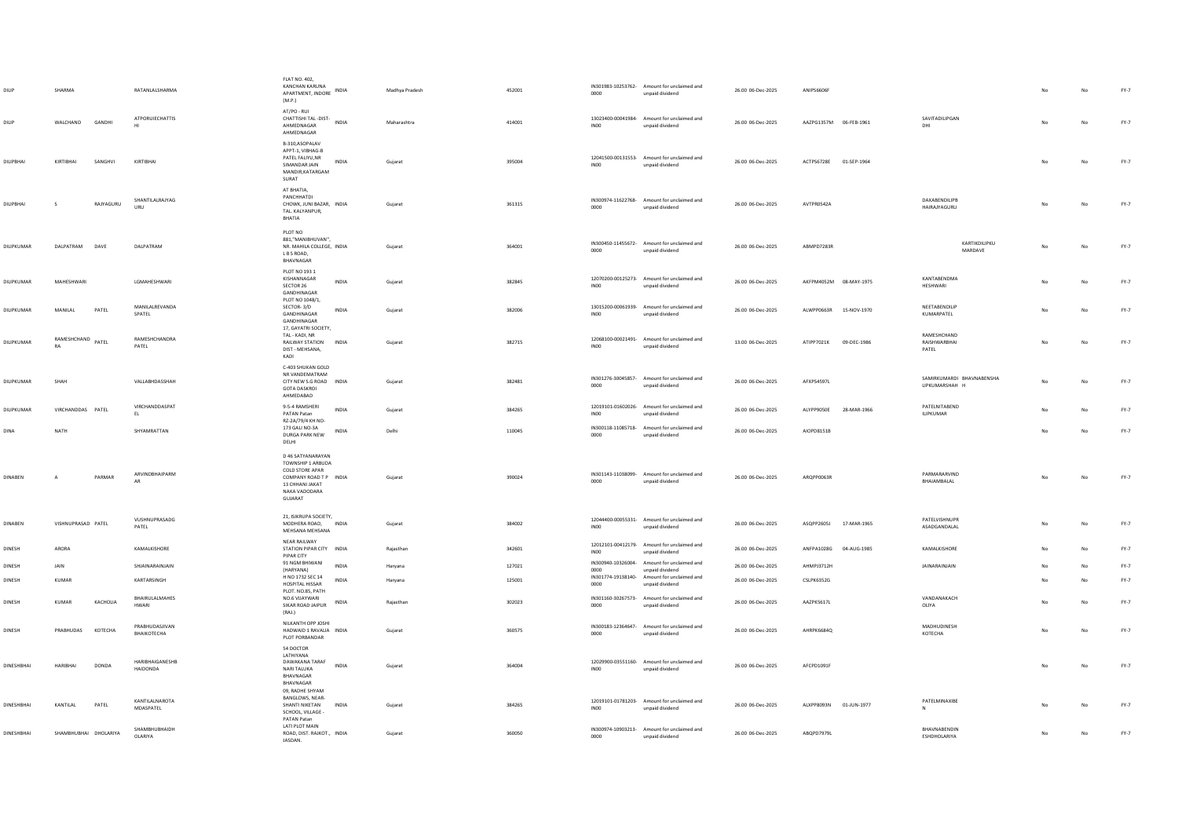| | | | | | | | | | | | | | | | | | | |
|---|---|---|---|---|---|---|---|---|---|---|---|---|---|---|---|---|---|---|
| DILIP | SHARMA | | RATANLALSHARMA | FLAT NO. 402, KANCHAN KARUNA APARTMENT, INDORE (M.P.) | INDIA | Madhya Pradesh | 452001 | IN301983-10253762-0000 | Amount for unclaimed and unpaid dividend | 26.00 06-Dec-2025 | ANIPS6606F | | | | | No | No | FY-7 |
| DILIP | WALCHAND | GANDHI | ATPORUIECHATTIS HI | AT/PO - RUI CHATTISHI TAL -DIST-AHMEDNAGAR AHMEDNAGAR | INDIA | Maharashtra | 414001 | 13023400-00041984-IN00 | Amount for unclaimed and unpaid dividend | 26.00 06-Dec-2025 | AAZPG1357M | 06-FEB-1961 | SAVITADILIPGAN DHI | | | No | No | FY-7 |
| DILIPBHAI | KIRTIBHAI | SANGHVI | KIRTIBHAI | B-310,ASOPALAV APPT-1, VIBHAG-B PATEL FALIYU,NR SIMANDAR JAIN MANDIR,KATARGAM SURAT | INDIA | Gujarat | 395004 | 12041500-00131553-IN00 | Amount for unclaimed and unpaid dividend | 26.00 06-Dec-2025 | ACTPS6728E | 01-SEP-1964 | | | | No | No | FY-7 |
| DILIPBHAI | S | RAJYAGURU | SHANTILALRAJYAG URU | AT BHATIA, PANCHHATDI CHOWK, JUNI BAZAR, TAL. KALYANPUR, BHATIA | INDIA | Gujarat | 361315 | IN300974-11622768-0000 | Amount for unclaimed and unpaid dividend | 26.00 06-Dec-2025 | AVTPR0542A | | DAXABENDILIPB HAIRAJYAGURU | | | No | No | FY-7 |
| DILIPKUMAR | DALPATRAM | DAVE | DALPATRAM | PLOT NO 881,"MANIBHUVAN", NR. MAHILA COLLEGE, L B S ROAD, BHAVNAGAR | INDIA | Gujarat | 364001 | IN300450-11455672-0000 | Amount for unclaimed and unpaid dividend | 26.00 06-Dec-2025 | ABMPD7283R | | | | KARTIKDILIPKU MARDAVE | No | No | FY-7 |
| DILIPKUMAR | MAHESHWARI | | LGMAHESHWARI | PLOT NO 193 1 KISHANNAGAR SECTOR 26 GANDHINAGAR | INDIA | Gujarat | 382845 | 12070200-00125273-IN00 | Amount for unclaimed and unpaid dividend | 26.00 06-Dec-2025 | AKFPM4052M | 08-MAY-1975 | KANTABENDMA HESHWARI | | | No | No | FY-7 |
| DILIPKUMAR | MANILAL | PATEL | MANILALREVANDA SPATEL | PLOT NO 1048/1, SECTOR- 3/D GANDHINAGAR GANDHINAGAR | INDIA | Gujarat | 382006 | 13015200-00061939-IN00 | Amount for unclaimed and unpaid dividend | 26.00 06-Dec-2025 | ALWPP0663R | 15-NOV-1970 | NEETABENDILIP KUMARPATEL | | | No | No | FY-7 |
| DILIPKUMAR | RAMESHCHAND RA | PATEL | RAMESHCHANDRA PATEL | 17, GAYATRI SOCIETY, TAL - KADI, NR RAILWAY STATION DIST - MEHSANA, KADI | INDIA | Gujarat | 382715 | 12068100-00021491-IN00 | Amount for unclaimed and unpaid dividend | 13.00 06-Dec-2025 | ATIPP7021K | 09-DEC-1986 | RAMESHCHAND RAISHWARBHAI PATEL | | | No | No | FY-7 |
| DILIPKUMAR | SHAH | | VALLABHDASSHAH | C-403 SHUKAN GOLD NR VANDEMATRAM CITY NEW S.G ROAD GOTA DASKROI AHMEDABAD | INDIA | Gujarat | 382481 | IN301276-30045857-0000 | Amount for unclaimed and unpaid dividend | 26.00 06-Dec-2025 | AFXPS4597L | | SAMIRKUMARDI LIPKUMARSHAH | BHAVNABENSHA H | | No | No | FY-7 |
| DILIPKUMAR | VIRCHANDDAS | PATEL | VIRCHANDDASPAT EL | 9-5-4 RAMSHERI PATAN Patan | INDIA | Gujarat | 384265 | 12019101-01602026-IN00 | Amount for unclaimed and unpaid dividend | 26.00 06-Dec-2025 | ALYPP9050E | 28-MAR-1966 | PATELNITABEND ILIPKUMAR | | | No | No | FY-7 |
| DINA | NATH | | SHYAMRATTAN | RZ-2A/79/4 KH NO-173 GALI NO-3A DURGA PARK NEW DELHI | INDIA | Delhi | 110045 | IN300118-11085718-0000 | Amount for unclaimed and unpaid dividend | 26.00 06-Dec-2025 | AIOPD8151B | | | | | No | No | FY-7 |
| DINABEN | A | PARMAR | ARVINDBHAIPARM AR | D 46 SATYANARAYAN TOWNSHIP 1 ARBUDA COLD STORE APAR COMPANY ROAD T P 13 CHHANI JAKAT NAKA VADODARA GUJARAT | INDIA | Gujarat | 390024 | IN301143-11038099-0000 | Amount for unclaimed and unpaid dividend | 26.00 06-Dec-2025 | ARQPP0063R | | PARMARARVIND BHAIAMBALAL | | | No | No | FY-7 |
| DINABEN | VISHNUPRASAD | PATEL | VUSHNUPRASADG PATEL | 21, ISIKRUPA SOCIETY, MODHERA ROAD, MEHSANA MEHSANA | INDIA | Gujarat | 384002 | 12044400-00055331-IN00 | Amount for unclaimed and unpaid dividend | 26.00 06-Dec-2025 | ASQPP2605J | 17-MAR-1965 | PATELVISHNUPR ASADGANDALAL | | | No | No | FY-7 |
| DINESH | ARORA | | KAMALKISHORE | NEAR RAILWAY STATION PIPAR CITY PIPAR CITY | INDIA | Rajasthan | 342601 | 12012101-00412179-IN00 | Amount for unclaimed and unpaid dividend | 26.00 06-Dec-2025 | ANFPA1028G | 04-AUG-1985 | KAMALKISHORE | | | No | No | FY-7 |
| DINESH | JAIN | | SHJAINARAINJAIN | 91 NGM BHIWANI (HARYANA) | INDIA | Haryana | 127021 | IN300940-10326004-0000 | Amount for unclaimed and unpaid dividend | 26.00 06-Dec-2025 | AHMPJ3712H | | JAINARAINJAIN | | | No | No | FY-7 |
| DINESH | KUMAR | | KARTARSINGH | H NO 1732 SEC 14 HOSPITAL HISSAR | INDIA | Haryana | 125001 | IN301774-19138140-0000 | Amount for unclaimed and unpaid dividend | 26.00 06-Dec-2025 | CSLPK6352G | | | | | No | No | FY-7 |
| DINESH | KUMAR | KACHOLIA | BHAIRULALMAHES HWARI | PLOT. NO.85, PATH NO.6 VIJAYWARI SIKAR ROAD JAIPUR (RAJ.) | INDIA | Rajasthan | 302023 | IN301160-30267573-0000 | Amount for unclaimed and unpaid dividend | 26.00 06-Dec-2025 | AAZPK5617L | | VANDANAKACH OLIYA | | | No | No | FY-7 |
| DINESH | PRABHUDAS | KOTECHA | PRABHUDASJIVAN BHAIKOTECHA | NILKANTH OPP JOSHI HADWAID 1 RAVALIA PLOT PORBANDAR | INDIA | Gujarat | 360575 | IN300183-12364647-0000 | Amount for unclaimed and unpaid dividend | 26.00 06-Dec-2025 | AHRPK6684Q | | MADHUDINESH KOTECHA | | | No | No | FY-7 |
| DINESHBHAI | HARIBHAI | DONDA | HARIBHAIGANESHB HAIDONDA | 54 DOCTOR LATHIYANA DAWAKANA TARAF NARI TALUKA BHAVNAGAR BHAVNAGAR | INDIA | Gujarat | 364004 | 12029900-03551160-IN00 | Amount for unclaimed and unpaid dividend | 26.00 06-Dec-2025 | AFCPD1091F | | | | | No | No | FY-7 |
| DINESHBHAI | KANTILAL | PATEL | KANTILALNAROTA MDASPATEL | 09, RADHE SHYAM BANGLOWS, NEAR-SHANTI NIKETAN SCHOOL, VILLAGE - PATAN Patan | INDIA | Gujarat | 384265 | 12019101-01781203-IN00 | Amount for unclaimed and unpaid dividend | 26.00 06-Dec-2025 | ALXPP8093N | 01-JUN-1977 | PATELMINAXIBE N | | | No | No | FY-7 |
| DINESHBHAI | SHAMBHUBHAI | DHOLARIYA | SHAMBHUBHAIDH OLARIYA | LATI PLOT MAIN ROAD, DIST. RAJKOT., JASDAN. | INDIA | Gujarat | 360050 | IN300974-10903213-0000 | Amount for unclaimed and unpaid dividend | 26.00 06-Dec-2025 | ABQPD7979L | | BHAVNABENDIN ESHDHOLARIYA | | | No | No | FY-7 |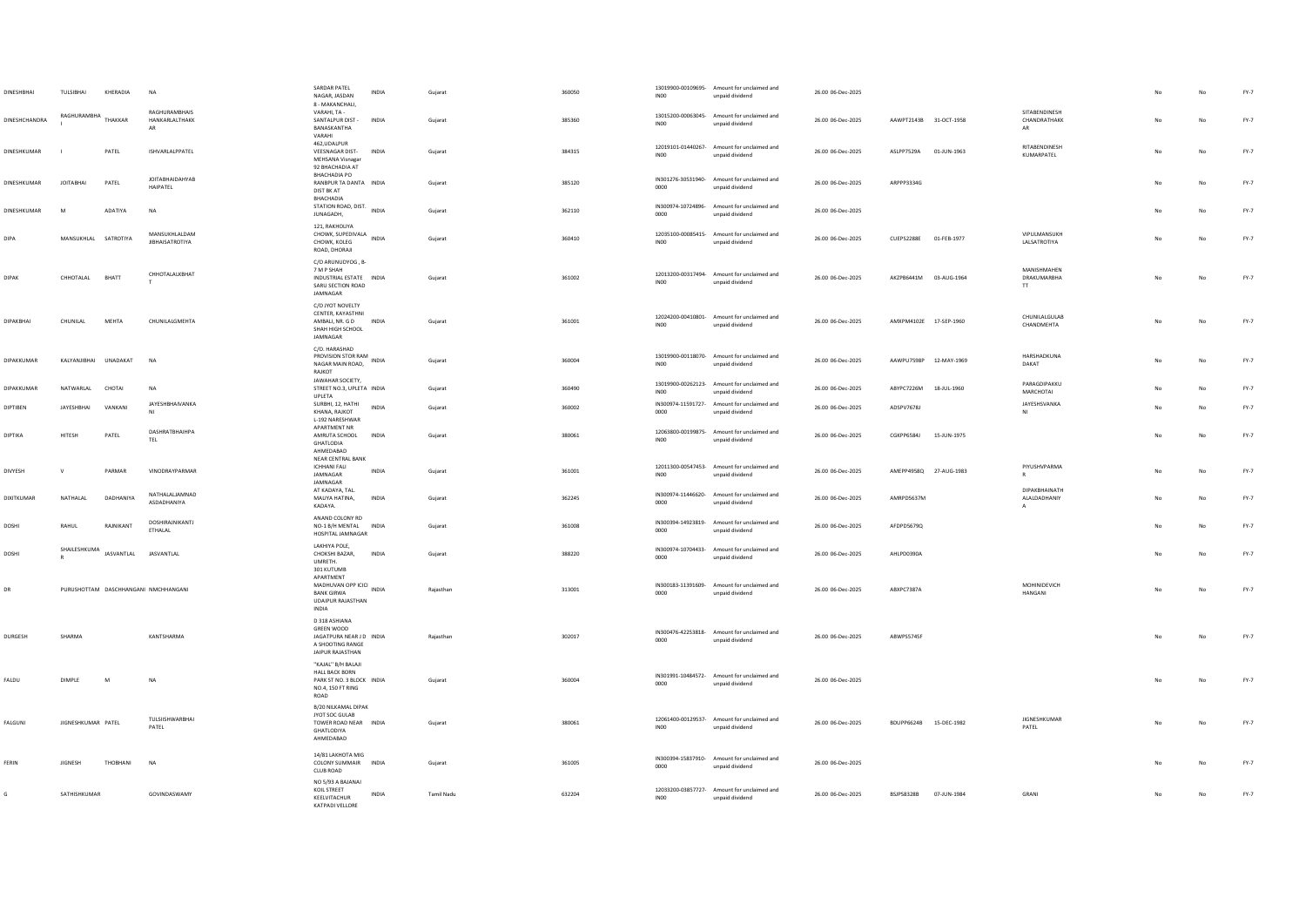| | | | | | | | | | | | | | | | | | | |
|---|---|---|---|---|---|---|---|---|---|---|---|---|---|---|---|---|---|---|
| DINESHBHAI | TULSIBHAI | KHERADIA | NA | SARDAR PATEL NAGAR, JASDAN | INDIA | Gujarat | | 360050 | 13019900-00109695-IN00 | Amount for unclaimed and unpaid dividend | 26.00 | 06-Dec-2025 | | | | No | No | FY-7 |
| DINESHCHANDRA | RAGHURAMBHAI | THAKKAR | RAGHURAMBHAISHANKARLALTHAKKAR | B - MAKANCHALI, VARAHI, TA - SANTALPUR DIST - BANASKANTHA VARAHI | INDIA | Gujarat | | 385360 | 13015200-00063045-IN00 | Amount for unclaimed and unpaid dividend | 26.00 | 06-Dec-2025 | AAWPT2143B | 31-OCT-1958 | SITABENDINESHCHANDRATHAKKAR | No | No | FY-7 |
| DINESHKUMAR | I | PATEL | ISHVARLALPPATEL | 462,UDALPUR VEESNAGAR DIST- MEHSANA Visnagar | INDIA | Gujarat | | 384315 | 12019101-01440267-IN00 | Amount for unclaimed and unpaid dividend | 26.00 | 06-Dec-2025 | ASLPP7529A | 01-JUN-1963 | RITABENDINESHKUMARPATEL | No | No | FY-7 |
| DINESHKUMAR | JOITABHAI | PATEL | JOITABHAIDAHYABHAIPATEL | 92 BHACHADIA AT BHACHADIA PO RANBPUR TA DANTA DIST BK AT | INDIA | Gujarat | | 385120 | IN301276-30531940-0000 | Amount for unclaimed and unpaid dividend | 26.00 | 06-Dec-2025 | ARPPP3334G | | | No | No | FY-7 |
| DINESHKUMAR | M | ADATIYA | NA | BHACHADIA STATION ROAD, DIST. JUNAGADH, | INDIA | Gujarat | | 362110 | IN300974-10724896-0000 | Amount for unclaimed and unpaid dividend | 26.00 | 06-Dec-2025 | | | | No | No | FY-7 |
| DIPA | MANSUKHLAL | SATROTIYA | MANSUKHLALDAMJIBHAISATROTIYA | 121, RAKHOLIYA CHOWK, SUPEDIVALA CHOWK, KOLEG ROAD, DHORAJI | INDIA | Gujarat | | 360410 | 12035100-00085415-IN00 | Amount for unclaimed and unpaid dividend | 26.00 | 06-Dec-2025 | CUEPS2288E | 01-FEB-1977 | VIPULMANSUKHLALSATROTIYA | No | No | FY-7 |
| DIPAK | CHHOTALAL | BHATT | CHHOTALALKBHATT | C/O ARUNUDYOG , B-7 M P SHAH INDUSTRIAL ESTATE SARU SECTION ROAD JAMNAGAR | INDIA | Gujarat | | 361002 | 12013200-00317494-IN00 | Amount for unclaimed and unpaid dividend | 26.00 | 06-Dec-2025 | AKZPB6441M | 03-AUG-1964 | MANISHMAHENDRAKUMARBHATT | No | No | FY-7 |
| DIPAKBHAI | CHUNILAL | MEHTA | CHUNILALGMEHTA | C/O JYOT NOVELTY CENTER, KAYASTHNI AMBALI, NR. G D SHAH HIGH SCHOOL JAMNAGAR | INDIA | Gujarat | | 361001 | 12024200-00410801-IN00 | Amount for unclaimed and unpaid dividend | 26.00 | 06-Dec-2025 | AMXPM4102E | 17-SEP-1960 | CHUNILALGULABCHANDMEHTA | No | No | FY-7 |
| DIPAKKUMAR | KALYANJIBHAI | UNADAKAT | NA | C/O. HARASHAD PROVISION STOR RAM NAGAR MAIN ROAD, RAJKOT | INDIA | Gujarat | | 360004 | 13019900-00118070-IN00 | Amount for unclaimed and unpaid dividend | 26.00 | 06-Dec-2025 | AAWPU7598P | 12-MAY-1969 | HARSHADKUNADAKAT | No | No | FY-7 |
| DIPAKKUMAR | NATWARLAL | CHOTAI | NA | JAWAHAR SOCIETY, STREET NO.3, UPLETA UPLETA | INDIA | Gujarat | | 360490 | 13019900-00262123-IN00 | Amount for unclaimed and unpaid dividend | 26.00 | 06-Dec-2025 | ABYPC7226M | 18-JUL-1960 | PARAGDIPAKKUMARCHOTAI | No | No | FY-7 |
| DIPTIBEN | JAYESHBHAI | VANKANI | JAYESHBHAIVANKANI | SURBHI, 12, HATHI KHANA, RAJKOT | INDIA | Gujarat | | 360002 | IN300974-11591727-0000 | Amount for unclaimed and unpaid dividend | 26.00 | 06-Dec-2025 | ADSPV7678J | | JAYESHSVANKANI | No | No | FY-7 |
| DIPTIKA | HITESH | PATEL | DASHRATBHAIPATEL | L-192 NARESHWAR APARTMENT NR AMRUTA SCHOOL GHATLODIA AHMEDABAD | INDIA | Gujarat | | 380061 | 12063800-00199875-IN00 | Amount for unclaimed and unpaid dividend | 26.00 | 06-Dec-2025 | CGKPP6584J | 15-JUN-1975 | | No | No | FY-7 |
| DIVYESH | V | PARMAR | VINODRAYPARMAR | NEAR CENTRAL BANK ICHHANI FALI JAMNAGAR JAMNAGAR | INDIA | Gujarat | | 361001 | 12011300-00547453-IN00 | Amount for unclaimed and unpaid dividend | 26.00 | 06-Dec-2025 | AMEPP4958Q | 27-AUG-1983 | PIYUSHVPARMAR | No | No | FY-7 |
| DIXITKUMAR | NATHALAL | DADHANIYA | NATHALALJAMNADASDADHANIYA | AT KADAYA, TAL. MALIYA HATINA, KADAYA. | INDIA | Gujarat | | 362245 | IN300974-11446620-0000 | Amount for unclaimed and unpaid dividend | 26.00 | 06-Dec-2025 | AMRPD5637M | | DIPAKBHAINATHALALDADHANIYA | No | No | FY-7 |
| DOSHI | RAHUL | RAJNIKANT | DOSHIRAJNIKANTJETHALAL | ANAND COLONY RD NO-1 B/H MENTAL HOSPITAL JAMNAGAR | INDIA | Gujarat | | 361008 | IN300394-14923819-0000 | Amount for unclaimed and unpaid dividend | 26.00 | 06-Dec-2025 | AFDPD5679Q | | | No | No | FY-7 |
| DOSHI | SHAILESHKUMAR | JASVANTLAL | JASVANTLAL | LAKHIYA POLE, CHOKSHI BAZAR, UMRETH. | INDIA | Gujarat | | 388220 | IN300974-10704433-0000 | Amount for unclaimed and unpaid dividend | 26.00 | 06-Dec-2025 | AHLPD0390A | | | No | No | FY-7 |
| DR | PURUSHOTTAM | DASCHHANGANI | NMCHHANGANI | 301 KUTUMB APARTMENT MADHUVAN OPP ICICI BANK GIRWA UDAIPUR RAJASTHAN INDIA | INDIA | Rajasthan | | 313001 | IN300183-11391609-0000 | Amount for unclaimed and unpaid dividend | 26.00 | 06-Dec-2025 | ABXPC7387A | | MOHINIDEVICHHANGANI | No | No | FY-7 |
| DURGESH | SHARMA | | KANTSHARMA | D 318 ASHIANA GREEN WOOD JAGATPURA NEAR J D A SHOOTING RANGE JAIPUR RAJASTHAN | INDIA | Rajasthan | | 302017 | IN300476-42253818-0000 | Amount for unclaimed and unpaid dividend | 26.00 | 06-Dec-2025 | ABWPS5745F | | | No | No | FY-7 |
| FALDU | DIMPLE | M | NA | "KAJAL" B/H BALAJI HALL BACK BORN PARK ST NO. 3 BLOCK NO.4, 150 FT RING ROAD | INDIA | Gujarat | | 360004 | IN301991-10484572-0000 | Amount for unclaimed and unpaid dividend | 26.00 | 06-Dec-2025 | | | | No | No | FY-7 |
| FALGUNI | JIGNESHKUMAR | PATEL | TULSIISHWARBHAIPATEL | B/20 NILKAMAL DIPAK JYOT SOC GULAB TOWER ROAD NEAR GHATLODIYA AHMEDABAD | INDIA | Gujarat | | 380061 | 12061400-00129537-IN00 | Amount for unclaimed and unpaid dividend | 26.00 | 06-Dec-2025 | BDUPP6624B | 15-DEC-1982 | JIGNESHKUMARPATEL | No | No | FY-7 |
| FERIN | JIGNESH | THOBHANI | NA | 14/81 LAKHOTA MIG COLONY SUMMAIR CLUB ROAD | INDIA | Gujarat | | 361005 | IN300394-15837910-0000 | Amount for unclaimed and unpaid dividend | 26.00 | 06-Dec-2025 | | | | No | No | FY-7 |
| G | SATHISHKUMAR | | GOVINDASWAMY | NO 5/93 A BAJANAI KOIL STREET KEELVITACHUR KATPADI VELLORE | INDIA | Tamil Nadu | | 632204 | 12033200-03857727-IN00 | Amount for unclaimed and unpaid dividend | 26.00 | 06-Dec-2025 | BSJPS8328B | 07-JUN-1984 | GRANI | No | No | FY-7 |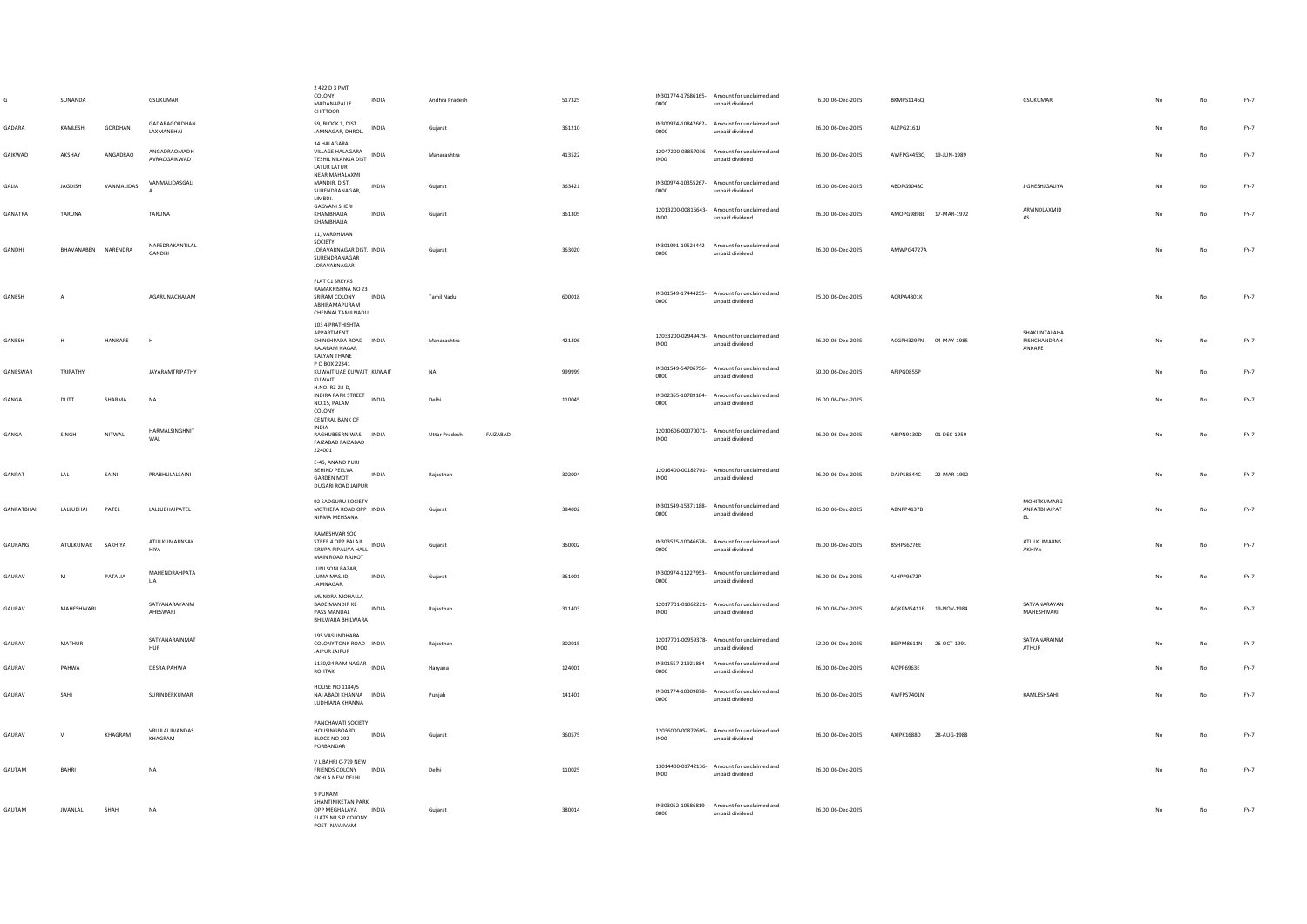| | | | | | | | | | | | | | | | | | | |
|---|---|---|---|---|---|---|---|---|---|---|---|---|---|---|---|---|---|---|
| G | SUNANDA | | GSUKUMAR | 2 422 D 3 PMT COLONY MADANAPALLE CHITTOOR | INDIA | Andhra Pradesh | | 517325 | IN301774-17686165-0000 | Amount for unclaimed and unpaid dividend | 6.00 | 06-Dec-2025 | BKMPS1146Q | | GSUKUMAR | No | No | FY-7 |
| GADARA | KAMLESH | GORDHAN | GADARAGORDHAN LAXMANBHAI | 59, BLOCK 1, DIST. JAMNAGAR, DHROL. | INDIA | Gujarat | | 361210 | IN300974-10847662-0000 | Amount for unclaimed and unpaid dividend | 26.00 | 06-Dec-2025 | ALZPG2161J | | | No | No | FY-7 |
| GAIKWAD | AKSHAY | ANGADRAO | ANGADRAOMADH AVRAOGAIKWAD | 34 HALAGARA VILLAGE HALAGARA TESHIL NILANGA DIST LATUR LATUR | INDIA | Maharashtra | | 413522 | 12047200-03857036-IN00 | Amount for unclaimed and unpaid dividend | 26.00 | 06-Dec-2025 | AWFPG4453Q | 19-JUN-1989 | | No | No | FY-7 |
| GALIA | JAGDISH | VANMALIDAS | VANMALIDASGALI A | NEAR MAHALAXMI MANDIR, DIST. SURENDRANAGAR, LIMBDI. | INDIA | Gujarat | | 363421 | IN300974-10355267-0000 | Amount for unclaimed and unpaid dividend | 26.00 | 06-Dec-2025 | ABDPG9048C | | JIGNESHJGALIYA | No | No | FY-7 |
| GANATRA | TARUNA | | TARUNA | GAGVANI SHERI KHAMBHALIA KHAMBHALIA | INDIA | Gujarat | | 361305 | 12013200-00815643-IN00 | Amount for unclaimed and unpaid dividend | 26.00 | 06-Dec-2025 | AMOPG9898E | 17-MAR-1972 | ARVINDLAXMID AS | No | No | FY-7 |
| GANDHI | BHAVANABEN | NARENDRA | NAREDRAKANTILAL GANDHI | 11, VARDHMAN SOCIETY JORAVARNAGAR DIST. SURENDRANAGAR JORAVARNAGAR | INDIA | Gujarat | | 363020 | IN301991-10524442-0000 | Amount for unclaimed and unpaid dividend | 26.00 | 06-Dec-2025 | AMWPG4727A | | | No | No | FY-7 |
| GANESH | A | | AGARUNACHALAM | FLAT C1 SREYAS RAMAKRISHNA NO 23 SRIRAM COLONY ABHIRAMAPURAM CHENNAI TAMILNADU | INDIA | Tamil Nadu | | 600018 | IN301549-17444255-0000 | Amount for unclaimed and unpaid dividend | 25.00 | 06-Dec-2025 | ACRPA4301K | | | No | No | FY-7 |
| GANESH | H | HANKARE | H | 103 4 PRATHISHTA APPARTMENT CHINCHPADA ROAD RAJARAM NAGAR KALYAN THANE | INDIA | Maharashtra | | 421306 | 12033200-02949479-IN00 | Amount for unclaimed and unpaid dividend | 26.00 | 06-Dec-2025 | ACGPH3297N | 04-MAY-1985 | SHAKUNTALAHA RISHCHANDRAH ANKARE | No | No | FY-7 |
| GANESWAR | TRIPATHY | | JAYARAMTRIPATHY | P O BOX 22341 KUWAIT UAE KUWAIT KUWAIT | KUWAIT | NA | | 999999 | IN301549-54706756-0000 | Amount for unclaimed and unpaid dividend | 50.00 | 06-Dec-2025 | AFJPG0855P | | | No | No | FY-7 |
| GANGA | DUTT | SHARMA | NA | H.NO. RZ-23-D, INDIRA PARK STREET NO.15, PALAM COLONY | INDIA | Delhi | | 110045 | IN302365-10789184-0000 | Amount for unclaimed and unpaid dividend | 26.00 | 06-Dec-2025 | | | | No | No | FY-7 |
| GANGA | SINGH | NITWAL | HARMALSINGHNIT WAL | CENTRAL BANK OF INDIA RAGHUBEERNIWAS FAIZABAD FAIZABAD 224001 | INDIA | Uttar Pradesh | FAIZABAD | | 12010606-00070071-IN00 | Amount for unclaimed and unpaid dividend | 26.00 | 06-Dec-2025 | ABIPN9130D | 01-DEC-1959 | | No | No | FY-7 |
| GANPAT | LAL | SAINI | PRABHULALSAINI | E-45, ANAND PURI BEHIND PEELVA GARDEN MOTI DUGARI ROAD JAIPUR | INDIA | Rajasthan | | 302004 | 12016400-00182701-IN00 | Amount for unclaimed and unpaid dividend | 26.00 | 06-Dec-2025 | DAJPS8844C | 22-MAR-1992 | | No | No | FY-7 |
| GANPATBHAI | LALLUBHAI | PATEL | LALLUBHAIPATEL | 92 SADGURU SOCIETY MOTHERA ROAD OPP NIRMA MEHSANA | INDIA | Gujarat | | 384002 | IN301549-15371188-0000 | Amount for unclaimed and unpaid dividend | 26.00 | 06-Dec-2025 | ABNPP4137B | | MOHITKUMARG ANPATBHAIPAT EL | No | No | FY-7 |
| GAURANG | ATULKUMAR | SAKHIYA | ATULKUMARNSAK HIYA | RAMESHVAR SOC STREE 4 OPP BALAJI KRUPA PIPALIYA HALL MAIN ROAD RAJKOT | INDIA | Gujarat | | 360002 | IN303575-10046678-0000 | Amount for unclaimed and unpaid dividend | 26.00 | 06-Dec-2025 | BSHPS6276E | | ATULKUMARNS AKHIYA | No | No | FY-7 |
| GAURAV | M | PATALIA | MAHENDRAHPATA LIA | JUNI SONI BAZAR, JUMA MASJID, JAMNAGAR. | INDIA | Gujarat | | 361001 | IN300974-11227953-0000 | Amount for unclaimed and unpaid dividend | 26.00 | 06-Dec-2025 | AJHPP9672P | | | No | No | FY-7 |
| GAURAV | MAHESHWARI | | SATYANARAYANM AHESWARI | MUNDRA MOHALLA BADE MANDIR KE PASS MANDAL BHILWARA BHILWARA | INDIA | Rajasthan | | 311403 | 12017701-01062221-IN00 | Amount for unclaimed and unpaid dividend | 26.00 | 06-Dec-2025 | AQKPM5411B | 19-NOV-1984 | SATYANARAYAN MAHESHWARI | No | No | FY-7 |
| GAURAV | MATHUR | | SATYANARAINMAT HUR | 195 VASUNDHARA COLONY TONK ROAD JAIPUR JAIPUR | INDIA | Rajasthan | | 302015 | 12017701-00959378-IN00 | Amount for unclaimed and unpaid dividend | 52.00 | 06-Dec-2025 | BEIPM8611N | 26-OCT-1991 | SATYANARAINM ATHUR | No | No | FY-7 |
| GAURAV | PAHWA | | DESRAJPAHWA | 1130/24 RAM NAGAR ROHTAK | INDIA | Haryana | | 124001 | IN301557-21921884-0000 | Amount for unclaimed and unpaid dividend | 26.00 | 06-Dec-2025 | AIZPP6963E | | | No | No | FY-7 |
| GAURAV | SAHI | | SURINDERKUMAR | HOUSE NO 1184/5 NAI ABADI KHANNA LUDHIANA KHANNA | INDIA | Punjab | | 141401 | IN301774-10309878-0000 | Amount for unclaimed and unpaid dividend | 26.00 | 06-Dec-2025 | AWFPS7401N | | KAMLESHSAHI | No | No | FY-7 |
| GAURAV | V | KHAGRAM | VRUJLALJIVANDAS KHAGRAM | PANCHAVATI SOCIETY HOUSINGBOARD BLOCK NO 292 PORBANDAR | INDIA | Gujarat | | 360575 | 12036000-00872605-IN00 | Amount for unclaimed and unpaid dividend | 26.00 | 06-Dec-2025 | AXIPK1688D | 28-AUG-1988 | | No | No | FY-7 |
| GAUTAM | BAHRI | | NA | V L BAHRI C-779 NEW FRIENDS COLONY OKHLA NEW DELHI | INDIA | Delhi | | 110025 | 13014400-01742136-IN00 | Amount for unclaimed and unpaid dividend | 26.00 | 06-Dec-2025 | | | | No | No | FY-7 |
| GAUTAM | JIVANLAL | SHAH | NA | 9 PUNAM SHANTINIKETAN PARK OPP MEGHALAYA FLATS NR S P COLONY POST- NAVJIVAM | INDIA | Gujarat | | 380014 | IN303052-10586819-0000 | Amount for unclaimed and unpaid dividend | 26.00 | 06-Dec-2025 | | | | No | No | FY-7 |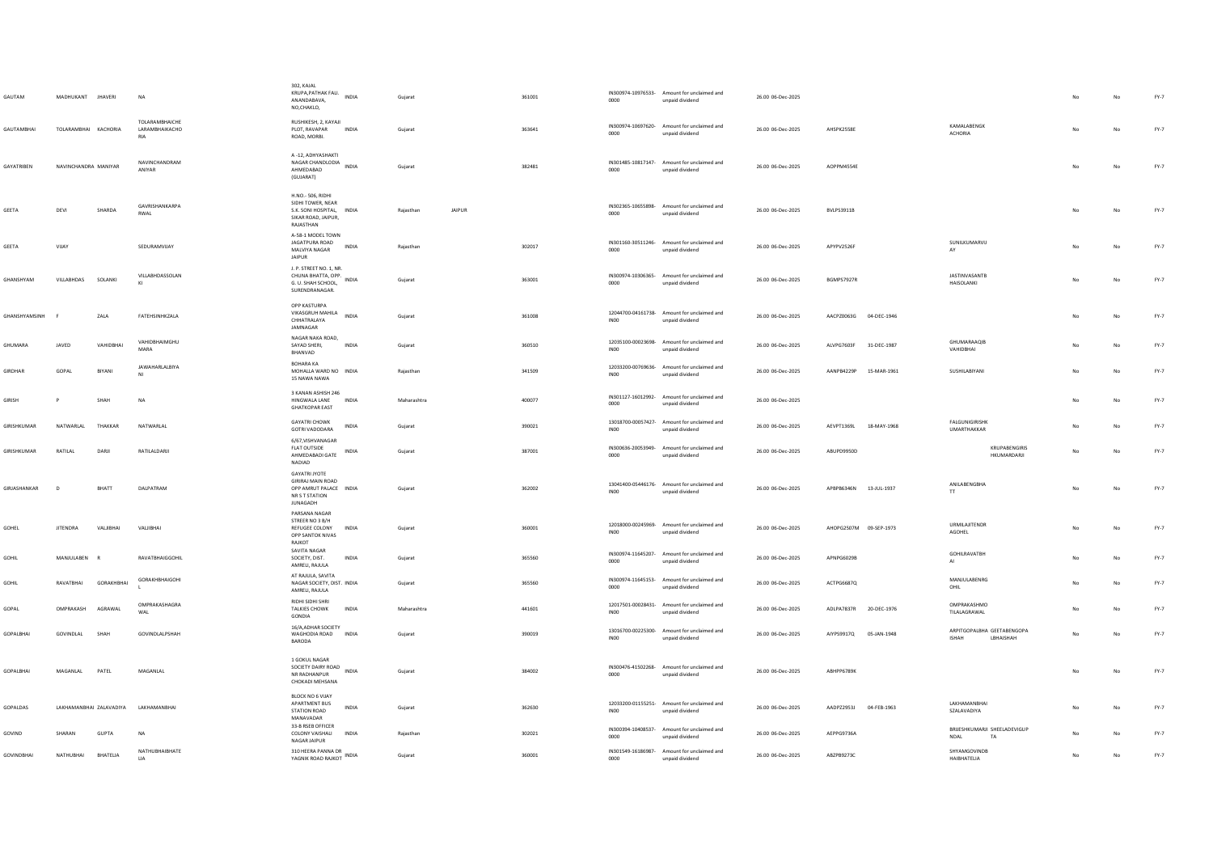| | | | | | | | | | | | | | | | | | | |
|---|---|---|---|---|---|---|---|---|---|---|---|---|---|---|---|---|---|---|
| GAUTAM | MADHUKANT | JHAVERI | NA | 302, KAJAL KRUPA,PATHAK FALI. ANANDABAVA, NO,CHAKLO, | INDIA | Gujarat | | 361001 | IN300974-10976533-0000 | Amount for unclaimed and unpaid dividend | 26.00 06-Dec-2025 | | | | | No | No | FY-7 |
| GAUTAMBHAI | TOLARAMBHAI | KACHORIA | TOLARAMBHAICHE LARAMBHAIKACHO RIA | RUSHIKESH, 2, KAYAJI PLOT, RAVAPAR ROAD, MORBI. | INDIA | Gujarat | | 363641 | IN300974-10697620-0000 | Amount for unclaimed and unpaid dividend | 26.00 06-Dec-2025 | AHSPK2558E | | KAMALABENGK ACHORIA | | No | No | FY-7 |
| GAYATRIBEN | NAVINCHANDRA | MANIYAR | NAVINCHANDRAM ANIYAR | A -12, ADHYASHAKTI NAGAR CHANDLODIA AHMEDABAD (GUJARAT) | INDIA | Gujarat | | 382481 | IN301485-10817147-0000 | Amount for unclaimed and unpaid dividend | 26.00 06-Dec-2025 | AOPPM4554E | | | | No | No | FY-7 |
| GEETA | DEVI | SHARDA | GAVRISHANKARPA RWAL | H.NO.- 506, RIDHI SIDHI TOWER, NEAR S.K. SONI HOSPITAL, SIKAR ROAD, JAIPUR, RAJASTHAN | INDIA | Rajasthan | JAIPUR | | IN302365-10655898-0000 | Amount for unclaimed and unpaid dividend | 26.00 06-Dec-2025 | BVLPS3911B | | | | No | No | FY-7 |
| GEETA | VIJAY | | SEDURAMVIJAY | A-58-1 MODEL TOWN JAGATPURA ROAD MALVIYA NAGAR JAIPUR | INDIA | Rajasthan | | 302017 | IN301160-30511246-0000 | Amount for unclaimed and unpaid dividend | 26.00 06-Dec-2025 | APYPV2526F | | SUNILKUMARVIJ AY | | No | No | FY-7 |
| GHANSHYAM | VALLABHDAS | SOLANKI | VALLABHDASSOLAN KI | J. P. STREET NO. 1, NR. CHUNA BHATTA, OPP. G. U. SHAH SCHOOL, SURENDRANAGAR. | INDIA | Gujarat | | 363001 | IN300974-10306365-0000 | Amount for unclaimed and unpaid dividend | 26.00 06-Dec-2025 | BGMPS7927R | | JASTINVASANTB HAISOLANKI | | No | No | FY-7 |
| GHANSHYAMSINH | F | ZALA | FATEHSINHKZALA | OPP KASTURPA VIKASGRUH MAHILA CHHATRALAYA JAMNAGAR | INDIA | Gujarat | | 361008 | 12044700-04161738-IN00 | Amount for unclaimed and unpaid dividend | 26.00 06-Dec-2025 | AACPZ0063G | 04-DEC-1946 | | | No | No | FY-7 |
| GHUMARA | JAVED | VAHIDBHAI | VAHIDBHAIMGHU MARA | NAGAR NAKA ROAD, SAYAD SHERI, BHANVAD | INDIA | Gujarat | | 360510 | 12035100-00023698-IN00 | Amount for unclaimed and unpaid dividend | 26.00 06-Dec-2025 | ALVPG7603F | 31-DEC-1987 | GHUMARAAQIB VAHIDBHAI | | No | No | FY-7 |
| GIRDHAR | GOPAL | BIYANI | JAWAHARLALBIYA NI | BOHARA KA MOHALLA WARD NO 15 NAWA NAWA | INDIA | Rajasthan | | 341509 | 12033200-00769636-IN00 | Amount for unclaimed and unpaid dividend | 26.00 06-Dec-2025 | AANPB4229P | 15-MAR-1961 | SUSHILABIYANI | | No | No | FY-7 |
| GIRISH | P | SHAH | NA | 3 KANAN ASHISH 246 HINGWALA LANE GHATKOPAR EAST | INDIA | Maharashtra | | 400077 | IN301127-16012992-0000 | Amount for unclaimed and unpaid dividend | 26.00 06-Dec-2025 | | | | | No | No | FY-7 |
| GIRISHKUMAR | NATWARLAL | THAKKAR | NATWARLAL | GAYATRI CHOWK GOTRI VADODARA | INDIA | Gujarat | | 390021 | 13018700-00057427-IN00 | Amount for unclaimed and unpaid dividend | 26.00 06-Dec-2025 | AEVPT1369L | 18-MAY-1968 | FALGUNIGIRISHK UMARTHAKKAR | | No | No | FY-7 |
| GIRISHKUMAR | RATILAL | DARJI | RATILALDARJI | 6/67,VISHVANAGAR FLAT OUTSIDE AHMEDABADI GATE NADIAD | INDIA | Gujarat | | 387001 | IN300636-20053949-0000 | Amount for unclaimed and unpaid dividend | 26.00 06-Dec-2025 | ABUPD9950D | | | KRUPABENGIRIS HKUMARDARJI | No | No | FY-7 |
| GIRJASHANKAR | D | BHATT | DALPATRAM | GAYATRI JYOTE GIRIRAJ MAIN ROAD OPP AMRUT PALACE NR S T STATION JUNAGADH | INDIA | Gujarat | | 362002 | 13041400-05446176-IN00 | Amount for unclaimed and unpaid dividend | 26.00 06-Dec-2025 | APBPB6346N | 13-JUL-1937 | ANILABENGBHA TT | | No | No | FY-7 |
| GOHEL | JITENDRA | VALJIBHAI | VALJIBHAI | PARSANA NAGAR STREER NO 3 B/H REFUGEE COLONY OPP SANTOK NIVAS RAJKOT | INDIA | Gujarat | | 360001 | 12018000-00245969-IN00 | Amount for unclaimed and unpaid dividend | 26.00 06-Dec-2025 | AHOPG2507M | 09-SEP-1973 | URMILAJITENDR AGOHEL | | No | No | FY-7 |
| GOHIL | MANJULABEN | R | RAVATBHAIGGOHIL | SAVITA NAGAR SOCIETY, DIST. AMRELI, RAJULA | INDIA | Gujarat | | 365560 | IN300974-11645207-0000 | Amount for unclaimed and unpaid dividend | 26.00 06-Dec-2025 | APNPG6029B | | GOHILRAVATBH AI | | No | No | FY-7 |
| GOHIL | RAVATBHAI | GORAKHBHAI | GORAKHBHAIGOHI L | AT RAJULA, SAVITA NAGAR SOCIETY, DIST. AMRELI, RAJULA | INDIA | Gujarat | | 365560 | IN300974-11645153-0000 | Amount for unclaimed and unpaid dividend | 26.00 06-Dec-2025 | ACTPG6687Q | | MANJULABENRG OHIL | | No | No | FY-7 |
| GOPAL | OMPRAKASH | AGRAWAL | OMPRAKASHAGRA WAL | RIDHI SIDHI SHRI TALKIES CHOWK GONDIA | INDIA | Maharashtra | | 441601 | 12017501-00028431-IN00 | Amount for unclaimed and unpaid dividend | 26.00 06-Dec-2025 | ADLPA7837R | 20-DEC-1976 | OMPRAKASHMO TILALAGRAWAL | | No | No | FY-7 |
| GOPALBHAI | GOVINDLAL | SHAH | GOVINDLALPSHAH | 16/A,ADHAR SOCIETY WAGHODIA ROAD BARODA | INDIA | Gujarat | | 390019 | 13016700-00225300-IN00 | Amount for unclaimed and unpaid dividend | 26.00 06-Dec-2025 | AIYPS9917Q | 05-JAN-1948 | ARPITGOPALBHA ISHAH | GEETABENGOPA LBHAISHAH | No | No | FY-7 |
| GOPALBHAI | MAGANLAL | PATEL | MAGANLAL | 1 GOKUL NAGAR SOCIETY DAIRY ROAD NR RADHANPUR CHOKADI MEHSANA | INDIA | Gujarat | | 384002 | IN300476-41502268-0000 | Amount for unclaimed and unpaid dividend | 26.00 06-Dec-2025 | ABHPP6789K | | | | No | No | FY-7 |
| GOPALDAS | LAKHAMANBHAI | ZALAVADIYA | LAKHAMANBHAI | BLOCK NO 6 VIJAY APARTMENT BUS STATION ROAD MANAVADAR | INDIA | Gujarat | | 362630 | 12033200-01155251-IN00 | Amount for unclaimed and unpaid dividend | 26.00 06-Dec-2025 | AADPZ2953J | 04-FEB-1963 | LAKHAMANBHAI SZALAVADIYA | | No | No | FY-7 |
| GOVIND | SHARAN | GUPTA | NA | 33-B RSEB OFFICER COLONY VAISHALI NAGAR JAIPUR | INDIA | Rajasthan | | 302021 | IN300394-10408537-0000 | Amount for unclaimed and unpaid dividend | 26.00 06-Dec-2025 | AEPPG9736A | | BRIJESHKUMARJI NDAL | SHEELADEVIGUP TA | No | No | FY-7 |
| GOVINDBHAI | NATHUBHAI | BHATELIA | NATHUBHAIBHATE LIA | 310 HEERA PANNA DR YAGNIK ROAD RAJKOT | INDIA | Gujarat | | 360001 | IN301549-16186987-0000 | Amount for unclaimed and unpaid dividend | 26.00 06-Dec-2025 | ABZPB9273C | | SHYAMGOVINDB HAIBHATELIA | | No | No | FY-7 |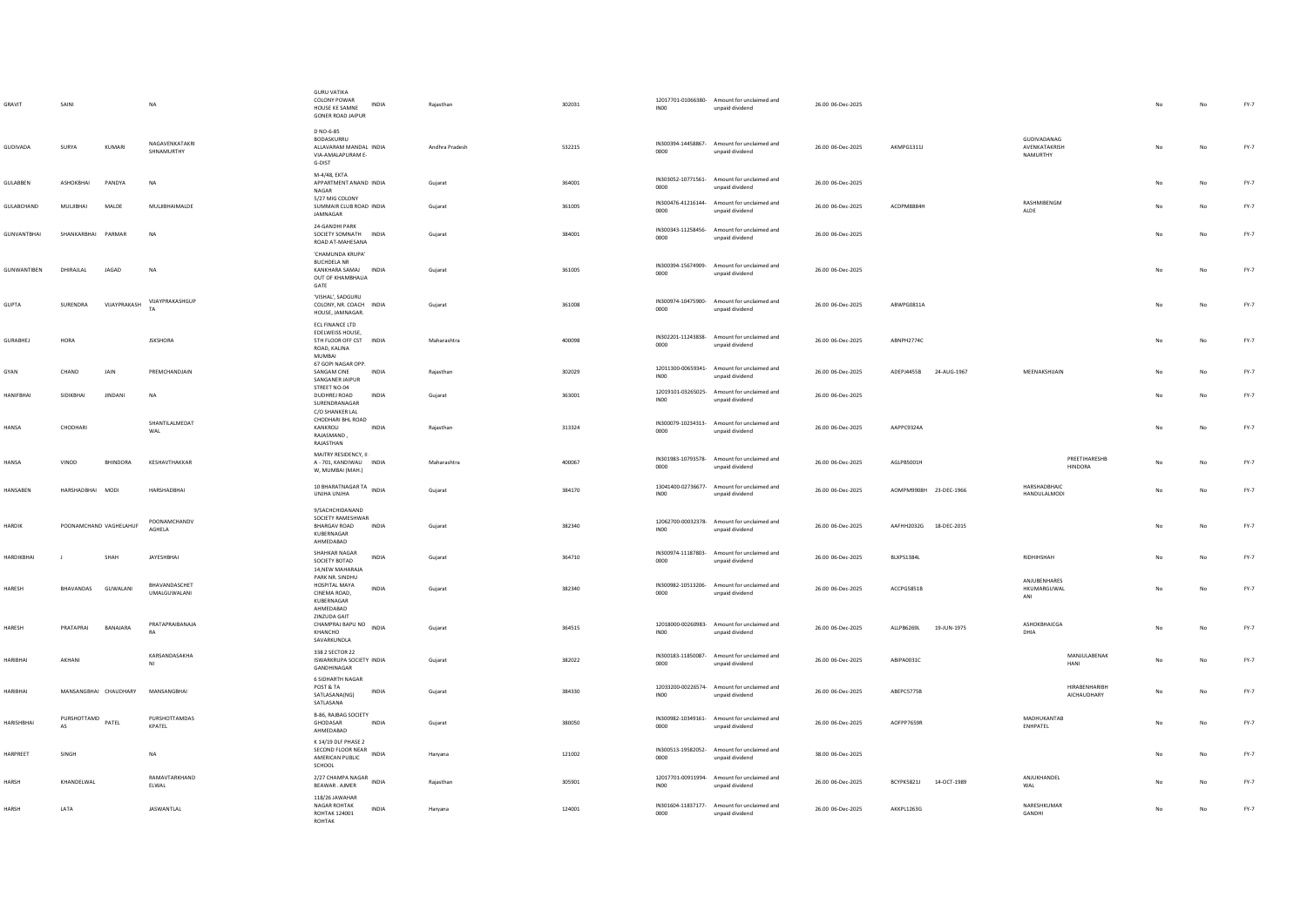| GRAVIT | SAINI | | NA | GURU VATIKA COLONY POWAR HOUSE KE SAMNE GONER ROAD JAIPUR | INDIA | Rajasthan | 302031 | 12017701-01066380-IN00 | Amount for unclaimed and unpaid dividend | 26.00 06-Dec-2025 | | | | | No | No | FY-7 |
|---|---|---|---|---|---|---|---|---|---|---|---|---|---|---|---|---|---|
| GUDIVADA | SURYA | KUMARI | NAGAVENKATAKRISHNAMURTHY | D NO-6-85 BODASKURRU ALLAVARAM MANDAL VIA-AMALAPURAM E-G-DIST | INDIA | Andhra Pradesh | 533215 | IN300394-14458867-0000 | Amount for unclaimed and unpaid dividend | 26.00 06-Dec-2025 | AKMPG1311J | | GUDIVADANAGAVENKATAKRISHNAMURTHY | | No | No | FY-7 |
| GULABBEN | ASHOKBHAI | PANDYA | NA | M-4/48, EKTA APPARTMENT ANAND NAGAR | INDIA | Gujarat | 364001 | IN303052-10771561-0000 | Amount for unclaimed and unpaid dividend | 26.00 06-Dec-2025 | | | | | No | No | FY-7 |
| GULABCHAND | MULJIBHAI | MALDE | MULJIBHAIMALDE | 5/27 MIG COLONY SUMMAIR CLUB ROAD JAMNAGAR | INDIA | Gujarat | 361005 | IN300476-41216144-0000 | Amount for unclaimed and unpaid dividend | 26.00 06-Dec-2025 | ACDPM8884H | | RASHMIBENGMALDE | | No | No | FY-7 |
| GUNVANTBHAI | SHANKARBHAI | PARMAR | NA | 24-GANDHI PARK SOCIETY SOMNATH ROAD AT-MAHESANA | INDIA | Gujarat | 384001 | IN300343-11258456-0000 | Amount for unclaimed and unpaid dividend | 26.00 06-Dec-2025 | | | | | No | No | FY-7 |
| GUNWANTIBEN | DHIRAJLAL | JAGAD | NA | 'CHAMUNDA KRUPA' BUCHDELA NR KANKHARA SAMAJ OUT OF KHAMBHALIA GATE | INDIA | Gujarat | 361005 | IN300394-15674909-0000 | Amount for unclaimed and unpaid dividend | 26.00 06-Dec-2025 | | | | | No | No | FY-7 |
| GUPTA | SURENDRA | VIJAYPRAKASH | VIJAYPRAKASHGUPTA | 'VISHAL', SADGURU COLONY, NR. COACH HOUSE, JAMNAGAR. | INDIA | Gujarat | 361008 | IN300974-10475900-0000 | Amount for unclaimed and unpaid dividend | 26.00 06-Dec-2025 | ABWPG0811A | | | | No | No | FY-7 |
| GURABHEJ | HORA | | JSKSHORA | ECL FINANCE LTD EDELWEISS HOUSE, 5TH FLOOR OFF CST ROAD, KALINA MUMBAI | INDIA | Maharashtra | 400098 | IN302201-11243838-0000 | Amount for unclaimed and unpaid dividend | 26.00 06-Dec-2025 | ABNPH2774C | | | | No | No | FY-7 |
| GYAN | CHAND | JAIN | PREMCHANDJAIN | 67 GOPI NAGAR OPP. SANGAM CINE SANGANER JAIPUR | INDIA | Rajasthan | 302029 | 12011300-00659341-IN00 | Amount for unclaimed and unpaid dividend | 26.00 06-Dec-2025 | ADEPJ4455B | 24-AUG-1967 | MEENAKSHIJAIN | | No | No | FY-7 |
| HANIFBHAI | SIDIKBHAI | JINDANI | NA | STREET NO-04 DUDHREJ ROAD SURENDRANAGAR | INDIA | Gujarat | 363001 | 12019101-03265025-IN00 | Amount for unclaimed and unpaid dividend | 26.00 06-Dec-2025 | | | | | No | No | FY-7 |
| HANSA | CHODHARI | | SHANTILALMEDATWAL | C/O SHANKER LAL CHODHARI BHL ROAD KANKROLI RAJASMAND , RAJASTHAN | INDIA | Rajasthan | 313324 | IN300079-10234313-0000 | Amount for unclaimed and unpaid dividend | 26.00 06-Dec-2025 | AAPPC9324A | | | | No | No | FY-7 |
| HANSA | VINOD | BHINDORA | KESHAVTHAKKAR | MAITRY RESIDENCY, II-A - 701, KANDIWALI W, MUMBAI (MAH.) | INDIA | Maharashtra | 400067 | IN301983-10793578-0000 | Amount for unclaimed and unpaid dividend | 26.00 06-Dec-2025 | AGLPB5001H | | | PREETIHARESHBHINDORA | No | No | FY-7 |
| HANSABEN | HARSHADBHAI | MODI | HARSHADBHAI | 10 BHARATNAGAR TA UNJHA UNJHA | INDIA | Gujarat | 384170 | 13041400-02736677-IN00 | Amount for unclaimed and unpaid dividend | 26.00 06-Dec-2025 | AOMPM9908H | 23-DEC-1966 | HARSHADBHAICHANDULALMODI | | No | No | FY-7 |
| HARDIK | POONAMCHAND | VAGHELAHUF | POONAMCHANDVAGHELA | 9/SACHCHIDANAND SOCIETY RAMESHWAR BHARGAV ROAD KUBERNAGAR AHMEDABAD | INDIA | Gujarat | 382340 | 12062700-00032378-IN00 | Amount for unclaimed and unpaid dividend | 26.00 06-Dec-2025 | AAFHH2032G | 18-DEC-2015 | | | No | No | FY-7 |
| HARDIKBHAI | J | SHAH | JAYESHBHAI | SHAHKAR NAGAR SOCIETY BOTAD | INDIA | Gujarat | 364710 | IN300974-11187803-0000 | Amount for unclaimed and unpaid dividend | 26.00 06-Dec-2025 | BLXPS1384L | | RIDHIHSHAH | | No | No | FY-7 |
| HARESH | BHAVANDAS | GUWALANI | BHAVANDASCHETUMALGUWALANI | 14,NEW MAHARAJA PARK NR. SINDHU HOSPITAL MAYA CINEMA ROAD, KUBERNAGAR AHMEDABAD | INDIA | Gujarat | 382340 | IN300982-10513206-0000 | Amount for unclaimed and unpaid dividend | 26.00 06-Dec-2025 | ACCPG5851B | | ANJUBENHARESHKUMARGUWALANI | | No | No | FY-7 |
| HARESH | PRATAPRAI | BANAJARA | PRATAPRAIBANAJARA | ZINZUDA GAIT CHAMPRAJ BAPU NO KHANCHO SAVARKUNDLA | INDIA | Gujarat | 364515 | 12018000-00260983-IN00 | Amount for unclaimed and unpaid dividend | 26.00 06-Dec-2025 | ALLPB6269L | 19-JUN-1975 | ASHOKBHAICGADHIA | | No | No | FY-7 |
| HARIBHAI | AKHANI | | KARSANDASAKHANI | 338 2 SECTOR 22 ISWARKRUPA SOCIETY GANDHINAGAR | INDIA | Gujarat | 382022 | IN300183-11850087-0000 | Amount for unclaimed and unpaid dividend | 26.00 06-Dec-2025 | ABIPA0031C | | | MANJULABENAKHANI | No | No | FY-7 |
| HARIBHAI | MANSANGBHAI | CHAUDHARY | MANSANGBHAI | 6 SIDHARTH NAGAR POST & TA SATLASANA(NG) SATLASANA | INDIA | Gujarat | 384330 | 12033200-00226574-IN00 | Amount for unclaimed and unpaid dividend | 26.00 06-Dec-2025 | ABEPC5775B | | | HIRABENHARIBHAICHAUDHARY | No | No | FY-7 |
| HARISHBHAI | PURSHOTTAMDAS | PATEL | PURSHOTTAMDASKPATEL | B-86, RAJBAG SOCIETY GHODASAR AHMEDABAD | INDIA | Gujarat | 380050 | IN300982-10349161-0000 | Amount for unclaimed and unpaid dividend | 26.00 06-Dec-2025 | AOFPP7659R | | MADHUKANTABENHPATEL | | No | No | FY-7 |
| HARPREET | SINGH | | NA | K 14/19 DLF PHASE 2 SECOND FLOOR NEAR AMERICAN PUBLIC SCHOOL | INDIA | Haryana | 121002 | IN300513-19582052-0000 | Amount for unclaimed and unpaid dividend | 38.00 06-Dec-2025 | | | | | No | No | FY-7 |
| HARSH | KHANDELWAL | | RAMAVTARKHANDELWAL | 2/27 CHAMPA NAGAR BEAWAR . AJMER | INDIA | Rajasthan | 305901 | 12017701-00911994-IN00 | Amount for unclaimed and unpaid dividend | 26.00 06-Dec-2025 | BCYPK5821J | 14-OCT-1989 | ANJUKHANDELWAL | | No | No | FY-7 |
| HARSH | LATA | | JASWANTLAL | 118/26 JAWAHAR NAGAR ROHTAK ROHTAK 124001 ROHTAK | INDIA | Haryana | 124001 | IN301604-11837177-0000 | Amount for unclaimed and unpaid dividend | 26.00 06-Dec-2025 | AKKPL1263G | | NARESHKUMARGANDHI | | No | No | FY-7 |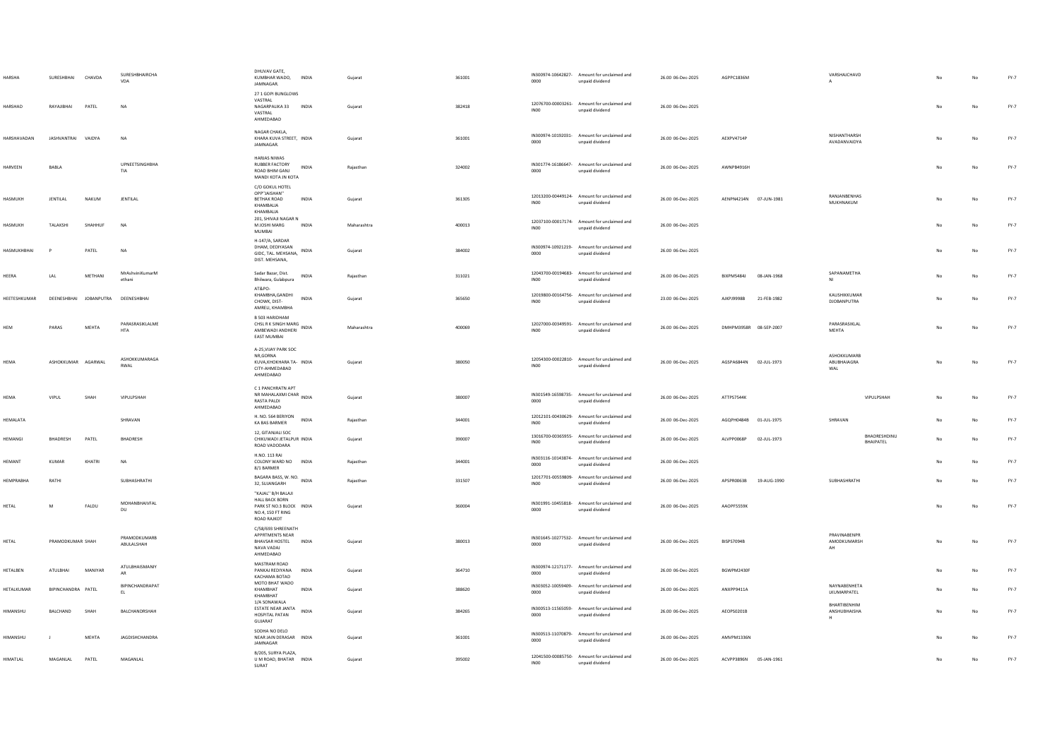| | | | | | | | | | | | | | | | | | | |
|---|---|---|---|---|---|---|---|---|---|---|---|---|---|---|---|---|---|---|
| HARSHA | SURESHBHAI | CHAVDA | SURESHBHAIRCHAVDA | DHUVAV GATE, KUMBHAR WADO, JAMNAGAR. | INDIA | Gujarat | 361001 | IN300974-10642827-0000 | Amount for unclaimed and unpaid dividend | 26.00 | 06-Dec-2025 | AGPPC1836M | | VARSHAJCHAVDA | | No | No | FY-7 |
| HARSHAD | RAYAJIBHAI | PATEL | NA | 27 1 GOPI BUNGLOWS VASTRAL NAGARPALIKA 33 VASTRAL AHMEDABAD | INDIA | Gujarat | 382418 | 12076700-00003261-IN00 | Amount for unclaimed and unpaid dividend | 26.00 | 06-Dec-2025 | | | | | No | No | FY-7 |
| HARSHAVADAN | JASHVANTRAI | VAIDYA | NA | NAGAR CHAKLA, KHARA KUVA STREET, JAMNAGAR. | INDIA | Gujarat | 361001 | IN300974-10192031-0000 | Amount for unclaimed and unpaid dividend | 26.00 | 06-Dec-2025 | AEXPV4714P | | NISHANTHARSHAVADANVAIDYA | | No | No | FY-7 |
| HARVEEN | BABLA | | UPNEETSINGHBHATIA | HARJAS NIWAS RUBBER FACTORY ROAD BHIM GANJ MANDI KOTA JN KOTA | INDIA | Rajasthan | 324002 | IN301774-16186647-0000 | Amount for unclaimed and unpaid dividend | 26.00 | 06-Dec-2025 | AWNPB4916H | | | | No | No | FY-7 |
| HASMUKH | JENTILAL | NAKUM | JENTILAL | C/O GOKUL HOTEL OPP"JAISHAN" BETHAK ROAD KHAMBALIA KHAMBALIA | INDIA | Gujarat | 361305 | 12013200-00449124-IN00 | Amount for unclaimed and unpaid dividend | 26.00 | 06-Dec-2025 | AENPN4214N | 07-JUN-1981 | RANJANBENHASMUKHNAKUM | | No | No | FY-7 |
| HASMUKH | TALAKSHI | SHAHHUF | NA | 201, SHIVAJI NAGAR N M JOSHI MARG MUMBAI | INDIA | Maharashtra | 400013 | 12037100-00017174-IN00 | Amount for unclaimed and unpaid dividend | 26.00 | 06-Dec-2025 | | | | | No | No | FY-7 |
| HASMUKHBHAI | P | PATEL | NA | H-147/A, SARDAR DHAM, DEDIYASAN GIDC, TAL. MEHSANA, DIST. MEHSANA, | INDIA | Gujarat | 384002 | IN300974-10921219-0000 | Amount for unclaimed and unpaid dividend | 26.00 | 06-Dec-2025 | | | | | No | No | FY-7 |
| HEERA | LAL | METHANI | MrAshvinKumarMethani | Sadar Bazar, Dist. Bhilwara, Gulabpura | INDIA | Rajasthan | 311021 | 12043700-00194683-IN00 | Amount for unclaimed and unpaid dividend | 26.00 | 06-Dec-2025 | BIXPM5484J | 08-JAN-1968 | SAPANAMETHANI | | No | No | FY-7 |
| HEETESHKUMAR | DEENESHBHAI | JOBANPUTRA | DEENESHBHAI | AT&PO-KHAMBHA,GANDHI CHOWK, DIST-AMRELI, KHAMBHA | INDIA | Gujarat | 365650 | 12019800-00164756-IN00 | Amount for unclaimed and unpaid dividend | 23.00 | 06-Dec-2025 | AJKPJ9998B | 21-FEB-1982 | KAUSHIKKUMARDJOBANPUTRA | | No | No | FY-7 |
| HEM | PARAS | MEHTA | PARASRASIKLALMEHTA | B 503 HARIDHAM CHSL R K SINGH MARG AMBEWADI ANDHERI EAST MUMBAI | INDIA | Maharashtra | 400069 | 12027000-00349591-IN00 | Amount for unclaimed and unpaid dividend | 26.00 | 06-Dec-2025 | DMHPM3958R | 08-SEP-2007 | PARASRASIKLALMEHTA | | No | No | FY-7 |
| HEMA | ASHOKKUMAR | AGARWAL | ASHOKKUMARAGARWAL | A-25,VIJAY PARK SOC NR,GORNA KUVA,KHOKHARA TA- CITY-AHMEDABAD AHMEDABAD | INDIA | Gujarat | 380050 | 12054300-00022810-IN00 | Amount for unclaimed and unpaid dividend | 26.00 | 06-Dec-2025 | AGSPA6844N | 02-JUL-1973 | ASHOKKUMARBABUBHAIAGRAWAL | | No | No | FY-7 |
| HEMA | VIPUL | SHAH | VIPULPSHAH | C 1 PANCHRATN APT NR MAHALAXMI CHAR RASTA PALDI AHMEDABAD | INDIA | Gujarat | 380007 | IN301549-16598735-0000 | Amount for unclaimed and unpaid dividend | 26.00 | 06-Dec-2025 | ATTPS7544K | | | VIPULPSHAH | No | No | FY-7 |
| HEMALATA | | | SHRAVAN | H. NO. 564 BERIYON KA BAS BARMER | INDIA | Rajasthan | 344001 | 12012101-00430629-IN00 | Amount for unclaimed and unpaid dividend | 26.00 | 06-Dec-2025 | AGQPH0484B | 01-JUL-1975 | SHRAVAN | | No | No | FY-7 |
| HEMANGI | BHADRESH | PATEL | BHADRESH | 12, GITANJALI SOC CHIKUWADI JETALPUR ROAD VADODARA | INDIA | Gujarat | 390007 | 13016700-00365955-IN00 | Amount for unclaimed and unpaid dividend | 26.00 | 06-Dec-2025 | ALVPP0068P | 02-JUL-1973 | | BHADRESHDINUBHAIPATEL | No | No | FY-7 |
| HEMANT | KUMAR | KHATRI | NA | H.NO. 113 RAI COLONY WARD NO 8/1 BARMER | INDIA | Rajasthan | 344001 | IN303116-10143874-0000 | Amount for unclaimed and unpaid dividend | 26.00 | 06-Dec-2025 | | | | | No | No | FY-7 |
| HEMPRABHA | RATHI | | SUBHASHRATHI | BAGARA BASS, W. NO. 32, SUJANGARH | INDIA | Rajasthan | 331507 | 12017701-00559809-IN00 | Amount for unclaimed and unpaid dividend | 26.00 | 06-Dec-2025 | APSPR0063B | 19-AUG-1990 | SUBHASHRATHI | | No | No | FY-7 |
| HETAL | M | FALDU | MOHANBHAIVFALDU | "KAJAL" B/H BALAJI HALL BACK BORN PARK ST NO.3 BLOCK NO.4, 150 FT RING ROAD RAJKOT | INDIA | Gujarat | 360004 | IN301991-10455818-0000 | Amount for unclaimed and unpaid dividend | 26.00 | 06-Dec-2025 | AAOPF5559K | | | | No | No | FY-7 |
| HETAL | PRAMODKUMAR | SHAH | PRAMODKUMARBABULALSHAH | C/58/693 SHREENATH APPRTMENTS NEAR BHAVSAR HOSTEL NAVA VADAJ AHMEDABAD | INDIA | Gujarat | 380013 | IN301645-10277532-0000 | Amount for unclaimed and unpaid dividend | 26.00 | 06-Dec-2025 | BISPS7094B | | PRAVINABENPRAMODKUMARSHAH | | No | No | FY-7 |
| HETALBEN | ATULBHAI | MANIYAR | ATULBHAISMANIYAR | MASTRAM ROAD PANKAJ REDIYANA KACHAMA BOTAD | INDIA | Gujarat | 364710 | IN300974-12171177-0000 | Amount for unclaimed and unpaid dividend | 26.00 | 06-Dec-2025 | BGWPM2430F | | | | No | No | FY-7 |
| HETALKUMAR | BIPINCHANDRA | PATEL | BIPINCHANDRAPATEL | MOTO BHAT WADO KHAMBHAT KHAMBHAT | INDIA | Gujarat | 388620 | IN303052-10059409-0000 | Amount for unclaimed and unpaid dividend | 26.00 | 06-Dec-2025 | ANXPP9411A | | NAYNABENHETALKUMARPATEL | | No | No | FY-7 |
| HIMANSHU | BALCHAND | SHAH | BALCHANDRSHAH | 1/A SONAWALA ESTATE NEAR JANTA HOSPITAL PATAN GUJARAT | INDIA | Gujarat | 384265 | IN300513-11565059-0000 | Amount for unclaimed and unpaid dividend | 26.00 | 06-Dec-2025 | AEOPS0201B | | BHARTIBENHIMANSHUBHAISHAH | | No | No | FY-7 |
| HIMANSHU | J | MEHTA | JAGDISHCHANDRA | SODHA NO DELO NEAR JAIN DERASAR JAMNAGAR | INDIA | Gujarat | 361001 | IN300513-11070879-0000 | Amount for unclaimed and unpaid dividend | 26.00 | 06-Dec-2025 | AMVPM1336N | | | | No | No | FY-7 |
| HIMATLAL | MAGANLAL | PATEL | MAGANLAL | B/205, SURYA PLAZA, U M ROAD, BHATAR SURAT | INDIA | Gujarat | 395002 | 12041500-00085750-IN00 | Amount for unclaimed and unpaid dividend | 26.00 | 06-Dec-2025 | ACVPP3896N | 05-JAN-1961 | | | No | No | FY-7 |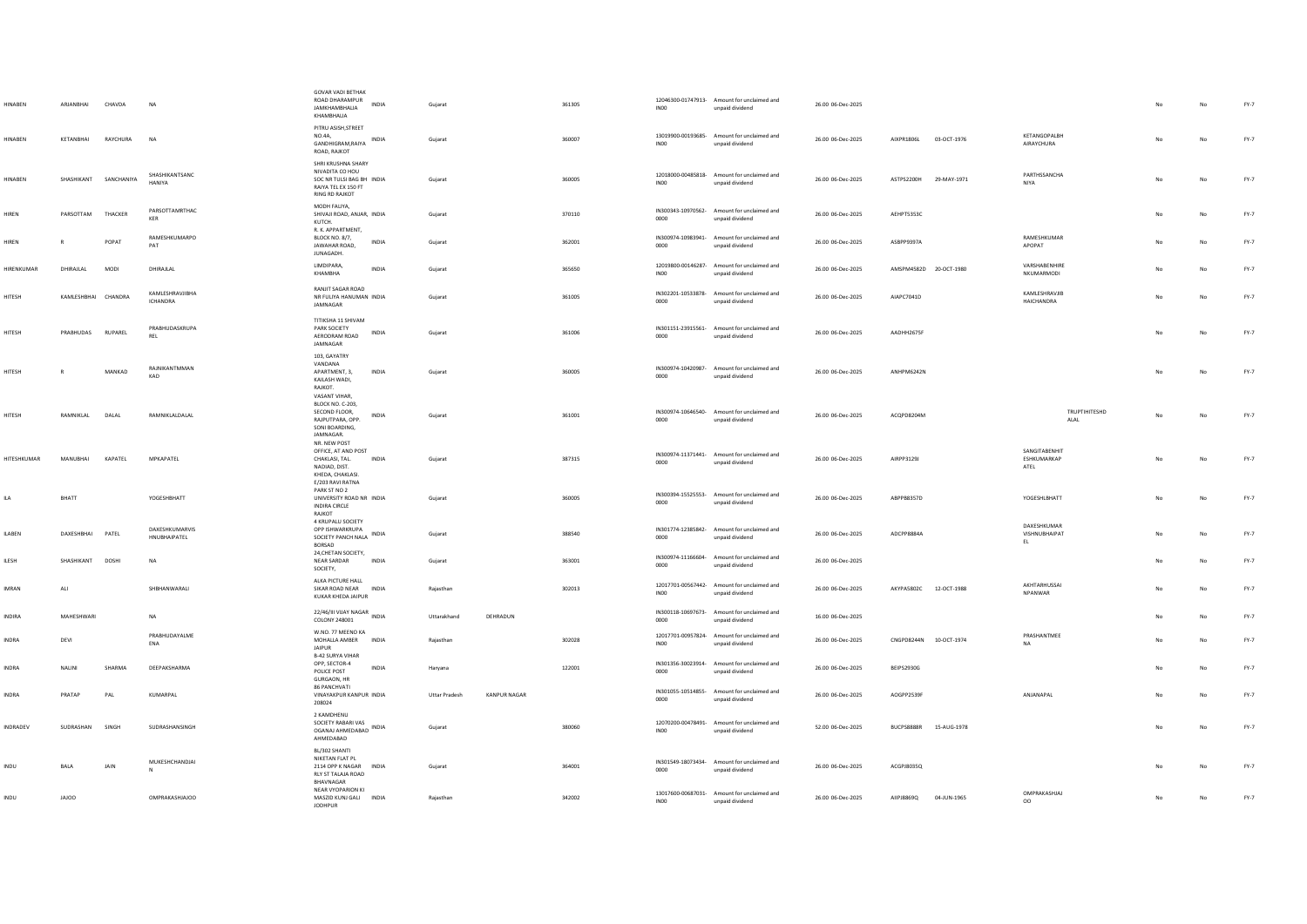| | | | | | | | | | | | | | | | | | | | |
|---|---|---|---|---|---|---|---|---|---|---|---|---|---|---|---|---|---|---|---|
| HINABEN | ARJANBHAI | CHAVDA | NA | GOVAR VADI BETHAK ROAD DHARAMPUR JAMKHAMBHALIA KHAMBHALIA | INDIA | Gujarat | | 361305 | | 12046300-01747913-IN00 | Amount for unclaimed and unpaid dividend | 26.00 | 06-Dec-2025 | | | | | No | No | FY-7 |
| HINABEN | KETANBHAI | RAYCHURA | NA | PITRU ASISH,STREET NO.4A, GANDHIGRAM,RAIYA ROAD, RAJKOT | INDIA | Gujarat | | 360007 | | 13019900-00193685-IN00 | Amount for unclaimed and unpaid dividend | 26.00 | 06-Dec-2025 | AIXPR1806L | 03-OCT-1976 | KETANGOPALBH AIRAYCHURA | | No | No | FY-7 |
| HINABEN | SHASHIKANT | SANCHANIYA | SHASHIKANTSANC HANIYA | SHRI KRUSHNA SHARY NIVADITA CO HOU SOC NR TULSI BAG BH RAIYA TEL EX 150 FT RING RD RAJKOT | INDIA | Gujarat | | 360005 | | 12018000-00485818-IN00 | Amount for unclaimed and unpaid dividend | 26.00 | 06-Dec-2025 | ASTPS2200H | 29-MAY-1971 | PARTHSSANCHA NIYA | | No | No | FY-7 |
| HIREN | PARSOTTAM | THACKER | PARSOTTAMRTHAC KER | MODH FALIYA, SHIVAJI ROAD, ANJAR, KUTCH. | INDIA | Gujarat | | 370110 | | IN300343-10970562-0000 | Amount for unclaimed and unpaid dividend | 26.00 | 06-Dec-2025 | AEHPT5353C | | | | No | No | FY-7 |
| HIREN | R | POPAT | RAMESHKUMARPO PAT | R. K. APPARTMENT, BLOCK NO. 8/7, JAWAHAR ROAD, JUNAGADH. | INDIA | Gujarat | | 362001 | | IN300974-10983941-0000 | Amount for unclaimed and unpaid dividend | 26.00 | 06-Dec-2025 | ASBPP9397A | | RAMESHKUMAR APOPAT | | No | No | FY-7 |
| HIRENKUMAR | DHIRAJLAL | MODI | DHIRAJLAL | LIMDIPARA, KHAMBHA | INDIA | Gujarat | | 365650 | | 12019800-00146287-IN00 | Amount for unclaimed and unpaid dividend | 26.00 | 06-Dec-2025 | AMSPM4582D | 20-OCT-1980 | VARSHABENHIRE NKUMARMODI | | No | No | FY-7 |
| HITESH | KAMLESHBHAI | CHANDRA | KAMLESHRAVJIBHA ICHANDRA | RANJIT SAGAR ROAD NR FULIYA HANUMAN JAMNAGAR | INDIA | Gujarat | | 361005 | | IN302201-10533878-0000 | Amount for unclaimed and unpaid dividend | 26.00 | 06-Dec-2025 | AIAPC7041D | | KAMLESHRAVJIB HAICHANDRA | | No | No | FY-7 |
| HITESH | PRABHUDAS | RUPAREL | PRABHUDASRUPA REL | TITIKSHA 11 SHIVAM PARK SOCIETY AERODRAM ROAD JAMNAGAR | INDIA | Gujarat | | 361006 | | IN301151-23915561-0000 | Amount for unclaimed and unpaid dividend | 26.00 | 06-Dec-2025 | AADHH2675F | | | | No | No | FY-7 |
| HITESH | R | MANKAD | RAJNIKANTMMAN KAD | 103, GAYATRY VANDANA APARTMENT, 3, KAILASH WADI, RAJKOT. | INDIA | Gujarat | | 360005 | | IN300974-10420987-0000 | Amount for unclaimed and unpaid dividend | 26.00 | 06-Dec-2025 | ANHPM6242N | | | | No | No | FY-7 |
| HITESH | RAMNIKLAL | DALAL | RAMNIKLALDALAL | VASANT VIHAR, BLOCK NO. C-203, SECOND FLOOR, RAJPUTPARA, OPP. SONI BOARDING, JAMNAGAR. | INDIA | Gujarat | | 361001 | | IN300974-10646540-0000 | Amount for unclaimed and unpaid dividend | 26.00 | 06-Dec-2025 | ACQPD8204M | | | TRUPTIHITESHD ALAL | No | No | FY-7 |
| HITESHKUMAR | MANUBHAI | KAPATEL | MPKAPATEL | NR. NEW POST OFFICE, AT AND POST CHAKLASI, TAL. NADIAD, DIST. KHEDA, CHAKLASI. | INDIA | Gujarat | | 387315 | | IN300974-11371441-0000 | Amount for unclaimed and unpaid dividend | 26.00 | 06-Dec-2025 | AIRPP3129J | | SANGITABENHIT ESHKUMARKAP ATEL | | No | No | FY-7 |
| ILA | BHATT | | YOGESHBHATT | E/203 RAVI RATNA PARK ST NO 2 UNIVERSITY ROAD NR INDIRA CIRCLE RAJKOT | INDIA | Gujarat | | 360005 | | IN300394-15525553-0000 | Amount for unclaimed and unpaid dividend | 26.00 | 06-Dec-2025 | ABPPB8357D | | YOGESHLBHATT | | No | No | FY-7 |
| ILABEN | DAXESHBHAI | PATEL | DAXESHKUMARVIS HNUBHAIPATEL | 4 KRUPALU SOCIETY OPP ISHWARKRUPA SOCIETY PANCH NALA BORSAD | INDIA | Gujarat | | 388540 | | IN301774-12385842-0000 | Amount for unclaimed and unpaid dividend | 26.00 | 06-Dec-2025 | ADCPP8884A | | DAXESHKUMAR VISHNUBHAIPAT EL | | No | No | FY-7 |
| ILESH | SHASHIKANT | DOSHI | NA | 24,CHETAN SOCIETY, NEAR SARDAR SOCIETY, | INDIA | Gujarat | | 363001 | | IN300974-11166604-0000 | Amount for unclaimed and unpaid dividend | 26.00 | 06-Dec-2025 | | | | | No | No | FY-7 |
| IMRAN | ALI | | SHBHANWARALI | ALKA PICTURE HALL SIKAR ROAD NEAR KUKAR KHEDA JAIPUR | INDIA | Rajasthan | | 302013 | | 12017701-00567442-IN00 | Amount for unclaimed and unpaid dividend | 26.00 | 06-Dec-2025 | AKYPA5802C | 12-OCT-1988 | AKHTARHUSSAI NPANWAR | | No | No | FY-7 |
| INDIRA | MAHESHWARI | | NA | 22/46/III VIJAY NAGAR COLONY 248001 | INDIA | Uttarakhand | DEHRADUN | | | IN300118-10697673-0000 | Amount for unclaimed and unpaid dividend | 16.00 | 06-Dec-2025 | | | | | No | No | FY-7 |
| INDRA | DEVI | | PRABHUDAYALME ENA | W.NO. 77 MEENO KA MOHALLA AMBER JAIPUR | INDIA | Rajasthan | | 302028 | | 12017701-00957824-IN00 | Amount for unclaimed and unpaid dividend | 26.00 | 06-Dec-2025 | CNGPD8244N | 10-OCT-1974 | PRASHANTMEE NA | | No | No | FY-7 |
| INDRA | NALINI | SHARMA | DEEPAKSHARMA | B-42 SURYA VIHAR OPP, SECTOR-4 POLICE POST GURGAON, HR | INDIA | Haryana | | 122001 | | IN301356-30023914-0000 | Amount for unclaimed and unpaid dividend | 26.00 | 06-Dec-2025 | BEIPS2930G | | | | No | No | FY-7 |
| INDRA | PRATAP | PAL | KUMARPAL | 86 PANCHVATI VINAYAKPUR KANPUR 208024 | INDIA | Uttar Pradesh | KANPUR NAGAR | | | IN301055-10514855-0000 | Amount for unclaimed and unpaid dividend | 26.00 | 06-Dec-2025 | AOGPP2539F | | ANJANAPAL | | No | No | FY-7 |
| INDRADEV | SUDRASHAN | SINGH | SUDRASHANSINGH | 2 KAMDHENU SOCIETY RABARI VAS OGANAJ AHMEDABAD AHMEDABAD | INDIA | Gujarat | | 380060 | | 12070200-00478491-IN00 | Amount for unclaimed and unpaid dividend | 52.00 | 06-Dec-2025 | BUCPS8888R | 15-AUG-1978 | | | No | No | FY-7 |
| INDU | BALA | JAIN | MUKESHCHANDJAI N | BL/302 SHANTI NIKETAN FLAT PL 2114 OPP K NAGAR RLY ST TALAJA ROAD BHAVNAGAR | INDIA | Gujarat | | 364001 | | IN301549-18073434-0000 | Amount for unclaimed and unpaid dividend | 26.00 | 06-Dec-2025 | ACGPJ8035Q | | | | No | No | FY-7 |
| INDU | JAJOO | | OMPRAKASHJAJOO | NEAR VYOPARION KI MASZID KUNJ GALI JODHPUR | INDIA | Rajasthan | | 342002 | | 13017600-00687031-IN00 | Amount for unclaimed and unpaid dividend | 26.00 | 06-Dec-2025 | AIIPJ8869Q | 04-JUN-1965 | OMPRAKASHJAJ OO | | No | No | FY-7 |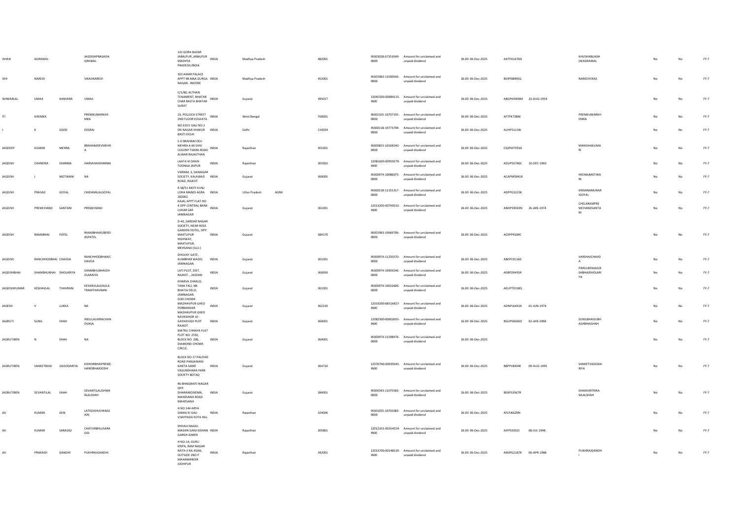| | | | | | | | | | | | | | | | | | | | |
|---|---|---|---|---|---|---|---|---|---|---|---|---|---|---|---|---|---|---|---|
| ISHAN | AGRAWAL | | JAGDISHPRASADA GRAWAL | 141 GORA BAZAR JABALPUR ,JABALPUR MADHYA PRADESH,INDIA | INDIA | Madhya Pradesh | | 482001 | | IN303028-67353549-0000 | Amount for unclaimed and unpaid dividend | 26.00 06-Dec-2025 | AXTPA1676N | | KHUSHABUASH OKAGRAWAL | | No | No | FY-7 |
| ISHI | NAREDI | | VIKASNAREDI | 303 AMAR PALACE APPT 9B MAA DURGA NAGAR . INDORE | INDIA | Madhya Pradesh | | 452001 | | IN301983-11030545-0000 | Amount for unclaimed and unpaid dividend | 26.00 06-Dec-2025 | BIOPN8945G | | NAREDIVIKAS | | No | No | FY-7 |
| ISHWARLAL | UMAJI | KANSARA | UMAJI | C/1/80, ALTHAN TENAMENT, BHATAR CHAR RASTA BHATAR SURAT | INDIA | Gujarat | | 395017 | | 12041500-00084115-IN00 | Amount for unclaimed and unpaid dividend | 26.00 06-Dec-2025 | ABGPK4309M | 23-AUG-1954 | | | No | No | FY-7 |
| ITI | KHEMKA | | PREMKUMARKHE MKA | 19, POLLOCK STREET 2ND FLOOR KOLKATA | INDIA | West Bengal | | 700001 | | IN302105-10707191-0000 | Amount for unclaimed and unpaid dividend | 26.00 06-Dec-2025 | AFTPK7286E | | PREMKUMARKH EMKA | | No | No | FY-7 |
| J | K | SOOD | DESRAJ | WZ 633 E GALI NO 2 SRI NAGAR SHAKUR BASTI DELHI | INDIA | Delhi | | 110034 | | IN300118-10773744-0000 | Amount for unclaimed and unpaid dividend | 26.00 06-Dec-2025 | AUHPS1134J | | | | No | No | FY-7 |
| JAGDEEP | KUMAR | MEHRA | BRAHAMDEVMEHR A | S-O BRAHAM DEV MEHRA A 66 SHIV COLONY TIJARA ROAD ALWAR RAJASTHAN | INDIA | Rajasthan | | 301001 | | IN300853-10169240-0000 | Amount for unclaimed and unpaid dividend | 26.00 06-Dec-2025 | CIQPM7593A | | MANISHAKUMA RI | | No | No | FY-7 |
| JAGDISH | CHANDRA | SHARMA | HARSAHAISHARMA | LAATA KI DHAN TOONGA JAIPUR | INDIA | Rajasthan | | 303302 | | 12081600-00959279-IN00 | Amount for unclaimed and unpaid dividend | 26.00 06-Dec-2025 | ADUPS5746C | 10-DEC-1963 | | | No | No | FY-7 |
| JAGDISH | J | MOTWANI | NA | VIKRAM, 3, SAINAGAR SOCIETY, KALAWAD ROAD, RAJKOT. | INDIA | Gujarat | | 360005 | | IN300974-10086075-0000 | Amount for unclaimed and unpaid dividend | 26.00 06-Dec-2025 | ACAPM5041R | | HEENAJMOTWA NI | | No | No | FY-7 |
| JAGDISH | PRASAD | GOYAL | CHIDAMILALGOYAL | R 38/51 MOTI KUNJ LOHA MANDI AGRA 282002 | INDIA | Uttar Pradesh | AGRA | | | IN300118-11151317-0000 | Amount for unclaimed and unpaid dividend | 26.00 06-Dec-2025 | ADPPG5223K | | KRISHNAMURAR IGOYAL | | No | No | FY-7 |
| JAGDISH | PREMCHAND | SANTANI | PREMCHAND | KAJAL APPT FLAT NO 4 OPP CENTRAL BANK LUHAR SAR JAMNAGAR | INDIA | Gujarat | | 361001 | | 12013200-00769232-IN00 | Amount for unclaimed and unpaid dividend | 26.00 06-Dec-2025 | ANDPS9343N | 26-JAN-1974 | CHELARAMPRE MCHANDSANTA NI | | No | No | FY-7 |
| JAGDISH | RAMJIBHAI | PATEL | RAMJIBHAIKUBERD ASPATEL | D-42, SARDAR NAGAR SOCIETY, NEAR ROSE GARDEN HOTEL, OPP. MAKTUPUR HIGHWAY, MAKTUPUR, MEHSANA (GUJ.) | INDIA | Gujarat | | 384170 | | IN301983-10669706-0000 | Amount for unclaimed and unpaid dividend | 26.00 06-Dec-2025 | ACKPP4104C | | | | No | No | FY-7 |
| JAGDISH | RANCHHODBHAI | CHAVDA | RANCHHODBHAIKC HAVDA | DHUVAY GATE, KUMBHAR WADO, JAMNAGAR. | INDIA | Gujarat | | 361001 | | IN300974-11250570-0000 | Amount for unclaimed and unpaid dividend | 26.00 06-Dec-2025 | ABEPC0116G | | VARSHAJCHAVD A | | No | No | FY-7 |
| JAGDISHBHAI | SHAMBHUBHAI | DHOLARIYA | SHAMBHUBHAIDH OLARAIYA | LATI PLOT, DIST. RAJKOT. , JASDAN. | INDIA | Gujarat | | 360050 | | IN300974-10903246-0000 | Amount for unclaimed and unpaid dividend | 26.00 06-Dec-2025 | AEBPD9435R | | PARULBENJAGDI SHBHAIDHOLARI YA | | No | No | FY-7 |
| JAGDISHKUMAR | KESHAVLAL | THAVRANI | KESHAVLALDAULA TRAMTHAVRANI | KHARVA CHAKLO, TANK FALI, NR. BHATIA DELO, JAMNAGAR. | INDIA | Gujarat | | 361001 | | IN300974-10632606-0000 | Amount for unclaimed and unpaid dividend | 26.00 06-Dec-2025 | AEUPT9318Q | | | | No | No | FY-7 |
| JAGESH | V | LUKKA | NA | GOD CHOWK MADHAVPUR GHED PORBANDAR | INDIA | Gujarat | | 362230 | | 12033200-08316427-IN00 | Amount for unclaimed and unpaid dividend | 26.00 06-Dec-2025 | ADNPL6433A | 01-JUN-1974 | | | No | No | FY-7 |
| JAGRUTI | SUNIL | SHAH | INDULALHIRACHAN DVASA | MADHAVPUR GHED NAVKISHOR 10 - GAYAKVADI PLOT RAJKOT | INDIA | Gujarat | | 360001 | | 12082300-00002691-IN00 | Amount for unclaimed and unpaid dividend | 16.00 06-Dec-2025 | BGUPS6026D | 02-JAN-1968 | SUNILBHAISUBH ASHBHAISHAH | | No | No | FY-7 |
| JAGRUTIBEN | N | SHAH | NA | MATRU CHHAYA FLAT PLOT NO. 2592, BLOCK NO. 206, DIAMOND CHOWK CIRCLE, | INDIA | Gujarat | | 364001 | | IN300974-11598476-0000 | Amount for unclaimed and unpaid dividend | 26.00 06-Dec-2025 | | | | | No | No | FY-7 |
| JAGRUTIBEN | SANKETBHAI | VADODARIYA | KISHORBHAIPREMC HANDBHAIDOSHI | BLOCK NO 17 PALIYAD ROAD PANJAWANI KANTA SAME VASUNDHARA PARK SOCIETY BOTAD | INDIA | Gujarat | | 364710 | | 12076700-00039345-IN00 | Amount for unclaimed and unpaid dividend | 26.00 06-Dec-2025 | BBPPV8404E | 09-AUG-1995 | SANKETVADODA RIYA | | No | No | FY-7 |
| JAGRUTIBEN | SEVANTILAL | SHAH | SEVANTILALISHWA RLALSHAH | 46-BHAGWATI NAGAR OPP. DHARAMONEMA, MAHESANA ROAD MAHESANA | INDIA | Gujarat | | 384001 | | IN300343-11075583-0000 | Amount for unclaimed and unpaid dividend | 26.00 06-Dec-2025 | BEAPS3567R | | DHANVIRTRIKA MLALSHAH | | No | No | FY-7 |
| JAI | KUMAR | JAIN | LATEDAYACHANDJ AIN | H NO.144 ARYA SAMAJ KI GALI VIJAYPADA KOTA RAJ. | INDIA | Rajasthan | | 324006 | | IN301055-10701083-0000 | Amount for unclaimed and unpaid dividend | 26.00 06-Dec-2025 | AFLPJ6629N | | | | No | No | FY-7 |
| JAI | KUMAR | SARAOGI | CHATURBHUJSARA OGI | SHIVAJI NAGAL MADAN GANJ KISHAN GARGH AJMER | INDIA | Rajasthan | | 305801 | | 12012101-00354324-IN00 | Amount for unclaimed and unpaid dividend | 26.00 06-Dec-2025 | AJFPS9292J | 08-JUL-1948 | | | No | No | FY-7 |
| JAI | PRAKASH | GANDHI | PUKHRAJGANDHI | H NO-14, GURU KRIPA, RAM NAGAR NATH JI KA ASAN, OUTSIDE 2ND P MAHAMANDIR JODHPUR | INDIA | Rajasthan | | 342001 | | 12013700-00148119-IN00 | Amount for unclaimed and unpaid dividend | 26.00 06-Dec-2025 | AMJPG2187K | 06-APR-1988 | PUKHRAJGANDH I | | No | No | FY-7 |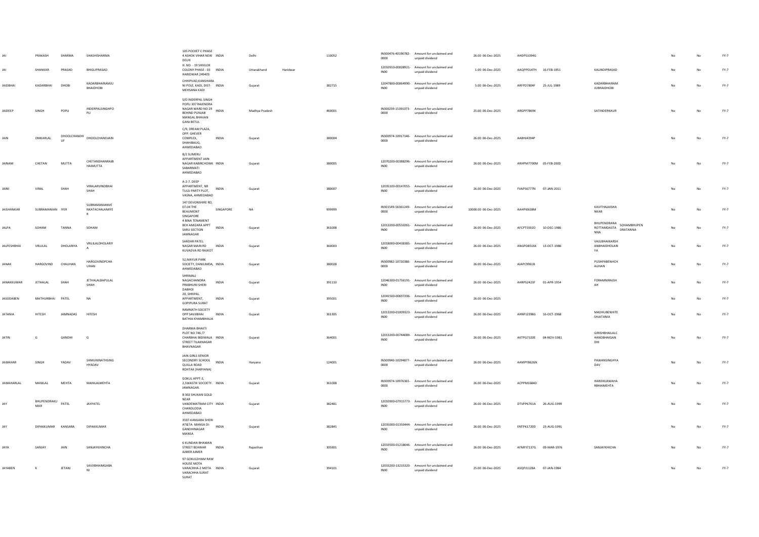| JAI | PRAKASH | SHARMA | SHASHISHARMA | 105 POCKET C PHASE 4 ASHOK VIHAR NEW DELHI | INDIA | Delhi | | 110052 | IN300476-40190782-0000 | Amount for unclaimed and unpaid dividend | 26.00 | 06-Dec-2025 | AHDPS1094G | | | | No | No | FY-7 |
|---|---|---|---|---|---|---|---|---|---|---|---|---|---|---|---|---|---|---|---|
| JAI | SHANKAR | PRASAD | BHIGUPRASAD | H. NO. - 19 SHIVLOK COLONY PHASE - 03 HARIDWAR 249403 | INDIA | Uttarakhand | Haridwar | | 12010910-00028921-IN00 | Amount for unclaimed and unpaid dividend | 1.00 | 06-Dec-2025 | AAQPP0147H | 16-FEB-1951 | KALINDIPRASAD | | No | No | FY-7 |
| JAIDBHAI | KADARBHAI | DHOBI | KADARBHAIRAMJU BHAIDHOBI | CHHIPVAD,KANSHARA NI POLE, KADI, DIST-MEHSANA KADI | INDIA | Gujarat | | 382715 | 12047800-00064990-IN00 | Amount for unclaimed and unpaid dividend | 5.00 | 06-Dec-2025 | ARFPD7804F | 25-JUL-1989 | KADARBHAIRAM JUBHAIDHOBI | | No | No | FY-7 |
| JAIDEEP | SINGH | POPLI | INDERPALSINGHPO PLI | S/O INDERPAL SINGH POPLI 307 RAJENDRA NAGAR WARD NO 29 BEHIND PUNJAB MANGAL BHAVAN GANJ BETUL | INDIA | Madhya Pradesh | | 460001 | IN300239-15391073-0000 | Amount for unclaimed and unpaid dividend | 25.00 | 06-Dec-2025 | ARGPP7869K | | SATINDERKAUR | | No | No | FY-7 |
| JAIN | OMKARLAL | DHOOLCHANDH UF | DHOOLCHANDJAIN | C/9, DREAM PLAZA, OPP. GHEVER COMPLEX, SHAHIBAUG, AHMEDABAD. | INDIA | Gujarat | | 380004 | IN300974-10917146-0000 | Amount for unclaimed and unpaid dividend | 26.00 | 06-Dec-2025 | AABHJ4394P | | | | No | No | FY-7 |
| JAINAM | CHETAN | MUTTA | CHETANDHANRAJB HAIMUTTA | B/2 SUMERU APPARTMENT JAIN NAGAR KABIRCHOWK SABARMATI AHMEDABAD | INDIA | Gujarat | | 380005 | 12070200-00388296-IN00 | Amount for unclaimed and unpaid dividend | 26.00 | 06-Dec-2025 | ARHPM7700M | 05-FEB-2000 | | | No | No | FY-7 |
| JAINI | VIRAL | SHAH | VIRALARVINDBHAI SHAH | A-2-7. DEEP APPARTMENT, NR TULSI PARTY PLOT, VASNA, AHMEDABAD | INDIA | Gujarat | | 380007 | 12035100-00147055-IN00 | Amount for unclaimed and unpaid dividend | 26.00 | 06-Dec-2025 | FVAPS6777N | 07-JAN-2011 | | | No | No | FY-7 |
| JAISHANKAR | SUBRAMANIAN | IYER | SUBRAMANIANVE NKATACHALAMIYE R | 147 DEVONSHIRE RD, 07-04 THE BEAUMONT SINGAPORE | SINGAPORE | NA | | 999999 | IN301549-56361249-0000 | Amount for unclaimed and unpaid dividend | 10000.00 | 06-Dec-2025 | AAHPI0638M | | KAVITHAJAISHA NKAR | | No | No | FY-7 |
| JALPA | SOHAM | TANNA | SOHAM | 4 BINA TENAMENT BEH AMIZARA APPT SARU SECTION JAMNAGAR | INDIA | Gujarat | | 361008 | 12013200-00550261-IN00 | Amount for unclaimed and unpaid dividend | 26.00 | 06-Dec-2025 | AFCPT5592D | 10-DEC-1986 | BHUPENDRANA ROTTAMDASTA NNA | SOHAMBHUPEN DRATANNA | No | No | FY-7 |
| JALPESHBHAI | VRUJLAL | DHOLARIYA | VRUJLALDHOLARIY A | SARDAR PATEL NAGAR MAIN RD KUVADVA RD RAJKOT | INDIA | Gujarat | | 360003 | 12018000-00438385-IN00 | Amount for unclaimed and unpaid dividend | 26.00 | 06-Dec-2025 | ANGPD8516K | 13-OCT-1986 | VAJUBHAIKARSH ANBHAIDHOLARI YA | | No | No | FY-7 |
| JANAK | HARGOVIND | CHAUHAN | HARGOVINDPCHA UHAN | 52,MAYUR PARK SOCIETY, DANILIMDA, AHMEDABAD | INDIA | Gujarat | | 380028 | IN300982-10720386-0000 | Amount for unclaimed and unpaid dividend | 26.00 | 06-Dec-2025 | AJAPC9961B | | PUSHPABENHCH AUHAN | | No | No | FY-7 |
| JANAKKUMAR | JETHALAL | SHAH | JETHALALBAPULAL SHAH | SHRIMALI NAGACHANDRA PRABHUNI SHERI DABHOI | INDIA | Gujarat | | 391110 | 12046300-01756191-IN00 | Amount for unclaimed and unpaid dividend | 26.00 | 06-Dec-2025 | AHRPS2423F | 01-APR-1954 | FORAMNIRAJSH AH | | No | No | FY-7 |
| JASODABEN | MATHURBHAI | PATEL | NA | 20, SHRIPAL APPARTMENT, GOPIPURA SURAT | INDIA | Gujarat | | 395001 | 12041500-00697206-IN00 | Amount for unclaimed and unpaid dividend | 26.00 | 06-Dec-2025 | | | | | No | No | FY-7 |
| JATANIA | HITESH | JAMNADAS | HITESH | RAMNATH SOCIETY OPP SAVJIBHAI BATHIA KHAMBHALIA | INDIA | Gujarat | | 361305 | 12013200-01009323-IN00 | Amount for unclaimed and unpaid dividend | 26.00 | 06-Dec-2025 | AHNPJ2398G | 16-OCT-1968 | MADHUBENHITE SHJATANIA | | No | No | FY-7 |
| JATIN | G | GANDHI | G | DHARMA BHAKTI PLOT NO 746 /7 CHARBHAI BIDIWALA STREET TILAKNAGAR BHAVNAGAR | INDIA | Gujarat | | 364001 | 12013200-00744089-IN00 | Amount for unclaimed and unpaid dividend | 26.00 | 06-Dec-2025 | AKTPG7320E | 04-NOV-1981 | GIRISHBHAILALC HANDBHAIGAN DHI | | No | No | FY-7 |
| JAWAHAR | SINGH | YADAV | SHMUNINATHSING HYADAV | JAIN GIRLS SENIOR SECONDRY SCHOOL QUILLA ROAD ROHTAK (HARYANA) | INDIA | Haryana | | 124001 | IN300940-10294877-0000 | Amount for unclaimed and unpaid dividend | 26.00 | 06-Dec-2025 | AAMPY8626N | | PAWANSINGHYA DAV | | No | No | FY-7 |
| JAWAHARLAL | MANILAL | MEHTA | MANILALMEHTA | GOKUL APPT-2, 2,SWASTIK SOCOETY. JAMNAGAR. | INDIA | Gujarat | | 361008 | IN300974-10976365-0000 | Amount for unclaimed and unpaid dividend | 26.00 | 06-Dec-2025 | ACPPM1684D | | HARDIKJAWAHA RBHAIMEHTA | | No | No | FY-7 |
| JAY | BHUPENDRAKU MAR | PATEL | JAYPATEL | B 302 SHUKAN GOLD NEAR VANDEMATRAM CITY CHANDLODIA AHMEDABAD | INDIA | Gujarat | | 382481 | 12010900-07915773-IN00 | Amount for unclaimed and unpaid dividend | 26.00 | 06-Dec-2025 | DTVPP6761A | 26-AUG-1999 | | | No | No | FY-7 |
| JAY | DIPAKKUMAR | KANSARA | DIPAKKUMAR | 3507-KANSARA SHERI AT&TA- MANSA DI-GANDHINAGAR MANSA | INDIA | Gujarat | | 382845 | 12035000-01350444-IN00 | Amount for unclaimed and unpaid dividend | 26.00 | 06-Dec-2025 | ENTPK1720D | 23-AUG-1991 | | | No | No | FY-7 |
| JAYA | SANJAY | JAIN | SANJAYKHINCHA | 6 KUNDAN BHAWAN STREET BEAWAR AJMER AJMER | INDIA | Rajasthan | | 305901 | 12033500-01218646-IN00 | Amount for unclaimed and unpaid dividend | 26.00 | 06-Dec-2025 | AFMPJ7137G | 09-MAR-1976 | SANJAYKHICHA | | No | No | FY-7 |
| JAYABEN | K | JETANI | SAVJIBHAIMGABA NI | 97 GOKULDHAM RAW HOUSE MOTA VARACHHA-2 MOTA VARACHHA SURAT SURAT | INDIA | Gujarat | | 394101 | 12033200-13215320-IN00 | Amount for unclaimed and unpaid dividend | 25.00 | 06-Dec-2025 | ASQPJ1128A | 07-JAN-1984 | | | No | No | FY-7 |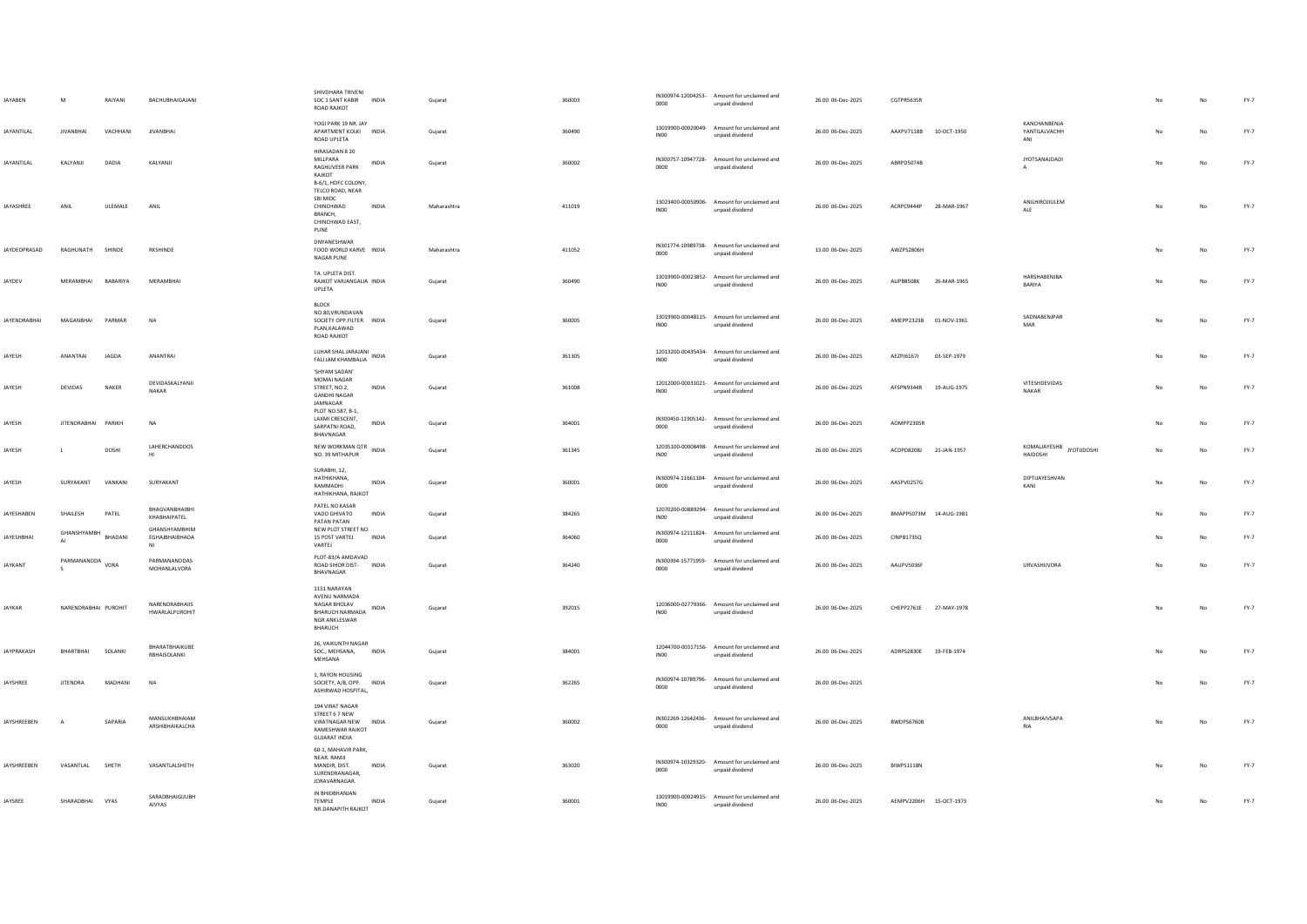| | | | | | | | | | | | | | | | | | | |
|---|---|---|---|---|---|---|---|---|---|---|---|---|---|---|---|---|---|---|
| JAYABEN | M | RAIYANI | BACHUBHAIGAJANI | SHIVDHARA TRIVENI SOC 1 SANT KABIR ROAD RAJKOT | INDIA | Gujarat | 360003 | IN300974-12004253-0000 | Amount for unclaimed and unpaid dividend | 26.00 | 06-Dec-2025 | CGTPR5635R | | | | No | No | FY-7 |
| JAYANTILAL | JIVANBHAI | VACHHANI | JIVANBHAI | YOGI PARK 19 NR. JAY APARTMENT KOLKI ROAD UPLETA | INDIA | Gujarat | 360490 | 13019900-00020049-IN00 | Amount for unclaimed and unpaid dividend | 26.00 | 06-Dec-2025 | AAXPV7118B | 10-OCT-1950 | KANCHANBENJA YANTILALVACHH ANI | | No | No | FY-7 |
| JAYANTILAL | KALYANJI | DADIA | KALYANJI | HIRASADAN 8 20 MILLPARA RAGHUVEER PARK RAJKOT | INDIA | Gujarat | 360002 | IN300757-10947728-0000 | Amount for unclaimed and unpaid dividend | 26.00 | 06-Dec-2025 | ABRPD5074B | | JYOTSANAJDADI A | | No | No | FY-7 |
| JAYASHREE | ANIL | ULEMALE | ANIL | B-6/1, HDFC COLONY, TELCO ROAD, NEAR SBI MIDC CHINCHWAD BRANCH, CHINCHWAD EAST, PUNE | INDIA | Maharashtra | 411019 | 13023400-00050906-IN00 | Amount for unclaimed and unpaid dividend | 26.00 | 06-Dec-2025 | ACRPC9444P | 28-MAR-1967 | ANILHIROJIULEM ALE | | No | No | FY-7 |
| JAYDEOPRASAD | RAGHUNATH | SHINDE | RKSHINDE | DNYANESHWAR FOOD WORLD KARVE NAGAR PUNE | INDIA | Maharashtra | 411052 | IN301774-10989738-0000 | Amount for unclaimed and unpaid dividend | 13.00 | 06-Dec-2025 | AWZPS2806H | | | | No | No | FY-7 |
| JAYDEV | MERAMBHAI | BABARIYA | MERAMBHAI | TA. UPLETA DIST. RAJKOT VARJANGALIA UPLETA | INDIA | Gujarat | 360490 | 13019900-00023852-IN00 | Amount for unclaimed and unpaid dividend | 26.00 | 06-Dec-2025 | AUPBB508K | 26-MAR-1965 | HARSHABENJBA BARIYA | | No | No | FY-7 |
| JAYENDRABHAI | MAGANBHAI | PARMAR | NA | BLOCK NO.80,VRUNDAVAN SOCIETY OPP.FILTER PLAN,KALAWAD ROAD RAJKOT | INDIA | Gujarat | 360005 | 13019900-00048115-IN00 | Amount for unclaimed and unpaid dividend | 26.00 | 06-Dec-2025 | AMEPP2323B | 01-NOV-1961 | SADNABENJPAR MAR | | No | No | FY-7 |
| JAYESH | ANANTRAI | JAGDA | ANANTRAI | LUHAR SHAL JARAJANI FALI JAM KHAMBALIA | INDIA | Gujarat | 361305 | 12013200-00435434-IN00 | Amount for unclaimed and unpaid dividend | 26.00 | 06-Dec-2025 | AEZPJ6167J | 03-SEP-1979 | | | No | No | FY-7 |
| JAYESH | DEVIDAS | NAKER | DEVIDASKALYANJI NAKAR | 'SHYAM SADAN' MOMAI NAGAR STREET, NO.2, GANDHI NAGAR JAMNAGAR | INDIA | Gujarat | 361008 | 12012000-00031021-IN00 | Amount for unclaimed and unpaid dividend | 26.00 | 06-Dec-2025 | AFSPN9344R | 19-AUG-1975 | VITESHDEVIDAS NAKAR | | No | No | FY-7 |
| JAYESH | JITENDRABHAI | PARIKH | NA | PLOT NO.587, B-1, LAXMI CRESCENT, SARPATNI ROAD, BHAVNAGAR | INDIA | Gujarat | 364001 | IN300450-11905142-0000 | Amount for unclaimed and unpaid dividend | 26.00 | 06-Dec-2025 | AOMPP2305R | | | | No | No | FY-7 |
| JAYESH | L | DOSHI | LAHERCHANDDOS HI | NEW WORKMAN QTR NO. 39 MITHAPUR | INDIA | Gujarat | 361345 | 12035100-00008498-IN00 | Amount for unclaimed and unpaid dividend | 26.00 | 06-Dec-2025 | ACDPD8208J | 21-JAN-1957 | KOMALJAYESHB HAIDOSHI | JYOTIJDOSHI | No | No | FY-7 |
| JAYESH | SURYAKANT | VANKANI | SURYAKANT | SURABHI, 12, HATHIKHANA, RAMMADHI HATHIKHANA, RAJKOT | INDIA | Gujarat | 360001 | IN300974-11661104-0000 | Amount for unclaimed and unpaid dividend | 26.00 | 06-Dec-2025 | AASPV0257G | | DIPTIJAYESHVAN KANI | | No | No | FY-7 |
| JAYESHABEN | SHAILESH | PATEL | BHAGVANBHAIBHI KHABHAIPATEL | PATEL NO KASAR VADO GHIVATO PATAN PATAN | INDIA | Gujarat | 384265 | 12070200-00889294-IN00 | Amount for unclaimed and unpaid dividend | 26.00 | 06-Dec-2025 | BMAPP5073M | 14-AUG-1981 | | | No | No | FY-7 |
| JAYESHBHAI | GHANSHYAMBH AI | BHADANI | GHANSHYAMBHIM EGHAJBHAIBHADA NI | NEW PLOT STREET NO 15 POST VARTEJ VARTEJ | INDIA | Gujarat | 364060 | IN300974-12111824-0000 | Amount for unclaimed and unpaid dividend | 26.00 | 06-Dec-2025 | CINPB1735Q | | | | No | No | FY-7 |
| JAYKANT | PARMANANDDA S | VORA | PARMANANDDAS MOHANLALVORA | PLOT-83/A AMDAVAD ROAD SIHOR DIST-BHAVNAGAR | INDIA | Gujarat | 364240 | IN300394-15771959-0000 | Amount for unclaimed and unpaid dividend | 26.00 | 06-Dec-2025 | AAUPV5036F | | URVASHIJVORA | | No | No | FY-7 |
| JAYKAR | NARENDRABHAI | PUROHIT | NARENDRABHAIIS HWARLALPUROHIT | 1151 NARAYAN AVENU NARMADA NAGAR BHOLAV BHARUCH NARMADA NGR ANKLESWAR BHARUCH | INDIA | Gujarat | 392015 | 12036000-02779366-IN00 | Amount for unclaimed and unpaid dividend | 26.00 | 06-Dec-2025 | CHEPP2761E | 27-MAY-1978 | | | No | No | FY-7 |
| JAYPRAKASH | BHARTBHAI | SOLANKI | BHARATBHAIKUBE RBHAISOLANKI | 26, VAIKUNTH NAGAR SOC., MEHSANA, MEHSANA | INDIA | Gujarat | 384001 | 12044700-00317156-IN00 | Amount for unclaimed and unpaid dividend | 26.00 | 06-Dec-2025 | ADRPS2830E | 19-FEB-1974 | | | No | No | FY-7 |
| JAYSHREE | JITENDRA | MADHANI | NA | 1, RAYON HOUSING SOCIETY, A/8, OPP. ASHIRWAD HOSPITAL, | INDIA | Gujarat | 362265 | IN300974-10789796-0000 | Amount for unclaimed and unpaid dividend | 26.00 | 06-Dec-2025 | | | | | No | No | FY-7 |
| JAYSHREEBEN | A | SAPARIA | MANSUKHBHAIAM ARSHIBHAIKALCHA | 194 VIRAT NAGAR STREET 6 7 NEW VIRATNAGAR NEW RAMESHWAR RAJKOT GUJARAT INDIA | INDIA | Gujarat | 360002 | IN302269-12642436-0000 | Amount for unclaimed and unpaid dividend | 26.00 | 06-Dec-2025 | BWDPS6760B | | ANILBHAIVSAPA RIA | | No | No | FY-7 |
| JAYSHREEBEN | VASANTLAL | SHETH | VASANTLALSHETH | 60-1, MAHAVIR PARK, NEAR. RAMJI MANDIR, DIST. SURENDRANAGAR, JORAVARNAGAR. | INDIA | Gujarat | 363020 | IN300974-10329320-0000 | Amount for unclaimed and unpaid dividend | 26.00 | 06-Dec-2025 | BIWPS1118N | | | | No | No | FY-7 |
| JAYSREE | SHARADBHAI | VYAS | SARADBHAIGIJUBH AIVYAS | IN BHIDBHANJAN TEMPLE NR.DANAPITH RAJKOT | INDIA | Gujarat | 360001 | 13019900-00024915-IN00 | Amount for unclaimed and unpaid dividend | 26.00 | 06-Dec-2025 | AEMPV2206H | 15-OCT-1973 | | | No | No | FY-7 |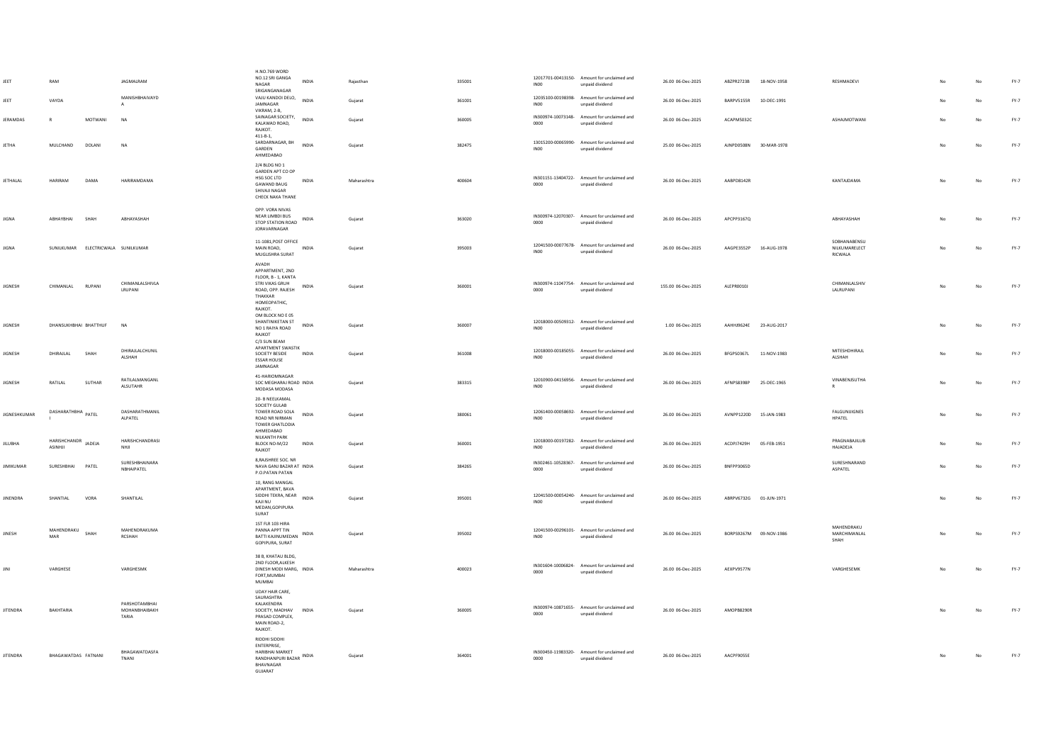| | | | | | | | | | | | | | | | | | |
|---|---|---|---|---|---|---|---|---|---|---|---|---|---|---|---|---|---|
| JEET | RAM | | JAGMALRAM | H.NO.769 WORD NO.12 SRI GANGA NAGAR SRIGANGANAGAR | INDIA | Rajasthan | 335001 | 12017701-00413150-IN00 | Amount for unclaimed and unpaid dividend | 26.00 06-Dec-2025 | ABZPR2723B | 18-NOV-1958 | RESHMADEVI | No | No | FY-7 |
| JEET | VAYDA | | MANISHBHAIVAYD A | VAIJU KANDOI DELO, JAMNAGAR | INDIA | Gujarat | 361001 | 12035100-00198398-IN00 | Amount for unclaimed and unpaid dividend | 26.00 06-Dec-2025 | BARPV5155R | 10-DEC-1991 | | No | No | FY-7 |
| JERAMDAS | R | MOTWANI | NA | VIKRAM, 2-B, SAINAGAR SOCIETY, KALAWAD ROAD, RAJKOT. | INDIA | Gujarat | 360005 | IN300974-10073148-0000 | Amount for unclaimed and unpaid dividend | 26.00 06-Dec-2025 | ACAPM5032C | | ASHAJMOTWANI | No | No | FY-7 |
| JETHA | MULCHAND | DOLANI | NA | 411-B-1, SARDARNAGAR, BH GARDEN AHMEDABAD | INDIA | Gujarat | 382475 | 13015200-00065990-IN00 | Amount for unclaimed and unpaid dividend | 25.00 06-Dec-2025 | AJNPD0508N | 30-MAR-1978 | | No | No | FY-7 |
| JETHALAL | HARIRAM | DAMA | HARIRAMDAMA | 2/4 BLDG NO 1 GARDEN APT CO OP HSG SOC LTD GAWAND BAUG SHIVAJI NAGAR CHECK NAKA THANE | INDIA | Maharashtra | 400604 | IN301151-13404722-0000 | Amount for unclaimed and unpaid dividend | 26.00 06-Dec-2025 | AABPD8142R | | KANTAJDAMA | No | No | FY-7 |
| JIGNA | ABHAYBHAI | SHAH | ABHAYASHAH | OPP. VORA NIVAS NEAR LIMBDI BUS STOP STATION ROAD JORAVARNAGAR | INDIA | Gujarat | 363020 | IN300974-12070307-0000 | Amount for unclaimed and unpaid dividend | 26.00 06-Dec-2025 | APCPP3167Q | | ABHAYASHAH | No | No | FY-7 |
| JIGNA | SUNILKUMAR | ELECTRICWALA | SUNILKUMAR | 11-1081,POST OFFICE MAIN ROAD, MUGLISHRA SURAT | INDIA | Gujarat | 395003 | 12041500-00077678-IN00 | Amount for unclaimed and unpaid dividend | 26.00 06-Dec-2025 | AAGPE3552P | 16-AUG-1978 | SOBHANABENSU NILKUMARELECT RICWALA | No | No | FY-7 |
| JIGNESH | CHIMANLAL | RUPANI | CHIMANLALSHIVLA LRUPANI | AVADH APPARTMENT, 2ND FLOOR, B - 1, KANTA STRI VIKAS GRUH ROAD, OPP. RAJESH THAKKAR HOMEOPATHIC, RAJKOT. | INDIA | Gujarat | 360001 | IN300974-11047754-0000 | Amount for unclaimed and unpaid dividend | 155.00 06-Dec-2025 | ALEPR0010J | | CHIMANLALSHIV LALRUPANI | No | No | FY-7 |
| JIGNESH | DHANSUKHBHAI | BHATTHUF | NA | OM BLOCK NO E 05 SHANTINIKETAN ST NO 1 RAIYA ROAD RAJKOT | INDIA | Gujarat | 360007 | 12018000-00509312-IN00 | Amount for unclaimed and unpaid dividend | 1.00 06-Dec-2025 | AAHHJ9624E | 23-AUG-2017 | | No | No | FY-7 |
| JIGNESH | DHIRAJLAL | SHAH | DHIRAJLALCHUNIL ALSHAH | C/3 SUN BEAM APARTMENT SWASTIK SOCIETY BESIDE ESSAR HOUSE JAMNAGAR | INDIA | Gujarat | 361008 | 12018000-00185055-IN00 | Amount for unclaimed and unpaid dividend | 26.00 06-Dec-2025 | BFGPS0367L | 11-NOV-1983 | MITESHDHIRAJL ALSHAH | No | No | FY-7 |
| JIGNESH | RATILAL | SUTHAR | RATILALMANGANL ALSUTAHR | 41-HARIOMNAGAR SOC MEGHARAJ ROAD MODASA MODASA | INDIA | Gujarat | 383315 | 12010900-04156956-IN00 | Amount for unclaimed and unpaid dividend | 26.00 06-Dec-2025 | AFNPS8398P | 25-DEC-1965 | VINABENJSUTHA R | No | No | FY-7 |
| JIGNESHKUMAR | DASHARATHBHA I | PATEL | DASHARATHMANIL ALPATEL | 20- B NEELKAMAL SOCIETY GULAB TOWER ROAD SOLA ROAD NR NIRMAN TOWER GHATLODIA AHMEDABAD | INDIA | Gujarat | 380061 | 12061400-00058692-IN00 | Amount for unclaimed and unpaid dividend | 26.00 06-Dec-2025 | AVNPP1220D | 15-JAN-1983 | FALGUNIJIGNES HPATEL | No | No | FY-7 |
| JILUBHA | HARISHCHANDR ASINHJI | JADEJA | HARISHCHANDRASI NHJI | NILKANTH PARK BLOCK NO-M/22 RAJKOT | INDIA | Gujarat | 360001 | 12018000-00197282-IN00 | Amount for unclaimed and unpaid dividend | 26.00 06-Dec-2025 | ACDPJ7429H | 05-FEB-1951 | PRAGNABAJILUB HAJADEJA | No | No | FY-7 |
| JIMIKUMAR | SURESHBHAI | PATEL | SURESHBHAINARA NBHAIPATEL | 8,RAJSHREE SOC. NR NAVA GANJ BAZAR AT P.O.PATAN PATAN | INDIA | Gujarat | 384265 | IN302461-10528367-0000 | Amount for unclaimed and unpaid dividend | 26.00 06-Dec-2025 | BNFPP9065D | | SURESHNARAND ASPATEL | No | No | FY-7 |
| JINENDRA | SHANTIAL | VORA | SHANTILAL | 10, RANG MANGAL APARTMENT, BAVA SIDDHI TEKRA, NEAR KAJI NU MEDAN,GOPIPURA SURAT | INDIA | Gujarat | 395001 | 12041500-00054240-IN00 | Amount for unclaimed and unpaid dividend | 26.00 06-Dec-2025 | ABRPV6732G | 01-JUN-1971 | | No | No | FY-7 |
| JINESH | MAHENDRAKU MAR | SHAH | MAHENDRAKUMA RCSHAH | 1ST FLR 103 HIRA PANNA APPT TIN BATTI KAJINUMEDAN GOPIPURA, SURAT | INDIA | Gujarat | 395002 | 12041500-00296101-IN00 | Amount for unclaimed and unpaid dividend | 26.00 06-Dec-2025 | BORPS9267M | 09-NOV-1986 | MAHENDRAKU MARCHIMANLAL SHAH | No | No | FY-7 |
| JINI | VARGHESE | | VARGHESMK | 38 B, KHATAU BLDG, 2ND FLOOR,ALKESH DINESH MODI MARG, FORT,MUMBAI MUMBAI | INDIA | Maharashtra | 400023 | IN301604-10006824-0000 | Amount for unclaimed and unpaid dividend | 26.00 06-Dec-2025 | AEXPV9577N | | VARGHESEMK | No | No | FY-7 |
| JITENDRA | BAKHTARIA | | PARSHOTAMBHAI MOHANBHAIBAKH TARIA | UDAY HAIR CARE, SAURASHTRA KALAKENDRA SOCIETY, MADHAV PRASAD COMPLEX, MAIN ROAD-2, RAJKOT. | INDIA | Gujarat | 360005 | IN300974-10871655-0000 | Amount for unclaimed and unpaid dividend | 26.00 06-Dec-2025 | AMOPB8290R | | | No | No | FY-7 |
| JITENDRA | BHAGAWATDAS | FATNANI | BHAGAWATDASFA TNANI | RIDDHI SIDDHI ENTERPRISE, HARIBHAI MARKET RANDHANPURI BAZAR BHAVNAGAR GUJARAT | INDIA | Gujarat | 364001 | IN300450-11983320-0000 | Amount for unclaimed and unpaid dividend | 26.00 06-Dec-2025 | AACPF9055E | | | No | No | FY-7 |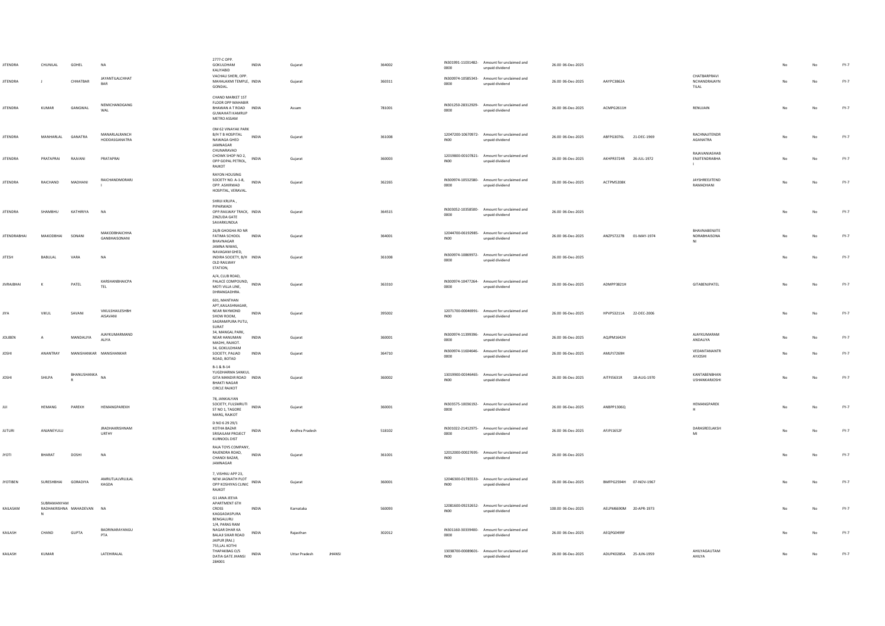| | | | | | | | | | | | | | | | | | | |
|---|---|---|---|---|---|---|---|---|---|---|---|---|---|---|---|---|---|---|
| JITENDRA | CHUNILAL | GOHEL | NA | 2777-C OPP GOKULDHAM KALIYABID | INDIA | Gujarat | | 364002 | IN301991-11031482-0000 | Amount for unclaimed and unpaid dividend | 26.00 | 06-Dec-2025 | | | | No | No | FY-7 |
| JITENDRA | J | CHHATBAR | JAYANTILALCHHAT BAR | VACHALI SHERI, OPP. MAHALAXMI TEMPLE, GONDAL. | INDIA | Gujarat | | 360311 | IN300974-10585343-0000 | Amount for unclaimed and unpaid dividend | 26.00 | 06-Dec-2025 | AAYPC3862A | | CHATBARPRAVI NCHANDRAJAYN TILAL | No | No | FY-7 |
| JITENDRA | KUMAR | GANGWAL | NEMICHANDGANG WAL | CHAND MARKET 1ST FLOOR OPP MAHABIR BHAWAN A T ROAD GUWAHATI KAMRUP METRO ASSAM | INDIA | Assam | | 781001 | IN301250-28312929-0000 | Amount for unclaimed and unpaid dividend | 26.00 | 06-Dec-2025 | ACMPG2611H | | RENUJAIN | No | No | FY-7 |
| JITENDRA | MANHARLAL | GANATRA | MANARLALRANCH HODDASGANATRA | OM 62 VINAYAK PARK B/H T B HOSPITAL NAWAGA GHED JAMNAGAR | INDIA | Gujarat | | 361008 | 12047200-10670972-IN00 | Amount for unclaimed and unpaid dividend | 26.00 | 06-Dec-2025 | ABFPG3076L | 21-DEC-1969 | RACHNAJITENDR AGANATRA | No | No | FY-7 |
| JITENDRA | PRATAPRAI | RAJVANI | PRATAPRAI | CHUNARAVAD CHOWK SHOP NO 2, OPP GOPAL PETROL, RAJKOT | INDIA | Gujarat | | 360003 | 12019800-00107821-IN00 | Amount for unclaimed and unpaid dividend | 26.00 | 06-Dec-2025 | AKHPR3724R | 26-JUL-1972 | RAJAVANIASHAB ENJITENDRABHA I | No | No | FY-7 |
| JITENDRA | RAICHAND | MADHANI | RAICHANDMORARJ I | RAYON HOUSING SOCIETY NO. A-1-8, OPP. ASHIRWAD HOSPITAL, VERAVAL. | INDIA | Gujarat | | 362265 | IN300974-10532580-0000 | Amount for unclaimed and unpaid dividend | 26.00 | 06-Dec-2025 | ACTPM5208K | | JAYSHREEJITEND RAMADHANI | No | No | FY-7 |
| JITENDRA | SHAMBHU | KATHIRIYA | NA | SHRIJI KRUPA , PIPARWADI OPP.RAILWAY TRACK, ZINZUDA GATE SAVARKUNDLA | INDIA | Gujarat | | 364515 | IN303052-10358500-0000 | Amount for unclaimed and unpaid dividend | 26.00 | 06-Dec-2025 | | | | No | No | FY-7 |
| JITENDRABHAI | MAKODBHAI | SONANI | MAKODBHAICHHA GANBHAISONANI | 26/B GHOGHA RD NR FATIMA SCHOOL BHAVNAGAR | INDIA | Gujarat | | 364001 | 12044700-06192985-IN00 | Amount for unclaimed and unpaid dividend | 26.00 | 06-Dec-2025 | ANZPS7227B | 01-MAY-1974 | BHAVNABENJITE NDRABHAISONA NI | No | No | FY-7 |
| JITESH | BABULAL | VARA | NA | JAMNA NIWAS, NAVAGAM GHED, INDIRA SOCIETY, B/H OLD RAILWAY STATION, | INDIA | Gujarat | | 361008 | IN300974-10869972-0000 | Amount for unclaimed and unpaid dividend | 26.00 | 06-Dec-2025 | | | | No | No | FY-7 |
| JIVRAJBHAI | K | PATEL | KARSHANBHAICPA TEL | A/4, CLUB ROAD, PALACE COMPOUND, MOTI VILLA LINE, DHRANGADHRA. | INDIA | Gujarat | | 363310 | IN300974-10477264-0000 | Amount for unclaimed and unpaid dividend | 26.00 | 06-Dec-2025 | ADMPP3821H | | GITABENJPATEL | No | No | FY-7 |
| JIYA | VIKUL | SAVANI | VIKULSHAILESHBH AISAVANI | 601, MANTHAN APT,KAILASHNAGAR, NEAR RAYMOND SHOW ROOM, SAGRAMPURA PUTLI, SURAT | INDIA | Gujarat | | 395002 | 12071700-00046991-IN00 | Amount for unclaimed and unpaid dividend | 26.00 | 06-Dec-2025 | HPVPS3211A | 22-DEC-2006 | | No | No | FY-7 |
| JOLIBEN | A | MANDALIYA | AJAYKUMARMAND ALIYA | 34, MANGAL PARK, NEAR HANUMAN MADHI, RAJKOT. | INDIA | Gujarat | | 360001 | IN300974-11399396-0000 | Amount for unclaimed and unpaid dividend | 26.00 | 06-Dec-2025 | AQJPM1642H | | AJAYKUMARAM ANDALIYA | No | No | FY-7 |
| JOSHI | ANANTRAY | MANISHANKAR | MANISHANKAR | 34, GOKULDHAM SOCIETY, PALIAD ROAD, BOTAD | INDIA | Gujarat | | 364710 | IN300974-11604646-0000 | Amount for unclaimed and unpaid dividend | 26.00 | 06-Dec-2025 | AMLPJ7269H | | VEDANTANANTR AYJOSHI | No | No | FY-7 |
| JOSHI | SHILPA | BHANUSHANKA R | NA | B-1 & B-14 YUGDHARMA SANKUL GITA MANDIR ROAD BHAKTI NAGAR CIRCLE RAJKOT | INDIA | Gujarat | | 360002 | 13019900-00346465-IN00 | Amount for unclaimed and unpaid dividend | 26.00 | 06-Dec-2025 | AITPJ5631R | 18-AUG-1970 | KANTABENBHAN USHANKARJOSHI | No | No | FY-7 |
| JUI | HEMANG | PAREKH | HEMANGPAREKH | 7B, JANKALYAN SOCIETY, FULSMRUTI ST NO 1, TAGORE MARG, RAJKOT | INDIA | Gujarat | | 360001 | IN303575-10036192-0000 | Amount for unclaimed and unpaid dividend | 26.00 | 06-Dec-2025 | ANBPP1306Q | | HEMANGPAREK H | No | No | FY-7 |
| JUTURI | ANJANEYULU | | JRADHAKRISHNAM URTHY | D NO 6 29 29/1 KOTHA BAZAR SRISAILAM PROJECT KURNOOL DIST | INDIA | Andhra Pradesh | | 518102 | IN301022-21412975-0000 | Amount for unclaimed and unpaid dividend | 26.00 | 06-Dec-2025 | AFIPJ1652F | | DARASREELAKSH MI | No | No | FY-7 |
| JYOTI | BHARAT | DOSHI | NA | RAJA TOYS COMPANY, RAJENDRA ROAD, CHANDI BAZAR, JAMNAGAR | INDIA | Gujarat | | 361001 | 12012000-00027695-IN00 | Amount for unclaimed and unpaid dividend | 26.00 | 06-Dec-2025 | | | | No | No | FY-7 |
| JYOTIBEN | SURESHBHAI | GORADIYA | AMRUTLALVRUJLAL KAGDA | 7, VISHNU APP 23, NEW JAGNATH PLOT OPP KOSHIYAS CLINIC RAJKOT | INDIA | Gujarat | | 360001 | 12046300-01785533-IN00 | Amount for unclaimed and unpaid dividend | 26.00 | 06-Dec-2025 | BMFPG2594H | 07-NOV-1967 | | No | No | FY-7 |
| KAILASAM | SUBRAMANYAM RADHAKRISHNA N | MAHADEVAN | NA | G1 JANA JEEVA APARTMENT 6TH CROSS KAGGADASPURA BENGALURU | INDIA | Karnataka | | 560093 | 12081600-09232652-IN00 | Amount for unclaimed and unpaid dividend | 100.00 | 06-Dec-2025 | AELPM6690M | 20-APR-1973 | | No | No | FY-7 |
| KAILASH | CHAND | GUPTA | BADRINARAYANGU PTA | 1/4, PARAS RAM NAGAR DHAR KA BALAJI SIKAR ROAD JAIPUR (RAJ.) | INDIA | Rajasthan | | 302012 | IN301160-30339400-0000 | Amount for unclaimed and unpaid dividend | 26.00 | 06-Dec-2025 | AEQPG0499F | | | No | No | FY-7 |
| KAILASH | KUMAR | | LATEHIRALAL | 755,LAL KOTHI THAPAKBAG O/S DATIA GATE JHANSI 284001 | INDIA | Uttar Pradesh | JHANSI | | 13038700-00089601-IN00 | Amount for unclaimed and unpaid dividend | 26.00 | 06-Dec-2025 | ADUPK0285A | 25-JUN-1959 | AHILYAGAUTAM AHILYA | No | No | FY-7 |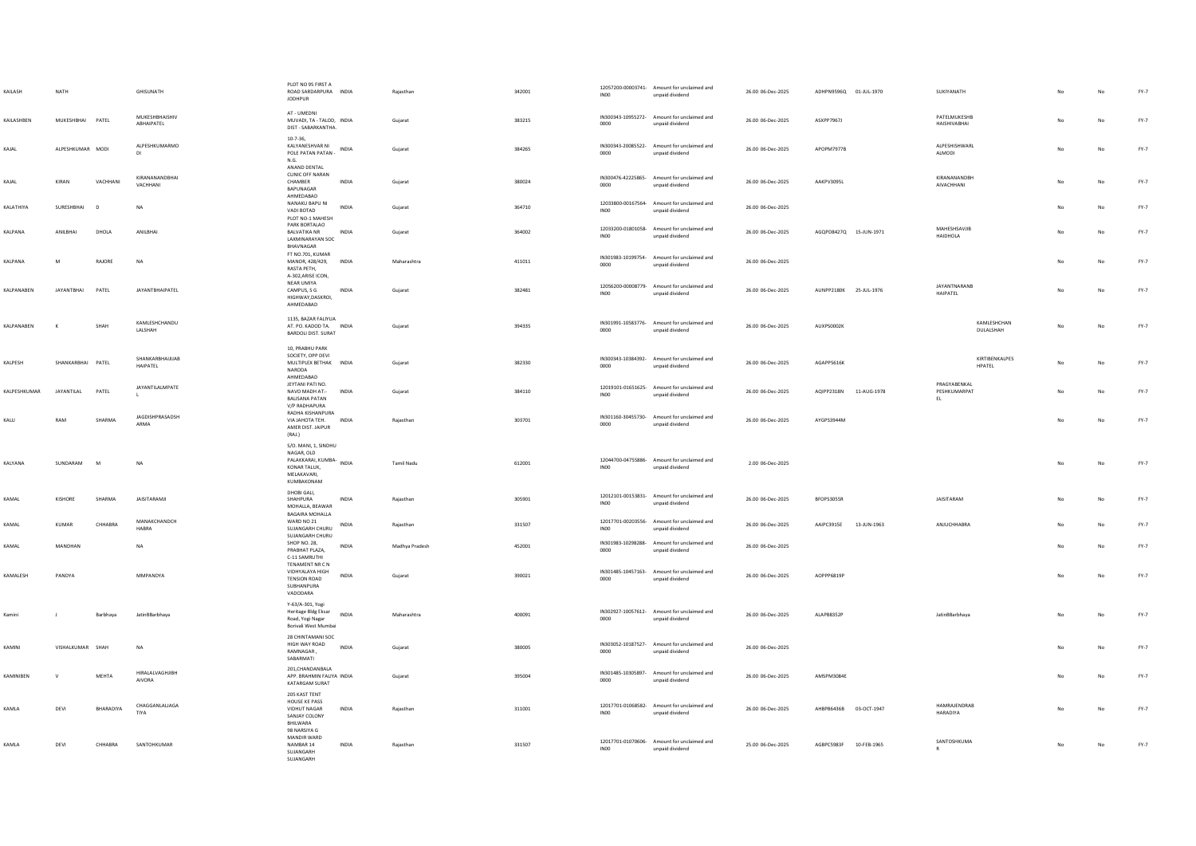| | | | | | | | | | | | | | | | | | | |
|---|---|---|---|---|---|---|---|---|---|---|---|---|---|---|---|---|---|---|
| KAILASH | NATH | | GHISUNATH | PLOT NO 95 FIRST A ROAD SARDARPURA JODHPUR | INDIA | Rajasthan | 342001 | | 12057200-00003741-IN00 | Amount for unclaimed and unpaid dividend | 26.00 | 06-Dec-2025 | ADHPN9596Q | 01-JUL-1970 | SUKHANATH | | No | No | FY-7 |
| KAILASHBEN | MUKESHBHAI | PATEL | MUKESHBHAISHIV ABHAIPATEL | AT - UMEDNI MUVADI, TA - TALOD, DIST - SABARKANTHA. | INDIA | Gujarat | 383215 | | IN300343-10955272-0000 | Amount for unclaimed and unpaid dividend | 26.00 | 06-Dec-2025 | ASXPP7967J | | PATELMUKESHB HAISHIVABHAI | | No | No | FY-7 |
| KAJAL | ALPESHKUMAR | MODI | ALPESHKUMARMO DI | 10-7-36, KALYANESHVAR NI POLE PATAN PATAN - N.G. | INDIA | Gujarat | 384265 | | IN300343-20085522-0000 | Amount for unclaimed and unpaid dividend | 26.00 | 06-Dec-2025 | APOPM7977B | | ALPESHISHWARL ALMODI | | No | No | FY-7 |
| KAJAL | KIRAN | VACHHANI | KIRANANANDBHAI VACHHANI | ANAND DENTAL CLINIC OFF NARAN CHAMBER BAPUNAGAR AHMEDABAD | INDIA | Gujarat | 380024 | | IN300476-42225865-0000 | Amount for unclaimed and unpaid dividend | 26.00 | 06-Dec-2025 | AAKPV3095L | | KIRANANANDBH AIVACHHANI | | No | No | FY-7 |
| KALATHIYA | SURESHBHAI | D | NA | NANAKU BAPU NI VADI BOTAD | INDIA | Gujarat | 364710 | | 12033800-00167564-IN00 | Amount for unclaimed and unpaid dividend | 26.00 | 06-Dec-2025 | | | | | No | No | FY-7 |
| KALPANA | ANILBHAI | DHOLA | ANILBHAI | PLOT NO-1 MAHESH PARK BORTALAO BALVATIKA NR LAXMINARAYAN SOC BHAVNAGAR | INDIA | Gujarat | 364002 | | 12033200-01801058-IN00 | Amount for unclaimed and unpaid dividend | 26.00 | 06-Dec-2025 | AGQPD8427Q | 15-JUN-1971 | MAHESHSAVJIB HAIDHOLA | | No | No | FY-7 |
| KALPANA | M | RAJORE | NA | FT NO.701, KUMAR MANOR, 428/429, RASTA PETH, | INDIA | Maharashtra | 411011 | | IN301983-10199754-0000 | Amount for unclaimed and unpaid dividend | 26.00 | 06-Dec-2025 | | | | | No | No | FY-7 |
| KALPANABEN | JAYANTBHAI | PATEL | JAYANTBHAIPATEL | A-302,ARISE ICON, NEAR UMIYA CAMPUS, S G HIGHWAY,DASKROI, AHMEDABAD | INDIA | Gujarat | 382481 | | 12056200-00008779-IN00 | Amount for unclaimed and unpaid dividend | 26.00 | 06-Dec-2025 | AUNPP2180K | 25-JUL-1976 | JAYANTNARANB HAIPATEL | | No | No | FY-7 |
| KALPANABEN | K | SHAH | KAMLESHCHANDU LALSHAH | 1135, BAZAR FALIYUA AT. PO. KADOD TA. BARDOLI DIST. SURAT | INDIA | Gujarat | 394335 | | IN301991-10583776-0000 | Amount for unclaimed and unpaid dividend | 26.00 | 06-Dec-2025 | AUXPS0002K | | | KAMLESHCHAN DULALSHAH | No | No | FY-7 |
| KALPESH | SHANKARBHAI | PATEL | SHANKARBHAIJIJAB HAIPATEL | 10, PRABHU PARK SOCIETY, OPP DEVI MULTIPLEX BETHAK NARODA AHMEDABAD | INDIA | Gujarat | 382330 | | IN300343-10384392-0000 | Amount for unclaimed and unpaid dividend | 26.00 | 06-Dec-2025 | AGAPP5616K | | | KIRTIBENKALPES HPATEL | No | No | FY-7 |
| KALPESHKUMAR | JAYANTILAL | PATEL | JAYANTILALMPATE L | JEYTANI PATI NO. NAVO MADH AT:- BALISANA PATAN | INDIA | Gujarat | 384110 | | 12019101-01651625-IN00 | Amount for unclaimed and unpaid dividend | 26.00 | 06-Dec-2025 | AQIPP2318N | 11-AUG-1978 | PRAGYABENKAL PESHKUMARPAT EL | | No | No | FY-7 |
| KALU | RAM | SHARMA | JAGDISHPRASADSH ARMA | V/P RADHAPURA RADHA KISHANPURA VIA JAHOTA TEH. AMER DIST. JAIPUR (RAJ.) | INDIA | Rajasthan | 303701 | | IN301160-30455730-0000 | Amount for unclaimed and unpaid dividend | 26.00 | 06-Dec-2025 | AYGPS3944M | | | | No | No | FY-7 |
| KALYANA | SUNDARAM | M | NA | S/O. MANI, 1, SINDHU NAGAR, OLD PALAKKARAI, KUMBA-KONAR TALUK, MELAKAVARI, KUMBAKONAM | INDIA | Tamil Nadu | 612001 | | 12044700-04755886-IN00 | Amount for unclaimed and unpaid dividend | 2.00 | 06-Dec-2025 | | | | | No | No | FY-7 |
| KAMAL | KISHORE | SHARMA | JAISITARAMJI | DHOBI GALI, SHAHPURA MOHALLA, BEAWAR | INDIA | Rajasthan | 305901 | | 12012101-00153831-IN00 | Amount for unclaimed and unpaid dividend | 26.00 | 06-Dec-2025 | BFOPS3055R | | JAISITARAM | | No | No | FY-7 |
| KAMAL | KUMAR | CHHABRA | MANAKCHANDCH HABRA | BAGAIRA MOHALLA WARD NO 21 SUJANGARH CHURU | INDIA | Rajasthan | 331507 | | 12017701-00203556-IN00 | Amount for unclaimed and unpaid dividend | 26.00 | 06-Dec-2025 | AAIPC3915E | 13-JUN-1963 | ANJUCHHABRA | | No | No | FY-7 |
| KAMAL | MANDHAN | | NA | SUJANGARH CHURU SHOP NO. 28, PRABHAT PLAZA, | INDIA | Madhya Pradesh | 452001 | | IN301983-10298288-0000 | Amount for unclaimed and unpaid dividend | 26.00 | 06-Dec-2025 | | | | | No | No | FY-7 |
| KAMALESH | PANDYA | | MMPANDYA | C-11 SAMRUTHI TENAMENT NR C N VIDHYALAYA HIGH TENSION ROAD SUBHANPURA VADODARA | INDIA | Gujarat | 390021 | | IN301485-10457163-0000 | Amount for unclaimed and unpaid dividend | 26.00 | 06-Dec-2025 | AOPPP6819P | | | | No | No | FY-7 |
| Kamini | J | Barbhaya | JatinBBarbhaya | Y-63/A-301, Yogi Heritage Bldg Eksar Road, Yogi Nagar Borivali West Mumbai | INDIA | Maharashtra | 400091 | | IN302927-10057612-0000 | Amount for unclaimed and unpaid dividend | 26.00 | 06-Dec-2025 | ALAPB8352P | | JatinBBarbhaya | | No | No | FY-7 |
| KAMINI | VISHALKUMAR | SHAH | NA | 28 CHINTAMANI SOC HIGH WAY ROAD RAMNAGAR , SABARMATI | INDIA | Gujarat | 380005 | | IN303052-10187527-0000 | Amount for unclaimed and unpaid dividend | 26.00 | 06-Dec-2025 | | | | | No | No | FY-7 |
| KAMINIBEN | V | MEHTA | HIRALALVAGHJIBH AIVORA | 201,CHANDANBALA APP. BRAHMIN FALIYA KATARGAM SURAT | INDIA | Gujarat | 395004 | | IN301485-10305897-0000 | Amount for unclaimed and unpaid dividend | 26.00 | 06-Dec-2025 | AMSPM3084E | | | | No | No | FY-7 |
| KAMLA | DEVI | BHARADIYA | CHAGGANLALJAGA TIYA | 205 KAST TENT HOUSE KE PASS VIDHUT NAGAR SANJAY COLONY BHILWARA | INDIA | Rajasthan | 311001 | | 12017701-01068582-IN00 | Amount for unclaimed and unpaid dividend | 26.00 | 06-Dec-2025 | AHBPB6436B | 03-OCT-1947 | HAMRAJENDRAB HARADIYA | | No | No | FY-7 |
| KAMLA | DEVI | CHHABRA | SANTOHKUMAR | 98 NARSIYA G MANDIR WARD NAMBAR 14 SUJANGARH SUJANGARH | INDIA | Rajasthan | 331507 | | 12017701-01070606-IN00 | Amount for unclaimed and unpaid dividend | 25.00 | 06-Dec-2025 | AGBPC5983F | 10-FEB-1965 | SANTOSHKUMA R | | No | No | FY-7 |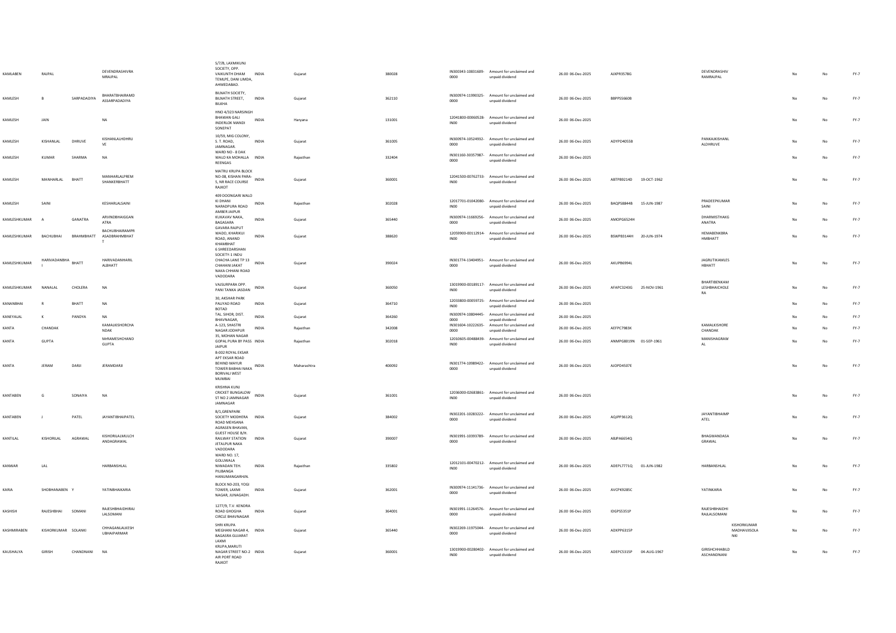| | | | | | | | | | | | | | | | | | | |
|---|---|---|---|---|---|---|---|---|---|---|---|---|---|---|---|---|---|---|
| KAMLABEN | RAJPAL | | DEVENDRASHIVRA MRAJPAL | S/7/B, LAXMIKUNJ SOCIETY, OPP. VAIKUNTH DHAM TEMLPE, DANI LIMDA, AHMEDABAD. | INDIA | Gujarat | 380028 | | IN300343-10831609-0000 | Amount for unclaimed and unpaid dividend | 26.00 06-Dec-2025 | AIXPR3578G | | DEVENDRASHIV RAMRAJPAL | | No | No | FY-7 |
| KAMLESH | B | SARPADADIYA | BHARATBHAIRAMD ASSARPADADIYA | BILNATH SOCIETY, BILNATH STREET, BILKHA | INDIA | Gujarat | 362110 | | IN300974-11990325-0000 | Amount for unclaimed and unpaid dividend | 26.00 06-Dec-2025 | BBPPS5660B | | | | No | No | FY-7 |
| KAMLESH | JAIN | | NA | HNO 4/323 NARSINGH BHAWAN GALI INDERLOK MANDI SONEPAT | INDIA | Haryana | 131001 | | 12041800-00060528-IN00 | Amount for unclaimed and unpaid dividend | 26.00 06-Dec-2025 | | | | | No | No | FY-7 |
| KAMLESH | KISHANLAL | DHRUVE | KISHANLALDHRU VE | 10/59, MIG COLONY, S. T. ROAD, JAMNAGAR. | INDIA | Gujarat | 361005 | | IN300974-10524932-0000 | Amount for unclaimed and unpaid dividend | 26.00 06-Dec-2025 | ADYPD4055B | | PANKAJKISHANL ALDHRUVE | | No | No | FY-7 |
| KAMLESH | KUMAR | SHARMA | NA | WARD NO - 8 DAK WALO KA MOHALLA REENGAS | INDIA | Rajasthan | 332404 | | IN301160-30357987-0000 | Amount for unclaimed and unpaid dividend | 26.00 06-Dec-2025 | | | | | No | No | FY-7 |
| KAMLESH | MANHARLAL | BHATT | MANHARLALPREM SHANKERBHATT | MATRU KRUPA BLOCK NO-08, KISHAN PARA-5, NR RACE COURSE RAJKOT | INDIA | Gujarat | 360001 | | 12041500-00762733-IN00 | Amount for unclaimed and unpaid dividend | 26.00 06-Dec-2025 | ABTPB9214D | 19-OCT-1962 | | | No | No | FY-7 |
| KAMLESH | SAINI | | KESHARLALSAINI | 409 DOONGARI WALO KI DHANI NARADPURA ROAD AMBER JAIPUR | INDIA | Rajasthan | 302028 | | 12017701-01042080-IN00 | Amount for unclaimed and unpaid dividend | 26.00 06-Dec-2025 | BAQPS8844B | 15-JUN-1987 | PRADEEPKUMAR SAINI | | No | No | FY-7 |
| KAMLESHKUMAR | A | GANATRA | ARVINDBHAIGGAN ATRA | KUKAVAV NAKA, BAGASARA | INDIA | Gujarat | 365440 | | IN300974-11669256-0000 | Amount for unclaimed and unpaid dividend | 26.00 06-Dec-2025 | AMOPG6524H | | DHARMISTHAKG ANATRA | | No | No | FY-7 |
| KAMLESHKUMAR | BACHUBHAI | BRAHMBHATT | BACHUBHAIRAMPR ASADBRAHMBHAT T | GAVARA RAJPUT WADO, KHARIKUI ROAD, ANAND KHAMBHAT | INDIA | Gujarat | 388620 | | 12059900-00112914-IN00 | Amount for unclaimed and unpaid dividend | 26.00 06-Dec-2025 | BSWPB3144H | 20-JUN-1974 | HEMABENKBRA HMBHATT | | No | No | FY-7 |
| KAMLESHKUMAR | HARIVADANBHA I | BHATT | HARIVADANHARIL ALBHATT | 6 SHREEDARSHAN SOCIETY-1 INDU CHACHA LANE TP 13 CHHANI JAKAT NAKA CHHANI ROAD VADODARA | INDIA | Gujarat | 390024 | | IN301774-13404951-0000 | Amount for unclaimed and unpaid dividend | 26.00 06-Dec-2025 | AKUPB6994L | | JAGRUTIKAMLES HBHATT | | No | No | FY-7 |
| KAMLESHKUMAR | NANALAL | CHOLERA | NA | VAJSURPARA OPP. PANI TANKA JASDAN | INDIA | Gujarat | 360050 | | 13019900-00189117-IN00 | Amount for unclaimed and unpaid dividend | 26.00 06-Dec-2025 | AFAPC3243G | 25-NOV-1961 | BHARTIBENKAM LESHBHAICHOLE RA | | No | No | FY-7 |
| KANANBHAI | R | BHATT | NA | 30, AKSHAR PARK PALIYAD ROAD BOTAD | INDIA | Gujarat | 364710 | | 12033800-00059725-IN00 | Amount for unclaimed and unpaid dividend | 26.00 06-Dec-2025 | | | | | No | No | FY-7 |
| KANEYALAL | K | PANDYA | NA | TAL. SIHOR, DIST. BHAVNAGAR, | INDIA | Gujarat | 364260 | | IN300974-10804445-0000 | Amount for unclaimed and unpaid dividend | 26.00 06-Dec-2025 | | | | | No | No | FY-7 |
| KANTA | CHANDAK | | KAMALKISHORCHA NDAK | A-123, SHASTRI NAGAR JODHPUR | INDIA | Rajasthan | 342008 | | IN301604-10222635-0000 | Amount for unclaimed and unpaid dividend | 26.00 06-Dec-2025 | AEFPC7983K | | KAMALKISHORE CHANDAK | | No | No | FY-7 |
| KANTA | GUPTA | | MrRAMESHCHAND GUPTA | 35, MOHAN NAGAR GOPAL PURA BY PASS JAIPUR | INDIA | Rajasthan | 302018 | | 12010605-00488439-IN00 | Amount for unclaimed and unpaid dividend | 26.00 06-Dec-2025 | ANMPG8019N | 01-SEP-1961 | MANISHAGRAW AL | | No | No | FY-7 |
| KANTA | JERAM | DARJI | JERAMDARJI | B-002 ROYAL EKSAR APT EKSAR ROAD BEHIND MAYUR TOWER BABHAI NAKA BORIVALI WEST MUMBAI | INDIA | Maharashtra | 400092 | | IN301774-10989422-0000 | Amount for unclaimed and unpaid dividend | 26.00 06-Dec-2025 | AJOPD4507E | | | | No | No | FY-7 |
| KANTABEN | G | SONAIYA | NA | KRISHNA KUNJ CRICKET BUNGALOW ST NO 2 JAMNAGAR JAMNAGAR | INDIA | Gujarat | 361001 | | 12036000-02683861-IN00 | Amount for unclaimed and unpaid dividend | 26.00 06-Dec-2025 | | | | | No | No | FY-7 |
| KANTABEN | J | PATEL | JAYANTIBHAIPATEL | B/1,GRENPARK SOCIETY MODHERA ROAD MEHSANA | INDIA | Gujarat | 384002 | | IN302201-10283222-0000 | Amount for unclaimed and unpaid dividend | 26.00 06-Dec-2025 | AQJPP3612Q | | JAYANTIBHAIMP ATEL | | No | No | FY-7 |
| KANTILAL | KISHORILAL | AGRAWAL | KISHORILALMULCH ANDAGRAWAL | AGRASEN BHAVAN, GUEST HOUSE B/H. RAILWAY STATION JETALPUR NAKA VADODARA | INDIA | Gujarat | 390007 | | IN301991-10393789-0000 | Amount for unclaimed and unpaid dividend | 26.00 06-Dec-2025 | ABJPA6654Q | | BHAGWANDASA GRAWAL | | No | No | FY-7 |
| KANWAR | LAL | | HARBANSHLAL | WARD NO. 17, GOLUWALA NIWADAN TEH. PILIBANGA HANUMANGARHIN. | INDIA | Rajasthan | 335802 | | 12012101-00470212-IN00 | Amount for unclaimed and unpaid dividend | 26.00 06-Dec-2025 | ADEPL7771Q | 01-JUN-1982 | HARBANSHLAL | | No | No | FY-7 |
| KARIA | SHOBHANABEN | Y | YATINBHAIKARIA | BLOCK N0-203, YOGI TOWER, LAXMI NAGAR, JUNAGADH. | INDIA | Gujarat | 362001 | | IN300974-11141736-0000 | Amount for unclaimed and unpaid dividend | 26.00 06-Dec-2025 | AVCPK9285C | | YATINKARIA | | No | No | FY-7 |
| KASHISH | RAJESHBHAI | SOMANI | RAJESHBHAIDHIRAJ LALSOMANI | 1277/9, T.V. KENDRA ROAD GHOGHA CIRCLE BHAVNAGAR | INDIA | Gujarat | 364001 | | IN301991-11264576-0000 | Amount for unclaimed and unpaid dividend | 26.00 06-Dec-2025 | IDGPS5351P | | RAJESHBHAIDHI RAJLALSOMANI | | No | No | FY-7 |
| KASHMIRABEN | KISHORKUMAR | SOLANKI | CHHAGANLALKESH UBHAIPARMAR | SHRI KRUPA MEGHANI NAGAR 4, BAGASRA GUJARAT | INDIA | Gujarat | 365440 | | IN302269-11975044-0000 | Amount for unclaimed and unpaid dividend | 26.00 06-Dec-2025 | ADXPP6315P | | | KISHORKUMAR MADHAVJISOLA NKI | No | No | FY-7 |
| KAUSHALYA | GIRISH | CHANDNANI | NA | LAXMI KRUPA,MARUTI NAGAR STREET NO-2 AIR PORT ROAD RAJKOT | INDIA | Gujarat | 360001 | | 13019900-00280402-IN00 | Amount for unclaimed and unpaid dividend | 26.00 06-Dec-2025 | ADEPC5315P | 04-AUG-1967 | GIRISHCHHABILD ASCHANDNANI | | No | No | FY-7 |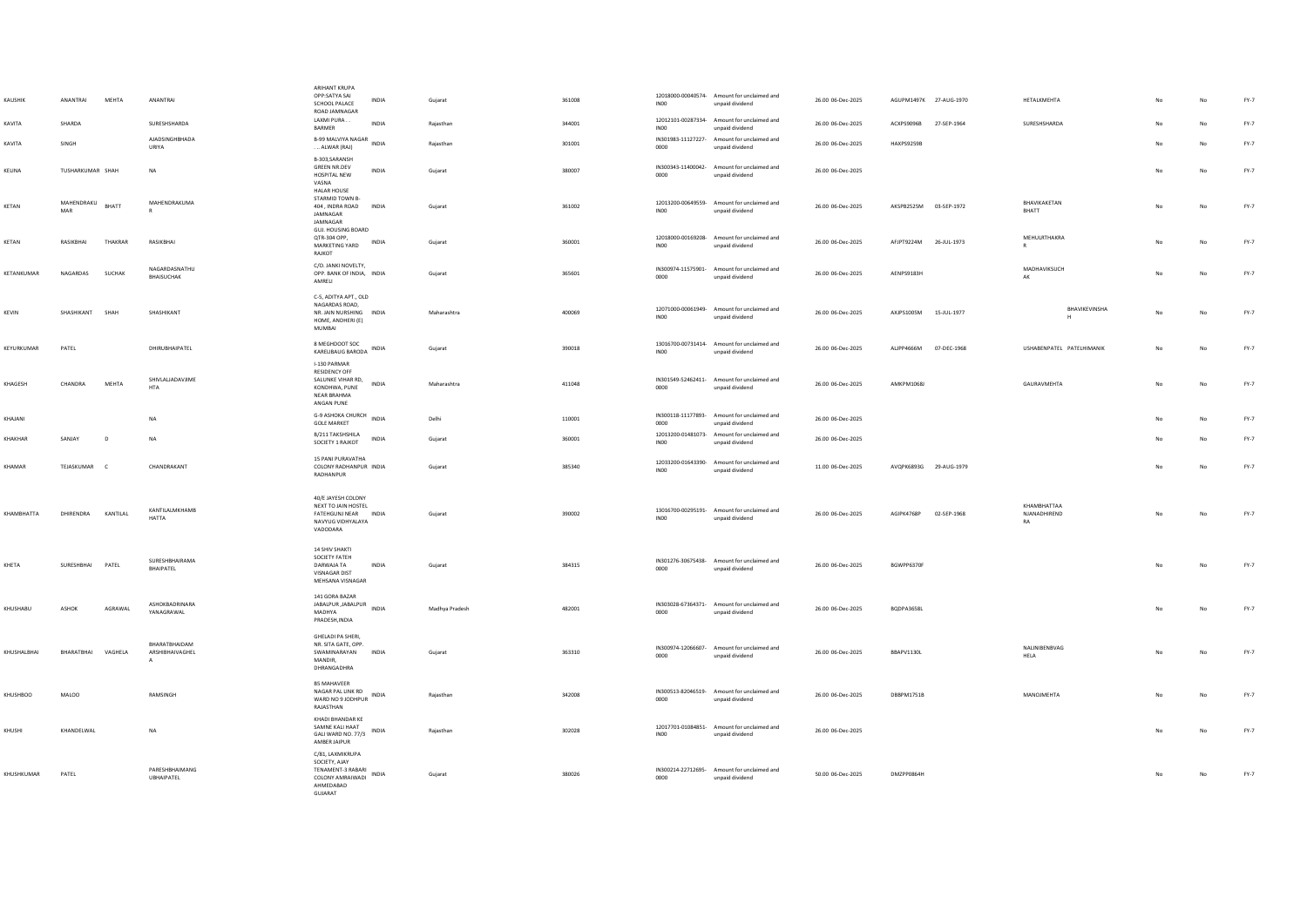| KAUSHIK | ANANTRAI | MEHTA | ANANTRAI | ARIHANT KRUPA OPP:SATYA SAI SCHOOL PALACE ROAD JAMNAGAR | INDIA | Gujarat | 361008 | 12018000-00040574-IN00 | Amount for unclaimed and unpaid dividend | 26.00 06-Dec-2025 | AGUPM1497K | 27-AUG-1970 | HETALKMEHTA | No | No | FY-7 |
|---|---|---|---|---|---|---|---|---|---|---|---|---|---|---|---|---|
| KAVITA | SHARDA | | SURESHSHARDA | LAXMI PURA . . . BARMER | INDIA | Rajasthan | 344001 | 12012101-00287334-IN00 | Amount for unclaimed and unpaid dividend | 26.00 06-Dec-2025 | ACXPS9096B | 27-SEP-1964 | SURESHSHARDA | No | No | FY-7 |
| KAVITA | SINGH | | AJADSINGHBHADA URIYA | B-99 MALVIYA NAGAR . . . ALWAR (RAJ) | INDIA | Rajasthan | 301001 | IN301983-11127227-0000 | Amount for unclaimed and unpaid dividend | 26.00 06-Dec-2025 | HAXPS9259B | | | No | No | FY-7 |
| KEUNA | TUSHARKUMAR | SHAH | NA | B-303,SARANSH GREEN NR.DEV HOSPITAL NEW VASNA | INDIA | Gujarat | 380007 | IN300343-11400042-0000 | Amount for unclaimed and unpaid dividend | 26.00 06-Dec-2025 | | | | No | No | FY-7 |
| KETAN | MAHENDRAKUMAR | BHATT | MAHENDRAKUMAR | HALAR HOUSE STARMID TOWN B-404 , INDRA ROAD JAMNAGAR JAMNAGAR | INDIA | Gujarat | 361002 | 12013200-00649559-IN00 | Amount for unclaimed and unpaid dividend | 26.00 06-Dec-2025 | AKSPB2525M | 03-SEP-1972 | BHAVIKAKETAN BHATT | No | No | FY-7 |
| KETAN | RASIKBHAI | THAKRAR | RASIKBHAI | GUJ. HOUSING BOARD QTR-304 OPP, MARKETING YARD RAJKOT | INDIA | Gujarat | 360001 | 12018000-00169208-IN00 | Amount for unclaimed and unpaid dividend | 26.00 06-Dec-2025 | AFJPT9224M | 26-JUL-1973 | MEHULRTHAKRAR | No | No | FY-7 |
| KETANKUMAR | NAGARDAS | SUCHAK | NAGARDASNATHUBHAISUCHAK | C/O. JANKI NOVELTY, OPP. BANK OF INDIA, AMRELI | INDIA | Gujarat | 365601 | IN300974-11575901-0000 | Amount for unclaimed and unpaid dividend | 26.00 06-Dec-2025 | AENPS9183H | | MADHAVIKSUCHAK | No | No | FY-7 |
| KEVIN | SHASHIKANT | SHAH | SHASHIKANT | C-5, ADITYA APT., OLD NAGARDAS ROAD, NR. JAIN NURSHING HOME, ANDHERI (E) MUMBAI | INDIA | Maharashtra | 400069 | 12071000-00061949-IN00 | Amount for unclaimed and unpaid dividend | 26.00 06-Dec-2025 | AXJPS1005M | 15-JUL-1977 | BHAVIKEVINSHAH | No | No | FY-7 |
| KEYURKUMAR | PATEL | | DHIRUBHAIPATEL | 8 MEGHDOOT SOC KARELIBAUG BARODA | INDIA | Gujarat | 390018 | 13016700-00731414-IN00 | Amount for unclaimed and unpaid dividend | 26.00 06-Dec-2025 | ALJPP4666M | 07-DEC-1968 | USHABENPATEL PATELHIMANIK | No | No | FY-7 |
| KHAGESH | CHANDRA | MEHTA | SHIVLALJADAVJIMEHTA | I-130 PARMAR RESIDENCY OFF SALUNKE VIHAR RD, KONDHWA, PUNE NEAR BRAHMA ANGAN PUNE | INDIA | Maharashtra | 411048 | IN301549-52462411-0000 | Amount for unclaimed and unpaid dividend | 26.00 06-Dec-2025 | AMKPM1068J | | GAURAVMEHTA | No | No | FY-7 |
| KHAJANI | | | NA | G-9 ASHOKA CHURCH GOLE MARKET | INDIA | Delhi | 110001 | IN300118-11177893-0000 | Amount for unclaimed and unpaid dividend | 26.00 06-Dec-2025 | | | | No | No | FY-7 |
| KHAKHAR | SANJAY | D | NA | B/211 TAKSHSHILA SOCIETY 1 RAJKOT | INDIA | Gujarat | 360001 | 12013200-01481073-IN00 | Amount for unclaimed and unpaid dividend | 26.00 06-Dec-2025 | | | | No | No | FY-7 |
| KHAMAR | TEJASKUMAR | C | CHANDRAKANT | 15 PANI PURAVATHA COLONY RADHANPUR RADHANPUR | INDIA | Gujarat | 385340 | 12033200-01643390-IN00 | Amount for unclaimed and unpaid dividend | 11.00 06-Dec-2025 | AVQPK6893G | 29-AUG-1979 | | No | No | FY-7 |
| KHAMBHATTA | DHIRENDRA | KANTILAL | KANTILALMKHAMBHATTA | 40/E JAYESH COLONY NEXT TO JAIN HOSTEL FATEHGUNJ NEAR NAVYUG VIDHYALAYA VADODARA | INDIA | Gujarat | 390002 | 13016700-00295191-IN00 | Amount for unclaimed and unpaid dividend | 26.00 06-Dec-2025 | AGIPK4768P | 02-SEP-1968 | KHAMBHATTAANJANADHIRENDRA | No | No | FY-7 |
| KHETA | SURESHBHAI | PATEL | SURESHBHAIRAMABHAIPATEL | 14 SHIV SHAKTI SOCIETY FATEH DARWAJA TA VISNAGAR DIST MEHSANA VISNAGAR | INDIA | Gujarat | 384315 | IN301276-30675438-0000 | Amount for unclaimed and unpaid dividend | 26.00 06-Dec-2025 | BGWPP6370F | | | No | No | FY-7 |
| KHUSHABU | ASHOK | AGRAWAL | ASHOKBADRINARAYANAGRAWAL | 141 GORA BAZAR JABALPUR ,JABALPUR MADHYA PRADESH,INDIA | INDIA | Madhya Pradesh | 482001 | IN303028-67364371-0000 | Amount for unclaimed and unpaid dividend | 26.00 06-Dec-2025 | BQDPA3658L | | | No | No | FY-7 |
| KHUSHALBHAI | BHARATBHAI | VAGHELA | BHARATBHAIDAMARSHIBHAIVAGHELA | GHELADI PA SHERI, NR. SITA GATE, OPP. SWAMINARAYAN MANDIR, DHRANGADHRA | INDIA | Gujarat | 363310 | IN300974-12066607-0000 | Amount for unclaimed and unpaid dividend | 26.00 06-Dec-2025 | BBAPV1130L | | NALINIBENBVAGHELA | No | No | FY-7 |
| KHUSHBOO | MALOO | | RAMSINGH | 85 MAHAVEER NAGAR PAL LINK RD WARD NO 9 JODHPUR RAJASTHAN | INDIA | Rajasthan | 342008 | IN300513-82046519-0000 | Amount for unclaimed and unpaid dividend | 26.00 06-Dec-2025 | DBBPM1751B | | MANOJMEHTA | No | No | FY-7 |
| KHUSHI | KHANDELWAL | | NA | KHADI BHANDAR KE SAMNE KALI HAAT GALI WARD NO. 77/3 AMBER JAIPUR | INDIA | Rajasthan | 302028 | 12017701-01084851-IN00 | Amount for unclaimed and unpaid dividend | 26.00 06-Dec-2025 | | | | No | No | FY-7 |
| KHUSHKUMAR | PATEL | | PARESHBHAIMANGUBHAIPATEL | C/81, LAXMIKRUPA SOCIETY, AJAY TENAMENT-3 RABARI COLONY AMRAIWADI AHMEDABAD GUJARAT | INDIA | Gujarat | 380026 | IN300214-22712695-0000 | Amount for unclaimed and unpaid dividend | 50.00 06-Dec-2025 | DMZPP0864H | | | No | No | FY-7 |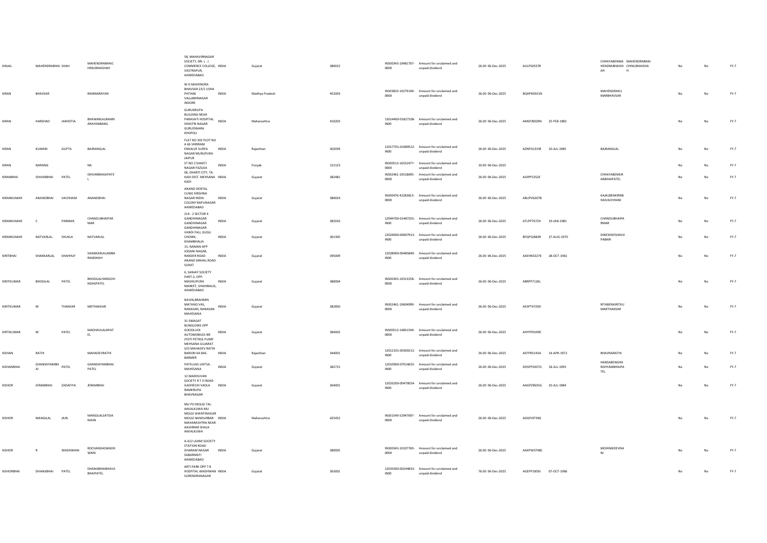| KINJAL | MAHENDRABHAI SHAH | | MAHENDRABHAIC HINUBHAISHAH | 58, MAHAVIRNAGAR SOCIETY, NR. L . J . COMMERCE COLLEGE, VASTRAPUR, AHMEDABAD. | INDIA | Gujarat | 380015 | IN300343-10481707-0000 | Amount for unclaimed and unpaid dividend | 26.00 | 06-Dec-2025 | AULPS0337B | | CHHAYABENMA MAHENDRABHAI HENDRABHAISH CHINUBHAISHA AH H | No | No | FY-7 |
|---|---|---|---|---|---|---|---|---|---|---|---|---|---|---|---|---|---|
| KIRAN | BHAVSAR | | RAMNARAYAN | W O MAHENDRA BHAVSAR 23/1 USHA PATHAK VALLABHNAGAR INDORE | INDIA | Madhya Pradesh | 452003 | IN303833-10279149-0000 | Amount for unclaimed and unpaid dividend | 26.00 | 06-Dec-2025 | BQHPK0921N | | MAHENDRAKU MARBHAVSAR | No | No | FY-7 |
| KIRAN | HARSHAD | JAKHOTIA | BHAWARLALRAMN ARAYANBANG | GURUKRUPA BUILDING NEAR PARAVATI HOSPITAL SHASTRI NAGAR GURUDWARA KHOPOLI | INDIA | Maharashtra | 410203 | 13014400-01827108-IN00 | Amount for unclaimed and unpaid dividend | 26.00 | 06-Dec-2025 | AMSPJ9029N | 25-FEB-1983 | | No | No | FY-7 |
| KIRAN | KUMARI | GUPTA | BAJRANGLAL | FLAT NO 302 PLOT NO A 66 SHRIRAM ENKALVE SURYA NAGAR MURLIPURA JAIPUR | INDIA | Rajasthan | 302039 | 12017701-01089522-IN00 | Amount for unclaimed and unpaid dividend | 26.00 | 06-Dec-2025 | AZNPG1319E | 10-JUL-1985 | BAJRANGLAL | No | No | FY-7 |
| KIRAN | NARANG | | NA | ST NO 2 SHAKTI NAGAR FAZILKA | INDIA | Punjab | 152123 | IN300513-16552477-0000 | Amount for unclaimed and unpaid dividend | 10.00 | 06-Dec-2025 | | | | No | No | FY-7 |
| KIRANBHAI | ISHVARBHAI | PATEL | ISHVARBHAIAPATE L | 06, DHARTI CITY, TA. KADI DIST. MEHSANA KADI | INDIA | Gujarat | 382481 | IN302461-10518695-0000 | Amount for unclaimed and unpaid dividend | 26.00 | 06-Dec-2025 | AOIPP5352E | | CHHAYABENKIR ANBHAIPATEL | No | No | FY-7 |
| KIRANKUMAR | ANANDBHAI | VACHHANI | ANANDBHAI | ANAND DENTAL CLINIC KRISHNA NAGAR INDIA COLONY BAPUNAGAR AHMEDABAD | INDIA | Gujarat | 380024 | IN300476-42283813-0000 | Amount for unclaimed and unpaid dividend | 26.00 | 06-Dec-2025 | ABUPV6207B | | KAJALBENKIRNB HAIVACHHANI | No | No | FY-7 |
| KIRANKUMAR | C | PARMAR | CHANDUBHAIPAR MAR | 214 - 2 SECTOR 4 GANDHINAGAR GANDHINAGAR GANDHINAGAR | INDIA | Gujarat | 382016 | 12044700-01487201-IN00 | Amount for unclaimed and unpaid dividend | 26.00 | 06-Dec-2025 | ATLPP7672H | 19-JAN-1981 | CHANDUBHAIPA RMAR | No | No | FY-7 |
| KIRANKUMAR | NATVARLAL | SHUKLA | NATVARLAL | VANDI FALI, GUGLI CHOWK, KHAMBHALIA | INDIA | Gujarat | 361305 | 12024000-00007913-IN00 | Amount for unclaimed and unpaid dividend | 26.00 | 06-Dec-2025 | BFQPS2883R | 27-AUG-1970 | DINESHKESHAVJI PABARI | No | No | FY-7 |
| KIRITBHAI | SHANKARLAL | SHAHHUF | SHANKARLALAMBA RAMSHAH | 15, NAMAN APP JOGANI NAGAR, RANDER ROAD ANAND MAHAL ROAD SURAT | INDIA | Gujarat | 395009 | 12028900-00485840-IN00 | Amount for unclaimed and unpaid dividend | 26.00 | 06-Dec-2025 | AAEHK0227K | 28-OCT-1961 | | No | No | FY-7 |
| KIRITKUMAR | BHOGILAL | PATEL | BHOGILALHARGOVI NDASPATEL | 6, SANJAY SOCIETY PART-2, OPP. MADHUPURA MARKET, SHAHIBAUG, AHMEDABAD. | INDIA | Gujarat | 380004 | IN300343-10313258-0000 | Amount for unclaimed and unpaid dividend | 26.00 | 06-Dec-2025 | ABRPP7126L | | | No | No | FY-7 |
| KIRITKUMAR | M | THAKKAR | MKTHAKKAR | NAVIN,BRAHMIN MATANO VAS, RANASAN, RANASAN MAHESANA | INDIA | Gujarat | 382850 | IN302461-10604999-0000 | Amount for unclaimed and unpaid dividend | 26.00 | 06-Dec-2025 | AESPT4729D | | RITABENKIRITKU MARTHAKKAR | No | No | FY-7 |
| KIRTIKUMAR | M | PATEL | MADHAVLALNPAT EL | 31 SWAGAT BUNGLOWS OPP GOODLUCK AUTOMOBILES NR JYOTI PETROL PUMP MEHSANA GUJARAT | INDIA | Gujarat | 384002 | IN300513-14831549-0000 | Amount for unclaimed and unpaid dividend | 26.00 | 06-Dec-2025 | AHYPP0199E | | | No | No | FY-7 |
| KISHAN | RATHI | | MAHADEVRATHI | S/O MAHADEV RATHI BARION KA BAS . BARMER | INDIA | Rajasthan | 344001 | 12012101-00369212-IN00 | Amount for unclaimed and unpaid dividend | 26.00 | 06-Dec-2025 | AEFPR5143A | 14-APR-1972 | BHAVNARATHI | No | No | FY-7 |
| KISHANBHAI | GHANSHYAMBH AI | PATEL | GHANSHYAMBHAI PATEL | PATELVAS UNTVA . MAHESANA | INDIA | Gujarat | 382715 | 12010900-07014655-IN00 | Amount for unclaimed and unpaid dividend | 26.00 | 06-Dec-2025 | DDSPP5037G | 18-JUL-1993 | HANSABENGHA NSHYAMBHAIPA TEL | No | No | FY-7 |
| KISHOR | JERAMBHAI | ZADAFIYA | JERAMBHAI | 12 MADHUVAN SOCIETY R T O ROAD GADHECHI VADLA RAMKRUPA BHAVNAGAR | INDIA | Gujarat | 364001 | 12033200-00470024-IN00 | Amount for unclaimed and unpaid dividend | 26.00 | 06-Dec-2025 | AAGPZ9635G | 10-JUL-1984 | | No | No | FY-7 |
| KISHOR | MANGILAL | JAIN | MANGILALSATIDA NJAIN | MU PO MOLGI TAL-AKKALKUWA MU MOLGI SHANTINAGAR MOLGI NANDURBAR MAHARASHTRA NEAR AASHRAM SHALA AKKALKUWA | INDIA | Maharashtra | 425452 | IN301549-52947697-0000 | Amount for unclaimed and unpaid dividend | 26.00 | 06-Dec-2025 | ADGPJ9739G | | | No | No | FY-7 |
| KISHOR | R | WADHWANI | ROCHANDASWADH WANI | A-612 LAXMI SOCIETY STATION ROAD DHARAM NAGAR SABARMATI AHMEDABAD | INDIA | Gujarat | 380005 | IN300343-10107769-0000 | Amount for unclaimed and unpaid dividend | 26.00 | 06-Dec-2025 | AAXPW3748C | | MOHINIKDEVNA NI | No | No | FY-7 |
| KISHORBHAI | DHANJIBHAI | PATEL | DHANJIBHAIBHAVJI BHAIPATEL | ARTI PARK OPP T B HOSPITAL WADHWAN SURENDRANAGAR | INDIA | Gujarat | 363001 | 12033300-00244833-IN00 | Amount for unclaimed and unpaid dividend | 76.00 | 06-Dec-2025 | AGEPP1859J | 07-OCT-1966 | | No | No | FY-7 |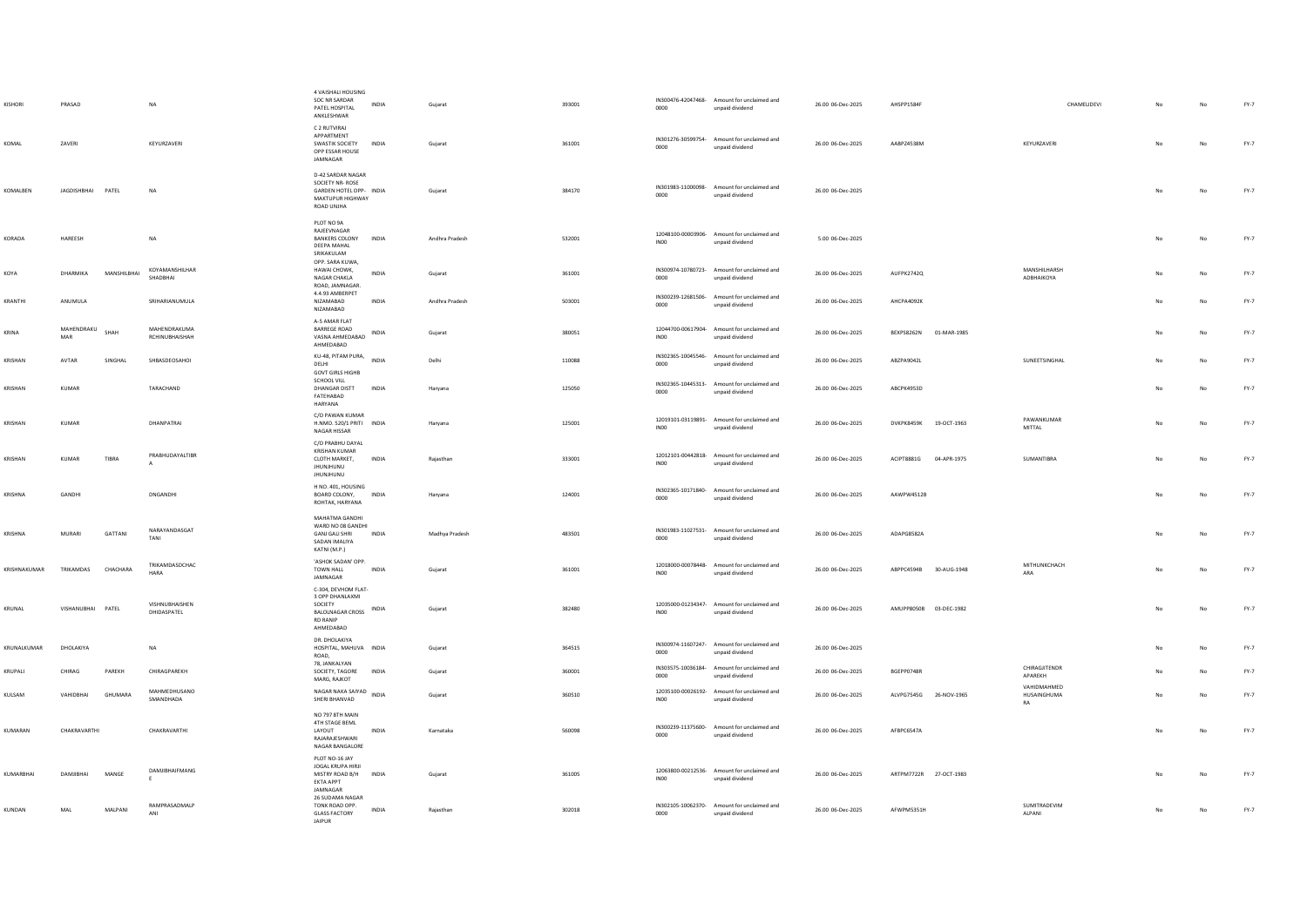| | | | | | | | | | | | | | | | | | | |
|---|---|---|---|---|---|---|---|---|---|---|---|---|---|---|---|---|---|---|
| KISHORI | PRASAD | | NA | 4 VAISHALI HOUSING SOC NR SARDAR PATEL HOSPITAL ANKLESHWAR | INDIA | Gujarat | 393001 | IN300476-42047468-0000 | Amount for unclaimed and unpaid dividend | 26.00 06-Dec-2025 | AHSPP1584F | | | CHAMELIDEVI | No | No | FY-7 |
| KOMAL | ZAVERI | | KEYURZAVERI | C 2 RUTVIRAJ APPARTMENT SWASTIK SOCIETY OPP ESSAR HOUSE JAMNAGAR | INDIA | Gujarat | 361001 | IN301276-30599754-0000 | Amount for unclaimed and unpaid dividend | 26.00 06-Dec-2025 | AABPZ4538M | | KEYURZAVERI | | No | No | FY-7 |
| KOMALBEN | JAGDISHBHAI | PATEL | NA | D-42 SARDAR NAGAR SOCIETY NR- ROSE GARDEN HOTEL OPP- MAKTUPUR HIGHWAY ROAD UNJHA | INDIA | Gujarat | 384170 | IN301983-11000098-0000 | Amount for unclaimed and unpaid dividend | 26.00 06-Dec-2025 | | | | | No | No | FY-7 |
| KORADA | HAREESH | | NA | PLOT NO 9A RAJEEVNAGAR BANKERS COLONY DEEPA MAHAL SRIKAKULAM | INDIA | Andhra Pradesh | 532001 | 12048100-00003906-IN00 | Amount for unclaimed and unpaid dividend | 5.00 06-Dec-2025 | | | | | No | No | FY-7 |
| KOYA | DHARMIKA | MANSHILBHAI | KOYAMANSHILHAR SHADBHAI | OPP. SARA KUWA, HAWAI CHOWK, NAGAR CHAKLA ROAD, JAMNAGAR. | INDIA | Gujarat | 361001 | IN300974-10780723-0000 | Amount for unclaimed and unpaid dividend | 26.00 06-Dec-2025 | AUFPK2742Q | | MANSHILHARSH ADBHAIKOYA | | No | No | FY-7 |
| KRANTHI | ANUMULA | | SRIHARIANUMULA | 4.4.93 AMBERPET NIZAMABAD NIZAMABAD | INDIA | Andhra Pradesh | 503001 | IN300239-12681506-0000 | Amount for unclaimed and unpaid dividend | 26.00 06-Dec-2025 | AHCPA4092K | | | | No | No | FY-7 |
| KRINA | MAHENDRAKU MAR | SHAH | MAHENDRAKUMA RCHINUBHAISHAH | A-5 AMAR FLAT BARREGE ROAD VASNA AHMEDABAD AHMEDABAD | INDIA | Gujarat | 380051 | 12044700-00617904-IN00 | Amount for unclaimed and unpaid dividend | 26.00 06-Dec-2025 | BEXPS8262N | 01-MAR-1985 | | | No | No | FY-7 |
| KRISHAN | AVTAR | SINGHAL | SHBASDEOSAHOI | KU-48, PITAM PURA, DELHI | INDIA | Delhi | 110088 | IN302365-10045546-0000 | Amount for unclaimed and unpaid dividend | 26.00 06-Dec-2025 | ABZPA9042L | | SUNEETSINGHAL | | No | No | FY-7 |
| KRISHAN | KUMAR | | TARACHAND | GOVT GIRLS HIGHB SCHOOL VILL DHANGAR DISTT FATEHABAD HARYANA | INDIA | Haryana | 125050 | IN302365-10445313-0000 | Amount for unclaimed and unpaid dividend | 26.00 06-Dec-2025 | ABCPK4953D | | | | No | No | FY-7 |
| KRISHAN | KUMAR | | DHANPATRAI | C/O PAWAN KUMAR H.NMO. 520/1 PRITI NAGAR HISSAR | INDIA | Haryana | 125001 | 12019101-03119891-IN00 | Amount for unclaimed and unpaid dividend | 26.00 06-Dec-2025 | DVKPK8459K | 19-OCT-1963 | PAWANKUMAR MITTAL | | No | No | FY-7 |
| KRISHAN | KUMAR | TIBRA | PRABHUDAYALTIBR A | C/O PRABHU DAYAL KRISHAN KUMAR CLOTH MARKET, JHUNJHUNU JHUNJHUNU | INDIA | Rajasthan | 333001 | 12012101-00442818-IN00 | Amount for unclaimed and unpaid dividend | 26.00 06-Dec-2025 | ACIPT8881G | 04-APR-1975 | SUMANTIBRA | | No | No | FY-7 |
| KRISHNA | GANDHI | | DNGANDHI | H NO. 401, HOUSING BOARD COLONY, ROHTAK, HARYANA | INDIA | Haryana | 124001 | IN302365-10171840-0000 | Amount for unclaimed and unpaid dividend | 26.00 06-Dec-2025 | AAWPW4512B | | | | No | No | FY-7 |
| KRISHNA | MURARI | GATTANI | NARAYANDASGAT TANI | MAHATMA GANDHI WARD NO 08 GANDHI GANJ GALI SHRI SADAN IMALIYA KATNI (M.P.) | INDIA | Madhya Pradesh | 483501 | IN301983-11027531-0000 | Amount for unclaimed and unpaid dividend | 26.00 06-Dec-2025 | ADAPG8582A | | | | No | No | FY-7 |
| KRISHNAKUMAR | TRIKAMDAS | CHACHARA | TRIKAMDASDCHAC HARA | 'ASHOK SADAN' OPP. TOWN HALL JAMNAGAR | INDIA | Gujarat | 361001 | 12018000-00078448-IN00 | Amount for unclaimed and unpaid dividend | 26.00 06-Dec-2025 | ABPPC4594B | 30-AUG-1948 | MITHUNKCHACH ARA | | No | No | FY-7 |
| KRUNAL | VISHANUBHAI | PATEL | VISHNUBHAISHEN DHIDASPATEL | C-304, DEVHOM FLAT-3 OPP DHANLAXMI SOCIETY BALOLNAGAR CROSS RD RANIP AHMEDABAD | INDIA | Gujarat | 382480 | 12035000-01234347-IN00 | Amount for unclaimed and unpaid dividend | 26.00 06-Dec-2025 | AMUPP8050B | 03-DEC-1982 | | | No | No | FY-7 |
| KRUNALKUMAR | DHOLAKIYA | | NA | DR. DHOLAKIYA HOSPITAL, MAHUVA ROAD, | INDIA | Gujarat | 364515 | IN300974-11607247-0000 | Amount for unclaimed and unpaid dividend | 26.00 06-Dec-2025 | | | | | No | No | FY-7 |
| KRUPALI | CHIRAG | PAREKH | CHIRAGPAREKH | 78, JANKALYAN SOCIETY, TAGORE MARG, RAJKOT | INDIA | Gujarat | 360001 | IN303575-10036184-0000 | Amount for unclaimed and unpaid dividend | 26.00 06-Dec-2025 | BGEPP0748R | | CHIRAGJITENDR APAREKH | | No | No | FY-7 |
| KULSAM | VAHIDBHAI | GHUMARA | MAHMEDHUSANO SMANDHADA | NAGAR NAKA SAIYAD SHERI BHANVAD | INDIA | Gujarat | 360510 | 12035100-00026192-IN00 | Amount for unclaimed and unpaid dividend | 26.00 06-Dec-2025 | ALVPG7545G | 26-NOV-1965 | VAHIDMAHMED HUSAINGHUMA RA | | No | No | FY-7 |
| KUMARAN | CHAKRAVARTHI | | CHAKRAVARTHI | NO 797 8TH MAIN 4TH STAGE BEML LAYOUT RAJARAJESHWARI NAGAR BANGALORE | INDIA | Karnataka | 560098 | IN300239-11375600-0000 | Amount for unclaimed and unpaid dividend | 26.00 06-Dec-2025 | AFBPC6547A | | | | No | No | FY-7 |
| KUMARBHAI | DAMJIBHAI | MANGE | DAMJIBHAIFMANG E | PLOT NO-16 JAY JOGAL KRUPA HIRJI MISTRY ROAD B/H EKTA APPT JAMNAGAR | INDIA | Gujarat | 361005 | 12063800-00212536-IN00 | Amount for unclaimed and unpaid dividend | 26.00 06-Dec-2025 | ARTPM7722R | 27-OCT-1983 | | | No | No | FY-7 |
| KUNDAN | MAL | MALPANI | RAMPRASADMALP ANI | 26 SUDAMA NAGAR TONK ROAD OPP. GLASS FACTORY JAIPUR | INDIA | Rajasthan | 302018 | IN302105-10062370-0000 | Amount for unclaimed and unpaid dividend | 26.00 06-Dec-2025 | AFWPM5351H | | SUMITRADEVIM ALPANI | | No | No | FY-7 |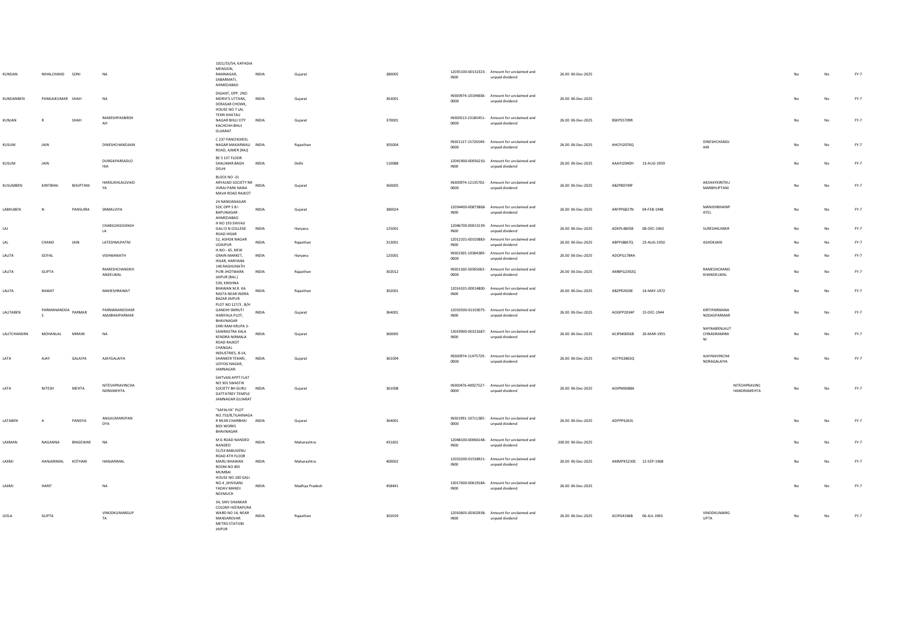| | | | | | | | | | | | | | | | | | |
|---|---|---|---|---|---|---|---|---|---|---|---|---|---|---|---|---|---|
| KUNDAN | NIHALCHAND | SONI | NA | 1021/33/54, KAPADIA MENSION, RAMNAGAR, SABARMATI, AHMEDABAD | INDIA | Gujarat | 380005 | 12035100-00132323-IN00 | Amount for unclaimed and unpaid dividend | 26.00 06-Dec-2025 | | | | | No | No | FY-7 |
| KUNDANBEN | PANKAJKUMAR | SHAH | NA | DIGANT, OPP. 2ND MORVI'S UTTARA, DERASAR CHOWK, | INDIA | Gujarat | 363001 | IN300974-10194838-0000 | Amount for unclaimed and unpaid dividend | 26.00 06-Dec-2025 | | | | | No | No | FY-7 |
| KUNJAN | R | SHAH | RAMESHPASBIRSH AH | HOUSE NO 7 LAL TEKRI KHATAU NAGAR BHUJ CITY KACHCHH BHUJ GUJARAT | INDIA | Gujarat | 370001 | IN300513-23185451-0000 | Amount for unclaimed and unpaid dividend | 26.00 06-Dec-2025 | BSKPS5709R | | | | No | No | FY-7 |
| KUSUM | JAIN | | DINESHCHANDJAIN | C 237 PANCHSHEEL NAGAR MAKARWALI ROAD, AJMER (RAJ) | INDIA | Rajasthan | 305004 | IN301127-15720549-0000 | Amount for unclaimed and unpaid dividend | 26.00 06-Dec-2025 | AHCPJ2076Q | | DINESHCHANDJ AIN | | No | No | FY-7 |
| KUSUM | JAIN | | DURGAPARSADLO HIA | BE 5 1ST FLOOR SHALIMAR BAGH DELHI | INDIA | Delhi | 110088 | 12041900-00056210-IN00 | Amount for unclaimed and unpaid dividend | 26.00 06-Dec-2025 | AAAPJ2040H | 13-AUG-1959 | | | No | No | FY-7 |
| KUSUMBEN | KIRITBHAI | BHUPTANI | HARSUKHLALSVAID YA | BLOCK NO -31 ARYALND SOCIETY NR JIVRAJ PARK NANA MAVA ROAD RAJKOT | INDIA | Gujarat | 360005 | IN300974-12135702-0000 | Amount for unclaimed and unpaid dividend | 26.00 06-Dec-2025 | ABZPB0749F | | AKSHAYKIRITKU MARBHUPTANI | | No | No | FY-7 |
| LABHUBEN | N | PANSURIA | SNMALVIYA | 24 NANDANAGAR SOC OPP S B I BAPUNAGAR . AHMEDABAD | INDIA | Gujarat | 380024 | 12034400-00873868-IN00 | Amount for unclaimed and unpaid dividend | 26.00 06-Dec-2025 | ARFPP6827N | 04-FEB-1948 | MANISHBHAINP ATEL | | No | No | FY-7 |
| LAJ | | | CHABILDASSSINGH LA | H NO 193 SHIVAJI GALI D N COLLEGE ROAD HISAR | INDIA | Haryana | 125001 | 12046700-00013139-IN00 | Amount for unclaimed and unpaid dividend | 26.00 06-Dec-2025 | ADKPL4805B | 08-DEC-1963 | SURESHKUMAR | | No | No | FY-7 |
| LAL | CHAND | JAIN | LATESHMLPATNI | 52, ASHOK NAGAR UDAIPUR | INDIA | Rajasthan | 313001 | 12012101-00103883-IN00 | Amount for unclaimed and unpaid dividend | 26.00 06-Dec-2025 | ABPPJ8867Q | 23-AUG-1950 | ASHOKJAIN | | No | No | FY-7 |
| LALITA | GOYAL | | VISHWANATH | H.NO.- 65, NEW GRAIN MARKET, HISAR, HARYANA | INDIA | Haryana | 125001 | IN302365-10384389-0000 | Amount for unclaimed and unpaid dividend | 26.00 06-Dec-2025 | ADOPG1784A | | | | No | No | FY-7 |
| LALITA | GUPTA | | RAMESHCHANDKH ANDELWAL | 146 RAGHUNATH PURI JHOTWARA JAIPUR (RAJ.) | INDIA | Rajasthan | 302012 | IN301160-30365663-0000 | Amount for unclaimed and unpaid dividend | 26.00 06-Dec-2025 | AMBPG2392Q | | RAMESHCHAND KHANDELWAL | | No | No | FY-7 |
| LALITA | RAWAT | | MAHESHRAWAT | 539, KRISHNA BHAWAN M.R. KA RASTA NEAR INDRA BAZAR JAIPUR | INDIA | Rajasthan | 302001 | 12014101-00014800-IN00 | Amount for unclaimed and unpaid dividend | 26.00 06-Dec-2025 | ABZPR2920E | 14-MAY-1972 | | | No | No | FY-7 |
| LALITABEN | PARMANANDDA S | PARMAR | PARMANANDDASR AMJIBHAIPARMAR | PLOT NO 127/3 , B/H GANDHI SMRUTI HARIYALA PLOT, BHAVNAGAR | INDIA | Gujarat | 364001 | 12033500-01103075-IN00 | Amount for unclaimed and unpaid dividend | 26.00 06-Dec-2025 | AOGPP2034P | 15-DEC-1944 | KIRTIPARMANA NDDASPARMAR | | No | No | FY-7 |
| LALITCHANDRA | MOHANLAL | MIRANI | NA | SHRI RAM KRUPA 3-SAWRASTRA KALA KENDRA NIRMALA ROAD RAJKOT | INDIA | Gujarat | 360005 | 13019900-00321687-IN00 | Amount for unclaimed and unpaid dividend | 26.00 06-Dec-2025 | ACJPM0056B | 26-MAR-1955 | NAYNABENLALIT CHNADRAMIRA NI | | No | No | FY-7 |
| LATA | AJAY | GALAIYA | AJAYGALAIYA | CHANGAL INDUSTRIES, B-14, SHANKER TEKARI, UDYOG NAGAR, JAMNAGAR. | INDIA | Gujarat | 361004 | IN300974-11475729-0000 | Amount for unclaimed and unpaid dividend | 26.00 06-Dec-2025 | ACFPG3863Q | | AJAYNAVINCHA NDRAGALAIYA | | No | No | FY-7 |
| LATA | NITESH | MEHTA | NITESHPRAVINCHA NDRAMEHTA | SHITVAN APPT FLAT NO 301 SWASTIK SOCIETY BH GURU DATTATREY TEMPLE JAMNAGAR GUJARAT | INDIA | Gujarat | 361008 | IN300476-40927527-0000 | Amount for unclaimed and unpaid dividend | 26.00 06-Dec-2025 | AOIPM6088A | | | NITESHPRAVINC HANDRAMEHTA | No | No | FY-7 |
| LATABEN | A | PANDYA | ANILKUMARVPAN DYA | "SAFALYA" PLOT NO.753/B,TILAKNAGA R NEAR CHARBHAI BIDI WORKS BHAVNAGAR | INDIA | Gujarat | 364001 | IN301991-10711385-0000 | Amount for unclaimed and unpaid dividend | 26.00 06-Dec-2025 | ADPPP6263L | | | | No | No | FY-7 |
| LAXMAN | NAGANNA | BINGEWAR | NA | M G ROAD NANDED NANDED | INDIA | Maharashtra | 431601 | 12048100-00066148-IN00 | Amount for unclaimed and unpaid dividend | 200.00 06-Dec-2025 | | | | | No | No | FY-7 |
| LAXMI | HANJARIMAL | KOTHARI | HANJARIMAL | 51/53 BABUGENU ROAD 4TH FLOOR MARU BHAWAN ROOM NO 405 MUMBAI | INDIA | Maharashtra | 400002 | 12033200-01558921-IN00 | Amount for unclaimed and unpaid dividend | 26.00 06-Dec-2025 | AMMPK5230C | 12-SEP-1968 | | | No | No | FY-7 |
| LAXMI | HARIT | | NA | HOUSE NO.100 GALI NO.4 ,SHIVGANJ YADAV MANDI NEEMUCH | INDIA | Madhya Pradesh | 458441 | 13017600-00619184-IN00 | Amount for unclaimed and unpaid dividend | 26.00 06-Dec-2025 | | | | | No | No | FY-7 |
| LEELA | GUPTA | | VINODKUMARGUP TA | 34, SHIV SHANKAR COLONY HEERAPURA WARD NO 14, NEAR MANSAROVAR METRO STATION JAIPUR | INDIA | Rajasthan | 302019 | 12010605-00302938-IN00 | Amount for unclaimed and unpaid dividend | 26.00 06-Dec-2025 | ACIPG4166B | 06-JUL-1965 | VINODKUMARG UPTA | | No | No | FY-7 |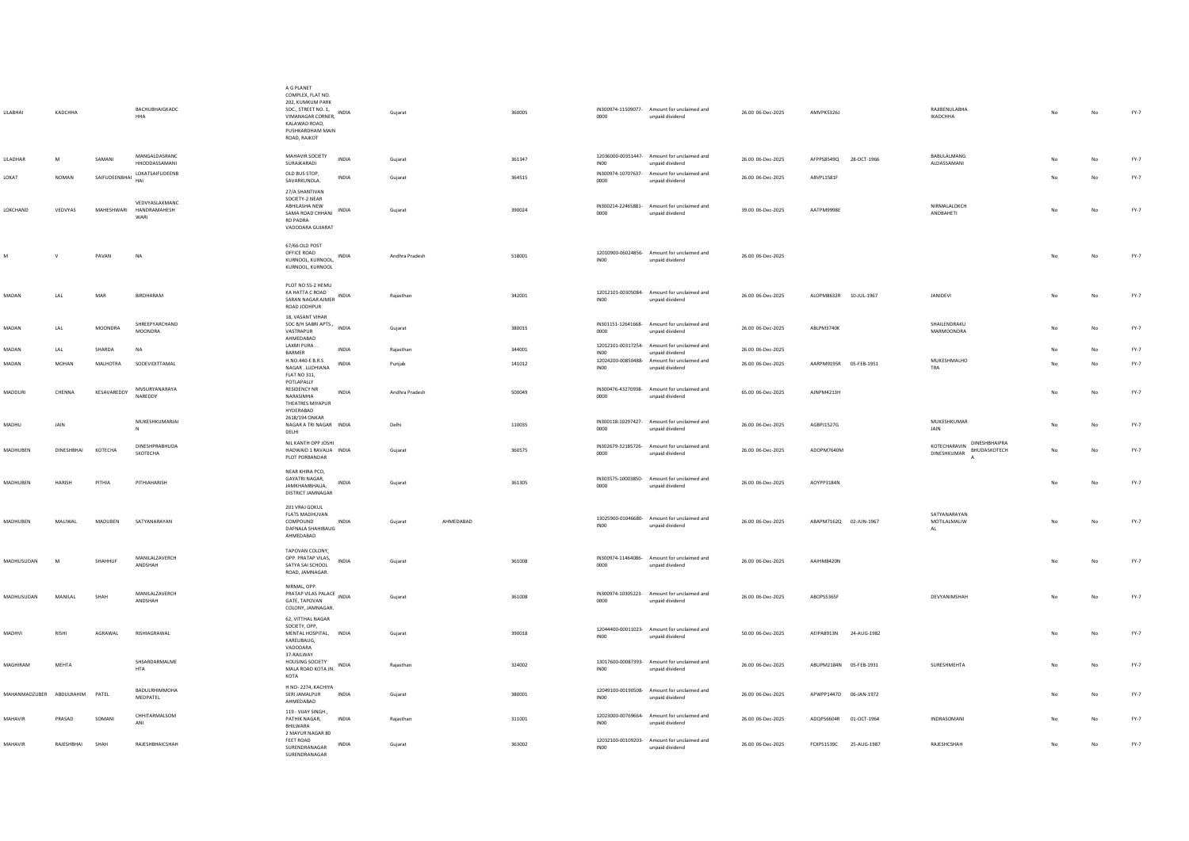| LILABHAI | KADCHHA | | BACHUBHAIGKADCHHA | A G PLANET COMPLEX, FLAT NO. 202, KUMKUM PARK SOC., STREET NO. 1, VIMANAGAR CORNER, KALAWAD ROAD, PUSHKARDHAM MAIN ROAD, RAJKOT | INDIA | Gujarat | | 360005 | IN300974-11509077-0000 | Amount for unclaimed and unpaid dividend | 26.00 06-Dec-2025 | AMVPK5326J | | RAJIBENLILABHAIKADCHHA | | No | No | FY-7 |
|---|---|---|---|---|---|---|---|---|---|---|---|---|---|---|---|---|---|---|
| LILADHAR | M | SAMANI | MANGALDASRANCHHODDASSAMANI | MAHAVIR SOCIETY SURAJKARADI | INDIA | Gujarat | | 361347 | 12036000-00351447-IN00 | Amount for unclaimed and unpaid dividend | 26.00 06-Dec-2025 | AFPPS8549Q | 28-OCT-1966 | BABULALMANGALDASSAMANI | | No | No | FY-7 |
| LOKAT | NOMAN | SAIFUDEENBHAI | LOKATSAIFUDEENBHAI | OLD BUS STOP, SAVARKUNDLA. | INDIA | Gujarat | | 364515 | IN300974-10707637-0000 | Amount for unclaimed and unpaid dividend | 26.00 06-Dec-2025 | ABVPL1581F | | | | No | No | FY-7 |
| LOKCHAND | VEDVYAS | MAHESHWARI | VEDVYASLAXMANCHANDRAMAHESHWARI | 27/A SHANTIVAN SOCIETY-2 NEAR ABHILASHA NEW SAMA ROAD CHHANI RD PADRA VADODARA GUJARAT | INDIA | Gujarat | | 390024 | IN300214-22465881-0000 | Amount for unclaimed and unpaid dividend | 39.00 06-Dec-2025 | AATPM9998E | | NIRMALALOKCHANDBAHETI | | No | No | FY-7 |
| M | V | PAVAN | NA | 67/66 OLD POST OFFICE ROAD KURNOOL, KURNOOL, KURNOOL, KURNOOL | INDIA | Andhra Pradesh | | 518001 | 12010900-06024856-IN00 | Amount for unclaimed and unpaid dividend | 26.00 06-Dec-2025 | | | | | No | No | FY-7 |
| MADAN | LAL | MAR | BIRDHARAM | PLOT NO 55-2 HEMU KA HATTA C ROAD SARAN NAGAR AJMER ROAD JODHPUR | INDIA | Rajasthan | | 342001 | 12012101-00305084-IN00 | Amount for unclaimed and unpaid dividend | 26.00 06-Dec-2025 | ALOPM8632R | 10-JUL-1967 | JANIDEVI | | No | No | FY-7 |
| MADAN | LAL | MOONDRA | SHREEPYARCHANDMOONDRA | 18, VASANT VIHAR SOC B/H SABRI APTS., VASTRAPUR AHMEDABAD | INDIA | Gujarat | | 380015 | IN301151-12641668-0000 | Amount for unclaimed and unpaid dividend | 26.00 06-Dec-2025 | ABLPM3740K | | SHAILENDRAKUMARMOONDRA | | No | No | FY-7 |
| MADAN | LAL | SHARDA | NA | LAXMI PURA . . BARMER | INDIA | Rajasthan | | 344001 | 12012101-00317254-IN00 | Amount for unclaimed and unpaid dividend | 26.00 06-Dec-2025 | | | | | No | No | FY-7 |
| MADAN | MOHAN | MALHOTRA | SODEVIDITTAMAL | H.NO.440-E B.R.S NAGAR . LUDHIANA | INDIA | Punjab | | 141012 | 12024200-00850488-IN00 | Amount for unclaimed and unpaid dividend | 26.00 06-Dec-2025 | AARPM9195R | 05-FEB-1951 | MUKESHMALHOTRA | | No | No | FY-7 |
| MADDURI | CHENNA | KESAVAREDDY | MVSURYANARAYANAREDDY | FLAT NO 311, POTLAPALLY RESIDENCY NR NARASIMHA THEATRES MIYAPUR HYDERABAD | INDIA | Andhra Pradesh | | 500049 | IN300476-43270938-0000 | Amount for unclaimed and unpaid dividend | 65.00 06-Dec-2025 | AINPM4213H | | | | No | No | FY-7 |
| MADHU | JAIN | | MUKESHKUMARJAIN | 2618/194 ONKAR NAGAR A TRI NAGAR DELHI | INDIA | Delhi | | 110035 | IN300118-10297427-0000 | Amount for unclaimed and unpaid dividend | 26.00 06-Dec-2025 | AGBPJ1527G | | MUKESHKUMARJAIN | | No | No | FY-7 |
| MADHUBEN | DINESHBHAI | KOTECHA | DINESHPRABHUDASKOTECHA | NIL KANTH OPP JOSHI HADWAID 1 RAVALIA PLOT PORBANDAR | INDIA | Gujarat | | 360575 | IN302679-32185726-0000 | Amount for unclaimed and unpaid dividend | 26.00 06-Dec-2025 | ADOPM7640M | | KOTECHARAVINDINESHKUMAR | DINESHBHAIPRABHUDASKOTECHA | No | No | FY-7 |
| MADHUBEN | HARISH | PITHIA | PITHIAHARISH | NEAR KHIRA PCO, GAYATRI NAGAR, JAMKHAMBHALIA, DISTRICT JAMNAGAR | INDIA | Gujarat | | 361305 | IN303575-10003850-0000 | Amount for unclaimed and unpaid dividend | 26.00 06-Dec-2025 | AOYPP3184N | | | | No | No | FY-7 |
| MADHUBEN | MALIWAL | MADUBEN | SATYANARAYAN | 201 VRAJ GOKUL FLATS MADHUVAN COMPOUND DAFNALA SHAHIBAUG AHMEDABAD | INDIA | Gujarat | AHMEDABAD | | 13025900-01046680-IN00 | Amount for unclaimed and unpaid dividend | 26.00 06-Dec-2025 | ABAPM7162Q | 02-JUN-1967 | SATYANARAYANMOTILALMALIWAL | | No | No | FY-7 |
| MADHUSUDAN | M | SHAHHUF | MANILALZAVERCHANDSHAH | TAPOVAN COLONY, OPP. PRATAP VILAS, SATYA SAI SCHOOL ROAD, JAMNAGAR. | INDIA | Gujarat | | 361008 | IN300974-11464086-0000 | Amount for unclaimed and unpaid dividend | 26.00 06-Dec-2025 | AAIHM8420N | | | | No | No | FY-7 |
| MADHUSUDAN | MANILAL | SHAH | MANILALZAVERCHANDSHAH | NIRMAL, OPP. PRATAP VILAS PALACE GATE, TAPOVAN COLONY, JAMNAGAR. | INDIA | Gujarat | | 361008 | IN300974-10305223-0000 | Amount for unclaimed and unpaid dividend | 26.00 06-Dec-2025 | ABOPS5365F | | DEVYANIMSHAH | | No | No | FY-7 |
| MADHVI | RISHI | AGRAWAL | RISHIAGRAWAL | 62, VITTHAL NAGAR SOCIETY, OPP, MENTAL HOSPITAL, KARELIBAUG, VADODARA | INDIA | Gujarat | | 390018 | 12044400-00011023-IN00 | Amount for unclaimed and unpaid dividend | 50.00 06-Dec-2025 | AEIPA8913N | 24-AUG-1982 | | | No | No | FY-7 |
| MAGHIRAM | MEHTA | | SHSARDARMALMEHTA | 37-RAILWAY HOUSING SOCIETY MALA ROAD KOTA JN. KOTA | INDIA | Rajasthan | | 324002 | 13017600-00087393-IN00 | Amount for unclaimed and unpaid dividend | 26.00 06-Dec-2025 | ABUPM2184N | 05-FEB-1931 | SURESHMEHTA | | No | No | FY-7 |
| MAHANMADZUBER | ABDULRAHIM | PATEL | BADULRHIMMOHAMEDPATEL | H NO- 2274, KACHIYA SERI JAMALPUR AHMEDABAD | INDIA | Gujarat | | 380001 | 12049100-00190508-IN00 | Amount for unclaimed and unpaid dividend | 26.00 06-Dec-2025 | APWPP1447D | 06-JAN-1972 | | | No | No | FY-7 |
| MAHAVIR | PRASAD | SOMANI | CHHITARMALSOMANI | 119 - VIJAY SINGH , PATHIK NAGAR, BHILWARA | INDIA | Rajasthan | | 311001 | 12023000-00769664-IN00 | Amount for unclaimed and unpaid dividend | 26.00 06-Dec-2025 | ADQPS6604R | 01-OCT-1964 | INDRASOMANI | | No | No | FY-7 |
| MAHAVIR | RAJESHBHAI | SHAH | RAJESHBHAICSHAH | 2 MAYUR NAGAR 80 FEET ROAD SURENDRANAGAR SURENDRANAGAR | INDIA | Gujarat | | 363002 | 12032100-00109203-IN00 | Amount for unclaimed and unpaid dividend | 26.00 06-Dec-2025 | FCXPS1539C | 25-AUG-1987 | RAJESHCSHAH | | No | No | FY-7 |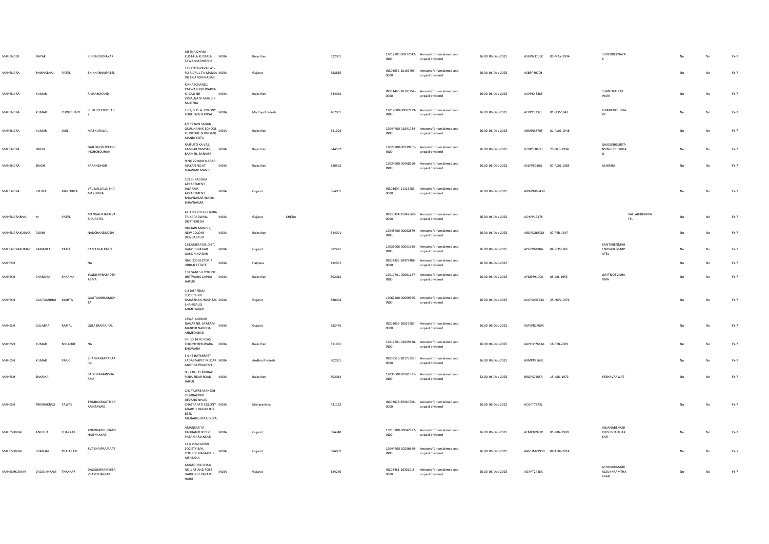| | | | | | | | | | | | | | | | | | | | |
|---|---|---|---|---|---|---|---|---|---|---|---|---|---|---|---|---|---|---|---|
| MAHENDER | NAYAK | | SURENDERNAYAK | MEENA DHANI KUSTALA KUSTALA SAWAIMADHOPUR | INDIA | Rajasthan | | 322001 | | 12017701-00977642-IN00 | Amount for unclaimed and unpaid dividend | 26.00 06-Dec-2025 | ASUPN3156C | 05-MAY-1994 | SURENDERNAYAK | | No | No | FY-7 |
| MAHENDRA | BHIKHABHAI | PATEL | BHIKHABHAIPATEL | 125.KOTAIYAVAS AT-PO RIDRUL TA-MANSA DIST-GANDHINAGAR | INDIA | Gujarat | | 382835 | | IN303052-10192493-0000 | Amount for unclaimed and unpaid dividend | 26.00 06-Dec-2025 | ASBPP3970B | | | | No | No | FY-7 |
| MAHENDRA | KUMAR | | RIKHABCHAND | RIKHABCHANDJI PATWARI PATWARIO-KI-GALI NR VIMALNATH MANDIR BALOTRA | INDIA | Rajasthan | | 344022 | | IN301485-10336754-0000 | Amount for unclaimed and unpaid dividend | 26.00 06-Dec-2025 | AARPK4388E | | SHANTILALPATWARI | | No | No | FY-7 |
| MAHENDRA | KUMAR | CHOUDHARY | SHRILCCHOUDHARY | E-31, B. D. A. COLONY, KOHE FIZA BHOPAL | INDIA | Madhya Pradesh | | 462001 | | 12017000-00007939-IN00 | Amount for unclaimed and unpaid dividend | 26.00 06-Dec-2025 | ACPPC3732L | 01-SEP-1943 | KIRANCHOUDHARY | | No | No | FY-7 |
| MAHENDRA | KUMAR | JAIN | MATHURALAL | 4/155 JAIN SADAN GURUNANAK SCHOOL KE PICHHE BHIMGANJ MANDI KOTA | INDIA | Rajasthan | | 341002 | | 12044700-01841734-IN00 | Amount for unclaimed and unpaid dividend | 26.00 06-Dec-2025 | ABMPJ3576F | 01-AUG-1948 | | | No | No | FY-7 |
| MAHENDRA | SINGH | | GAJESINHSURTANSINGHCHOUHAN | RAJPUTO KA VAS, RAMSAR RAMSAR, BARMER, BARMER | INDIA | Rajasthan | | 344502 | | 12029700-00239861-IN00 | Amount for unclaimed and unpaid dividend | 26.00 06-Dec-2025 | GZVPS6845H | 25-DEC-1994 | GAJESINHSURTANSINGHCHOUHAN | | No | No | FY-7 |
| MAHENDRA | SINGH | | KARANSINGH | H NO 22 RAM NAGAR MAKAN NO 67 BHAWANI MANDI | INDIA | Rajasthan | | 326502 | | 12034600-00468250-IN00 | Amount for unclaimed and unpaid dividend | 26.00 06-Dec-2025 | ASLPP5056G | 07-AUG-1985 | ASHWINI | | No | No | FY-7 |
| MAHENDRA | VRUJLAL | MAKODIYA | VRUJLALLALLUBHAIMAKODIYA | 109 SHRADDHA APPARTMENT JALARAM APPARTMENT BHAVNAGAR 364001 BHAVNAGAR | INDIA | Gujarat | | 364001 | | IN301604-11215283-0000 | Amount for unclaimed and unpaid dividend | 26.00 06-Dec-2025 | ARWPM6943R | | | | No | No | FY-7 |
| MAHENDRABHAI | M | PATEL | MANGALBHAIDEVABHAIPATEL | AT AND POST-GHADIA TA-KAPADWANJ DISTT-KHEDA | INDIA | Gujarat | KHEDA | | | IN300394-15947660-0000 | Amount for unclaimed and unpaid dividend | 26.00 06-Dec-2025 | AOYPP1917K | | | VALLABHBHAIPATEL | No | No | FY-7 |
| MAHENDRAKUMAR | DOSHI | | NANCHANDDOSHI | DIG.JAIN MANDIR, NEW COLONY DUNGARPUR | INDIA | Rajasthan | | 314001 | | 12048400-00082879-IN00 | Amount for unclaimed and unpaid dividend | 26.00 06-Dec-2025 | ABDPD8680M | 07-FEB-1947 | | | No | No | FY-7 |
| MAHENDRAKUMAR | RAMANLAL | PATEL | RAMANLALPATEL | 238,AMBAPUR, DIST. GANDHI NAGAR GANDHI NAGAR | INDIA | Gujarat | | 382421 | | 12033000-00021635-IN00 | Amount for unclaimed and unpaid dividend | 26.00 06-Dec-2025 | APGPP6498A | 04-SEP-1966 | KANTABENMAHENDRAKUMARPATEL | | No | No | FY-7 |
| MAHESH | | | NA | HNO 230 SECTOR 7 URBAN ESTATE | INDIA | Haryana | | 132001 | | IN302365-10479488-0000 | Amount for unclaimed and unpaid dividend | 26.00 06-Dec-2025 | | | | | No | No | FY-7 |
| MAHESH | CHANDRA | SHARMA | JAGDISHPRASADSHARMA | 138 GANESH COLONY JHOTWARA JAIPUR JAIPUR | INDIA | Rajasthan | | 302012 | | 12017701-00981127-IN00 | Amount for unclaimed and unpaid dividend | 26.00 06-Dec-2025 | AFMPS9100A | 05-JUL-1955 | GAYTRIDEVISHARMA | | No | No | FY-7 |
| MAHESH | GAUTAMBHAI | MOHTA | GAUTAMBHAIMOHTA | C 8 JAI PREMA SOCIETY NR RAJASTHAN HOSPITAL SHAHIBAUG AHMEDABAD | INDIA | Gujarat | | 380004 | | 12067400-00069925-IN00 | Amount for unclaimed and unpaid dividend | 26.00 06-Dec-2025 | AKOPM3573A | 25-NOV-1976 | | | No | No | FY-7 |
| MAHESH | GULABRAI | RAJPAL | GULABRAIRAJPAL | 189/A- SARDAR NAGAR NR. AYARAM MANDIR NARODA AHMEDABAD | INDIA | Gujarat | | 382475 | | IN303052-10627987-0000 | Amount for unclaimed and unpaid dividend | 26.00 06-Dec-2025 | AMVPR1700R | | | | No | No | FY-7 |
| MAHESH | KUMAR | BIRLAHUF | NA | 6 H 13 14 RC VYAS COLONY BHILWARA BHILWARA | INDIA | Rajasthan | | 311001 | | 12017701-01069738-IN00 | Amount for unclaimed and unpaid dividend | 26.00 06-Dec-2025 | AAPHM7663A | 18-FEB-2003 | | | No | No | FY-7 |
| MAHESH | KUMAR | PARIGI | SHANKARAPPAPARIGI | 3 5 46 HATKERPET SADASIVAPET MEDAK ANDHRA PRADESH | INDIA | Andhra Pradesh | | 502001 | | IN300513-18175357-0000 | Amount for unclaimed and unpaid dividend | 26.00 06-Dec-2025 | AXMPP2569E | | | | No | No | FY-7 |
| MAHESH | SHARMA | | BADRINARAINSHARMA | D - 230 - 31 MURALI PURA SIKAR ROAD JAIPUE | INDIA | Rajasthan | | 302014 | | 12036600-00181031-IN00 | Amount for unclaimed and unpaid dividend | 52.00 06-Dec-2025 | BRQPS9405R | 15-JUN-1972 | KESHAVRAWAT | | No | No | FY-7 |
| MAHESH | TRIMBAKRAO | TAWRE | TRIMBAKRAOTIKARAMJITAWRE | C/O TAWRE MAHESH TRIMBAKRAO DEVANG NIVAS CHATRAPATI COLONY ADARSH NAGAR BID BEED MAHARASHTRA,INDIA | INDIA | Maharashtra | | 431122 | | IN303028-59920728-0000 | Amount for unclaimed and unpaid dividend | 26.00 06-Dec-2025 | ACOPT7873L | | | | No | No | FY-7 |
| MAHESHBHAI | ANUBHAI | THAKKAR | ANUBHAIBHUDARBHAITHAKKAR | ARJANSAR TA RADHANPUR DIST PATAN ARJANSAR | INDIA | Gujarat | | 384240 | | 13015200-00042977-IN00 | Amount for unclaimed and unpaid dividend | 26.00 06-Dec-2025 | AFMPT0922P | 01-JUN-1980 | ANJANABENANIRUDHBHAITHAKKAR | | No | No | FY-7 |
| MAHESHBHAI | JIVABHAI | PRAJAPATI | JIVABHAIPRAJAPATI | 14 A VIJAYLAXMI SOCIETY B/H. COLLEGE NAGALPUR MEHSANA | INDIA | Gujarat | | 384002 | | 12044400-00236669-IN00 | Amount for unclaimed and unpaid dividend | 26.00 06-Dec-2025 | AANHM7999B | 08-AUG-2014 | | | No | No | FY-7 |
| MAHESHKUMAR | DALSUKHRAM | THAKKAR | DALSUKHRAMKESAVRAMTHAKKAR | AMARPURA CHALI NO.1 AT AND POST HARIJ DIST PATAN HARIJ | INDIA | Gujarat | | 384240 | | IN302461-10301015-0000 | Amount for unclaimed and unpaid dividend | 26.00 06-Dec-2025 | AGXPT2428A | | ASHOKKUMARDALSUKHRAMTHAKKAR | | No | No | FY-7 |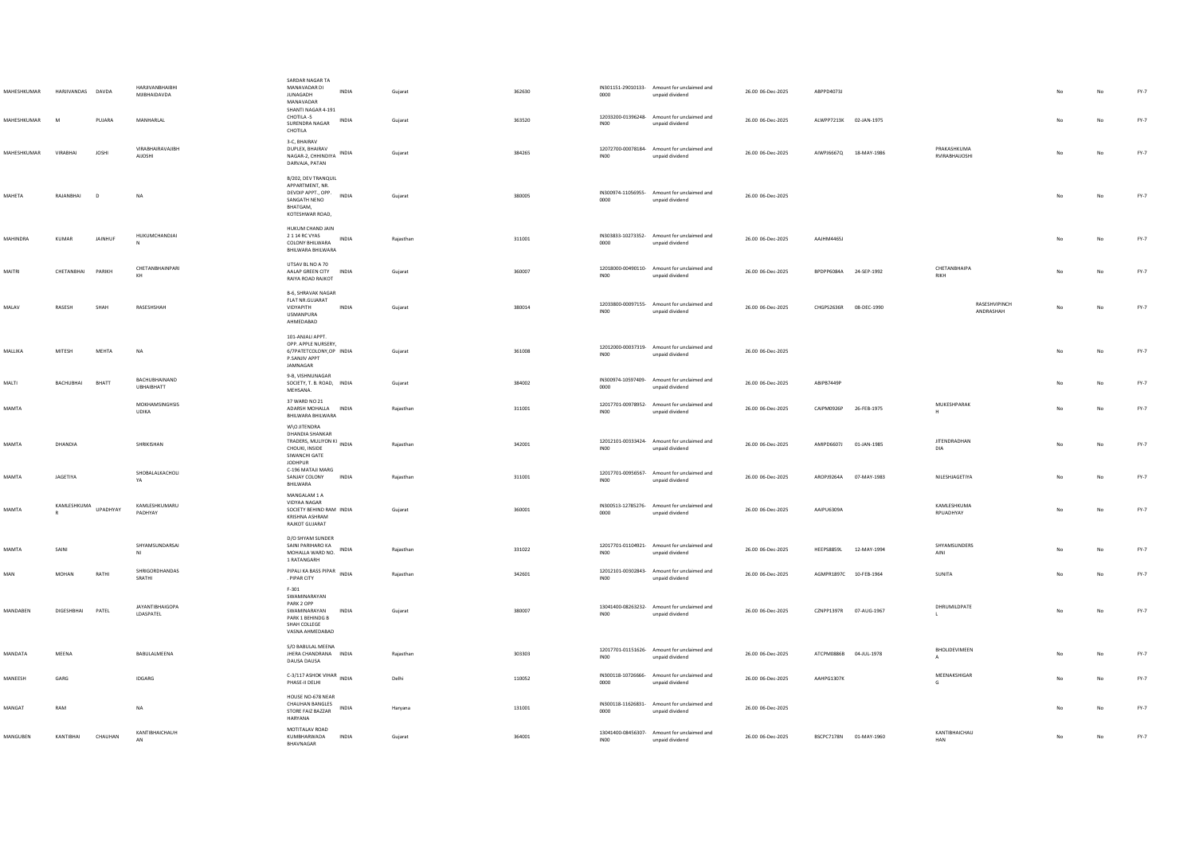| | | | | | | | | | | | | | | | | | | | |
|---|---|---|---|---|---|---|---|---|---|---|---|---|---|---|---|---|---|---|---|
| MAHESHKUMAR | HARJIVANDAS | DAVDA | HARJIVANBHAIBHI MJIBHAIDAVDA | SARDAR NAGAR TA MANAVADAR DI JUNAGADH MANAVADAR | INDIA | Gujarat | | 362630 | | IN301151-29010133-0000 | Amount for unclaimed and unpaid dividend | 26.00 | 06-Dec-2025 | ABPPD4073J | | | | No | No | FY-7 |
| MAHESHKUMAR | M | PUJARA | MANHARLAL | SHANTI NAGAR 4-191 CHOTILA -5 SURENDRA NAGAR CHOTILA | INDIA | Gujarat | | 363520 | | 12033200-01396248-IN00 | Amount for unclaimed and unpaid dividend | 26.00 | 06-Dec-2025 | ALWPP7213K | 02-JAN-1975 | | | No | No | FY-7 |
| MAHESHKUMAR | VIRABHAI | JOSHI | VIRABHAIRAVAJIBH AIJOSHI | 3-C, BHAIRAV DUPLEX, BHAIRAV NAGAR-2, CHHINDIYA DARVAJA, PATAN | INDIA | Gujarat | | 384265 | | 12072700-00078184-IN00 | Amount for unclaimed and unpaid dividend | 26.00 | 06-Dec-2025 | AIWPJ6667Q | 18-MAY-1986 | PRAKASHKUMA RVIRABHAIJOSHI | | No | No | FY-7 |
| MAHETA | RAJANBHAI | D | NA | B/202, DEV TRANQUIL APPARTMENT, NR. DEVDIP APPT., OPP. SANGATH NENO BHATGAM, KOTESHWAR ROAD, | INDIA | Gujarat | | 380005 | | IN300974-11056955-0000 | Amount for unclaimed and unpaid dividend | 26.00 | 06-Dec-2025 | | | | | No | No | FY-7 |
| MAHINDRA | KUMAR | JAINHUF | HUKUMCHANDJAI N | HUKUM CHAND JAIN 2 1 14 RC VYAS COLONY BHILWARA BHILWARA BHILWARA | INDIA | Rajasthan | | 311001 | | IN303833-10273352-0000 | Amount for unclaimed and unpaid dividend | 26.00 | 06-Dec-2025 | AAJHM4465J | | | | No | No | FY-7 |
| MAITRI | CHETANBHAI | PARIKH | CHETANBHAINPARI KH | UTSAV BL NO A 70 AALAP GREEN CITY RAIYA ROAD RAJKOT | INDIA | Gujarat | | 360007 | | 12018000-00490110-IN00 | Amount for unclaimed and unpaid dividend | 26.00 | 06-Dec-2025 | BPDPP6084A | 24-SEP-1992 | CHETANBHAIPA RIKH | | No | No | FY-7 |
| MALAV | RASESH | SHAH | RASESHSHAH | B-6, SHRAVAK NAGAR FLAT NR.GUJARAT VIDYAPITH USMANPURA AHMEDABAD | INDIA | Gujarat | | 380014 | | 12033800-00097155-IN00 | Amount for unclaimed and unpaid dividend | 26.00 | 06-Dec-2025 | CHGPS2636R | 08-DEC-1990 | | RASESHVIPINCH ANDRASHAH | No | No | FY-7 |
| MALLIKA | MITESH | MEHTA | NA | 101-ANJALI APPT. OPP. APPLE NURSERY, 6/7PATETCOLONY,OP P.SANJIV APPT JAMNAGAR | INDIA | Gujarat | | 361008 | | 12012000-00037319-IN00 | Amount for unclaimed and unpaid dividend | 26.00 | 06-Dec-2025 | | | | | No | No | FY-7 |
| MALTI | BACHUBHAI | BHATT | BACHUBHAIANAND UBHAIBHATT | 9-B, VISHNUNAGAR SOCIETY, T. B. ROAD, MEHSANA. | INDIA | Gujarat | | 384002 | | IN300974-10597409-0000 | Amount for unclaimed and unpaid dividend | 26.00 | 06-Dec-2025 | ABIPB7449P | | | | No | No | FY-7 |
| MAMTA | | | MOKHAMSINGHSIS UDIKA | 37 WARD NO 21 ADARSH MOHALLA BHILWARA BHILWARA | INDIA | Rajasthan | | 311001 | | 12017701-00978952-IN00 | Amount for unclaimed and unpaid dividend | 26.00 | 06-Dec-2025 | CAIPM0926P | 26-FEB-1975 | MUKESHPARAK H | | No | No | FY-7 |
| MAMTA | DHANDIA | | SHRIKISHAN | W/O JITENDRA DHANDIA SHANKAR TRADERS, MULIYON KI CHOUKI, INSIDE SIWANCHI GATE JODHPUR | INDIA | Rajasthan | | 342001 | | 12012101-00333424-IN00 | Amount for unclaimed and unpaid dividend | 26.00 | 06-Dec-2025 | AMIPD6607J | 01-JAN-1985 | JITENDRADHAN DIA | | No | No | FY-7 |
| MAMTA | JAGETIYA | | SHOBALALKACHOLI YA | C-196 MATAJI MARG SANJAY COLONY BHILWARA | INDIA | Rajasthan | | 311001 | | 12017701-00956567-IN00 | Amount for unclaimed and unpaid dividend | 26.00 | 06-Dec-2025 | AROPJ9264A | 07-MAY-1983 | NILESHJAGETIYA | | No | No | FY-7 |
| MAMTA | KAMLESHKUMA R | UPADHYAY | KAMLESHKUMARU PADHYAY | MANGALAM 1 A VIDYAA NAGAR SOCIETY BEHIND RAM KRISHNA ASHRAM RAJKOT GUJARAT | INDIA | Gujarat | | 360001 | | IN300513-12785276-0000 | Amount for unclaimed and unpaid dividend | 26.00 | 06-Dec-2025 | AAIPU6309A | | KAMLESHKUMA RPUADHYAY | | No | No | FY-7 |
| MAMTA | SAINI | | SHYAMSUNDARSAI NI | D/O SHYAM SUNDER SAINI PARIHARO KA MOHALLA WARD NO. 1 RATANGARH | INDIA | Rajasthan | | 331022 | | 12017701-01104921-IN00 | Amount for unclaimed and unpaid dividend | 26.00 | 06-Dec-2025 | HEEPS8859L | 12-MAY-1994 | SHYAMSUNDERS AINI | | No | No | FY-7 |
| MAN | MOHAN | RATHI | SHRIGORDHANDAS SRATHI | PIPALI KA BASS PIPAR . PIPAR CITY | INDIA | Rajasthan | | 342601 | | 12012101-00302843-IN00 | Amount for unclaimed and unpaid dividend | 26.00 | 06-Dec-2025 | AGMPR1897C | 10-FEB-1964 | SUNITA | | No | No | FY-7 |
| MANDABEN | DIGESHBHAI | PATEL | JAYANTIBHAIGOPA LDASPATEL | F-301 SWAMINARAYAN PARK 2 OPP SWAMINARAYAN PARK 1 BEHINDG B SHAH COLLEGE VASNA AHMEDABAD | INDIA | Gujarat | | 380007 | | 13041400-08263232-IN00 | Amount for unclaimed and unpaid dividend | 26.00 | 06-Dec-2025 | CZNPP1397R | 07-AUG-1967 | DHRUMILDPATE L | | No | No | FY-7 |
| MANDATA | MEENA | | BABULALMEENA | S/O BABULAL MEENA JHERA CHANDRANA DAUSA DAUSA | INDIA | Rajasthan | | 303303 | | 12017701-01151626-IN00 | Amount for unclaimed and unpaid dividend | 26.00 | 06-Dec-2025 | ATCPM0886B | 04-JUL-1978 | BHOLIDEVIMEEN A | | No | No | FY-7 |
| MANEESH | GARG | | IDGARG | C-3/117 ASHOK VIHAR PHASE-II DELHI | INDIA | Delhi | | 110052 | | IN300118-10726666-0000 | Amount for unclaimed and unpaid dividend | 26.00 | 06-Dec-2025 | AAHPG1307K | | MEENAKSHIGAR G | | No | No | FY-7 |
| MANGAT | RAM | | NA | HOUSE NO-678 NEAR CHAUHAN BANGLES STORE FAIZ BAZZAR HARYANA | INDIA | Haryana | | 131001 | | IN300118-11626831-0000 | Amount for unclaimed and unpaid dividend | 26.00 | 06-Dec-2025 | | | | | No | No | FY-7 |
| MANGUBEN | KANTIBHAI | CHAUHAN | KANTIBHAICHAUH AN | MOTITALAV ROAD KUMBHARWADA BHAVNAGAR | INDIA | Gujarat | | 364001 | | 13041400-08456307-IN00 | Amount for unclaimed and unpaid dividend | 26.00 | 06-Dec-2025 | BSCPC7178N | 01-MAY-1960 | KANTIBHAICHAU HAN | | No | No | FY-7 |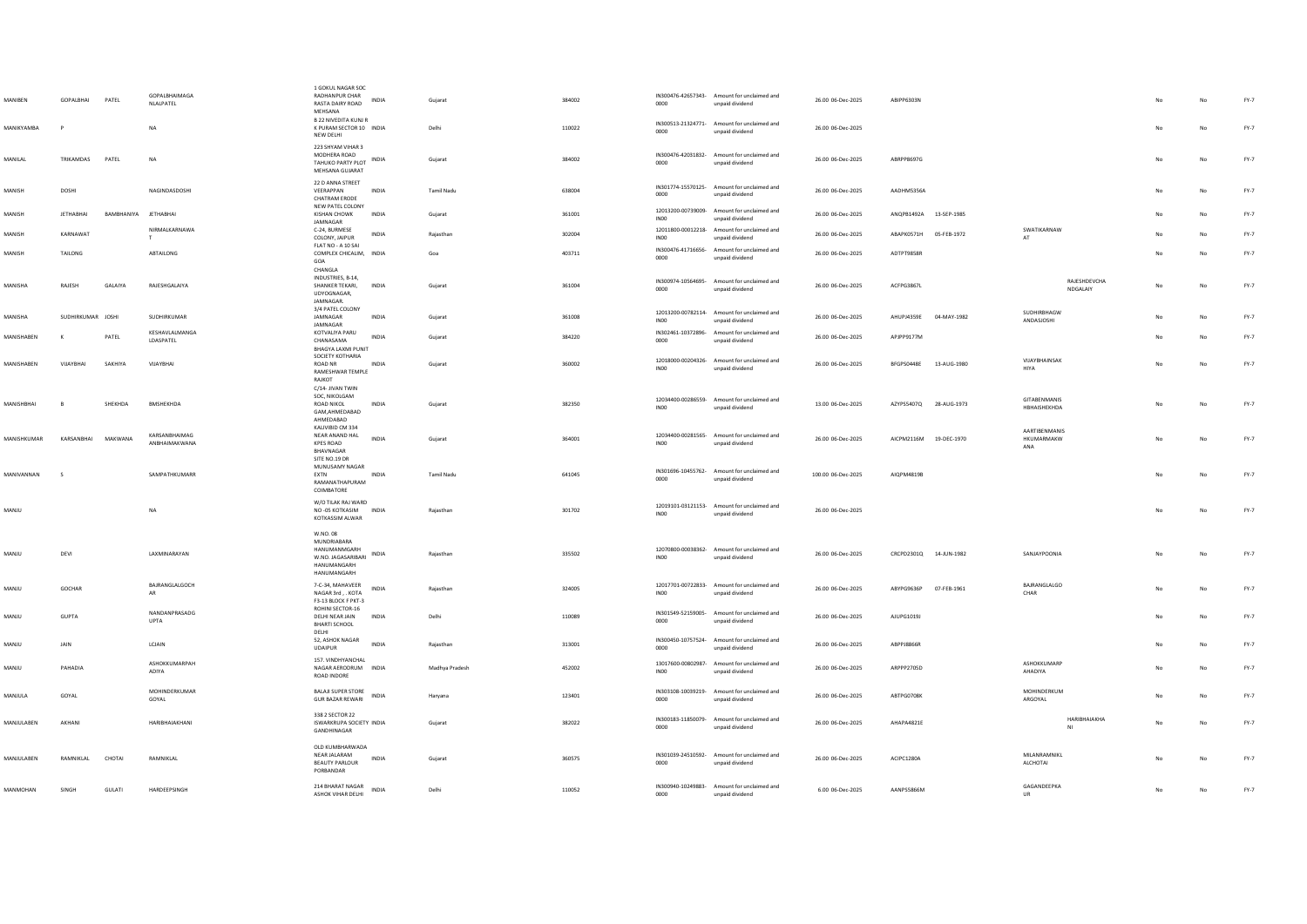| | | | | | | | | | | | | | | | | | | |
|---|---|---|---|---|---|---|---|---|---|---|---|---|---|---|---|---|---|---|
| MANIBEN | GOPALBHAI | PATEL | GOPALBHAIMAGANLALPATEL | 1 GOKUL NAGAR SOC RADHANPUR CHAR RASTA DAIRY ROAD MEHSANA | INDIA | Gujarat | 384002 | IN300476-42657343-0000 | Amount for unclaimed and unpaid dividend | 26.00 | 06-Dec-2025 | ABIPP6303N | | | | No | No | FY-7 |
| MANIKYAMBA | P | | NA | B 22 NIVEDITA KUNJ R K PURAM SECTOR 10 NEW DELHI | INDIA | Delhi | 110022 | IN300513-21324771-0000 | Amount for unclaimed and unpaid dividend | 26.00 | 06-Dec-2025 | | | | | No | No | FY-7 |
| MANILAL | TRIKAMDAS | PATEL | NA | 223 SHYAM VIHAR 3 MODHERA ROAD TAHUKO PARTY PLOT MEHSANA GUJARAT | INDIA | Gujarat | 384002 | IN300476-42031832-0000 | Amount for unclaimed and unpaid dividend | 26.00 | 06-Dec-2025 | ABRPP8697G | | | | No | No | FY-7 |
| MANISH | DOSHI | | NAGINDASDOSHI | 22 D ANNA STREET VEERAPPAN CHATRAM ERODE | INDIA | Tamil Nadu | 638004 | IN301774-15570125-0000 | Amount for unclaimed and unpaid dividend | 26.00 | 06-Dec-2025 | AADHM5356A | | | | No | No | FY-7 |
| MANISH | JETHABHAI | BAMBHANIYA | JETHABHAI | NEW PATEL COLONY KISHAN CHOWK JAMNAGAR | INDIA | Gujarat | 361001 | 12013200-00739009-IN00 | Amount for unclaimed and unpaid dividend | 26.00 | 06-Dec-2025 | ANQPB1492A | 13-SEP-1985 | | | No | No | FY-7 |
| MANISH | KARNAWAT | | NIRMALKARNAWAT | C-24, BURMESE COLONY, JAIPUR | INDIA | Rajasthan | 302004 | 12011800-00012218-IN00 | Amount for unclaimed and unpaid dividend | 26.00 | 06-Dec-2025 | ABAPK0571H | 05-FEB-1972 | SWATIKARNAWAT | | No | No | FY-7 |
| MANISH | TAILONG | | ABTAILONG | FLAT NO - A 10 SAI COMPLEX CHICALIM, GOA | INDIA | Goa | 403711 | IN300476-41716656-0000 | Amount for unclaimed and unpaid dividend | 26.00 | 06-Dec-2025 | ADTPT9858R | | | | No | No | FY-7 |
| MANISHA | RAJESH | GALAIYA | RAJESHGALAIYA | CHANGLA INDUSTRIES, 8-14, SHANKER TEKARI, UDYOGNAGAR, JAMNAGAR. | INDIA | Gujarat | 361004 | IN300974-10564695-0000 | Amount for unclaimed and unpaid dividend | 26.00 | 06-Dec-2025 | ACFPG3867L | | | RAJESHDEVCHANDGALAIY | No | No | FY-7 |
| MANISHA | SUDHIRKUMAR | JOSHI | SUDHIRKUMAR | 3/4 PATEL COLONY JAMNAGAR JAMNAGAR | INDIA | Gujarat | 361008 | 12013200-00782114-IN00 | Amount for unclaimed and unpaid dividend | 26.00 | 06-Dec-2025 | AHUPJ4359E | 04-MAY-1982 | SUDHIRBHAGWANDASJOSHI | | No | No | FY-7 |
| MANISHABEN | K | PATEL | KESHAVLALMANGALDASPATEL | KOTVALIYA PARU CHANASAMA | INDIA | Gujarat | 384220 | IN302461-10372896-0000 | Amount for unclaimed and unpaid dividend | 26.00 | 06-Dec-2025 | APJPP9177M | | | | No | No | FY-7 |
| MANISHABEN | VIJAYBHAI | SAKHIYA | VIJAYBHAI | BHAGYA LAXMI PUNIT SOCIETY KOTHARIA ROAD NR RAMESHWAR TEMPLE RAJKOT | INDIA | Gujarat | 360002 | 12018000-00204326-IN00 | Amount for unclaimed and unpaid dividend | 26.00 | 06-Dec-2025 | BFGPS0448E | 13-AUG-1980 | VIJAYBHAINSAKHIYA | | No | No | FY-7 |
| MANISHBHAI | B | SHEKHDA | BMSHEKHDA | C/14- JIVAN TWIN SOC, NIKOLGAM ROAD NIKOL GAM,AHMEDABAD AHMEDABAD | INDIA | Gujarat | 382350 | 12034400-00286559-IN00 | Amount for unclaimed and unpaid dividend | 13.00 | 06-Dec-2025 | AZYPS5407Q | 28-AUG-1973 | GITABENMANISHBHAISHEKHDA | | No | No | FY-7 |
| MANISHKUMAR | KARSANBHAI | MAKWANA | KARSANBHAIMAGANBHAIMAKWANA | KALIVIBID CM 334 NEAR ANAND HAL KPES ROAD BHAVNAGAR | INDIA | Gujarat | 364001 | 12034400-00281565-IN00 | Amount for unclaimed and unpaid dividend | 26.00 | 06-Dec-2025 | AICPM2116M | 19-DEC-1970 | AARTIBENMANISHKUMARMAKWANA | | No | No | FY-7 |
| MANIVANNAN | S | | SAMPATHKUMARR | SITE NO.19 DR MUNUSAMY NAGAR EXTN RAMANATHAPURAM COIMBATORE | INDIA | Tamil Nadu | 641045 | IN301696-10455762-0000 | Amount for unclaimed and unpaid dividend | 100.00 | 06-Dec-2025 | AIQPM4819B | | | | No | No | FY-7 |
| MANJU | | | NA | W/O TILAK RAJ WARD NO -05 KOTKASIM KOTKASSIM ALWAR | INDIA | Rajasthan | 301702 | 12019101-03121153-IN00 | Amount for unclaimed and unpaid dividend | 26.00 | 06-Dec-2025 | | | | | No | No | FY-7 |
| MANJU | DEVI | | LAXMINARAYAN | W.NO. 08 MUNDRIABARA HANUMANMGARH W.NO. JAGASARIBARI HANUMANGARH HANUMANGARH | INDIA | Rajasthan | 335502 | 12070800-00038362-IN00 | Amount for unclaimed and unpaid dividend | 26.00 | 06-Dec-2025 | CRCPD2301Q | 14-JUN-1982 | SANJAYPOONIA | | No | No | FY-7 |
| MANJU | GOCHAR | | BAJRANGLALGOCHAR | 7-C-34, MAHAVEER NAGAR 3rd , . KOTA | INDIA | Rajasthan | 324005 | 12017701-00722833-IN00 | Amount for unclaimed and unpaid dividend | 26.00 | 06-Dec-2025 | ABYPG9636P | 07-FEB-1961 | BAJRANGLALGOCHAR | | No | No | FY-7 |
| MANJU | GUPTA | | NANDANPRASADGUPTA | F3-13 BLOCK F PKT-3 ROHINI SECTOR-16 DELHI NEAR JAIN BHARTI SCHOOL DELHI | INDIA | Delhi | 110089 | IN301549-52159005-0000 | Amount for unclaimed and unpaid dividend | 26.00 | 06-Dec-2025 | AJUPG1019J | | | | No | No | FY-7 |
| MANJU | JAIN | | LCJAIN | 52, ASHOK NAGAR UDAIPUR | INDIA | Rajasthan | 313001 | IN300450-10757524-0000 | Amount for unclaimed and unpaid dividend | 26.00 | 06-Dec-2025 | ABPPJ8866R | | | | No | No | FY-7 |
| MANJU | PAHADIA | | ASHOKKUMARPAHADIYA | 157. VINDHYANCHAL NAGAR AERODRUM ROAD INDORE | INDIA | Madhya Pradesh | 452002 | 13017600-00802987-IN00 | Amount for unclaimed and unpaid dividend | 26.00 | 06-Dec-2025 | ARPPP2705D | | ASHOKKUMARPAHADIYA | | No | No | FY-7 |
| MANJULA | GOYAL | | MOHINDERKUMARGOYAL | BALAJI SUPER STORE GUR BAZAR REWARI | INDIA | Haryana | 123401 | IN303108-10039219-0000 | Amount for unclaimed and unpaid dividend | 26.00 | 06-Dec-2025 | ABTPG0708K | | MOHINDERKUMARGOYAL | | No | No | FY-7 |
| MANJULABEN | AKHANI | | HARIBHAIAKHANI | 338 2 SECTOR 22 ISWARKRUPA SOCIETY GANDHINAGAR | INDIA | Gujarat | 382022 | IN300183-11850079-0000 | Amount for unclaimed and unpaid dividend | 26.00 | 06-Dec-2025 | AHAPA4821E | | | HARIBHAIAKHANI | No | No | FY-7 |
| MANJULABEN | RAMNIKLAL | CHOTAI | RAMNIKLAL | OLD KUMBHARWADA NEAR JALARAM BEAUTY PARLOUR PORBANDAR | INDIA | Gujarat | 360575 | IN301039-24510592-0000 | Amount for unclaimed and unpaid dividend | 26.00 | 06-Dec-2025 | ACIPC1280A | | MILANRAMNIKLALCHOTAI | | No | No | FY-7 |
| MANMOHAN | SINGH | GULATI | HARDEEPSINGH | 214 BHARAT NAGAR ASHOK VIHAR DELHI | INDIA | Delhi | 110052 | IN300940-10249883-0000 | Amount for unclaimed and unpaid dividend | 6.00 | 06-Dec-2025 | AANPS5866M | | GAGANDEEPKAUR | | No | No | FY-7 |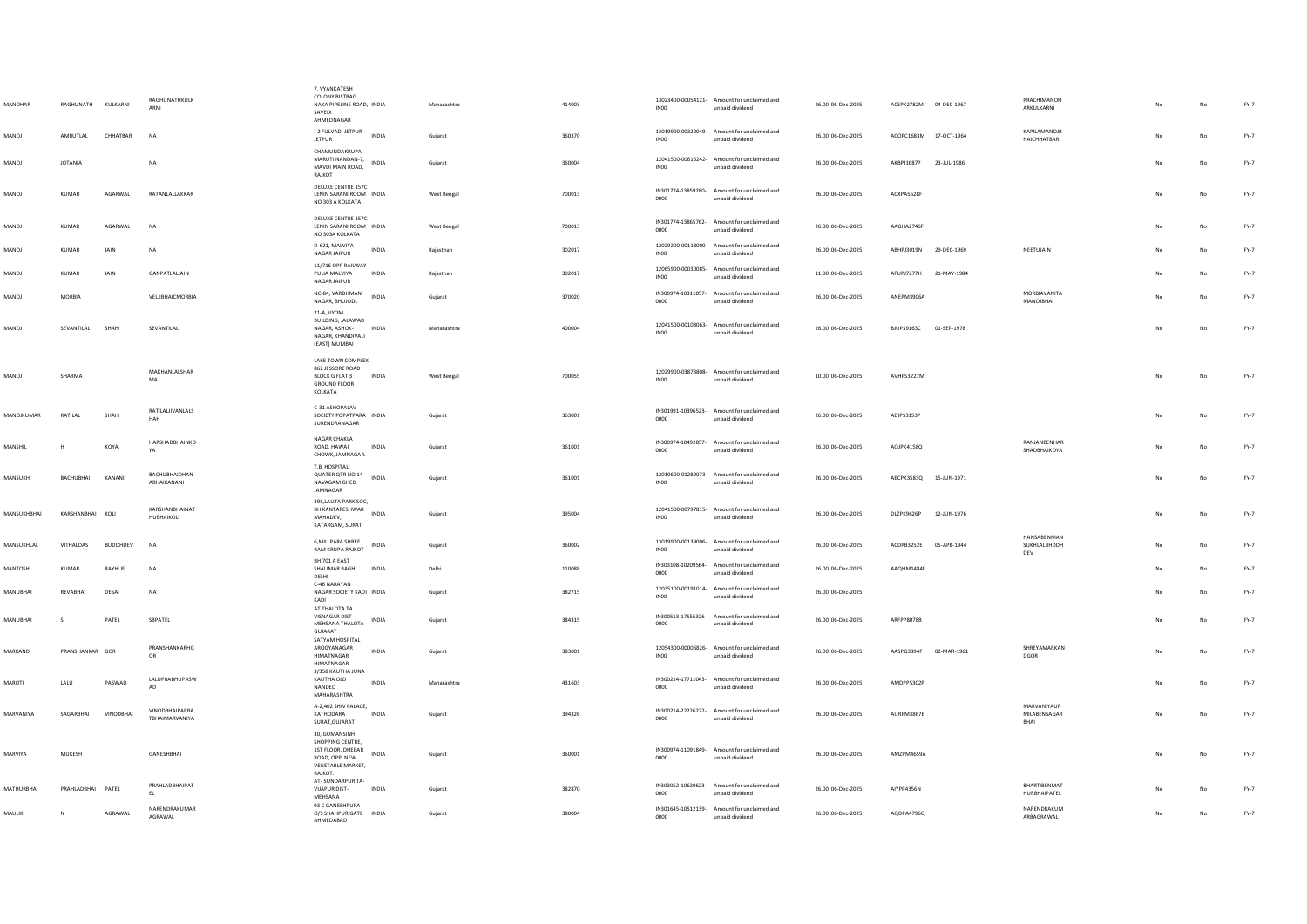| MANOHAR | RAGHUNATH | KULKARNI | RAGHUNATHKULKARNI | 7, VYANKATESH COLONY BISTBAG NAKA PIPELINE ROAD, SAVEDI AHMEDNAGAR | INDIA | Maharashtra | 414003 | 13023400-00054121-IN00 | Amount for unclaimed and unpaid dividend | 26.00 | 06-Dec-2025 | ACSPK2782M | 04-DEC-1967 | PRACHIMANOHARKULKARNI | No | No | FY-7 |
|---|---|---|---|---|---|---|---|---|---|---|---|---|---|---|---|---|---|
| MANOJ | AMRUTLAL | CHHATBAR | NA | I-2 FULVADI JETPUR JETPUR | INDIA | Gujarat | 360370 | 13019900-00322049-IN00 | Amount for unclaimed and unpaid dividend | 26.00 | 06-Dec-2025 | ACOPC1683M | 17-OCT-1964 | KAPILAMANOJBHAICHHATBAR | No | No | FY-7 |
| MANOJ | JOTANIA | | NA | CHAMUNDAKRUPA, MARUTI NANDAN-7, MAVDI MAIN ROAD, RAJKOT | INDIA | Gujarat | 360004 | 12041500-00615242-IN00 | Amount for unclaimed and unpaid dividend | 26.00 | 06-Dec-2025 | AKBPJ1687P | 23-JUL-1986 | | No | No | FY-7 |
| MANOJ | KUMAR | AGARWAL | RATANLALLAKKAR | DELUXE CENTRE 157C LENIN SARANI ROOM NO 303 A KOLKATA | INDIA | West Bengal | 700013 | IN301774-13859280-0000 | Amount for unclaimed and unpaid dividend | 26.00 | 06-Dec-2025 | ACXPA5628F | | | No | No | FY-7 |
| MANOJ | KUMAR | AGARWAL | NA | DELUXE CENTRE 157C LENIN SARANI ROOM NO 303A KOLKATA | INDIA | West Bengal | 700013 | IN301774-13865762-0000 | Amount for unclaimed and unpaid dividend | 26.00 | 06-Dec-2025 | AAGHA2746F | | | No | No | FY-7 |
| MANOJ | KUMAR | JAIN | NA | D-621, MALVIYA NAGAR JAIPUR | INDIA | Rajasthan | 302017 | 12029200-00118000-IN00 | Amount for unclaimed and unpaid dividend | 26.00 | 06-Dec-2025 | ABHPJ3019N | 29-DEC-1969 | NEETUJAIN | No | No | FY-7 |
| MANOJ | KUMAR | JAIN | GANPATLALJAIN | 11/716 OPP RAILWAY PULIA MALVIYA NAGAR JAIPUR | INDIA | Rajasthan | 302017 | 12065900-00030085-IN00 | Amount for unclaimed and unpaid dividend | 11.00 | 06-Dec-2025 | AFUPJ7277H | 21-MAY-1984 | | No | No | FY-7 |
| MANOJ | MORBIA | | VELJIBHAICMORBIA | NC-84, VARDHMAN NAGAR, BHUJODI. | INDIA | Gujarat | 370020 | IN300974-10311057-0000 | Amount for unclaimed and unpaid dividend | 26.00 | 06-Dec-2025 | ANEPM3906A | | MORBIAVANITAMANOJBHAI | No | No | FY-7 |
| MANOJ | SEVANTILAL | SHAH | SEVANTILAL | 21-A, VYOM BUILDING, JALAWAD NAGAR, ASHOK-NAGAR, KHANDIVALI (EAST) MUMBAI | INDIA | Maharashtra | 400004 | 12041500-00103063-IN00 | Amount for unclaimed and unpaid dividend | 26.00 | 06-Dec-2025 | BJUPS9163C | 01-SEP-1978 | | No | No | FY-7 |
| MANOJ | SHARMA | | MAKHANLALSHARMA | LAKE TOWN COMPLEX 862 JESSORE ROAD BLOCK G FLAT 3 GROUND FLOOR KOLKATA | INDIA | West Bengal | 700055 | 12029900-03873808-IN00 | Amount for unclaimed and unpaid dividend | 10.00 | 06-Dec-2025 | AVHPS3227M | | | No | No | FY-7 |
| MANOJKUMAR | RATILAL | SHAH | RATILALJIVANLALSHAH | C-31 ASHOPALAV SOCIETY POPATPARA SURENDRANAGAR | INDIA | Gujarat | 363001 | IN301991-10396523-0000 | Amount for unclaimed and unpaid dividend | 26.00 | 06-Dec-2025 | ADIPS3153P | | | No | No | FY-7 |
| MANSHIL | H | KOYA | HARSHADBHAINKOYA | NAGAR CHAKLA ROAD, HAWAI CHOWK, JAMNAGAR. | INDIA | Gujarat | 361001 | IN300974-10492857-0000 | Amount for unclaimed and unpaid dividend | 26.00 | 06-Dec-2025 | AQJPK4158Q | | RANJANBENHARSHADBHAIKOYA | No | No | FY-7 |
| MANSUKH | BACHUBHAI | KANANI | BACHUBHAIDHANABHAIKANANI | T.B. HOSPITAL QUATER QTR NO 14 NAVAGAM GHED JAMNAGAR | INDIA | Gujarat | 361001 | 12010600-01289073-IN00 | Amount for unclaimed and unpaid dividend | 26.00 | 06-Dec-2025 | AECPK3583Q | 15-JUN-1971 | | No | No | FY-7 |
| MANSUKHBHAI | KARSHANBHAI | KOLI | KARSHANBHAINATHUBHAIKOLI | 395,LALITA PARK SOC, BH KANTARESHWAR MAHADEV, KATARGAM, SURAT | INDIA | Gujarat | 395004 | 12041500-00797815-IN00 | Amount for unclaimed and unpaid dividend | 26.00 | 06-Dec-2025 | DLZPK9626P | 12-JUN-1976 | | No | No | FY-7 |
| MANSUKHLAL | VITHALDAS | BUDDHDEV | NA | 6,MILLPARA SHREE RAM KRUPA RAJKOT | INDIA | Gujarat | 360002 | 13019900-00139006-IN00 | Amount for unclaimed and unpaid dividend | 26.00 | 06-Dec-2025 | ACDPB3252E | 05-APR-1944 | HANSABENMANSUKHLALBHDDHDEV | No | No | FY-7 |
| MANTOSH | KUMAR | RAYHUF | NA | BH 701 A EAST SHALIMAR BAGH DELHI | INDIA | Delhi | 110088 | IN303108-10209564-0000 | Amount for unclaimed and unpaid dividend | 26.00 | 06-Dec-2025 | AAQHM1484E | | | No | No | FY-7 |
| MANUBHAI | REVABHAI | DESAI | NA | C-46 NARAYAN NAGAR SOCIETY KADI KADI | INDIA | Gujarat | 382715 | 12035100-00191014-IN00 | Amount for unclaimed and unpaid dividend | 26.00 | 06-Dec-2025 | | | | No | No | FY-7 |
| MANUBHAI | S | PATEL | SBPATEL | AT THALOTA TA VISNAGAR DIST MEHSANA THALOTA GUJARAT | INDIA | Gujarat | 384315 | IN300513-17556326-0000 | Amount for unclaimed and unpaid dividend | 26.00 | 06-Dec-2025 | ARFPP8078B | | | No | No | FY-7 |
| MARKAND | PRANSHANKAR | GOR | PRANSHANKARHGOR | SATYAM HOSPITAL AROGYANAGAR HIMATNAGAR HIMATNAGAR | INDIA | Gujarat | 383001 | 12054300-00006826-IN00 | Amount for unclaimed and unpaid dividend | 26.00 | 06-Dec-2025 | AASPG3394F | 02-MAR-1961 | SHREYAMARKANDGOR | No | No | FY-7 |
| MAROTI | LALU | PASWAD | LALUPRABHUPASWAD | 3/358 KAUTHA JUNA KAUTHA OLD NANDED MAHARASHTRA | INDIA | Maharashtra | 431603 | IN300214-17711043-0000 | Amount for unclaimed and unpaid dividend | 26.00 | 06-Dec-2025 | AMDPP5302P | | | No | No | FY-7 |
| MARVANIYA | SAGARBHAI | VINODBHAI | VINODBHAIPARBATBHAIMARVANIYA | A-2,402 SHIV PALACE, KATHODARA SURAT,GUJARAT | INDIA | Gujarat | 394326 | IN300214-22226222-0000 | Amount for unclaimed and unpaid dividend | 26.00 | 06-Dec-2025 | AURPM3867E | | MARVANIYAURMILABENSAGARBHAI | No | No | FY-7 |
| MARVIYA | MUKESH | | GANESHBHAI | 30, GUMANSINH SHOPPING CENTRE, 1ST FLOOR, DHEBAR ROAD, OPP. NEW VEGETABLE MARKET, RAJKOT. | INDIA | Gujarat | 360001 | IN300974-11091849-0000 | Amount for unclaimed and unpaid dividend | 26.00 | 06-Dec-2025 | AMZPM4659A | | | No | No | FY-7 |
| MATHURBHAI | PRAHLADBHAI | PATEL | PRAHLADBHAIPATEL | AT- SUNDARPUR TA-VIJAPUR DIST-MEHSANA | INDIA | Gujarat | 382870 | IN303052-10620623-0000 | Amount for unclaimed and unpaid dividend | 26.00 | 06-Dec-2025 | AIYPP4356N | | BHARTIBENMATHURBHAIPATEL | No | No | FY-7 |
| MAULIK | N | AGRAWAL | NARENDRAKUMARAGRAWAL | 93 C GANESHPURA O/S SHAHPUR GATE AHMEDABAD | INDIA | Gujarat | 380004 | IN301645-10512139-0000 | Amount for unclaimed and unpaid dividend | 26.00 | 06-Dec-2025 | AQDPA4796Q | | NARENDRAKUMARBAGRAWAL | No | No | FY-7 |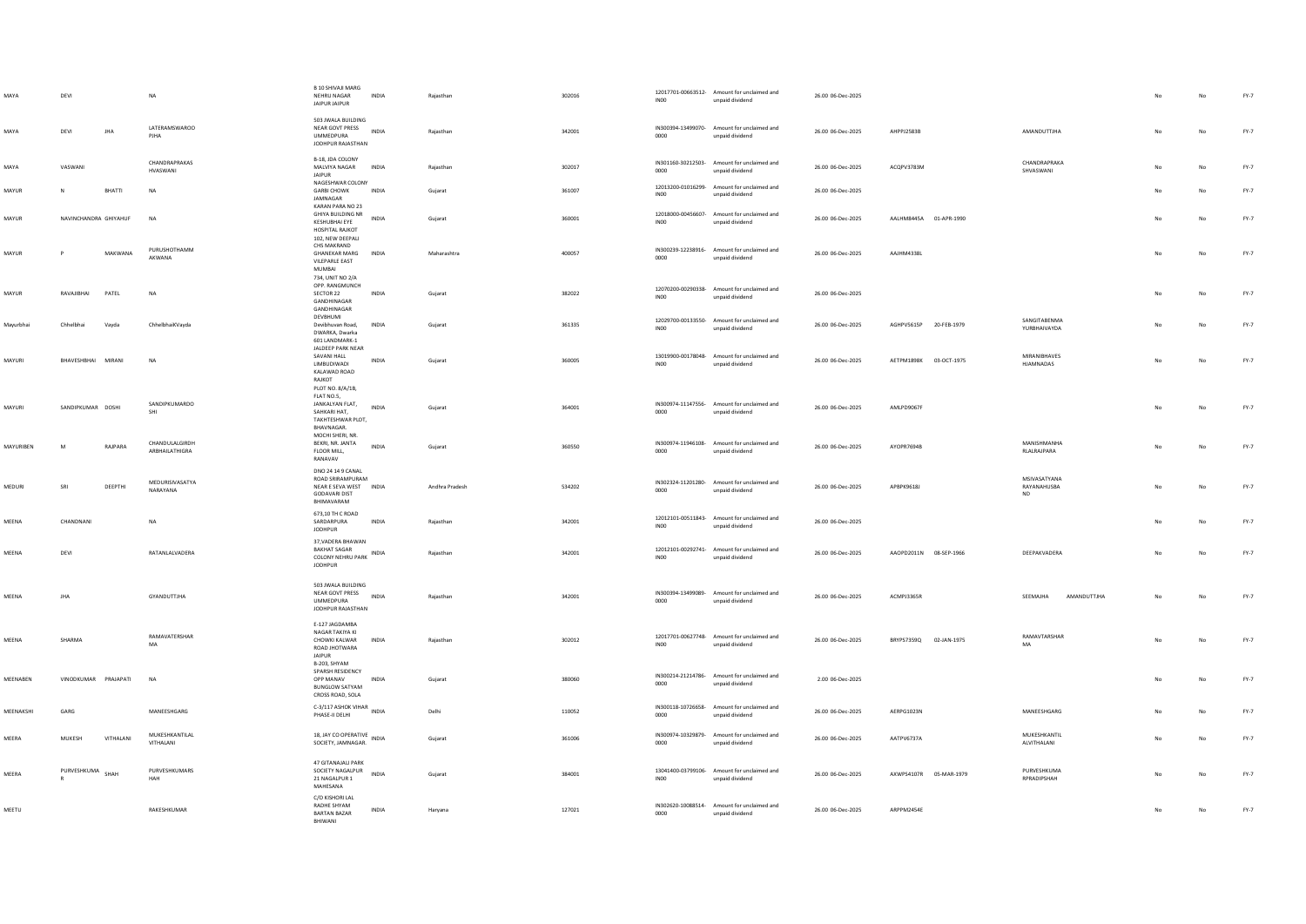| MAYA | DEVI | | NA | B 10 SHIVAJI MARG NEHRU NAGAR JAIPUR JAIPUR | INDIA | Rajasthan | 302016 | 12017701-00663512-IN00 | Amount for unclaimed and unpaid dividend | 26.00 06-Dec-2025 | | | | No | No | FY-7 |
|---|---|---|---|---|---|---|---|---|---|---|---|---|---|---|---|---|
| MAYA | DEVI | JHA | LATERAMSWAROOPJHA | 503 JWALA BUILDING NEAR GOVT PRESS UMMEDPURA JODHPUR RAJASTHAN | INDIA | Rajasthan | 342001 | IN300394-13499070-0000 | Amount for unclaimed and unpaid dividend | 26.00 06-Dec-2025 | AHPPJ2583B | | AMANDUTTJHA | No | No | FY-7 |
| MAYA | VASWANI | | CHANDRAPRAKASHVASWANI | B-18, JDA COLONY MALVIYA NAGAR JAIPUR | INDIA | Rajasthan | 302017 | IN301160-30212503-0000 | Amount for unclaimed and unpaid dividend | 26.00 06-Dec-2025 | ACQPV3783M | | CHANDRAPRAKASHVASWANI | No | No | FY-7 |
| MAYUR | N | BHATTI | NA | NAGESHWAR COLONY GARBI CHOWK JAMNAGAR | INDIA | Gujarat | 361007 | 12013200-01016299-IN00 | Amount for unclaimed and unpaid dividend | 26.00 06-Dec-2025 | | | | No | No | FY-7 |
| MAYUR | NAVINCHANDRA GHIYAHUF | | NA | KARAN PARA NO 23 GHIYA BUILDING NR KESHUBHAI EYE HOSPITAL RAJKOT | INDIA | Gujarat | 360001 | 12018000-00456607-IN00 | Amount for unclaimed and unpaid dividend | 26.00 06-Dec-2025 | AALHM8445A | 01-APR-1990 | | No | No | FY-7 |
| MAYUR | P | MAKWANA | PURUSHOTHAMMAKWANA | 102, NEW DEEPALI CHS MAKRAND GHANEKAR MARG VILEPARLE EAST MUMBAI | INDIA | Maharashtra | 400057 | IN300239-12238916-0000 | Amount for unclaimed and unpaid dividend | 26.00 06-Dec-2025 | AAJHM4338L | | | No | No | FY-7 |
| MAYUR | RAVAJIBHAI | PATEL | NA | 734, UNIT NO 2/A OPP. RANGMUNCH SECTOR 22 GANDHINAGAR GANDHINAGAR | INDIA | Gujarat | 382022 | 12070200-00290338-IN00 | Amount for unclaimed and unpaid dividend | 26.00 06-Dec-2025 | | | | No | No | FY-7 |
| Mayurbhai | Chhelbhai | Vayda | ChhelbhaiKVayda | DEVBHUMI Devibhuvan Road, DWARKA, Dwarka | INDIA | Gujarat | 361335 | 12029700-00133550-IN00 | Amount for unclaimed and unpaid dividend | 26.00 06-Dec-2025 | AGHPV5615P | 20-FEB-1979 | SANGITABENMAYURBHAIVAYDA | No | No | FY-7 |
| MAYURI | BHAVESHBHAI | MIRANI | NA | 601 LANDMARK-1 JALDEEP PARK NEAR SAVANI HALL LIMBUDIWADI KALAWAD ROAD RAJKOT | INDIA | Gujarat | 360005 | 13019900-00178048-IN00 | Amount for unclaimed and unpaid dividend | 26.00 06-Dec-2025 | AETPM1898K | 03-OCT-1975 | MIRANIBHAVESHJAMNADAS | No | No | FY-7 |
| MAYURI | SANDIPKUMAR | DOSHI | SANDIPKUMARDOSHI | PLOT NO. 8/A/1B, FLAT NO.5, JANKALYAN FLAT, SAHKARI HAT, TAKHTESHWAR PLOT, BHAVNAGAR. | INDIA | Gujarat | 364001 | IN300974-11147556-0000 | Amount for unclaimed and unpaid dividend | 26.00 06-Dec-2025 | AMLPD9067F | | | No | No | FY-7 |
| MAYURIBEN | M | RAJPARA | CHANDULALGIRDHARBHAILATHIGRA | MOCHI SHERI, NR. BEKRI, NR. JANTA FLOOR MILL, RANAVAV | INDIA | Gujarat | 360550 | IN300974-11946108-0000 | Amount for unclaimed and unpaid dividend | 26.00 06-Dec-2025 | AYOPR7694B | | MANISHMANHARLALRAJPARA | No | No | FY-7 |
| MEDURI | SRI | DEEPTHI | MEDURISIVASATYANARAYANA | DNO 24 14 9 CANAL ROAD SRIRAMPURAM NEAR E SEVA WEST GODAVARI DIST BHIMAVARAM | INDIA | Andhra Pradesh | 534202 | IN302324-11201280-0000 | Amount for unclaimed and unpaid dividend | 26.00 06-Dec-2025 | APBPK9618J | | MSIVASATYANARAYANAHUSBAND | No | No | FY-7 |
| MEENA | CHANDNANI | | NA | 673,10 TH C ROAD SARDARPURA JODHPUR | INDIA | Rajasthan | 342001 | 12012101-00511843-IN00 | Amount for unclaimed and unpaid dividend | 26.00 06-Dec-2025 | | | | No | No | FY-7 |
| MEENA | DEVI | | RATANLALVADERA | 37,VADERA BHAWAN BAKHAT SAGAR COLONY NEHRU PARK JODHPUR | INDIA | Rajasthan | 342001 | 12012101-00292741-IN00 | Amount for unclaimed and unpaid dividend | 26.00 06-Dec-2025 | AAOPD2011N | 08-SEP-1966 | DEEPAKVADERA | No | No | FY-7 |
| MEENA | JHA | | GYANDUTTJHA | 503 JWALA BUILDING NEAR GOVT PRESS UMMEDPURA JODHPUR RAJASTHAN | INDIA | Rajasthan | 342001 | IN300394-13499089-0000 | Amount for unclaimed and unpaid dividend | 26.00 06-Dec-2025 | ACMPJ3365R | | SEEMAJHA AMANDUTTJHA | No | No | FY-7 |
| MEENA | SHARMA | | RAMAVATERSHARMA | E-127 JAGDAMBA NAGAR TAKIYA KI CHOWKI KALWAR ROAD JHOTWARA JAIPUR | INDIA | Rajasthan | 302012 | 12017701-00627748-IN00 | Amount for unclaimed and unpaid dividend | 26.00 06-Dec-2025 | BRYPS7359Q | 02-JAN-1975 | RAMAVTARSHARMA | No | No | FY-7 |
| MEENABEN | VINODKUMAR | PRAJAPATI | NA | B-203, SHYAM SPARSH RESIDENCY OPP MANAV BUNGLOW SATYAM CROSS ROAD, SOLA | INDIA | Gujarat | 380060 | IN300214-21214786-0000 | Amount for unclaimed and unpaid dividend | 2.00 06-Dec-2025 | | | | No | No | FY-7 |
| MEENAKSHI | GARG | | MANEESHGARG | C-3/117 ASHOK VIHAR PHASE-II DELHI | INDIA | Delhi | 110052 | IN300118-10726658-0000 | Amount for unclaimed and unpaid dividend | 26.00 06-Dec-2025 | AERPG1023N | | MANEESHGARG | No | No | FY-7 |
| MEERA | MUKESH | VITHALANI | MUKESHKANTILALVITHALANI | 18, JAY CO OPERATIVE SOCIETY, JAMNAGAR. | INDIA | Gujarat | 361006 | IN300974-10329879-0000 | Amount for unclaimed and unpaid dividend | 26.00 06-Dec-2025 | AATPV6737A | | MUKESHKANTILALVITHALANI | No | No | FY-7 |
| MEERA | PURVESHKUMAR | SHAH | PURVESHKUMARSHAH | 47 GITANAJALI PARK SOCIETY NAGALPUR 21 NAGALPUR 1 MAHESANA | INDIA | Gujarat | 384001 | 13041400-03799106-IN00 | Amount for unclaimed and unpaid dividend | 26.00 06-Dec-2025 | AXWPS4107R | 05-MAR-1979 | PURVESHKUMARPRADIPSHAH | No | No | FY-7 |
| MEETU | | | RAKESHKUMAR | C/O KISHORI LAL RADHE SHYAM BARTAN BAZAR BHIWANI | INDIA | Haryana | 127021 | IN302620-10088514-0000 | Amount for unclaimed and unpaid dividend | 26.00 06-Dec-2025 | ARPPM2454E | | | No | No | FY-7 |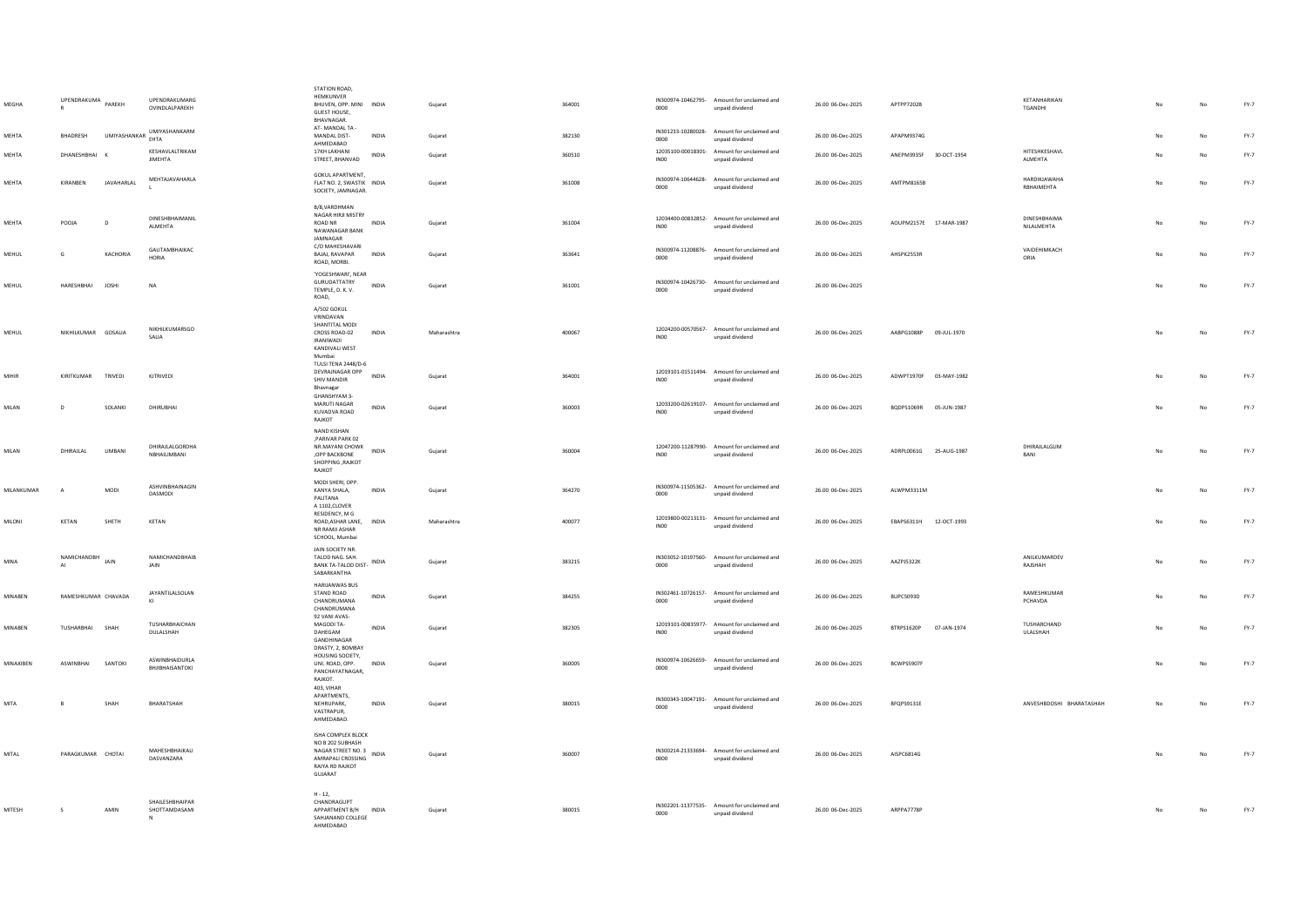| | | | | | | | | | | | | | | | | | | |
|---|---|---|---|---|---|---|---|---|---|---|---|---|---|---|---|---|---|---|
| MEGHA | UPENDRAKUMAR | PAREKH | UPENDRAKUMARG OVINDLALPAREKH | STATION ROAD, HEMKUNVER BHUVEN, OPP. MINI GUEST HOUSE, BHAVNAGAR. | INDIA | Gujarat | 364001 | IN300974-10462795-0000 | Amount for unclaimed and unpaid dividend | 26.00 | 06-Dec-2025 | APTPP7202B | | KETANHARIKAN TGANDHI | | No | No | FY-7 |
| MEHTA | BHADRESH | UMIYASHANKAR | UMIYASHANKARM EHTA | AT- MANDAL TA - MANDAL DIST-AHMEDABAD | INDIA | Gujarat | 382130 | IN301233-10280028-0000 | Amount for unclaimed and unpaid dividend | 26.00 | 06-Dec-2025 | APAPM9374G | | | | No | No | FY-7 |
| MEHTA | DHANESHBHAI | K | KESHAVLALTRIKAM JIMEHTA | 17KH LAKHANI STREET, BHANVAD | INDIA | Gujarat | 360510 | 12035100-00018301-IN00 | Amount for unclaimed and unpaid dividend | 26.00 | 06-Dec-2025 | ANEPM3935F | 30-OCT-1954 | HITESHKESHAVL ALMEHTA | | No | No | FY-7 |
| MEHTA | KIRANBEN | JAVAHARLAL | MEHTAJAVAHARLA L | GOKUL APARTMENT, FLAT NO. 2, SWASTIK SOCIETY, JAMNAGAR. | INDIA | Gujarat | 361008 | IN300974-10644628-0000 | Amount for unclaimed and unpaid dividend | 26.00 | 06-Dec-2025 | AMTPM8165B | | HARDIKJAWAHA RBHAIMEHTA | | No | No | FY-7 |
| MEHTA | POOJA | D | DINESHBHAIMANIL ALMEHTA | B/8,VARDHMAN NAGAR HIRJI MISTRY ROAD NR NAWANAGAR BANK JAMNAGAR | INDIA | Gujarat | 361004 | 12034400-00832852-IN00 | Amount for unclaimed and unpaid dividend | 26.00 | 06-Dec-2025 | AOUPM2157E | 17-MAR-1987 | DINESHBHAIMA NILALMEHTA | | No | No | FY-7 |
| MEHUL | G | KACHORIA | GAUTAMBHAIKAC HORIA | C/O MAHESHAVARI BAJAJ, RAVAPAR ROAD, MORBI. | INDIA | Gujarat | 363641 | IN300974-11208876-0000 | Amount for unclaimed and unpaid dividend | 26.00 | 06-Dec-2025 | AHSPK2553R | | VAIDEHIMKACH ORIA | | No | No | FY-7 |
| MEHUL | HARESHBHAI | JOSHI | NA | 'YOGESHWARI', NEAR GURUDATTATRY TEMPLE, D. K. V. ROAD, | INDIA | Gujarat | 361001 | IN300974-10426730-0000 | Amount for unclaimed and unpaid dividend | 26.00 | 06-Dec-2025 | | | | | No | No | FY-7 |
| MEHUL | NIKHILKUMAR | GOSALIA | NIKHILKUMARSGO SALIA | A/502 GOKUL VRINDAVAN SHANTITAL MODI CROSS ROAD-02 IRANIWADI KANDIVALI WEST Mumbai | INDIA | Maharashtra | 400067 | 12024200-00570567-IN00 | Amount for unclaimed and unpaid dividend | 26.00 | 06-Dec-2025 | AABPG1088P | 09-JUL-1970 | | | No | No | FY-7 |
| MIHIR | KIRITKUMAR | TRIVEDI | KITRIVEDI | TULSI TENA 2448/D-6 DEVRAJNAGAR OPP SHIV MANDIR Bhavnagar | INDIA | Gujarat | 364001 | 12019101-01511494-IN00 | Amount for unclaimed and unpaid dividend | 26.00 | 06-Dec-2025 | ADWPT1970F | 03-MAY-1982 | | | No | No | FY-7 |
| MILAN | D | SOLANKI | DHIRUBHAI | GHANSHYAM 3-MARUTI NAGAR KUVADVA ROAD RAJKOT | INDIA | Gujarat | 360003 | 12033200-02619107-IN00 | Amount for unclaimed and unpaid dividend | 26.00 | 06-Dec-2025 | BQDPS1069R | 05-JUN-1987 | | | No | No | FY-7 |
| MILAN | DHIRAJLAL | LIMBANI | DHIRAJLALGORDHA NBHAILIMBANI | NAND KISHAN ,PARIVAR PARK 02 NR.MAYANI CHOWK ,OPP BACKBONE SHOPPING ,RAJKOT RAJKOT | INDIA | Gujarat | 360004 | 12047200-11287990-IN00 | Amount for unclaimed and unpaid dividend | 26.00 | 06-Dec-2025 | ADRPL0061G | 25-AUG-1987 | DHIRAJLALGLIM BANI | | No | No | FY-7 |
| MILANKUMAR | A | MODI | ASHVINBHAINAGIN DASMODI | MODI SHERI, OPP. KANYA SHALA, PALITANA | INDIA | Gujarat | 364270 | IN300974-11505362-0000 | Amount for unclaimed and unpaid dividend | 26.00 | 06-Dec-2025 | ALWPM3311M | | | | No | No | FY-7 |
| MILONI | KETAN | SHETH | KETAN | A 1102,CLOVER RESIDENCY, M G ROAD,ASHAR LANE, NR RAMJI ASHAR SCHOOL, Mumbai | INDIA | Maharashtra | 400077 | 12019800-00213131-IN00 | Amount for unclaimed and unpaid dividend | 26.00 | 06-Dec-2025 | EBAPS6311H | 12-OCT-1993 | | | No | No | FY-7 |
| MINA | NAMICHANDBHAI | JAIN | NAMICHANDBHAIB JAIN | JAIN SOCIETY NR. TALOD NAG. SAH. BANK TA-TALOD DIST-SABARKANTHA | INDIA | Gujarat | 383215 | IN303052-10197560-0000 | Amount for unclaimed and unpaid dividend | 26.00 | 06-Dec-2025 | AAZPJ5322K | | ANILKUMARDEV RAJSHAH | | No | No | FY-7 |
| MINABEN | RAMESHKUMAR | CHAVADA | JAYANTILALSOLAN KI | HARIJANIWAS BUS STAND ROAD CHANDRUMANA CHANDRUMANA | INDIA | Gujarat | 384255 | IN302461-10726157-0000 | Amount for unclaimed and unpaid dividend | 26.00 | 06-Dec-2025 | BLIPC5093D | | RAMESHKUMAR PCHAVDA | | No | No | FY-7 |
| MINABEN | TUSHARBHAI | SHAH | TUSHARBHAICHAN DULALSHAH | 92 VANI AVAS-MAGODI TA-DAHEGAM GANDHINAGAR | INDIA | Gujarat | 382305 | 12019101-00835977-IN00 | Amount for unclaimed and unpaid dividend | 26.00 | 06-Dec-2025 | BTRPS1620P | 07-JAN-1974 | TUSHARCHAND ULALSHAH | | No | No | FY-7 |
| MINAXIBEN | ASWINBHAI | SANTOKI | ASWINBHAIDURLA BHJIBHAISANTOKI | DRASTY, 2, BOMBAY HOUSING SOCIETY, UNI. ROAD, OPP. PANCHAYATNAGAR, RAJKOT. | INDIA | Gujarat | 360005 | IN300974-10626659-0000 | Amount for unclaimed and unpaid dividend | 26.00 | 06-Dec-2025 | BCWPS5907F | | | | No | No | FY-7 |
| MITA | B | SHAH | BHARATSHAH | 403, VIHAR APARTMENTS, NEHRUPARK, VASTRAPUR, AHMEDABAD. | INDIA | Gujarat | 380015 | IN300343-10047191-0000 | Amount for unclaimed and unpaid dividend | 26.00 | 06-Dec-2025 | BFQPS9131E | | ANVESHBDOSHI | BHARATASHAH | No | No | FY-7 |
| MITAL | PARAGKUMAR | CHOTAI | MAHESHBHAIKALI DASVANZARA | ISHA COMPLEX BLOCK NO B 202 SUBHASH NAGAR STREET NO. 3 AMRAPALI CROSSING RAIYA RD RAJKOT GUJARAT | INDIA | Gujarat | 360007 | IN300214-21333694-0000 | Amount for unclaimed and unpaid dividend | 26.00 | 06-Dec-2025 | AISPC6814G | | | | No | No | FY-7 |
| MITESH | S | AMIN | SHAILESHBHAIPAR SHOTTAMDASAMI N | H - 12, CHANDRAGUPT APPARTMENT B/H SAHJANAND COLLEGE AHMEDABAD | INDIA | Gujarat | 380015 | IN302201-11377535-0000 | Amount for unclaimed and unpaid dividend | 26.00 | 06-Dec-2025 | ARPPA7778P | | | | No | No | FY-7 |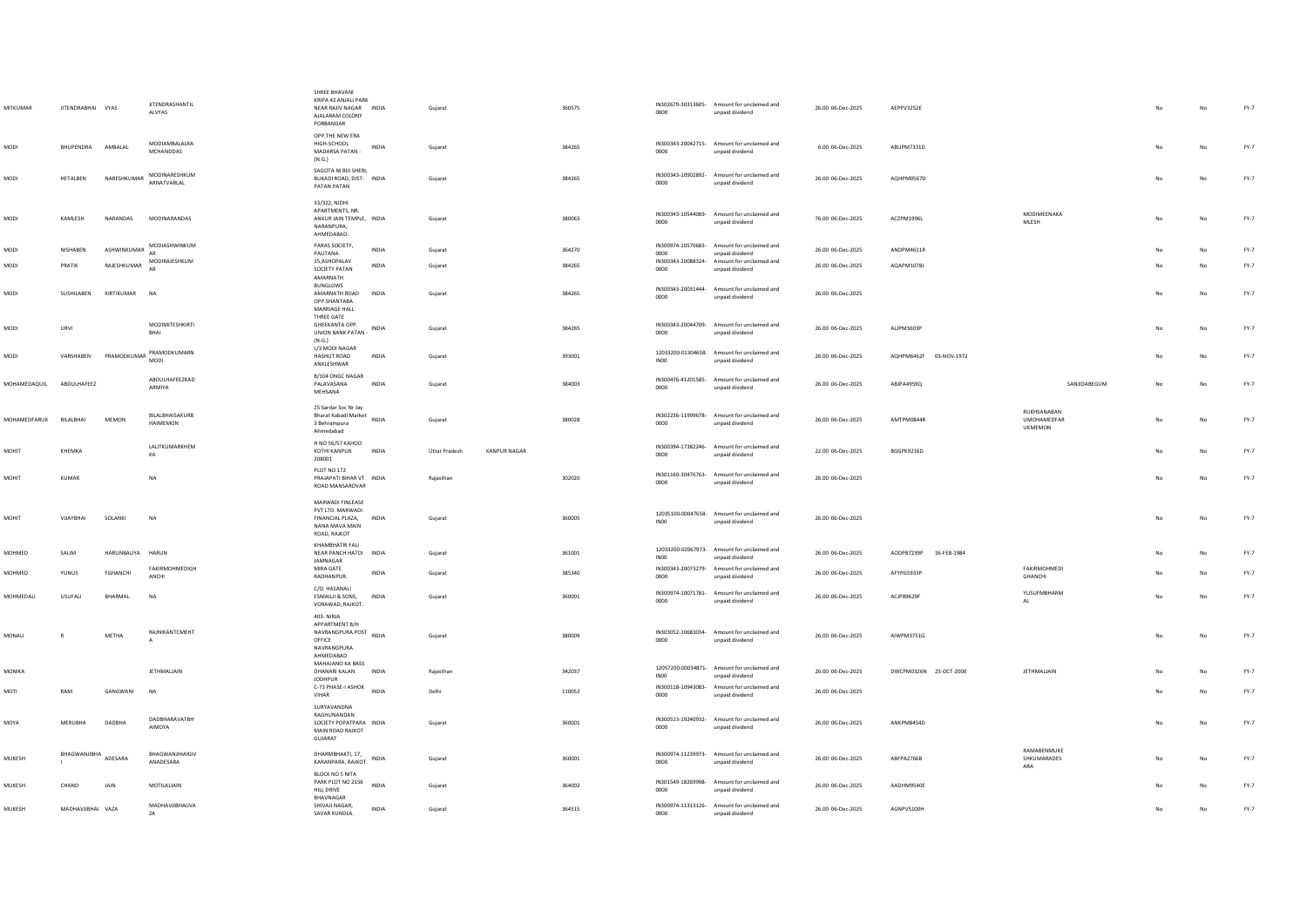| | | | | | | | | | | | | | | | | | | |
|---|---|---|---|---|---|---|---|---|---|---|---|---|---|---|---|---|---|---|
| MITKUMAR | JITENDRABHAI | VYAS | JITENDRASHANTILALVYAS | SHREE BHAVANI KRIPA 42 ANJALI PARK NEAR RAJIV NAGAR AJALARAM COLONY PORBANDAR | INDIA | Gujarat | | 360575 | IN302679-30313605-0000 | Amount for unclaimed and unpaid dividend | 26.00 | 06-Dec-2025 | AEPPV3252E | | | No | No | FY-7 |
| MODI | BHUPENDRA | AMBALAL | MODIAMBALALRAMCHANDDAS | OPP.THE NEW ERA HIGH-SCHOOL MADARSA PATAN - (N.G.) | INDIA | Gujarat | | 384265 | IN300343-20042715-0000 | Amount for unclaimed and unpaid dividend | 6.00 | 06-Dec-2025 | ABUPM7331D | | | No | No | FY-7 |
| MODI | HETALBEN | NARESHKUMAR | MODINARESHKUMARNATVARLAL | SAGOTA NI BIJI SHERI, BUKADI ROAD, DIST- PATAN PATAN | INDIA | Gujarat | | 384265 | IN300343-10902892-0000 | Amount for unclaimed and unpaid dividend | 26.00 | 06-Dec-2025 | AQHPM0567D | | | No | No | FY-7 |
| MODI | KAMLESH | NARANDAS | MODINARANDAS | 33/322, NIDHI APARTMENTS, NR. ANKUR JAIN TEMPLE, NARANPURA, AHMEDABAD. | INDIA | Gujarat | | 380063 | IN300343-10544069-0000 | Amount for unclaimed and unpaid dividend | 76.00 | 06-Dec-2025 | ACZPM1996L | | MODIMEENAKAMLESH | No | No | FY-7 |
| MODI | NISHABEN | ASHWINKUMAR | MODIASHWINKUMAR | PARAS SOCIETY, PALITANA. | INDIA | Gujarat | | 364270 | IN300974-10570683-0000 | Amount for unclaimed and unpaid dividend | 26.00 | 06-Dec-2025 | ANDPM4611R | | | No | No | FY-7 |
| MODI | PRATIK | RAJESHKUMAR | MODIRAJESHKUMAR | 15,ASHOPALAV SOCIETY PATAN | INDIA | Gujarat | | 384265 | IN300343-20088324-0000 | Amount for unclaimed and unpaid dividend | 26.00 | 06-Dec-2025 | AQAPM1078J | | | No | No | FY-7 |
| MODI | SUSHILABEN | KIRTIKUMAR | NA | AMARNATH BUNGLOWS AMARNATH ROAD OPP.SHANTABA MARRIAGE HALL | INDIA | Gujarat | | 384265 | IN300343-20031444-0000 | Amount for unclaimed and unpaid dividend | 26.00 | 06-Dec-2025 | | | | No | No | FY-7 |
| MODI | URVI | | MODIMITESHKIRTIBHAI | THREE GATE GHEEKANTA OPP. UNION BANK PATAN - (N.G.) | INDIA | Gujarat | | 384265 | IN300343-20044709-0000 | Amount for unclaimed and unpaid dividend | 26.00 | 06-Dec-2025 | ALIPM3603P | | | No | No | FY-7 |
| MODI | VARSHABEN | PRAMODKUMAR | PRAMODKUMARNMODI | L/3 MODI NAGAR HASHUT ROAD ANKLESHWAR | INDIA | Gujarat | | 393001 | 12033200-01304658-IN00 | Amount for unclaimed and unpaid dividend | 26.00 | 06-Dec-2025 | AQHPM6462F | 03-NOV-1972 | | No | No | FY-7 |
| MOHAMEDAQUIL | ABDULHAFEEZ | | ABDULHAFEEZKADARMIYA | B/104 ONGC NAGAR PALAVASANA MEHSANA | INDIA | Gujarat | | 384003 | IN300476-41201585-0000 | Amount for unclaimed and unpaid dividend | 26.00 | 06-Dec-2025 | ABJPA4959Q | | SANJIDABEGUM | No | No | FY-7 |
| MOHAMEDFARUK | BILALBHAI | MEMON | BILALBHAISAKURBHAIMEMON | 25 Sardar Soc Nr Jay Bharat Kabadi Market 3 Behrampura Ahmedabad | INDIA | Gujarat | | 380028 | IN302236-11999678-0000 | Amount for unclaimed and unpaid dividend | 26.00 | 06-Dec-2025 | AMTPM0844R | | RUKHSANABANUMOHAMEDFARUKMEMON | No | No | FY-7 |
| MOHIT | KHEMKA | | LALITKUMARKHEMKA | H NO 56/57 KAHOO KOTHI KANPUR 208001 | INDIA | Uttar Pradesh | KANPUR NAGAR | | IN300394-17382246-0000 | Amount for unclaimed and unpaid dividend | 22.00 | 06-Dec-2025 | BGGPK9216D | | | No | No | FY-7 |
| MOHIT | KUMAR | | NA | PLOT NO 172 PRAJAPATI BIHAR VT ROAD MANSAROVAR | INDIA | Rajasthan | | 302020 | IN301160-30476763-0000 | Amount for unclaimed and unpaid dividend | 26.00 | 06-Dec-2025 | | | | No | No | FY-7 |
| MOHIT | VIJAYBHAI | SOLANKI | NA | MARWADI FINLEASE PVT LTD. MARWADI FINANCIAL PLAZA, NANA MAVA MAIN ROAD, RAJKOT | INDIA | Gujarat | | 360005 | 12035100-00047658-IN00 | Amount for unclaimed and unpaid dividend | 26.00 | 06-Dec-2025 | | | | No | No | FY-7 |
| MOHMED | SALIM | HARUNBAIYA | HARUN | KHAMBHATRI FALI NEAR PANCH HATDI JAMNAGAR | INDIA | Gujarat | | 361001 | 12033200-02067973-IN00 | Amount for unclaimed and unpaid dividend | 26.00 | 06-Dec-2025 | AODPB7239P | 16-FEB-1984 | | No | No | FY-7 |
| MOHMED | YUNUS | FGHANCHI | FAKIRMOHMEDIGHANCHI | MIRA GATE RADHANPUR. | INDIA | Gujarat | | 385340 | IN300343-20073279-0000 | Amount for unclaimed and unpaid dividend | 26.00 | 06-Dec-2025 | AFYPG5933P | | FAKIRMOHMEDIGHANCHI | No | No | FY-7 |
| MOHMEDALI | USUFALI | BHARMAL | NA | C/O. HASANALI ESMAILJI & SONS, VORAWAD, RAJKOT. | INDIA | Gujarat | | 360001 | IN300974-10071781-0000 | Amount for unclaimed and unpaid dividend | 26.00 | 06-Dec-2025 | ACJPB9629F | | YUSUFMBHARMAL | No | No | FY-7 |
| MONALI | R | METHA | RAJNIKANTCMEHTA | 403- NIRJA APPARTMENT B/H NAVRANGPURA POST OFFICE NAVRANGPURA AHMEDABAD | INDIA | Gujarat | | 380009 | IN303052-10683034-0000 | Amount for unclaimed and unpaid dividend | 26.00 | 06-Dec-2025 | AIWPM3751G | | | No | No | FY-7 |
| MONIKA | | | JETHMALJAIN | MAHAJANO KA BASS DHANARI KALAN JODHPUR | INDIA | Rajasthan | | 342037 | 12057200-00034871-IN00 | Amount for unclaimed and unpaid dividend | 26.00 | 06-Dec-2025 | DWCPM0326N | 23-OCT-2000 | JETHMALJAIN | No | No | FY-7 |
| MOTI | RAM | GANGWANI | NA | C-73 PHASE-I ASHOK VIHAR | INDIA | Delhi | | 110052 | IN300118-10943083-0000 | Amount for unclaimed and unpaid dividend | 26.00 | 06-Dec-2025 | | | | No | No | FY-7 |
| MOYA | MERUBHA | DADBHA | DADBHARAVATBHAIMOYA | SURYAVANDNA RAGHUNANDAN SOCIETY POPATPARA MAIN ROAD RAJKOT GUJARAT | INDIA | Gujarat | | 360001 | IN300513-19240932-0000 | Amount for unclaimed and unpaid dividend | 26.00 | 06-Dec-2025 | ANKPM8454D | | | No | No | FY-7 |
| MUKESH | BHAGWANJIBHAI | ADESARA | BHAGWANJIHARJIVANADESARA | DHARMBHAKTI, 17, KARANPARA, RAJKOT. | INDIA | Gujarat | | 360001 | IN300974-11239973-0000 | Amount for unclaimed and unpaid dividend | 26.00 | 06-Dec-2025 | ABFPA2766B | | RAMABENMUKESHKUMARADESARA | No | No | FY-7 |
| MUKESH | CHAND | JAIN | MOTILALJAIN | BLOCK NO 5 NITA PARK PLOT NO 2156 HILL DRIVE BHAVNAGAR | INDIA | Gujarat | | 364002 | IN301549-18269998-0000 | Amount for unclaimed and unpaid dividend | 26.00 | 06-Dec-2025 | AADHM9540E | | | No | No | FY-7 |
| MUKESH | MADHAVJIBHAI | VAZA | MADHAVJIBHAIVAZA | SHIVAJI NAGAR, SAVAR KUNDLA. | INDIA | Gujarat | | 364515 | IN300974-11313126-0000 | Amount for unclaimed and unpaid dividend | 26.00 | 06-Dec-2025 | AGNPV5100H | | | No | No | FY-7 |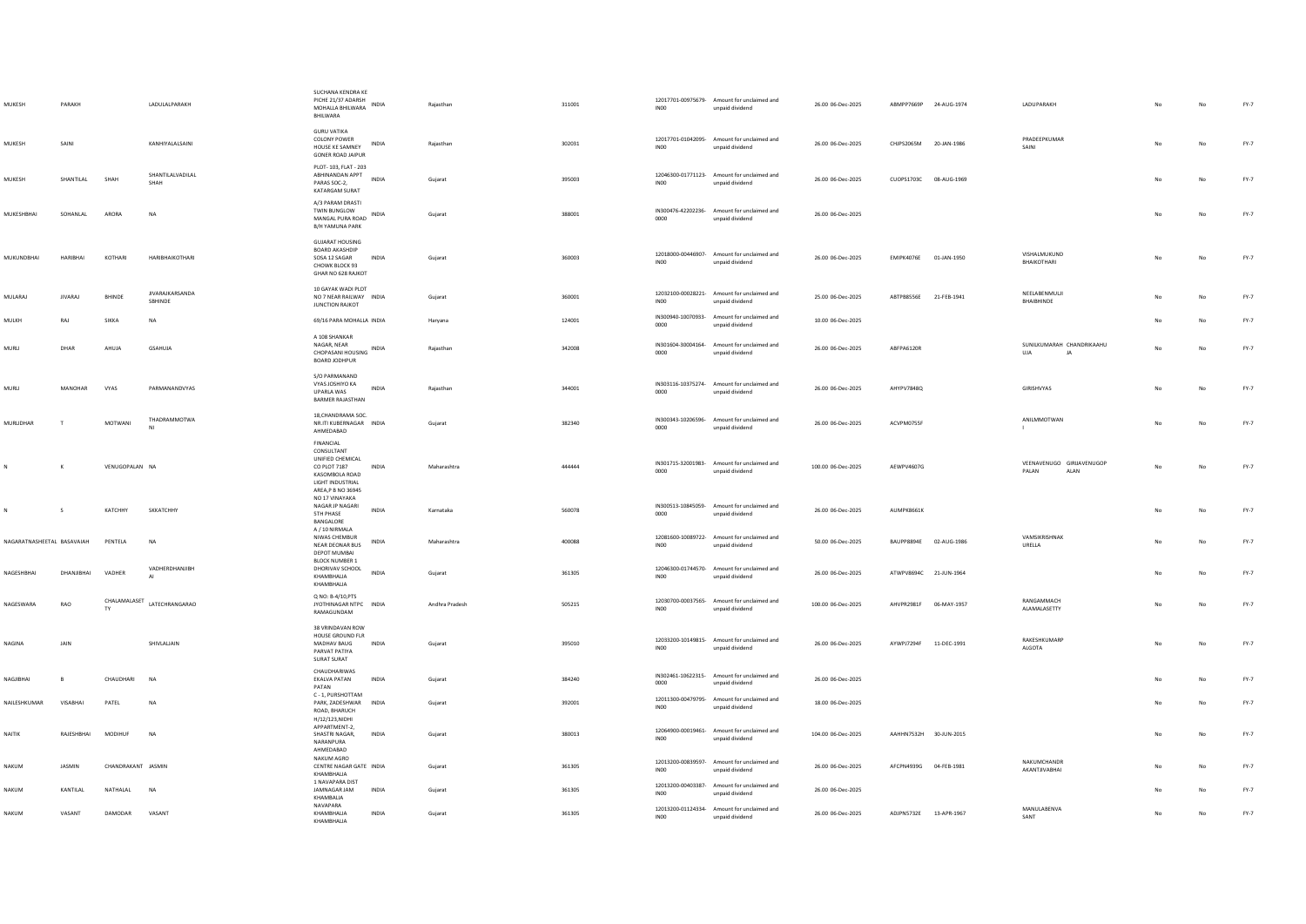| | | | | | | | | | | | | | | | | | | | |
|---|---|---|---|---|---|---|---|---|---|---|---|---|---|---|---|---|---|---|---|
| MUKESH | PARAKH | | LADULALPARAKH | SUCHANA KENDRA KE PICHE 21/37 ADARSH MOHALLA BHILWARA BHILWARA | INDIA | Rajasthan | 311001 | 12017701-00975679-IN00 | Amount for unclaimed and unpaid dividend | 26.00 06-Dec-2025 | ABMPP7669P | 24-AUG-1974 | LADUPARAKH | | | No | No | FY-7 |
| MUKESH | SAINI | | KANHIYALALSAINI | GURU VATIKA COLONY POWER HOUSE KE SAMNEY GONER ROAD JAIPUR | INDIA | Rajasthan | 302031 | 12017701-01042095-IN00 | Amount for unclaimed and unpaid dividend | 26.00 06-Dec-2025 | CHIPS2065M | 20-JAN-1986 | PRADEEPKUMAR SAINI | | | No | No | FY-7 |
| MUKESH | SHANTILAL | SHAH | SHANTILALVADILAL SHAH | PLOT- 103, FLAT - 203 ABHINANDAN APPT PARAS SOC-2, KATARGAM SURAT | INDIA | Gujarat | 395003 | 12046300-01771123-IN00 | Amount for unclaimed and unpaid dividend | 26.00 06-Dec-2025 | CUOPS1703C | 08-AUG-1969 | | | | No | No | FY-7 |
| MUKESHBHAI | SOHANLAL | ARORA | NA | A/3 PARAM DRASTI TWIN BUNGLOW MANGAL PURA ROAD B/H YAMUNA PARK | INDIA | Gujarat | 388001 | IN300476-42202236-0000 | Amount for unclaimed and unpaid dividend | 26.00 06-Dec-2025 | | | | | | No | No | FY-7 |
| MUKUNDBHAI | HARIBHAI | KOTHARI | HARIBHAIKOTHARI | GUJARAT HOUSING BOARD AKASHDIP SOSA 12 SAGAR CHOWK BLOCK 93 GHAR NO 628 RAJKOT | INDIA | Gujarat | 360003 | 12018000-00446907-IN00 | Amount for unclaimed and unpaid dividend | 26.00 06-Dec-2025 | EMIPK4076E | 01-JAN-1950 | VISHALMUKUND BHAIKOTHARI | | | No | No | FY-7 |
| MULARAJ | JIVARAJ | BHINDE | JIVARAJKARSANDA SBHINDE | 10 GAYAK WADI PLOT NO 7 NEAR RAILWAY JUNCTION RAJKOT | INDIA | Gujarat | 360001 | 12032100-00028221-IN00 | Amount for unclaimed and unpaid dividend | 25.00 06-Dec-2025 | ABTPB8556E | 21-FEB-1941 | NEELABENMULJI BHAIBHINDE | | | No | No | FY-7 |
| MULKH | RAJ | SIKKA | NA | 69/16 PARA MOHALLA | INDIA | Haryana | 124001 | IN300940-10070933-0000 | Amount for unclaimed and unpaid dividend | 10.00 06-Dec-2025 | | | | | | No | No | FY-7 |
| MURLI | DHAR | AHUJA | GSAHUJA | A 108 SHANKAR NAGAR, NEAR CHOPASANI HOUSING BOARD JODHPUR | INDIA | Rajasthan | 342008 | IN301604-30004164-0000 | Amount for unclaimed and unpaid dividend | 26.00 06-Dec-2025 | ABFPA6120R | | SUNILKUMARAH UJA | CHANDRIKAAHU JA | | No | No | FY-7 |
| MURLI | MANOHAR | VYAS | PARMANANDVYAS | S/O PARMANAND VYAS JOSHIYO KA UPARLA WAS BARMER RAJASTHAN | INDIA | Rajasthan | 344001 | IN303116-10375274-0000 | Amount for unclaimed and unpaid dividend | 26.00 06-Dec-2025 | AHYPV7848Q | | GIRISHVYAS | | | No | No | FY-7 |
| MURLIDHAR | T | MOTWANI | THADRAMMOTWA NI | 18,CHANDRAMA SOC. NR.ITI KUBERNAGAR AHMEDABAD | INDIA | Gujarat | 382340 | IN300343-10206596-0000 | Amount for unclaimed and unpaid dividend | 26.00 06-Dec-2025 | ACVPM0755F | | ANILMMOTWAN I | | | No | No | FY-7 |
| N | K | VENUGOPALAN | NA | FINANCIAL CONSULTANT UNIFIED CHEMICAL CO PLOT 7187 KASOMBOLA ROAD LIGHT INDUSTRIAL AREA,P B NO 36945 | INDIA | Maharashtra | 444444 | IN301715-32001983-0000 | Amount for unclaimed and unpaid dividend | 100.00 06-Dec-2025 | AEWPV4607G | | VEENAVENUGO PALAN | GIRIJAVENUGOP ALAN | | No | No | FY-7 |
| N | S | KATCHHY | SKKATCHHY | NO 17 VINAYAKA NAGAR JP NAGARI 5TH PHASE BANGALORE | INDIA | Karnataka | 560078 | IN300513-10845059-0000 | Amount for unclaimed and unpaid dividend | 26.00 06-Dec-2025 | AUMPK8661K | | | | | No | No | FY-7 |
| NAGARATNASHEETAL | BASAVAIAH | PENTELA | NA | A / 10 NIRMALA NIWAS CHEMBUR NEAR DEONAR BUS DEPOT MUMBAI | INDIA | Maharashtra | 400088 | 12081600-10089722-IN00 | Amount for unclaimed and unpaid dividend | 50.00 06-Dec-2025 | BAUPP8894E | 02-AUG-1986 | VAMSIKRISHNAK URELLA | | | No | No | FY-7 |
| NAGESHBHAI | DHANJIBHAI | VADHER | VADHERDHANJIBH AI | BLOCK NUMBER 1 DHORIVAV SCHOOL KHAMBHALIA KHAMBHALIA | INDIA | Gujarat | 361305 | 12046300-01744570-IN00 | Amount for unclaimed and unpaid dividend | 26.00 06-Dec-2025 | ATWPV8694C | 21-JUN-1964 | | | | No | No | FY-7 |
| NAGESWARA | RAO | CHALAMALASET TY | LATECHRANGARAO | Q NO: B-4/10,PTS JYOTHINAGAR NTPC RAMAGUNDAM | INDIA | Andhra Pradesh | 505215 | 12030700-00037565-IN00 | Amount for unclaimed and unpaid dividend | 100.00 06-Dec-2025 | AHVPR2981F | 06-MAY-1957 | RANGAMMACH ALAMALASETTY | | | No | No | FY-7 |
| NAGINA | JAIN | | SHIVLALJAIN | 38 VRINDAVAN ROW HOUSE GROUND FLR MADHAV BAUG PARVAT PATIYA SURAT SURAT | INDIA | Gujarat | 395010 | 12033200-10149815-IN00 | Amount for unclaimed and unpaid dividend | 26.00 06-Dec-2025 | AYWPJ7294F | 11-DEC-1991 | RAKESHKUMARP ALGOTA | | | No | No | FY-7 |
| NAGJIBHAI | B | CHAUDHARI | NA | CHAUDHARIWAS EKALVA PATAN PATAN | INDIA | Gujarat | 384240 | IN302461-10622315-0000 | Amount for unclaimed and unpaid dividend | 26.00 06-Dec-2025 | | | | | | No | No | FY-7 |
| NAILESHKUMAR | VISABHAI | PATEL | NA | C - 1, PURSHOTTAM PARK, ZADESHWAR ROAD, BHARUCH | INDIA | Gujarat | 392001 | 12011300-00479795-IN00 | Amount for unclaimed and unpaid dividend | 18.00 06-Dec-2025 | | | | | | No | No | FY-7 |
| NAITIK | RAJESHBHAI | MODIHUF | NA | H/12/123,NIDHI APPARTMENT-2, SHASTRI NAGAR, NARANPURA AHMEDABAD | INDIA | Gujarat | 380013 | 12064900-00019461-IN00 | Amount for unclaimed and unpaid dividend | 104.00 06-Dec-2025 | AAHHN7532H | 30-JUN-2015 | | | | No | No | FY-7 |
| NAKUM | JASMIN | CHANDRAKANT | JASMIN | NAKUM AGRO CENTRE NAGAR GATE KHAMBHALIA | INDIA | Gujarat | 361305 | 12013200-00839597-IN00 | Amount for unclaimed and unpaid dividend | 26.00 06-Dec-2025 | AFCPN4939G | 04-FEB-1981 | NAKUMCHANDR AKANTJIVABHAI | | | No | No | FY-7 |
| NAKUM | KANTILAL | NATHALAL | NA | 1 NAVAPARA DIST JAMNAGAR JAM KHAMBALIA | INDIA | Gujarat | 361305 | 12013200-00403387-IN00 | Amount for unclaimed and unpaid dividend | 26.00 06-Dec-2025 | | | | | | No | No | FY-7 |
| NAKUM | VASANT | DAMODAR | VASANT | NAVAPARA KHAMBHALIA KHAMBHALIA | INDIA | Gujarat | 361305 | 12013200-01124334-IN00 | Amount for unclaimed and unpaid dividend | 26.00 06-Dec-2025 | ADJPN5732E | 13-APR-1967 | MANULABENVA SANT | | | No | No | FY-7 |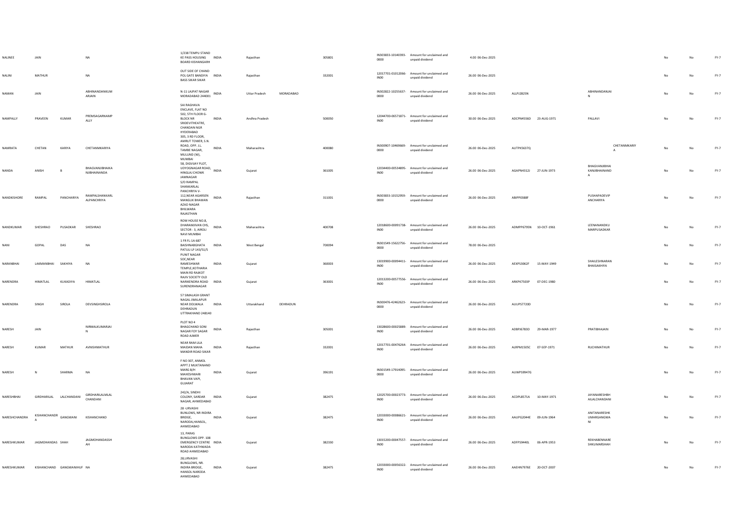| | | | | | | | | | | | | | | | | | | | |
|---|---|---|---|---|---|---|---|---|---|---|---|---|---|---|---|---|---|---|---|
| NALINEE | JAIN | | NA | 1/238 TEMPU STAND KE PASS HOUSING BOARD KISHANGARH | INDIA | Rajasthan | | 305801 | IN303833-10140393-0000 | Amount for unclaimed and unpaid dividend | 4.00 | 06-Dec-2025 | | | | | No | No | FY-7 |
| NALINI | MATHUR | | NA | OUT SIDE OF CHAND POL GATE BANDIYA BASS SIKAR SIKAR | INDIA | Rajasthan | | 332001 | 12017701-01012066-IN00 | Amount for unclaimed and unpaid dividend | 26.00 | 06-Dec-2025 | | | | | No | No | FY-7 |
| NAMAN | JAIN | | ABHINANDANKUMARJAIN | N-11 LAJPAT NAGAR MORADABAD 244001 | INDIA | Uttar Pradesh | MORADABAD | | IN302822-10255637-0000 | Amount for unclaimed and unpaid dividend | 26.00 | 06-Dec-2025 | ALLPJ2825N | | ABHINANDANJAIN | | No | No | FY-7 |
| NAMPALLY | PRAVEEN | KUMAR | PREMSAGARNAMPALLY | SAI RAGHAVA ENCLAVE, FLAT NO 502, 5TH FLOOR G-BLOCK NR SRIDEVITHEATRE, CHANDAN NGR HYDERABAD | INDIA | Andhra Pradesh | | 500050 | 12044700-06571871-IN00 | Amount for unclaimed and unpaid dividend | 30.00 | 06-Dec-2025 | ADCPN4556D | 23-AUG-1971 | PALLAVI | | No | No | FY-7 |
| NAMRATA | CHETAN | KARIYA | CHETANMKARIYA | 305, 3 RD FLOOR, AMRUT TOWER, S.N. ROAD, OPP. J.L. TAMBE NAGAR, MULUND (W), MUMBAI | INDIA | Maharashtra | | 400080 | IN300907-10469669-0000 | Amount for unclaimed and unpaid dividend | 26.00 | 06-Dec-2025 | AUTPK5637Q | | | CHETANMKARIYA | No | No | FY-7 |
| NANDA | ANISH | B | BHAGVANJIBHAIKANJIBHAINANDA | 58, DIGVIJAY PLOT, UDYOGNAGAR ROAD, HINGLAJ CHOWK JAMNAGAR | INDIA | Gujarat | | 361005 | 12034400-00534895-IN00 | Amount for unclaimed and unpaid dividend | 26.00 | 06-Dec-2025 | AGAPN4312J | 27-JUN-1973 | BHAGVANJIBHAIKANJIBHAINANDA | | No | No | FY-7 |
| NANDKISHORE | RAMPAL | PANCHARIYA | RAMPALSHANKARLALPANCHRIYA | S/O RAMPAL SHANKARLAL PANCHRIYA V-112,NEAR AGARSEN MANGLIK BHAWAN AZAD NAGAR BHILWARA RAJASTHAN | INDIA | Rajasthan | | 311001 | IN303833-10152959-0000 | Amount for unclaimed and unpaid dividend | 26.00 | 06-Dec-2025 | ABIPP0388F | | PUSHAPADEVIPANCHARIYA | | No | No | FY-7 |
| NANDKUMAR | SHESHRAO | PUSADKAR | SHESHRAO | ROW HOUSE NO.8, DHARAMJIVAN CHS, SECTOR - 3, AIROLI NAVI MUMBAI | INDIA | Maharashtra | | 400708 | 12018600-00091738-IN00 | Amount for unclaimed and unpaid dividend | 26.00 | 06-Dec-2025 | ADMPP6795N | 10-OCT-1961 | LEENANANDKUMARPUSADKAR | | No | No | FY-7 |
| NANI | GOPAL | DAS | NA | 1 FR FL-1A 687 BAISHNABGHATA PATULI LP 143/51/5 | INDIA | West Bengal | | 700094 | IN301549-15622756-0000 | Amount for unclaimed and unpaid dividend | 78.00 | 06-Dec-2025 | | | | | No | No | FY-7 |
| NARANBHAI | LAKMANBHAI | SAKHIYA | NA | PUNIT NAGAR SOC,NEAR RAMESHWAR TEMPLE,KOTHARIA MAIN RD RAJKOT | INDIA | Gujarat | | 360003 | 13019900-00094411-IN00 | Amount for unclaimed and unpaid dividend | 26.00 | 06-Dec-2025 | AEXPS3062F | 15-MAY-1949 | SHAILESHNARANBHAISAKHIYA | | No | No | FY-7 |
| NARENDRA | HIMATLAL | KUKADIYA | HIMATLAL | RAJIV SOCIETY OLD NARIKENDRA ROAD SURENDRANAGAR | INDIA | Gujarat | | 363001 | 12013200-00577556-IN00 | Amount for unclaimed and unpaid dividend | 26.00 | 06-Dec-2025 | ARKPK7503P | 07-DEC-1980 | | | No | No | FY-7 |
| NARENDRA | SINGH | SIROLA | DEVSINGHSIROLA | 57 SIMALASH GRANT NAGAL JWALAPUR NEAR DOLWALA DEHRADUN UTTRAKHAND 248140 | INDIA | Uttarakhand | DEHRADUN | | IN300476-42462623-0000 | Amount for unclaimed and unpaid dividend | 26.00 | 06-Dec-2025 | AUUPS7720D | | | | No | No | FY-7 |
| NARESH | JAIN | | NIRMALKUMARJAIN | PLOT NO 4 BHAGCHAND SONI NAGAR FOY SAGAR ROAD AJMER | INDIA | Rajasthan | | 305001 | 13028600-00025889-IN00 | Amount for unclaimed and unpaid dividend | 26.00 | 06-Dec-2025 | ADBPJ6783D | 29-MAR-1977 | PRATIBHAJAIN | | No | No | FY-7 |
| NARESH | KUMAR | MATHUR | AVNISHMATHUR | NEAR RAM LILA MAIDAN MAHA MANDIR ROAD SIKAR | INDIA | Rajasthan | | 332001 | 12017701-00476264-IN00 | Amount for unclaimed and unpaid dividend | 26.00 | 06-Dec-2025 | ALRPM1505C | 07-SEP-1971 | RUCHIMATHUR | | No | No | FY-7 |
| NARESH | N | SHARMA | NA | F NO 307, ANMOL APPT 2 MUKTANAND MARG B/H MAHESHWARI BHAVAN VAPI, GUJARAT | INDIA | Gujarat | | 396191 | IN301549-17914095-0000 | Amount for unclaimed and unpaid dividend | 26.00 | 06-Dec-2025 | AUWPS9947G | | | | No | No | FY-7 |
| NARESHBHAI | GIRDHARILAL | LALCHANDANI | GIRDHARILALMLALCHANDANI | 242/A, SINDHI COLONY, SARDAR NAGAR, AHMEDABAD | INDIA | Gujarat | | 382475 | 12025700-00023773-IN00 | Amount for unclaimed and unpaid dividend | 26.00 | 06-Dec-2025 | ACDPL8571A | 10-MAY-1971 | JAYANARESHBHAILALCHANDANI | | No | No | FY-7 |
| NARESHCHANDRA | KISHANCHANDRA | GANGWANI | KISHANCHAND | 28 -URVASHI BUNLOWS, NR INDIRA BRIDGE, NARODA,HANSOL, AHMEDABAD | INDIA | Gujarat | | 382475 | 12033000-00086621-IN00 | Amount for unclaimed and unpaid dividend | 26.00 | 06-Dec-2025 | AAUPG2044E | 09-JUN-1964 | ANITANARESHKUMARGANGWANI | | No | No | FY-7 |
| NARESHKUMAR | JAGMOHANDAS | SHAH | JAGMOHANDASSHAH | 13, PARAS BUNGLOWS OPP. 108 EMERGENCY CENTRE NARODA KATHWADA ROAD AHMEDABAD | INDIA | Gujarat | | 382330 | 13015200-00047557-IN00 | Amount for unclaimed and unpaid dividend | 26.00 | 06-Dec-2025 | ADFPS9440L | 06-APR-1953 | REKHABENNARESHKUMARSHAH | | No | No | FY-7 |
| NARESHKUMAR | KISHANCHAND | GANGWANIHUF | NA | 28,URVASHI BUNGLOWS, NR. INDIRA BRIDGE, HANSOL NARODA AHMEDABAD | INDIA | Gujarat | | 382475 | 12033000-00056322-IN00 | Amount for unclaimed and unpaid dividend | 26.00 | 06-Dec-2025 | AAEHN7976E | 20-OCT-2007 | | | No | No | FY-7 |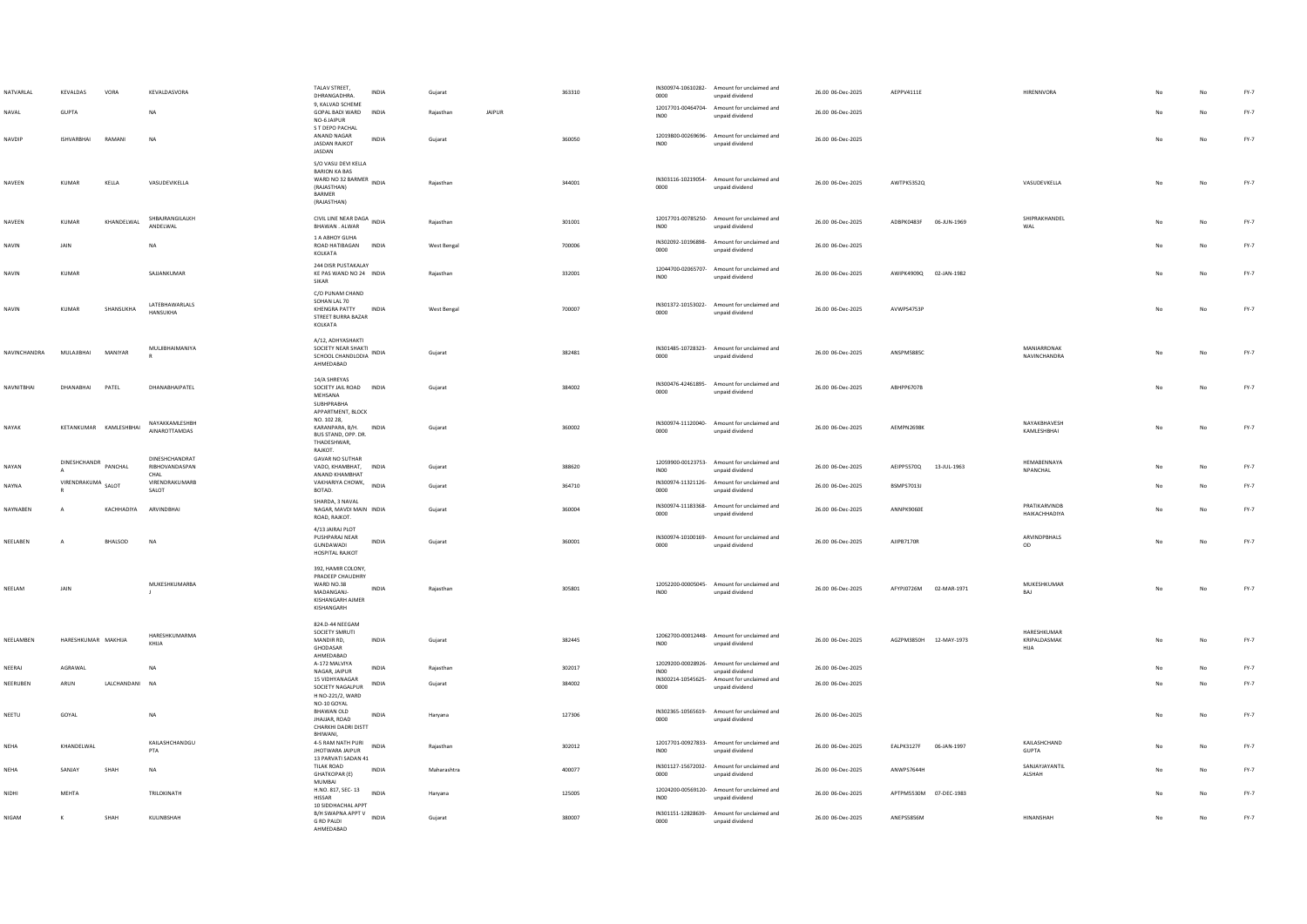| | | | | | | | | | | | | | | | | | | | |
|---|---|---|---|---|---|---|---|---|---|---|---|---|---|---|---|---|---|---|---|
| NATVARLAL | KEVALDAS | VORA | KEVALDASVORA | TALAV STREET, DHRANGADHRA. | INDIA | Gujarat | | 363310 | IN300974-10610282-0000 | Amount for unclaimed and unpaid dividend | 26.00 | 06-Dec-2025 | AEPPV4111E | | HIRENNVORA | | No | No | FY-7 |
| NAVAL | GUPTA | | NA | 9, KALVAD SCHEME GOPAL BADI WARD NO-6 JAIPUR | INDIA | Rajasthan | JAIPUR | | 12017701-00464704-IN00 | Amount for unclaimed and unpaid dividend | 26.00 | 06-Dec-2025 | | | | | No | No | FY-7 |
| NAVDIP | ISHVARBHAI | RAMANI | NA | S T DEPO PACHAL ANAND NAGAR JASDAN RAJKOT JASDAN | INDIA | Gujarat | | 360050 | 12019800-00269696-IN00 | Amount for unclaimed and unpaid dividend | 26.00 | 06-Dec-2025 | | | | | No | No | FY-7 |
| NAVEEN | KUMAR | KELLA | VASUDEVKELLA | S/O VASU DEVI KELLA BARION KA BAS WARD NO 32 BARMER (RAJASTHAN) BARMER (RAJASTHAN) | INDIA | Rajasthan | | 344001 | IN303116-10219054-0000 | Amount for unclaimed and unpaid dividend | 26.00 | 06-Dec-2025 | AWTPK5352Q | | VASUDEVKELLA | | No | No | FY-7 |
| NAVEEN | KUMAR | KHANDELWAL | SHBAJRANGILALKH ANDELWAL | CIVIL LINE NEAR DAGA BHAWAN . ALWAR | INDIA | Rajasthan | | 301001 | 12017701-00785250-IN00 | Amount for unclaimed and unpaid dividend | 26.00 | 06-Dec-2025 | ADBPK0483F | 06-JUN-1969 | SHIPRAKHANDEL WAL | | No | No | FY-7 |
| NAVIN | JAIN | | NA | 1 A ABHOY GUHA ROAD HATIBAGAN KOLKATA | INDIA | West Bengal | | 700006 | IN302092-10196898-0000 | Amount for unclaimed and unpaid dividend | 26.00 | 06-Dec-2025 | | | | | No | No | FY-7 |
| NAVIN | KUMAR | | SAJJANKUMAR | 244 DISR PUSTAKALAY KE PAS WAND NO 24 SIKAR | INDIA | Rajasthan | | 332001 | 12044700-02065707-IN00 | Amount for unclaimed and unpaid dividend | 26.00 | 06-Dec-2025 | AWIPK4909Q | 02-JAN-1982 | | | No | No | FY-7 |
| NAVIN | KUMAR | SHANSUKHA | LATEBHAWARLALS HANSUKHA | C/O PUNAM CHAND SOHAN LAL 70 KHENGRA PATTY STREET BURRA BAZAR KOLKATA | INDIA | West Bengal | | 700007 | IN301372-10153022-0000 | Amount for unclaimed and unpaid dividend | 26.00 | 06-Dec-2025 | AVWPS4753P | | | | No | No | FY-7 |
| NAVINCHANDRA | MULAJIBHAI | MANIYAR | MULJIBHAIMANIYA R | A/12, ADHYASHAKTI SOCIETY NEAR SHAKTI SCHOOL CHANDLODIA AHMEDABAD | INDIA | Gujarat | | 382481 | IN301485-10728323-0000 | Amount for unclaimed and unpaid dividend | 26.00 | 06-Dec-2025 | ANSPM5885C | | MANIARRONAK NAVINCHANDRA | | No | No | FY-7 |
| NAVNITBHAI | DHANABHAI | PATEL | DHANABHAIPATEL | 14/A SHREYAS SOCIETY JAIL ROAD MEHSANA | INDIA | Gujarat | | 384002 | IN300476-42461895-0000 | Amount for unclaimed and unpaid dividend | 26.00 | 06-Dec-2025 | ABHPP6707B | | | | No | No | FY-7 |
| NAYAK | KETANKUMAR | KAMLESHBHAI | NAYAKKAMLESHBH AINAROTTAMDAS | SUBHPRABHA APPARTMENT, BLOCK NO. 102 28, KARANPARA, B/H. BUS STAND, OPP. DR. THADESHWAR, RAJKOT. | INDIA | Gujarat | | 360002 | IN300974-11120040-0000 | Amount for unclaimed and unpaid dividend | 26.00 | 06-Dec-2025 | AEMPN2698K | | NAYAKBHAVESH KAMLESHBHAI | | No | No | FY-7 |
| NAYAN | DINESHCHANDR A | PANCHAL | DINESHCHANDRAT RIBHOVANDASPAN CHAL | GAVAR NO SUTHAR VADO, KHAMBHAT, ANAND KHAMBHAT | INDIA | Gujarat | | 388620 | 12059900-00123753-IN00 | Amount for unclaimed and unpaid dividend | 26.00 | 06-Dec-2025 | AEIPP5570Q | 13-JUL-1963 | HEMABENNAYA NPANCHAL | | No | No | FY-7 |
| NAYNA | VIRENDRAKUMA R | SALOT | VIRENDRAKUMARB SALOT | VAKHARIYA CHOWK, BOTAD. | INDIA | Gujarat | | 364710 | IN300974-11321126-0000 | Amount for unclaimed and unpaid dividend | 26.00 | 06-Dec-2025 | BSMPS7013J | | | | No | No | FY-7 |
| NAYNABEN | A | KACHHADIYA | ARVINDBHAI | SHARDA, 3 NAVAL NAGAR, MAVDI MAIN ROAD, RAJKOT. | INDIA | Gujarat | | 360004 | IN300974-11183368-0000 | Amount for unclaimed and unpaid dividend | 26.00 | 06-Dec-2025 | ANNPK9060E | | PRATIKARVINDB HAIKACHHADIYA | | No | No | FY-7 |
| NEELABEN | A | BHALSOD | NA | 4/13 JAIRAJ PLOT PUSHPARAJ NEAR GUNDAWADI HOSPITAL RAJKOT | INDIA | Gujarat | | 360001 | IN300974-10100169-0000 | Amount for unclaimed and unpaid dividend | 26.00 | 06-Dec-2025 | AJIPB7170R | | ARVINDPBHALS OD | | No | No | FY-7 |
| NEELAM | JAIN | | MUKESHKUMARBA J | 392, HAMIR COLONY, PRADEEP CHAUDHRY WARD NO.38 MADANGANJ-KISHANGARH AJMER KISHANGARH | INDIA | Rajasthan | | 305801 | 12052200-00005045-IN00 | Amount for unclaimed and unpaid dividend | 26.00 | 06-Dec-2025 | AFYPJ0726M | 02-MAR-1971 | MUKESHKUMAR BAJ | | No | No | FY-7 |
| NEELAMBEN | HARESHKUMAR | MAKHIJA | HARESHKUMARMA KHIJA | 824.D-44 NEEGAM SOCIETY SMRUTI MANDIR RD, GHODASAR AHMEDABAD | INDIA | Gujarat | | 382445 | 12062700-00012448-IN00 | Amount for unclaimed and unpaid dividend | 26.00 | 06-Dec-2025 | AGZPM3850H | 12-MAY-1973 | HARESHKUMAR KRIPALDASMAK HIJA | | No | No | FY-7 |
| NEERAJ | AGRAWAL | | NA | A-172 MALVIYA NAGAR, JAIPUR | INDIA | Rajasthan | | 302017 | 12029200-00028926-IN00 | Amount for unclaimed and unpaid dividend | 26.00 | 06-Dec-2025 | | | | | No | No | FY-7 |
| NEERUBEN | ARUN | LALCHANDANI | NA | 15 VIDHYANAGAR SOCIETY NAGALPUR | INDIA | Gujarat | | 384002 | IN300214-10545625-0000 | Amount for unclaimed and unpaid dividend | 26.00 | 06-Dec-2025 | | | | | No | No | FY-7 |
| NEETU | GOYAL | | NA | H NO-221/2, WARD NO-10 GOYAL BHAWAN OLD JHAJJAR, ROAD CHARKHI DADRI DISTT BHIWANI, | INDIA | Haryana | | 127306 | IN302365-10565619-0000 | Amount for unclaimed and unpaid dividend | 26.00 | 06-Dec-2025 | | | | | No | No | FY-7 |
| NEHA | KHANDELWAL | | KAILASHCHANDGU PTA | 4-S RAM NATH PURI JHOTWARA JAIPUR | INDIA | Rajasthan | | 302012 | 12017701-00927833-IN00 | Amount for unclaimed and unpaid dividend | 26.00 | 06-Dec-2025 | EALPK3127F | 06-JAN-1997 | KAILASHCHAND GUPTA | | No | No | FY-7 |
| NEHA | SANJAY | SHAH | NA | 13 PARVATI SADAN 41 TILAK ROAD GHATKOPAR (E) MUMBAI | INDIA | Maharashtra | | 400077 | IN301127-15672032-0000 | Amount for unclaimed and unpaid dividend | 26.00 | 06-Dec-2025 | ANWPS7644H | | SANJAYJAYANTIL ALSHAH | | No | No | FY-7 |
| NIDHI | MEHTA | | TRILOKINATH | H.NO. 817, SEC- 13 HISSAR | INDIA | Haryana | | 125005 | 12024200-00569120-IN00 | Amount for unclaimed and unpaid dividend | 26.00 | 06-Dec-2025 | APTPM5530M | 07-DEC-1983 | | | No | No | FY-7 |
| NIGAM | K | SHAH | KULINBSHAH | 10 SIDDHACHAL APPT B/H SWAPNA APPT V G RD PALDI AHMEDABAD | INDIA | Gujarat | | 380007 | IN301151-12828639-0000 | Amount for unclaimed and unpaid dividend | 26.00 | 06-Dec-2025 | ANEPS5856M | | HINANSHAH | | No | No | FY-7 |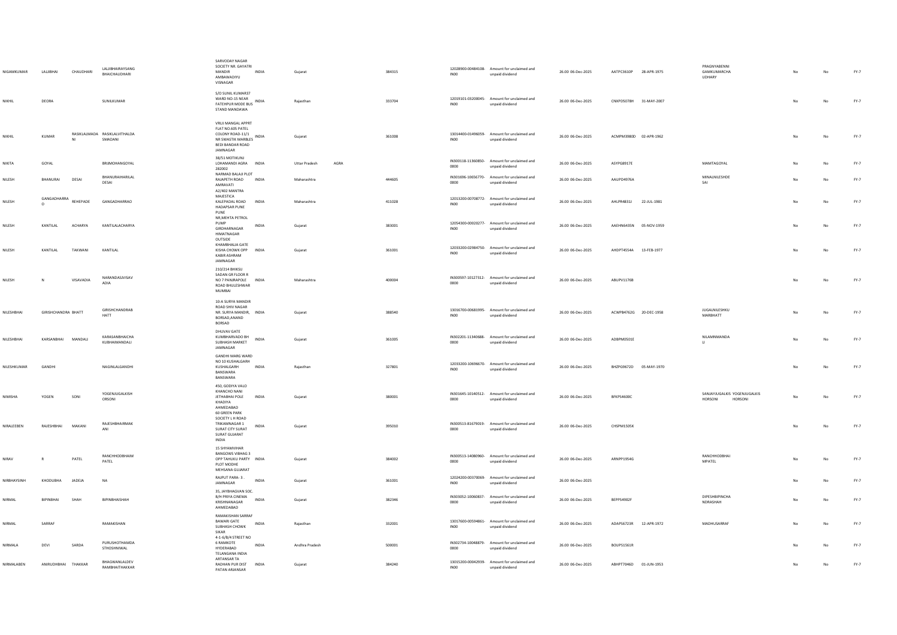| | | | | | | | | | | | | | | | | | | | |
|---|---|---|---|---|---|---|---|---|---|---|---|---|---|---|---|---|---|---|---|
| NIGAMKUMAR | LALJIBHAI | CHAUDHARI | LALJIBHAIRAYSANG BHAICHAUDHARI | SARVODAY NAGAR SOCIETY NR. GAYATRI MANDIR AMBAWADIYU VISNAGAR | INDIA | Gujarat | | 384315 | 12028900-00484108-IN00 | Amount for unclaimed and unpaid dividend | 26.00 | 06-Dec-2025 | AATPC3610P | 28-APR-1975 | PRAGNYABENNI GAMKUMARCHA UDHARY | | No | No | FY-7 |
| NIKHIL | DEORA | | SUNILKUMAR | S/O SUNIL KUMAR37 WARD NO-15 NEAR FATEHPUR MODE BUS STAND MANDAWA | INDIA | Rajasthan | | 333704 | 12019101-03200045-IN00 | Amount for unclaimed and unpaid dividend | 26.00 | 06-Dec-2025 | CNXPD5078H | 31-MAY-2007 | | | No | No | FY-7 |
| NIKHIL | KUMAR | RASIKLALMADA NI | RASIKLALVITHALDA SMADANI | VRUJ MANGAL APPRT FLAT NO.605 PATEL COLONY ROAD-11/1 NR SWASTIK MARBLES BEDI BANDAR ROAD JAMNAGAR | INDIA | Gujarat | | 361008 | 13014400-01496059-IN00 | Amount for unclaimed and unpaid dividend | 26.00 | 06-Dec-2025 | ACMPM3980D | 02-APR-1962 | | | No | No | FY-7 |
| NIKITA | GOYAL | | BRIJMOHANGOYAL | 38/51 MOTIKUNJ LOHAMANDI AGRA 282002 | INDIA | Uttar Pradesh | AGRA | | IN300118-11360850-0000 | Amount for unclaimed and unpaid dividend | 26.00 | 06-Dec-2025 | ASYPG8917E | | MAMTAGOYAL | | No | No | FY-7 |
| NILESH | BHANURAI | DESAI | BHANURAIHARILAL DESAI | NARMAD BALAJI PLOT RAJAPETH ROAD AMRAVATI | INDIA | Maharashtra | | 444605 | IN301696-10656770-0000 | Amount for unclaimed and unpaid dividend | 26.00 | 06-Dec-2025 | AAUPD4976A | | MINALNILESHDE SAI | | No | No | FY-7 |
| NILESH | GANGADHARRA O | REHEPADE | GANGADHARRAO | A2/402 MANTRA MAJESTICA KALEPADAL ROAD HADAPSAR PUNE PUNE | INDIA | Maharashtra | | 411028 | 12013200-00708772-IN00 | Amount for unclaimed and unpaid dividend | 26.00 | 06-Dec-2025 | AHLPR4831J | 22-JUL-1981 | | | No | No | FY-7 |
| NILESH | KANTILAL | ACHARYA | KANTILALACHARYA | NR,MEHTA PETROL PUMP GIRDHARNAGAR HIMATNAGAR | INDIA | Gujarat | | 383001 | 12054300-00020277-IN00 | Amount for unclaimed and unpaid dividend | 26.00 | 06-Dec-2025 | AAEHN6435N | 05-NOV-1959 | | | No | No | FY-7 |
| NILESH | KANTILAL | TAKWANI | KANTILAL | OUTSIDE KHAMBHALIA GATE KISHA CHOWK OPP KABIR ASHRAM JAMNAGAR | INDIA | Gujarat | | 361001 | 12033200-02984750-IN00 | Amount for unclaimed and unpaid dividend | 26.00 | 06-Dec-2025 | AHDPT4554A | 13-FEB-1977 | | | No | No | FY-7 |
| NILESH | N | VISAVADIA | NARANDASJVISAV ADIA | 210/214 BHIKSU SADAN GR FLOOR R NO 7 PANJRAPOLE ROAD BHULESHWAR MUMBAI | INDIA | Maharashtra | | 400004 | IN300597-10127312-0000 | Amount for unclaimed and unpaid dividend | 26.00 | 06-Dec-2025 | ABUPV1176B | | | | No | No | FY-7 |
| NILESHBHAI | GIRISHCHANDRA | BHATT | GIRISHCHANDRAB HATT | 10-A SURYA MANDIR ROAD SHIV NAGAR NR. SURYA MANDIR, BORSAD,ANAND BORSAD | INDIA | Gujarat | | 388540 | 13016700-00681995-IN00 | Amount for unclaimed and unpaid dividend | 26.00 | 06-Dec-2025 | ACWPB4762G | 20-DEC-1958 | JUGALNILESHKU MARBHATT | | No | No | FY-7 |
| NILESHBHAI | KARSANBHAI | MANDALI | KARASANBHAICHA KUBHAIMANDALI | DHUVAV GATE KUMBHARVADO BH SUBHASH MARKET JAMNAGAR | INDIA | Gujarat | | 361005 | IN302201-11340688-0000 | Amount for unclaimed and unpaid dividend | 26.00 | 06-Dec-2025 | ADBPM0501E | | NILAMNMANDA LI | | No | No | FY-7 |
| NILESHKUMAR | GANDHI | | NAGINLALGANDHI | GANDHI MARG WARD NO 10 KUSHALGARH KUSHALGARH BANSWARA BANSWARA | INDIA | Rajasthan | | 327801 | 12033200-10696670-IN00 | Amount for unclaimed and unpaid dividend | 26.00 | 06-Dec-2025 | BHZPG9672D | 05-MAY-1970 | | | No | No | FY-7 |
| NIMISHA | YOGEN | SONI | YOGENJUGALKISH ORSONI | 450, GODIYA VALO KHANCHO NANI JETHABHAI POLE KHADIYA AHMEDABAD | INDIA | Gujarat | | 380001 | IN301645-10140512-0000 | Amount for unclaimed and unpaid dividend | 26.00 | 06-Dec-2025 | BFKPS4600C | | SANJAYJUGALKIS HORSONI | YOGENJUGALKIS HORSONI | No | No | FY-7 |
| NIRALEEBEN | RAJESHBHAI | MAKANI | RAJESHBHAIRMAK ANI | 60 GREEN PARK SOCIETY L H ROAD TRIKAMNAGAR 1 SURAT CITY SURAT SURAT GUJARAT INDIA | INDIA | Gujarat | | 395010 | IN300513-81679019-0000 | Amount for unclaimed and unpaid dividend | 26.00 | 06-Dec-2025 | CHSPM1505K | | | | No | No | FY-7 |
| NIRAV | R | PATEL | RANCHHODBHAIM PATEL | 15 SHYAMVIHAR BANGOWS VIBHAG 3 OPP TAHUKU PARTY PLOT MODHE MEHSANA GUJARAT | INDIA | Gujarat | | 384002 | IN300513-14080960-0000 | Amount for unclaimed and unpaid dividend | 26.00 | 06-Dec-2025 | ARNPP1954G | | RANCHHODBHAI MPATEL | | No | No | FY-7 |
| NIRBHAYSINH | KHODUBHA | JADEJA | NA | RAJPUT PARA- 3 . JAMNAGAR | INDIA | Gujarat | | 361001 | 12024200-00370069-IN00 | Amount for unclaimed and unpaid dividend | 26.00 | 06-Dec-2025 | | | | | No | No | FY-7 |
| NIRMAL | BIPINBHAI | SHAH | BIPINBHAISHAH | 35, JAYBHAGVAN SOC. B/H PRIYA CINEMA KRISHNANAGAR AHMEDABAD | INDIA | Gujarat | | 382346 | IN303052-10060837-0000 | Amount for unclaimed and unpaid dividend | 26.00 | 06-Dec-2025 | BEPPS4902F | | DIPESHBIPINCHA NDRASHAH | | No | No | FY-7 |
| NIRMAL | SARRAF | | RAMAKISHAN | RAMAKISHAN SARRAF BAWARI GATE SUBHASH CHOWK SIKAR | INDIA | Rajasthan | | 332001 | 13017600-00594861-IN00 | Amount for unclaimed and unpaid dividend | 26.00 | 06-Dec-2025 | ADAPS6723R | 12-APR-1972 | MADHUSARRAF | | No | No | FY-7 |
| NIRMALA | DEVI | SARDA | PURUSHOTHAMDA STHOSHNIWAL | 4-1-6/B/4 STREET NO 6 RAMKOTE HYDERABAD TELANGANA INDIA | INDIA | Andhra Pradesh | | 500001 | IN302734-10048879-0000 | Amount for unclaimed and unpaid dividend | 26.00 | 06-Dec-2025 | BOUPS1561R | | | | No | No | FY-7 |
| NIRMALABEN | ANIRUDHBHAI | THAKKAR | BHAGWANLALDEV RAMBHAITHAKKAR | ARTANSAR TA RADHAN PUR DIST PATAN ARJANSAR | INDIA | Gujarat | | 384240 | 13015200-00042939-IN00 | Amount for unclaimed and unpaid dividend | 26.00 | 06-Dec-2025 | ABHPT7046D | 01-JUN-1953 | | | No | No | FY-7 |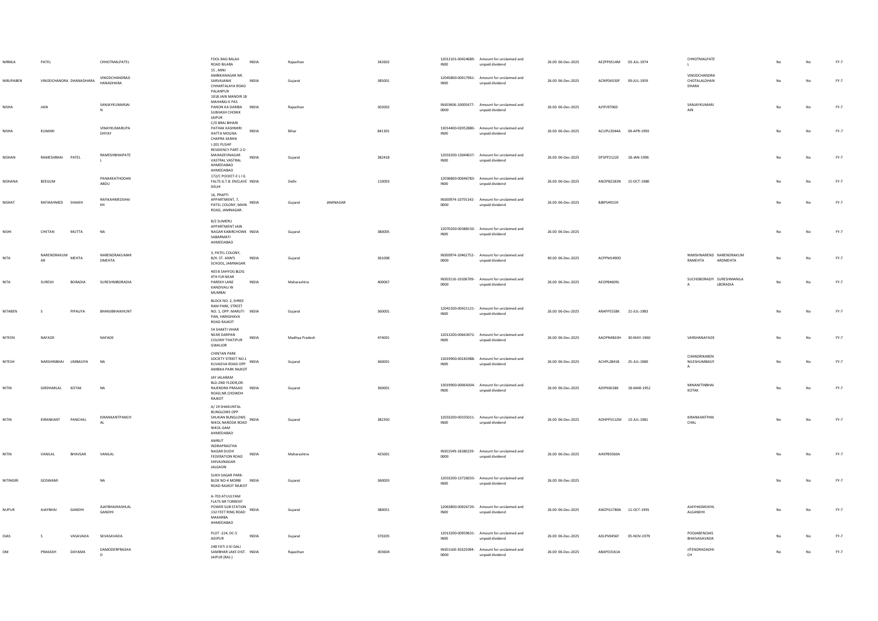| NIRMLA | PATEL | | CHHOTMALPATEL | FOOL BAG BALAJI ROAD BILARA | INDIA | Rajasthan | | 342602 | 12012101-00424689-IN00 | Amount for unclaimed and unpaid dividend | 26.00 | 06-Dec-2025 | AEZPP6514M | 03-JUL-1974 | CHHOTMALPATEL | | No | No | FY-7 |
|---|---|---|---|---|---|---|---|---|---|---|---|---|---|---|---|---|---|---|---|
| NIRUPABEN | VINODCHANDRA | DHANADHARA | VINODCHANDRAD HANADHARA | 15 , MINI AMBIKANAGAR NR. SARVAJANIK CHHARTALAYA ROAD PALANPUR | INDIA | Gujarat | | 385001 | 12045800-00017961-IN00 | Amount for unclaimed and unpaid dividend | 26.00 | 06-Dec-2025 | ACNPD6550F | 09-JUL-1959 | VINODCHANDRA CHOTALALDHAN DHARA | | No | No | FY-7 |
| NISHA | JAIN | | SANJAYKUMARJAI N | 1018 JAIN MANDIR 18 MAHARAJ K PAS PANON KA DARIBA SUBHASH CHOWK JAIPUR | INDIA | Rajasthan | | 302002 | IN303606-10005677-0000 | Amount for unclaimed and unpaid dividend | 26.00 | 06-Dec-2025 | AJYPJ9706D | | SANJAYKUMARJ AIN | | No | No | FY-7 |
| NISHA | KUMARI | | VINAYKUMARUPA DHYAY | C/O BRAJ BIHARI PATHAK KASHMIRI HATTA MOUNA CHAPRA SARAN | INDIA | Bihar | | 841301 | 13014400-02052880-IN00 | Amount for unclaimed and unpaid dividend | 26.00 | 06-Dec-2025 | ACUPU2044A | 04-APR-1993 | | | No | No | FY-7 |
| NISHAN | RAMESHBHAI | PATEL | RAMESHBHAIPATE L | I-201 PUSHP RESIDENCY PART-2 O MAHADEVNAGAR VASTRAL VASTRAL AHMEDABAD AHMEDABAD | INDIA | Gujarat | | 382418 | 12033200-13044637-IN00 | Amount for unclaimed and unpaid dividend | 26.00 | 06-Dec-2025 | DFSPP2122E | 18-JAN-1996 | | | No | No | FY-7 |
| NISHANA | BEEGUM | | PANAKKATHODAN ABDU | 172/C POCKET-E L I G FALTS G.T.B. ENCLAVE DELHI | INDIA | Delhi | | 110093 | 12036800-00046783-IN00 | Amount for unclaimed and unpaid dividend | 26.00 | 06-Dec-2025 | ANOPB2183N | 15-OCT-1980 | | | No | No | FY-7 |
| NISHAT | RAFIKAHMED | SHAIKH | RAFIKAHMEDSHAI KH | 16, PRAPTI APPARTMENT, 7, PATEL COLONY, MAIN ROAD, JAMNAGAR. | INDIA | Gujarat | JAMNAGAR | | IN300974-10755142-0000 | Amount for unclaimed and unpaid dividend | 26.00 | 06-Dec-2025 | BJBPS4915H | | | | No | No | FY-7 |
| NISHI | CHETAN | MUTTA | NA | B/2 SUMERU APPARTMENT JAIN NAGAR KABIRCHOWK SABARMATI AHMEDABAD | INDIA | Gujarat | | 380005 | 12070200-00388150-IN00 | Amount for unclaimed and unpaid dividend | 26.00 | 06-Dec-2025 | | | | | No | No | FY-7 |
| NITA | NARENDRAKUM AR | MEHTA | NARENDRAKUMAR DMEHTA | 3, PATEL COLONY, B/H. ST. ANN'S SCHOOL, JAMNAGAR. | INDIA | Gujarat | | 361008 | IN300974-10462752-0000 | Amount for unclaimed and unpaid dividend | 40.00 | 06-Dec-2025 | ACPPM1490D | | NIMISHNAREND RAMEHTA | NARENDRAKUM ARDMEHTA | No | No | FY-7 |
| NITA | SURESH | BORADIA | SURESHMBORADIA | 403 B SAHYOG BLDG 4TH FLR NEAR PAREKH LANE KANDIVALI W MUMBAI | INDIA | Maharashtra | | 400067 | IN303116-10106709-0000 | Amount for unclaimed and unpaid dividend | 26.00 | 06-Dec-2025 | AEOPB4609L | | SUCHISBORADIY A | SURESHMANILA LBORADIA | No | No | FY-7 |
| NITABEN | S | PIPALIYA | BHANJIBHAIKHUNT | BLOCK NO. 2, SHREE RAM PARK, STREET NO. 1, OPP. MARUTI PAN, HARIGHAVA ROAD RAJKOT | INDIA | Gujarat | | 360001 | 12041500-00421121-IN00 | Amount for unclaimed and unpaid dividend | 26.00 | 06-Dec-2025 | ARAPP5558K | 21-JUL-1983 | | | No | No | FY-7 |
| NITEEN | NAFADE | | NAFADE | 54 SHAKTI VIHAR NEAR DARPAN COLONY THATIPUR GWALIOR | INDIA | Madhya Pradesh | | 474001 | 12013200-00663472-IN00 | Amount for unclaimed and unpaid dividend | 26.00 | 06-Dec-2025 | AAOPN4810H | 30-MAY-1960 | VARSHANAFADE | | No | No | FY-7 |
| NITESH | NARSHINBHAI | LIMBASIYA | NA | CHINTAN PARK SOCIETY STREET NO.1 KUVADVA ROAD OPP AMBIKA PARK RAJKOT | INDIA | Gujarat | | 360001 | 13019900-00181988-IN00 | Amount for unclaimed and unpaid dividend | 26.00 | 06-Dec-2025 | ACHPL2841B | 25-JUL-1980 | CHANDRIKABEN NILESHLIMBASIY A | | No | No | FY-7 |
| NITIN | GIRDHARLAL | KOTAK | NA | JAY JALARAM BLD.2ND FLOOR,DR. RAJENDRA PRASAD ROAD,NR.CHOWDH RAJKOT | INDIA | Gujarat | | 360001 | 13019900-00064304-IN00 | Amount for unclaimed and unpaid dividend | 26.00 | 06-Dec-2025 | ADIPK6018K | 18-MAR-1952 | MINANITINBHAI KOTAK | | No | No | FY-7 |
| NITIN | KIRANKANT | PANCHAL | KIRANKANTPANCH AL | A/ 19 SHAKUNTAL BUNGLOWS OPP SHUKAN BUNGLOWS NIKOL NARODA ROAD NIKOL GAM AHMEDABAD | INDIA | Gujarat | | 382350 | 12033200-00335011-IN00 | Amount for unclaimed and unpaid dividend | 26.00 | 06-Dec-2025 | AOHPP5512M | 13-JUL-1981 | KIRANKANTPAN CHAL | | No | No | FY-7 |
| NITIN | VANILAL | BHAVSAR | VANILAL | AMRUT INDRAPRASTHA NAGAR DUDH FEDERATION ROAD SHIVAJINAGAR JALGAON | INDIA | Maharashtra | | 425001 | IN301549-18180229-0000 | Amount for unclaimed and unpaid dividend | 26.00 | 06-Dec-2025 | AHXPB3560A | | | | No | No | FY-7 |
| NITINGIRI | GOSWAMI | | NA | SUKH SAGAR PARK-BLOK NO-4 MORBI ROAD RAJKOT RAJKOT | INDIA | Gujarat | | 360003 | 12033200-13726033-IN00 | Amount for unclaimed and unpaid dividend | 26.00 | 06-Dec-2025 | | | | | No | No | FY-7 |
| NUPUR | AJAYBHAI | GANDHI | AJAYBHAIHASHLAL GANDHI | A-703 ATUULYAM FLATS NR TORRENT POWER SUB STATION 132 FEET RING ROAD MAKARBA AHMEDABAD | INDIA | Gujarat | | 380051 | 12063800-00026720-IN00 | Amount for unclaimed and unpaid dividend | 26.00 | 06-Dec-2025 | AWZPG1780A | 11-OCT-1991 | AJAYHASMUKHL ALGANDHI | | No | No | FY-7 |
| OJAS | S | VASAVADA | SKVASAVADA | PLOT -224, DC-5 ADIPUR | INDIA | Gujarat | | 370205 | 12013200-00959631-IN00 | Amount for unclaimed and unpaid dividend | 26.00 | 06-Dec-2025 | ADLPV0456F | 05-NOV-1979 | POOJABENOJAS BHAIVASAVADA | | No | No | FY-7 |
| OM | PRAKASH | DAYAMA | DAMODERPRASHA D | 248 YATI JI KI GALI SAMBHAR LAKE DIST. JAIPUR (RAJ.) | INDIA | Rajasthan | | 303604 | IN301160-30325094-0000 | Amount for unclaimed and unpaid dividend | 26.00 | 06-Dec-2025 | ABAPD3163A | | JITENDRADADHI CH | | No | No | FY-7 |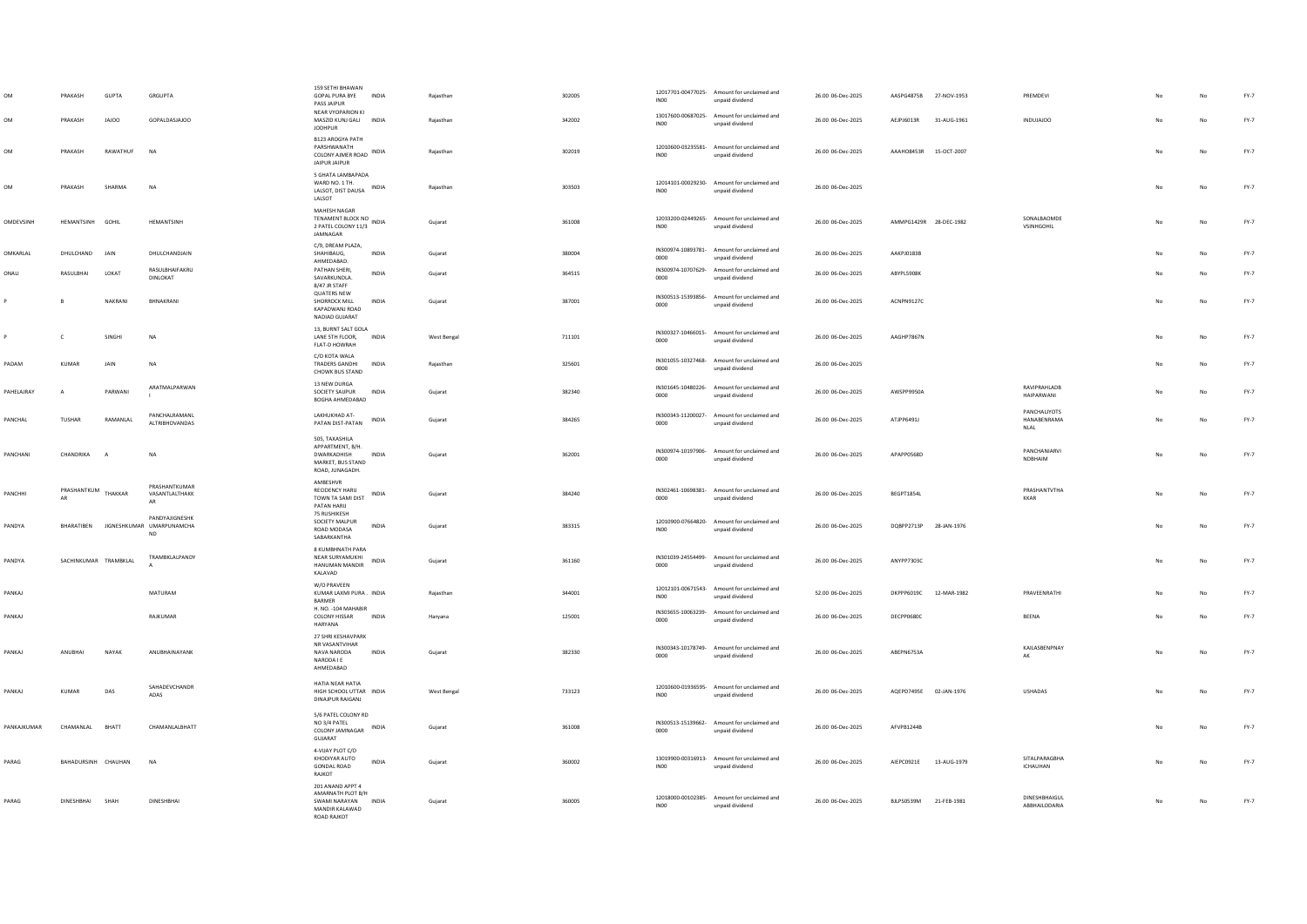| OM | PRAKASH | GUPTA | GRGUPTA | 159 SETHI BHAWAN GOPAL PURA BYE PASS JAIPUR | INDIA | Rajasthan | 302005 | 12017701-00477025-IN00 | Amount for unclaimed and unpaid dividend | 26.00 | 06-Dec-2025 | AASPG4875B | 27-NOV-1953 | PREMDEVI | No | No | FY-7 |
|---|---|---|---|---|---|---|---|---|---|---|---|---|---|---|---|---|---|
| OM | PRAKASH | JAJOO | GOPALDASJAJOO | NEAR VYOPARION KI MASZID KUNJ GALI JODHPUR | INDIA | Rajasthan | 342002 | 13017600-00687025-IN00 | Amount for unclaimed and unpaid dividend | 26.00 | 06-Dec-2025 | AEJPJ6013R | 31-AUG-1961 | INDUJAJOO | No | No | FY-7 |
| OM | PRAKASH | RAWATHUF | NA | B123 AROGYA PATH PARSHWANATH COLONY AJMER ROAD JAIPUR JAIPUR | INDIA | Rajasthan | 302019 | 12010600-03235581-IN00 | Amount for unclaimed and unpaid dividend | 26.00 | 06-Dec-2025 | AAAHO8453R | 15-OCT-2007 | | No | No | FY-7 |
| OM | PRAKASH | SHARMA | NA | 5 GHATA LAMBAPADA WARD NO. 1 TH. LALSOT, DIST DAUSA LALSOT | INDIA | Rajasthan | 303503 | 12014101-00029230-IN00 | Amount for unclaimed and unpaid dividend | 26.00 | 06-Dec-2025 | | | | No | No | FY-7 |
| OMDEVSINH | HEMANTSINH | GOHIL | HEMANTSINH | MAHESH NAGAR TENAMENT BLOCK NO 2 PATEL COLONY 11/3 JAMNAGAR | INDIA | Gujarat | 361008 | 12033200-02449265-IN00 | Amount for unclaimed and unpaid dividend | 26.00 | 06-Dec-2025 | AMMPG1429R | 28-DEC-1982 | SONALBAOMDE VSINHGOHIL | No | No | FY-7 |
| OMKARLAL | DHULCHAND | JAIN | DHULCHANDJAIN | C/9, DREAM PLAZA, SHAHIBAUG, AHMEDABAD. | INDIA | Gujarat | 380004 | IN300974-10893781-0000 | Amount for unclaimed and unpaid dividend | 26.00 | 06-Dec-2025 | AAKPJ0183B | | | No | No | FY-7 |
| ONALI | RASULBHAI | LOKAT | RASULBHAIFAKRU DINLOKAT | PATHAN SHERI, SAVARKUNDLA. | INDIA | Gujarat | 364515 | IN300974-10707629-0000 | Amount for unclaimed and unpaid dividend | 26.00 | 06-Dec-2025 | ABYPL5908K | | | No | No | FY-7 |
| P | B | NAKRANI | BHNAKRANI | 8/47 JR STAFF QUATERS NEW SHORROCK MILL KAPADWANJ ROAD NADIAD GUJARAT | INDIA | Gujarat | 387001 | IN300513-15393856-0000 | Amount for unclaimed and unpaid dividend | 26.00 | 06-Dec-2025 | ACNPN9127C | | | No | No | FY-7 |
| P | C | SINGHI | NA | 13, BURNT SALT GOLA LANE 5TH FLOOR, FLAT-D HOWRAH | INDIA | West Bengal | 711101 | IN300327-10466015-0000 | Amount for unclaimed and unpaid dividend | 26.00 | 06-Dec-2025 | AAGHP7867N | | | No | No | FY-7 |
| PADAM | KUMAR | JAIN | NA | C/O KOTA WALA TRADERS GANDHI CHOWK BUS STAND | INDIA | Rajasthan | 325601 | IN301055-10327468-0000 | Amount for unclaimed and unpaid dividend | 26.00 | 06-Dec-2025 | | | | No | No | FY-7 |
| PAHELAJRAY | A | PARWANI | ARATMALPARWAN I | 13 NEW DURGA SOCIETY SAIJPUR BOGHA AHMEDABAD | INDIA | Gujarat | 382340 | IN301645-10480226-0000 | Amount for unclaimed and unpaid dividend | 26.00 | 06-Dec-2025 | AWSPP9950A | | RAVIPRAHLADB HAIPARWANI | No | No | FY-7 |
| PANCHAL | TUSHAR | RAMANLAL | PANCHALRAMANL ALTRIBHOVANDAS | LAKHUKHAD AT-PATAN DIST-PATAN | INDIA | Gujarat | 384265 | IN300343-11200027-0000 | Amount for unclaimed and unpaid dividend | 26.00 | 06-Dec-2025 | ATJPP6491J | | PANCHALJYOTS HANABENRAMA NLAL | No | No | FY-7 |
| PANCHANI | CHANDRIKA | A | NA | 505, TAXASHILA APPARTMENT, B/H. DWARKADHISH MARKET, BUS STAND ROAD, JUNAGADH. | INDIA | Gujarat | 362001 | IN300974-10197906-0000 | Amount for unclaimed and unpaid dividend | 26.00 | 06-Dec-2025 | APAPP0568D | | PANCHANIARVI NDBHAIM | No | No | FY-7 |
| PANCHHI | PRASHANTKUM AR | THAKKAR | PRASHANTKUMAR VASANTLALTHAKK AR | AMBESHVR RECIDENCY HARIJ TOWN TA SAMI DIST PATAN HARIJ | INDIA | Gujarat | 384240 | IN302461-10698381-0000 | Amount for unclaimed and unpaid dividend | 26.00 | 06-Dec-2025 | BEGPT1854L | | PRASHANTVTHA KKAR | No | No | FY-7 |
| PANDYA | BHARATIBEN | JIGNESHKUMAR | PANDYAJIGNESHK UMARPUNAMCHA ND | 75 RUSHIKESH SOCIETY MALPUR ROAD MODASA SABARKANTHA | INDIA | Gujarat | 383315 | 12010900-07664820-IN00 | Amount for unclaimed and unpaid dividend | 26.00 | 06-Dec-2025 | DQBPP2713P | 28-JAN-1976 | | No | No | FY-7 |
| PANDYA | SACHINKUMAR | TRAMBKLAL | TRAMBKLALPANDY A | 8 KUMBHNATH PARA NEAR SURYAMUKHI HANUMAN MANDIR KALAVAD | INDIA | Gujarat | 361160 | IN301039-24554499-0000 | Amount for unclaimed and unpaid dividend | 26.00 | 06-Dec-2025 | ANYPP7303C | | | No | No | FY-7 |
| PANKAJ | | | MATURAM | W/O PRAVEEN KUMAR LAXMI PURA . BARMER | INDIA | Rajasthan | 344001 | 12012101-00671543-IN00 | Amount for unclaimed and unpaid dividend | 52.00 | 06-Dec-2025 | DKPPP6019C | 12-MAR-1982 | PRAVEENRATHI | No | No | FY-7 |
| PANKAJ | | | RAJKUMAR | H. NO. -104 MAHABIR COLONY HISSAR HARYANA | INDIA | Haryana | 125001 | IN303655-10063239-0000 | Amount for unclaimed and unpaid dividend | 26.00 | 06-Dec-2025 | DECPP0680C | | BEENA | No | No | FY-7 |
| PANKAJ | ANUBHAI | NAYAK | ANUBHAINAYANK | 27 SHRI KESHAVPARK NR VASANTVIHAR NAVA NARODA NARODA I E AHMEDABAD | INDIA | Gujarat | 382330 | IN300343-10178749-0000 | Amount for unclaimed and unpaid dividend | 26.00 | 06-Dec-2025 | ABEPN6753A | | KAILASBENPNAY AK | No | No | FY-7 |
| PANKAJ | KUMAR | DAS | SAHADEVCHANDR ADAS | HATIA NEAR HATIA HIGH SCHOOL UTTAR DINAJPUR RAIGANJ | INDIA | West Bengal | 733123 | 12010600-01936595-IN00 | Amount for unclaimed and unpaid dividend | 26.00 | 06-Dec-2025 | AQEPD7495E | 02-JAN-1976 | USHADAS | No | No | FY-7 |
| PANKAJKUMAR | CHAMANLAL | BHATT | CHAMANLALBHATT | 5/6 PATEL COLONY RD NO 3/4 PATEL COLONY JAMNAGAR GUJARAT | INDIA | Gujarat | 361008 | IN300513-15139662-0000 | Amount for unclaimed and unpaid dividend | 26.00 | 06-Dec-2025 | AFVPB1244B | | | No | No | FY-7 |
| PARAG | BAHADURSINH | CHAUHAN | NA | 4-VIJAY PLOT C/O KHODIYAR AUTO GONDAL ROAD RAJKOT | INDIA | Gujarat | 360002 | 13019900-00316913-IN00 | Amount for unclaimed and unpaid dividend | 26.00 | 06-Dec-2025 | AIEPC0921E | 13-AUG-1979 | SITALPARAGBHA ICHAUHAN | No | No | FY-7 |
| PARAG | DINESHBHAI | SHAH | DINESHBHAI | 201 ANAND APPT 4 AMARNATH PLOT B/H SWAMI NARAYAN MANDIR KALAWAD ROAD RAJKOT | INDIA | Gujarat | 360005 | 12018000-00102385-IN00 | Amount for unclaimed and unpaid dividend | 26.00 | 06-Dec-2025 | BJLPS0539M | 21-FEB-1981 | DINESHBHAIGUL ABBHAILODARIA | No | No | FY-7 |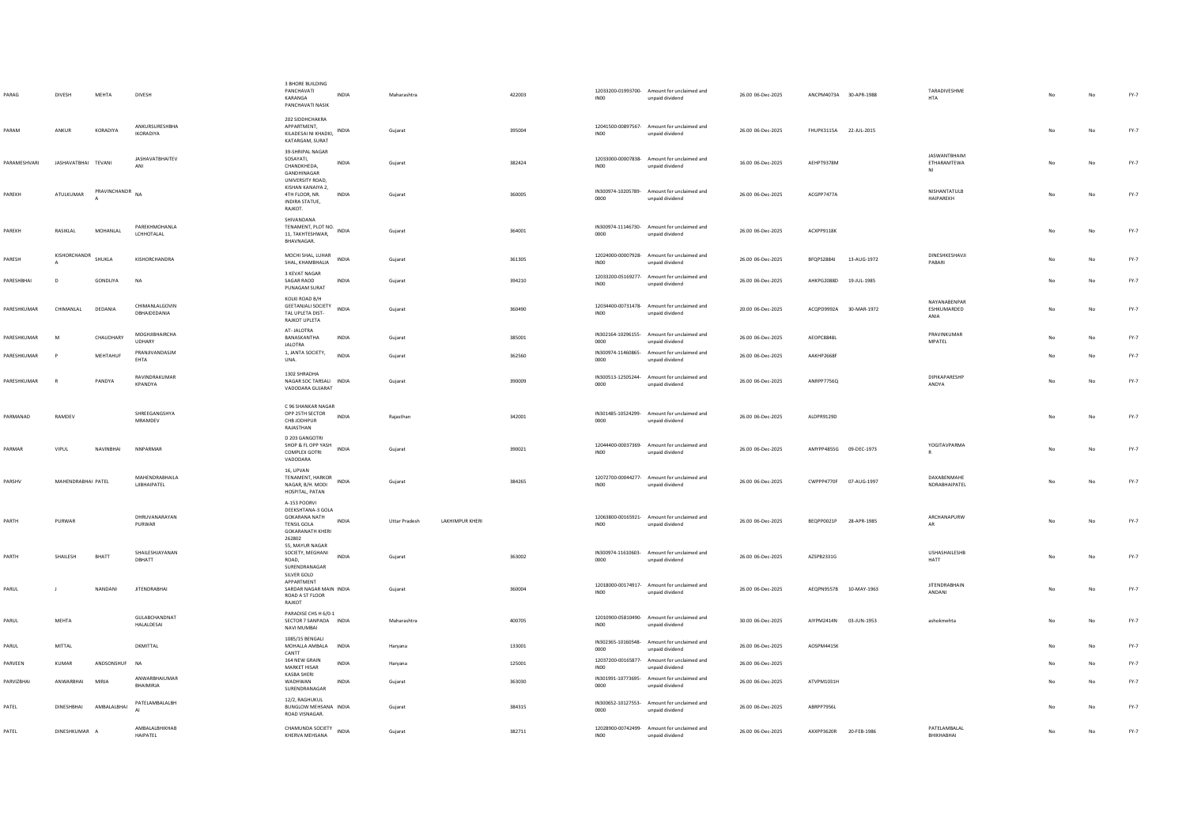| PARAG | DIVESH | MEHTA | DIVESH | 3 BHORE BUILDING PANCHAVATI KARANGA PANCHAVATI NASIK | INDIA | Maharashtra | | 422003 | 12033200-01993700-IN00 | Amount for unclaimed and unpaid dividend | 26.00 06-Dec-2025 | ANCPM4073A | 30-APR-1988 | TARADIVESHMEHTA | No | No | FY-7 |
|---|---|---|---|---|---|---|---|---|---|---|---|---|---|---|---|---|---|
| PARAM | ANKUR | KORADIYA | ANKURSURESHBHAIKORADIYA | 202 SIDDHCHAKRA APPARTMENT, KILADESAI NI KHADKI, KATARGAM, SURAT | INDIA | Gujarat | | 395004 | 12041500-00897567-IN00 | Amount for unclaimed and unpaid dividend | 26.00 06-Dec-2025 | FHUPK3115A | 22-JUL-2015 | | No | No | FY-7 |
| PARAMESHVARI | JASHAVATBHAI | TEVANI | JASHAVATBHAITEVANI | 39-SHRIPAL NAGAR SOSAYATI, CHANDKHEDA, GANDHINAGAR | INDIA | Gujarat | | 382424 | 12033000-00007838-IN00 | Amount for unclaimed and unpaid dividend | 16.00 06-Dec-2025 | AEHPT9378M | | JASWANTBHAIMETHARAMTEWANI | No | No | FY-7 |
| PAREKH | ATULKUMAR | PRAVINCHANDRA | NA | UNIVERSITY ROAD, KISHAN KANAIYA 2, 4TH FLOOR, NR. INDIRA STATUE, RAJKOT. | INDIA | Gujarat | | 360005 | IN300974-10205789-0000 | Amount for unclaimed and unpaid dividend | 26.00 06-Dec-2025 | ACGPP7477A | | NISHANTATULBHAIPAREKH | No | No | FY-7 |
| PAREKH | RASIKLAL | MOHANLAL | PAREKHMOHANLALCHHOTALAL | SHIVANDANA TENAMENT, PLOT NO. 11, TAKHTESHWAR, BHAVNAGAR. | INDIA | Gujarat | | 364001 | IN300974-11146730-0000 | Amount for unclaimed and unpaid dividend | 26.00 06-Dec-2025 | ACXPP9118K | | | No | No | FY-7 |
| PARESH | KISHORCHANDRA | SHUKLA | KISHORCHANDRA | MOCHI SHAL, LUHAR SHAL, KHAMBHALIA | INDIA | Gujarat | | 361305 | 12024000-00007928-IN00 | Amount for unclaimed and unpaid dividend | 26.00 06-Dec-2025 | BFQPS2884J | 13-AUG-1972 | DINESHKESHAVJIPABARI | No | No | FY-7 |
| PARESHBHAI | D | GONDLIYA | NA | 3 KEVAT NAGAR SAGAR RAOD PUNAGAM SURAT | INDIA | Gujarat | | 394210 | 12033200-05169277-IN00 | Amount for unclaimed and unpaid dividend | 26.00 06-Dec-2025 | AHKPG2088D | 19-JUL-1985 | | No | No | FY-7 |
| PARESHKUMAR | CHIMANLAL | DEDANIA | CHIMANLALGOVINDBHAIDEDANIA | KOLKI ROAD B/H GEETANJALI SOCIETY TAL UPLETA DIST- RAJKOT UPLETA | INDIA | Gujarat | | 360490 | 12034400-00731478-IN00 | Amount for unclaimed and unpaid dividend | 20.00 06-Dec-2025 | ACQPD9992A | 30-MAR-1972 | NAYANABENPARESHKUMARDEDANIA | No | No | FY-7 |
| PARESHKUMAR | M | CHAUDHARY | MOGHJIBHAIRCHAUDHARY | AT- JALOTRA BANASKANTHA JALOTRA | INDIA | Gujarat | | 385001 | IN302164-10296155-0000 | Amount for unclaimed and unpaid dividend | 26.00 06-Dec-2025 | AEOPC8848L | | PRAVINKUMARMPATEL | No | No | FY-7 |
| PARESHKUMAR | P | MEHTAHUF | PRANJIVANDASJMEHTA | 1, JANTA SOCIETY, UNA. | INDIA | Gujarat | | 362560 | IN300974-11460865-0000 | Amount for unclaimed and unpaid dividend | 26.00 06-Dec-2025 | AAKHP2668F | | | No | No | FY-7 |
| PARESHKUMAR | R | PANDYA | RAVINDRAKUMARKPANDYA | 1302 SHRADHA NAGAR SOC TARSALI VADODARA GUJARAT | INDIA | Gujarat | | 390009 | IN300513-12505244-0000 | Amount for unclaimed and unpaid dividend | 26.00 06-Dec-2025 | ANRPP7756Q | | DIPIKAPARESHPANDYA | No | No | FY-7 |
| PARMANAD | RAMDEV | | SHREEGANGSHYAMRAMDEV | C 96 SHANKAR NAGAR OPP 25TH SECTOR CHB JODHPUR RAJASTHAN | INDIA | Rajasthan | | 342001 | IN301485-10524299-0000 | Amount for unclaimed and unpaid dividend | 26.00 06-Dec-2025 | ALDPR9129D | | | No | No | FY-7 |
| PARMAR | VIPUL | NAVINBHAI | NNPARMAR | D 203 GANGOTRI SHOP & FL OPP YASH COMPLEX GOTRI VADODARA | INDIA | Gujarat | | 390021 | 12044400-00037369-IN00 | Amount for unclaimed and unpaid dividend | 26.00 06-Dec-2025 | AMYPP4855G | 09-DEC-1973 | YOGITAVPARMAR | No | No | FY-7 |
| PARSHV | MAHENDRABHAI | PATEL | MAHENDRABHAILALJIBHAIPATEL | 16, UPVAN TENAMENT, HARKOR NAGAR, B/H. MODI HOSPITAL, PATAN | INDIA | Gujarat | | 384265 | 12072700-00044277-IN00 | Amount for unclaimed and unpaid dividend | 26.00 06-Dec-2025 | CWPPP4770F | 07-AUG-1997 | DAXABENMAHENDRABHAIPATEL | No | No | FY-7 |
| PARTH | PURWAR | | DHRUVANARAYANPURWAR | A-153 POORVI DEEKSHTANA-3 GOLA GOKARANA NATH TENSIL GOLA GOKARANATH KHERI 262802 | INDIA | Uttar Pradesh | LAKHIMPUR KHERI | | 12063800-00165921-IN00 | Amount for unclaimed and unpaid dividend | 26.00 06-Dec-2025 | BEQPP0021P | 28-APR-1985 | ARCHANAPURWAR | No | No | FY-7 |
| PARTH | SHAILESH | BHATT | SHAILESHJAYANANDBHATT | 55, MAYUR NAGAR SOCIETY, MEGHANI ROAD, SURENDRANAGAR | INDIA | Gujarat | | 363002 | IN300974-11610603-0000 | Amount for unclaimed and unpaid dividend | 26.00 06-Dec-2025 | AZSPB2331G | | USHASHAILESHBHATT | No | No | FY-7 |
| PARUL | J | NANDANI | JITENDRABHAI | SILVER GOLD APPARTMENT SARDAR NAGAR MAIN ROAD A ST FLOOR RAJKOT | INDIA | Gujarat | | 360004 | 12018000-00174917-IN00 | Amount for unclaimed and unpaid dividend | 26.00 06-Dec-2025 | AEQPN9557B | 10-MAY-1963 | JITENDRABHAINANDANI | No | No | FY-7 |
| PARUL | MEHTA | | GULABCHANDNATHALALDESAI | PARADISE CHS H 6/0-1 SECTOR 7 SANPADA NAVI MUMBAI | INDIA | Maharashtra | | 400705 | 12010900-05810490-IN00 | Amount for unclaimed and unpaid dividend | 30.00 06-Dec-2025 | AIYPM2414N | 03-JUN-1953 | ashokmehta | No | No | FY-7 |
| PARUL | MITTAL | | DKMITTAL | 1085/15 BENGALI MOHALLA AMBALA CANTT | INDIA | Haryana | | 133001 | IN302365-10160548-0000 | Amount for unclaimed and unpaid dividend | 26.00 06-Dec-2025 | AOSPM4415K | | | No | No | FY-7 |
| PARVEEN | KUMAR | ANDSONSHUF | NA | 164 NEW GRAIN MARKET HISAR | INDIA | Haryana | | 125001 | 12037200-00165877-IN00 | Amount for unclaimed and unpaid dividend | 26.00 06-Dec-2025 | | | | No | No | FY-7 |
| PARVIZBHAI | ANWARBHAI | MIRJA | ANWARBHAIUMARBHAIMIRJA | KASBA SHERI WADHWAN SURENDRANAGAR | INDIA | Gujarat | | 363030 | IN301991-10773695-0000 | Amount for unclaimed and unpaid dividend | 26.00 06-Dec-2025 | ATVPM1031H | | | No | No | FY-7 |
| PATEL | DINESHBHAI | AMBALALBHAI | PATELAMBALALBHAI | 12/2, RAGHUKUL BUNGLOW MEHSANA ROAD VISNAGAR. | INDIA | Gujarat | | 384315 | IN300652-10127553-0000 | Amount for unclaimed and unpaid dividend | 26.00 06-Dec-2025 | ABRPP7956L | | | No | No | FY-7 |
| PATEL | DINESHKUMAR | A | AMBALALBHIKHABHAIPATEL | CHAMUNDA SOCIETY KHERVA MEHSANA | INDIA | Gujarat | | 382711 | 12028900-00742499-IN00 | Amount for unclaimed and unpaid dividend | 26.00 06-Dec-2025 | AXXPP3620R | 20-FEB-1986 | PATELAMBALALBHIKHABHAI | No | No | FY-7 |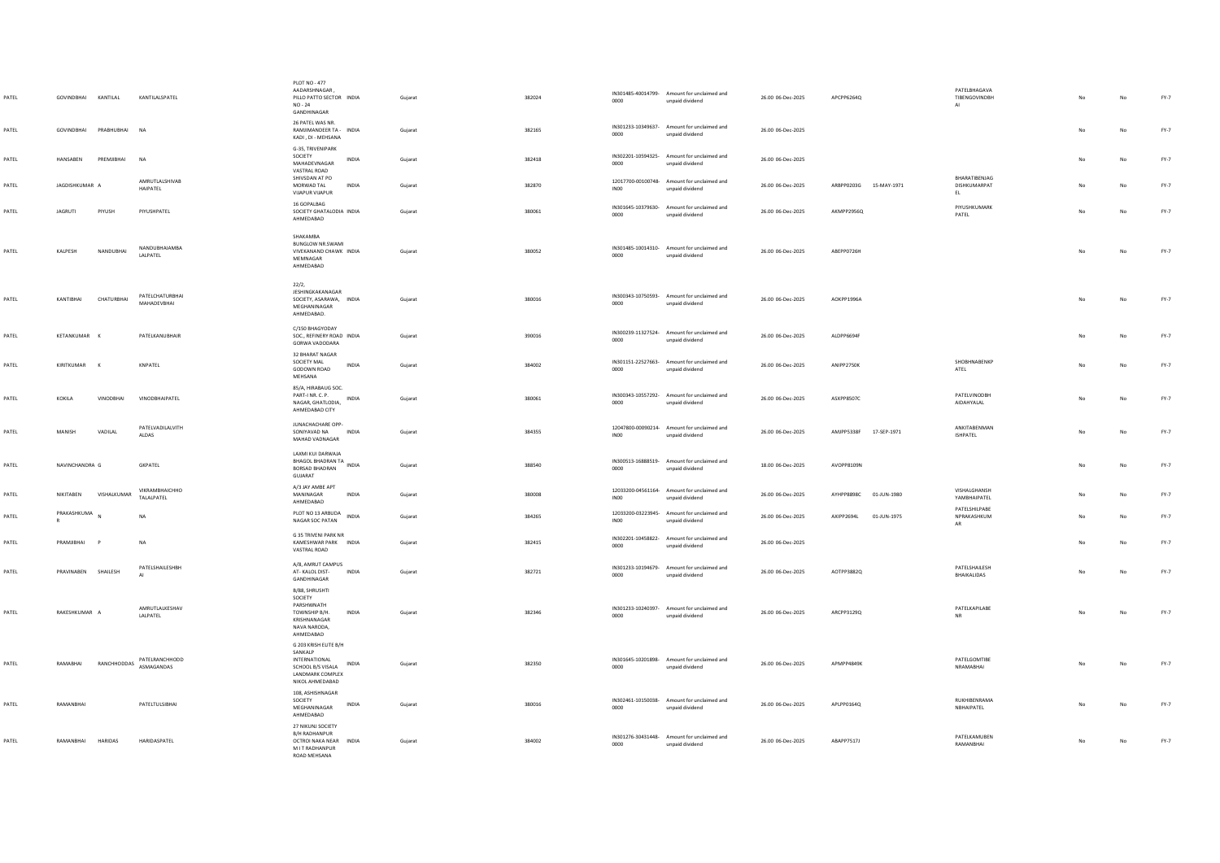| | | | | | | | | | | | | | | | | |
|---|---|---|---|---|---|---|---|---|---|---|---|---|---|---|---|---|
| PATEL | GOVINDBHAI | KANTILAL | KANTILALSPATEL | PLOT NO - 477 AADARSHNAGAR , PILLO PATTO SECTOR NO - 24 GANDHINAGAR | INDIA | Gujarat | 382024 | IN301485-40014799-0000 | Amount for unclaimed and unpaid dividend | 26.00 06-Dec-2025 | APCPP6264Q | | PATELBHAGAVA TIBENGOVINDBH AI | No | No | FY-7 |
| PATEL | GOVINDBHAI | PRABHUBHAI | NA | 26 PATEL WAS NR. RAMJIMANDEER TA - KADI , DI - MEHSANA | INDIA | Gujarat | 382165 | IN301233-10349637-0000 | Amount for unclaimed and unpaid dividend | 26.00 06-Dec-2025 | | | | No | No | FY-7 |
| PATEL | HANSABEN | PREMJIBHAI | NA | G-35, TRIVENIPARK SOCIETY MAHADEVNAGAR VASTRAL ROAD | INDIA | Gujarat | 382418 | IN302201-10594325-0000 | Amount for unclaimed and unpaid dividend | 26.00 06-Dec-2025 | | | | No | No | FY-7 |
| PATEL | JAGDISHKUMAR | A | AMRUTLALSHIVAB HAIPATEL | SHIVSDAN AT PO MORWAD TAL VIJAPUR VIJAPUR | INDIA | Gujarat | 382870 | 12017700-00100748-IN00 | Amount for unclaimed and unpaid dividend | 26.00 06-Dec-2025 | ARBPP0203G | 15-MAY-1971 | BHARATIBENJAG DISHKUMARPAT EL | No | No | FY-7 |
| PATEL | JAGRUTI | PIYUSH | PIYUSHPATEL | 16 GOPALBAG SOCIETY GHATALODIA AHMEDABAD | INDIA | Gujarat | 380061 | IN301645-10379630-0000 | Amount for unclaimed and unpaid dividend | 26.00 06-Dec-2025 | AKMPP2956Q | | PIYUSHKUMARK PATEL | No | No | FY-7 |
| PATEL | KALPESH | NANDUBHAI | NANDUBHAIAMBA LALPATEL | SHAKAMBA BUNGLOW NR.SWAMI VIVEKANAND CHAWK MEMNAGAR AHMEDABAD | INDIA | Gujarat | 380052 | IN301485-10014310-0000 | Amount for unclaimed and unpaid dividend | 26.00 06-Dec-2025 | ABEPP0726H | | | No | No | FY-7 |
| PATEL | KANTIBHAI | CHATURBHAI | PATELCHATURBHAI MAHADEVBHAI | 22/2, JESHINGKAKANAGAR SOCIETY, ASARAWA, MEGHANINAGAR AHMEDABAD. | INDIA | Gujarat | 380016 | IN300343-10750593-0000 | Amount for unclaimed and unpaid dividend | 26.00 06-Dec-2025 | AOKPP1996A | | | No | No | FY-7 |
| PATEL | KETANKUMAR | K | PATELKANUBHAIR | C/150 BHAGYODAY SOC., REFINERY ROAD GORWA VADODARA | INDIA | Gujarat | 390016 | IN300239-11327524-0000 | Amount for unclaimed and unpaid dividend | 26.00 06-Dec-2025 | ALDPP6694F | | | No | No | FY-7 |
| PATEL | KIRITKUMAR | K | KNPATEL | 32 BHARAT NAGAR SOCIETY MAL GODOWN ROAD MEHSANA | INDIA | Gujarat | 384002 | IN301151-22527663-0000 | Amount for unclaimed and unpaid dividend | 26.00 06-Dec-2025 | ANIPP2750K | | SHOBHNABENKP ATEL | No | No | FY-7 |
| PATEL | KOKILA | VINODBHAI | VINODBHAIPATEL | 85/A, HIRABAUG SOC. PART-I NR. C. P. NAGAR, GHATLODIA, AHMEDABAD CITY | INDIA | Gujarat | 380061 | IN300343-10557292-0000 | Amount for unclaimed and unpaid dividend | 26.00 06-Dec-2025 | ASXPP8507C | | PATELVINODBH AIDAHYALAL | No | No | FY-7 |
| PATEL | MANISH | VADILAL | PATELVADILALVITH ALDAS | JUNACHACHARE OPP-SONIYAVAD NA MAHAD VADNAGAR | INDIA | Gujarat | 384355 | 12047800-00090214-IN00 | Amount for unclaimed and unpaid dividend | 26.00 06-Dec-2025 | AMJPP5338F | 17-SEP-1971 | ANKITABENMAN ISHPATEL | No | No | FY-7 |
| PATEL | NAVINCHANDRA | G | GKPATEL | LAXMI KUI DARWAJA BHAGOL BHADRAN TA BORSAD BHADRAN GUJARAT | INDIA | Gujarat | 388540 | IN300513-16888519-0000 | Amount for unclaimed and unpaid dividend | 18.00 06-Dec-2025 | AVOPP8109N | | | No | No | FY-7 |
| PATEL | NIKITABEN | VISHALKUMAR | VIKRAMBHAICHHO TALALPATEL | A/3 JAY AMBE APT MANINAGAR AHMEDABAD | INDIA | Gujarat | 380008 | 12033200-04561164-IN00 | Amount for unclaimed and unpaid dividend | 26.00 06-Dec-2025 | AYHPP8898C | 01-JUN-1980 | VISHALGHANSH YAMBHAIPATEL | No | No | FY-7 |
| PATEL | PRAKASHKUMA R | N | NA | PLOT NO 13 ARBUDA NAGAR SOC PATAN | INDIA | Gujarat | 384265 | 12033200-03223945-IN00 | Amount for unclaimed and unpaid dividend | 26.00 06-Dec-2025 | AXIPP2694L | 01-JUN-1975 | PATELSHILPABE NPRAKASHKUM AR | No | No | FY-7 |
| PATEL | PRAMJIBHAI | P | NA | G 35 TRIVENI PARK NR KAMESHWAR PARK VASTRAL ROAD | INDIA | Gujarat | 382415 | IN302201-10458822-0000 | Amount for unclaimed and unpaid dividend | 26.00 06-Dec-2025 | | | | No | No | FY-7 |
| PATEL | PRAVINABEN | SHAILESH | PATELSHAILESHBH AI | A/8, AMRUT CAMPUS AT- KALOL DIST-GANDHINAGAR | INDIA | Gujarat | 382721 | IN301233-10194679-0000 | Amount for unclaimed and unpaid dividend | 26.00 06-Dec-2025 | AOTPP3882Q | | PATELSHAILESH BHAIKALIDAS | No | No | FY-7 |
| PATEL | RAKESHKUMAR | A | AMRUTLALKESHAV LALPATEL | B/88, SHRUSHTI SOCIETY PARSHWNATH TOWNSHIP B/H. KRISHNANAGAR NAVA NARODA, AHMEDABAD | INDIA | Gujarat | 382346 | IN301233-10240397-0000 | Amount for unclaimed and unpaid dividend | 26.00 06-Dec-2025 | ARCPP3129Q | | PATELKAPILABE NR | No | No | FY-7 |
| PATEL | RAMABHAI | RANCHHODDAS | PATELRANCHHODD ASMAGANDAS | G 203 KRISH ELITE B/H SANKALP INTERNATIONAL SCHOOL B/S VISALA LANDMARK COMPLEX NIKOL AHMEDABAD | INDIA | Gujarat | 382350 | IN301645-10201898-0000 | Amount for unclaimed and unpaid dividend | 26.00 06-Dec-2025 | APMPP4849K | | PATELGOMTIBE NRAMABHAI | No | No | FY-7 |
| PATEL | RAMANBHAI | | PATELTULSIBHAI | 108, ASHISHNAGAR SOCIETY MEGHANINAGAR AHMEDABAD | INDIA | Gujarat | 380016 | IN302461-10150038-0000 | Amount for unclaimed and unpaid dividend | 26.00 06-Dec-2025 | APLPP0164Q | | RUKHIBENRAMA NBHAIPATEL | No | No | FY-7 |
| PATEL | RAMANBHAI | HARIDAS | HARIDASPATEL | 27 NIKUNJ SOCIETY B/H RADHANPUR OCTROI NAKA NEAR M I T RADHANPUR ROAD MEHSANA | INDIA | Gujarat | 384002 | IN301276-30431448-0000 | Amount for unclaimed and unpaid dividend | 26.00 06-Dec-2025 | ABAPP7517J | | PATELKAMUBEN RAMANBHAI | No | No | FY-7 |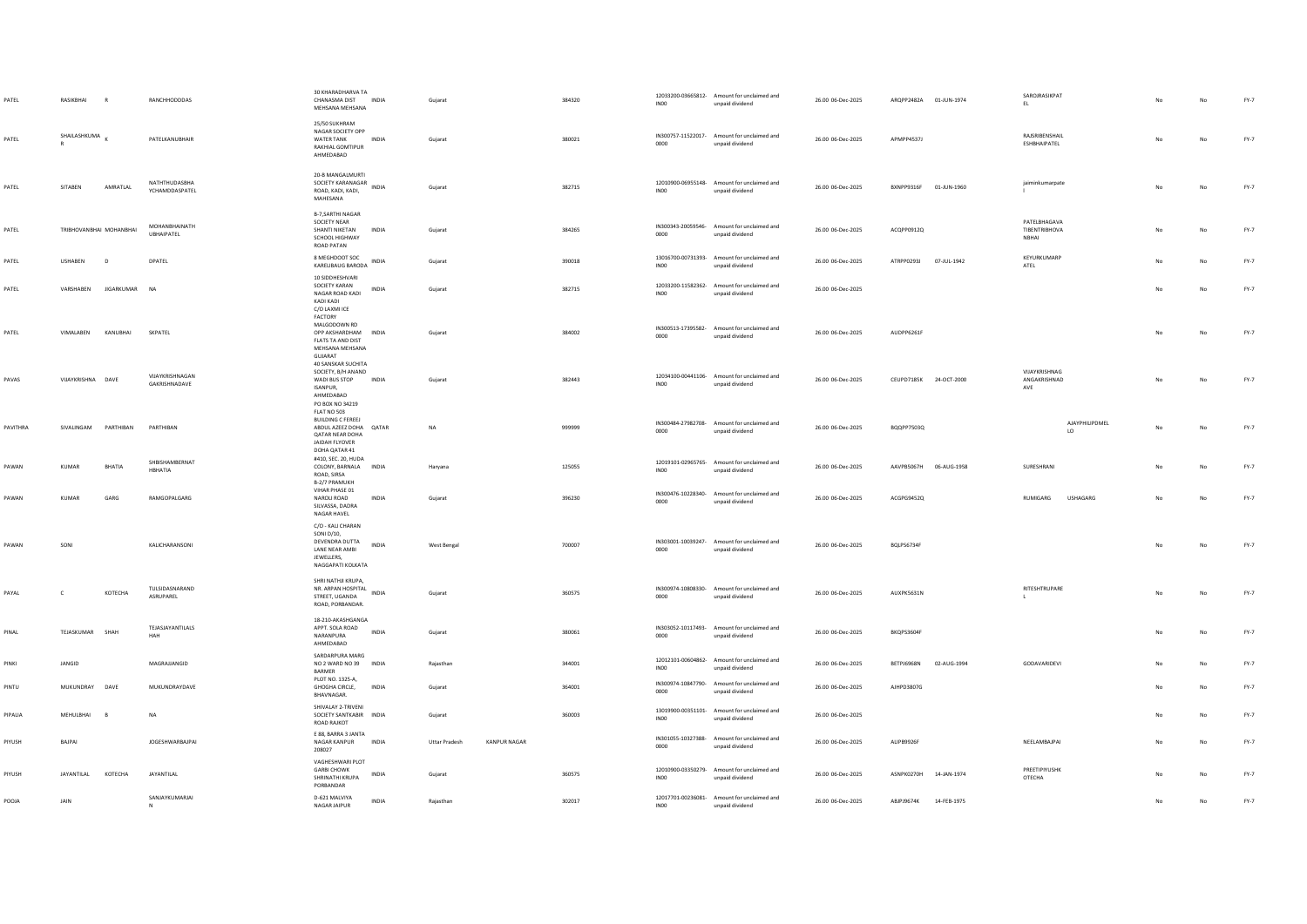| PATEL | RASIKBHAI | R | RANCHHODDDAS | 30 KHARADHARVA TA CHANASMA DIST MEHSANA MEHSANA | INDIA | Gujarat | | 384320 | | 12033200-03665812-IN00 | Amount for unclaimed and unpaid dividend | 26.00 06-Dec-2025 | ARQPP2482A | 01-JUN-1974 | SAROJRASIKPATEL | | No | No | FY-7 |
|---|---|---|---|---|---|---|---|---|---|---|---|---|---|---|---|---|---|---|---|
| PATEL | SHAILASHKUMAR | K | PATELKANUBHAIR | 25/50 SUKHRAM NAGAR SOCIETY OPP WATER TANK RAKHIAL GOMTIPUR AHMEDABAD | INDIA | Gujarat | | 380021 | | IN300757-11522017-0000 | Amount for unclaimed and unpaid dividend | 26.00 06-Dec-2025 | APMPP4537J | | RAJSRIBENSHAILESHBHAIPATEL | | No | No | FY-7 |
| PATEL | SITABEN | AMRATLAL | NATHTHUDASBHAYCHAMDDASPATEL | 20-B MANGALMURTI SOCIETY KARANAGAR ROAD, KADI, KADI, MAHESANA | INDIA | Gujarat | | 382715 | | 12010900-06955148-IN00 | Amount for unclaimed and unpaid dividend | 26.00 06-Dec-2025 | BXNPP9316F | 01-JUN-1960 | jaiminkumarpatel | | No | No | FY-7 |
| PATEL | TRIBHOVANBHAI | MOHANBHAI | MOHANBHAINATHUBHAIPATEL | B-7,SARTHI NAGAR SOCIETY NEAR SHANTI NIKETAN SCHOOL HIGHWAY ROAD PATAN | INDIA | Gujarat | | 384265 | | IN300343-20059546-0000 | Amount for unclaimed and unpaid dividend | 26.00 06-Dec-2025 | ACQPP0912Q | | PATELBHAGAVATIBENTRIBHOVANBHAI | | No | No | FY-7 |
| PATEL | USHABEN | D | DPATEL | 8 MEGHDOOT SOC KARELIBAUG BARODA | INDIA | Gujarat | | 390018 | | 13016700-00731393-IN00 | Amount for unclaimed and unpaid dividend | 26.00 06-Dec-2025 | ATRPP0293J | 07-JUL-1942 | KEYURKUMARPATEL | | No | No | FY-7 |
| PATEL | VARSHABEN | JIGARKUMAR | NA | 10 SIDDHESHVARI SOCIETY KARAN NAGAR ROAD KADI KADI KADI | INDIA | Gujarat | | 382715 | | 12033200-11582362-IN00 | Amount for unclaimed and unpaid dividend | 26.00 06-Dec-2025 | | | | | No | No | FY-7 |
| PATEL | VIMALABEN | KANUBHAI | SKPATEL | C/O LAXMI ICE FACTORY MALGODOWN RD OPP AKSHARDHAM FLATS TA AND DIST MEHSANA MEHSANA GUJARAT | INDIA | Gujarat | | 384002 | | IN300513-17395582-0000 | Amount for unclaimed and unpaid dividend | 26.00 06-Dec-2025 | AUDPP6261F | | | | No | No | FY-7 |
| PAVAS | VIJAYKRISHNA | DAVE | VIJAYKRISHNAGANGAKRISHNADAVE | 40 SANSKAR SUCHITA SOCIETY, B/H ANAND WADI BUS STOP ISANPUR, AHMEDABAD | INDIA | Gujarat | | 382443 | | 12034100-00441106-IN00 | Amount for unclaimed and unpaid dividend | 26.00 06-Dec-2025 | CEUPD7185K | 24-OCT-2000 | VIJAYKRISHNAGANGAKRISHNADAVE | | No | No | FY-7 |
| PAVITHRA | SIVALINGAM | PARTHIBAN | PARTHIBAN | PO BOX NO 34219 FLAT NO 503 BUILDING C FEREEJ ABDUL AZEEZ DOHA QATAR NEAR DOHA JAIDAH FLYOVER DOHA QATAR 41 | QATAR | NA | | 999999 | | IN300484-27982708-0000 | Amount for unclaimed and unpaid dividend | 26.00 06-Dec-2025 | BQQPP7503Q | | | AJAYPHILIPDMELLO | No | No | FY-7 |
| PAWAN | KUMAR | BHATIA | SHBISHAMBERNATHBHATIA | #410, SEC. 20, HUDA COLONY, BARNALA ROAD, SIRSA | INDIA | Haryana | | 125055 | | 12019101-02965765-IN00 | Amount for unclaimed and unpaid dividend | 26.00 06-Dec-2025 | AAVPB5067H | 06-AUG-1958 | SURESHRANI | | No | No | FY-7 |
| PAWAN | KUMAR | GARG | RAMGOPALGARG | B-2/7 PRAMUKH VIHAR PHASE 01 NAROLI ROAD SILVASSA, DADRA NAGAR HAVEL | INDIA | Gujarat | | 396230 | | IN300476-10228340-0000 | Amount for unclaimed and unpaid dividend | 26.00 06-Dec-2025 | ACGPG9452Q | | RUMIGARG | USHAGARG | No | No | FY-7 |
| PAWAN | SONI | | KALICHARANSONI | C/O - KALI CHARAN SONI D/10, DEVENDRA DUTTA LANE NEAR AMBI JEWELLERS, NAGGAPATI KOLKATA | INDIA | West Bengal | | 700007 | | IN303001-10039247-0000 | Amount for unclaimed and unpaid dividend | 26.00 06-Dec-2025 | BQLPS6734F | | | | No | No | FY-7 |
| PAYAL | C | KOTECHA | TULSIDASNARANDASRUPAREL | SHRI NATHJI KRUPA, NR. ARPAN HOSPITAL STREET, UGANDA ROAD, PORBANDAR. | INDIA | Gujarat | | 360575 | | IN300974-10808330-0000 | Amount for unclaimed and unpaid dividend | 26.00 06-Dec-2025 | AUXPK5631N | | RITESHTRUPAREL | | No | No | FY-7 |
| PINAL | TEJASKUMAR | SHAH | TEJASJAYANTILALSHAH | 18-210-AKASHGANGA APPT. SOLA ROAD NARANPURA AHMEDABAD | INDIA | Gujarat | | 380061 | | IN303052-10117493-0000 | Amount for unclaimed and unpaid dividend | 26.00 06-Dec-2025 | BKQPS3604F | | | | No | No | FY-7 |
| PINKI | JANGID | | MAGRAJJANGID | SARDARPURA MARG NO 2 WARD NO 39 BARMER | INDIA | Rajasthan | | 344001 | | 12012101-00604862-IN00 | Amount for unclaimed and unpaid dividend | 26.00 06-Dec-2025 | BETPJ6968N | 02-AUG-1994 | GODAVARIDEVI | | No | No | FY-7 |
| PINTU | MUKUNDRAY | DAVE | MUKUNDRAYDAVE | PLOT NO. 1325-A, GHOGHA CIRCLE, BHAVNAGAR. | INDIA | Gujarat | | 364001 | | IN300974-10847790-0000 | Amount for unclaimed and unpaid dividend | 26.00 06-Dec-2025 | AJHPD3807G | | | | No | No | FY-7 |
| PIPALIA | MEHULBHAI | B | NA | SHIVALAY 2-TRIVENI SOCIETY SANTKABIR ROAD RAJKOT | INDIA | Gujarat | | 360003 | | 13019900-00351101-IN00 | Amount for unclaimed and unpaid dividend | 26.00 06-Dec-2025 | | | | | No | No | FY-7 |
| PIYUSH | BAJPAI | | JOGESHWARBAJPAI | E 88, BARRA 3 JANTA NAGAR KANPUR 208027 | INDIA | Uttar Pradesh | KANPUR NAGAR | | | IN301055-10327388-0000 | Amount for unclaimed and unpaid dividend | 26.00 06-Dec-2025 | AUPB9926F | | NEELAMBAJPAI | | No | No | FY-7 |
| PIYUSH | JAYANTILAL | KOTECHA | JAYANTILAL | VAGHESHWARI PLOT GARBI CHOWK SHRINATHJI KRUPA PORBANDAR | INDIA | Gujarat | | 360575 | | 12010900-03350279-IN00 | Amount for unclaimed and unpaid dividend | 26.00 06-Dec-2025 | ASNPK0270H | 14-JAN-1974 | PREETIPIYUSHKOTECHA | | No | No | FY-7 |
| POOJA | JAIN | | SANJAYKUMARJAIN | D-621 MALVIYA NAGAR JAIPUR | INDIA | Rajasthan | | 302017 | | 12017701-00236081-IN00 | Amount for unclaimed and unpaid dividend | 26.00 06-Dec-2025 | ABJPJ9674K | 14-FEB-1975 | | | No | No | FY-7 |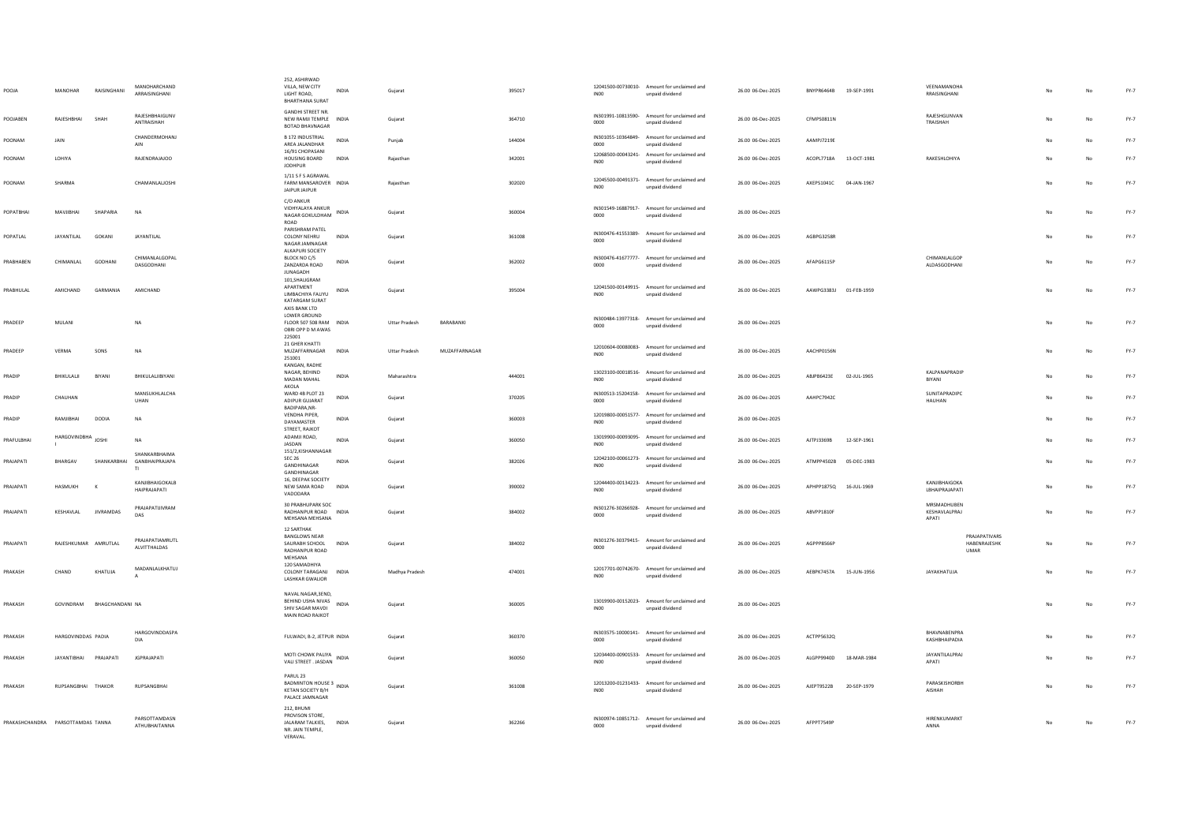| | | | | | | | | | | | | | | | | | | | |
|---|---|---|---|---|---|---|---|---|---|---|---|---|---|---|---|---|---|---|---|
| POOJA | MANOHAR | RAISINGHANI | MANOHARCHAND ARRAISINGHANI | 252, ASHIRWAD VILLA, NEW CITY LIGHT ROAD, BHARTHANA SURAT | INDIA | Gujarat | | 395017 | | 12041500-00730010-IN00 | Amount for unclaimed and unpaid dividend | 26.00 | 06-Dec-2025 | BNYPR6464B | 19-SEP-1991 | VEENAMANOHA RRAISINGHANI | | No | No | FY-7 |
| POOJABEN | RAJESHBHAI | SHAH | RAJESHBHAIGUNV ANTRAISHAH | GANDHI STREET NR. NEW RAMJI TEMPLE BOTAD BHAVNAGAR | INDIA | Gujarat | | 364710 | | IN301991-10813590-0000 | Amount for unclaimed and unpaid dividend | 26.00 | 06-Dec-2025 | CFMPS0811N | | RAJESHGUNVAN TRAISHAH | | No | No | FY-7 |
| POONAM | JAIN | | CHANDERMOHANJ AIN | B 172 INDUSTRIAL AREA JALANDHAR | INDIA | Punjab | | 144004 | | IN301055-10364849-0000 | Amount for unclaimed and unpaid dividend | 26.00 | 06-Dec-2025 | AAMPJ7219E | | | | No | No | FY-7 |
| POONAM | LOHIYA | | RAJENDRAJAJOO | 16/91 CHOPASANI HOUSING BOARD JODHPUR | INDIA | Rajasthan | | 342001 | | 12068500-00043241-IN00 | Amount for unclaimed and unpaid dividend | 26.00 | 06-Dec-2025 | ACOPL7718A | 13-OCT-1981 | RAKESHLOHIYA | | No | No | FY-7 |
| POONAM | SHARMA | | CHAMANLALJOSHI | 1/11 S F S AGRAWAL FARM MANSAROVER JAIPUR JAIPUR | INDIA | Rajasthan | | 302020 | | 12045500-00491371-IN00 | Amount for unclaimed and unpaid dividend | 26.00 | 06-Dec-2025 | AXEPS1041C | 04-JAN-1967 | | | No | No | FY-7 |
| POPATBHAI | MAVJIBHAI | SHAPARIA | NA | C/O ANKUR VIDHYALAYA ANKUR NAGAR GOKULDHAM ROAD | INDIA | Gujarat | | 360004 | | IN301549-16887917-0000 | Amount for unclaimed and unpaid dividend | 26.00 | 06-Dec-2025 | | | | | No | No | FY-7 |
| POPATLAL | JAYANTILAL | GOKANI | JAYANTILAL | PARISHRAM PATEL COLONY NEHRU NAGAR JAMNAGAR | INDIA | Gujarat | | 361008 | | IN300476-41553389-0000 | Amount for unclaimed and unpaid dividend | 26.00 | 06-Dec-2025 | AGBPG3258R | | | | No | No | FY-7 |
| PRABHABEN | CHIMANLAL | GODHANI | CHIMANLALGOPAL DASGODHANI | ALKAPURI SOCIETY BLOCK NO C/5 ZANZARDA ROAD JUNAGADH | INDIA | Gujarat | | 362002 | | IN300476-41677777-0000 | Amount for unclaimed and unpaid dividend | 26.00 | 06-Dec-2025 | AFAPG6115P | | CHIMANLALGOP ALDASGODHANI | | No | No | FY-7 |
| PRABHULAL | AMICHAND | GARMANIA | AMICHAND | 101,SHALIGRAM APARTMENT LIMBACHIYA FALIYU KATARGAM SURAT | INDIA | Gujarat | | 395004 | | 12041500-00149915-IN00 | Amount for unclaimed and unpaid dividend | 26.00 | 06-Dec-2025 | AAWPG3383J | 01-FEB-1959 | | | No | No | FY-7 |
| PRADEEP | MULANI | | NA | AXIS BANK LTD LOWER GROUND FLOOR 507 508 RAM OBRI OPP D M AWAS 225001 | INDIA | Uttar Pradesh | BARABANKI | | | IN300484-13977318-0000 | Amount for unclaimed and unpaid dividend | 26.00 | 06-Dec-2025 | | | | | No | No | FY-7 |
| PRADEEP | VERMA | SONS | NA | 21 GHER KHATTI MUZAFFARNAGAR 251001 | INDIA | Uttar Pradesh | MUZAFFARNAGAR | | | 12010604-00080083-IN00 | Amount for unclaimed and unpaid dividend | 26.00 | 06-Dec-2025 | AACHP0156N | | | | No | No | FY-7 |
| PRADIP | BHIKULALJI | BIYANI | BHIKULALJIBIYANI | KANGAN, RADHE NAGAR, BEHIND MADAN MAHAL AKOLA | INDIA | Maharashtra | | 444001 | | 13023100-00018516-IN00 | Amount for unclaimed and unpaid dividend | 26.00 | 06-Dec-2025 | ABJPB6423E | 02-JUL-1965 | KALPANAPRADIP BIYANI | | No | No | FY-7 |
| PRADIP | CHAUHAN | | MANSUKHLALCHA UHAN | WARD 4B PLOT 23 ADIPUR GUJARAT | INDIA | Gujarat | | 370205 | | IN300513-15204158-0000 | Amount for unclaimed and unpaid dividend | 26.00 | 06-Dec-2025 | AAHPC7942C | | SUNITAPRADIPC HAUHAN | | No | No | FY-7 |
| PRADIP | RAMJIBHAI | DODIA | NA | BADIPARA,NR-VENDHA PIPER, DAYAMASTER STREET, RAJKOT | INDIA | Gujarat | | 360003 | | 12019800-00051577-IN00 | Amount for unclaimed and unpaid dividend | 26.00 | 06-Dec-2025 | | | | | No | No | FY-7 |
| PRAFULBHAI | HARGOVINDBHAI | JOSHI | NA | ADAMJI ROAD, JASDAN | INDIA | Gujarat | | 360050 | | 13019900-00093095-IN00 | Amount for unclaimed and unpaid dividend | 26.00 | 06-Dec-2025 | AJTPJ3369B | 12-SEP-1961 | | | No | No | FY-7 |
| PRAJAPATI | BHARGAV | SHANKARBHAI | SHANKARBHAIMA GANBHAIPRAJAPA TI | 151/2,KISHANNAGAR SEC 26 GANDHINAGAR GANDHINAGAR | INDIA | Gujarat | | 382026 | | 12042100-00061273-IN00 | Amount for unclaimed and unpaid dividend | 26.00 | 06-Dec-2025 | ATMPP4502B | 05-DEC-1983 | | | No | No | FY-7 |
| PRAJAPATI | HASMUKH | K | KANJIBHAIGOKALB HAIPRAJAPATI | 16, DEEPAK SOCIETY NEW SAMA ROAD VADODARA | INDIA | Gujarat | | 390002 | | 12044400-00134223-IN00 | Amount for unclaimed and unpaid dividend | 26.00 | 06-Dec-2025 | APHPP1875Q | 16-JUL-1969 | KANJIBHAIGOKA LBHAIPRAJAPATI | | No | No | FY-7 |
| PRAJAPATI | KESHAVLAL | JIVRAMDAS | PRAJAPATIJIVRAM DAS | 30 PRABHUPARK SOC RADHANPUR ROAD MEHSANA MEHSANA | INDIA | Gujarat | | 384002 | | IN301276-30266928-0000 | Amount for unclaimed and unpaid dividend | 26.00 | 06-Dec-2025 | ABVPP1810F | | MRSMADHUBEN KESHAVLALPRAJ APATI | | No | No | FY-7 |
| PRAJAPATI | RAJESHKUMAR | AMRUTLAL | PRAJAPATIAMRUTL ALVITTHALDAS | 12 SARTHAK BANGLOWS NEAR SAURABH SCHOOL RADHANPUR ROAD MEHSANA | INDIA | Gujarat | | 384002 | | IN301276-30379415-0000 | Amount for unclaimed and unpaid dividend | 26.00 | 06-Dec-2025 | AGPPP8566P | | | PRAJAPATIVARS HABENRAJESHK UMAR | No | No | FY-7 |
| PRAKASH | CHAND | KHATUJA | MADANLALKHATUJ A | 120 SAMADHIYA COLONY TARAGANJ LASHKAR GWALIOR | INDIA | Madhya Pradesh | | 474001 | | 12017701-00742670-IN00 | Amount for unclaimed and unpaid dividend | 26.00 | 06-Dec-2025 | AEBPK7457A | 15-JUN-1956 | JAYAKHATUJA | | No | No | FY-7 |
| PRAKASH | GOVINDRAM | BHAGCHANDANI | NA | NAVAL NAGAR,3END, BEHIND USHA NIVAS SHIV SAGAR MAVDI MAIN ROAD RAJKOT | INDIA | Gujarat | | 360005 | | 13019900-00152023-IN00 | Amount for unclaimed and unpaid dividend | 26.00 | 06-Dec-2025 | | | | | No | No | FY-7 |
| PRAKASH | HARGOVINDDAS | PADIA | HARGOVINDDASPA DIA | FULWADI, B-2, JETPUR | INDIA | Gujarat | | 360370 | | IN303575-10000141-0000 | Amount for unclaimed and unpaid dividend | 26.00 | 06-Dec-2025 | ACTPP5632Q | | BHAVNABENPRA KASHBHAIPADIA | | No | No | FY-7 |
| PRAKASH | JAYANTIBHAI | PRAJAPATI | JGPRAJAPATI | MOTI CHOWK PALIYA VALI STREET . JASDAN | INDIA | Gujarat | | 360050 | | 12034400-00901533-IN00 | Amount for unclaimed and unpaid dividend | 26.00 | 06-Dec-2025 | ALGPP9940D | 18-MAR-1984 | JAYANTILALPRAJ APATI | | No | No | FY-7 |
| PRAKASH | RUPSANGBHAI | THAKOR | RUPSANGBHAI | PARUL 23 BADMINTON HOUSE 3 KETAN SOCIETY B/H PALACE JAMNAGAR | INDIA | Gujarat | | 361008 | | 12013200-01231433-IN00 | Amount for unclaimed and unpaid dividend | 26.00 | 06-Dec-2025 | AJEPT9522B | 20-SEP-1979 | PARASKISHORBH AISHAH | | No | No | FY-7 |
| PRAKASHCHANDRA | PARSOTTAMDAS | TANNA | PARSOTTAMDASN ATHUBHAITANNA | 212, BHUMI PROVISON STORE, JALARAM TALKIES, NR. JAIN TEMPLE, VERAVAL. | INDIA | Gujarat | | 362266 | | IN300974-10851712-0000 | Amount for unclaimed and unpaid dividend | 26.00 | 06-Dec-2025 | AFPPT7549P | | HIRENKUMARKT ANNA | | No | No | FY-7 |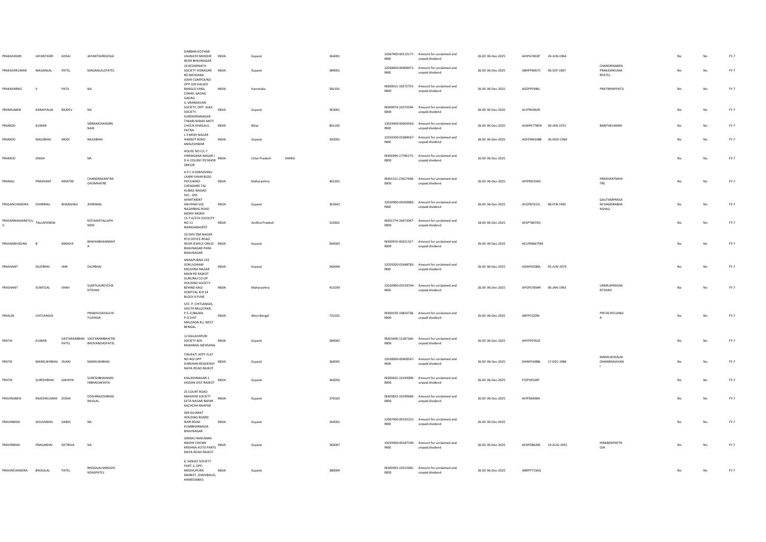| | | | | | | | | | | | | | | | | | | | |
|---|---|---|---|---|---|---|---|---|---|---|---|---|---|---|---|---|---|---|---|
| PRAKASHGIRI | JAYANTIGIRI | GOSAI | JAYANTIGIRIGOSAI | DARBARI KOTHAR VAIJNATH MANDIR NEAR BHAVNAGAR | INDIA | Gujarat | | 364001 | | 12067400-00115177-IN00 | Amount for unclaimed and unpaid dividend | 26.00 | 06-Dec-2025 | AIHPG7402P | 24-JUN-1964 | | No | No | FY-7 |
| PRAKASHKUMAR | MAGANLAL | PATEL | MAGANLALCPATEL | 10 KEDARNATH SOCIETY VISNAGAR RD MEHSANA | INDIA | Gujarat | | 384001 | | 12018600-00406471-IN00 | Amount for unclaimed and unpaid dividend | 26.00 | 06-Dec-2025 | ABHPP6067C | 06-SEP-1967 | CHANDRIKABEN PRAKASHKUMA RPATEL | No | No | FY-7 |
| PRAKASHRAO | V | PATIL | NA | JOSHI COMPOUND OPP JOD KALSED BANGLO VAKIL CHAWL GADAG GADAG | INDIA | Karnataka | | 582101 | | IN300011-10272753-0000 | Amount for unclaimed and unpaid dividend | 26.00 | 06-Dec-2025 | ADZPP5946L | | PRATIBHAPPATIL | No | No | FY-7 |
| PRAMILABEN | KANAIYALAL | RAJDEV | NA | 3, VRANDAVAN SOCIETY, OPP. ALKA SOCIETY, SURENDRANAGAR. | INDIA | Gujarat | | 363001 | | IN300974-10274194-0000 | Amount for unclaimed and unpaid dividend | 26.00 | 06-Dec-2025 | ALYPR1962R | | | No | No | FY-7 |
| PRAMOD | KUMAR | | SRIRAMCHANDRA NAIK | TIWARI NIWAS MOTI CHOUK KHAGAUL PATNA | INDIA | Bihar | | 801105 | | 13023400-00005563-IN00 | Amount for unclaimed and unpaid dividend | 26.00 | 06-Dec-2025 | ASWPK7785N | 09-JAN-1972 | BABITAKUMARI | No | No | FY-7 |
| PRAMOD | NAGJIBHAI | MODI | NAGJIBHAI | L 3 MODI NAGAR HANSOT ROAD ANKLESHWAR | INDIA | Gujarat | | 393001 | | 12033200-01084567-IN00 | Amount for unclaimed and unpaid dividend | 26.00 | 06-Dec-2025 | ADFPM4108B | 26-NOV-1964 | | No | No | FY-7 |
| PRAMOD | SINGH | | NA | HOUSE NO F/L-7 VIRANGANA NAGAR J D A COLONY PICHHOR 284128 | INDIA | Uttar Pradesh | JHANSI | | | IN300394-17706175-0000 | Amount for unclaimed and unpaid dividend | 26.00 | 06-Dec-2025 | | | | No | No | FY-7 |
| PRANALI | PRASHANT | MHATRE | CHANDRAKANTRA GHOMHATRE | A P C 4 SHRIVISHNU LAXMI VIHAR BLDG PATILWADI CHENDHRE TAL ALIBAG RAIGAD | INDIA | Maharashtra | | 402201 | | IN301151-23627648-0000 | Amount for unclaimed and unpaid dividend | 26.00 | 06-Dec-2025 | APIPM5354G | | PRASHANTMHA TRE | No | No | FY-7 |
| PRASANCHANDRA | JOHRIMAL | BHANSHALI | JOHRIMAL | 501 - OM APARTMENT ANUPAM SOC NAZARBAG ROAD MORVI MORVI | INDIA | Gujarat | | 363642 | | 12010900-04269983-IN00 | Amount for unclaimed and unpaid dividend | 26.00 | 06-Dec-2025 | ACGPB7615L | 08-FEB-1942 | GAUTAMPRASA NCHANDRABHA NSHALI | No | No | FY-7 |
| PRASANNANJANEYUL U | TALLAPANENI | | KOTAIAHTALLAPA NENI | 11-7-6/37A LOCOLITY NO 11 NARSARAOPET | INDIA | Andhra Pradesh | | 522601 | | IN301774-16473047-0000 | Amount for unclaimed and unpaid dividend | 18.00 | 06-Dec-2025 | AESPT8679Q | | | No | No | FY-7 |
| PRASANNVADAN | B | MANIYA | BHIKHABHAIMANIY A | 10 SHIV OM NAGAR RTO OFFICE ROAD NEAR JEWELS CIRCLE BHAVNAGAR PARA BHAVNAGAR | INDIA | Gujarat | | 364003 | | IN300476-40321317-0000 | Amount for unclaimed and unpaid dividend | 26.00 | 06-Dec-2025 | ACUPM6675M | | | No | No | FY-7 |
| PRASHANT | DILIPBHAI | JANI | DILIPBHAI | ANNAPURNA 219 GOKULDHAM KRUSHNA NAGAR MAIN RD RAJKOT | INDIA | Gujarat | | 360004 | | 12033200-01648783-IN00 | Amount for unclaimed and unpaid dividend | 26.00 | 06-Dec-2025 | AGWPJ0380L | 05-JUN-1979 | | No | No | FY-7 |
| PRASHANT | SUMTILAL | SHAH | SUMTILALREVCHA NTSHAH | GURURAJ CO-OP HOUSING SOCIETY BEHIND KALE HOSPITAL B.N 14 BLOCK 9 PUNE | INDIA | Maharashtra | | 411039 | | 12010900-03539704-IN00 | Amount for unclaimed and unpaid dividend | 26.00 | 06-Dec-2025 | APOPS7854R | 06-JAN-1963 | URMILAPRASHA NTSHAH | No | No | FY-7 |
| PRASUN | CHITLANGIA | | PRABHUDAYALCHI TLIANGIA | S/O- P. CHITLANGIA, SOUTH BALUCHAR, P.S.-E/BAZAR, P.O.DIST-MALDA(W.B.), WEST BENGAL | INDIA | West Bengal | | 732101 | | IN300159-10824738-0000 | Amount for unclaimed and unpaid dividend | 26.00 | 06-Dec-2025 | ABYPC5209J | | PRITACHITLANGI A | No | No | FY-7 |
| PRATIK | KUMAR | VASTARAMBHAI PATEL | VASTARAMBHAITRI BHOVANDASPATEL | 12 KAILASHPURI SOCIETY B/H. RAJKAMAL MEHSANA | INDIA | Gujarat | | 384002 | | IN301696-11287166-0000 | Amount for unclaimed and unpaid dividend | 26.00 | 06-Dec-2025 | AHYPP0761E | | | No | No | FY-7 |
| PRATIK | MANSUKHBHAI | JIVANI | MANSUKHBHAI | TIRUPATI APPT FLAT NO 402 OPP DARSHAN RESIDENSY RAIYA ROAD RAJKOT | INDIA | Gujarat | | 360005 | | 12018000-00400547-IN00 | Amount for unclaimed and unpaid dividend | 26.00 | 06-Dec-2025 | AHWPJ3488L | 17-DEC-1984 | MANSUKHLALM OHANBHAIJIVAN I | No | No | FY-7 |
| PRATIK | SURESHBHAI | SAKHIYA | SURESHBHAINARS HIBHAISAKHIYA | KAILASHNAGAR-1 JASDAN DIST-RAJKOT | INDIA | Gujarat | | 360050 | | IN300425-10193008-0000 | Amount for unclaimed and unpaid dividend | 26.00 | 06-Dec-2025 | FYZPS9534P | | | No | No | FY-7 |
| PRAVINABEN | RAJESHKUMAR | DOSHI | DOSHIRAJESHBHAI RAVILAL | 25 COURT ROAD MAHAVIR SOCIETY EKTA NAGAR RAPAR KACHCHH RAHPAR | INDIA | Gujarat | | 370165 | | IN303833-10199648-0000 | Amount for unclaimed and unpaid dividend | 26.00 | 06-Dec-2025 | AJYPD6400A | | | No | No | FY-7 |
| PRAVINBHAI | GHUSABHAI | DABHI | NA | 369 GUJARAT HOUSING BOARD NARI ROAD KUMBHARWADA BHAVNAGAR | INDIA | Gujarat | | 364001 | | 12067400-00191221-IN00 | Amount for unclaimed and unpaid dividend | 26.00 | 06-Dec-2025 | | | | No | No | FY-7 |
| PRAVINBHAI | PRAGJIBHAI | DETROJA | NA | GIRIRAJ HANUMAN MADHI CHOWK KRISHNA AUTO PARTS RAIYA ROAD RAJKOT | INDIA | Gujarat | | 360007 | | 13019900-00347190-IN00 | Amount for unclaimed and unpaid dividend | 26.00 | 06-Dec-2025 | AEXPD8620E | 14-AUG-1955 | HIRABENPDETR OJA | No | No | FY-7 |
| PRAVINCHANDRA | BHOGILAL | PATEL | BHOGILALHARGOVI NDASPATEL | 6, SANJAY SOCIETY PART-2, OPP. MADHUPURA MARKET, SHAHIBAUG, AHMEDABAD. | INDIA | Gujarat | | 380004 | | IN300343-10313266-0000 | Amount for unclaimed and unpaid dividend | 26.00 | 06-Dec-2025 | ABRPP7156Q | | | No | No | FY-7 |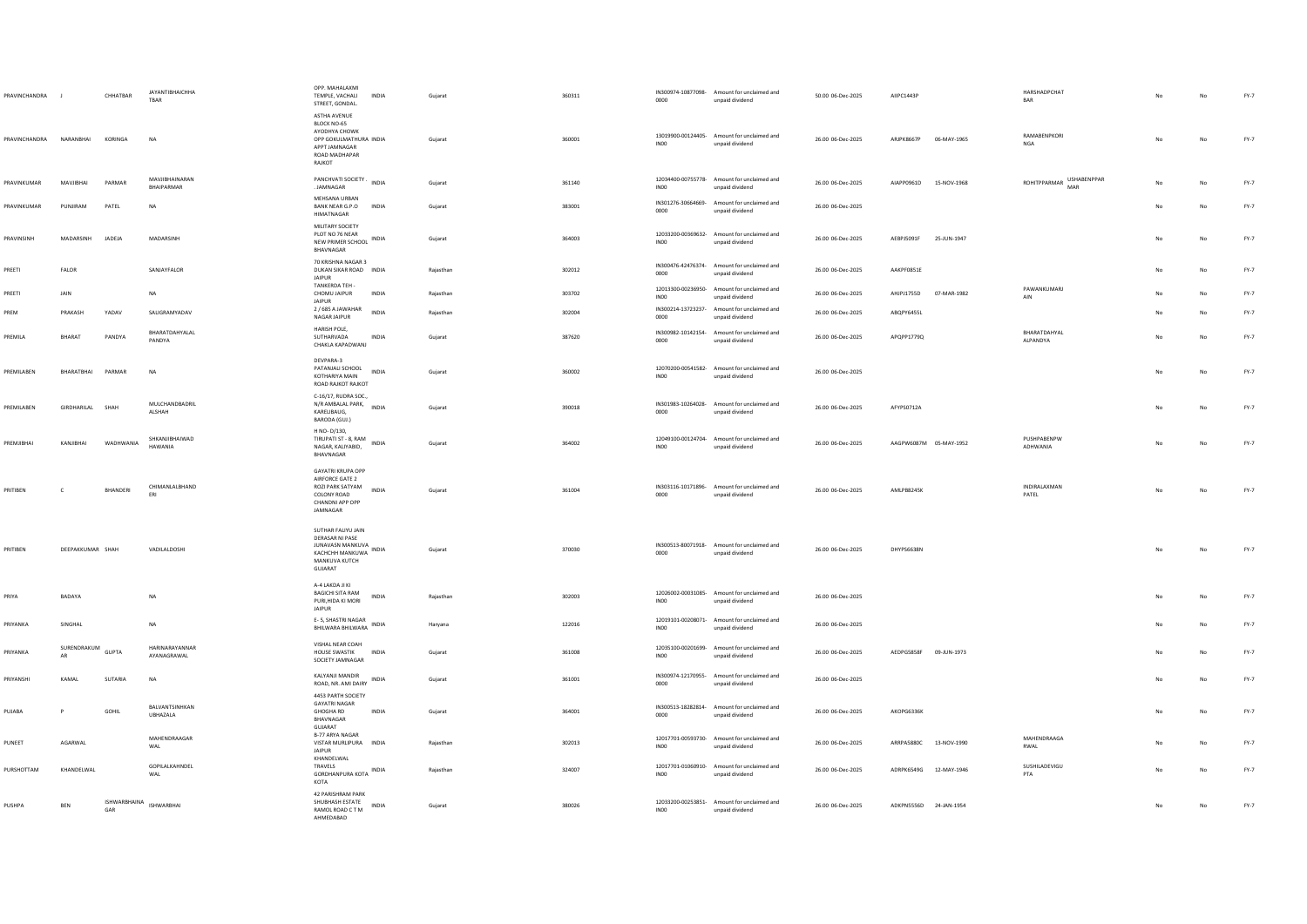| | | | | | | | | | | | | | | | | | | | |
|---|---|---|---|---|---|---|---|---|---|---|---|---|---|---|---|---|---|---|---|
| PRAVINCHANDRA | J | CHHATBAR | JAYANTIBHAICHHATBAR | | OPP. MAHALAXMI TEMPLE, VACHALI STREET, GONDAL. | INDIA | Gujarat | 360311 | IN300974-10877098-0000 | Amount for unclaimed and unpaid dividend | 50.00 | 06-Dec-2025 | AIIPC1443P | | HARSHADPCHATBAR | | No | No | FY-7 |
| PRAVINCHANDRA | NARANBHAI | KORINGA | NA | | ASTHA AVENUE BLOCK NO-65 AYODHYA CHOWK OPP GOKULMATHURA APPT JAMNAGAR ROAD MADHAPAR RAJKOT | INDIA | Gujarat | 360001 | 13019900-00124405-IN00 | Amount for unclaimed and unpaid dividend | 26.00 | 06-Dec-2025 | ARJPK8667P | 06-MAY-1965 | RAMABENPKORINGA | | No | No | FY-7 |
| PRAVINKUMAR | MAVJIBHAI | PARMAR | MAVJIBHAINARANBHAIPARMAR | | PANCHVATI SOCIETY . JAMNAGAR | INDIA | Gujarat | 361140 | 12034400-00755778-IN00 | Amount for unclaimed and unpaid dividend | 26.00 | 06-Dec-2025 | AIAPP0961D | 15-NOV-1968 | ROHITPPARMAR | USHABENPPARMAR | No | No | FY-7 |
| PRAVINKUMAR | PUNJIRAM | PATEL | NA | | MEHSANA URBAN BANK NEAR G.P.O HIMATNAGAR | INDIA | Gujarat | 383001 | IN301276-30664669-0000 | Amount for unclaimed and unpaid dividend | 26.00 | 06-Dec-2025 | | | | | No | No | FY-7 |
| PRAVINSINH | MADARSINH | JADEJA | MADARSINH | | MILITARY SOCIETY PLOT NO 76 NEAR NEW PRIMER SCHOOL BHAVNAGAR | INDIA | Gujarat | 364003 | 12033200-00369632-IN00 | Amount for unclaimed and unpaid dividend | 26.00 | 06-Dec-2025 | AEBPJ5091F | 25-JUN-1947 | | | No | No | FY-7 |
| PREETI | FALOR | | SANJAYFALOR | | 70 KRISHNA NAGAR 3 DUKAN SIKAR ROAD JAIPUR | INDIA | Rajasthan | 302012 | IN300476-42476374-0000 | Amount for unclaimed and unpaid dividend | 26.00 | 06-Dec-2025 | AAKPF0851E | | | | No | No | FY-7 |
| PREETI | JAIN | | NA | | TANKERDA TEH - CHOMU JAIPUR JAIPUR | INDIA | Rajasthan | 303702 | 12013300-00236950-IN00 | Amount for unclaimed and unpaid dividend | 26.00 | 06-Dec-2025 | AHJPJ1755D | 07-MAR-1982 | PAWANKUMARJAIN | | No | No | FY-7 |
| PREM | PRAKASH | YADAV | SALIGRAMYADAV | | 2 / 685 A JAWAHAR NAGAR JAIPUR | INDIA | Rajasthan | 302004 | IN300214-13723237-0000 | Amount for unclaimed and unpaid dividend | 26.00 | 06-Dec-2025 | ABQPY6455L | | | | No | No | FY-7 |
| PREMILA | BHARAT | PANDYA | BHARATDAHYALALPANDYA | | HARISH POLE, SUTHARVADA CHAKLA KAPADWANJ | INDIA | Gujarat | 387620 | IN300982-10142154-0000 | Amount for unclaimed and unpaid dividend | 26.00 | 06-Dec-2025 | APQPP1779Q | | BHARATDAHYALALPANDYA | | No | No | FY-7 |
| PREMILABEN | BHARATBHAI | PARMAR | NA | | DEVPARA-3 PATANJALI SCHOOL KOTHARIYA MAIN ROAD RAJKOT RAJKOT | INDIA | Gujarat | 360002 | 12070200-00541582-IN00 | Amount for unclaimed and unpaid dividend | 26.00 | 06-Dec-2025 | | | | | No | No | FY-7 |
| PREMILABEN | GIRDHARILAL | SHAH | MULCHANDBADRILALSHAH | | C-16/17, RUDRA SOC., N/R AMBALAL PARK, KARELIBAUG, BARODA (GUJ.) | INDIA | Gujarat | 390018 | IN301983-10264028-0000 | Amount for unclaimed and unpaid dividend | 26.00 | 06-Dec-2025 | AFYPS0712A | | | | No | No | FY-7 |
| PREMJIBHAI | KANJIBHAI | WADHWANIA | SHKANJIBHAIWADHAWANIA | | H NO- D/130, TIRUPATI ST - 8, RAM NAGAR, KALIYABID, BHAVNAGAR | INDIA | Gujarat | 364002 | 12049100-00124704-IN00 | Amount for unclaimed and unpaid dividend | 26.00 | 06-Dec-2025 | AAGPW6087M | 05-MAY-1952 | PUSHPABENPWADHWANIA | | No | No | FY-7 |
| PRITIBEN | C | BHANDERI | CHIMANLALBHANDERI | | GAYATRI KRUPA OPP AIRFORCE GATE 2 ROZI PARK SATYAM COLONY ROAD CHANDNI APP OPP JAMNAGAR | INDIA | Gujarat | 361004 | IN303116-10171896-0000 | Amount for unclaimed and unpaid dividend | 26.00 | 06-Dec-2025 | AMLPB8245K | | INDIRALAXMANPATEL | | No | No | FY-7 |
| PRITIBEN | DEEPAKKUMAR | SHAH | VADILALDOSHI | | SUTHAR FALIYU JAIN DERASAR NI PASE JUNAVASN MANKUVA KACHCHH MANKUWA MANKUVA KUTCH GUJARAT | INDIA | Gujarat | 370030 | IN300513-80071918-0000 | Amount for unclaimed and unpaid dividend | 26.00 | 06-Dec-2025 | DHYPS6638N | | | | No | No | FY-7 |
| PRIYA | BADAYA | | NA | | A-4 LAKDA JI KI BAGICHI SITA RAM PURI,HIDA KI MORI JAIPUR | INDIA | Rajasthan | 302003 | 12026002-00031085-IN00 | Amount for unclaimed and unpaid dividend | 26.00 | 06-Dec-2025 | | | | | No | No | FY-7 |
| PRIYANKA | SINGHAL | | NA | | E- 5, SHASTRI NAGAR BHILWARA BHILWARA | INDIA | Haryana | 122016 | 12019101-00208071-IN00 | Amount for unclaimed and unpaid dividend | 26.00 | 06-Dec-2025 | | | | | No | No | FY-7 |
| PRIYANKA | SURENDRAKUMAR | GUPTA | HARINARAYANNARAYANAGRAWAL | | VISHAL NEAR COAH HOUSE SWASTIK SOCIETY JAMNAGAR | INDIA | Gujarat | 361008 | 12035100-00201699-IN00 | Amount for unclaimed and unpaid dividend | 26.00 | 06-Dec-2025 | AEDPG5858F | 09-JUN-1973 | | | No | No | FY-7 |
| PRIYANSHI | KAMAL | SUTARIA | NA | | KALYANJI MANDIR ROAD, NR. AMI DAIRY | INDIA | Gujarat | 361001 | IN300974-12170955-0000 | Amount for unclaimed and unpaid dividend | 26.00 | 06-Dec-2025 | | | | | No | No | FY-7 |
| PUJABA | P | GOHIL | BALVANTSINHKANUBHAZALA | | 4453 PARTH SOCIETY GAYATRI NAGAR GHOGHA RD BHAVNAGAR GUJARAT | INDIA | Gujarat | 364001 | IN300513-18282814-0000 | Amount for unclaimed and unpaid dividend | 26.00 | 06-Dec-2025 | AKOPG6336K | | | | No | No | FY-7 |
| PUNEET | AGARWAL | | MAHENDRAAGARWAL | | B-77 ARYA NAGAR VISTAR MURLIPURA JAIPUR | INDIA | Rajasthan | 302013 | 12017701-00593730-IN00 | Amount for unclaimed and unpaid dividend | 26.00 | 06-Dec-2025 | ARRPA5880C | 13-NOV-1990 | MAHENDRAAGARWAL | | No | No | FY-7 |
| PURSHOTTAM | KHANDELWAL | | GOPILALKHANDELWAL | | KHANDELWAL TRAVELS GORDHANPURA KOTA KOTA | INDIA | Rajasthan | 324007 | 12017701-01060910-IN00 | Amount for unclaimed and unpaid dividend | 26.00 | 06-Dec-2025 | ADRPK6549G | 12-MAY-1946 | SUSHILADEVIGUPTA | | No | No | FY-7 |
| PUSHPA | BEN | ISHWARBHAINAGAR | ISHWARBHAI | | 42 PARISHRAM PARK SHUBHASH ESTATE RAMOL ROAD C T M AHMEDABAD | INDIA | Gujarat | 380026 | 12033200-00253851-IN00 | Amount for unclaimed and unpaid dividend | 26.00 | 06-Dec-2025 | ADKPN5556D | 24-JAN-1954 | | | No | No | FY-7 |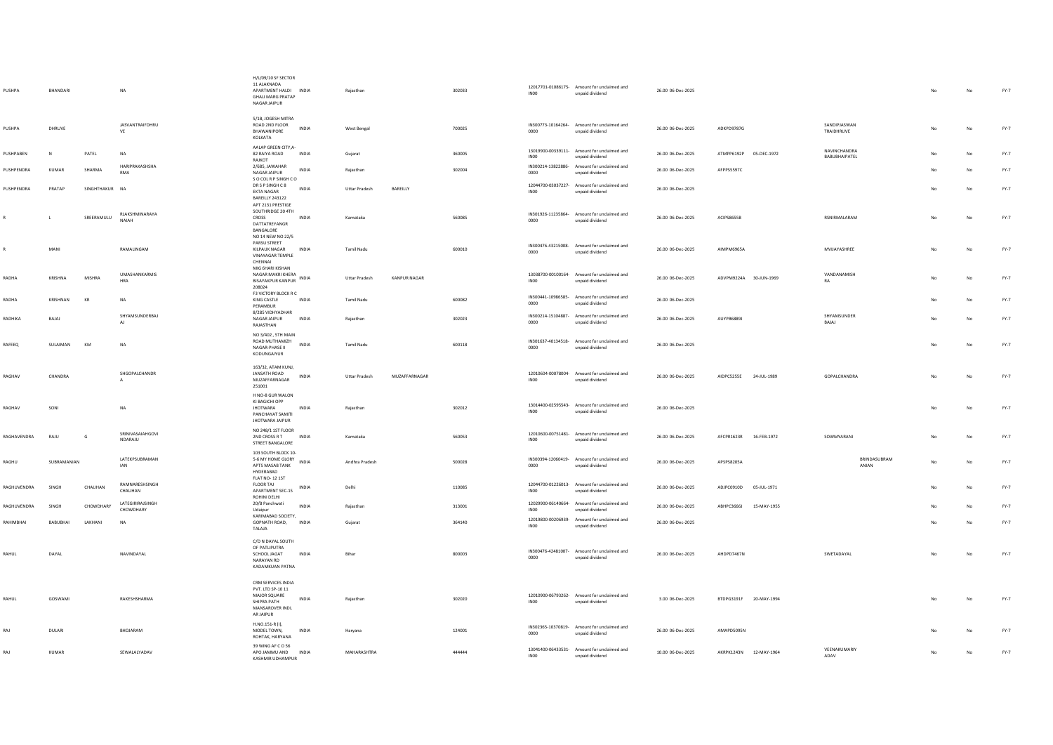| | | | | | | | | | | | | | | | | | | | |
|---|---|---|---|---|---|---|---|---|---|---|---|---|---|---|---|---|---|---|---|
| PUSHPA | BHANDARI | | NA | H/L/09/10 SF SECTOR 11 ALAKNADA APARTMENT HALDI GHATI MARG PRATAP NAGAR JAIPUR | INDIA | Rajasthan | | 302033 | | 12017701-01086175-IN00 | Amount for unclaimed and unpaid dividend | 26.00 06-Dec-2025 | | | | | | No | No | FY-7 |
| PUSHPA | DHRUVE | | JASVANTRAIFDHRUVE | 5/1B, JOGESH MITRA ROAD 2ND FLOOR BHAWANIPORE KOLKATA | INDIA | West Bengal | | 700025 | | IN300773-10164264-0000 | Amount for unclaimed and unpaid dividend | 26.00 06-Dec-2025 | ADKPD9787G | | SANDIPJASWAN TRAIDHRUVE | | | No | No | FY-7 |
| PUSHPABEN | N | PATEL | NA | AALAP GREEN CITY,A-82 RAIYA ROAD RAJKOT | INDIA | Gujarat | | 360005 | | 13019900-00339111-IN00 | Amount for unclaimed and unpaid dividend | 26.00 06-Dec-2025 | ATMPP6192P | 05-DEC-1972 | NAVINCHANDRA BABUBHAIPATEL | | | No | No | FY-7 |
| PUSHPENDRA | KUMAR | SHARMA | HARIPRAKASHSHARMA | 2/685, JAWAHAR NAGAR JAIPUR | INDIA | Rajasthan | | 302004 | | IN300214-13822886-0000 | Amount for unclaimed and unpaid dividend | 26.00 06-Dec-2025 | AFPPS5597C | | | | | No | No | FY-7 |
| PUSHPENDRA | PRATAP | SINGHTHAKUR | NA | S O COL R P SINGH C 8 DR S P SINGH C 8 EKTA NAGAR BAREILLY 243122 | INDIA | Uttar Pradesh | BAREILLY | | | 12044700-03037227-IN00 | Amount for unclaimed and unpaid dividend | 26.00 06-Dec-2025 | | | | | | No | No | FY-7 |
| R | L | SREERAMULU | RLAKSHMINARAYANAIAH | APT 2131 PRESTIGE SOUTHRIDGE 20 4TH CROSS DATTATREYANGR BANGALORE | INDIA | Karnataka | | 560085 | | IN301926-11235864-0000 | Amount for unclaimed and unpaid dividend | 26.00 06-Dec-2025 | ACIPS8655B | | RSNIRMALARAM | | | No | No | FY-7 |
| R | MANI | | RAMALINGAM | NO 14 NEW NO 22/5 PARSU STREET KILPAUK NAGAR VINAYAGAR TEMPLE CHENNAI | INDIA | Tamil Nadu | | 600010 | | IN300476-43215008-0000 | Amount for unclaimed and unpaid dividend | 26.00 06-Dec-2025 | AIMPM6965A | | MVIJAYASHREE | | | No | No | FY-7 |
| RADHA | KRISHNA | MISHRA | UMASHANKARMISHRA | MIG 6HARI KISHAN NAGAR MAKRI KHERA BISAYAKPUR KANPUR 208024 | INDIA | Uttar Pradesh | KANPUR NAGAR | | | 13038700-00100164-IN00 | Amount for unclaimed and unpaid dividend | 26.00 06-Dec-2025 | ADVPM9224A | 30-JUN-1969 | VANDANAMISHRA | | | No | No | FY-7 |
| RADHA | KRISHNAN | KR | NA | F3 VICTORY BLOCK R C KING CASTLE PERAMBUR | INDIA | Tamil Nadu | | 600082 | | IN300441-10986585-0000 | Amount for unclaimed and unpaid dividend | 26.00 06-Dec-2025 | | | | | | No | No | FY-7 |
| RADHIKA | BAJAJ | | SHYAMSUNDERBAJAJ | 8/285 VIDHYADHAR NAGAR JAIPUR RAJASTHAN | INDIA | Rajasthan | | 302023 | | IN300214-15104887-0000 | Amount for unclaimed and unpaid dividend | 26.00 06-Dec-2025 | AUYPB6889J | | SHYAMSUNDER BAJAJ | | | No | No | FY-7 |
| RAFEEQ | SULAIMAN | KM | NA | NO 3/402 , 5TH MAIN ROAD MUTHAMIZH NAGAR-PHASE II KODUNGAIYUR | INDIA | Tamil Nadu | | 600118 | | IN301637-40134518-0000 | Amount for unclaimed and unpaid dividend | 26.00 06-Dec-2025 | | | | | | No | No | FY-7 |
| RAGHAV | CHANDRA | | SHGOPALCHANDRA | 163/32, ATAM KUNJ, JANSATH ROAD MUZAFFARNAGAR 251001 | INDIA | Uttar Pradesh | MUZAFFARNAGAR | | | 12010604-00078004-IN00 | Amount for unclaimed and unpaid dividend | 26.00 06-Dec-2025 | AIDPC5255E | 24-JUL-1989 | GOPALCHANDRA | | | No | No | FY-7 |
| RAGHAV | SONI | | NA | H NO-8 GUR WALON KI BAGICHI OPP JHOTWARA PANCHAYAT SAMITI JHOTWARA JAIPUR | INDIA | Rajasthan | | 302012 | | 13014400-02595543-IN00 | Amount for unclaimed and unpaid dividend | 26.00 06-Dec-2025 | | | | | | No | No | FY-7 |
| RAGHAVENDRA | RAJU | G | SRINIVASAIAHGOVINDARAJU | NO 248/1 1ST FLOOR 2ND CROSS R T STREET BANGALORE | INDIA | Karnataka | | 560053 | | 12010600-00751481-IN00 | Amount for unclaimed and unpaid dividend | 26.00 06-Dec-2025 | AFCPR1623R | 16-FEB-1972 | SOWMYARANI | | | No | No | FY-7 |
| RAGHU | SUBRAMANIAN | | LATEKPSUBRAMANIAN | 103 SOUTH BLOCK 10-5-6 MY HOME GLORY APTS MASAB TANK HYDERABAD | INDIA | Andhra Pradesh | | 500028 | | IN300394-12060419-0000 | Amount for unclaimed and unpaid dividend | 26.00 06-Dec-2025 | APSPS8205A | | | BRINDASUBRAMANIAN | | No | No | FY-7 |
| RAGHUVENDRA | SINGH | CHAUHAN | RAMNARESHSINGHCHAUHAN | FLAT NO- 12 1ST FLOOR TAJ APARTMENT SEC-15 ROHINI DELHI | INDIA | Delhi | | 110085 | | 12044700-01226013-IN00 | Amount for unclaimed and unpaid dividend | 26.00 06-Dec-2025 | ADJPC0910D | 05-JUL-1971 | | | | No | No | FY-7 |
| RAGHUVENDRA | SINGH | CHOWDHARY | LATEGIRIRAJSINGHCHOWDHARY | 20/8 Panchwati Udaipur | INDIA | Rajasthan | | 313001 | | 12029900-06140664-IN00 | Amount for unclaimed and unpaid dividend | 26.00 06-Dec-2025 | ABHPC3666J | 15-MAY-1955 | | | | No | No | FY-7 |
| RAHIMBHAI | BABUBHAI | LAKHANI | NA | KARIMABAD SOCIETY, GOPNATH ROAD, TALAJA | INDIA | Gujarat | | 364140 | | 12019800-00206939-IN00 | Amount for unclaimed and unpaid dividend | 26.00 06-Dec-2025 | | | | | | No | No | FY-7 |
| RAHUL | DAYAL | | NAVINDAYAL | C/O N DAYAL SOUTH OF PATLIPUTRA SCHOOL JAGAT NARAYAN RD KADAMKUAN PATNA | INDIA | Bihar | | 800003 | | IN300476-42481007-0000 | Amount for unclaimed and unpaid dividend | 26.00 06-Dec-2025 | AHDPD7467N | | SWETADAYAL | | | No | No | FY-7 |
| RAHUL | GOSWAMI | | RAKESHSHARMA | CRM SERVICES INDIA PVT. LTD SP-10 11 MAJOR SQUARE SHIPRA PATH MANSAROVER INDL AR JAIPUR | INDIA | Rajasthan | | 302020 | | 12010900-06793262-IN00 | Amount for unclaimed and unpaid dividend | 3.00 06-Dec-2025 | BTDPG3191F | 20-MAY-1994 | | | | No | No | FY-7 |
| RAJ | DULARI | | BHOJARAM | H.NO.151-R (I), MODEL TOWN, ROHTAK, HARYANA | INDIA | Haryana | | 124001 | | IN302365-10370819-0000 | Amount for unclaimed and unpaid dividend | 26.00 06-Dec-2025 | AMAPD5095N | | | | | No | No | FY-7 |
| RAJ | KUMAR | | SEWALALYADAV | 39 WING AF C O 56 APO JAMMU AND KASHMIR UDHAMPUR | INDIA | MAHARASHTRA | | 444444 | | 13041400-06433531-IN00 | Amount for unclaimed and unpaid dividend | 10.00 06-Dec-2025 | AKRPK1243N | 12-MAY-1964 | VEENAKUMARIYADAV | | | No | No | FY-7 |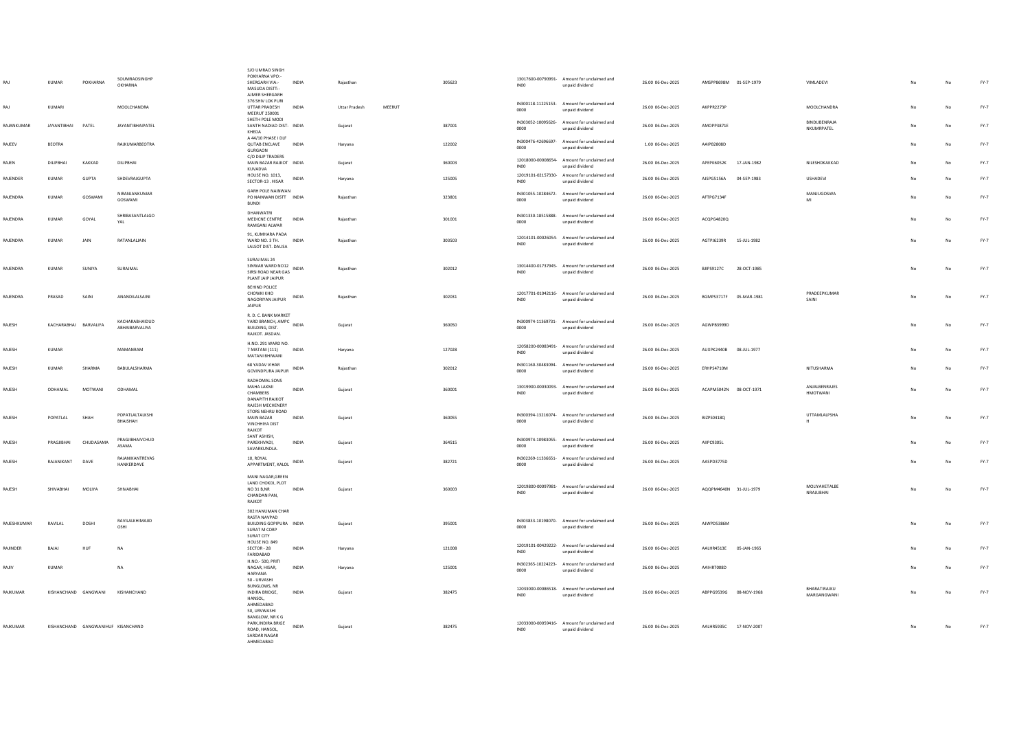| | | | | | | | | | | | | | | | | | | | |
|---|---|---|---|---|---|---|---|---|---|---|---|---|---|---|---|---|---|---|---|
| RAJ | KUMAR | POKHARNA | SOUMRAOSINGHP OKHARNA | S/O UMRAO SINGH POKHARNA VPO:- SHERGARH VIA:- MASUDA DISTT:- AJMER SHERGARH | INDIA | Rajasthan | | 305623 | | 13017600-00790991-IN00 | Amount for unclaimed and unpaid dividend | 26.00 | 06-Dec-2025 | AMSPP8698M | 01-SEP-1979 | VIMLADEVI | No | No | FY-7 |
| RAJ | KUMARI | | MOOLCHANDRA | 376 SHIV LOK PURI UTTAR PRADESH MEERUT 250001 | INDIA | Uttar Pradesh | MEERUT | | | IN300118-11225153-0000 | Amount for unclaimed and unpaid dividend | 26.00 | 06-Dec-2025 | AKPPR2273P | | MOOLCHANDRA | No | No | FY-7 |
| RAJANKUMAR | JAYANTIBHAI | PATEL | JAYANTIBHAIPATEL | SHETH POLE MODI SANTH NADIAD DIST-KHEDA | INDIA | Gujarat | | 387001 | | IN303052-10095626-0000 | Amount for unclaimed and unpaid dividend | 26.00 | 06-Dec-2025 | AMOPP3871E | | BINDUBENRAJA NKUMRPATEL | No | No | FY-7 |
| RAJEEV | BEOTRA | | RAJKUMARBEOTRA | A 44/10 PHASE I DLF QUTAB ENCLAVE GURGAON | INDIA | Haryana | | 122002 | | IN300476-42696697-0000 | Amount for unclaimed and unpaid dividend | 1.00 | 06-Dec-2025 | AAIPB2808D | | | No | No | FY-7 |
| RAJEN | DILIPBHAI | KAKKAD | DILIPBHAI | C/O DILIP TRADERS MAIN BAZAR RAJKOT KUVADVA | INDIA | Gujarat | | 360003 | | 12018000-00008654-IN00 | Amount for unclaimed and unpaid dividend | 26.00 | 06-Dec-2025 | APEPK6052K | 17-JAN-1982 | NILESHDKAKKAD | No | No | FY-7 |
| RAJENDER | KUMAR | GUPTA | SHDEVRAJGUPTA | HOUSE NO. 1013, SECTOR-13 . HISAR | INDIA | Haryana | | 125005 | | 12019101-02157330-IN00 | Amount for unclaimed and unpaid dividend | 26.00 | 06-Dec-2025 | AJSPG5156A | 04-SEP-1983 | USHADEVI | No | No | FY-7 |
| RAJENDRA | KUMAR | GOSWAMI | NIRANJANKUMAR GOSWAMI | GARH POLE NAINWAN PO NAINWAN DISTT BUNDI | INDIA | Rajasthan | | 323801 | | IN301055-10284672-0000 | Amount for unclaimed and unpaid dividend | 26.00 | 06-Dec-2025 | AFTPG7134F | | MANJUGOSWA MI | No | No | FY-7 |
| RAJENDRA | KUMAR | GOYAL | SHRIBASANTLALGO YAL | DHANWATRI MEDICNE CENTRE RAMGANJ ALWAR | INDIA | Rajasthan | | 301001 | | IN301330-18515888-0000 | Amount for unclaimed and unpaid dividend | 26.00 | 06-Dec-2025 | ACQPG4820Q | | | No | No | FY-7 |
| RAJENDRA | KUMAR | JAIN | RATANLALJAIN | 91, KUMHARA PADA WARD NO. 3 TH. LALSOT DIST. DAUSA | INDIA | Rajasthan | | 303503 | | 12014101-00026054-IN00 | Amount for unclaimed and unpaid dividend | 26.00 | 06-Dec-2025 | AGTPJ6239R | 15-JUL-1982 | | No | No | FY-7 |
| RAJENDRA | KUMAR | SUNIYA | SURAJMAL | SURAJ MAL 24 SINWAR WARD NO12 SIRSI ROAD NEAR GAS PLANT JAIP JAIPUR | INDIA | Rajasthan | | 302012 | | 13014400-01737945-IN00 | Amount for unclaimed and unpaid dividend | 26.00 | 06-Dec-2025 | BJIPS9127C | 28-OCT-1985 | | No | No | FY-7 |
| RAJENDRA | PRASAD | SAINI | ANANDILALSAINI | BEHIND POLICE CHOWKI KHO NAGORIYAN JAIPUR JAIPUR | INDIA | Rajasthan | | 302031 | | 12017701-01042116-IN00 | Amount for unclaimed and unpaid dividend | 26.00 | 06-Dec-2025 | BGMPS3717F | 05-MAR-1981 | PRADEEPKUMAR SAINI | No | No | FY-7 |
| RAJESH | KACHARABHAI | BARVALIYA | KACHARABHAIDUD ABHAIBARVALIYA | R. D. C. BANK MARKET YARD BRANCH, AMPC BUILDING, DIST. RAJKOT. JASDAN. | INDIA | Gujarat | | 360050 | | IN300974-11369731-0000 | Amount for unclaimed and unpaid dividend | 26.00 | 06-Dec-2025 | AGWPB3999D | | | No | No | FY-7 |
| RAJESH | KUMAR | | MAMANRAM | H.NO. 291 WARD NO. 7 MATANI (111) MATANI BHIWANI | INDIA | Haryana | | 127028 | | 12058200-00083491-IN00 | Amount for unclaimed and unpaid dividend | 26.00 | 06-Dec-2025 | AUXPK2440B | 08-JUL-1977 | | No | No | FY-7 |
| RAJESH | KUMAR | SHARMA | BABULALSHARMA | 68 YADAV VIHAR GOVINDPURA JAIPUR | INDIA | Rajasthan | | 302012 | | IN301160-30483094-0000 | Amount for unclaimed and unpaid dividend | 26.00 | 06-Dec-2025 | ERHPS4710M | | NITUSHARMA | No | No | FY-7 |
| RAJESH | ODHAMAL | MOTWANI | ODHAMAL | RADHOMAL SONS MAHA LAXMI CHAMBERS DANAPITH RAJKOT | INDIA | Gujarat | | 360001 | | 13019900-00030093-IN00 | Amount for unclaimed and unpaid dividend | 26.00 | 06-Dec-2025 | ACAPM5042N | 08-OCT-1971 | ANJALBENRAJES HMOTWANI | No | No | FY-7 |
| RAJESH | POPATLAL | SHAH | POPATLALTALKSHI BHAISHAH | RAJESH MECHENERY STORS NEHRU ROAD MAIN BAZAR VINCHHIYA DIST RAJKOT | INDIA | Gujarat | | 360055 | | IN300394-13216074-0000 | Amount for unclaimed and unpaid dividend | 26.00 | 06-Dec-2025 | BIZPS0418Q | | UTTAMLALPSHA H | No | No | FY-7 |
| RAJESH | PRAGJIBHAI | CHUDASAMA | PRAGJIBHAIVCHUD ASAMA | SANT ASHISH, PAREKHVADI, SAVARKUNDLA. | INDIA | Gujarat | | 364515 | | IN300974-10983055-0000 | Amount for unclaimed and unpaid dividend | 26.00 | 06-Dec-2025 | AIIPC9305L | | | No | No | FY-7 |
| RAJESH | RAJANIKANT | DAVE | RAJANIKANTREVAS HANKERDAVE | 10, ROYAL APPARTMENT, KALOL | INDIA | Gujarat | | 382721 | | IN302269-11336651-0000 | Amount for unclaimed and unpaid dividend | 26.00 | 06-Dec-2025 | AASPD3775D | | | No | No | FY-7 |
| RAJESH | SHIVABHAI | MOLIYA | SHIVABHAI | MANI NAGAR,GREEN LAND CHOKDI, PLOT NO 31 B,NR CHANDAN PAN, RAJKOT | INDIA | Gujarat | | 360003 | | 12019800-00097981-IN00 | Amount for unclaimed and unpaid dividend | 26.00 | 06-Dec-2025 | AQQPM4640N | 31-JUL-1979 | MOLIYAHETALBE NRAJUBHAI | No | No | FY-7 |
| RAJESHKUMAR | RAVILAL | DOSHI | RAVILALKHIMAJID OSHI | 302 HANUMAN CHAR RASTA NAVPAD BUILDING GOPIPURA SURAT M CORP SURAT CITY | INDIA | Gujarat | | 395001 | | IN303833-10198070-0000 | Amount for unclaimed and unpaid dividend | 26.00 | 06-Dec-2025 | AJWPD5386M | | | No | No | FY-7 |
| RAJINDER | BAJAJ | HUF | NA | HOUSE NO. 849 SECTOR - 28 FARIDABAD | INDIA | Haryana | | 121008 | | 12019101-00429222-IN00 | Amount for unclaimed and unpaid dividend | 26.00 | 06-Dec-2025 | AALHR4513E | 05-JAN-1965 | | No | No | FY-7 |
| RAJIV | KUMAR | | NA | H.NO.- 500, PRITI NAGAR, HISAR, HARYANA | INDIA | Haryana | | 125001 | | IN302365-10224223-0000 | Amount for unclaimed and unpaid dividend | 26.00 | 06-Dec-2025 | AAIHR7008D | | | No | No | FY-7 |
| RAJKUMAR | KISHANCHAND | GANGWANI | KISHANCHAND | 50 - URVASHI BUNGLOWS, NR INDIRA BRIDGE, HANSOL, AHMEDABAD | INDIA | Gujarat | | 382475 | | 12033000-00086518-IN00 | Amount for unclaimed and unpaid dividend | 26.00 | 06-Dec-2025 | ABPPG9539G | 08-NOV-1968 | BHARATIRAJKU MARGANGWANI | No | No | FY-7 |
| RAJKUMAR | KISHANCHAND | GANGWANIHUF | KISHANCHAND | 50, URVWASHI BANGLOW, NR K G PARK,INDIRA BRIGE ROAD, HANSOL, SARDAR NAGAR AHMEDABAD | INDIA | Gujarat | | 382475 | | 12033000-00059416-IN00 | Amount for unclaimed and unpaid dividend | 26.00 | 06-Dec-2025 | AALHR5935C | 17-NOV-2007 | | No | No | FY-7 |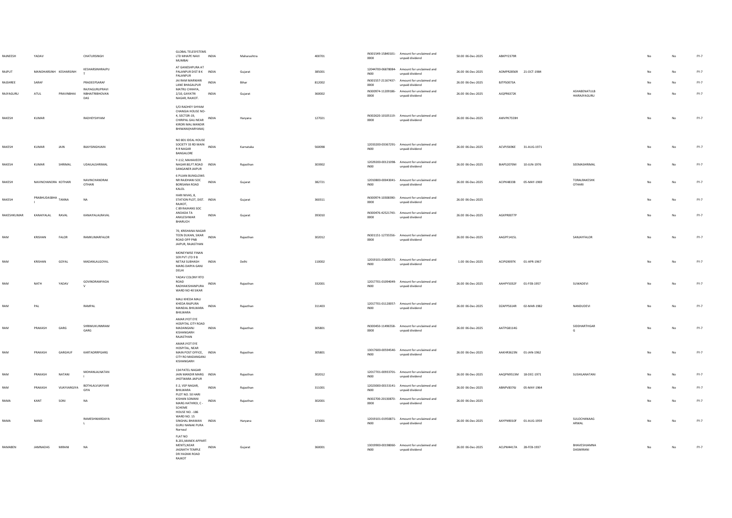| | | | | | | | | | | | | | | | | | | |
|---|---|---|---|---|---|---|---|---|---|---|---|---|---|---|---|---|---|---|
| RAJNEESH | YADAV | | CHATURSINGH | GLOBAL TELESYSTEMS LTD MHAPE NAVI MUMBAI | INDIA | Maharashtra | 400701 | IN301549-15840101-0000 | Amount for unclaimed and unpaid dividend | 50.00 | 06-Dec-2025 | ABKPY2379R | | | | No | No | FY-7 |
| RAJPUT | MANOHARSINH | KESHARSINH | KESHARSINHRAJPUT | AT GANESHPURA AT PALANPUR DIST B K PALANPUR | INDIA | Gujarat | 385001 | 12044700-06878084-IN00 | Amount for unclaimed and unpaid dividend | 26.00 | 06-Dec-2025 | AOMPR2856R | 21-OCT-1984 | | | No | No | FY-7 |
| RAJSHREE | SARAF | | PRADEEPSARAF | JAI RAM MARWARI LANE BHAGALPUR | INDIA | Bihar | 812002 | IN301557-21167437-0000 | Amount for unclaimed and unpaid dividend | 26.00 | 06-Dec-2025 | BJTPS0073A | | | | No | No | FY-7 |
| RAJYAGURU | ATUL | PRAVINBHAI | RAJYAGURUPRAVINBHAITRIBHOVANDAS | MATRU CHHAYA, 2/10, GAYATRI NAGAR, RAJKOT. | INDIA | Gujarat | 360002 | IN300974-11209186-0000 | Amount for unclaimed and unpaid dividend | 26.00 | 06-Dec-2025 | AJQPR6372K | | ASHABENATULBHAIRAJYAGURU | | No | No | FY-7 |
| RAKESH | KUMAR | | RADHEYSHYAM | S/O RADHEY SHYAM CHANGIA HOUSE NO-4, SECTOR-19, CHIRIPAL GALI NEAR KIRORI MAL MANDIR BHIWANI(HARYANA) | INDIA | Haryana | 127021 | IN302620-10105119-0000 | Amount for unclaimed and unpaid dividend | 26.00 | 06-Dec-2025 | AWVPK7559H | | | | No | No | FY-7 |
| RAKESH | KUMAR | JAIN | BIJAYSINGHJAIN | NO 801 IDEAL HOUSE SOCIETY 33 RD MAIN R R NAGAR BANGALORE | INDIA | Karnataka | 560098 | 12033200-03367291-IN00 | Amount for unclaimed and unpaid dividend | 26.00 | 06-Dec-2025 | ACVPJ5696E | 31-AUG-1971 | | | No | No | FY-7 |
| RAKESH | KUMAR | SHRIMAL | UDAILALSHRIMAL | Y-112, MAHAVEER NAGAR 80,FT.ROAD SANGANER JAIPUR | INDIA | Rajasthan | 303902 | 12029200-00121098-IN00 | Amount for unclaimed and unpaid dividend | 26.00 | 06-Dec-2025 | BIAPS2070M | 10-JUN-1976 | SEEMASHRIMAL | | No | No | FY-7 |
| RAKESH | NAVINCHANDRA | KOTHARI | NAVINCHANDRAKOTHARI | 6 PUJAN BUNGLOWS NR RAJDHANI SOC BORISANA ROAD KALOL | INDIA | Gujarat | 382721 | 12010800-00043041-IN00 | Amount for unclaimed and unpaid dividend | 26.00 | 06-Dec-2025 | ACIPK4833B | 05-MAY-1969 | TORALRAKESHKOTHARI | | No | No | FY-7 |
| RAKESH | PRABHUDASBHAI | TANNA | NA | HARI NIVAS, 8, STATION PLOT, DIST. RAJKOT, | INDIA | Gujarat | 360311 | IN300974-10308390-0000 | Amount for unclaimed and unpaid dividend | 26.00 | 06-Dec-2025 | | | | | No | No | FY-7 |
| RAKESHKUMAR | KANAIYALAL | RAVAL | KANAIYALALRAVAL | C 89 RAJHANS SOC ANDADA TA ANKLESHWAR BHARUCH | INDIA | Gujarat | 393010 | IN300476-42521743-0000 | Amount for unclaimed and unpaid dividend | 26.00 | 06-Dec-2025 | AGXPR0077P | | | | No | No | FY-7 |
| RAM | KRISHAN | FALOR | RAMKUMARFALOR | 70, KRISHANA NAGAR TEEN DUKAN, SIKAR ROAD OPP PNB JAIPUR, RAJASTHAN | INDIA | Rajasthan | 302012 | IN301151-12735556-0000 | Amount for unclaimed and unpaid dividend | 26.00 | 06-Dec-2025 | AAGPF1415L | | SANJAYFALOR | | No | No | FY-7 |
| RAM | KRISHAN | GOYAL | MADANLALGOYAL | MONEYWISE FINAN SER PVT LTD 9 B NETAJI SUBHASH MARG DARYA GANJ DELHI | INDIA | Delhi | 110002 | 12019101-01800571-IN00 | Amount for unclaimed and unpaid dividend | 1.00 | 06-Dec-2025 | ACIPG9097K | 01-APR-1967 | | | No | No | FY-7 |
| RAM | NATH | YADAV | GOVINDRAMYADAV | YADAV COLONY RTO ROAD RADHAKISHANPURA WARD NO 40 SIKAR | INDIA | Rajasthan | 332001 | 12017701-01094049-IN00 | Amount for unclaimed and unpaid dividend | 26.00 | 06-Dec-2025 | AAHPY5032F | 01-FEB-1957 | SUWADEVI | | No | No | FY-7 |
| RAM | PAL | | RAMPAL | MALI KHEDA MALI KHEDA RAJPURA MANDAL BHILWARA BHILWARA | INDIA | Rajasthan | 311403 | 12017701-01120057-IN00 | Amount for unclaimed and unpaid dividend | 26.00 | 06-Dec-2025 | DZAPP5614R | 02-MAR-1982 | NANDUDEVI | | No | No | FY-7 |
| RAM | PRAKASH | GARG | SHRIMUKUNNRAMGARG | AMAR JYOT EYE HOSPITAL CITY ROAD MADANGANJ KISHANGARH RAJASTHAN | INDIA | Rajasthan | 305801 | IN300450-11496558-0000 | Amount for unclaimed and unpaid dividend | 26.00 | 06-Dec-2025 | AATPG8114G | | SIDDHARTHGARG | | No | No | FY-7 |
| RAM | PRAKASH | GARGHUF | KARTADRRPGARG | AMAR JYOT EYE HOSPITAL, NEAR MAIN POST OFFICE, CITY RO MADANGANJ KISHANGARH | INDIA | Rajasthan | 305801 | 13017600-00594540-IN00 | Amount for unclaimed and unpaid dividend | 26.00 | 06-Dec-2025 | AAKHR3623N | 01-JAN-1962 | | | No | No | FY-7 |
| RAM | PRAKASH | NATANI | MOHANLALNATANI | 134 PATEL NAGAR JAIN MANDIR MARG JHOTWARA JAIPUR | INDIA | Rajasthan | 302012 | 12017701-00933701-IN00 | Amount for unclaimed and unpaid dividend | 26.00 | 06-Dec-2025 | AAQPN9513M | 18-DEC-1971 | SUSHILANATANI | | No | No | FY-7 |
| RAM | PRAKASH | VIJAYVARGIYA | BOTHLALVIJAYVARGIYA | E-2, VSP NAGAR, BHILWARA | INDIA | Rajasthan | 311001 | 12023000-00153141-IN00 | Amount for unclaimed and unpaid dividend | 26.00 | 06-Dec-2025 | ABNPV8376J | 05-MAY-1964 | | | No | No | FY-7 |
| RAMA | KANT | SONI | NA | PLOT NO. 50 HARI KISHAN SOMANI MARG HATHROI, C - SCHEME | INDIA | Rajasthan | 302001 | IN302700-20130870-0000 | Amount for unclaimed and unpaid dividend | 26.00 | 06-Dec-2025 | | | | | No | No | FY-7 |
| RAMA | NAND | | RAMESHWARDAYAL | HOUSE NO. -186 WARD NO. 15 SINGHAL BHAWAN GURU NANAK PURA Narnaul | INDIA | Haryana | 123001 | 12019101-01950871-IN00 | Amount for unclaimed and unpaid dividend | 26.00 | 06-Dec-2025 | AAYPN9010F | 01-AUG-1959 | SULOCHANAAGARWAL | | No | No | FY-7 |
| RAMABEN | JAMNADAS | MIRANI | NA | FLAT NO B.201,MANEK APPARTMENTS,NEAR JAGNATH TEMPLE DR.YAGNIK ROAD RAJKOT | INDIA | Gujarat | 360001 | 13019900-00198060-IN00 | Amount for unclaimed and unpaid dividend | 26.00 | 06-Dec-2025 | ACLPM4417A | 28-FEB-1937 | BHAVESHJAMNADASMIRANI | | No | No | FY-7 |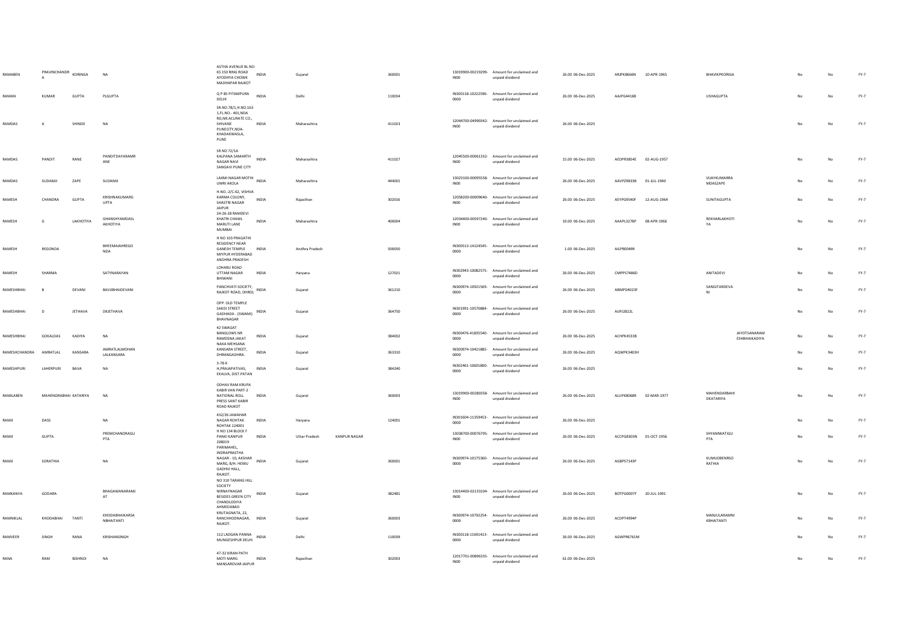| | | | | | | | | | | | | | | | | | | | |
|---|---|---|---|---|---|---|---|---|---|---|---|---|---|---|---|---|---|---|---|
| RAMABEN | PRAVINCHANDRA | KORINGA | NA | ASTHA AVENUE BL NO-65 150 RING ROAD AYODHYA CHOWK MADHAPAR RAJKOT | INDIA | Gujarat | | 360001 | | 13019900-00219299-IN00 | Amount for unclaimed and unpaid dividend | 26.00 06-Dec-2025 | ARJPK8666N | 10-APR-1965 | BHAVIKPKORIGA | | No | No | FY-7 |
| RAMAN | KUMAR | GUPTA | PLGUPTA | Q P 85 PITAMPURA DELHI | INDIA | Delhi | | 110034 | | IN300118-10222596-0000 | Amount for unclaimed and unpaid dividend | 26.00 06-Dec-2025 | AAJPG4416B | | USHAGUPTA | | No | No | FY-7 |
| RAMDAS | A | SHINDE | NA | SR.NO.78/1,H.NO.163 1,FL.NO.- 401,NDA RD,NR.ACURATE CO., SHIVANE PUNECITY,NDA-KHADAKWASLA, PUNE | INDIA | Maharashtra | | 411023 | | 12044700-04990342-IN00 | Amount for unclaimed and unpaid dividend | 26.00 06-Dec-2025 | | | | | No | No | FY-7 |
| RAMDAS | PANDIT | RANE | PANDITDAYARAMRANE | SR NO 72/1A KALPANA SAMARTH NAGAR NAVI SANGAVI PUNE CITY | INDIA | Maharashtra | | 411027 | | 12045500-00061332-IN00 | Amount for unclaimed and unpaid dividend | 15.00 06-Dec-2025 | AEDPR3854E | 02-AUG-1957 | | | No | No | FY-7 |
| RAMDAS | SUDAMJI | ZAPE | SUDAMJI | LAXMI NAGAR MOTHI UMRI AKOLA | INDIA | Maharashtra | | 444001 | | 13023100-00095558-IN00 | Amount for unclaimed and unpaid dividend | 26.00 06-Dec-2025 | AAVPZ9833B | 01-JUL-1940 | VIJAYKUMARRAMDASZAPE | | No | No | FY-7 |
| RAMESH | CHANDRA | GUPTA | KRISHNAKUMARGUPTA | H.NO.-2/C-62, VISHVA KARMA COLONY, SHASTRI NAGAR JAIPUR | INDIA | Rajasthan | | 302016 | | 12058200-00009640-IN00 | Amount for unclaimed and unpaid dividend | 26.00 06-Dec-2025 | AEYPG9540F | 12-AUG-1964 | SUNITAGUPTA | | No | No | FY-7 |
| RAMESH | G | LAKHOTIYA | GHANSHYAMDASLAKHOTIYA | 24-26-28 RAMDEVI KHATRI CHAWL MARUTI LANE MUMBAI | INDIA | Maharashtra | | 400004 | | 12034400-00597240-IN00 | Amount for unclaimed and unpaid dividend | 10.00 06-Dec-2025 | AAAPL3278P | 08-APR-1966 | REKHARLAKHOTIYA | | No | No | FY-7 |
| RAMESH | REGONDA | | BHEEMAIAHREGONDA | H NO 103 PRAGATHI RESIDENCY NEAR GANESH TEMPLE MIYPUR HYDERABAD ANDHRA PRADESH | INDIA | Andhra Pradesh | | 500050 | | IN300513-14124545-0000 | Amount for unclaimed and unpaid dividend | 1.00 06-Dec-2025 | AILPR0049R | | | | No | No | FY-7 |
| RAMESH | SHARMA | | SATYNARAYAN | LOHARU ROAD UTTAM NAGAR BHIWANI | INDIA | Haryana | | 127021 | | IN302943-10082575-0000 | Amount for unclaimed and unpaid dividend | 26.00 06-Dec-2025 | CMPPS7486D | | ANITADEVI | | No | No | FY-7 |
| RAMESHBHAI | B | DEVANI | BAVJIBHAIDEVANI | PANCHVATI SOCIETY, RAJKOT ROAD, DHROL | INDIA | Gujarat | | 361210 | | IN300974-10921569-0000 | Amount for unclaimed and unpaid dividend | 26.00 06-Dec-2025 | ABMPD4023F | | SANGITARDEVANI | | No | No | FY-7 |
| RAMESHBHAI | D | JETHAVA | DKJETHAVA | OPP. OLD TEMPLE SAKDI STREET GADHADA - (SWAMI) BHAVNAGAR | INDIA | Gujarat | | 364750 | | IN301991-10570884-0000 | Amount for unclaimed and unpaid dividend | 26.00 06-Dec-2025 | AIJPJ2822L | | | | No | No | FY-7 |
| RAMESHBHAI | GOKALDAS | KADIYA | NA | 42 SWAGAT BANGLOWS NR RAMOSNA JAKAT NAKA MEHSANA | INDIA | Gujarat | | 384002 | | IN300476-41835540-0000 | Amount for unclaimed and unpaid dividend | 26.00 06-Dec-2025 | ACHPK4533B | | | JAYOTSANARAMESHBHAIKADIYA | No | No | FY-7 |
| RAMESHCHANDRA | AMRATLAL | KANSARA | AMRATLALMOHANLALKANSARA | KANSARA STREET, DHRANGADHRA. | INDIA | Gujarat | | 363310 | | IN300974-10421885-0000 | Amount for unclaimed and unpaid dividend | 26.00 06-Dec-2025 | AQWPK3403H | | | | No | No | FY-7 |
| RAMESHPURI | LAHERPURI | BAVA | NA | 3-78-K H,PRAJAPATIVAS, EKALVA, DIST.PATAN | INDIA | Gujarat | | 384240 | | IN302461-10601800-0000 | Amount for unclaimed and unpaid dividend | 26.00 06-Dec-2025 | | | | | No | No | FY-7 |
| RAMILABEN | MAHENDRABHAI KATARIYA | | NA | ODHAV RAM KRUPA KABIR VAN PART-2 NATIONAL ROLL PRESS SANT KABIR ROAD RAJKOT | INDIA | Gujarat | | 360003 | | 13019900-00280358-IN00 | Amount for unclaimed and unpaid dividend | 26.00 06-Dec-2025 | ALUPK8068R | 02-MAR-1977 | MAHENDARBAHIDKATARIYA | | No | No | FY-7 |
| RAMJI | DASS | | NA | 432/26 JAWAHAR NAGAR ROHTAK ROHTAK 124001 | INDIA | Haryana | | 124001 | | IN301604-11359453-0000 | Amount for unclaimed and unpaid dividend | 26.00 06-Dec-2025 | | | | | No | No | FY-7 |
| RAMJI | GUPTA | | PREMCHANDRAGUPTA | H NO 134 BLOCK F PANKI KANPUR 208019 | INDIA | Uttar Pradesh | KANPUR NAGAR | | | 13038700-00076795-IN00 | Amount for unclaimed and unpaid dividend | 26.00 06-Dec-2025 | ACCPG8303N | 01-OCT-1956 | SHYAMWATIGUPTA | | No | No | FY-7 |
| RAMJI | SORATHIA | | NA | PARIMAHEL, INDRAPRASTHA NAGAR - 10, AKSHAR MARG, B/H. HEMU GADHVI HALL, RAJKOT. | INDIA | Gujarat | | 360001 | | IN300974-10175360-0000 | Amount for unclaimed and unpaid dividend | 26.00 06-Dec-2025 | AGBPS7143P | | KUMUDBENRSORATHIA | | No | No | FY-7 |
| RAMKANYA | GODARA | | BHAGAWANARAMJAT | NO 310 TARANG HILL SOCIETY NIRNAYNAGAR BESIDES GREEN CITY CHANDLODIYA AHMEDABAD | INDIA | Gujarat | | 382481 | | 13014400-02133104-IN00 | Amount for unclaimed and unpaid dividend | 26.00 06-Dec-2025 | BOTPG0007F | 20-JUL-1991 | | | No | No | FY-7 |
| RAMNIKLAL | KHODABHAI | TANTI | KHODABHAIKARSANBHAITANTI | KRUTAGNATA, 22, RANCHHODNAGAR, RAJKOT. | INDIA | Gujarat | | 360003 | | IN300974-10792254-0000 | Amount for unclaimed and unpaid dividend | 26.00 06-Dec-2025 | ACDPT4994P | | MANJULARAMNIKBHAITANTI | | No | No | FY-7 |
| RAMVEER | SINGH | RANA | KRISHANSINGH | 112 LADGAN PANNA MUNGESHPUR DELHI | INDIA | Delhi | | 110039 | | IN300118-11691413-0000 | Amount for unclaimed and unpaid dividend | 26.00 06-Dec-2025 | AGWPR6761M | | | | No | No | FY-7 |
| RANA | RAM | BISHNOI | NA | 47-32 KIRAN PATH MOTI MARG MANSAROVAR JAIPUR | INDIA | Rajasthan | | 302003 | | 12017701-00896335-IN00 | Amount for unclaimed and unpaid dividend | 61.00 06-Dec-2025 | | | | | No | No | FY-7 |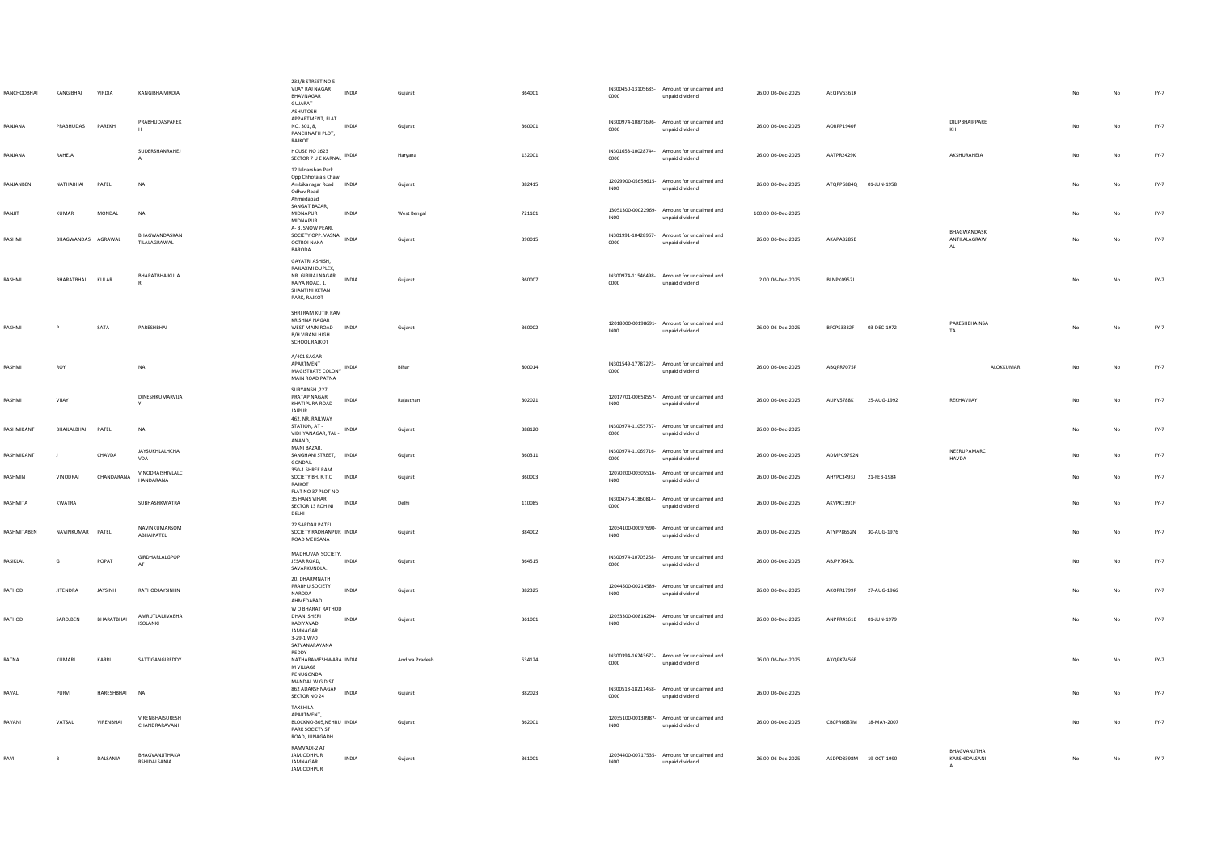| RANCHODBHAI | KANGIBHAI | VIRDIA | KANGIBHAIVIRDIA | 233/B STREET NO 5 VIJAY RAJ NAGAR BHAVNAGAR GUJARAT | INDIA | Gujarat | 364001 | IN300450-13105685-0000 | Amount for unclaimed and unpaid dividend | 26.00 06-Dec-2025 | AEQPV5361K | | | No | No | FY-7 |
|---|---|---|---|---|---|---|---|---|---|---|---|---|---|---|---|---|
| RANJANA | PRABHUDAS | PAREKH | PRABHUDASPAREKH | ASHUTOSH APPARTMENT, FLAT NO. 301, 8, PANCHNATH PLOT, RAJKOT. | INDIA | Gujarat | 360001 | IN300974-10871696-0000 | Amount for unclaimed and unpaid dividend | 26.00 06-Dec-2025 | AORPP1940F | | DILIPBHAIPPAREKH | No | No | FY-7 |
| RANJANA | RAHEJA | | SUDERSHANRAHEJA | HOUSE NO 1623 SECTOR 7 U E KARNAL | INDIA | Haryana | 132001 | IN301653-10028744-0000 | Amount for unclaimed and unpaid dividend | 26.00 06-Dec-2025 | AATPR2429K | | AKSHURAHEJA | No | No | FY-7 |
| RANJANBEN | NATHABHAI | PATEL | NA | 12 Jaldarshan Park Opp Chhotalals Chawl Ambikanagar Road Odhav Road Ahmedabad | INDIA | Gujarat | 382415 | 12029900-05659615-IN00 | Amount for unclaimed and unpaid dividend | 26.00 06-Dec-2025 | ATQPP6884Q | 01-JUN-1958 | | No | No | FY-7 |
| RANJIT | KUMAR | MONDAL | NA | SANGAT BAZAR, MIDNAPUR MIDNAPUR | INDIA | West Bengal | 721101 | 13051300-00022969-IN00 | Amount for unclaimed and unpaid dividend | 100.00 06-Dec-2025 | | | | No | No | FY-7 |
| RASHMI | BHAGWANDAS | AGRAWAL | BHAGWANDASKANTILALAGRAWAL | A- 3, SNOW PEARL SOCIETY OPP. VASNA OCTROI NAKA BARODA | INDIA | Gujarat | 390015 | IN301991-10428967-0000 | Amount for unclaimed and unpaid dividend | 26.00 06-Dec-2025 | AKAPA3285B | | BHAGWANDASKANTILALAGRAWAL | No | No | FY-7 |
| RASHMI | BHARATBHAI | KULAR | BHARATBHAIKULAR | GAYATRI ASHISH, RAJLAXMI DUPLEX, NR. GIRIRAJ NAGAR, RAIYA ROAD, 1, SHANTINI KETAN PARK, RAJKOT | INDIA | Gujarat | 360007 | IN300974-11546498-0000 | Amount for unclaimed and unpaid dividend | 2.00 06-Dec-2025 | BLNPK0952J | | | No | No | FY-7 |
| RASHMI | P | SATA | PARESHBHAI | SHRI RAM KUTIR RAM KRISHNA NAGAR WEST MAIN ROAD B/H VIRANI HIGH SCHOOL RAJKOT | INDIA | Gujarat | 360002 | 12018000-00198691-IN00 | Amount for unclaimed and unpaid dividend | 26.00 06-Dec-2025 | BFCPS3332F | 03-DEC-1972 | PARESHBHAINSATA | No | No | FY-7 |
| RASHMI | ROY | | NA | A/401 SAGAR APARTMENT MAGISTRATE COLONY MAIN ROAD PATNA | INDIA | Bihar | 800014 | IN301549-17787273-0000 | Amount for unclaimed and unpaid dividend | 26.00 06-Dec-2025 | ABQPR7075P | | ALOKKUMAR | No | No | FY-7 |
| RASHMI | VIJAY | | DINESHKUMARVIJAY | SURYANSH ,227 PRATAP NAGAR KHATIPURA ROAD JAIPUR | INDIA | Rajasthan | 302021 | 12017701-00658557-IN00 | Amount for unclaimed and unpaid dividend | 26.00 06-Dec-2025 | AUPV5788K | 25-AUG-1992 | REKHAVIJAY | No | No | FY-7 |
| RASHMIKANT | BHAILALBHAI | PATEL | NA | 462, NR. RAILWAY STATION, AT - VIDHYANAGAR, TAL - ANAND, | INDIA | Gujarat | 388120 | IN300974-11055737-0000 | Amount for unclaimed and unpaid dividend | 26.00 06-Dec-2025 | | | | No | No | FY-7 |
| RASHMIKANT | J | CHAVDA | JAYSUKHLALHCHAVDA | MANI BAZAR, SANGHANI STREET, GONDAL. | INDIA | Gujarat | 360311 | IN300974-11069716-0000 | Amount for unclaimed and unpaid dividend | 26.00 06-Dec-2025 | ADMPC9792N | | NEERUPAMARCHAVDA | No | No | FY-7 |
| RASHMIN | VINODRAI | CHANDARANA | VINODRAISHIVLALCHANDARANA | 350-1 SHREE RAM SOCIETY BH. R.T.O RAJKOT | INDIA | Gujarat | 360003 | 12070200-00305516-IN00 | Amount for unclaimed and unpaid dividend | 26.00 06-Dec-2025 | AHYPC3493J | 21-FEB-1984 | | No | No | FY-7 |
| RASHMITA | KWATRA | | SUBHASHKWATRA | FLAT NO 37 PLOT NO 35 HANS VIHAR SECTOR 13 ROHINI DELHI | INDIA | Delhi | 110085 | IN300476-41860814-0000 | Amount for unclaimed and unpaid dividend | 26.00 06-Dec-2025 | AKVPK1391F | | | No | No | FY-7 |
| RASHMITABEN | NAVINKUMAR | PATEL | NAVINKUMARSOMABHAIPATEL | 22 SARDAR PATEL SOCIETY RADHANPUR ROAD MEHSANA | INDIA | Gujarat | 384002 | 12034100-00097690-IN00 | Amount for unclaimed and unpaid dividend | 26.00 06-Dec-2025 | ATYPP8652N | 30-AUG-1976 | | No | No | FY-7 |
| RASIKLAL | G | POPAT | GIRDHARLALGPOPAT | MADHUVAN SOCIETY, JESAR ROAD, SAVARKUNDLA. | INDIA | Gujarat | 364515 | IN300974-10705258-0000 | Amount for unclaimed and unpaid dividend | 26.00 06-Dec-2025 | ABJPP7643L | | | No | No | FY-7 |
| RATHOD | JITENDRA | JAYSINH | RATHODJAYSINHN | 20, DHARMNATH PRABHU SOCIETY NARODA AHMEDABAD | INDIA | Gujarat | 382325 | 12044500-00214589-IN00 | Amount for unclaimed and unpaid dividend | 26.00 06-Dec-2025 | AKOPR1799R | 27-AUG-1966 | | No | No | FY-7 |
| RATHOD | SAROJBEN | BHARATBHAI | AMRUTLALJIVABHAISOLANKI | W O BHARAT RATHOD DHANI SHERI KADIYAVAD JAMNAGAR | INDIA | Gujarat | 361001 | 12033300-00816294-IN00 | Amount for unclaimed and unpaid dividend | 26.00 06-Dec-2025 | ANPPR4161B | 01-JUN-1979 | | No | No | FY-7 |
| RATNA | KUMARI | KARRI | SATTIGANGIREDDY | 3-29-1 W/O SATYANARAYANA REDDY NATHARAMESHWARA M VILLAGE PENUGONDA MANDAL W G DIST | INDIA | Andhra Pradesh | 534124 | IN300394-16243672-0000 | Amount for unclaimed and unpaid dividend | 26.00 06-Dec-2025 | AXQPK7456F | | | No | No | FY-7 |
| RAVAL | PURVI | HARESHBHAI | NA | 862 ADARSHNAGAR SECTOR NO 24 | INDIA | Gujarat | 382023 | IN300513-18211458-0000 | Amount for unclaimed and unpaid dividend | 26.00 06-Dec-2025 | | | | No | No | FY-7 |
| RAVANI | VATSAL | VIRENBHAI | VIRENBHAISURESHCHANDRARAVANI | TAXSHILA APARTMENT, BLOCKNO-305,NEHRU PARK SOCIETY ST ROAD, JUNAGADH | INDIA | Gujarat | 362001 | 12035100-00130987-IN00 | Amount for unclaimed and unpaid dividend | 26.00 06-Dec-2025 | CBCPR6687M | 18-MAY-2007 | | No | No | FY-7 |
| RAVI | B | DALSANIA | BHAGVANJITHAKARSHIDALSANIA | RAMVADI-2 AT JAMJODHPUR JAMNAGAR JAMJODHPUR | INDIA | Gujarat | 361001 | 12034400-00717535-IN00 | Amount for unclaimed and unpaid dividend | 26.00 06-Dec-2025 | ASDPD8398M | 19-OCT-1990 | BHAGVANJITHAKARSHIDALSANIA | No | No | FY-7 |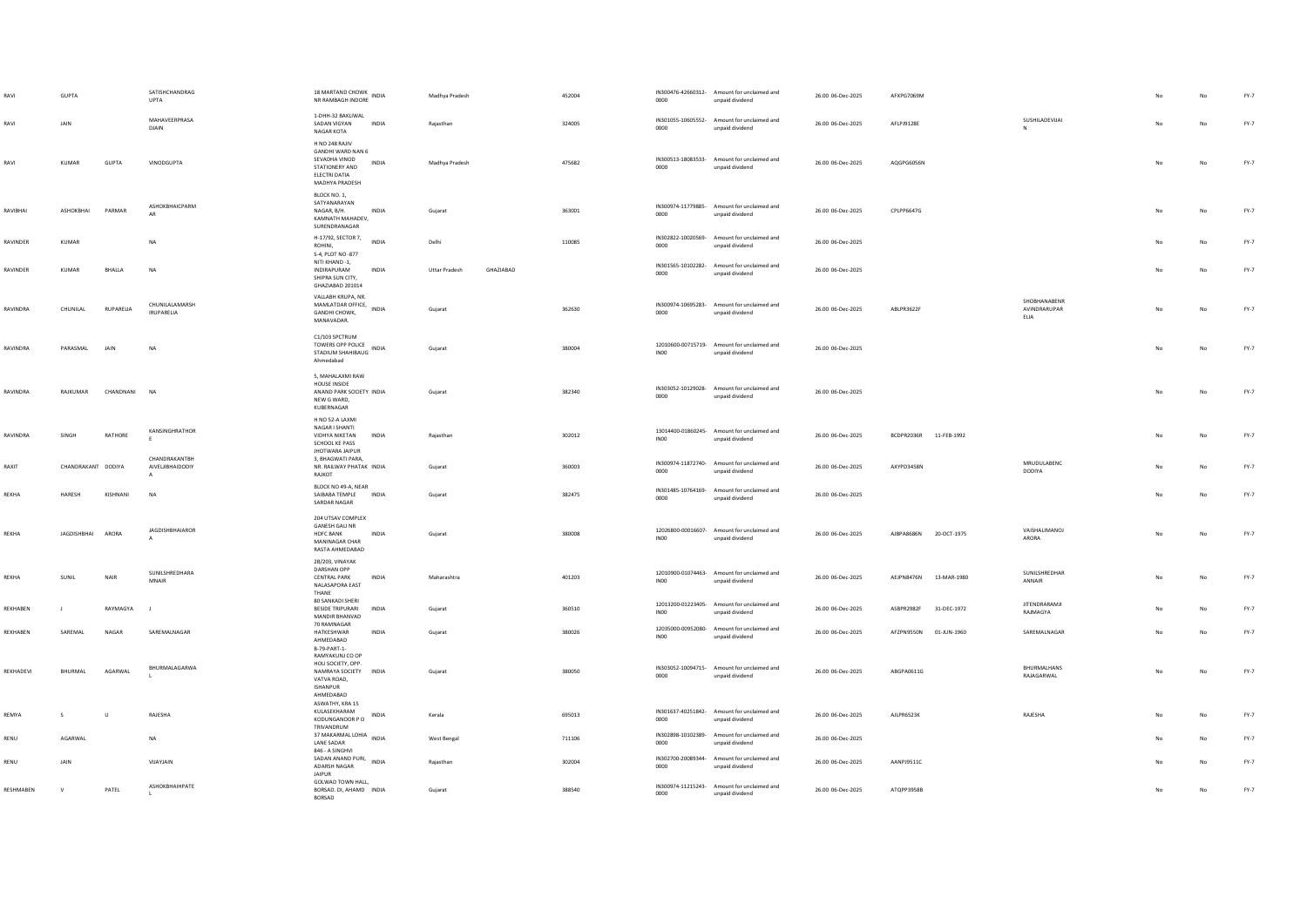| | | | | | | | | | | | | | | | | | | |
|---|---|---|---|---|---|---|---|---|---|---|---|---|---|---|---|---|---|---|
| RAVI | GUPTA | | SATISHCHANDRAGUPTA | 18 MARTAND CHOWK NR RAMBAGH INDORE | INDIA | Madhya Pradesh | | 452004 | IN300476-42660312-0000 | Amount for unclaimed and unpaid dividend | 26.00 | 06-Dec-2025 | AFXPG7069M | | | No | No | FY-7 |
| RAVI | JAIN | | MAHAVEERPRASADJAIN | 1-DHH-32 BAKLIWAL SADAN VIGYAN NAGAR KOTA | INDIA | Rajasthan | | 324005 | IN301055-10605552-0000 | Amount for unclaimed and unpaid dividend | 26.00 | 06-Dec-2025 | AFLPJ9128E | | SUSHILADEVIJAIN | No | No | FY-7 |
| RAVI | KUMAR | GUPTA | VINODGUPTA | H NO 248 RAJIV GANDHI WARD NAN 6 SEVADHA VINOD STATIONERY AND ELECTRI DATIA MADHYA PRADESH | INDIA | Madhya Pradesh | | 475682 | IN300513-18083533-0000 | Amount for unclaimed and unpaid dividend | 26.00 | 06-Dec-2025 | AQGPG6056N | | | No | No | FY-7 |
| RAVIBHAI | ASHOKBHAI | PARMAR | ASHOKBHAICPARMAR | BLOCK NO. 1, SATYANARAYAN NAGAR, B/H. KAMNATH MAHADEV, SURENDRANAGAR | INDIA | Gujarat | | 363001 | IN300974-11779885-0000 | Amount for unclaimed and unpaid dividend | 26.00 | 06-Dec-2025 | CPLPP6647G | | | No | No | FY-7 |
| RAVINDER | KUMAR | | NA | H-17/92, SECTOR 7, ROHINI, | INDIA | Delhi | | 110085 | IN302822-10020569-0000 | Amount for unclaimed and unpaid dividend | 26.00 | 06-Dec-2025 | | | | No | No | FY-7 |
| RAVINDER | KUMAR | BHALLA | NA | S-4, PLOT NO -877 NITI KHAND -1, INDIRAPURAM SHIPRA SUN CITY, GHAZIABAD 201014 | INDIA | Uttar Pradesh | GHAZIABAD | | IN301565-10102282-0000 | Amount for unclaimed and unpaid dividend | 26.00 | 06-Dec-2025 | | | | No | No | FY-7 |
| RAVINDRA | CHUNILAL | RUPARELIA | CHUNILALAMARSHIRUPARELIA | VALLABH KRUPA, NR. MAMLATDAR OFFICE, GANDHI CHOWK, MANAVADAR. | INDIA | Gujarat | | 362630 | IN300974-10695283-0000 | Amount for unclaimed and unpaid dividend | 26.00 | 06-Dec-2025 | ABLPR3622F | | SHOBHANABENRAVINDRARUPARELIA | No | No | FY-7 |
| RAVINDRA | PARASMAL | JAIN | NA | C1/103 SPCTRUM TOWERS OPP POLICE STADIUM SHAHIBAUG Ahmedabad | INDIA | Gujarat | | 380004 | 12010600-00715719-IN00 | Amount for unclaimed and unpaid dividend | 26.00 | 06-Dec-2025 | | | | No | No | FY-7 |
| RAVINDRA | RAJKUMAR | CHANDNANI | NA | 5, MAHALAXMI RAW HOUSE INSIDE ANAND PARK SOCIETY NEW G WARD, KUBERNAGAR | INDIA | Gujarat | | 382340 | IN303052-10129028-0000 | Amount for unclaimed and unpaid dividend | 26.00 | 06-Dec-2025 | | | | No | No | FY-7 |
| RAVINDRA | SINGH | RATHORE | KANSINGHRATHORE | H NO 52-A LAXMI NAGAR I SHANTI VIDHYA NIKETAN SCHOOL KE PASS JHOTWARA JAIPUR | INDIA | Rajasthan | | 302012 | 13014400-01860245-IN00 | Amount for unclaimed and unpaid dividend | 26.00 | 06-Dec-2025 | BCDPR2036R | 11-FEB-1992 | | No | No | FY-7 |
| RAXIT | CHANDRAKANT | DODIYA | CHANDRAKANTBHAIVELJIBHAIDODIYA | 3, BHAGWATI PARA, NR. RAILWAY PHATAK RAJKOT | INDIA | Gujarat | | 360003 | IN300974-11872740-0000 | Amount for unclaimed and unpaid dividend | 26.00 | 06-Dec-2025 | AXYPD3458N | | MRUDULABENCDODIYA | No | No | FY-7 |
| REKHA | HARESH | KISHNANI | NA | BLOCK NO 49-A, NEAR SAIBABA TEMPLE SARDAR NAGAR | INDIA | Gujarat | | 382475 | IN301485-10764169-0000 | Amount for unclaimed and unpaid dividend | 26.00 | 06-Dec-2025 | | | | No | No | FY-7 |
| REKHA | JAGDISHBHAI | ARORA | JAGDISHBHAIARORA | 204 UTSAV COMPLEX GANESH GALI NR HDFC BANK MANINAGAR CHAR RASTA AHMEDABAD | INDIA | Gujarat | | 380008 | 12026800-00016607-IN00 | Amount for unclaimed and unpaid dividend | 26.00 | 06-Dec-2025 | AJBPA8686N | 20-OCT-1975 | VAISHALIMANOJARORA | No | No | FY-7 |
| REKHA | SUNIL | NAIR | SUNILSHREDHARAMNAIR | 2B/203, VINAYAK DARSHAN OPP CENTRAL PARK NALASAPORA EAST THANE | INDIA | Maharashtra | | 401203 | 12010900-01074463-IN00 | Amount for unclaimed and unpaid dividend | 26.00 | 06-Dec-2025 | AEJPN8476N | 13-MAR-1980 | SUNILSHREDHARANNAIR | No | No | FY-7 |
| REKHABEN | J | RAYMAGYA | J | 80 SANKADI SHERI BESIDE TRIPURARI MANDIR BHANVAD | INDIA | Gujarat | | 360510 | 12013200-01223405-IN00 | Amount for unclaimed and unpaid dividend | 26.00 | 06-Dec-2025 | ASBPR2982F | 31-DEC-1972 | JITENDRARAMJIRAJMAGYA | No | No | FY-7 |
| REKHABEN | SAREMAL | NAGAR | SAREMALNAGAR | 70 RAMNAGAR HATKESHWAR AHMEDABAD | INDIA | Gujarat | | 380026 | 12035000-00952080-IN00 | Amount for unclaimed and unpaid dividend | 26.00 | 06-Dec-2025 | AFZPN9550N | 01-JUN-1960 | SAREMALNAGAR | No | No | FY-7 |
| REKHADEVI | BHURMAL | AGARWAL | BHURMALAGARWAL | B-79-PART-1-RAMYAKUNJ CO OP HOU SOCIETY, OPP. NAMRAYA SOCIETY VATVA ROAD, ISHANPUR AHMEDABAD | INDIA | Gujarat | | 380050 | IN303052-10094715-0000 | Amount for unclaimed and unpaid dividend | 26.00 | 06-Dec-2025 | ABGPA0611G | | BHURMALHANSRAJAGARWAL | No | No | FY-7 |
| REMYA | S | U | RAJESHA | ASWATHY, KRA 15 KULASEKHARAM KODUNGANOOR P O TRIVANDRUM | INDIA | Kerala | | 695013 | IN301637-40251842-0000 | Amount for unclaimed and unpaid dividend | 26.00 | 06-Dec-2025 | AJLPR6523K | | RAJESHA | No | No | FY-7 |
| RENU | AGARWAL | | NA | 37 MAKARMAL LOHIA LANE SADAR | INDIA | West Bengal | | 711106 | IN302898-10102389-0000 | Amount for unclaimed and unpaid dividend | 26.00 | 06-Dec-2025 | | | | No | No | FY-7 |
| RENU | JAIN | | VIJAYJAIN | 846 - A SINGHVI SADAN ANAND PURI, ADARSH NAGAR JAIPUR | INDIA | Rajasthan | | 302004 | IN302700-20089344-0000 | Amount for unclaimed and unpaid dividend | 26.00 | 06-Dec-2025 | AANPJ9511C | | | No | No | FY-7 |
| RESHMABEN | V | PATEL | ASHOKBHAIHPATEL | GOLWAD TOWN HALL, BORSAD. DI, AHAMD BORSAD | INDIA | Gujarat | | 388540 | IN300974-11215243-0000 | Amount for unclaimed and unpaid dividend | 26.00 | 06-Dec-2025 | ATQPP3958B | | | No | No | FY-7 |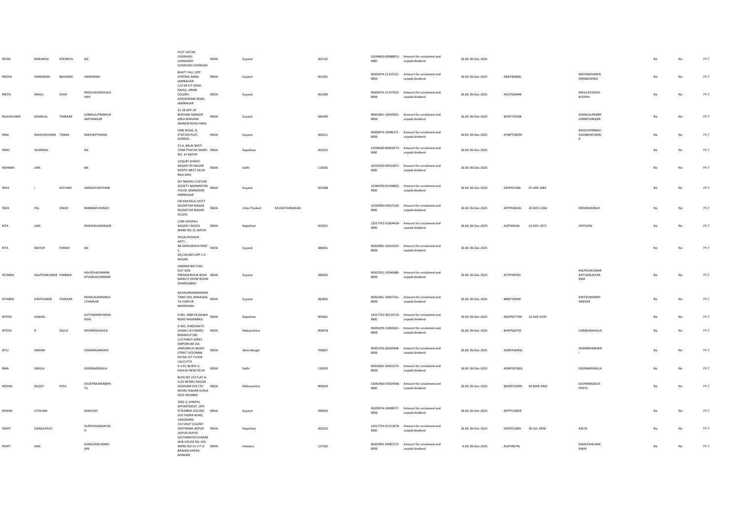| REVIN | BABUBHAI | VEKARIYA | NA | PLOT VISTAR CHORVADI JUNAGADH CHORVADI CHORVADI | INDIA | Gujarat | | 362110 | 12034400-00988951-IN00 | Amount for unclaimed and unpaid dividend | 26.00 06-Dec-2025 | | | | No | No | FY-7 |
|---|---|---|---|---|---|---|---|---|---|---|---|---|---|---|---|---|---|
| RIDDHI | HARENDRA | BADAMIA | HARENDRA | BHATT FALI, OPP. CENTRAL BANK, JAMNAGAR. | INDIA | Gujarat | | 361001 | IN300974-11325525-0000 | Amount for unclaimed and unpaid dividend | 26.00 06-Dec-2025 | AMLPB3846J | | MAYANKHAREN DRABADAMIA | No | No | FY-7 |
| RIKITA | RAHUL | SHAH | RAHULKESHAVLALS HAH | C/O DR K P SHAH, RAHUL, ARAM COLONY, AERODRAME ROAD, JAMNAGAR | INDIA | Gujarat | | 361006 | IN300974-11747419-0000 | Amount for unclaimed and unpaid dividend | 26.00 06-Dec-2025 | AKCPG6944K | | RAHULKESHAVL ALSHAH | No | No | FY-7 |
| RILAVKUMAR | SOMALAL | THAKKAR | SOMALALPRABHUR AMTHAKKAR | 22-18 OPP OF BHAVANI MANDIR AREA BHAVANI MANDIR ROAD HARIJ | INDIA | Gujarat | | 384240 | IN302461-10650955-0000 | Amount for unclaimed and unpaid dividend | 26.00 06-Dec-2025 | BCHPT3042B | | SOMALALPRABH URAMTHAKKAR | No | No | FY-7 |
| RINA | RAKESHKUMAR | TANNA | RAKESHPTANNA | HARI NIVAS, 8, STATION PLOT, GONDAL. | INDIA | Gujarat | | 360311 | IN300974-10996372-0000 | Amount for unclaimed and unpaid dividend | 26.00 06-Dec-2025 | AFMPT0003R | | RAKESHPRABHU DASABHAITANN A | No | No | FY-7 |
| RINKI | AGARWAL | | NA | 15-A, BALAI BASTI TONK PHATAK WARD NO. 19 JAIPUR | INDIA | Rajasthan | | 302015 | 12058300-00006273-IN00 | Amount for unclaimed and unpaid dividend | 26.00 06-Dec-2025 | | | | No | No | FY-7 |
| RISHABH | JAIN | | NA | 1256/87 SHANTI NAGAR TRI NAGAR NORTH WEST DELHI New delhi | INDIA | Delhi | | 110035 | 12032300-00913057-IN00 | Amount for unclaimed and unpaid dividend | 26.00 06-Dec-2025 | | | | No | No | FY-7 |
| RISHI | I | KOTHARI | INDRAJITJKOTHARI | JAY MADHU 3 KETAN SOCIETY BADMINTON HOUSE JAMNAGAR JAMNAGAR | INDIA | Gujarat | | 361008 | 12044700-01438905-IN00 | Amount for unclaimed and unpaid dividend | 26.00 06-Dec-2025 | ASHPK5168L | 07-JAN-1983 | | No | No | FY-7 |
| RISHI | PAL | SINGH | RAMBAKSHSINGH | CBI KHATAULI DISTT MUZAFFAR NAGAR MUZAFFAR NAGAR 251201 | INDIA | Uttar Pradesh | MUZAFFARNAGAR | | 12010900-03507165-IN00 | Amount for unclaimed and unpaid dividend | 26.00 06-Dec-2025 | AFPPS5818G | 20-NOV-1962 | KRISHNASINGH | No | No | FY-7 |
| RITA | JAIN | | RAJESHKUMARJAIN | C284 VAISHALI NAGAR C BLOCK WARD NO.11 JAIPUR | INDIA | Rajasthan | | 302021 | 12017701-01004418-IN00 | Amount for unclaimed and unpaid dividend | 26.00 06-Dec-2025 | AIZPJ0410A | 12-DEC-1972 | JYOTIJAIN | No | No | FY-7 |
| RITA | MAYUR | PARIKH | NA | 301/A,SHIVALIK APPT., NR.SARVODAYA PART-2, DR,COLONY,OPP.C.P. NAGAR, | INDIA | Gujarat | | 380061 | IN300982-10232259-0000 | Amount for unclaimed and unpaid dividend | 26.00 06-Dec-2025 | | | | No | No | FY-7 |
| RITABEN | KALPESHKUMAR | PARMAR | KALPESHKUMARN ATVARLALPARMAR | JAMANA BAI CHAL OUT SIDE PREMDARVAJA NEAR MARUTI SHOW ROOM AHMEDABAD | INDIA | Gujarat | | 380016 | IN302201-10246688-0000 | Amount for unclaimed and unpaid dividend | 26.00 06-Dec-2025 | AJTPP4974G | | KALPESHKUMAR NATVARLALPAR MAR | No | No | FY-7 |
| RITABEN | KIRITKUMAR | THAKKAR | RASIKLALNARANLA LTHAKKAR | NAVIN,BRAHMANIMA TANO VAS, RANASAN, TA VIJAPUR MAHESANA | INDIA | Gujarat | | 382850 | IN302461-10607331-0000 | Amount for unclaimed and unpaid dividend | 26.00 06-Dec-2025 | BBNPT0059F | | KIRITKUMARMT HAKKAR | No | No | FY-7 |
| RITESH | KANSAL | | SATYANARAYANKA NSAL | H.NO. 3080 PALSANIA ROAD NASIRABAD | INDIA | Rajasthan | | 305601 | 12017701-00134710-IN00 | Amount for unclaimed and unpaid dividend | 26.00 06-Dec-2025 | ASGPK0773N | 13-JAN-1978 | | No | No | FY-7 |
| RITESH | R | SAVLA | RAVINDRASAVLA | D.402, SHREENATH DHAM L.B.S MARG BHANDUP (W) | INDIA | Maharashtra | | 400078 | IN300239-11892615-0000 | Amount for unclaimed and unpaid dividend | 26.00 06-Dec-2025 | BHDPS6075E | | CHANDANSAVLA | No | No | FY-7 |
| RITU | ABHANI | | DHANRAJABHANI | C/O FANCY SAREE EMPORIUM 156 JAMUNALAL BAZAZ STREET KESORAM KATRA 1ST FLOOR CALCUTTA | INDIA | West Bengal | | 700007 | IN301250-28260438-0000 | Amount for unclaimed and unpaid dividend | 26.00 06-Dec-2025 | ADBPA5840Q | | DHANRAJABHAN I | No | No | FY-7 |
| RMA | SINGLA | | JOGIRAMSINGLA | G-133, BLOCK-G KALKAJI NEW DELHI | INDIA | Delhi | | 110019 | IN303663-10001276-0000 | Amount for unclaimed and unpaid dividend | 26.00 06-Dec-2025 | AZMPS9706Q | | JOGIRAMSINGLA | No | No | FY-7 |
| ROHAN | DILEEP | PATIL | DILEEPRAJARAMPA TIL | BLDG NO 153 FLAT A-5125 NEHRU NAGAR SAIDHAM CHS LTD NEHRU NAGAR KURLA EAST MUMBAI | INDIA | Maharashtra | | 400024 | 13041400-07624368-IN00 | Amount for unclaimed and unpaid dividend | 26.00 06-Dec-2025 | BAOPP3209H | 04-MAR-1992 | SUSHAMADILEE PPATIL | No | No | FY-7 |
| ROHAN | VITHLANI | | KAMLESH | 1002-3, SHRIPAL APPARTMENT, OPP. PITAMBER COLONY, OLD PADRA ROAD, VADODARA. | INDIA | Gujarat | | 390020 | IN300974-10498577-0000 | Amount for unclaimed and unpaid dividend | 26.00 06-Dec-2025 | AEPPV1065B | | | No | No | FY-7 |
| ROHIT | DANGAYACH | | SURESHDANGAYAC H | 131 SHILP COLONY JHOTWARA JAIPUR JAIPUR JAIPUR | INDIA | Rajasthan | | 302012 | 12017701-01153978-IN00 | Amount for unclaimed and unpaid dividend | 26.00 06-Dec-2025 | DXIPD5100A | 30-JUL-1998 | ANITA | No | No | FY-7 |
| ROHIT | JAIN | | KAMLESHKUMARJ AIN | S/O KAMLESH KUMAR JAIN HOUSE NO-104, WARD NO-11 V.P.O. BAWANI KHERA BHIWANI | INDIA | Haryana | | 127032 | IN302943-10087273-0000 | Amount for unclaimed and unpaid dividend | 6.00 06-Dec-2025 | ALAPJ6674L | | KAMLESHKUMA RJAIN | No | No | FY-7 |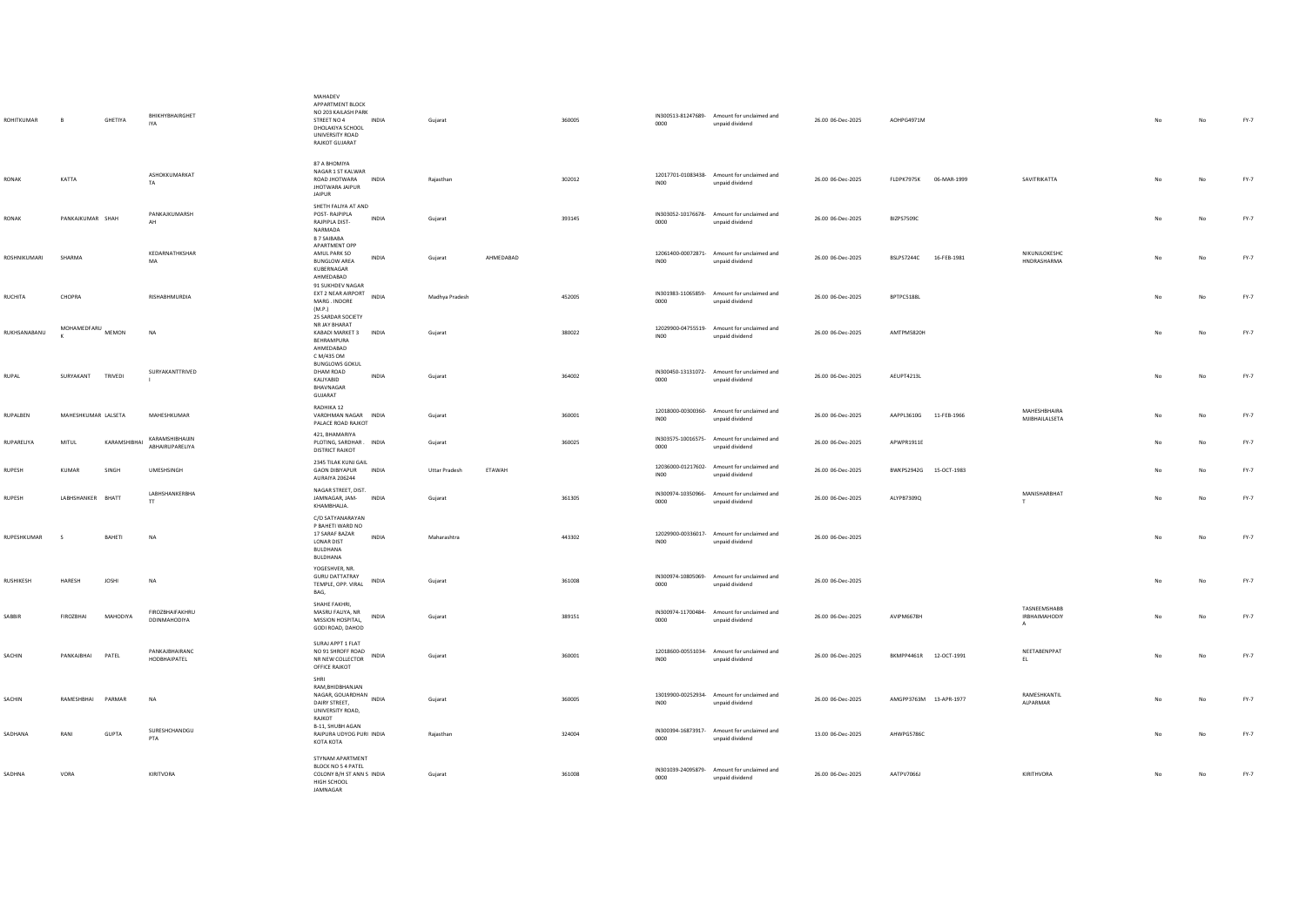| | | | | | | | | | | | | | | | | | | |
|---|---|---|---|---|---|---|---|---|---|---|---|---|---|---|---|---|---|---|
| ROHITKUMAR | B | GHETIYA | BHIKHYBHAIRGHETIYA | MAHADEV APPARTMENT BLOCK NO 203 KAILASH PARK STREET NO 4 DHOLAKIYA SCHOOL UNIVERSITY ROAD RAJKOT GUJARAT | INDIA | Gujarat | | 360005 | IN300513-81247689-0000 | Amount for unclaimed and unpaid dividend | 26.00 06-Dec-2025 | AOHPG4971M | | | | No | No | FY-7 |
| RONAK | KATTA | | ASHOKKUMARKATTA | 87 A BHOMIYA NAGAR 1 ST KALWAR ROAD JHOTWARA JHOTWARA JAIPUR JAIPUR | INDIA | Rajasthan | | 302012 | 12017701-01083438-IN00 | Amount for unclaimed and unpaid dividend | 26.00 06-Dec-2025 | FLDPK7975K | 06-MAR-1999 | SAVITRIKATTA | | No | No | FY-7 |
| RONAK | PANKAJKUMAR | SHAH | PANKAJKUMARSHAH | SHETH FALIYA AT AND POST- RAJPIPLA RAJPIPLA DIST- NARMADA | INDIA | Gujarat | | 393145 | IN303052-10176678-0000 | Amount for unclaimed and unpaid dividend | 26.00 06-Dec-2025 | BIZPS7509C | | | | No | No | FY-7 |
| ROSHNIKUMARI | SHARMA | | KEDARNATHKSHARMA | B 7 SAIBABA APARTMENT OPP AMUL PARK SO BUNGLOW AREA KUBERNAGAR AHMEDABAD | INDIA | Gujarat | AHMEDABAD | | 12061400-00072871-IN00 | Amount for unclaimed and unpaid dividend | 26.00 06-Dec-2025 | BSLPS7244C | 16-FEB-1981 | NIKUNJLOKESHCHNDRASHARMA | | No | No | FY-7 |
| RUCHITA | CHOPRA | | RISHABHMURDIA | 91 SUKHDEV NAGAR EXT 2 NEAR AIRPORT MARG . INDORE (M.P.) | INDIA | Madhya Pradesh | | 452005 | IN301983-11065859-0000 | Amount for unclaimed and unpaid dividend | 26.00 06-Dec-2025 | BPTPC5188L | | | | No | No | FY-7 |
| RUKHSANABANU | MOHAMEDFARUK | MEMON | NA | 25 SARDAR SOCIETY NR JAY BHARAT KABADI MARKET 3 BEHRAMPURA AHMEDABAD | INDIA | Gujarat | | 380022 | 12029900-04755519-IN00 | Amount for unclaimed and unpaid dividend | 26.00 06-Dec-2025 | AMTPM5820H | | | | No | No | FY-7 |
| RUPAL | SURYAKANT | TRIVEDI | SURYAKANTTRIVEDI | C M/435 OM BUNGLOWS GOKUL DHAM ROAD KALIYABID BHAVNAGAR GUJARAT | INDIA | Gujarat | | 364002 | IN300450-13131072-0000 | Amount for unclaimed and unpaid dividend | 26.00 06-Dec-2025 | AEUPT4213L | | | | No | No | FY-7 |
| RUPALBEN | MAHESHKUMAR | LALSETA | MAHESHKUMAR | RADHIKA 12 VARDHMAN NAGAR PALACE ROAD RAJKOT | INDIA | Gujarat | | 360001 | 12018000-00300360-IN00 | Amount for unclaimed and unpaid dividend | 26.00 06-Dec-2025 | AAPPL3610G | 11-FEB-1966 | MAHESHBHAIRAMJIBHAILALSETA | | No | No | FY-7 |
| RUPARELIYA | MITUL | KARAMSHIBHAI | KARAMSHIBHAIJINABHAIRUPARELIYA | 421, BHAMARIYA PLOTING, SARDHAR . DISTRICT RAJKOT | INDIA | Gujarat | | 360025 | IN303575-10016575-0000 | Amount for unclaimed and unpaid dividend | 26.00 06-Dec-2025 | APWPR1911E | | | | No | No | FY-7 |
| RUPESH | KUMAR | SINGH | UMESHSINGH | 2345 TILAK KUNJ GAIL GAON DIBIYAPUR AURAIYA 206244 | INDIA | Uttar Pradesh | ETAWAH | | 12036000-01217602-IN00 | Amount for unclaimed and unpaid dividend | 26.00 06-Dec-2025 | BWKPS2942G | 15-OCT-1983 | | | No | No | FY-7 |
| RUPESH | LABHSHANKER | BHATT | LABHSHANKERBHATT | NAGAR STREET, DIST. JAMNAGAR, JAM-KHAMBHALIA. | INDIA | Gujarat | | 361305 | IN300974-10350966-0000 | Amount for unclaimed and unpaid dividend | 26.00 06-Dec-2025 | ALYPB7309Q | | MANISHARBHATT | | No | No | FY-7 |
| RUPESHKUMAR | S | BAHETI | NA | C/O SATYANARAYAN P BAHETI WARD NO 17 SARAF BAZAR LONAR DIST BULDHANA BULDHANA | INDIA | Maharashtra | | 443302 | 12029900-00336017-IN00 | Amount for unclaimed and unpaid dividend | 26.00 06-Dec-2025 | | | | | No | No | FY-7 |
| RUSHIKESH | HARESH | JOSHI | NA | YOGESHVER, NR. GURU DATTATRAY TEMPLE, OPP. VIRAL BAG, | INDIA | Gujarat | | 361008 | IN300974-10805069-0000 | Amount for unclaimed and unpaid dividend | 26.00 06-Dec-2025 | | | | | No | No | FY-7 |
| SABBIR | FIROZBHAI | MAHODIYA | FIROZBHAIFAKHRUDDINMAHODIYA | SHAHE FAKHRI, MASRU FALIYA, NR MISSION HOSPITAL, GODI ROAD, DAHOD | INDIA | Gujarat | | 389151 | IN300974-11700484-0000 | Amount for unclaimed and unpaid dividend | 26.00 06-Dec-2025 | AVIPM6678H | | TASNEEMSHABBIRBHAIMAHODIYA | | No | No | FY-7 |
| SACHIN | PANKAJBHAI | PATEL | PANKAJBHAIRANCHODBHAIPATEL | SURAJ APPT 1 FLAT NO 91 SHROFF ROAD NR NEW COLLECTOR OFFICE RAJKOT | INDIA | Gujarat | | 360001 | 12018600-00551034-IN00 | Amount for unclaimed and unpaid dividend | 26.00 06-Dec-2025 | BKMPP4461R | 12-OCT-1991 | NEETABENPPATEL | | No | No | FY-7 |
| SACHIN | RAMESHBHAI | PARMAR | NA | SHRI RAM,BHIDBHANJAN NAGAR, GOVARDHAN DAIRY STREET, UNIVERSITY ROAD, RAJKOT | INDIA | Gujarat | | 360005 | 13019900-00252934-IN00 | Amount for unclaimed and unpaid dividend | 26.00 06-Dec-2025 | AMGPP3763M | 13-APR-1977 | RAMESHKANTILALPARMAR | | No | No | FY-7 |
| SADHANA | RANI | GUPTA | SURESHCHANDGUPTA | B-11, SHUBH AGAN RAIPURA UDYOG PURI KOTA KOTA | INDIA | Rajasthan | | 324004 | IN300394-16873917-0000 | Amount for unclaimed and unpaid dividend | 13.00 06-Dec-2025 | AHWPG5786C | | | | No | No | FY-7 |
| SADHNA | VORA | | KIRITVORA | STYNAM APARTMENT BLOCK NO 5 4 PATEL COLONY B/H ST ANN S HIGH SCHOOL JAMNAGAR | INDIA | Gujarat | | 361008 | IN301039-24095879-0000 | Amount for unclaimed and unpaid dividend | 26.00 06-Dec-2025 | AATPV7066J | | KIRITHVORA | | No | No | FY-7 |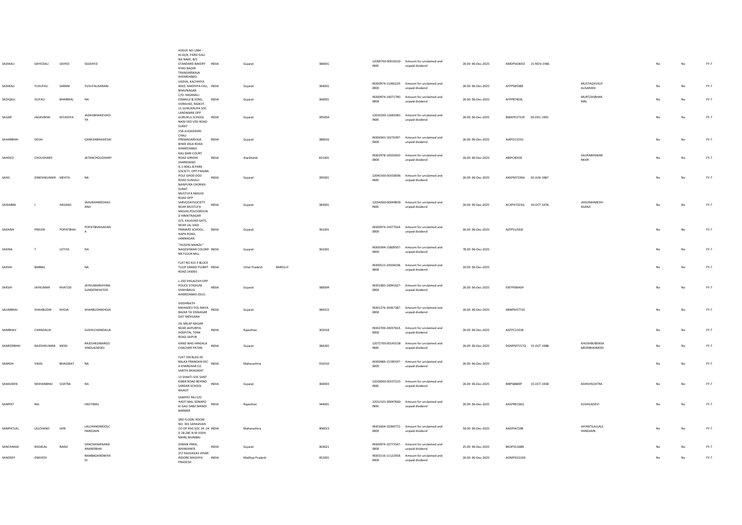| SADIKALI | SAIYEDALI | SAIYED | SSSAIYED | HOSUE NO 1384 - 4110/A, PARSI GALI NA NAKE, B/S STANDARD BAKERY KHAS BAZAR TRANDARWAJA AHEMDABAD | INDIA | Gujarat | | 380001 | 12069700-00010102-IN00 | Amount for unclaimed and unpaid dividend | 26.00 | 06-Dec-2025 | AMDPS6365D | 21-NOV-1966 | | | No | No | FY-7 |
|---|---|---|---|---|---|---|---|---|---|---|---|---|---|---|---|---|---|---|---|
| SADIKALI | YUSUFALI | SARANI | YUSUFALISARANI | VADVA, KACHHIYA WAD, MADHIYA FALI, BHAVNAGAR. | INDIA | Gujarat | | 364001 | IN300974-11060229-0000 | Amount for unclaimed and unpaid dividend | 26.00 | 06-Dec-2025 | AFPPS8538B | | MUSTAQYUSUF ALISARANI | | No | No | FY-7 |
| SADIQALI | ISUFALI | BHARMAL | NA | C/O. HASANALI ESMAILJI & SONS, VORAVAD, RAJKOT. | INDIA | Gujarat | | 360001 | IN300974-10071790-0000 | Amount for unclaimed and unpaid dividend | 26.00 | 06-Dec-2025 | AFPPB7403L | | MURTZASBHAR MAL | | No | No | FY-7 |
| SAGAR | JADAVBHAI | KEVADIYA | JADAVBHAIKEVADI YA | 11 GURUKRUPA SOC LANDMARK OPP GURUKUL SCHOOL NANI VED VED ROAD SURAT | INDIA | Gujarat | | 395004 | 12033200-12683381-IN00 | Amount for unclaimed and unpaid dividend | 26.00 | 06-Dec-2025 | BWAPK3731R | 05-DEC-1991 | | | No | No | FY-7 |
| SAHARBHAI | DESAI | | GANESHBHAIDESAI | 158-JUGAIDASNI CHALI PREMADARVAJA BHAR IDGA ROAD AHMEDABAD | INDIA | Gujarat | | 380016 | IN300343-10276397-0000 | Amount for unclaimed and unpaid dividend | 26.00 | 06-Dec-2025 | AJKPD1155G | | | | No | No | FY-7 |
| SAHDEO | CHOUDHARY | | JATANCHOUDHARY | KALI BARI COURT ROAD GIRIDIH JHARKHAND | INDIA | Jharkhand | | 815301 | IN302978-10502650-0000 | Amount for unclaimed and unpaid dividend | 26.00 | 06-Dec-2025 | ABIPC4055E | | SAURABHSWAR NKAR | | No | No | FY-7 |
| SAHIL | DINESHKUMAR | MEHTA | NA | A-1-404,L.B.PARK SOCIETY, OPP PANJRA POLE GHOD DOD ROAD SUNVALI NANPURA CHORASI SURAT | INDIA | Gujarat | | 395001 | 12041500-00350006-IN00 | Amount for unclaimed and unpaid dividend | 26.00 | 06-Dec-2025 | AXKPM7239A | 02-JUN-1987 | | | No | No | FY-7 |
| SAIDABIBI | J | HASANJI | JAHURAHMEDHAS ANJI | MUSTUFA MASJID ROAD OPP SARVODAYSOCIETY NEAR MUSTUFA MASJID,POLOGROUN D HIMATNAGAR | INDIA | Gujarat | | 383001 | 12054300-00049839-IN00 | Amount for unclaimed and unpaid dividend | 26.00 | 06-Dec-2025 | ACXPH7323Q | 10-OCT-1976 | JAHURAHMEDH ASANJI | | No | No | FY-7 |
| SAKARIA | PRAVIN | POPATBHAI | POPATBHAISAKARI A | O/S. KALAVAD GATE, NEAR LAL VADI PRIMARY SCHOOL, HAPA ROAD, JAMNAGAR. | INDIA | Gujarat | | 361001 | IN300974-10377024-0000 | Amount for unclaimed and unpaid dividend | 26.00 | 06-Dec-2025 | AZFPS1201B | | | | No | No | FY-7 |
| SAKINA | T | LOTIYA | NA | "HUSENI MANZIL" NAGESHWAR COLONY NR FLOUR MILL | INDIA | Gujarat | | 361001 | IN300394-15809507-0000 | Amount for unclaimed and unpaid dividend | 78.00 | 06-Dec-2025 | | | | | No | No | FY-7 |
| SAKSHI | BABBAL | | NA | FLAT NO 621 E BLOCK TULIP GRAND PILIBHT ROAD 243001 | INDIA | Uttar Pradesh | BAREILLY | | IN300513-20504238-0000 | Amount for unclaimed and unpaid dividend | 20.00 | 06-Dec-2025 | | | | | No | No | FY-7 |
| SAKSHI | JAYKUMAR | KHATOD | JAYKUMARSHYAM SUNDERKHATOD | L-203 SHILALEKH OPP POLICE STADIUM SHAHIBAUG AHMEDABAD (GUJ) | INDIA | Gujarat | | 380004 | IN301983-10941627-0000 | Amount for unclaimed and unpaid dividend | 26.00 | 06-Dec-2025 | ENTPK9643H | | | | No | No | FY-7 |
| SALIMBHAI | SHAHBUDIN | KHOJA | SHAHBUDINKHOJA | SIDDHNATH MAHADEV POL MAYA BAZAR TA VISNAGAR DIST MEHSANA | INDIA | Gujarat | | 384315 | IN301276-30367287-0000 | Amount for unclaimed and unpaid dividend | 26.00 | 06-Dec-2025 | ABWPK4771D | | | | No | No | FY-7 |
| SAMBHAV | CHANDALIA | | SUSHILCHANDALIA | 29, MILAP NAGAR NEAR JAIPURIYA HOSPITAL TONK ROAD JAIPUR | INDIA | Rajasthan | | 302018 | IN302700-20037614-0000 | Amount for unclaimed and unpaid dividend | 26.00 | 06-Dec-2025 | AGFPC2101B | | | | No | No | FY-7 |
| SAMEERBHAI | RAJESHKUMAR | MODI | RAJESHKUMARGO VINDLALMODI | KAND WAS HINGALA CHACHAR PATAN | INDIA | Gujarat | | 384265 | 12072700-00143158-IN00 | Amount for unclaimed and unpaid dividend | 26.00 | 06-Dec-2025 | DGNPM7157Q | 15-OCT-1988 | KHUSHBUBENSA MEERBHAIMODI | | No | No | FY-7 |
| SAMIDH | VIKAS | BHAGWAT | NA | FLAT 704 BLDG 05 BALAJI PRANGAN SEC 4 KHARGHAR CO SARITA BHAGWAT | INDIA | Maharashtra | | 410210 | IN300484-15190197-0000 | Amount for unclaimed and unpaid dividend | 26.00 | 06-Dec-2025 | | | | | No | No | FY-7 |
| SAMJUBEN | MOHANBHAI | SOJITRA | NA | 13 SHAKTI SOC SANT KABIR ROAD BEHIND SARDAR SCHOOL RAJKOT | INDIA | Gujarat | | 360003 | 12018000-00197225-IN00 | Amount for unclaimed and unpaid dividend | 26.00 | 06-Dec-2025 | BIBPS8869P | 15-OCT-1938 | ASHISHSOJITRA | | No | No | FY-7 |
| SAMPAT | RAJ | | HASTIMAL | SAMPAT RAJ S/O HASTI MAL SONARO KI GALI SABJI MANDI BARMER | INDIA | Rajasthan | | 344001 | 12012101-00047660-IN00 | Amount for unclaimed and unpaid dividend | 26.00 | 06-Dec-2025 | AASPR9156Q | | SUSHILADEVI | | No | No | FY-7 |
| SAMPATLAL | LALCHAND | JAIN | LALCHANDMOOLC HANDJAIN | 3RD FLOOR, ROOM NO. 301 SAHAJIVAN CO OP HSG SOC 24 -24 D 28-28C N M JOSHI MARG MUMBAI | INDIA | Maharashtra | | 400013 | IN301604-10369772-0000 | Amount for unclaimed and unpaid dividend | 50.00 | 06-Dec-2025 | AADPJ4720B | | JAYANTILALLALC HANDJAIN | | No | No | FY-7 |
| SANCHANIA | RASIKLAL | NANJI | SANCHANIANANJI ANANDBHAI | DIWAN PARA, WANKANER. | INDIA | Gujarat | | 363621 | IN300974-10773347-0000 | Amount for unclaimed and unpaid dividend | 25.00 | 06-Dec-2025 | BKOPS5168N | | | | No | No | FY-7 |
| SANDEEP | DWIVEDI | | RAMBADANDWIVE DI | 257 RAJIVAVAS VIHAR INDORE MADHYA PRADESH | INDIA | Madhya Pradesh | | 452001 | IN303116-11122918-0000 | Amount for unclaimed and unpaid dividend | 26.00 | 06-Dec-2025 | AOMPD2216D | | | | No | No | FY-7 |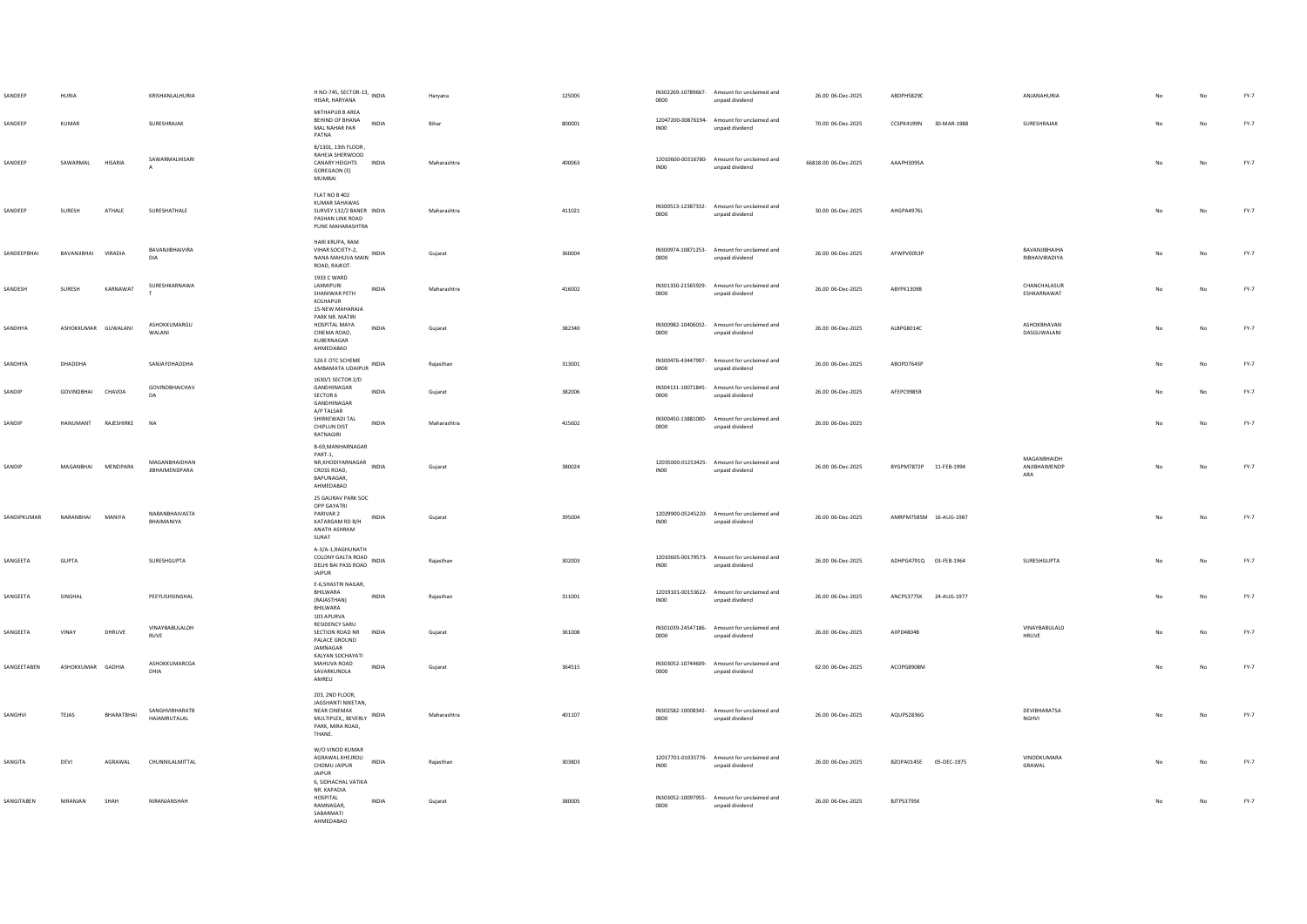| | | | | | | | | | | | | | | | | | | |
|---|---|---|---|---|---|---|---|---|---|---|---|---|---|---|---|---|---|---|
| SANDEEP | HURIA | | KRISHANLALHURIA | H NO-745, SECTOR-13, HISAR, HARYANA | INDIA | Haryana | 125005 | IN302269-10789667-0000 | Amount for unclaimed and unpaid dividend | 26.00 | 06-Dec-2025 | ABDPH5829C | | ANJANAHURIA | No | No | FY-7 |
| SANDEEP | KUMAR | | SURESHRAJAK | MITHAPUR B AREA BEHIND OF BHANA MAL NAHAR PAR PATNA | INDIA | Bihar | 800001 | 12047200-00876194-IN00 | Amount for unclaimed and unpaid dividend | 70.00 | 06-Dec-2025 | CCSPK4199N | 30-MAR-1988 | SURESHRAJAK | No | No | FY-7 |
| SANDEEP | SAWARMAL | HISARIA | SAWARMALHISARIA | B/1301, 13th FLOOR , RAHEJA SHERWOOD CANARY HEIGHTS GOREGAON (E) MUMBAI | INDIA | Maharashtra | 400063 | 12010600-00316780-IN00 | Amount for unclaimed and unpaid dividend | 66818.00 | 06-Dec-2025 | AAAPH3095A | | | No | No | FY-7 |
| SANDEEP | SURESH | ATHALE | SURESHATHALE | FLAT NO B 402 KUMAR SAHAWAS SURVEY 132/2 BANER PASHAN LINK ROAD PUNE MAHARASHTRA | INDIA | Maharashtra | 411021 | IN300513-12387332-0000 | Amount for unclaimed and unpaid dividend | 30.00 | 06-Dec-2025 | AHGPA4976L | | | No | No | FY-7 |
| SANDEEPBHAI | BAVANJIBHAI | VIRADIA | BAVANJIBHAIVIRADIA | HARI KRUPA, RAM VIHAR SOCIETY-2, NANA MAHUVA MAIN ROAD, RAJKOT. | INDIA | Gujarat | 360004 | IN300974-10871253-0000 | Amount for unclaimed and unpaid dividend | 26.00 | 06-Dec-2025 | AFWPV0053P | | BAVANJIBHAIHARIBHAIVIRADIYA | No | No | FY-7 |
| SANDESH | SURESH | KARNAWAT | SURESHKARNAWAT | 1933 C WARD LAXMIPURI SHANIWAR PETH KOLHAPUR | INDIA | Maharashtra | 416002 | IN301330-21565929-0000 | Amount for unclaimed and unpaid dividend | 26.00 | 06-Dec-2025 | ABYPK1309B | | CHANCHALASURESHKARNAWAT | No | No | FY-7 |
| SANDHYA | ASHOKKUMAR | GUWALANI | ASHOKKUMARGUWALANI | 15-NEW MAHARAJA PARK NR. MATIRI HOSPITAL MAYA CINEMA ROAD, KUBERNAGAR AHMEDABAD | INDIA | Gujarat | 382340 | IN300982-10406032-0000 | Amount for unclaimed and unpaid dividend | 26.00 | 06-Dec-2025 | ALBPG8014C | | ASHOKBHAVANDASGUWALANI | No | No | FY-7 |
| SANDHYA | DHADDHA | | SANJAYDHADDHA | 526 E OTC SCHEME AMBAMATA UDAIPUR | INDIA | Rajasthan | 313001 | IN300476-43447997-0000 | Amount for unclaimed and unpaid dividend | 26.00 | 06-Dec-2025 | ABOPD7643P | | | No | No | FY-7 |
| SANDIP | GOVINDBHAI | CHAVDA | GOVINDBHAICHAVDA | 1630/1 SECTOR 2/D GANDHINAGAR SECTOR 6 GANDHINAGAR | INDIA | Gujarat | 382006 | IN304131-10071845-0000 | Amount for unclaimed and unpaid dividend | 26.00 | 06-Dec-2025 | AFEPC9985R | | | No | No | FY-7 |
| SANDIP | HANUMANT | RAJESHIRKE | NA | A/P TALSAR SHIRKEWADI TAL CHIPLUN DIST RATNAGIRI | INDIA | Maharashtra | 415602 | IN300450-13881000-0000 | Amount for unclaimed and unpaid dividend | 26.00 | 06-Dec-2025 | | | | No | No | FY-7 |
| SANDIP | MAGANBHAI | MENDPARA | MAGANBHAIDHANJIBHAIMENDPARA | B-69,MANHARNAGAR PART-1, NR,KHODIYARNAGAR CROSS ROAD, BAPUNAGAR, AHMEDABAD | INDIA | Gujarat | 380024 | 12035000-01253425-IN00 | Amount for unclaimed and unpaid dividend | 26.00 | 06-Dec-2025 | BYGPM7872P | 11-FEB-1994 | MAGANBHAIDHANJIBHAIMENDPARA | No | No | FY-7 |
| SANDIPKUMAR | NARANBHAI | MANIYA | NARANBHAIVASTABHAIMANIYA | 25 GAURAV PARK SOC OPP GAYATRI PARIVAR 2 KATARGAM RD B/H ANATH ASHRAM SURAT | INDIA | Gujarat | 395004 | 12029900-05245220-IN00 | Amount for unclaimed and unpaid dividend | 26.00 | 06-Dec-2025 | AMRPM7585M | 16-AUG-1987 | | No | No | FY-7 |
| SANGEETA | GUPTA | | SURESHGUPTA | A-3/A-1,RAGHUNATH COLONY GALTA ROAD DELHI BAI PASS ROAD JAIPUR | INDIA | Rajasthan | 302003 | 12010605-00179573-IN00 | Amount for unclaimed and unpaid dividend | 26.00 | 06-Dec-2025 | ADHPG4791Q | 03-FEB-1964 | SURESHGUPTA | No | No | FY-7 |
| SANGEETA | SINGHAL | | PEEYUSHSINGHAL | E-6,SHASTRI NAGAR, BHILWARA (RAJASTHAN) BHILWARA | INDIA | Rajasthan | 311001 | 12019101-00153622-IN00 | Amount for unclaimed and unpaid dividend | 26.00 | 06-Dec-2025 | ANCPS3775K | 24-AUG-1977 | | No | No | FY-7 |
| SANGEETA | VINAY | DHRUVE | VINAYBABULALDHRUVE | 103 APURVA RESIDENCY SARU SECTION ROAD NR PALACE GROUND JAMNAGAR | INDIA | Gujarat | 361008 | IN301039-24547186-0000 | Amount for unclaimed and unpaid dividend | 26.00 | 06-Dec-2025 | AIIPD4804B | | VINAYBABULALDHRUVE | No | No | FY-7 |
| SANGEETABEN | ASHOKKUMAR | GADHIA | ASHOKKUMARGADHIA | KALYAN SOCHAYATI MAHUVA ROAD SAVARKUNDLA AMRELI | INDIA | Gujarat | 364515 | IN303052-10744609-0000 | Amount for unclaimed and unpaid dividend | 62.00 | 06-Dec-2025 | ACOPG8908M | | | No | No | FY-7 |
| SANGHVI | TEJAS | BHARATBHAI | SANGHVIBHARATBHAIAMRUTALAL | 203, 2ND FLOOR, JAGSHANTI NIKETAN, NEAR CINEMAX MULTIPLEX,, BEVERLY PARK, MIRA ROAD, THANE. | INDIA | Maharashtra | 401107 | IN302582-10008342-0000 | Amount for unclaimed and unpaid dividend | 26.00 | 06-Dec-2025 | AQUPS2836G | | DEVIBHARATSANGHVI | No | No | FY-7 |
| SANGITA | DEVI | AGRAWAL | CHUNNILALMITTAL | W/O VINOD KUMAR AGRAWAL KHEJROLI CHOMU JAIPUR JAIPUR | INDIA | Rajasthan | 303803 | 12017701-01035776-IN00 | Amount for unclaimed and unpaid dividend | 26.00 | 06-Dec-2025 | BZOPA0145E | 05-DEC-1975 | VINODKUMARAGRAWAL | No | No | FY-7 |
| SANGITABEN | NIRANJAN | SHAH | NIRANJANSHAH | 6, SIDHACHAL VATIKA NR. KAPADIA HOSPITAL RAMNAGAR, SABARMATI AHMEDABAD | INDIA | Gujarat | 380005 | IN303052-10097955-0000 | Amount for unclaimed and unpaid dividend | 26.00 | 06-Dec-2025 | BJTPS3795K | | | No | No | FY-7 |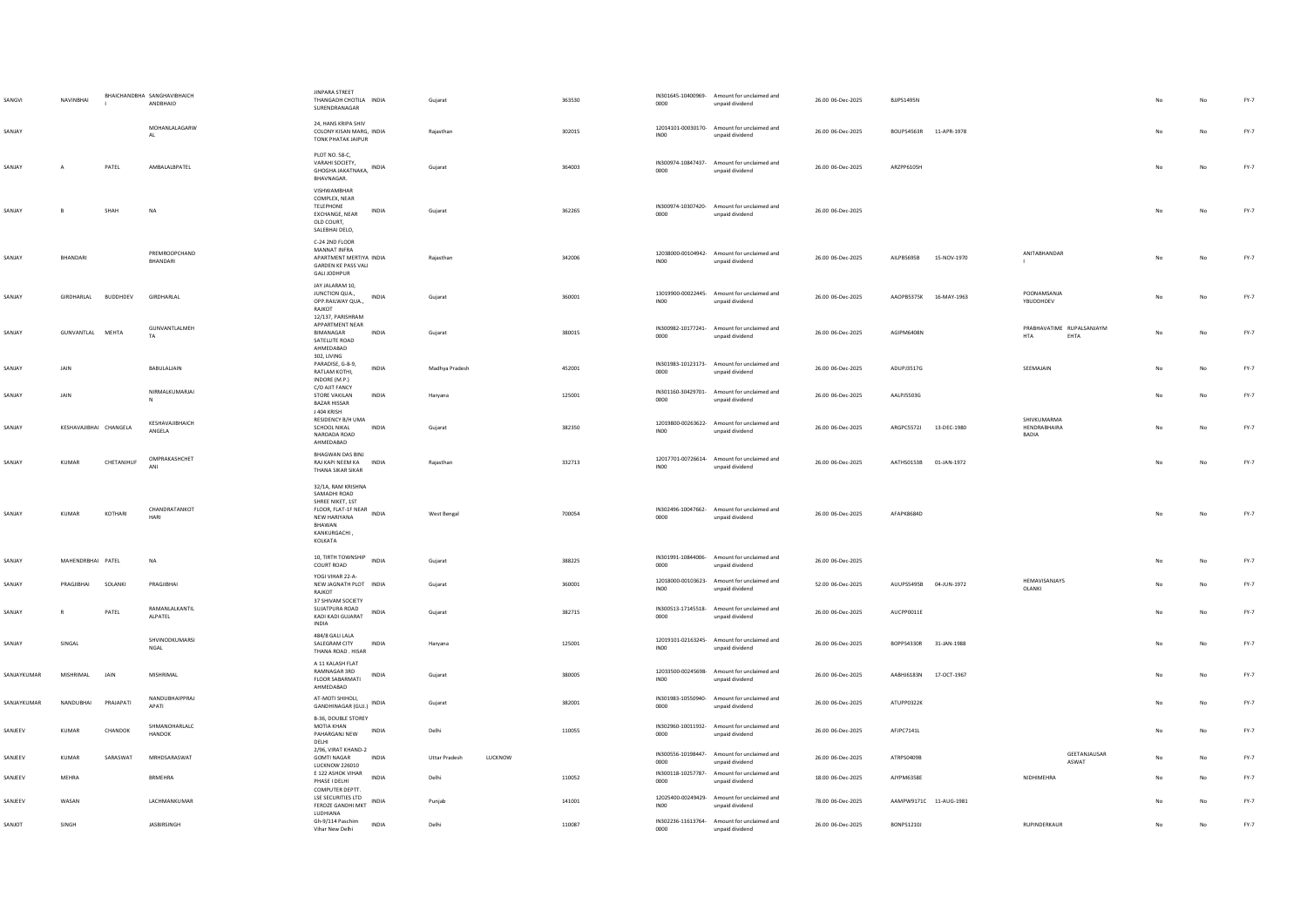| SANGVI | NAVINBHAI | BHAICHANDBHAI | SANGHAVIBHAICHANDBHAIO | JINPARA STREET THANGADH CHOTILA SURENDRANAGAR | INDIA | Gujarat | | 363530 | | IN301645-10400969-0000 | Amount for unclaimed and unpaid dividend | 26.00 | 06-Dec-2025 | BJJPS1495N | | | | | No | No | FY-7 |
|---|---|---|---|---|---|---|---|---|---|---|---|---|---|---|---|---|---|---|---|---|---|
| SANJAY | | | MOHANLALAGARWAL | 24, HANS KRIPA SHIV COLONY KISAN MARG, TONK PHATAK JAIPUR | INDIA | Rajasthan | | 302015 | | 12014101-00030170-IN00 | Amount for unclaimed and unpaid dividend | 26.00 | 06-Dec-2025 | BOUPS4563R | 11-APR-1978 | | | | No | No | FY-7 |
| SANJAY | A | PATEL | AMBALALBPATEL | PLOT NO. 58-C, VARAHI SOCIETY, GHOGHA JAKATNAKA, BHAVNAGAR. | INDIA | Gujarat | | 364003 | | IN300974-10847437-0000 | Amount for unclaimed and unpaid dividend | 26.00 | 06-Dec-2025 | ARZPP6105H | | | | | No | No | FY-7 |
| SANJAY | B | SHAH | NA | VISHWAMBHAR COMPLEX, NEAR TELEPHONE EXCHANGE, NEAR OLD COURT, SALEBHAI DELO, | INDIA | Gujarat | | 362265 | | IN300974-10307420-0000 | Amount for unclaimed and unpaid dividend | 26.00 | 06-Dec-2025 | | | | | | No | No | FY-7 |
| SANJAY | BHANDARI | | PREMROOPCHANDBHANDARI | C-24 2ND FLOOR MANNAT INFRA APARTMENT MERTIYA GARDEN KE PASS VALI GALI JODHPUR | INDIA | Rajasthan | | 342006 | | 12038000-00104942-IN00 | Amount for unclaimed and unpaid dividend | 26.00 | 06-Dec-2025 | AILPB5695B | 15-NOV-1970 | ANITABHANDARI | | | No | No | FY-7 |
| SANJAY | GIRDHARLAL | BUDDHDEV | GIRDHARLAL | JAY JALARAM 10, JUNCTION QUA., OPP.RAILWAY QUA., RAJKOT | INDIA | Gujarat | | 360001 | | 13019900-00022445-IN00 | Amount for unclaimed and unpaid dividend | 26.00 | 06-Dec-2025 | AAOPB5375K | 16-MAY-1963 | POONAMSANJAYBUDDHDEV | | | No | No | FY-7 |
| SANJAY | GUNVANTLAL | MEHTA | GUNVANTLALMEHTA | 12/137, PARISHRAM APPARTMENT NEAR BIMANAGAR SATELLITE ROAD AHMEDABAD | INDIA | Gujarat | | 380015 | | IN300982-10177241-0000 | Amount for unclaimed and unpaid dividend | 26.00 | 06-Dec-2025 | AGIPM6408N | | PRABHAVATIMEHTA | RUPALSANJAYMEHTA | | No | No | FY-7 |
| SANJAY | JAIN | | BABULALJAIN | 302, LIVING PARADISE, G-8-9, RATLAM KOTHI, INDORE (M.P.) | INDIA | Madhya Pradesh | | 452001 | | IN301983-10123173-0000 | Amount for unclaimed and unpaid dividend | 26.00 | 06-Dec-2025 | ADUPJ3517G | | SEEMAJAIN | | | No | No | FY-7 |
| SANJAY | JAIN | | NIRMALKUMARJAIN | C/O AJIT FANCY STORE VAKILAN BAZAR HISSAR | INDIA | Haryana | | 125001 | | IN301160-30429701-0000 | Amount for unclaimed and unpaid dividend | 26.00 | 06-Dec-2025 | AALPJ5503G | | | | | No | No | FY-7 |
| SANJAY | KESHAVAJIBHAI | CHANGELA | KESHAVAJIBHAICHANGELA | J 404 KRISH RESIDENCY B/H UMA SCHOOL NIKAL NARODA ROAD AHMEDABAD | INDIA | Gujarat | | 382350 | | 12019800-00263622-IN00 | Amount for unclaimed and unpaid dividend | 26.00 | 06-Dec-2025 | ARGPC5572J | 13-DEC-1980 | SHIVKUMARMAHENDRABHAIRABADIA | | | No | No | FY-7 |
| SANJAY | KUMAR | CHETANIHUF | OMPRAKASHCHETANI | BHAGWAN DAS BINJ RAJ KAPI NEEM KA THANA SIKAR SIKAR | INDIA | Rajasthan | | 332713 | | 12017701-00726614-IN00 | Amount for unclaimed and unpaid dividend | 26.00 | 06-Dec-2025 | AATHS0153B | 01-JAN-1972 | | | | No | No | FY-7 |
| SANJAY | KUMAR | KOTHARI | CHANDRATANKOTHARI | 32/1A, RAM KRISHNA SAMADHI ROAD SHREE NIKET, 1ST FLOOR, FLAT-1F NEAR NEW HARIYANA BHAWAN KANKURGACHI , KOLKATA | INDIA | West Bengal | | 700054 | | IN302496-10047662-0000 | Amount for unclaimed and unpaid dividend | 26.00 | 06-Dec-2025 | AFAPK8684D | | | | | No | No | FY-7 |
| SANJAY | MAHENDRBHAI | PATEL | NA | 10, TIRTH TOWNSHIP COURT ROAD | INDIA | Gujarat | | 388225 | | IN301991-10844006-0000 | Amount for unclaimed and unpaid dividend | 26.00 | 06-Dec-2025 | | | | | | No | No | FY-7 |
| SANJAY | PRAGJIBHAI | SOLANKI | PRAGJIBHAI | YOGI VIHAR 22-A-NEW JAGNATH PLOT RAJKOT | INDIA | Gujarat | | 360001 | | 12018000-00103623-IN00 | Amount for unclaimed and unpaid dividend | 52.00 | 06-Dec-2025 | AUUPS5495B | 04-JUN-1972 | HEMAVISANJAYSOLANKI | | | No | No | FY-7 |
| SANJAY | R | PATEL | RAMANLALKANTILALPATEL | 37 SHIVAM SOCIETY SUJATPURA ROAD KADI KADI GUJARAT INDIA | INDIA | Gujarat | | 382715 | | IN300513-17145518-0000 | Amount for unclaimed and unpaid dividend | 26.00 | 06-Dec-2025 | AUCPP0011E | | | | | No | No | FY-7 |
| SANJAY | SINGAL | | SHVINODKUMARSINGAL | 484/8 GALI LALA SALEGRAM CITY THANA ROAD . HISAR | INDIA | Haryana | | 125001 | | 12019101-02163245-IN00 | Amount for unclaimed and unpaid dividend | 26.00 | 06-Dec-2025 | BOPPS4330R | 31-JAN-1988 | | | | No | No | FY-7 |
| SANJAYKUMAR | MISHRIMAL | JAIN | MISHRIMAL | A 11 KALASH FLAT RAMNAGAR 3RD FLOOR SABARMATI AHMEDABAD | INDIA | Gujarat | | 380005 | | 12033500-00245698-IN00 | Amount for unclaimed and unpaid dividend | 26.00 | 06-Dec-2025 | AABHJ6183N | 17-OCT-1967 | | | | No | No | FY-7 |
| SANJAYKUMAR | NANDUBHAI | PRAJAPATI | NANDUBHAIPPRAJAPATI | AT-MOTI SHIHOLI, GANDHINAGAR (GUJ.) | INDIA | Gujarat | | 382001 | | IN301983-10550940-0000 | Amount for unclaimed and unpaid dividend | 26.00 | 06-Dec-2025 | ATUPP0322K | | | | | No | No | FY-7 |
| SANJEEV | KUMAR | CHANDOK | SHMANOHARLALCHANDOK | B-36, DOUBLE STOREY MOTIA KHAN PAHARGANJ NEW DELHI | INDIA | Delhi | | 110055 | | IN302960-10011932-0000 | Amount for unclaimed and unpaid dividend | 26.00 | 06-Dec-2025 | AFJPC7141L | | | | | No | No | FY-7 |
| SANJEEV | KUMAR | SARASWAT | MRHDSARASWAT | 2/96, VIRAT KHAND-2 GOMTI NAGAR LUCKNOW 226010 | INDIA | Uttar Pradesh | LUCKNOW | | | IN300556-10198447-0000 | Amount for unclaimed and unpaid dividend | 26.00 | 06-Dec-2025 | ATRPS0409B | | | GEETANJALISARASWAT | | No | No | FY-7 |
| SANJEEV | MEHRA | | BRMEHRA | E 122 ASHOK VIHAR PHASE I DELHI | INDIA | Delhi | | 110052 | | IN300118-10257787-0000 | Amount for unclaimed and unpaid dividend | 18.00 | 06-Dec-2025 | AIYPM6358E | | NIDHIMEHRA | | | No | No | FY-7 |
| SANJEEV | WASAN | | LACHMANKUMAR | COMPUTER DEPTT. LSE SECURITIES LTD FEROZE GANDHI MKT LUDHIANA | INDIA | Punjab | | 141001 | | 12025400-00249429-IN00 | Amount for unclaimed and unpaid dividend | 78.00 | 06-Dec-2025 | AAMPW9171C | 11-AUG-1981 | | | | No | No | FY-7 |
| SANJOT | SINGH | | JASBIRSINGH | Gh-9/114 Paschim Vihar New Delhi | INDIA | Delhi | | 110087 | | IN302236-11613764-0000 | Amount for unclaimed and unpaid dividend | 26.00 | 06-Dec-2025 | BONPS1210J | | RUPINDERKAUR | | | No | No | FY-7 |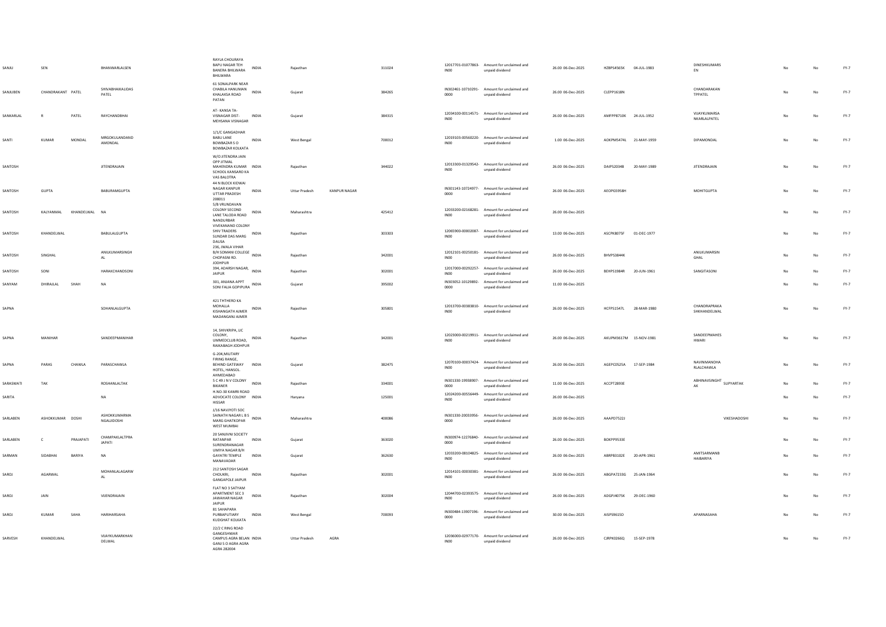| | | | | | | | | | | | | | | | | | | | |
|---|---|---|---|---|---|---|---|---|---|---|---|---|---|---|---|---|---|---|---|
| SANJU | SEN | | BHANWARLALSEN | RAYLA CHOURAYA BAPU NAGAR TEH BANERA BHILWARA BHILWARA | INDIA | Rajasthan | | 311024 | 12017701-01077863-IN00 | Amount for unclaimed and unpaid dividend | 26.00 | 06-Dec-2025 | HZBPS4565K | 04-JUL-1983 | DINESHKUMARS EN | | No | No | FY-7 |
| SANJUBEN | CHANDRAKANT | PATEL | SHIVABHAIKALIDAS PATEL | 61 SONALPARK NEAR CHABILA HANUMAN KHALAKSA ROAD PATAN | INDIA | Gujarat | | 384265 | IN302461-10710291-0000 | Amount for unclaimed and unpaid dividend | 26.00 | 06-Dec-2025 | CLEPP1618N | | CHANDARAKAN TPPATEL | | No | No | FY-7 |
| SANKARLAL | R | PATEL | RAYCHANDBHAI | AT- KANSA TA-VISNAGAR DIST-MEHSANA VISNAGAR | INDIA | Gujarat | | 384315 | 12034100-00114571-IN00 | Amount for unclaimed and unpaid dividend | 26.00 | 06-Dec-2025 | AMFPP8710K | 24-JUL-1952 | VIJAYKUMARSA NKARLALPATEL | | No | No | FY-7 |
| SANTI | KUMAR | MONDAL | MRGOKULANDAND AMONDAL | 1/1/C GANGADHAR BABU LANE BOWBAZAR S O BOWBAZAR KOLKATA | INDIA | West Bengal | | 700012 | 12019103-00560220-IN00 | Amount for unclaimed and unpaid dividend | 1.00 | 06-Dec-2025 | AOKPM5474L | 21-MAY-1959 | DIPAMONDAL | | No | No | FY-7 |
| SANTOSH | | | JITENDRAJAIN | W/O JITENDRA JAIN OPP JITMAL MAHENDRA KUMAR SCHOOL KANSARO KA VAS BALOTRA | INDIA | Rajasthan | | 344022 | 12013300-01329542-IN00 | Amount for unclaimed and unpaid dividend | 26.00 | 06-Dec-2025 | DAIPS2034B | 20-MAY-1989 | JITENDRAJAIN | | No | No | FY-7 |
| SANTOSH | GUPTA | | BABURAMGUPTA | 44 N BLOCK KIDWAI NAGAR KANPUR UTTAR PRADESH 208011 | INDIA | Uttar Pradesh | KANPUR NAGAR | | IN301143-10724977-0000 | Amount for unclaimed and unpaid dividend | 26.00 | 06-Dec-2025 | AEOPG5958H | | MOHITGUPTA | | No | No | FY-7 |
| SANTOSH | KALYANMAL | KHANDELWAL | NA | 5/B VRUNDAVAN COLONY SECOND LANE TALODA ROAD NANDURBAR | INDIA | Maharashtra | | 425412 | 12033200-02168281-IN00 | Amount for unclaimed and unpaid dividend | 26.00 | 06-Dec-2025 | | | | | No | No | FY-7 |
| SANTOSH | KHANDELWAL | | BABULALGUPTA | VIVEKANAND COLONY SHIV TRADERS SUNDAR DAS MARG DAUSA | INDIA | Rajasthan | | 303303 | 12065900-00002087-IN00 | Amount for unclaimed and unpaid dividend | 13.00 | 06-Dec-2025 | ASCPK8075F | 01-DEC-1977 | | | No | No | FY-7 |
| SANTOSH | SINGHAL | | ANILKUMARSINGH AL | 236, JWALA VIHAR B/H SOMANI COLLEGE CHOPASNI RD. JODHPUR | INDIA | Rajasthan | | 342001 | 12012101-00250181-IN00 | Amount for unclaimed and unpaid dividend | 26.00 | 06-Dec-2025 | BHVPS3844K | | ANILKUMARSIN GHAL | | No | No | FY-7 |
| SANTOSH | SONI | | HARAKCHANDSONI | 394, ADARSH NAGAR, JAIPUR | INDIA | Rajasthan | | 302001 | 12017000-00292257-IN00 | Amount for unclaimed and unpaid dividend | 26.00 | 06-Dec-2025 | BEHPS1984R | 20-JUN-1961 | SANGITASONI | | No | No | FY-7 |
| SANYAM | DHIRAJLAL | SHAH | NA | 301, ANJANA APPT SONI FALIA GOPIPURA | INDIA | Gujarat | | 395002 | IN303052-10129892-0000 | Amount for unclaimed and unpaid dividend | 11.00 | 06-Dec-2025 | | | | | No | No | FY-7 |
| SAPNA | | | SOHANLALGUPTA | 421 THTHERO KA MOHALLA KISHANGATH AJMER MADANGANJ AJMER | INDIA | Rajasthan | | 305801 | 12013700-00383810-IN00 | Amount for unclaimed and unpaid dividend | 26.00 | 06-Dec-2025 | HCFPS1547L | 28-MAR-1980 | CHANDRAPRAKA SHKHANDELWAL | | No | No | FY-7 |
| SAPNA | MANIHAR | | SANDEEPMANIHAR | 14, SHIVKRIPA, LIC COLONY, UMMEDCLUB ROAD, RAIKABAGH JODHPUR | INDIA | Rajasthan | | 342001 | 12023000-00219911-IN00 | Amount for unclaimed and unpaid dividend | 26.00 | 06-Dec-2025 | AKUPM3617M | 15-NOV-1981 | SANDEEPMAHES HWARI | | No | No | FY-7 |
| SAPNA | PARAS | CHAWLA | PARASCHAWLA | G-204,MILITARY FIRING RANGE, BEHIND GATEWAY HOTEL, HANSOL. AHMEDABAD | INDIA | Gujarat | | 382475 | 12070100-00037424-IN00 | Amount for unclaimed and unpaid dividend | 26.00 | 06-Dec-2025 | AGEPC0525A | 17-SEP-1984 | NAVINMANOHA RLALCHAWLA | | No | No | FY-7 |
| SARASWATI | TAK | | ROSHANLALTAK | 5 C 49 J N V COLONY BIKANER | INDIA | Rajasthan | | 334001 | IN301330-19938907-0000 | Amount for unclaimed and unpaid dividend | 11.00 | 06-Dec-2025 | ACCPT2893E | | ABHINAVSINGHT AK | SUPYARTAK | No | No | FY-7 |
| SARITA | | | NA | H.NO-30 KAMRI ROAD ADVOCATE COLONY HISSAR | INDIA | Haryana | | 125001 | 12024200-00556449-IN00 | Amount for unclaimed and unpaid dividend | 26.00 | 06-Dec-2025 | | | | | No | No | FY-7 |
| SARLABEN | ASHOKKUMAR | DOSHI | ASHOKKUMARMA NGALJIDOSHI | J/16 NAVJYOTI SOC SAINATH NAGAR L B S MARG GHATKOPAR WEST MUMBAI | INDIA | Maharashtra | | 400086 | IN301330-20033956-0000 | Amount for unclaimed and unpaid dividend | 26.00 | 06-Dec-2025 | AAAPD7522J | | | VIKESHADOSHI | No | No | FY-7 |
| SARLABEN | C | PRAJAPATI | CHAMPAKLALTPRA JAPATI | 20 SANJIVNI SOCIETY RATANPAR SURENDRANAGAR | INDIA | Gujarat | | 363020 | IN300974-12276840-0000 | Amount for unclaimed and unpaid dividend | 26.00 | 06-Dec-2025 | BOKPP9533E | | | | No | No | FY-7 |
| SARMAN | SIDABHAI | BARIYA | NA | UMIYA NAGAR B/H GAYATRI TEMPLE MANAVADAR | INDIA | Gujarat | | 362630 | 12033200-08104825-IN00 | Amount for unclaimed and unpaid dividend | 26.00 | 06-Dec-2025 | ABRPB3102E | 20-APR-1961 | AMITSARMANB HAIBARIYA | | No | No | FY-7 |
| SAROJ | AGARWAL | | MOHANLALAGARW AL | 212 SANTOSH SAGAR CHOUKRI, GANGAPOLE JAIPUR | INDIA | Rajasthan | | 302001 | 12014101-00030381-IN00 | Amount for unclaimed and unpaid dividend | 26.00 | 06-Dec-2025 | ABGPA7233G | 25-JAN-1964 | | | No | No | FY-7 |
| SAROJ | JAIN | | VIJENDRAJAIN | FLAT NO 3 SATYAM APARTMENT SEC 3 JAWAHAR NAGAR JAIPUR | INDIA | Rajasthan | | 302004 | 12044700-02393575-IN00 | Amount for unclaimed and unpaid dividend | 26.00 | 06-Dec-2025 | ADGPJ4075K | 29-DEC-1960 | | | No | No | FY-7 |
| SAROJ | KUMAR | SAHA | HARIHARSAHA | 81 SAHAPARA PURBAPUTIARY KUDGHAT KOLKATA | INDIA | West Bengal | | 700093 | IN300484-13907196-0000 | Amount for unclaimed and unpaid dividend | 30.00 | 06-Dec-2025 | AISPS9615D | | APARNASAHA | | No | No | FY-7 |
| SARVESH | KHANDELWAL | | VIJAYKUMARKHAN DELWAL | 22/2 C RING ROAD GANGESHWAR CAMPUS AGRA BELAN GANJ S O AGRA AGRA AGRA 282004 | INDIA | Uttar Pradesh | AGRA | | 12036000-02977170-IN00 | Amount for unclaimed and unpaid dividend | 26.00 | 06-Dec-2025 | CJRPK0266Q | 15-SEP-1978 | | | No | No | FY-7 |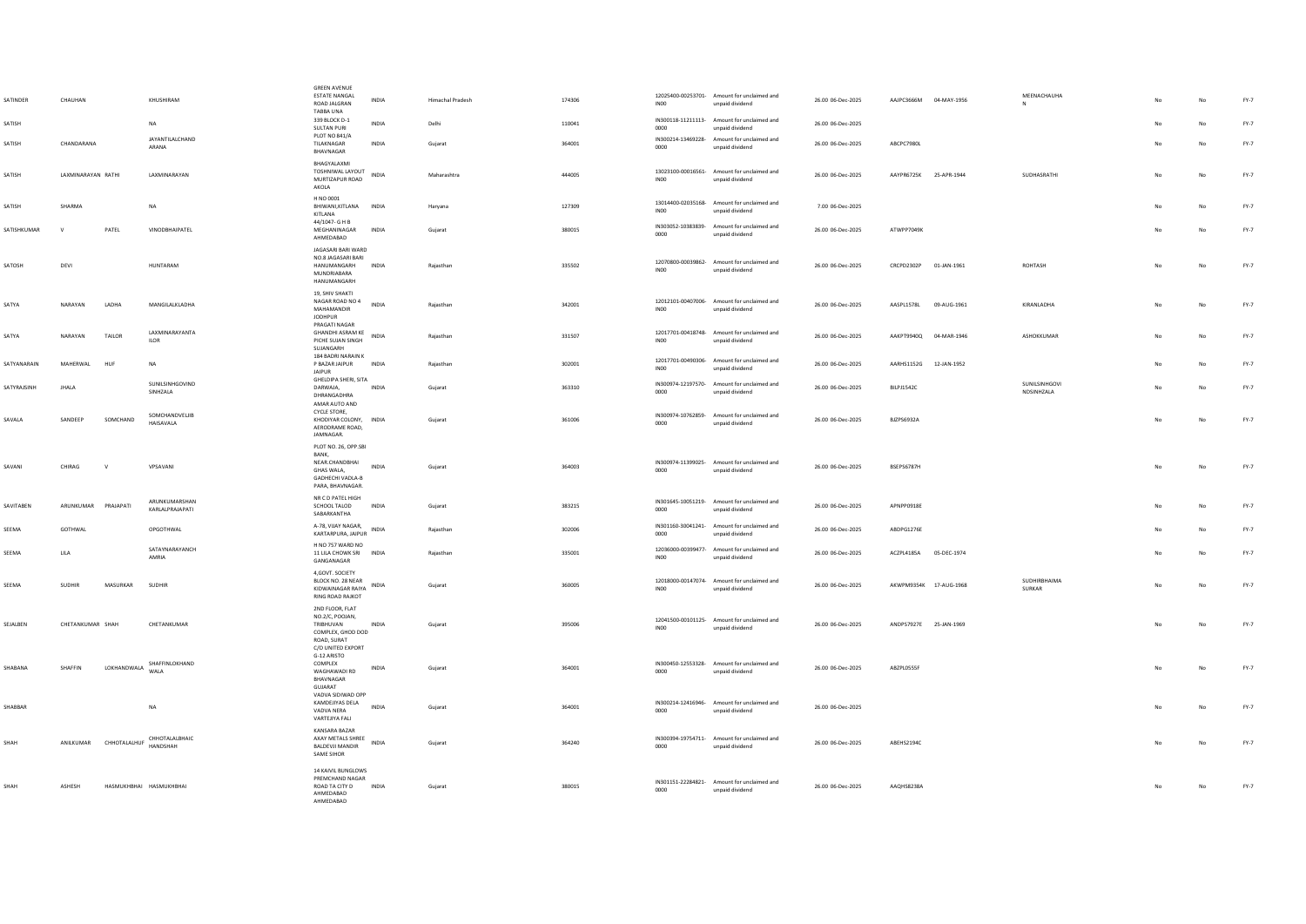| | | | | | | | | | | | | | | | | | |
|---|---|---|---|---|---|---|---|---|---|---|---|---|---|---|---|---|---|
| SATINDER | CHAUHAN | | KHUSHIRAM | GREEN AVENUE ESTATE NANGAL ROAD JALGRAN TABBA UNA | INDIA | Himachal Pradesh | 174306 | 12025400-00253701-IN00 | Amount for unclaimed and unpaid dividend | 26.00 06-Dec-2025 | AAJPC3666M | 04-MAY-1956 | MEENACHAUHAN | No | No | FY-7 |
| SATISH | | | NA | 339 BLOCK D-1 SULTAN PURI | INDIA | Delhi | 110041 | IN300118-11211113-0000 | Amount for unclaimed and unpaid dividend | 26.00 06-Dec-2025 | | | | No | No | FY-7 |
| SATISH | CHANDARANA | | JAYANTILALCHAND ARANA | PLOT NO 841/A TILAKNAGAR BHAVNAGAR | INDIA | Gujarat | 364001 | IN300214-13469228-0000 | Amount for unclaimed and unpaid dividend | 26.00 06-Dec-2025 | ABCPC7980L | | | No | No | FY-7 |
| SATISH | LAXMINARAYAN | RATHI | LAXMINARAYAN | BHAGYALAXMI TOSHNIWAL LAYOUT MURTIZAPUR ROAD AKOLA | INDIA | Maharashtra | 444005 | 13023100-00016561-IN00 | Amount for unclaimed and unpaid dividend | 26.00 06-Dec-2025 | AAYPR6725K | 25-APR-1944 | SUDHASRATHI | No | No | FY-7 |
| SATISH | SHARMA | | NA | H NO 0001 BHIWANI,KITLANA KITLANA | INDIA | Haryana | 127309 | 13014400-02035168-IN00 | Amount for unclaimed and unpaid dividend | 7.00 06-Dec-2025 | | | | No | No | FY-7 |
| SATISHKUMAR | V | PATEL | VINODBHAIPATEL | 44/1047- G H B MEGHANINAGAR AHMEDABAD | INDIA | Gujarat | 380015 | IN303052-10383839-0000 | Amount for unclaimed and unpaid dividend | 26.00 06-Dec-2025 | ATWPP7049K | | | No | No | FY-7 |
| SATOSH | DEVI | | HUNTARAM | JAGASARI BARI WARD NO.8 JAGASARI BARI HANUMANGARH MUNDRIABARA HANUMANGARH | INDIA | Rajasthan | 335502 | 12070800-00039862-IN00 | Amount for unclaimed and unpaid dividend | 26.00 06-Dec-2025 | CRCPD2302P | 01-JAN-1961 | ROHTASH | No | No | FY-7 |
| SATYA | NARAYAN | LADHA | MANGILALKLADHA | 19, SHIV SHAKTI NAGAR ROAD NO 4 MAHAMANDIR JODHPUR | INDIA | Rajasthan | 342001 | 12012101-00407006-IN00 | Amount for unclaimed and unpaid dividend | 26.00 06-Dec-2025 | AASPL1578L | 09-AUG-1961 | KIRANLADHA | No | No | FY-7 |
| SATYA | NARAYAN | TAILOR | LAXMINARAYANTA ILOR | PRAGATI NAGAR GHANDHI ASRAM KE PICHE SUJAN SINGH SUJANGARH | INDIA | Rajasthan | 331507 | 12017701-00418748-IN00 | Amount for unclaimed and unpaid dividend | 26.00 06-Dec-2025 | AAKPT9940Q | 04-MAR-1946 | ASHOKKUMAR | No | No | FY-7 |
| SATYANARAIN | MAHERWAL | HUF | NA | 184 BADRI NARAIN K P BAZAR JAIPUR JAIPUR | INDIA | Rajasthan | 302001 | 12017701-00490306-IN00 | Amount for unclaimed and unpaid dividend | 26.00 06-Dec-2025 | AARHS1152G | 12-JAN-1952 | | No | No | FY-7 |
| SATYRAJSINH | JHALA | | SUNILSINHGOVIND SINHZALA | GHELDIPA SHERI, SITA DARWAJA, DHRANGADHRA | INDIA | Gujarat | 363310 | IN300974-12197570-0000 | Amount for unclaimed and unpaid dividend | 26.00 06-Dec-2025 | BILPJ1542C | | SUNILSINHGOVI NDSINHZALA | No | No | FY-7 |
| SAVALA | SANDEEP | SOMCHAND | SOMCHANDVELJIB HAISAVALA | AMAR AUTO AND CYCLE STORE, KHODIYAR COLONY, AERODRAME ROAD, JAMNAGAR. | INDIA | Gujarat | 361006 | IN300974-10762859-0000 | Amount for unclaimed and unpaid dividend | 26.00 06-Dec-2025 | BJZPS6932A | | | No | No | FY-7 |
| SAVANI | CHIRAG | V | VPSAVANI | PLOT NO. 26, OPP.SBI BANK, NEAR.CHANDBHAI GHAS WALA, GADHECHI VADLA-B PARA, BHAVNAGAR. | INDIA | Gujarat | 364003 | IN300974-11399025-0000 | Amount for unclaimed and unpaid dividend | 26.00 06-Dec-2025 | BSEPS6787H | | | No | No | FY-7 |
| SAVITABEN | ARUNKUMAR | PRAJAPATI | ARUNKUMARSHAN KARLALPRAJAPATI | NR C D PATEL HIGH SCHOOL TALOD SABARKANTHA | INDIA | Gujarat | 383215 | IN301645-10051219-0000 | Amount for unclaimed and unpaid dividend | 26.00 06-Dec-2025 | APNPP0918E | | | No | No | FY-7 |
| SEEMA | GOTHWAL | | OPGOTHWAL | A-78, VIJAY NAGAR, KARTARPURA, JAIPUR | INDIA | Rajasthan | 302006 | IN301160-30041241-0000 | Amount for unclaimed and unpaid dividend | 26.00 06-Dec-2025 | ABDPG1276E | | | No | No | FY-7 |
| SEEMA | LILA | | SATAYNARAYANCH AMRIA | H NO 757 WARD NO 11 LILA CHOWK SRI GANGANAGAR | INDIA | Rajasthan | 335001 | 12036000-00399477-IN00 | Amount for unclaimed and unpaid dividend | 26.00 06-Dec-2025 | ACZPL4185A | 05-DEC-1974 | | No | No | FY-7 |
| SEEMA | SUDHIR | MASURKAR | SUDHIR | 4,GOVT. SOCIETY BLOCK NO. 28 NEAR KIDWAINAGAR RAIYA RING ROAD RAJKOT | INDIA | Gujarat | 360005 | 12018000-00147074-IN00 | Amount for unclaimed and unpaid dividend | 26.00 06-Dec-2025 | AKWPM9354K | 17-AUG-1968 | SUDHIRBHAIMA SURKAR | No | No | FY-7 |
| SEJALBEN | CHETANKUMAR | SHAH | CHETANKUMAR | 2ND FLOOR, FLAT NO.2/C, POOJAN, TRIBHUVAN COMPLEX, GHOD DOD ROAD, SURAT | INDIA | Gujarat | 395006 | 12041500-00101125-IN00 | Amount for unclaimed and unpaid dividend | 26.00 06-Dec-2025 | ANDPS7927E | 25-JAN-1969 | | No | No | FY-7 |
| SHABANA | SHAFFIN | LOKHANDWALA | SHAFFINLOKHAND WALA | C/O UNITED EXPORT G-12 ARISTO COMPLEX WAGHAWADI RD BHAVNAGAR GUJARAT | INDIA | Gujarat | 364001 | IN300450-12553328-0000 | Amount for unclaimed and unpaid dividend | 26.00 06-Dec-2025 | ABZPL0555F | | | No | No | FY-7 |
| SHABBAR | | | NA | VADVA SIDIWAD OPP KAMDEJIYAS DELA VADVA NERA VARTEJIYA FALI | INDIA | Gujarat | 364001 | IN300214-12416946-0000 | Amount for unclaimed and unpaid dividend | 26.00 06-Dec-2025 | | | | No | No | FY-7 |
| SHAH | ANILKUMAR | CHHOTALALHUF | CHHOTALALBHAIC HANDSHAH | KANSARA BAZAR AXAY METALS SHREE BALDEVJI MANDIR SAME SIHOR | INDIA | Gujarat | 364240 | IN300394-19754711-0000 | Amount for unclaimed and unpaid dividend | 26.00 06-Dec-2025 | ABEHS2194C | | | No | No | FY-7 |
| SHAH | ASHESH | HASMUKHBHAI | HASMUKHBHAI | 14 KAIVIL BUNGLOWS PREMCHAND NAGAR ROAD TA CITY D AHMEDABAD AHMEDABAD | INDIA | Gujarat | 380015 | IN301151-22284821-0000 | Amount for unclaimed and unpaid dividend | 26.00 06-Dec-2025 | AAQHS8238A | | | No | No | FY-7 |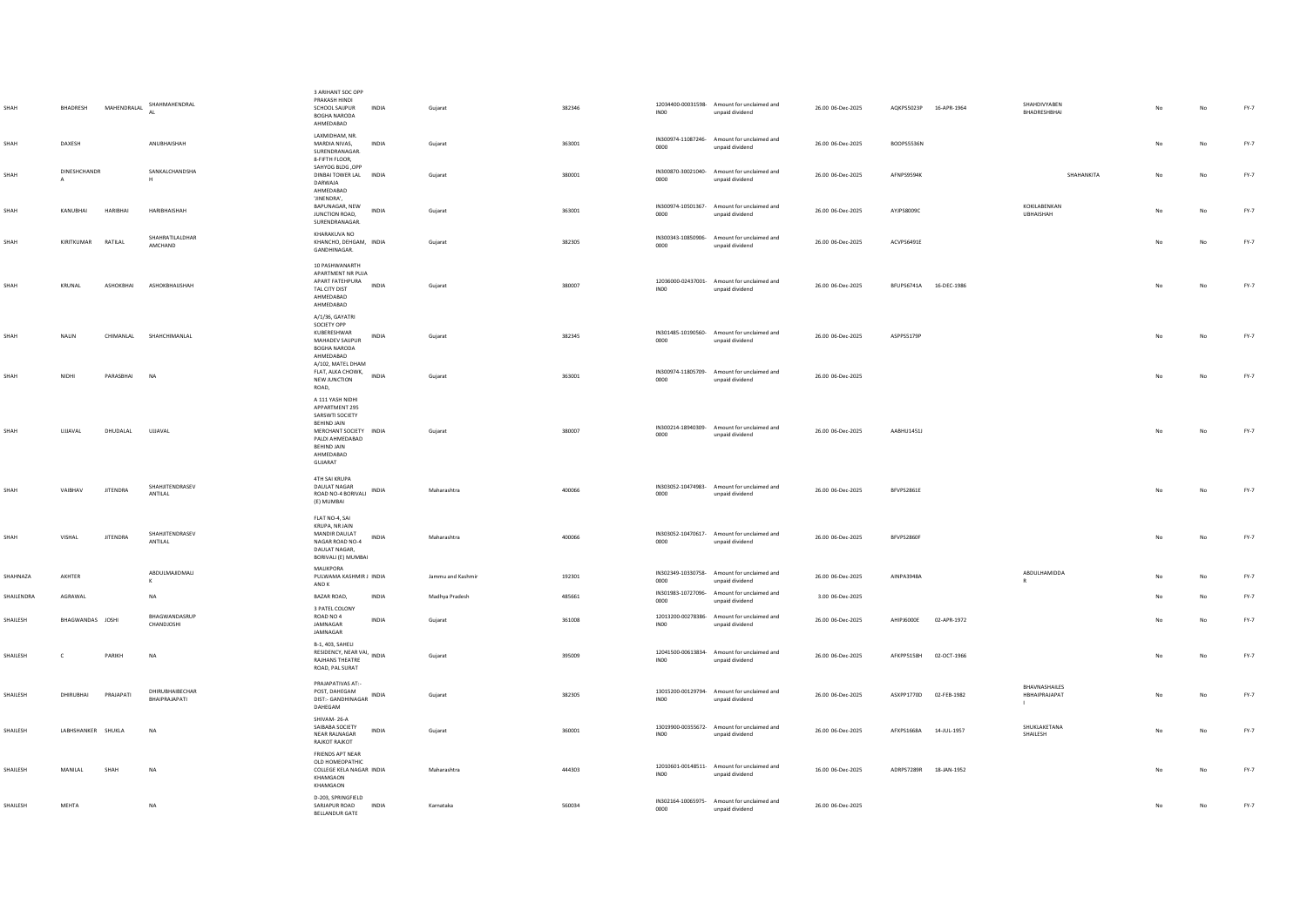| SHAH | BHADRESH | MAHENDRALAL | SHAHMAHENDRAL AL | 3 ARIHANT SOC OPP PRAKASH HINDI SCHOOL SAIJPUR BOGHA NARODA AHMEDABAD | INDIA | Gujarat | 382346 | 12034400-00031598-IN00 | Amount for unclaimed and unpaid dividend | 26.00 | 06-Dec-2025 | AQKPS5023P | 16-APR-1964 | SHAHDIVYABEN BHADRESHBHAI | No | No | FY-7 |
|---|---|---|---|---|---|---|---|---|---|---|---|---|---|---|---|---|---|
| SHAH | DAXESH | | ANUBHAISHAH | LAXMIDHAM, NR. MARDIA NIVAS, SURENDRANAGAR. | INDIA | Gujarat | 363001 | IN300974-11087246-0000 | Amount for unclaimed and unpaid dividend | 26.00 | 06-Dec-2025 | BOOPS5536N | | | No | No | FY-7 |
| SHAH | DINESHCHANDR A | | SANKALCHANDSHA H | 8-FIFTH FLOOR, SAHYOG BLDG ,OPP DINBAI TOWER LAL DARWAJA AHMEDABAD | INDIA | Gujarat | 380001 | IN300870-10021040-0000 | Amount for unclaimed and unpaid dividend | 26.00 | 06-Dec-2025 | AFNPS9594K | | SHAHANKITA | No | No | FY-7 |
| SHAH | KANUBHAI | HARIBHAI | HARIBHAISHAH | 'JINENDRA', BAPUNAGAR, NEW JUNCTION ROAD, SURENDRANAGAR. | INDIA | Gujarat | 363001 | IN300974-10501367-0000 | Amount for unclaimed and unpaid dividend | 26.00 | 06-Dec-2025 | AYJPS8009C | | KOKILABENKAN UBHAISHAH | No | No | FY-7 |
| SHAH | KIRITKUMAR | RATILAL | SHAHRATILALDHAR AMCHAND | KHARAKUVA NO KHANCHO, DEHGAM, GANDHINAGAR. | INDIA | Gujarat | 382305 | IN300343-10850906-0000 | Amount for unclaimed and unpaid dividend | 26.00 | 06-Dec-2025 | ACVPS6491E | | | No | No | FY-7 |
| SHAH | KRUNAL | ASHOKBHAI | ASHOKBHAIJSHAH | 10 PASHWANARTH APARTMENT NR PUJA APART FATEHPURA TAL CITY DIST AHMEDABAD AHMEDABAD | INDIA | Gujarat | 380007 | 12036000-02437001-IN00 | Amount for unclaimed and unpaid dividend | 26.00 | 06-Dec-2025 | BFUPS6741A | 16-DEC-1986 | | No | No | FY-7 |
| SHAH | NALIN | CHIMANLAL | SHAHCHIMANLAL | A/1/36, GAYATRI SOCIETY OPP KUBERESHWAR MAHADEV SAIJPUR BOGHA NARODA AHMEDABAD | INDIA | Gujarat | 382345 | IN301485-10190560-0000 | Amount for unclaimed and unpaid dividend | 26.00 | 06-Dec-2025 | ASPPS5179P | | | No | No | FY-7 |
| SHAH | NIDHI | PARASBHAI | NA | A/102, MATEL DHAM FLAT, ALKA CHOWK, NEW JUNCTION ROAD, | INDIA | Gujarat | 363001 | IN300974-11805709-0000 | Amount for unclaimed and unpaid dividend | 26.00 | 06-Dec-2025 | | | | No | No | FY-7 |
| SHAH | UJJAVAL | DHUDALAL | UJJAVAL | A 111 YASH NIDHI APPARTMENT 295 SARSWTI SOCIETY BEHIND JAIN MERCHANT SOCIETY PALDI AHMEDABAD BEHIND JAIN AHMEDABAD GUJARAT | INDIA | Gujarat | 380007 | IN300214-18940309-0000 | Amount for unclaimed and unpaid dividend | 26.00 | 06-Dec-2025 | AABHU1451J | | | No | No | FY-7 |
| SHAH | VAIBHAV | JITENDRA | SHAHJITENDRASEV ANTILAL | 4TH SAI KRUPA DAULAT NAGAR ROAD NO-4 BORIVALI (E) MUMBAI | INDIA | Maharashtra | 400066 | IN303052-10474983-0000 | Amount for unclaimed and unpaid dividend | 26.00 | 06-Dec-2025 | BFVPS2861E | | | No | No | FY-7 |
| SHAH | VISHAL | JITENDRA | SHAHJITENDRASEV ANTILAL | FLAT NO-4, SAI KRUPA, NR JAIN MANDIR DAULAT NAGAR ROAD NO-4 DAULAT NAGAR, BORIVALI (E) MUMBAI | INDIA | Maharashtra | 400066 | IN303052-10470617-0000 | Amount for unclaimed and unpaid dividend | 26.00 | 06-Dec-2025 | BFVPS2860F | | | No | No | FY-7 |
| SHAHNAZA | AKHTER | | ABDULMAJIDMALI K | MALIKPORA PULWAMA KASHMIR J AND K | INDIA | Jammu and Kashmir | 192301 | IN302349-10330758-0000 | Amount for unclaimed and unpaid dividend | 26.00 | 06-Dec-2025 | AINPA3948A | | ABDULHAMIDDA R | No | No | FY-7 |
| SHAILENDRA | AGRAWAL | | NA | BAZAR ROAD, | INDIA | Madhya Pradesh | 485661 | IN301983-10727096-0000 | Amount for unclaimed and unpaid dividend | 3.00 | 06-Dec-2025 | | | | No | No | FY-7 |
| SHAILESH | BHAGWANDAS | JOSHI | BHAGWANDASRUP CHANDJOSHI | 3 PATEL COLONY ROAD NO 4 JAMNAGAR JAMNAGAR | INDIA | Gujarat | 361008 | 12013200-00278386-IN00 | Amount for unclaimed and unpaid dividend | 26.00 | 06-Dec-2025 | AHIPJ6000E | 02-APR-1972 | | No | No | FY-7 |
| SHAILESH | C | PARIKH | NA | B-1, 403, SAHELI RESIDENCY, NEAR VAI, RAJHANS THEATRE ROAD, PAL SURAT | INDIA | Gujarat | 395009 | 12041500-00613834-IN00 | Amount for unclaimed and unpaid dividend | 26.00 | 06-Dec-2025 | AFKPP5158H | 02-OCT-1966 | | No | No | FY-7 |
| SHAILESH | DHIRUBHAI | PRAJAPATI | DHIRUBHAIBECHAR BHAIPRAJAPATI | PRAJAPATIVAS AT:- POST, DAHEGAM DIST:- GANDHINAGAR DAHEGAM | INDIA | Gujarat | 382305 | 13015200-00129794-IN00 | Amount for unclaimed and unpaid dividend | 26.00 | 06-Dec-2025 | ASXPP1770D | 02-FEB-1982 | BHAVNASHAILES HBHAIPRAJAPAT I | No | No | FY-7 |
| SHAILESH | LABHSHANKER | SHUKLA | NA | SHIVAM- 26-A SAIBABA SOCIETY NEAR RAJNAGAR RAJKOT RAJKOT | INDIA | Gujarat | 360001 | 13019900-00355672-IN00 | Amount for unclaimed and unpaid dividend | 26.00 | 06-Dec-2025 | AFXPS1668A | 14-JUL-1957 | SHUKLAKETANA SHAILESH | No | No | FY-7 |
| SHAILESH | MANILAL | SHAH | NA | FRIENDS APT NEAR OLD HOMEOPATHIC COLLEGE KELA NAGAR KHAMGAON KHAMGAON | INDIA | Maharashtra | 444303 | 12010601-00148511-IN00 | Amount for unclaimed and unpaid dividend | 16.00 | 06-Dec-2025 | ADRPS7289R | 18-JAN-1952 | | No | No | FY-7 |
| SHAILESH | MEHTA | | NA | D-203, SPRINGFIELD SARJAPUR ROAD BELLANDUR GATE | INDIA | Karnataka | 560034 | IN302164-10065975-0000 | Amount for unclaimed and unpaid dividend | 26.00 | 06-Dec-2025 | | | | No | No | FY-7 |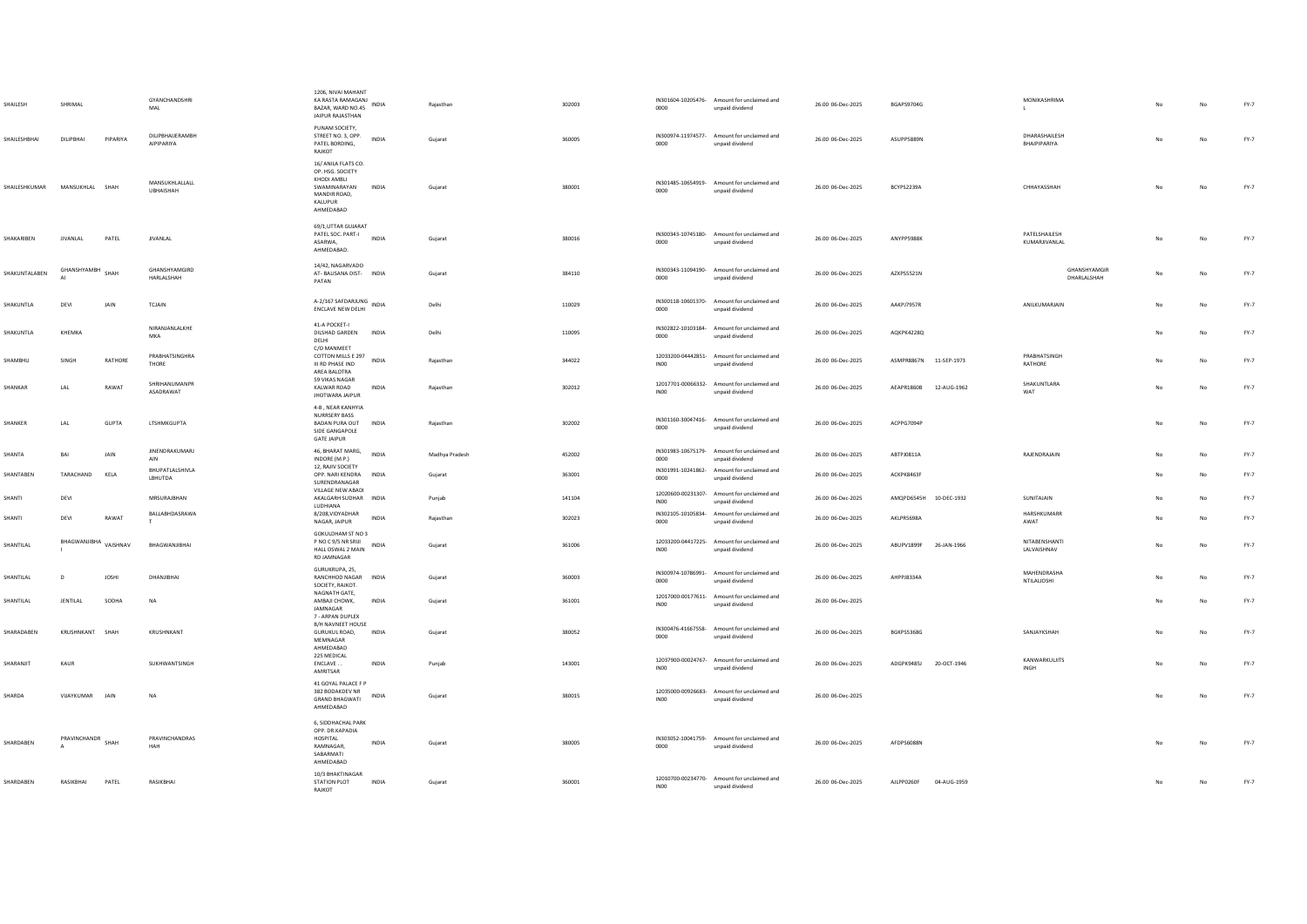| | | | | | | | | | | | | | | | | | | |
|---|---|---|---|---|---|---|---|---|---|---|---|---|---|---|---|---|---|---|
| SHAILESH | SHRIMAL | | GYANCHANDSHRIMAL | 1206, NIVAI MAHANT KA RASTA RAMAGANJ BAZAR, WARD NO.45 JAIPUR RAJASTHAN | INDIA | Rajasthan | 302003 | IN301604-10205476-0000 | Amount for unclaimed and unpaid dividend | 26.00 06-Dec-2025 | BGAPS9704G | | MONIKASHRIMAL | | No | No | FY-7 |
| SHAILESHBHAI | DILIPBHAI | PIPARIYA | DILIPBHAIJERAMBHAIPIPARIYA | PUNAM SOCIETY, STREET NO. 3, OPP. PATEL BORDING, RAJKOT | INDIA | Gujarat | 360005 | IN300974-11974577-0000 | Amount for unclaimed and unpaid dividend | 26.00 06-Dec-2025 | ASUPP5889N | | DHARASHAILESHBHAIPIPARIYA | | No | No | FY-7 |
| SHAILESHKUMAR | MANSUKHLAL | SHAH | MANSUKHLALLALLUBHAISHAH | 16/ ANILA FLATS CO. OP. HSG. SOCIETY KHODI AMBLI SWAMINARAYAN MANDIR ROAD, KALUPUR AHMEDABAD | INDIA | Gujarat | 380001 | IN301485-10654919-0000 | Amount for unclaimed and unpaid dividend | 26.00 06-Dec-2025 | BCYPS2239A | | CHHAYASSHAH | | No | No | FY-7 |
| SHAKARIBEN | JIVANLAL | PATEL | JIVANLAL | 69/1,UTTAR GUJARAT PATEL SOC. PART-I ASARWA, AHMEDABAD. | INDIA | Gujarat | 380016 | IN300343-10745180-0000 | Amount for unclaimed and unpaid dividend | 26.00 06-Dec-2025 | ANYPP5988K | | PATELSHAILESHKUMARJIVANLAL | | No | No | FY-7 |
| SHAKUNTALABEN | GHANSHYAMBHAI | SHAH | GHANSHYAMGIRDHARLALSHAH | 14/42, NAGARVADO AT- BALISANA DIST- PATAN | INDIA | Gujarat | 384110 | IN300343-11094190-0000 | Amount for unclaimed and unpaid dividend | 26.00 06-Dec-2025 | AZXPS5521N | | | GHANSHYAMGIRDHARLALSHAH | No | No | FY-7 |
| SHAKUNTLA | DEVI | JAIN | TCJAIN | A-2/167 SAFDARJUNG ENCLAVE NEW DELHI | INDIA | Delhi | 110029 | IN300118-10601370-0000 | Amount for unclaimed and unpaid dividend | 26.00 06-Dec-2025 | AAKPJ7957R | | ANILKUMARJAIN | | No | No | FY-7 |
| SHAKUNTLA | KHEMKA | | NIRANJANLALKHEMKA | 41-A POCKET-I DILSHAD GARDEN DELHI | INDIA | Delhi | 110095 | IN302822-10103184-0000 | Amount for unclaimed and unpaid dividend | 26.00 06-Dec-2025 | AQKPK4228Q | | | | No | No | FY-7 |
| SHAMBHU | SINGH | RATHORE | PRABHATSINGHRATHORE | C/O MANMEET COTTON MILLS E 297 III RD PHASE IND AREA BALOTRA | INDIA | Rajasthan | 344022 | 12033200-04442851-IN00 | Amount for unclaimed and unpaid dividend | 26.00 06-Dec-2025 | ASMPR8867N | 11-SEP-1973 | PRABHATSINGHRATHORE | | No | No | FY-7 |
| SHANKAR | LAL | RAWAT | SHRIHANUMANPRASADRAWAT | 59 VIKAS NAGAR KALWAR ROAD JHOTWARA JAIPUR | INDIA | Rajasthan | 302012 | 12017701-00066332-IN00 | Amount for unclaimed and unpaid dividend | 26.00 06-Dec-2025 | AEAPR1860B | 12-AUG-1962 | SHAKUNTLARAWAT | | No | No | FY-7 |
| SHANKER | LAL | GUPTA | LTSHMKGUPTA | 4-B , NEAR KANHYIA NURRSERY BASS BADAN PURA OUT SIDE GANGAPOLE GATE JAIPUR | INDIA | Rajasthan | 302002 | IN301160-30047416-0000 | Amount for unclaimed and unpaid dividend | 26.00 06-Dec-2025 | ACPPG7094P | | | | No | No | FY-7 |
| SHANTA | BAI | JAIN | JINENDRAKUMARJAIN | 46, BHARAT MARG, INDORE (M.P.) | INDIA | Madhya Pradesh | 452002 | IN301983-10675179-0000 | Amount for unclaimed and unpaid dividend | 26.00 06-Dec-2025 | ABTPJ0811A | | RAJENDRAJAIN | | No | No | FY-7 |
| SHANTABEN | TARACHAND | KELA | BHUPATLALSHIVLALBHUTDA | 12, RAJIV SOCIETY OPP. NARI KENDRA SURENDRANAGAR | INDIA | Gujarat | 363001 | IN301991-10241862-0000 | Amount for unclaimed and unpaid dividend | 26.00 06-Dec-2025 | ACKPK8463F | | | | No | No | FY-7 |
| SHANTI | DEVI | | MRSURAJBHAN | VILLAGE NEW ABADI AKALGARH SUDHAR LUDHIANA | INDIA | Punjab | 141104 | 12020600-00231307-IN00 | Amount for unclaimed and unpaid dividend | 26.00 06-Dec-2025 | AMQPD6545H | 10-DEC-1932 | SUNITAJAIN | | No | No | FY-7 |
| SHANTI | DEVI | RAWAT | BALLABHDASRAWAT | 8/208,VIDYADHAR NAGAR, JAIPUR | INDIA | Rajasthan | 302023 | IN302105-10105834-0000 | Amount for unclaimed and unpaid dividend | 26.00 06-Dec-2025 | AKLPR5698A | | HARSHKUMARRAWAT | | No | No | FY-7 |
| SHANTILAL | BHAGWANJIBHAI | VAISHNAV | BHAGWANJIBHAI | GOKULDHAM ST NO 3 P NO C 9/5 NR SRIJI HALL OSWAL 2 MAIN RO JAMNAGAR | INDIA | Gujarat | 361006 | 12033200-04417225-IN00 | Amount for unclaimed and unpaid dividend | 26.00 06-Dec-2025 | ABUPV1899F | 26-JAN-1966 | NITABENSHANTILALVAISHNAV | | No | No | FY-7 |
| SHANTILAL | D | JOSHI | DHANJIBHAI | GURUKRUPA, 25, RANCHHOD NAGAR SOCIETY, RAJKOT. | INDIA | Gujarat | 360003 | IN300974-10786991-0000 | Amount for unclaimed and unpaid dividend | 26.00 06-Dec-2025 | AHPPJ8334A | | MAHENDRASHANTILALJOSHI | | No | No | FY-7 |
| SHANTILAL | JENTILAL | SODHA | NA | NAGNATH GATE, AMBAJI CHOWK, JAMNAGAR | INDIA | Gujarat | 361001 | 12017000-00177611-IN00 | Amount for unclaimed and unpaid dividend | 26.00 06-Dec-2025 | | | | | No | No | FY-7 |
| SHARADABEN | KRUSHNKANT | SHAH | KRUSHNKANT | 7 - ARPAN DUPLEX B/H NAVNEET HOUSE GURUKUL ROAD, MEMNAGAR AHMEDABAD | INDIA | Gujarat | 380052 | IN300476-41667558-0000 | Amount for unclaimed and unpaid dividend | 26.00 06-Dec-2025 | BGKPS5368G | | SANJAYKSHAH | | No | No | FY-7 |
| SHARANJIT | KAUR | | SUKHWANTSINGH | 225 MEDICAL ENCLAVE . . AMRITSAR | INDIA | Punjab | 143001 | 12037900-00024767-IN00 | Amount for unclaimed and unpaid dividend | 26.00 06-Dec-2025 | ADGPK9485J | 20-OCT-1946 | KANWARKULJITSINGH | | No | No | FY-7 |
| SHARDA | VIJAYKUMAR | JAIN | NA | 41 GOYAL PALACE F P 382 BODAKDEV NR GRAND BHAGWATI AHMEDABAD | INDIA | Gujarat | 380015 | 12035000-00926683-IN00 | Amount for unclaimed and unpaid dividend | 26.00 06-Dec-2025 | | | | | No | No | FY-7 |
| SHARDABEN | PRAVINCHANDRA | SHAH | PRAVINCHANDRASHAH | 6, SIDDHACHAL PARK OPP. DR.KAPADIA HOSPITAL RAMNAGAR, SABARMATI AHMEDABAD | INDIA | Gujarat | 380005 | IN303052-10041759-0000 | Amount for unclaimed and unpaid dividend | 26.00 06-Dec-2025 | AFDPS6088N | | | | No | No | FY-7 |
| SHARDABEN | RASIKBHAI | PATEL | RASIKBHAI | 10/3 BHAKTINAGAR STATION PLOT RAJKOT | INDIA | Gujarat | 360001 | 12010700-00234770-IN00 | Amount for unclaimed and unpaid dividend | 26.00 06-Dec-2025 | AJLPP0260F | 04-AUG-1959 | | | No | No | FY-7 |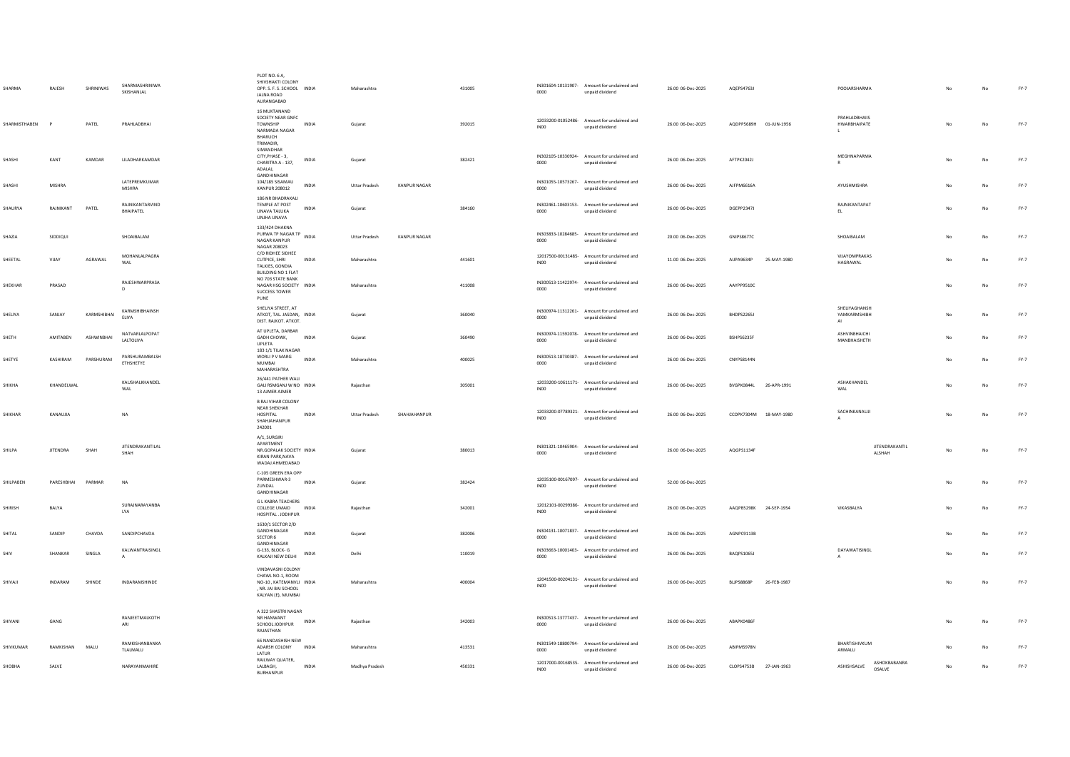| SHARMA | RAJESH | SHRINIWAS | SHARMASHRINIWA SKISHANLAL | PLOT NO. 6 A, SHIVSHAKTI COLONY OPP. S. F. S. SCHOOL JALNA ROAD AURANGABAD | INDIA | Maharashtra | | 431005 | | IN301604-10131907-0000 | Amount for unclaimed and unpaid dividend | 26.00 06-Dec-2025 | AQEPS4763J | | POOJARSHARMA | | No | No | FY-7 |
|---|---|---|---|---|---|---|---|---|---|---|---|---|---|---|---|---|---|---|---|
| SHARMISTHABEN | P | PATEL | PRAHLADBHAI | 16 MUKTANAND SOCIETY NEAR GNFC TOWNSHIP NARMADA NAGAR BHARUCH | INDIA | Gujarat | | 392015 | | 12033200-01052486-IN00 | Amount for unclaimed and unpaid dividend | 26.00 06-Dec-2025 | AQDPP5689H | 01-JUN-1956 | PRAHLADBHAIIS HWARBHAIPATE L | | No | No | FY-7 |
| SHASHI | KANT | KAMDAR | LILADHARKAMDAR | TRIMADIR, SIMANDHAR CITY,PHASE - 3, CHARITRA A - 137, ADALAJ, GANDHINAGAR | INDIA | Gujarat | | 382421 | | IN302105-10330924-0000 | Amount for unclaimed and unpaid dividend | 26.00 06-Dec-2025 | AFTPK2042J | | MEGHNAPARMA R | | No | No | FY-7 |
| SHASHI | MISHRA | | LATEPREMKUMAR MISHRA | 104/185 SISAMAU KANPUR 208012 | INDIA | Uttar Pradesh | KANPUR NAGAR | | | IN301055-10573267-0000 | Amount for unclaimed and unpaid dividend | 26.00 06-Dec-2025 | AIFPM6616A | | AYUSHMISHRA | | No | No | FY-7 |
| SHAURYA | RAJNIKANT | PATEL | RAJNIKANTARVIND BHAIPATEL | 186 NR BHADRAKALI TEMPLE AT POST UNAVA TALUKA UNJHA UNAVA | INDIA | Gujarat | | 384160 | | IN302461-10603153-0000 | Amount for unclaimed and unpaid dividend | 26.00 06-Dec-2025 | DGEPP2347J | | RAJNIKANTAPAT EL | | No | No | FY-7 |
| SHAZIA | SIDDIQUI | | SHOAIBALAM | 133/424 DHAKNA PURWA TP NAGAR TP NAGAR KANPUR NAGAR 208023 | INDIA | Uttar Pradesh | KANPUR NAGAR | | | IN303833-10284685-0000 | Amount for unclaimed and unpaid dividend | 20.00 06-Dec-2025 | GNIPS8677C | | SHOAIBALAM | | No | No | FY-7 |
| SHEETAL | VIJAY | AGRAWAL | MOHANLALPAGRA WAL | C/O RIDHEE SIDHEE CUTPICE, SHRI TALKIES, GONDIA | INDIA | Maharashtra | | 441601 | | 12017500-00131485-IN00 | Amount for unclaimed and unpaid dividend | 11.00 06-Dec-2025 | AIJPA9634P | 25-MAY-1980 | VIJAYOMPRAKAS HAGRAWAL | | No | No | FY-7 |
| SHEKHAR | PRASAD | | RAJESHWARPRASA D | BUILDING NO 1 FLAT NO 703 STATE BANK NAGAR HSG SOCIETY SUCCESS TOWER PUNE | INDIA | Maharashtra | | 411008 | | IN300513-11422974-0000 | Amount for unclaimed and unpaid dividend | 26.00 06-Dec-2025 | AAYPP9510C | | | | No | No | FY-7 |
| SHELIYA | SANJAY | KARMSHIBHAI | KARMSHIBHAINSH ELIYA | SHELIYA STREET, AT ATKOT, TAL. JASDAN, DIST. RAJKOT. ATKOT. | INDIA | Gujarat | | 360040 | | IN300974-11312261-0000 | Amount for unclaimed and unpaid dividend | 26.00 06-Dec-2025 | BHDPS2265J | | SHELIYAGHANSH YAMKARMSHIBH AI | | No | No | FY-7 |
| SHETH | AMITABEN | ASHWINBHAI | NATVARLALPOPAT LALTOLIYA | AT UPLETA, DARBAR GADH CHOWK, UPLETA | INDIA | Gujarat | | 360490 | | IN300974-11592078-0000 | Amount for unclaimed and unpaid dividend | 26.00 06-Dec-2025 | BSHPS6235F | | ASHVINBHAICHI MANBHAISHETH | | No | No | FY-7 |
| SHETYE | KASHIRAM | PARSHURAM | PARSHURAMBALSH ETHSHETYE | 183 1/1 TILAK NAGAR WORLI P V MARG MUMBAI MAHARASHTRA | INDIA | Maharashtra | | 400025 | | IN300513-18730387-0000 | Amount for unclaimed and unpaid dividend | 26.00 06-Dec-2025 | CNYPS8144N | | | | No | No | FY-7 |
| SHIKHA | KHANDELWAL | | KAUSHALKHANDEL WAL | 26/441 PATHER WALI GALI RSMGANJ W NO 13 AJMER AJMER | INDIA | Rajasthan | | 305001 | | 12033200-10611171-IN00 | Amount for unclaimed and unpaid dividend | 26.00 06-Dec-2025 | BVGPK0844L | 26-APR-1991 | ASHAKHANDEL WAL | | No | No | FY-7 |
| SHIKHAR | KANAUJIA | | NA | B RAJ VIHAR COLONY NEAR SHEKHAR HOSPITAL SHAHJAHANPUR 242001 | INDIA | Uttar Pradesh | SHAHJAHANPUR | | | 12033200-07789321-IN00 | Amount for unclaimed and unpaid dividend | 26.00 06-Dec-2025 | CCOPK7304M | 18-MAY-1980 | SACHINKANAUJI A | | No | No | FY-7 |
| SHILPA | JITENDRA | SHAH | JITENDRAKANTILAL SHAH | A/1, SURGIRI APARTMENT NR.GOPALAK SOCIETY KIRAN PARK,NAVA WADAJ AHMEDABAD | INDIA | Gujarat | | 380013 | | IN301321-10465904-0000 | Amount for unclaimed and unpaid dividend | 26.00 06-Dec-2025 | AQGPS1134F | | | JITENDRAKANTIL ALSHAH | No | No | FY-7 |
| SHILPABEN | PARESHBHAI | PARMAR | NA | C-105 GREEN ERA OPP PARMESHWAR-3 ZUNDAL GANDHINAGAR | INDIA | Gujarat | | 382424 | | 12035100-00167097-IN00 | Amount for unclaimed and unpaid dividend | 52.00 06-Dec-2025 | | | | | No | No | FY-7 |
| SHIRISH | BALYA | | SURAJNARAYANBA LYA | G L KABRA TEACHERS COLLEGE UMAID HOSPITAL . JODHPUR | INDIA | Rajasthan | | 342001 | | 12012101-00299386-IN00 | Amount for unclaimed and unpaid dividend | 26.00 06-Dec-2025 | AAQPB5298K | 24-SEP-1954 | VIKASBALYA | | No | No | FY-7 |
| SHITAL | SANDIP | CHAVDA | SANDIPCHAVDA | 1630/1 SECTOR 2/D GANDHINAGAR SECTOR 6 GANDHINAGAR | INDIA | Gujarat | | 382006 | | IN304131-10071837-0000 | Amount for unclaimed and unpaid dividend | 26.00 06-Dec-2025 | AGNPC9113B | | | | No | No | FY-7 |
| SHIV | SHANKAR | SINGLA | KALWANTRAISINGL A | G-133, BLOCK- G KALKAJI NEW DELHI | INDIA | Delhi | | 110019 | | IN303663-10001403-0000 | Amount for unclaimed and unpaid dividend | 26.00 06-Dec-2025 | BAQPS1065J | | DAYAWATISINGL A | | No | No | FY-7 |
| SHIVAJI | INDARAM | SHINDE | INDARAMSHINDE | VINDAVASNI COLONY CHAWL NO-1, ROOM NO-10 , KATEMANVLI , NR. JAI BAI SCHOOL KALYAN (E), MUMBAI | INDIA | Maharashtra | | 400004 | | 12041500-00204131-IN00 | Amount for unclaimed and unpaid dividend | 26.00 06-Dec-2025 | BLJPS8868P | 26-FEB-1987 | | | No | No | FY-7 |
| SHIVANI | GANG | | RANJEETMALKOTH ARI | A 322 SHASTRI NAGAR NR HANWANT SCHOOL JODHPUR RAJASTHAN | INDIA | Rajasthan | | 342003 | | IN300513-13777437-0000 | Amount for unclaimed and unpaid dividend | 26.00 06-Dec-2025 | ABAPK0486F | | | | No | No | FY-7 |
| SHIVKUMAR | RAMKISHAN | MALU | RAMKISHANBANKA TLALMALU | 66 NANDASHISH NEW ADARSH COLONY LATUR | INDIA | Maharashtra | | 413531 | | IN301549-18800794-0000 | Amount for unclaimed and unpaid dividend | 26.00 06-Dec-2025 | ABIPM5978N | | BHARTISHIVKUM ARMALU | | No | No | FY-7 |
| SHOBHA | SALVE | | NARAYANMAHIRE | RAILWAY QUATER, LALBAGH, BURHANPUR | INDIA | Madhya Pradesh | | 450331 | | 12017000-00168535-IN00 | Amount for unclaimed and unpaid dividend | 26.00 06-Dec-2025 | CLOPS4753B | 27-JAN-1963 | ASHISHSALVE | ASHOKBABANRA OSALVE | No | No | FY-7 |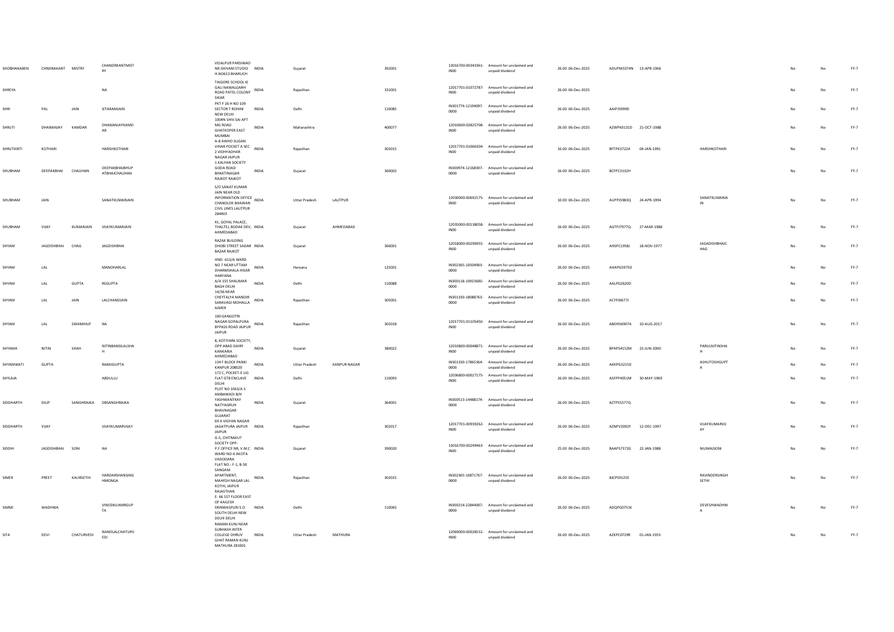| | | | | | | | | | | | | | | | | | | |
|---|---|---|---|---|---|---|---|---|---|---|---|---|---|---|---|---|---|---|
| SHOBHANABEN | CHNDRAKANT | MISTRY | CHANDRKANTMISTRY | VEJALPUR PARSIWAD NR.SHIVAM STUDIO H.NO613 BHARUCH | INDIA | Gujarat | | 392001 | | 13016700-00341961-IN00 | Amount for unclaimed and unpaid dividend | 26.00 06-Dec-2025 | ADUPM3374N | 13-APR-1966 | | No | No | FY-7 |
| SHREYA | | | NA | TAIGORE SCHOOL KI GALI NAWALGARH ROAD PATEL COLONY SIKAR | INDIA | Rajasthan | | 332001 | | 12017701-01072787-IN00 | Amount for unclaimed and unpaid dividend | 26.00 06-Dec-2025 | | | | No | No | FY-7 |
| SHRI | PAL | JAIN | SITARAMJAIN | PKT F 26 H NO 109 SECTOR 7 ROHINI NEW DELHI | INDIA | Delhi | | 110085 | | IN301774-12194097-0000 | Amount for unclaimed and unpaid dividend | 26.00 06-Dec-2025 | AAIPJ5999D | | | No | No | FY-7 |
| SHRUTI | DHANANJAY | KAMDAR | DHANANJAYKAMDAR | 1004N SHIV SAI APT MG ROAD GHATKOPER EAST MUMBAI | INDIA | Maharashtra | | 400077 | | 12010600-02825708-IN00 | Amount for unclaimed and unpaid dividend | 26.00 06-Dec-2025 | AZWPK0131D | 21-OCT-1988 | | No | No | FY-7 |
| SHRUTKIRTI | KOTHARI | | HARSHKOTHARI | A-8 AWHO SUGAN VIHAR POCKET A SEC 2 VIDHYADHAR NAGAR JAIPUR | INDIA | Rajasthan | | 302015 | | 12017701-01066304-IN00 | Amount for unclaimed and unpaid dividend | 16.00 06-Dec-2025 | BFTPK3722A | 04-JAN-1991 | HARSHKOTHARI | No | No | FY-7 |
| SHUBHAM | DEEPAKBHAI | CHAUHAN | DEEPAKBHAIBHUPATBHAICHAUHAN | 1 KALYAN SOCIETY GODA ROAD BHAKTINAGAR RAJKOT RAJKOT | INDIA | Gujarat | | 360002 | | IN300974-12168307-0000 | Amount for unclaimed and unpaid dividend | 26.00 06-Dec-2025 | BCFPC3132H | | | No | No | FY-7 |
| SHUBHAM | JAIN | | SANATKUMARJAIN | S/O SANAT KUMAR JAIN NEAR OLD INFORMATION OFFICE CHANDLOK BHAWAN CIVIL LINES LALITPUR 284403 | INDIA | Uttar Pradesh | LALITPUR | | | 12030000-00692175-IN00 | Amount for unclaimed and unpaid dividend | 10.00 06-Dec-2025 | AUPPJ5983Q | 24-APR-1994 | SANATKUMARJAIN | No | No | FY-7 |
| SHUBHAM | VIJAY | KUMARJAIN | VIJAYKUMARJAIN | 41, GOYAL PALACE, THALTEJ, BODAK DEV, AHMEDABAD | INDIA | Gujarat | AHMEDABAD | | | 12035000-00138058-IN00 | Amount for unclaimed and unpaid dividend | 26.00 06-Dec-2025 | AGTPJ7977Q | 27-MAR-1988 | | No | No | FY-7 |
| SHYAM | JAGDISHBHAI | CHAG | JAGDISHBHAI | RAZAK BUILDING DHOBI STREET SADAR BAZAR RAJKOT | INDIA | Gujarat | | 360001 | | 12018000-00290955-IN00 | Amount for unclaimed and unpaid dividend | 26.00 06-Dec-2025 | AHSPC1958J | 18-NOV-1977 | JAGADISHBHAICHAG | No | No | FY-7 |
| SHYAM | LAL | | MANOHARLAL | HNO -613/A WARD NO 7 NEAR UTTAM DHARMSHALA HISAR HARYANA | INDIA | Haryana | | 125001 | | IN302365-10504903-0000 | Amount for unclaimed and unpaid dividend | 26.00 06-Dec-2025 | AHAPG5975D | | | No | No | FY-7 |
| SHYAM | LAL | GUPTA | RSGUPTA | A/A 155 SHALIMAR BAGH DELHI | INDIA | Delhi | | 110088 | | IN300118-10923600-0000 | Amount for unclaimed and unpaid dividend | 26.00 06-Dec-2025 | AALPG2620D | | | No | No | FY-7 |
| SHYAM | LAL | JAIN | LALCHANDJAIN | 14/36 NEAR CHEYTALYA MANDIR SARAVAGI MOHALLA AJMER | INDIA | Rajasthan | | 305001 | | IN301330-18088763-0000 | Amount for unclaimed and unpaid dividend | 26.00 06-Dec-2025 | ACYPJ6677J | | | No | No | FY-7 |
| SHYAM | LAL | SWAMIHUF | NA | 100 GANGOTRI NAGAR GOPALPURA BYPASS ROAD JAIPUR JAIPUR | INDIA | Rajasthan | | 302018 | | 12017701-01105450-IN00 | Amount for unclaimed and unpaid dividend | 26.00 06-Dec-2025 | ABDHS6907A | 10-AUG-2017 | | No | No | FY-7 |
| SHYAMA | NITIN | SHAH | NITINBANSILALSHAH | 8, KOTIYARK SOCIETY, OPP.ABAD DAIRY KANKARIA AHMEDABAD | INDIA | Gujarat | | 380022 | | 12010800-00048871-IN00 | Amount for unclaimed and unpaid dividend | 26.00 06-Dec-2025 | BPAPS4152M | 22-JUN-2000 | PARULNITINSHAH | No | No | FY-7 |
| SHYAMWATI | GUPTA | | RAMJIGUPTA | 134 F BLOCK PANKI KANPUR 208020 | INDIA | Uttar Pradesh | KANPUR NAGAR | | | IN301330-17865364-0000 | Amount for unclaimed and unpaid dividend | 26.00 06-Dec-2025 | AKKPG3215D | | ASHUTOSHGUPTA | No | No | FY-7 |
| SHYLAJA | | | ABDULLU | 172 C, POCKET-E LIG FLAT GTB ENCLAVE DELHI | INDIA | Delhi | | 110093 | | 12036800-00027175-IN00 | Amount for unclaimed and unpaid dividend | 26.00 06-Dec-2025 | ASFPP4051M | 30-MAY-1969 | | No | No | FY-7 |
| SIDDHARTH | DILIP | SANGHRAJKA | DBSANGHRAJKA | PLOT NO 1063/A 3 AMBAWADI B/H YASHWANTRAY NATYAGRUH BHAVNAGAR GUJARAT | INDIA | Gujarat | | 364001 | | IN300513-14488174-0000 | Amount for unclaimed and unpaid dividend | 26.00 06-Dec-2025 | AZTPS5577Q | | | No | No | FY-7 |
| SIDDHARTH | VIJAY | | VIJAYKUMARVIJAY | 69 A VIGYAN NAGAR JAGATPURA JAIPUR JAIPUR | INDIA | Rajasthan | | 302017 | | 12017701-00939262-IN00 | Amount for unclaimed and unpaid dividend | 26.00 06-Dec-2025 | AZNPV2092F | 12-DEC-1997 | VIJAYKUMARVIJAY | No | No | FY-7 |
| SIDDHI | JAGDISHBHAI | SONI | NA | G-5, CHITRAKUT SOCIETY OPP-P.F.OFFICE NR, V.M.C WARD NO-6 AKOTA VADODARA | INDIA | Gujarat | | 390020 | | 13016700-00249463-IN00 | Amount for unclaimed and unpaid dividend | 25.00 06-Dec-2025 | BAAPS7372G | 22-JAN-1988 | NILIMASONI | No | No | FY-7 |
| SIMER | PREET | KAURSETHI | HARDARSHANSINGHMONGA | FLAT NO.- F-1, B-50 SANGAM APARTMENT, MAHESH NAGAR LAL KOTHI, JAIPUR RAJASTHAN | INDIA | Rajasthan | | 302015 | | IN302365-10871767-0000 | Amount for unclaimed and unpaid dividend | 26.00 06-Dec-2025 | BJCPS9125E | | RAVINDERSINGHSETHI | No | No | FY-7 |
| SIMMI | WADHWA | | VINODKUAMRGUPTA | E- 66 1ST FLOOR EAST OF KAILESH SRINWASPURI S.O SOUTH DELHI NEW DELHI DELHI | INDIA | Delhi | | 110065 | | IN300214-22844007-0000 | Amount for unclaimed and unpaid dividend | 26.00 06-Dec-2025 | ADQPG0751K | | DEVESHWADHWA | No | No | FY-7 |
| SITA | DEVI | CHATURVEDI | NANDLALCHATURVEDI | RAMAN KUNJ NEAR SUBHASH INTER COLLEGE DHRUV GHAT RAMAN KUNJ MATHURA 281001 | INDIA | Uttar Pradesh | MATHURA | | | 12069000-00028532-IN00 | Amount for unclaimed and unpaid dividend | 26.00 06-Dec-2025 | AZKPC0729R | 01-JAN-1953 | | No | No | FY-7 |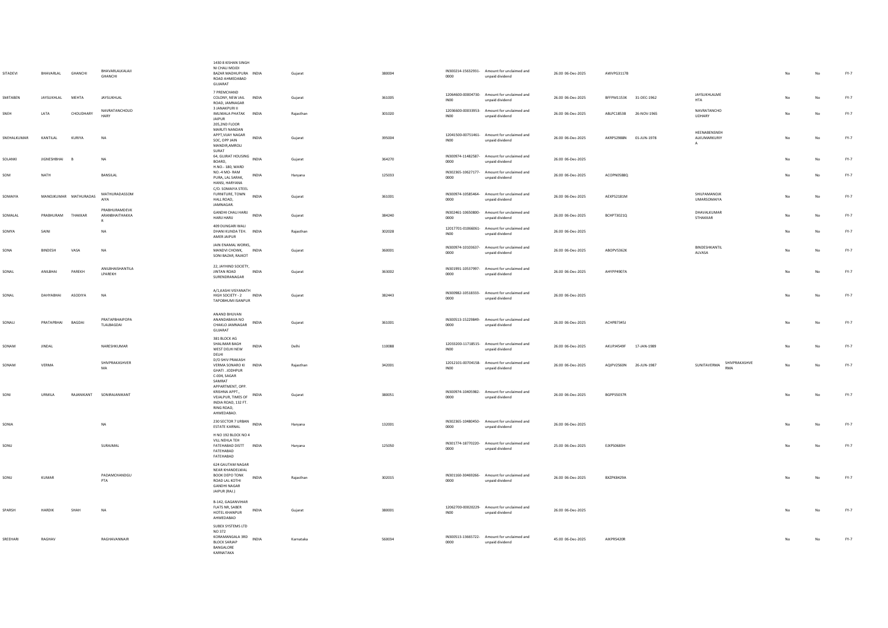| | | | | | | | | | | | | | | | | | | | |
|---|---|---|---|---|---|---|---|---|---|---|---|---|---|---|---|---|---|---|---|
| SITADEVI | BHAVARLAL | GHANCHI | BHAVARLALKALAJI GHANCHI | 1430 8 KISHAN SINGH NI CHALI MOJDI BAZAR MADHUPURA ROAD AHMEDABAD GUJARAT | INDIA | Gujarat | | 380004 | | IN300214-15632931-0000 | Amount for unclaimed and unpaid dividend | 26.00 | 06-Dec-2025 | AWVPG3117B | | | | No | No | FY-7 |
| SMITABEN | JAYSUKHLAL | MEHTA | JAYSUKHLAL | 7 PREMCHAND COLONY, NEW JAIL ROAD, JAMNAGAR | INDIA | Gujarat | | 361005 | | 12064600-00004730-IN00 | Amount for unclaimed and unpaid dividend | 26.00 | 06-Dec-2025 | BFFPM1153K | 31-DEC-1962 | JAYSUKHLALME HTA | | No | No | FY-7 |
| SNEH | LATA | CHOUDHARY | NAVRATANCHOUD HARY | 3 JANAKPURI II IMLIWALA PHATAK JAIPUR | INDIA | Rajasthan | | 301020 | | 12036600-00033953-IN00 | Amount for unclaimed and unpaid dividend | 26.00 | 06-Dec-2025 | ABLPC1853B | 26-NOV-1965 | NAVRATANCHO UDHARY | | No | No | FY-7 |
| SNEHALKUMAR | KANTILAL | KURIYA | NA | 205,2ND FLOOR MARUTI NANDAN APPT,VIJAY NAGAR SOC, OPP JAIN MANDIR,AMROLI SURAT | INDIA | Gujarat | | 395004 | | 12041500-00751461-IN00 | Amount for unclaimed and unpaid dividend | 26.00 | 06-Dec-2025 | AKRPS2988N | 01-JUN-1978 | HEENABENSNEH ALKUMARKURIY A | | No | No | FY-7 |
| SOLANKI | JIGNESHBHAI | B | NA | 64, GUJRAT HOUSING BOARD, | INDIA | Gujarat | | 364270 | | IN300974-11482587-0000 | Amount for unclaimed and unpaid dividend | 26.00 | 06-Dec-2025 | | | | | No | No | FY-7 |
| SOM | NATH | | BANSILAL | H.NO.- 180, WARD NO.-4 MO- RAM PURA, LAL SARAK, HANSI, HARYANA | INDIA | Haryana | | 125033 | | IN302365-10627177-0000 | Amount for unclaimed and unpaid dividend | 26.00 | 06-Dec-2025 | ACOPN0588Q | | | | No | No | FY-7 |
| SOMAIYA | MANOJKUMAR | MATHURADAS | MATHURADASSOM AIYA | C/O. SOMAIYA STEEL FURNITURE, TOWN HALL ROAD, JAMNAGAR. | INDIA | Gujarat | | 361001 | | IN300974-10585464-0000 | Amount for unclaimed and unpaid dividend | 26.00 | 06-Dec-2025 | AEXPS2181M | | SHILPAMANOJK UMARSOMAIYA | | No | No | FY-7 |
| SOMALAL | PRABHURAM | THAKKAR | PRABHURAMDEVK ARANBHAITHAKKA R | GANDHI CHALI HARIJ HARIJ HARIJ | INDIA | Gujarat | | 384240 | | IN302461-10650800-0000 | Amount for unclaimed and unpaid dividend | 26.00 | 06-Dec-2025 | BCHPT3021Q | | DHAVALKUMAR STHAKKAR | | No | No | FY-7 |
| SOMYA | SAINI | | NA | 409 DUNGARI WALI DHANI KUNDA TEH. AMER JAIPUR | INDIA | Rajasthan | | 302028 | | 12017701-01066061-IN00 | Amount for unclaimed and unpaid dividend | 26.00 | 06-Dec-2025 | | | | | No | No | FY-7 |
| SONA | BINDESH | VASA | NA | JAIN ENAMAL WORKS, MANDVI CHOWK, SONI BAZAR, RAJKOT | INDIA | Gujarat | | 360001 | | IN300974-10103637-0000 | Amount for unclaimed and unpaid dividend | 26.00 | 06-Dec-2025 | ABOPV5362K | | BINDESHKANTIL ALVASA | | No | No | FY-7 |
| SONAL | ANILBHAI | PAREKH | ANILBHAISHANTILA LPAREKH | 22, JAYHIND SOCIETY, JINTAN ROAD SURENDRANAGAR | INDIA | Gujarat | | 363002 | | IN301991-10537997-0000 | Amount for unclaimed and unpaid dividend | 26.00 | 06-Dec-2025 | AHYPP4907A | | | | No | No | FY-7 |
| SONAL | DAHYABHAI | ASODIYA | NA | A/1,KASHI VISYANATH HIGH SOCIETY - 2 TAPOBHUMI ISANPUR | INDIA | Gujarat | | 382443 | | IN300982-10518333-0000 | Amount for unclaimed and unpaid dividend | 26.00 | 06-Dec-2025 | | | | | No | No | FY-7 |
| SONALI | PRATAPBHAI | BAGDAI | PRATAPBHAIPOPA TLALBAGDAI | ANAND BHUVAN ANANDABAVA NO CHAKLO JAMNAGAR GUJARAT | INDIA | Gujarat | | 361001 | | IN300513-15229849-0000 | Amount for unclaimed and unpaid dividend | 26.00 | 06-Dec-2025 | ACHPB7345J | | | | No | No | FY-7 |
| SONAM | JINDAL | | NARESHKUMAR | 381 BLOCK AG SHALIMAR BAGH WEST DELHI NEW DELHI | INDIA | Delhi | | 110088 | | 12033200-11718515-IN00 | Amount for unclaimed and unpaid dividend | 26.00 | 06-Dec-2025 | AKUPJ4549F | 17-JAN-1989 | | | No | No | FY-7 |
| SONAM | VERMA | | SHIVPRAKASHVER MA | D/O SHIV PRAKASH VERMA SONARO KI GHATI . JODHPUR | INDIA | Rajasthan | | 342001 | | 12012101-00704158-IN00 | Amount for unclaimed and unpaid dividend | 26.00 | 06-Dec-2025 | AQIPV2560N | 26-JUN-1987 | SUNITAVERMA | SHIVPRAKASHVE RMA | No | No | FY-7 |
| SONI | URMILA | RAJANIKANT | SONIRAJANIKANT | C-004, SAGAR SAMRAT APPARTMENT, OPP. KRISHNA APPT., VEJALPUR, TIMES OF INDIA ROAD, 132 FT. RING ROAD, AHMEDABAD. | INDIA | Gujarat | | 380051 | | IN300974-10405982-0000 | Amount for unclaimed and unpaid dividend | 26.00 | 06-Dec-2025 | BGPPS5037R | | | | No | No | FY-7 |
| SONIA | | | NA | 230 SECTOR 7 URBAN ESTATE KARNAL | INDIA | Haryana | | 132001 | | IN302365-10480450-0000 | Amount for unclaimed and unpaid dividend | 26.00 | 06-Dec-2025 | | | | | No | No | FY-7 |
| SONU | | | SURAJMAL | H NO 192 BLOCK NO 4 VILL NEHLA TEH FATEHABAD DISTT FATEHABAD FATEHABAD | INDIA | Haryana | | 125050 | | IN301774-18770220-0000 | Amount for unclaimed and unpaid dividend | 25.00 | 06-Dec-2025 | EJXPS0683H | | | | No | No | FY-7 |
| SONU | KUMAR | | PADAMCHANDGU PTA | 624 GAUTAM NAGAR NEAR KHANDELWAL BOOK DEPO TONK ROAD LAL KOTHI GANDHI NAGAR JAIPUR (RAJ.) | INDIA | Rajasthan | | 302015 | | IN301160-30469266-0000 | Amount for unclaimed and unpaid dividend | 26.00 | 06-Dec-2025 | BXZPK8429A | | | | No | No | FY-7 |
| SPARSH | HARDIK | SHAH | NA | B-142, GAGANVIHAR FLATS NR, SABER HOTEL KHANPUR AHMEDABAD | INDIA | Gujarat | | 380001 | | 12062700-00020229-IN00 | Amount for unclaimed and unpaid dividend | 26.00 | 06-Dec-2025 | | | | | No | No | FY-7 |
| SREEHARI | RAGHAV | | RAGHAVANNAIR | SUBEX SYSTEMS LTD NO 372 KORAMANGALA 3RD BLOCK SARJAP BANGALORE KARNATAKA | INDIA | Karnataka | | 560034 | | IN300513-13665722-0000 | Amount for unclaimed and unpaid dividend | 45.00 | 06-Dec-2025 | AIKPR5420R | | | | No | No | FY-7 |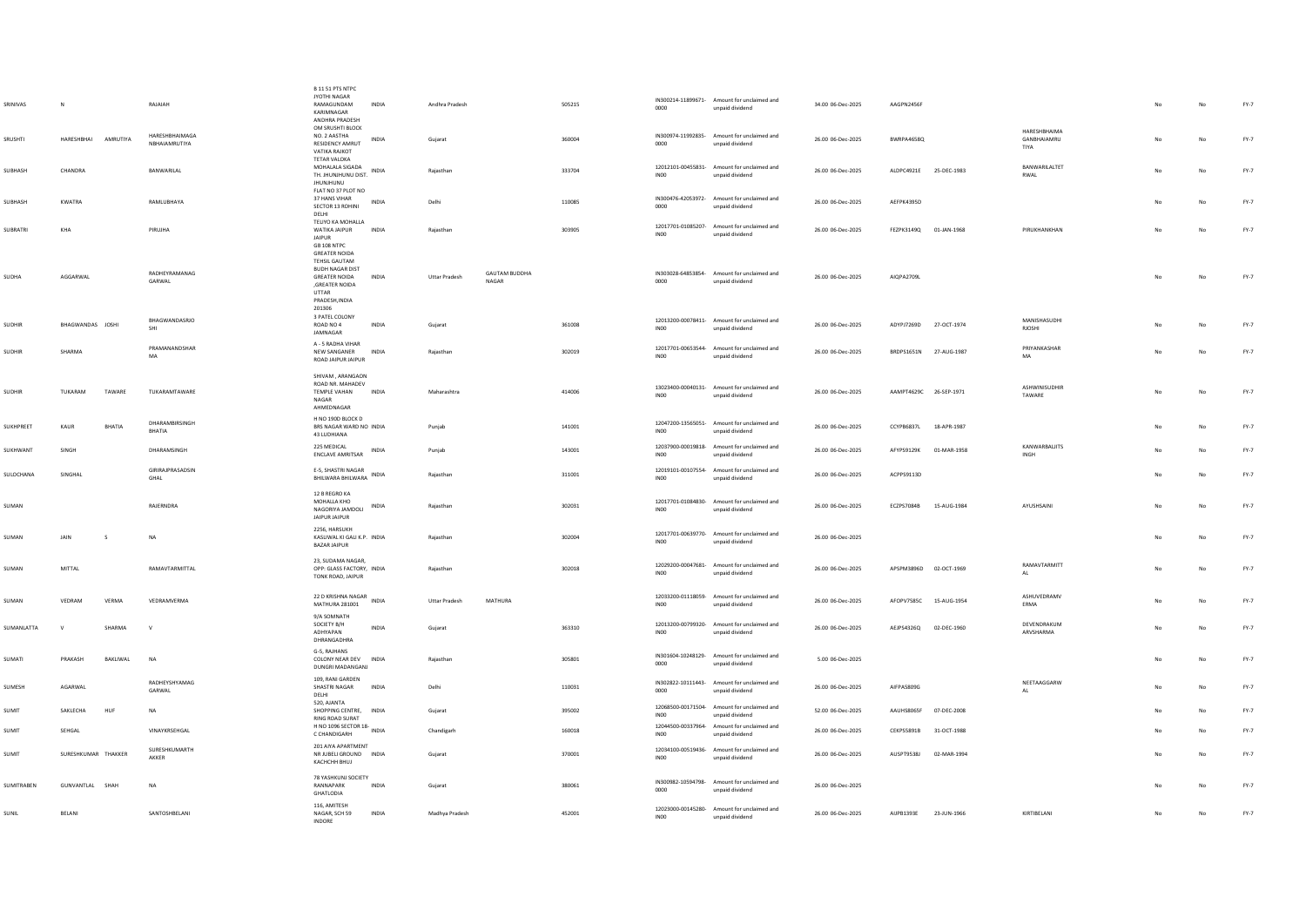| | | | | | | | | | | | | | | | | | | |
|---|---|---|---|---|---|---|---|---|---|---|---|---|---|---|---|---|---|---|
| SRINIVAS | N | | RAJAIAH | B 11 51 PTS NTPC JYOTHI NAGAR RAMAGUNDAM KARIMNAGAR ANDHRA PRADESH | INDIA | Andhra Pradesh | | 505215 | IN300214-11899671-0000 | Amount for unclaimed and unpaid dividend | 34.00 06-Dec-2025 | AAGPN2456F | | | | No | No | FY-7 |
| SRUSHTI | HARESHBHAI | AMRUTIYA | HARESHBHAIMAGANBHAIAMRUTIYA | OM SRUSHTI BLOCK NO. 2 AASTHA RESIDENCY AMRUT VATIKA RAJKOT | INDIA | Gujarat | | 360004 | IN300974-11992835-0000 | Amount for unclaimed and unpaid dividend | 26.00 06-Dec-2025 | BWRPA4658Q | | | HARESHBHAIMAGANBHAIAMRUTIYA | No | No | FY-7 |
| SUBHASH | CHANDRA | | BANWARILAL | TETAR VALOKA MOHALALA SIGADA TH. JHUNJHUNU DIST. JHUNJHUNU | INDIA | Rajasthan | | 333704 | 12012101-00455831-IN00 | Amount for unclaimed and unpaid dividend | 26.00 06-Dec-2025 | ALDPC4921E | 25-DEC-1983 | | BANWARILALTETRWAL | No | No | FY-7 |
| SUBHASH | KWATRA | | RAMLUBHAYA | FLAT NO 37 PLOT NO 37 HANS VIHAR SECTOR 13 ROHINI DELHI | INDIA | Delhi | | 110085 | IN300476-42053972-0000 | Amount for unclaimed and unpaid dividend | 26.00 06-Dec-2025 | AEFPK4395D | | | | No | No | FY-7 |
| SUBRATRI | KHA | | PIRUJHA | TELIYO KA MOHALLA WATIKA JAIPUR JAIPUR | INDIA | Rajasthan | | 303905 | 12017701-01085207-IN00 | Amount for unclaimed and unpaid dividend | 26.00 06-Dec-2025 | FEZPK3149Q | 01-JAN-1968 | | PIRUKHANKHAN | No | No | FY-7 |
| SUDHA | AGGARWAL | | RADHEYRAMANAGGARWAL | GB 108 NTPC GREATER NOIDA TEHSIL GAUTAM BUDH NAGAR DIST GREATER NOIDA ,GREATER NOIDA UTTAR PRADESH,INDIA 201306 | INDIA | Uttar Pradesh | GAUTAM BUDDHA NAGAR | | IN303028-64853854-0000 | Amount for unclaimed and unpaid dividend | 26.00 06-Dec-2025 | AIQPA2709L | | | | No | No | FY-7 |
| SUDHIR | BHAGWANDAS | JOSHI | BHAGWANDASRJOSHI | 3 PATEL COLONY ROAD NO 4 JAMNAGAR | INDIA | Gujarat | | 361008 | 12013200-00078411-IN00 | Amount for unclaimed and unpaid dividend | 26.00 06-Dec-2025 | ADYPJ7269D | 27-OCT-1974 | | MANISHASUDHIRJOSHI | No | No | FY-7 |
| SUDHIR | SHARMA | | PRAMANANDSHARMA | A - 5 RADHA VIHAR NEW SANGANER ROAD JAIPUR JAIPUR | INDIA | Rajasthan | | 302019 | 12017701-00653544-IN00 | Amount for unclaimed and unpaid dividend | 26.00 06-Dec-2025 | BRDPS1651N | 27-AUG-1987 | | PRIYANKASHARMA | No | No | FY-7 |
| SUDHIR | TUKARAM | TAWARE | TUKARAMTAWARE | SHIVAM , ARANGAON ROAD NR. MAHADEV TEMPLE VAHAN NAGAR AHMEDNAGAR | INDIA | Maharashtra | | 414006 | 13023400-00040131-IN00 | Amount for unclaimed and unpaid dividend | 26.00 06-Dec-2025 | AAMPT4629C | 26-SEP-1971 | | ASHWINISUDHIRTAWARE | No | No | FY-7 |
| SUKHPREET | KAUR | BHATIA | DHARAMBIRSINGHBHATIA | H NO 190D BLOCK D BRS NAGAR WARD NO 43 LUDHIANA | INDIA | Punjab | | 141001 | 12047200-13565051-IN00 | Amount for unclaimed and unpaid dividend | 26.00 06-Dec-2025 | CCYPB6837L | 18-APR-1987 | | | No | No | FY-7 |
| SUKHWANT | SINGH | | DHARAMSINGH | 225 MEDICAL ENCLAVE AMRITSAR | INDIA | Punjab | | 143001 | 12037900-00019818-IN00 | Amount for unclaimed and unpaid dividend | 26.00 06-Dec-2025 | AFYPS9129K | 01-MAR-1958 | | KANWARBALJITSINGH | No | No | FY-7 |
| SULOCHANA | SINGHAL | | GIRIRAJPRASADSINGHAL | E-5, SHASTRI NAGAR BHILWARA BHILWARA | INDIA | Rajasthan | | 311001 | 12019101-00107554-IN00 | Amount for unclaimed and unpaid dividend | 26.00 06-Dec-2025 | ACPPS9113D | | | | No | No | FY-7 |
| SUMAN | | | RAJERNDRA | 12 B REGRO KA MOHALLA KHO NAGORIYA JAMDOLI JAIPUR JAIPUR | INDIA | Rajasthan | | 302031 | 12017701-01084830-IN00 | Amount for unclaimed and unpaid dividend | 26.00 06-Dec-2025 | ECZPS7084B | 15-AUG-1984 | | AYUSHSAINI | No | No | FY-7 |
| SUMAN | JAIN | S | NA | 2256, HARSUKH KASLIWAL KI GALI K.P. BAZAR JAIPUR | INDIA | Rajasthan | | 302004 | 12017701-00639770-IN00 | Amount for unclaimed and unpaid dividend | 26.00 06-Dec-2025 | | | | | No | No | FY-7 |
| SUMAN | MITTAL | | RAMAVTARMITTAL | 23, SUDAMA NAGAR, OPP: GLASS FACTORY, TONK ROAD, JAIPUR | INDIA | Rajasthan | | 302018 | 12029200-00047681-IN00 | Amount for unclaimed and unpaid dividend | 26.00 06-Dec-2025 | APSPM3896D | 02-OCT-1969 | | RAMAVTARMITTAL | No | No | FY-7 |
| SUMAN | VEDRAM | VERMA | VEDRAMVERMA | 22 D KRISHNA NAGAR MATHURA 281001 | INDIA | Uttar Pradesh | MATHURA | | 12033200-01118059-IN00 | Amount for unclaimed and unpaid dividend | 26.00 06-Dec-2025 | AFOPV7585C | 15-AUG-1954 | | ASHUVEDRAMVERMA | No | No | FY-7 |
| SUMANLATTA | V | SHARMA | V | 9/A SOMNATH SOCIETY B/H ADHYAPAN DHRANGADHRA | INDIA | Gujarat | | 363310 | 12013200-00799320-IN00 | Amount for unclaimed and unpaid dividend | 26.00 06-Dec-2025 | AEJPS4326Q | 02-DEC-1960 | | DEVENDRAKUMARVSHARMA | No | No | FY-7 |
| SUMATI | PRAKASH | BAKLIWAL | NA | G-5, RAJHANS COLONY NEAR DEV DUNGRI MADANGANJ | INDIA | Rajasthan | | 305801 | IN301604-10248129-0000 | Amount for unclaimed and unpaid dividend | 5.00 06-Dec-2025 | | | | | No | No | FY-7 |
| SUMESH | AGARWAL | | RADHEYSHYAMAGGARWAL | 109, RANI GARDEN SHASTRI NAGAR DELHI | INDIA | Delhi | | 110031 | IN302822-10111443-0000 | Amount for unclaimed and unpaid dividend | 26.00 06-Dec-2025 | AIFPA5809G | | | NEETAAGGARWAL | No | No | FY-7 |
| SUMIT | SAKLECHA | HUF | NA | 520, AJANTA SHOPPING CENTRE, RING ROAD SURAT | INDIA | Gujarat | | 395002 | 12068500-00171504-IN00 | Amount for unclaimed and unpaid dividend | 52.00 06-Dec-2025 | AAUHS8065F | 07-DEC-2008 | | | No | No | FY-7 |
| SUMIT | SEHGAL | | VINAYKRSEHGAL | H NO 1096 SECTOR 18-C CHANDIGARH | INDIA | Chandigarh | | 160018 | 12044500-00337964-IN00 | Amount for unclaimed and unpaid dividend | 26.00 06-Dec-2025 | CEKPS5891B | 31-OCT-1998 | | | No | No | FY-7 |
| SUMIT | SURESHKUMAR | THAKKER | SURESHKUMARTHAKKER | 201 AIYA APARTMENT NR JUBELI GROUND KACHCHH BHUJ | INDIA | Gujarat | | 370001 | 12034100-00519436-IN00 | Amount for unclaimed and unpaid dividend | 26.00 06-Dec-2025 | AUSPT9538J | 02-MAR-1994 | | | No | No | FY-7 |
| SUMITRABEN | GUNVANTLAL | SHAH | NA | 78 YASHKUNJ SOCIETY RANNAPARK GHATLODIA | INDIA | Gujarat | | 380061 | IN300982-10594798-0000 | Amount for unclaimed and unpaid dividend | 26.00 06-Dec-2025 | | | | | No | No | FY-7 |
| SUNIL | BELANI | | SANTOSHBELANI | 116, AMITESH NAGAR, SCH 59 INDORE | INDIA | Madhya Pradesh | | 452001 | 12023000-00145280-IN00 | Amount for unclaimed and unpaid dividend | 26.00 06-Dec-2025 | AIJPB1393E | 23-JUN-1966 | | KIRTIBELANI | No | No | FY-7 |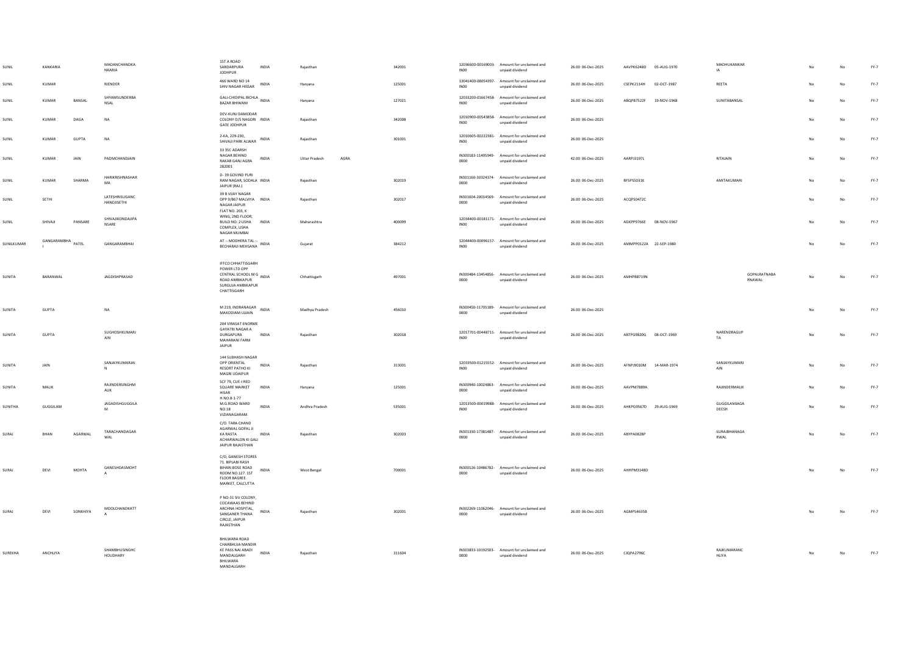| | | | | | | | | | | | | | | | | | | | | |
|---|---|---|---|---|---|---|---|---|---|---|---|---|---|---|---|---|---|---|---|---|
| SUNIL | KANKARIA | | MADANCHANDKANKARIA | 1ST A ROAD SARDARPURA JODHPUR | INDIA | Rajasthan | | 342001 | | 12036600-00169003-IN00 | Amount for unclaimed and unpaid dividend | 26.00 | 06-Dec-2025 | AAVPK6248D | 05-AUG-1970 | MADHUKANKARIA | | No | No | FY-7 |
| SUNIL | KUMAR | | RIENDER | 466 WARD NO 14 SHIV NAGAR HISSAR | INDIA | Haryana | | 125001 | | 13041400-08054397-IN00 | Amount for unclaimed and unpaid dividend | 26.00 | 06-Dec-2025 | CSEPK2114H | 02-OCT-1987 | REETA | | No | No | FY-7 |
| SUNIL | KUMAR | BANSAL | SHYAMSUNDERBANSAL | GALI-CHIDIPAL BICHLA BAZAR BHIWANI | INDIA | Haryana | | 127021 | | 12033200-01667458-IN00 | Amount for unclaimed and unpaid dividend | 26.00 | 06-Dec-2025 | ABQPB7522F | 19-NOV-1968 | SUNITABANSAL | | No | No | FY-7 |
| SUNIL | KUMAR | DAGA | NA | DEV-KUNJ DAMODAR COLONY O/S NAGORI GATE JODHPUR | INDIA | Rajasthan | | 342008 | | 12010900-00543858-IN00 | Amount for unclaimed and unpaid dividend | 26.00 | 06-Dec-2025 | | | | | No | No | FY-7 |
| SUNIL | KUMAR | GUPTA | NA | 2-KA, 229-230, SHIVAJI PARK ALWAR | INDIA | Rajasthan | | 301001 | | 12010605-00222381-IN00 | Amount for unclaimed and unpaid dividend | 26.00 | 06-Dec-2025 | | | | | No | No | FY-7 |
| SUNIL | KUMAR | JAIN | PADMCHANDJAIN | 33 35C ADARSH NAGAR BEHIND RAKAB GANJ AGRA 282001 | INDIA | Uttar Pradesh | AGRA | | | IN300183-11495949-0000 | Amount for unclaimed and unpaid dividend | 42.00 | 06-Dec-2025 | AARPJ3197L | | RITAJAIN | | No | No | FY-7 |
| SUNIL | KUMAR | SHARMA | HARIKRISHNASHARMA | D- 39 GOVIND PURI RAM NAGAR, SODALA JAIPUR (RAJ.) | INDIA | Rajasthan | | 302019 | | IN301160-30324374-0000 | Amount for unclaimed and unpaid dividend | 26.00 | 06-Dec-2025 | BFSPS5031K | | AMITAKUMARI | | No | No | FY-7 |
| SUNIL | SETHI | | LATESHRISUGANCHANDJISETHI | 39 B VIJAY NAGAR OPP 9/867 MALVIYA NAGAR JAIPUR | INDIA | Rajasthan | | 302017 | | IN301604-20014569-0000 | Amount for unclaimed and unpaid dividend | 26.00 | 06-Dec-2025 | ACQPS0472C | | | | No | No | FY-7 |
| SUNIL | SHIVAJI | PANSARE | SHIVAJIKONDAJIPANSARE | FLAT NO. 203, K WING, 2ND FLOOR, BUILD NO. 2 USHA COMPLEX, USHA NAGAR MUMBAI | INDIA | Maharashtra | | 400099 | | 12034400-00181171-IN00 | Amount for unclaimed and unpaid dividend | 26.00 | 06-Dec-2025 | ADXPP9766E | 08-NOV-1967 | | | No | No | FY-7 |
| SUNILKUMAR | GANGARAMBHAI | PATEL | GANGARAMBHAI | AT :- MODHERA TAL :- BECHARAJI MEHSANA | INDIA | Gujarat | | 384212 | | 12044400-00096157-IN00 | Amount for unclaimed and unpaid dividend | 26.00 | 06-Dec-2025 | AMMPP0122A | 22-SEP-1980 | | | No | No | FY-7 |
| SUNITA | BARANWAL | | JAGDISHPRASAD | IFFCO CHHATTISGARH POWER LTD OPP CENTRAL SCHOOL M G ROAD AMBIKAPUR SURGUJA AMBIKAPUR CHATTISGARH | INDIA | Chhattisgarh | | 497001 | | IN300484-13454856-0000 | Amount for unclaimed and unpaid dividend | 26.00 | 06-Dec-2025 | AMHPB8719N | | | GOPALRATNABARNAWAL | No | No | FY-7 |
| SUNITA | GUPTA | | NA | M 219, INDRANAGAR MAKODIAM UJJAIN | INDIA | Madhya Pradesh | | 456010 | | IN300450-11705189-0000 | Amount for unclaimed and unpaid dividend | 26.00 | 06-Dec-2025 | | | | | No | No | FY-7 |
| SUNITA | GUPTA | | SUGHOSHKUMARJAIN | 204 VIRASAT ENORME GAYATRI NAGAR A DURGAPURA MAHARANI FARM JAIPUR | INDIA | Rajasthan | | 302018 | | 12017701-00448711-IN00 | Amount for unclaimed and unpaid dividend | 26.00 | 06-Dec-2025 | ABTPG9820G | 08-OCT-1969 | NARENDRAGUPTA | | No | No | FY-7 |
| SUNITA | JAIN | | SANJAYKUMARJAIN | 144 SUBHASH NAGAR OPP ORIENTAL RESORT PATHO KI MAGRI UDAIPUR | INDIA | Rajasthan | | 313001 | | 12033500-01215552-IN00 | Amount for unclaimed and unpaid dividend | 26.00 | 06-Dec-2025 | AFNPJ9010M | 14-MAR-1974 | SANJAYKUMARJAIN | | No | No | FY-7 |
| SUNITA | MALIK | | RAJINDERSINGHMALIK | SCF 79, CUE-I RED SQUARE MARKET HISAR | INDIA | Haryana | | 125001 | | IN300940-10024863-0000 | Amount for unclaimed and unpaid dividend | 26.00 | 06-Dec-2025 | AAVPM7889A | | RAJINDERMALIK | | No | No | FY-7 |
| SUNITHA | GUGGILAM | | JAGADISHGUGGILAM | H.NO.8-1-77 M.G.ROAD WARD NO.18 VIZIANAGARAM | INDIA | Andhra Pradesh | | 535001 | | 12013500-00019988-IN00 | Amount for unclaimed and unpaid dividend | 26.00 | 06-Dec-2025 | AHKPG9567D | 29-AUG-1969 | GUGGILAMJAGADEESH | | No | No | FY-7 |
| SURAJ | BHAN | AGARWAL | TARACHANDAGARWAL | C/O. TARA CHAND AGARWAL GOPAL JI KA RASTA ACHARWALON KI GALI JAIPUR RAJASTHAN | INDIA | Rajasthan | | 302003 | | IN301330-17381487-0000 | Amount for unclaimed and unpaid dividend | 26.00 | 06-Dec-2025 | ABYPA0828P | | SURAJBHANAGARWAL | | No | No | FY-7 |
| SURAJ | DEVI | MOHTA | GANESHDASMOHTA | C/O, GANESH STORES 71. BIPLABI RASH BIHARI BOSE ROAD ROOM NO.127. 1ST FLOOR BAGREE. MARKET, CALCUTTA | INDIA | West Bengal | | 700001 | | IN300126-10486782-0000 | Amount for unclaimed and unpaid dividend | 26.00 | 06-Dec-2025 | AHHPM3148D | | | | No | No | FY-7 |
| SURAJ | DEVI | SONKHIYA | MOOLCHANDKATTA | P NO-31 SIV COLONY, COCAWAAS BEHIND ARCHNA HOSPITAL, SANGANER THANA CIRCLE, JAIPUR RAJASTHAN | INDIA | Rajasthan | | 302001 | | IN302269-11062046-0000 | Amount for unclaimed and unpaid dividend | 26.00 | 06-Dec-2025 | AGMPS4635B | | | | No | No | FY-7 |
| SUREKHA | ANCHLIYA | | SHAMBHUSINGHCHOUDHARY | BHILWARA ROAD CHARBHUJA MANDIR KE PASS NAI ABADI MANDALGARH BHILWARA MANDALGARH | INDIA | Rajasthan | | 311604 | | IN303833-10192503-0000 | Amount for unclaimed and unpaid dividend | 26.00 | 06-Dec-2025 | CJQPA2796C | | RAJKUMARANCHLIYA | | No | No | FY-7 |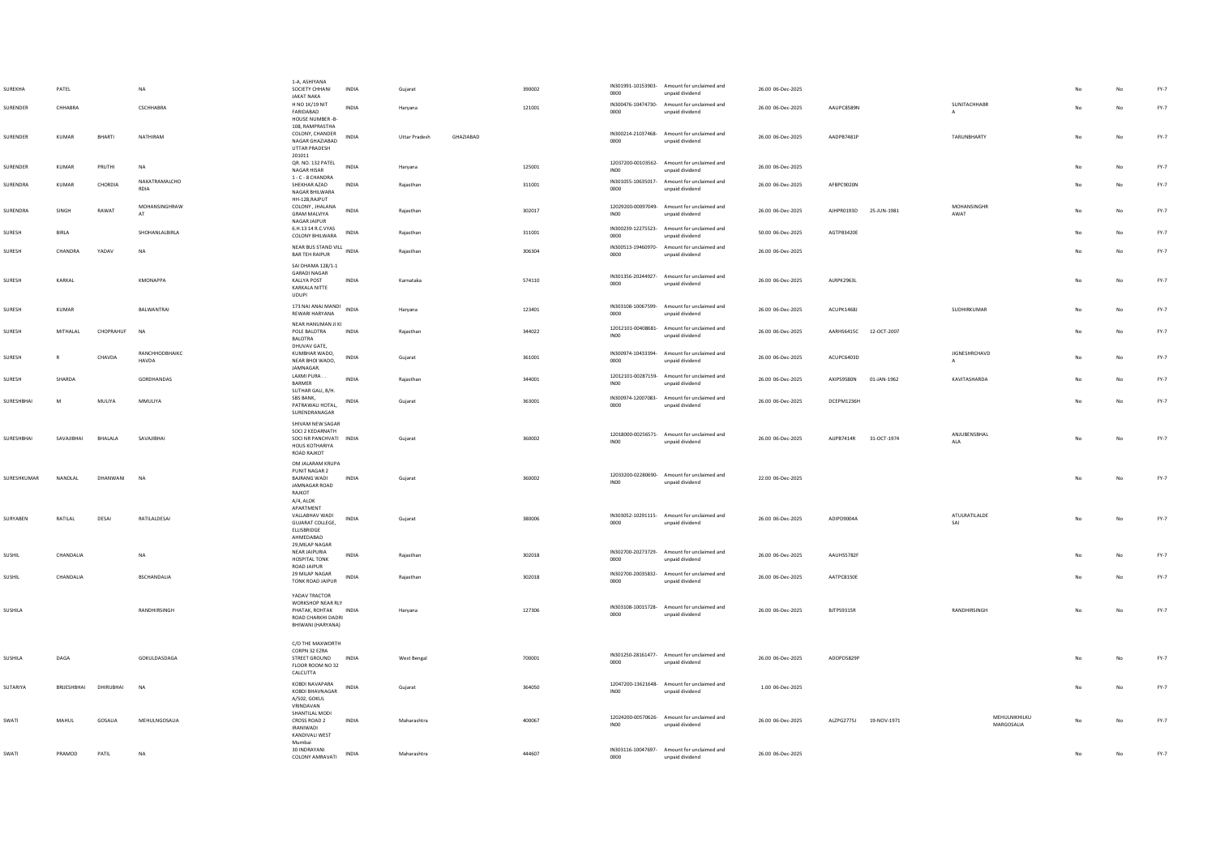| | | | | | | | | | | | | | | | | | | | | |
|---|---|---|---|---|---|---|---|---|---|---|---|---|---|---|---|---|---|---|---|---|
| SUREKHA | PATEL | | NA | 1-A, ASHIYANA SOCIETY CHHANI JAKAT NAKA | INDIA | Gujarat | | 390002 | IN301991-10153903-0000 | Amount for unclaimed and unpaid dividend | 26.00 | 06-Dec-2025 | | | | | | No | No | FY-7 |
| SURENDER | CHHABRA | | CSCHHABRA | H NO 1K/19 NIT FARIDABAD | INDIA | Haryana | | 121001 | IN300476-10474730-0000 | Amount for unclaimed and unpaid dividend | 26.00 | 06-Dec-2025 | AAUPC8589N | | SUNITACHHABRA | | | No | No | FY-7 |
| SURENDER | KUMAR | BHARTI | NATHIRAM | HOUSE NUMBER -B-108, RAMPRASTHA COLONY, CHANDER NAGAR GHAZIABAD UTTAR PRADESH 201011 | INDIA | Uttar Pradesh | GHAZIABAD | | IN300214-21037468-0000 | Amount for unclaimed and unpaid dividend | 26.00 | 06-Dec-2025 | AADPB7481P | | TARUNBHARTY | | | No | No | FY-7 |
| SURENDER | KUMAR | PRUTHI | NA | QR. NO. 132 PATEL NAGAR HISAR | INDIA | Haryana | | 125001 | 12037200-00103562-IN00 | Amount for unclaimed and unpaid dividend | 26.00 | 06-Dec-2025 | | | | | | No | No | FY-7 |
| SURENDRA | KUMAR | CHORDIA | NAXATRAMALCHORDIA | 1 - C - 8 CHANDRA SHEKHAR AZAD NAGAR BHILWARA | INDIA | Rajasthan | | 311001 | IN301055-10635017-0000 | Amount for unclaimed and unpaid dividend | 26.00 | 06-Dec-2025 | AFBPC9020N | | | | | No | No | FY-7 |
| SURENDRA | SINGH | RAWAT | MOHANSINGHRAWAT | HH-128,RAJPUT COLONY , JHALANA GRAM MALVIYA NAGAR JAIPUR | INDIA | Rajasthan | | 302017 | 12029200-00097049-IN00 | Amount for unclaimed and unpaid dividend | 26.00 | 06-Dec-2025 | AJHPR0193D | 25-JUN-1981 | MOHANSINGHRAWAT | | | No | No | FY-7 |
| SURESH | BIRLA | | SHOHANLALBIRLA | 6.H.13 14 R.C.VYAS COLONY BHILWARA | INDIA | Rajasthan | | 311001 | IN300239-12275523-0000 | Amount for unclaimed and unpaid dividend | 50.00 | 06-Dec-2025 | AGTPB3420E | | | | | No | No | FY-7 |
| SURESH | CHANDRA | YADAV | NA | NEAR BUS STAND VILL BAR TEH RAIPUR | INDIA | Rajasthan | | 306304 | IN300513-19460970-0000 | Amount for unclaimed and unpaid dividend | 26.00 | 06-Dec-2025 | | | | | | No | No | FY-7 |
| SURESH | KARKAL | | KMONAPPA | SAI DHAMA 128/1-1 GARADI NAGAR KALLYA POST KARKALA NITTE UDUPI | INDIA | Karnataka | | 574110 | IN301356-20244927-0000 | Amount for unclaimed and unpaid dividend | 26.00 | 06-Dec-2025 | AURPK2963L | | | | | No | No | FY-7 |
| SURESH | KUMAR | | BALWANTRAI | 173 NAI ANAJ MANDI REWARI HARYANA | INDIA | Haryana | | 123401 | IN303108-10067599-0000 | Amount for unclaimed and unpaid dividend | 26.00 | 06-Dec-2025 | ACUPK1468J | | SUDHIRKUMAR | | | No | No | FY-7 |
| SURESH | MITHALAL | CHOPRAHUF | NA | NEAR HANUMAN JI KI POLE BALOTRA BALOTRA | INDIA | Rajasthan | | 344022 | 12012101-00408681-IN00 | Amount for unclaimed and unpaid dividend | 26.00 | 06-Dec-2025 | AARHS6415C | 12-OCT-2007 | | | | No | No | FY-7 |
| SURESH | R | CHAVDA | RANCHHODBHAIKCHAVDA | DHUVAV GATE, KUMBHAR WADO, NEAR BHOI WADO, JAMNAGAR. | INDIA | Gujarat | | 361001 | IN300974-10433394-0000 | Amount for unclaimed and unpaid dividend | 26.00 | 06-Dec-2025 | ACUPC6403D | | JIGNESHRCHAVDA | | | No | No | FY-7 |
| SURESH | SHARDA | | GORDHANDAS | LAXMI PURA . . BARMER | INDIA | Rajasthan | | 344001 | 12012101-00287159-IN00 | Amount for unclaimed and unpaid dividend | 26.00 | 06-Dec-2025 | AXIPS9580N | 01-JAN-1962 | KAVITASHARDA | | | No | No | FY-7 |
| SURESHBHAI | M | MULIYA | MMULIYA | SUTHAR GALI, B/H. SBS BANK, PATRAWALI HOTAL, SURENDRANAGAR | INDIA | Gujarat | | 363001 | IN300974-12007083-0000 | Amount for unclaimed and unpaid dividend | 26.00 | 06-Dec-2025 | DCEPM1236H | | | | | No | No | FY-7 |
| SURESHBHAI | SAVAJIBHAI | BHALALA | SAVAJIBHAI | SHIVAM NEW SAGAR SOCI 2 KEDARNATH SOCI NR PANCHVATI HOUS KOTHARIYA ROAD RAJKOT | INDIA | Gujarat | | 360002 | 12018000-00256571-IN00 | Amount for unclaimed and unpaid dividend | 26.00 | 06-Dec-2025 | AIJPB7414R | 31-OCT-1974 | ANJUBENSBHALALA | | | No | No | FY-7 |
| SURESHKUMAR | NANDLAL | DHANWANI | NA | OM JALARAM KRUPA PUNIT NAGAR 2 BAJRANG WADI JAMNAGAR ROAD RAJKOT | INDIA | Gujarat | | 360002 | 12033200-02280690-IN00 | Amount for unclaimed and unpaid dividend | 22.00 | 06-Dec-2025 | | | | | | No | No | FY-7 |
| SURYABEN | RATILAL | DESAI | RATILALDESAI | A/4, ALOK APARTMENT VALLABHAV WADI GUJARAT COLLEGE, ELLISBRIDGE AHMEDABAD | INDIA | Gujarat | | 380006 | IN303052-10291115-0000 | Amount for unclaimed and unpaid dividend | 26.00 | 06-Dec-2025 | ADIPD9004A | | ATULRATILALDESAI | | | No | No | FY-7 |
| SUSHIL | CHANDALIA | | NA | 29,MILAP NAGAR NEAR JAIPURIA HOSPITAL TONK ROAD JAIPUR | INDIA | Rajasthan | | 302018 | IN302700-20273729-0000 | Amount for unclaimed and unpaid dividend | 26.00 | 06-Dec-2025 | AAUHS5782F | | | | | No | No | FY-7 |
| SUSHIL | CHANDALIA | | BSCHANDALIA | 29 MILAP NAGAR TONK ROAD JAIPUR | INDIA | Rajasthan | | 302018 | IN302700-20035832-0000 | Amount for unclaimed and unpaid dividend | 26.00 | 06-Dec-2025 | AATPC8150E | | | | | No | No | FY-7 |
| SUSHILA | | | RANDHIRSINGH | YADAV TRACTOR WORKSHOP NEAR RLY PHATAK, ROHTAK ROAD CHARKHI DADRI BHIWANI (HARYANA) | INDIA | Haryana | | 127306 | IN303108-10015728-0000 | Amount for unclaimed and unpaid dividend | 26.00 | 06-Dec-2025 | BJTPS9315R | | RANDHIRSINGH | | | No | No | FY-7 |
| SUSHILA | DAGA | | GOKULDASDAGA | C/O THE MAXWORTH CORPN 32 EZRA STREET GROUND FLOOR ROOM NO 32 CALCUTTA | INDIA | West Bengal | | 700001 | IN301250-28161477-0000 | Amount for unclaimed and unpaid dividend | 26.00 | 06-Dec-2025 | ADOPD5829P | | | | | No | No | FY-7 |
| SUTARIYA | BRIJESHBHAI | DHIRUBHAI | NA | KOBDI NAVAPARA KOBDI BHAVNAGAR | INDIA | Gujarat | | 364050 | 12047200-13621648-IN00 | Amount for unclaimed and unpaid dividend | 1.00 | 06-Dec-2025 | | | | | | No | No | FY-7 |
| SWATI | MAHUL | GOSALIA | MEHULNGOSALIA | A/502, GOKUL VRINDAVAN SHANTILAL MODI CROSS ROAD 2 IRANIWADI KANDIVALI WEST Mumbai | INDIA | Maharashtra | | 400067 | 12024200-00570626-IN00 | Amount for unclaimed and unpaid dividend | 26.00 | 06-Dec-2025 | ALZPG2775J | 19-NOV-1971 | | MEHULNIKHILKUMARGOSALIA | | No | No | FY-7 |
| SWATI | PRAMOD | PATIL | NA | 30 INDRAYANI COLONY AMRAVATI | INDIA | Maharashtra | | 444607 | IN303116-10047697-0000 | Amount for unclaimed and unpaid dividend | 26.00 | 06-Dec-2025 | | | | | | No | No | FY-7 |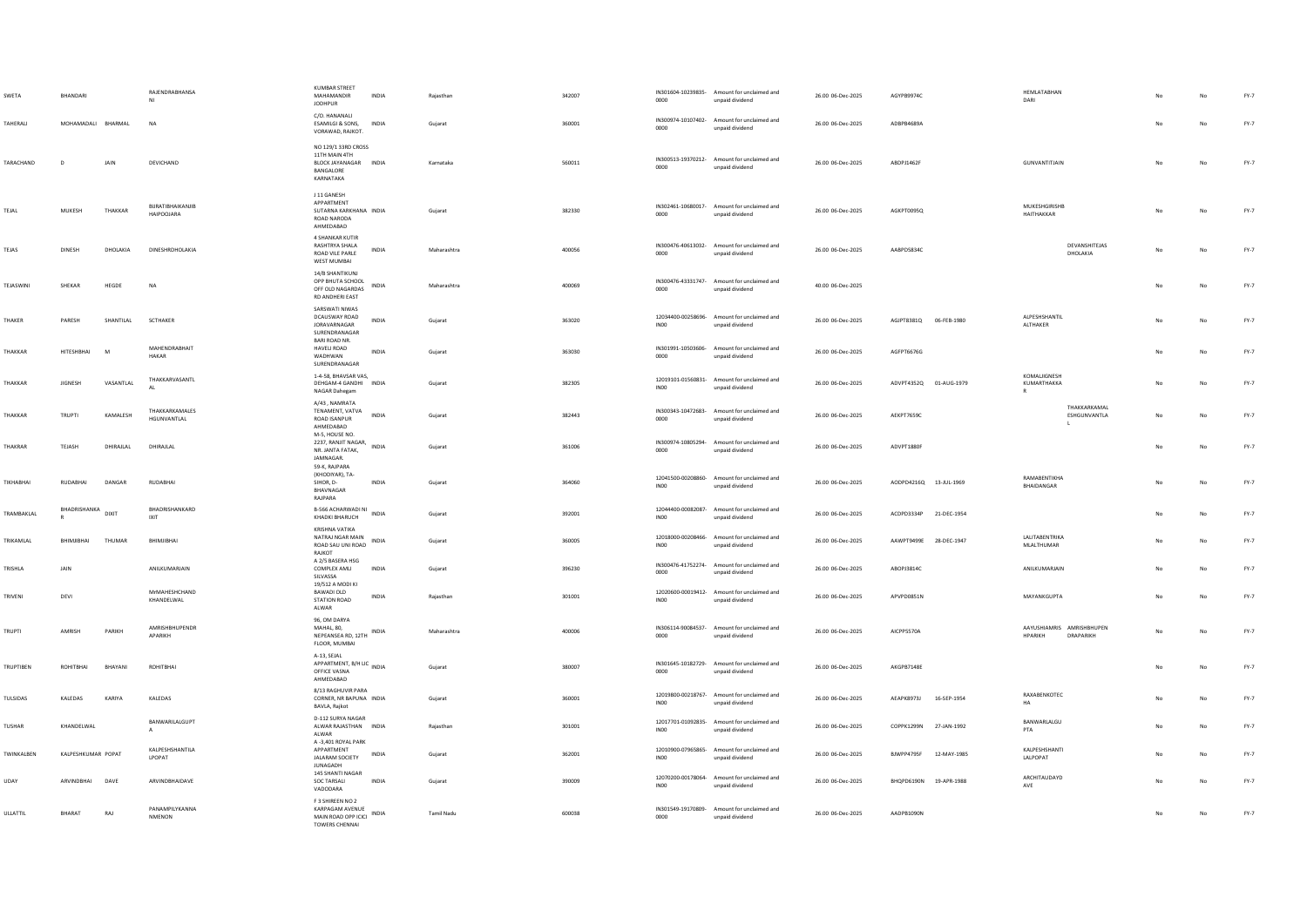| | | | | | | | | | | | | | | | | | | |
|---|---|---|---|---|---|---|---|---|---|---|---|---|---|---|---|---|---|---|
| SWETA | BHANDARI | | RAJENDRABHANSANI | KUMBAR STREET MAHAMANDIR JODHPUR | INDIA | Rajasthan | 342007 | IN301604-10239835-0000 | Amount for unclaimed and unpaid dividend | 26.00 | 06-Dec-2025 | AGYPB9974C | | HEMLATABHANDARI | | No | No | FY-7 |
| TAHERALI | MOHAMADALI | BHARMAL | NA | C/O. HANANALI ESAMILGI & SONS, VORAWAD, RAJKOT. | INDIA | Gujarat | 360001 | IN300974-10107402-0000 | Amount for unclaimed and unpaid dividend | 26.00 | 06-Dec-2025 | ADBPB4689A | | | | No | No | FY-7 |
| TARACHAND | D | JAIN | DEVICHAND | NO 129/1 33RD CROSS 11TH MAIN 4TH BLOCK JAYANAGAR BANGALORE KARNATAKA | INDIA | Karnataka | 560011 | IN300513-19370212-0000 | Amount for unclaimed and unpaid dividend | 26.00 | 06-Dec-2025 | ABDPJ1462F | | GUNVANTITJAIN | | No | No | FY-7 |
| TEJAL | MUKESH | THAKKAR | BIJRATIBHAIKANJIBHAIPOOJARA | J 11 GANESH APPARTMENT SUTARNA KARKHANA ROAD NARODA AHMEDABAD | INDIA | Gujarat | 382330 | IN302461-10680017-0000 | Amount for unclaimed and unpaid dividend | 26.00 | 06-Dec-2025 | AGKPT0095Q | | MUKESHGIRISHBHAITHAKKAR | | No | No | FY-7 |
| TEJAS | DINESH | DHOLAKIA | DINESHROHOLAKIA | 4 SHANKAR KUTIR RASHTRIYA SHALA ROAD VILE PARLE WEST MUMBAI | INDIA | Maharashtra | 400056 | IN300476-40613032-0000 | Amount for unclaimed and unpaid dividend | 26.00 | 06-Dec-2025 | AABPD5834C | | | DEVANSHITEJAS DHOLAKIA | No | No | FY-7 |
| TEJASWINI | SHEKAR | HEGDE | NA | 14/8 SHANTIKUNJ OPP BHUTA SCHOOL OFF OLD NAGARDAS RD ANDHERI EAST | INDIA | Maharashtra | 400069 | IN300476-43331747-0000 | Amount for unclaimed and unpaid dividend | 40.00 | 06-Dec-2025 | | | | | No | No | FY-7 |
| THAKER | PARESH | SHANTILAL | SCTHAKER | SARSWATI NIWAS DCAUSWAY ROAD JORAVARNAGAR SURENDRANAGAR | INDIA | Gujarat | 363020 | 12034400-00258696-IN00 | Amount for unclaimed and unpaid dividend | 26.00 | 06-Dec-2025 | AGJPT8381Q | 06-FEB-1980 | ALPESHSHANTILALTHAKER | | No | No | FY-7 |
| THAKKAR | HITESHBHAI | M | MAHENDRABHAITHAKAR | BARI ROAD NR. HAVELI ROAD WADHWAN SURENDRANAGAR | INDIA | Gujarat | 363030 | IN301991-10503606-0000 | Amount for unclaimed and unpaid dividend | 26.00 | 06-Dec-2025 | AGFPT6676G | | | | No | No | FY-7 |
| THAKKAR | JIGNESH | VASANTLAL | THAKKARVASANTLAL | 1-4-58, BHAVSAR VAS, DEHGAM-4 GANDHI NAGAR Dahegam | INDIA | Gujarat | 382305 | 12019101-01560831-IN00 | Amount for unclaimed and unpaid dividend | 26.00 | 06-Dec-2025 | ADVPT4352Q | 01-AUG-1979 | KOMALJIGNESHKUMARTHAKKAR | | No | No | FY-7 |
| THAKKAR | TRUPTI | KAMALESH | THAKKARKAMALESHGUNVANTLAL | A/43 , NAMRATA TENAMENT, VATVA ROAD ISANPUR AHMEDABAD | INDIA | Gujarat | 382443 | IN300343-10472683-0000 | Amount for unclaimed and unpaid dividend | 26.00 | 06-Dec-2025 | AEKPT7659C | | | THAKKARKAMALESHGUNVANTLAL | No | No | FY-7 |
| THAKRAR | TEJASH | DHIRAJLAL | DHIRAJLAL | M-5, HOUSE NO. 2237, RANJIT NAGAR, NR. JANTA FATAK, JAMNAGAR. | INDIA | Gujarat | 361006 | IN300974-10805294-0000 | Amount for unclaimed and unpaid dividend | 26.00 | 06-Dec-2025 | ADVPT1880F | | | | No | No | FY-7 |
| TIKHABHAI | RUDABHAI | DANGAR | RUDABHAI | 59-K, RAJPARA (KHODIYAR), TA-SIHOR, D-BHAVNAGAR RAJPARA | INDIA | Gujarat | 364060 | 12041500-00208860-IN00 | Amount for unclaimed and unpaid dividend | 26.00 | 06-Dec-2025 | AODPD4216Q | 13-JUL-1969 | RAMABENTIKHABHAIDANGAR | | No | No | FY-7 |
| TRAMBAKLAL | BHADRISHANKAR | DIXIT | BHADRISHANKARDIXIT | B-566 ACHARWADI NI KHADKI BHARUCH | INDIA | Gujarat | 392001 | 12044400-00082087-IN00 | Amount for unclaimed and unpaid dividend | 26.00 | 06-Dec-2025 | ACDPD3334P | 21-DEC-1954 | | | No | No | FY-7 |
| TRIKAMLAL | BHIMJIBHAI | THUMAR | BHIMJIBHAI | KRISHNA VATIKA NATRAJ NGAR MAIN ROAD SAU UNI ROAD RAJKOT | INDIA | Gujarat | 360005 | 12018000-00208466-IN00 | Amount for unclaimed and unpaid dividend | 26.00 | 06-Dec-2025 | AAWPT9499E | 28-DEC-1947 | LALITABENTRIKAMLALTHUMAR | | No | No | FY-7 |
| TRISHLA | JAIN | | ANILKUMARJAIN | A 2/5 BASERA HSG COMPLEX AMLI SILVASSA | INDIA | Gujarat | 396230 | IN300476-41752274-0000 | Amount for unclaimed and unpaid dividend | 26.00 | 06-Dec-2025 | ABOPJ3814C | | ANILKUMARJAIN | | No | No | FY-7 |
| TRIVENI | DEVI | | MrMAHESHCHANDKHANDELWAL | 19/512 A MODI KI BAWADI OLD STATION ROAD ALWAR | INDIA | Rajasthan | 301001 | 12020600-00019412-IN00 | Amount for unclaimed and unpaid dividend | 26.00 | 06-Dec-2025 | APVPD0851N | | MAYANKGUPTA | | No | No | FY-7 |
| TRUPTI | AMRISH | PARIKH | AMRISHBHUPENDRAPARIKH | 96, OM DARYA MAHAL, 80, NEPEANSEA RD, 12TH FLOOR, MUMBAI | INDIA | Maharashtra | 400006 | IN306114-90084537-0000 | Amount for unclaimed and unpaid dividend | 26.00 | 06-Dec-2025 | AICPP5570A | | AAYUSHIAMRISHPARIKH | AMRISHBHUPENDRAPARIKH | No | No | FY-7 |
| TRUPTIBEN | ROHITBHAI | BHAYANI | ROHITBHAI | A-13, SEJAL APPARTMENT, B/H LIC OFFICE VASNA AHMEDABAD | INDIA | Gujarat | 380007 | IN301645-10182729-0000 | Amount for unclaimed and unpaid dividend | 26.00 | 06-Dec-2025 | AKGPB7148E | | | | No | No | FY-7 |
| TULSIDAS | KALEDAS | KARIYA | KALEDAS | 8/13 RAGHUVIR PARA CORNER, NR BAPUNA BAVLA, Rajkot | INDIA | Gujarat | 360001 | 12019800-00218767-IN00 | Amount for unclaimed and unpaid dividend | 26.00 | 06-Dec-2025 | AEAPK8973J | 16-SEP-1954 | RAXABENKOTECHA | | No | No | FY-7 |
| TUSHAR | KHANDELWAL | | BANWARILALGUPTA | D-112 SURYA NAGAR ALWAR RAJASTHAN ALWAR | INDIA | Rajasthan | 301001 | 12017701-01092835-IN00 | Amount for unclaimed and unpaid dividend | 26.00 | 06-Dec-2025 | COPPK1299N | 27-JAN-1992 | BANWARLALGUPTA | | No | No | FY-7 |
| TWINKALBEN | KALPESHKUMAR | POPAT | KALPESHSHANTILALPOPAT | A -3,401 ROYAL PARK APPARTMENT JALARAM SOCIETY JUNAGADH | INDIA | Gujarat | 362001 | 12010900-07965865-IN00 | Amount for unclaimed and unpaid dividend | 26.00 | 06-Dec-2025 | BJWPP4795F | 12-MAY-1985 | KALPESHSHANTILALPOPAT | | No | No | FY-7 |
| UDAY | ARVINDBHAI | DAVE | ARVINDBHAIDAVE | 145 SHANTI NAGAR SOC TARSALI VADODARA | INDIA | Gujarat | 390009 | 12070200-00178064-IN00 | Amount for unclaimed and unpaid dividend | 26.00 | 06-Dec-2025 | BHQPD6190N | 19-APR-1988 | ARCHITAUDAYDAVE | | No | No | FY-7 |
| ULLATTIL | BHARAT | RAJ | PANAMPILYKANNANMENON | F 3 SHIREEN NO 2 KARPAGAM AVENUE MAIN ROAD OPP ICICI TOWERS CHENNAI | INDIA | Tamil Nadu | 600028 | IN301549-19170809-0000 | Amount for unclaimed and unpaid dividend | 26.00 | 06-Dec-2025 | AADPB1090N | | | | No | No | FY-7 |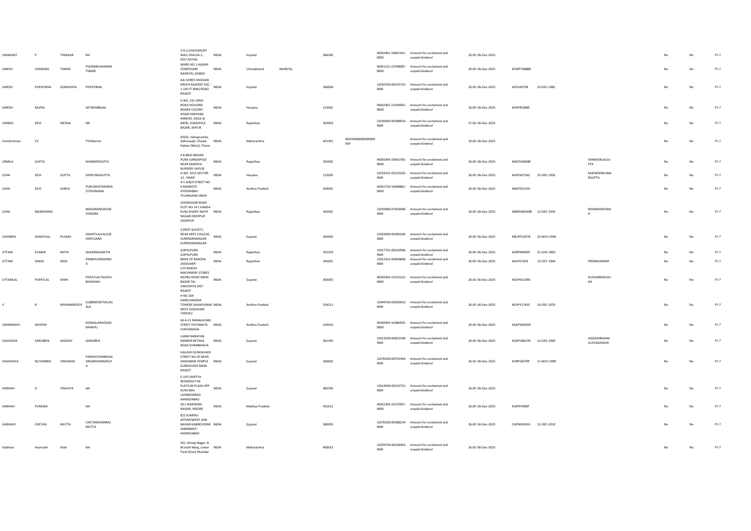| | | | | | | | | | | | | | | | | | | | |
|---|---|---|---|---|---|---|---|---|---|---|---|---|---|---|---|---|---|---|---|
| UMAKANT | P | THAKKAR | NA | 2-9-2,CHAUDHURY WAS, EKALVA-1, DIST.PATAN | INDIA | Gujarat | | 384240 | | IN302461-10602101-0000 | Amount for unclaimed and unpaid dividend | 26.00 06-Dec-2025 | | | | | No | No | FY-7 |
| UMESH | CHANDRA | TIWARI | POORANCHANDRA TIWARI | WARD NO 1 ALBANI COMPOUND NAINITAL 263002 | INDIA | Uttarakhand | NAINITAL | | | IN301151-23768087-0000 | Amount for unclaimed and unpaid dividend | 26.00 06-Dec-2025 | AEWPT4888B | | | | No | No | FY-7 |
| UMESH | POPATBHAI | GORASHIYA | POPATBHAI | AAI SHREE KHODIAR KRUPA RAJDEEP SOC.-1 150 FT RING ROAD RAJKOT | INDIA | Gujarat | | 360004 | | 12010700-00255725-IN00 | Amount for unclaimed and unpaid dividend | 26.00 06-Dec-2025 | AIIPG4370R | 22-DEC-1981 | | | No | No | FY-7 |
| UMESH | RAJPAL | | SATNAMBAJAJ | H.NO. 231 SIRSA ROAD HOUSING BOARD COLONY HISAR HARYANA | INDIA | Haryana | | 125001 | | IN302365-11018942-0000 | Amount for unclaimed and unpaid dividend | 26.00 06-Dec-2025 | ASHPR1068E | | | | No | No | FY-7 |
| UMRAO | DEVI | MEENA | NA | 4494/95, HEDA KI MORI, SURAJPOLE BAZAR, JAIPUR | INDIA | Rajasthan | | 302003 | | 12020000-00389924-IN00 | Amount for unclaimed and unpaid dividend | 27.00 06-Dec-2025 | | | | | No | No | FY-7 |
| Unnikrishnan | CV | | TVSWarrier | 4/602, Indraprastha, Adharwadi, Chowk Kalyan (West), Thane | INDIA | Maharashtra | | 421301 | INDO00000000000034 | | Amount for unclaimed and unpaid dividend | 10.00 06-Dec-2025 | | | | | No | No | FY-7 |
| URMILA | GUPTA | | SHANKERGUPTA | 4 B BASS BADAN PURA GANGAPOLE NEAR KANHIYA NURSERY JAIPUR | INDIA | Rajasthan | | 302002 | | IN300394-10542760-0000 | Amount for unclaimed and unpaid dividend | 26.00 06-Dec-2025 | AMCPG8368F | | | SHANKERLALGUPTA | No | No | FY-7 |
| USHA | DEVI | GUPTA | SHDEVRAJGUPTA | H.NO. 1013 SECTOR-13 . HISAR | INDIA | Haryana | | 125005 | | 12019101-02155202-IN00 | Amount for unclaimed and unpaid dividend | 26.00 06-Dec-2025 | AIDPG0716G | 25-DEC-1956 | | RAJENDERKUMARGUPTA | No | No | FY-7 |
| USHA | DEVI | SARDA | PURUSHOTHAMDASTOSHNIWAL | 4-1-6/B/4 STREET NO 6 RAMKOTE HYDERABAD TELANGANA INDIA | INDIA | Andhra Pradesh | | 500001 | | IN302734-10048862-0000 | Amount for unclaimed and unpaid dividend | 26.00 06-Dec-2025 | ARGPS5213G | | | | No | No | FY-7 |
| USHA | MANDHANA | | BHAGWANDASSMOONDRA | SOORSAGAR ROAD PLOT NO 14 C KAMLA KUNJ SHANTI NATH NAGAR JODHPUR JODHPUR | INDIA | Rajasthan | | 342001 | | 12010900-07926496-IN00 | Amount for unclaimed and unpaid dividend | 26.00 06-Dec-2025 | ABMPM0268R | 12-DEC-1959 | | RISHIMANDHANA | No | No | FY-7 |
| USHABEN | SHANTILAL | PUJARA | SHANTILALLALLUBHAIPUJARA | 5,PROF SOCIETY, NEAR ARTS COLLEGE, SURENDRANAGAR SURENDRANAGAR | INDIA | Gujarat | | 363002 | | 12023000-00383206-IN00 | Amount for unclaimed and unpaid dividend | 26.00 06-Dec-2025 | ABUPP2297B | 25-NOV-1949 | | | No | No | FY-7 |
| UTTAM | KUMAR | RATHI | SAGARMALRATHI | GOPALPURA GOPALPURA | INDIA | Rajasthan | | 331503 | | 12017701-00242906-IN00 | Amount for unclaimed and unpaid dividend | 26.00 06-Dec-2025 | AEBPR4960H | 21-JUN-1960 | | | No | No | FY-7 |
| UTTAM | SINGH | INDA | PRABHUSINGHINDA | BANK OF BARODA JAISALMER | INDIA | Rajasthan | | 345001 | | 12012101-00064868-IN00 | Amount for unclaimed and unpaid dividend | 26.00 06-Dec-2025 | AAJPI5765K | 12-OCT-1964 | | PREMKANWAR | No | No | FY-7 |
| UTTAMLAL | POPATLAL | SHAH | POPATLALTALKSHIBHAISHAH | C/O RAJESH MACHINERY STORES NEHRU ROAD MAIN BAZAR TAL VINCHHIYA DIST RAJKOT | INDIA | Gujarat | | 360055 | | IN300394-13216110-0000 | Amount for unclaimed and unpaid dividend | 26.00 06-Dec-2025 | AXOPS0139D | | | KUSUMBENUSHAH | No | No | FY-7 |
| V | R | KRISHNAREDDY | SUBBIREDDYVELAGALA | H NO 204 HARICHANDRA TOWERS SAJJAPURAM WEST GODAVARI TANUKU | INDIA | Andhra Pradesh | | 534211 | | 12044700-02965952-IN00 | Amount for unclaimed and unpaid dividend | 26.00 06-Dec-2025 | AEDPV1743C | 10-DEC-1970 | | | No | No | FY-7 |
| VADRANAPU | NAVEEN | | KONDALARAOVADRANAPU | 66-4-21 RAMALAYAM STREET PATAMATA VIJAYAWADA | INDIA | Andhra Pradesh | | 520010 | | IN300394-16386934-0000 | Amount for unclaimed and unpaid dividend | 26.00 06-Dec-2025 | AGKPV6059N | | | | No | No | FY-7 |
| VAGHADIA | SAROJBEN | JAGDISH | SAROJBEN | LAXMI NARAYAN MANDIR BETHAK ROAD KHAMBHALIA | INDIA | Gujarat | | 361305 | | 12013200-00825548-IN00 | Amount for unclaimed and unpaid dividend | 26.00 06-Dec-2025 | AGDPV8637R | 12-DEC-1969 | | JAGDISHBHAIMULJIVAGHADIA | No | No | FY-7 |
| VAGHASIYA | NUTANBEN | VIRALBHAI | PARSHOTAMBHAIJIVRAJBHAIRAMOLIYA | KAILASH GUNDAVADI STREET NO 20 NEAR HANUMAN TEMPLE GUNDAVADI MAIN RAJKOT | INDIA | Gujarat | | 360002 | | 12070200-00701494-IN00 | Amount for unclaimed and unpaid dividend | 26.00 06-Dec-2025 | AYBPV6079P | 11-NOV-1990 | | | No | No | FY-7 |
| VAIBHAV | D | FINAVIYA | NA | E-103 SAHITYA RESIDENCY NE PLATIUM PLAZA OPP KUNJ MAL LAHMEDABAD AHMEDABAD | INDIA | Gujarat | | 382350 | | 13014400-02532731-IN00 | Amount for unclaimed and unpaid dividend | 26.00 06-Dec-2025 | | | | | No | No | FY-7 |
| VAIBHAV | PURANIK | | NA | 50 C RAJENDRA NAGAR, INDORE | INDIA | Madhya Pradesh | | 452012 | | IN302269-10170567-0000 | Amount for unclaimed and unpaid dividend | 26.00 06-Dec-2025 | AURPP4399P | | | | No | No | FY-7 |
| VAIBHAVI | CHETAN | MUTTA | CHETANDHANRAJMUTTA | B/2 SUMERU APPARTMENT JAIN NAGAR KABIRCHOWK SABARMATI AHMEDABAD | INDIA | Gujarat | | 380005 | | 12070200-00388224-IN00 | Amount for unclaimed and unpaid dividend | 26.00 06-Dec-2025 | CAIPM2433H | 21-DEC-2010 | | | No | No | FY-7 |
| Vaibhavi | Hasmukh | Shah | NA | 201, Shivaji Nagar, N M Joshi Marg, Lower Parel (East) Mumbai | INDIA | Maharashtra | | 400013 | | 12029700-00106463-IN00 | Amount for unclaimed and unpaid dividend | 26.00 06-Dec-2025 | | | | | No | No | FY-7 |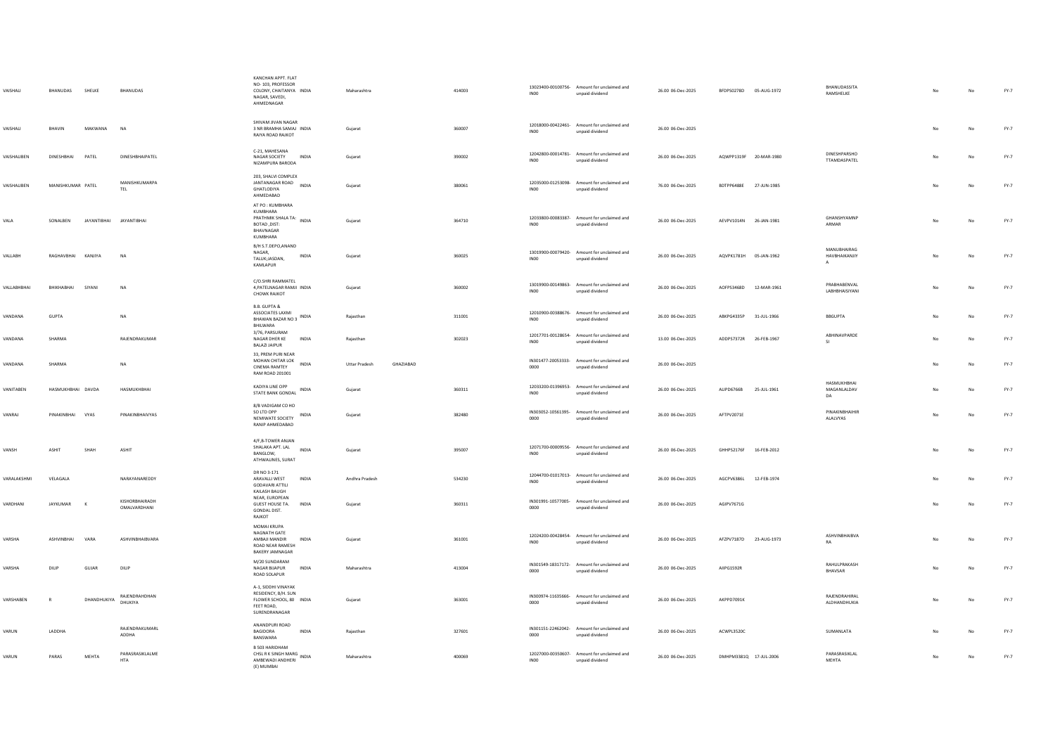| VAISHALI | BHANUDAS | SHELKE | BHANUDAS | KANCHAN APPT. FLAT NO- 103, PROFESSOR COLONY, CHAITANYA NAGAR, SAVEDI, AHMEDNAGAR | INDIA | Maharashtra | | 414003 | | 13023400-00100756-IN00 | Amount for unclaimed and unpaid dividend | 26.00 06-Dec-2025 | BFDPS0278D | 05-AUG-1972 | BHANUDASSITARAMSHELKE | No | No | FY-7 |
|---|---|---|---|---|---|---|---|---|---|---|---|---|---|---|---|---|---|---|
| VAISHALI | BHAVIN | MAKWANA | NA | SHIVAM JIVAN NAGAR 3 NR BRAMHA SAMAJ RAIYA ROAD RAJKOT | INDIA | Gujarat | | 360007 | | 12018000-00422461-IN00 | Amount for unclaimed and unpaid dividend | 26.00 06-Dec-2025 | | | | No | No | FY-7 |
| VAISHALIBEN | DINESHBHAI | PATEL | DINESHBHAIPATEL | C-21, MAHESANA NAGAR SOCIETY NIZAMPURA BARODA | INDIA | Gujarat | | 390002 | | 12042800-00014781-IN00 | Amount for unclaimed and unpaid dividend | 26.00 06-Dec-2025 | AQWPP1319F | 20-MAR-1980 | DINESHPARSHOTTAMDASPATEL | No | No | FY-7 |
| VAISHALIBEN | MANISHKUMAR | PATEL | MANISHKUMARPATEL | 203, SHALVI COMPLEX JANTANAGAR ROAD GHATLODIYA AHMEDABAD | INDIA | Gujarat | | 380061 | | 12035000-01253098-IN00 | Amount for unclaimed and unpaid dividend | 76.00 06-Dec-2025 | BDTPP6488E | 27-JUN-1985 | | No | No | FY-7 |
| VALA | SONALBEN | JAYANTIBHAI | JAYANTIBHAI | AT PO : KUMBHARA KUMBHARA PRATHMIK SHALA TA: BOTAD ,DIST: BHAVNAGAR KUMBHARA | INDIA | Gujarat | | 364710 | | 12033800-00083387-IN00 | Amount for unclaimed and unpaid dividend | 26.00 06-Dec-2025 | AEVPV1014N | 26-JAN-1981 | GHANSHYAMNPARMAR | No | No | FY-7 |
| VALLABH | RAGHAVBHAI | KANJIYA | NA | B/H S.T.DEPO,ANAND NAGAR, TALUK;JASDAN, KAMLAPUR | INDIA | Gujarat | | 360025 | | 13019900-00079420-IN00 | Amount for unclaimed and unpaid dividend | 26.00 06-Dec-2025 | AQVPK1781H | 05-JAN-1962 | MANUBHAIRAGHAVBHAIKANJIYA | No | No | FY-7 |
| VALLABHBHAI | BHIKHABHAI | SIYANI | NA | C/O.SHRI RAMMATEL 4,PATELNAGAR RAMJI CHOWK RAJKOT | INDIA | Gujarat | | 360002 | | 13019900-00149863-IN00 | Amount for unclaimed and unpaid dividend | 26.00 06-Dec-2025 | AOFPS3468D | 12-MAR-1961 | PRABHABENVALLABHBHAISIYANI | No | No | FY-7 |
| VANDANA | GUPTA | | NA | B.B. GUPTA & ASSOCIATES LAXMI BHAWAN BAZAR NO 3 BHILWARA | INDIA | Rajasthan | | 311001 | | 12010900-00388676-IN00 | Amount for unclaimed and unpaid dividend | 26.00 06-Dec-2025 | ABKPG4335P | 31-JUL-1966 | BBGUPTA | No | No | FY-7 |
| VANDANA | SHARMA | | RAJENDRAKUMAR | 3/76, PARSURAM NAGAR DHER KE BALAZI JAIPUR | INDIA | Rajasthan | | 302023 | | 12017701-00128654-IN00 | Amount for unclaimed and unpaid dividend | 13.00 06-Dec-2025 | ADDPS7372R | 26-FEB-1967 | ABHINAVPARDESI | No | No | FY-7 |
| VANDANA | SHARMA | | NA | 33, PREM PURI NEAR MOHAN CHITAR LOK CINEMA RAMTEY RAM ROAD 201001 | INDIA | Uttar Pradesh | GHAZIABAD | | | IN301477-20053333-0000 | Amount for unclaimed and unpaid dividend | 26.00 06-Dec-2025 | | | | No | No | FY-7 |
| VANITABEN | HASMUKHBHAI | DAVDA | HASMUKHBHAI | KADIYA LINE OPP STATE BANK GONDAL | INDIA | Gujarat | | 360311 | | 12033200-01396953-IN00 | Amount for unclaimed and unpaid dividend | 26.00 06-Dec-2025 | AUPD6766B | 25-JUL-1961 | HASMUKHBHAIMAGANLALDAVDA | No | No | FY-7 |
| VANRAJ | PINAKINBHAI | VYAS | PINAKINBHAIVYAS | 8/B VADIGAM CO HO SO LTD OPP NEMIWATE SOCIETY RANIP AHMEDABAD | INDIA | Gujarat | | 382480 | | IN303052-10561395-0000 | Amount for unclaimed and unpaid dividend | 26.00 06-Dec-2025 | AFTPV2071E | | PINAKINBHAIHIRALALVYAS | No | No | FY-7 |
| VANSH | ASHIT | SHAH | ASHIT | 4/F,B-TOWER ANJAN SHALAKA APT. LAL BANGLOW, ATHWALINES, SURAT | INDIA | Gujarat | | 395007 | | 12071700-00009556-IN00 | Amount for unclaimed and unpaid dividend | 26.00 06-Dec-2025 | GHHPS2176F | 16-FEB-2012 | | No | No | FY-7 |
| VARALAKSHMI | VELAGALA | | NARAYANAREDDY | DR NO 3-171 ARAVALLI WEST GODAVARI ATTILI | INDIA | Andhra Pradesh | | 534230 | | 12044700-01017013-IN00 | Amount for unclaimed and unpaid dividend | 26.00 06-Dec-2025 | AGCPV6386L | 12-FEB-1974 | | No | No | FY-7 |
| VARDHANI | JAYKUMAR | K | KISHORBHAIRADHOMALVARDHANI | KAILASH BAUGH NEAR, EUROPEAN GUEST HOUSE TA. GONDAL DIST. RAJKOT | INDIA | Gujarat | | 360311 | | IN301991-10577005-0000 | Amount for unclaimed and unpaid dividend | 26.00 06-Dec-2025 | AGIPV7671G | | | No | No | FY-7 |
| VARSHA | ASHVINBHAI | VARA | ASHVINBHAIBVARA | MOMAI KRUPA NAGNATH GATE AMBAJI MANDIR ROAD NEAR RAMESH BAKERY JAMNAGAR | INDIA | Gujarat | | 361001 | | 12024200-00428454-IN00 | Amount for unclaimed and unpaid dividend | 26.00 06-Dec-2025 | AFZPV7187D | 23-AUG-1973 | ASHVINBHAIBVARA | No | No | FY-7 |
| VARSHA | DILIP | GUJAR | DILIP | M/20 SUNDARAM NAGAR BIJAPUR ROAD SOLAPUR | INDIA | Maharashtra | | 413004 | | IN301549-18317172-0000 | Amount for unclaimed and unpaid dividend | 26.00 06-Dec-2025 | AIIPG1592R | | RAHULPRAKASHBHAVSAR | No | No | FY-7 |
| VARSHABEN | R | DHANDHUKIYA | RAJENDRAHDHANDHUKIYA | A-1, SIDDHI VINAYAK RESIDENCY, B/H. SUN FLOWER SCHOOL, 80 FEET ROAD, SURENDRANAGAR | INDIA | Gujarat | | 363001 | | IN300974-11635666-0000 | Amount for unclaimed and unpaid dividend | 26.00 06-Dec-2025 | AKPPD7091K | | RAJENDRAHIRALALDHANDHUKIA | No | No | FY-7 |
| VARUN | LADDHA | | RAJENDRAKUMARLADDHA | ANANDPURI ROAD BAGIDORA BANSWARA | INDIA | Rajasthan | | 327601 | | IN301151-22462042-0000 | Amount for unclaimed and unpaid dividend | 26.00 06-Dec-2025 | ACWPL3520C | | SUMANLATA | No | No | FY-7 |
| VARUN | PARAS | MEHTA | PARASRASIKLALMEHTA | B 503 HARIDHAM CHSL R K SINGH MARG AMBEWADI ANDHERI (E) MUMBAI | INDIA | Maharashtra | | 400069 | | 12027000-00350607-IN00 | Amount for unclaimed and unpaid dividend | 26.00 06-Dec-2025 | DMHPM3381Q | 17-JUL-2006 | PARASRASIKLALMEHTA | No | No | FY-7 |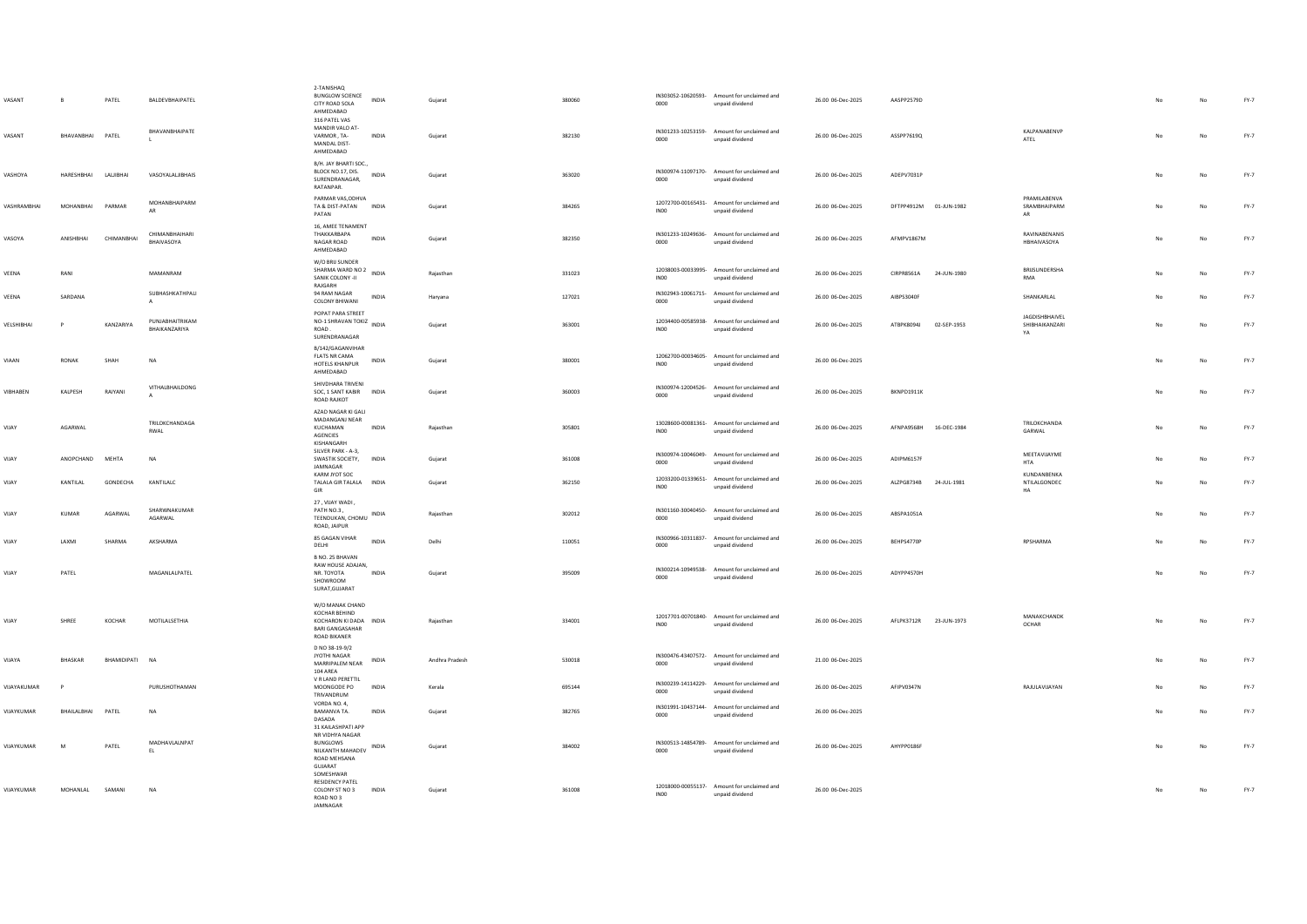| | | | | | | | | | | | | | | | | | |
|---|---|---|---|---|---|---|---|---|---|---|---|---|---|---|---|---|---|
| VASANT | B | PATEL | BALDEVBHAIPATEL | 2-TANISHAQ BUNGLOW SCIENCE CITY ROAD SOLA AHMEDABAD | INDIA | Gujarat | 380060 | IN303052-10620593-0000 | Amount for unclaimed and unpaid dividend | 26.00 06-Dec-2025 | AASPP2579D | | | | No | No | FY-7 |
| VASANT | BHAVANBHAI | PATEL | BHAVANBHAIPATEL | 316 PATEL VAS MANDIR VALO AT-VARMOR , TA-MANDAL DIST-AHMEDABAD | INDIA | Gujarat | 382130 | IN301233-10253159-0000 | Amount for unclaimed and unpaid dividend | 26.00 06-Dec-2025 | ASSPP7619Q | | KALPANABENVPATEL | | No | No | FY-7 |
| VASHOYA | HARESHBHAI | LALJIBHAI | VASOYALALJIBHAIS | B/H. JAY BHARTI SOC., BLOCK NO.17, DIS. SURENDRANAGAR, RATANPAR. | INDIA | Gujarat | 363020 | IN300974-11097170-0000 | Amount for unclaimed and unpaid dividend | 26.00 06-Dec-2025 | ADEPV7031P | | | | No | No | FY-7 |
| VASHRAMBHAI | MOHANBHAI | PARMAR | MOHANBHAIPARMAR | PARMAR VAS,ODHVA TA & DIST-PATAN PATAN | INDIA | Gujarat | 384265 | 12072700-00165431-IN00 | Amount for unclaimed and unpaid dividend | 26.00 06-Dec-2025 | DFTPP4912M | 01-JUN-1982 | PRAMILABENVASRAMBHAIPARMAR | | No | No | FY-7 |
| VASOYA | ANISHBHAI | CHIMANBHAI | CHIMANBHAIHARIBHAIVASOYA | 16, AMEE TENAMENT THAKKARBAPA NAGAR ROAD AHMEDABAD | INDIA | Gujarat | 382350 | IN301233-10249636-0000 | Amount for unclaimed and unpaid dividend | 26.00 06-Dec-2025 | AFMPV1867M | | RAVINABENANISHBHAIVASOYA | | No | No | FY-7 |
| VEENA | RANI | | MAMANRAM | W/O BRIJ SUNDER SHARMA WARD NO 2 SANIK COLONY -II RAJGARH | INDIA | Rajasthan | 331023 | 12038003-00033995-IN00 | Amount for unclaimed and unpaid dividend | 26.00 06-Dec-2025 | CIRPR8561A | 24-JUN-1980 | BRIJSUNDERSHARMA | | No | No | FY-7 |
| VEENA | SARDANA | | SUBHASHKATHPALIA | 94 RAM NAGAR COLONY BHIWANI | INDIA | Haryana | 127021 | IN302943-10061715-0000 | Amount for unclaimed and unpaid dividend | 26.00 06-Dec-2025 | AIBPS3040F | | SHANKARLAL | | No | No | FY-7 |
| VELSHIBHAI | P | KANZARIYA | PUNJABHAITRIKAMBHAIKANZARIYA | POPAT PARA STREET NO-1 SHRAVAN TOKIZ ROAD SURENDRANAGAR | INDIA | Gujarat | 363001 | 12034400-00585938-IN00 | Amount for unclaimed and unpaid dividend | 26.00 06-Dec-2025 | ATBPK8094J | 02-SEP-1953 | JAGDISHBHAIVELSHIBHAIKANZARIYA | | No | No | FY-7 |
| VIAAN | RONAK | SHAH | NA | B/142/GAGANVIHAR FLATS NR CAMA HOTELS KHANPUR AHMEDABAD | INDIA | Gujarat | 380001 | 12062700-00034605-IN00 | Amount for unclaimed and unpaid dividend | 26.00 06-Dec-2025 | | | | | No | No | FY-7 |
| VIBHABEN | KALPESH | RAIYANI | VITHALBHAILDONGA | SHIVDHARA TRIVENI SOC, 1 SANT KABIR ROAD RAJKOT | INDIA | Gujarat | 360003 | IN300974-12004526-0000 | Amount for unclaimed and unpaid dividend | 26.00 06-Dec-2025 | BKNPD1911K | | | | No | No | FY-7 |
| VIJAY | AGARWAL | | TRILOKCHANDAGARWAL | AZAD NAGAR KI GALI MADANGANJ NEAR KUCHAMAN AGENCIES KISHANGARH | INDIA | Rajasthan | 305801 | 13028600-00081361-IN00 | Amount for unclaimed and unpaid dividend | 26.00 06-Dec-2025 | AFNPA9568H | 16-DEC-1984 | TRILOKCHANDAGARWAL | | No | No | FY-7 |
| VIJAY | ANOPCHAND | MEHTA | NA | SILVER PARK - A-3, SWASTIK SOCIETY, JAMNAGAR | INDIA | Gujarat | 361008 | IN300974-10046049-0000 | Amount for unclaimed and unpaid dividend | 26.00 06-Dec-2025 | ADIPM6157F | | MEETAVIJAYMEHTA | | No | No | FY-7 |
| VIJAY | KANTILAL | GONDECHA | KANTILALC | KARM JYOT SOC TALALA GIR TALALA GIR | INDIA | Gujarat | 362150 | 12033200-01339651-IN00 | Amount for unclaimed and unpaid dividend | 26.00 06-Dec-2025 | ALZPG8734B | 24-JUL-1981 | KUNDANBENKANTILALGONDECHA | | No | No | FY-7 |
| VIJAY | KUMAR | AGARWAL | SHARWNAKUMARAGARWAL | 27 , VIJAY WADI , PATH NO.3 , TEENDUKAN, CHOMU ROAD, JAIPUR | INDIA | Rajasthan | 302012 | IN301160-30040450-0000 | Amount for unclaimed and unpaid dividend | 26.00 06-Dec-2025 | ABSPA1051A | | | | No | No | FY-7 |
| VIJAY | LAXMI | SHARMA | AKSHARMA | 85 GAGAN VIHAR DELHI | INDIA | Delhi | 110051 | IN300966-10311837-0000 | Amount for unclaimed and unpaid dividend | 26.00 06-Dec-2025 | BEHPS4770P | | RPSHARMA | | No | No | FY-7 |
| VIJAY | PATEL | | MAGANLALPATEL | B NO. 25 BHAVAN RAW HOUSE ADAJAN, NR. TOYOTA SHOWROOM SURAT,GUJARAT | INDIA | Gujarat | 395009 | IN300214-10949538-0000 | Amount for unclaimed and unpaid dividend | 26.00 06-Dec-2025 | ADYPP4570H | | | | No | No | FY-7 |
| VIJAY | SHREE | KOCHAR | MOTILALSETHIA | W/O MANAK CHAND KOCHAR BEHIND KOCHARON KI DADA BARI GANGASAHAR ROAD BIKANER | INDIA | Rajasthan | 334001 | 12017701-00701840-IN00 | Amount for unclaimed and unpaid dividend | 26.00 06-Dec-2025 | AFLPK3712R | 23-JUN-1973 | MANAKCHANDKOCHAR | | No | No | FY-7 |
| VIJAYA | BHASKAR | BHAMIDIPATI | NA | D NO 38-19-9/2 JYOTHI NAGAR MARRIPALEM NEAR 104 AREA | INDIA | Andhra Pradesh | 530018 | IN300476-43407572-0000 | Amount for unclaimed and unpaid dividend | 21.00 06-Dec-2025 | | | | | No | No | FY-7 |
| VIJAYAKUMAR | P | | PURUSHOTHAMAN | V R LAND PERETTIL MOONGODE PO TRIVANDRUM | INDIA | Kerala | 695144 | IN300239-14114229-0000 | Amount for unclaimed and unpaid dividend | 26.00 06-Dec-2025 | AFIPV0347N | | RAJULAVIJAYAN | | No | No | FY-7 |
| VIJAYKUMAR | BHAILALBHAI | PATEL | NA | VORDA NO. 4, BAMANVA TA. DASADA | INDIA | Gujarat | 382765 | IN301991-10437144-0000 | Amount for unclaimed and unpaid dividend | 26.00 06-Dec-2025 | | | | | No | No | FY-7 |
| VIJAYKUMAR | M | PATEL | MADHAVLALNPATEL | 31 KAILASHPATI APP NR VIDHYA NAGAR BUNGLOWS NILKANTH MAHADEV ROAD MEHSANA GUJARAT | INDIA | Gujarat | 384002 | IN300513-14854789-0000 | Amount for unclaimed and unpaid dividend | 26.00 06-Dec-2025 | AHYPP0186F | | | | No | No | FY-7 |
| VIJAYKUMAR | MOHANLAL | SAMANI | NA | SOMESHWAR RESIDENCY PATEL COLONY ST NO 3 ROAD NO 3 JAMNAGAR | INDIA | Gujarat | 361008 | 12018000-00055137-IN00 | Amount for unclaimed and unpaid dividend | 26.00 06-Dec-2025 | | | | | No | No | FY-7 |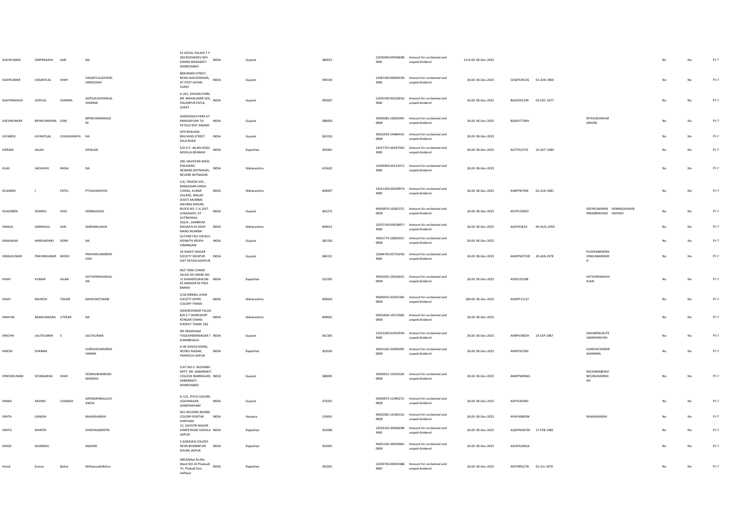| | | | | | | | | | | | | | | | | | | |
|---|---|---|---|---|---|---|---|---|---|---|---|---|---|---|---|---|---|---|
| VIJAYKUMAR | OMPRAKASH | JAIN | NA | 41 GOYAL PALACE F P 382 BODAKDEV B/H GRAND BHAGWATI AHMEDABAD | INDIA | Gujarat | 380015 | 12035000-00926698-IN00 | Amount for unclaimed and unpaid dividend | 1113.00 06-Dec-2025 | | | | | | No | No | FY-7 |
| VIJAYKUMAR | VASANTLAL | SHAH | VASANTLALZAVERCHANDSHAH | BRAHMAN STREET, NEAR JAIN DERASAR, AT POST SAYAN, SURAT | INDIA | Gujarat | 394130 | 12067200-00044199-IN00 | Amount for unclaimed and unpaid dividend | 26.00 06-Dec-2025 | CDQPS2912G | 01-JUN-1960 | | | | No | No | FY-7 |
| VIJAYPRAKASH | GOPILAL | SHARMA | GOPILALKISHANLALSHARMA | A-201, SHIVANI PARK, NR. MAHALAXMI SOC, PALANPUR PATIA, SURAT | INDIA | Gujarat | 395007 | 12041500-00226016-IN00 | Amount for unclaimed and unpaid dividend | 26.00 06-Dec-2025 | BGGPS9133R | 03-DEC-1977 | | | | No | No | FY-7 |
| VIJESHKUMAR | BIPINCHANDRA | SONI | BIPINCHANDRASONI | HARSHIDDH PARK AT-RANGAIPURA TA-PETALD DIST-ANAND | INDIA | Gujarat | 388450 | IN303085-10005049-0000 | Amount for unclaimed and unpaid dividend | 26.00 06-Dec-2025 | BGAPS7736N | | RITAVIJESHKUMARSONI | | | No | No | FY-7 |
| VIJYABEN | JAYANTILAL | CHADASANIYA | NA | OPP BHAVANI BHUVANS STREET ZALA ROAD | INDIA | Gujarat | 363310 | IN301039-24486416-0000 | Amount for unclaimed and unpaid dividend | 26.00 06-Dec-2025 | | | | | | No | No | FY-7 |
| VIKRAM | JALAN | | DPJALAN | S/O D.P. JALAN DIGGI MOHLLA BEAWAR | INDIA | Rajasthan | 305901 | 12017701-00187345-IN00 | Amount for unclaimed and unpaid dividend | 26.00 06-Dec-2025 | AGTPJ5257D | 25-OCT-1983 | | | | No | No | FY-7 |
| VILAS | SADASHIV | RASAL | NA | 300, NAVEDAR WADI, ENEAWAR, NEWARE,RATNAGIRI, NEVARE RATNAGIRI | INDIA | Maharashtra | 415620 | 12059900-00132371-IN00 | Amount for unclaimed and unpaid dividend | 26.00 06-Dec-2025 | | | | | | No | No | FY-7 |
| VILASBEN | J | PATEL | PTVAGHASHIYA | C/6, TRIVENI SOC., RAMLAGAN SINHA CHAWL, KURAR VILLAGE, MALAD (EAST) MUMBAI | INDIA | Maharashtra | 400097 | 12011200-00200974-IN00 | Amount for unclaimed and unpaid dividend | 26.00 06-Dec-2025 | AIWPP8793K | 01-JUN-1981 | | | | No | No | FY-7 |
| VILASHBEN | HEMRAJ | VADI | HEMRAJVADI | ANURAG NAGAR, BLOCK NO. C-4, DIST. JUNAGADH, AT. SUTRAPADA. | INDIA | Gujarat | 362275 | IN300974-10382375-0000 | Amount for unclaimed and unpaid dividend | 26.00 06-Dec-2025 | AEVPV2902D | | DEEPKUMARHE HEMRAJIADAVB MRAJBHAIVADI HAIVADI | | | No | No | FY-7 |
| VIMALA | SAREMALJI | JAIN | SAREMALJIJAIN | 202/A , SAMBHAJI NAGAR N M JOSHI MARG MUMBAI | INDIA | Maharashtra | 400013 | 12037100-00018957-IN00 | Amount for unclaimed and unpaid dividend | 26.00 06-Dec-2025 | AAJPJ3181A | 09-AUG-1959 | | | | No | No | FY-7 |
| VIMALBHAI | HARSHADRAY | VORA | NA | SUTHAR FALI CHUKLU ADINATH KRUPA VIRAMGAM | INDIA | Gujarat | 382150 | IN301774-10826553-0000 | Amount for unclaimed and unpaid dividend | 20.00 06-Dec-2025 | | | | | | No | No | FY-7 |
| VIMALKUMAR | PRAVINKUMAR | MODH | PRAVINKUMARDMODH | 24 SHAKTI NAGAR SOCIETY SIDHPUR DIST PATAN SIDHPUR | INDIA | Gujarat | 384151 | 12044700-05754250-IN00 | Amount for unclaimed and unpaid dividend | 26.00 06-Dec-2025 | AMXPM3732E | 20-JAN-1978 | PUSHPABENPRAVINKUMARMODH | | | No | No | FY-7 |
| VINAY | KUMAR | JALAN | SATYAPRAKASHJALAN | M/S TARA CHAND JALAN 101 WARD NO. 11 KHANDELWALON KE MANDIR KE PASS BARAN | INDIA | Rajasthan | 325205 | IN301055-10526633-0000 | Amount for unclaimed and unpaid dividend | 26.00 06-Dec-2025 | ADDPJ2529B | | SATYAPRAKASHJALAN | | | No | No | FY-7 |
| VINAY | MAHESH | TIWARI | NAHESHKTIWARI | 2/18 NIRMAL JIVAN SOCIETY KOPRI COLONY THANE | INDIA | Maharashtra | 400603 | IN300476-42033768-0000 | Amount for unclaimed and unpaid dividend | 189.00 06-Dec-2025 | AEMPT2111F | | | | | No | No | FY-7 |
| VINAYAK | RAMCHANDRA | UTEKAR | NA | SIDDHESHWAR TALAO B/H S T WORKSHOP KENGAR CHAWL KHOPAT THANE (W) | INDIA | Maharashtra | 400601 | IN301604-10513508-0000 | Amount for unclaimed and unpaid dividend | 26.00 06-Dec-2025 | | | | | | No | No | FY-7 |
| VINCHHI | LALITKUMAR | S | LALITKUMAR | NR VRAJDHAM YOGESHWERNAGAR 7 KHAMBHALIA | INDIA | Gujarat | 361305 | 12013200-01032036-IN00 | Amount for unclaimed and unpaid dividend | 26.00 06-Dec-2025 | AHBPV3692H | 23-SEP-1967 | DAXABENLALITKUMARVINCHHI | | | No | No | FY-7 |
| VINESH | SHARMA | | SURESHCHANDRASHARMA | A-46 SHIVAJI MARG, NEHRU NAGAR, PANIPECH JAIPUR | INDIA | Rajasthan | 302016 | IN301160-30200299-0000 | Amount for unclaimed and unpaid dividend | 26.00 06-Dec-2025 | AMXPS0700J | | SURESHCHANDRASHARMA | | | No | No | FY-7 |
| VINESHKUMAR | SESMALBHAI | SHAH | SESMALBHAIBHAGWANDAS | FLAT NO-2- RUSHABH APPT. NR. SABARMATI COLLEGE RAMNAGAR, SABARMATI AHMEDABAD | INDIA | Gujarat | 380005 | IN303052-10144228-0000 | Amount for unclaimed and unpaid dividend | 26.00 06-Dec-2025 | AMDPS8394Q | | RACHANABENVINESHKUMARSHAH | | | No | No | FY-7 |
| VINIKA | ARVIND | CHAWDA | ARVINDHIRALALCHAWDA | D-122, IFFCO COLONY, UDAYNAGAR, GANDHIDHAM | INDIA | Gujarat | 370201 | IN300974-11940272-0000 | Amount for unclaimed and unpaid dividend | 26.00 06-Dec-2025 | AXFPC0544D | | | | | No | No | FY-7 |
| VINITA | GANDHI | | RAJANGANDHI | 401 HOUSING BOARD COLONY ROHTAK HARYANA | INDIA | Haryana | 124001 | IN302365-10146116-0000 | Amount for unclaimed and unpaid dividend | 26.00 06-Dec-2025 | AFAPV6803M | | RAJANGANDHI | | | No | No | FY-7 |
| VINITA | MANTRI | | DHEERAJMANTRI | 12, GAYATRI NAGAR AJMER ROAD SODALA JAIPUR | INDIA | Rajasthan | 302006 | 12019101-00468298-IN00 | Amount for unclaimed and unpaid dividend | 26.00 06-Dec-2025 | AQGPM3670E | 17-FEB-1982 | | | | No | No | FY-7 |
| VINOD | AGARWAL | | SNGARG | 3 AGRASEN COLONY NEAR BHARMPURI KHURA JAIPUR | INDIA | Rajasthan | 302001 | IN301160-30029464-0000 | Amount for unclaimed and unpaid dividend | 26.00 06-Dec-2025 | AGOPA2842A | | | | | No | No | FY-7 |
| Vinod | Kumar | Bohra | MrRamsukhBohra | 380,Maliyo Ka Bas Ward NO.10 Phalodi Th. Phalodi Dist. Jodhpur | INDIA | Rajasthan | 342001 | 12043700-00043388-IN00 | Amount for unclaimed and unpaid dividend | 26.00 06-Dec-2025 | ANTPB9127B | 01-JUL-1970 | | | | No | No | FY-7 |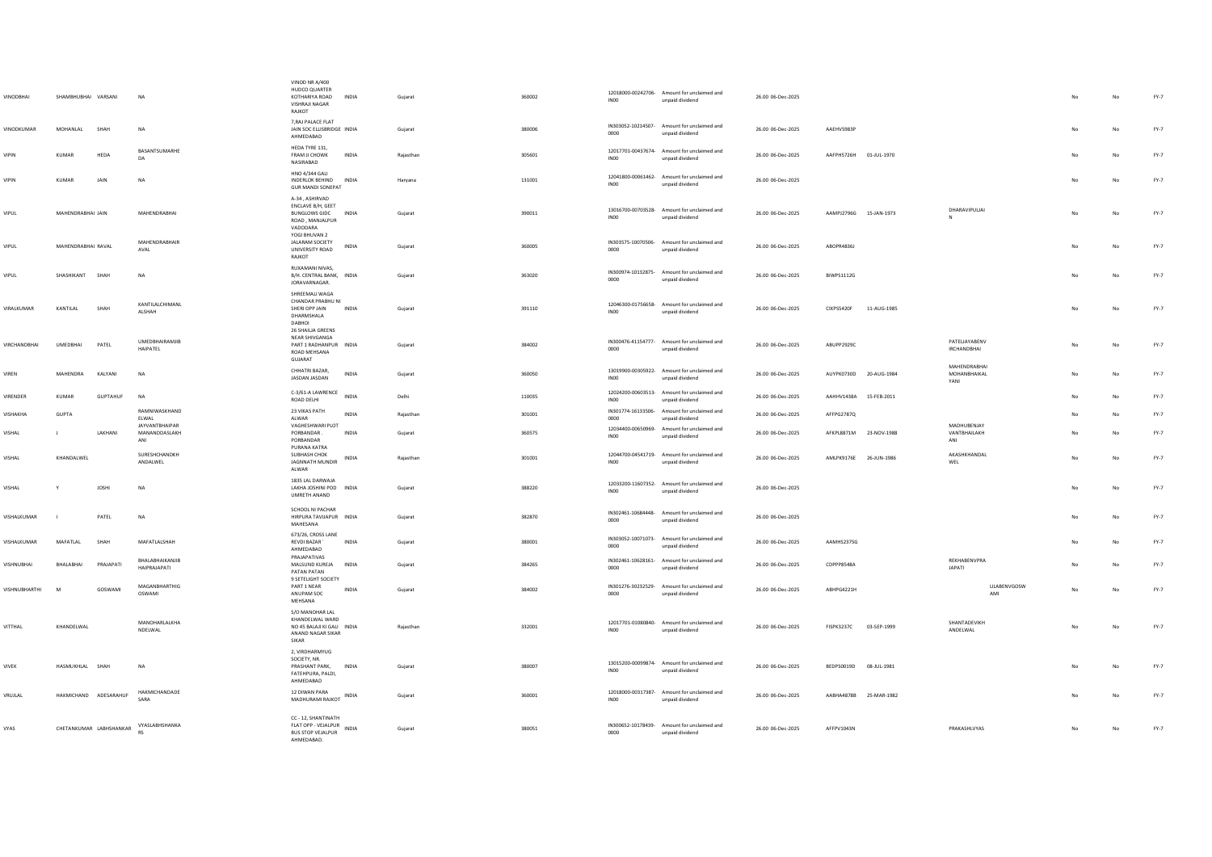| | | | | | | | | | | | | | | | | | | |
|---|---|---|---|---|---|---|---|---|---|---|---|---|---|---|---|---|---|---|
| VINODBHAI | SHAMBHUBHAI | VARSANI | NA | VINOD NR A/400 HUDCO QUARTER KOTHARIYA ROAD VISHRAJI NAGAR RAJKOT | INDIA | Gujarat | 360002 | | 12018000-00242706-IN00 | Amount for unclaimed and unpaid dividend | 26.00 06-Dec-2025 | | | | | No | No | FY-7 |
| VINODKUMAR | MOHANLAL | SHAH | NA | 7,RAJ PALACE FLAT JAIN SOC ELLISBRIDGE AHMEDABAD | INDIA | Gujarat | 380006 | | IN303052-10214507-0000 | Amount for unclaimed and unpaid dividend | 26.00 06-Dec-2025 | AAEHV5983P | | | | No | No | FY-7 |
| VIPIN | KUMAR | HEDA | BASANTSUMARHEDA | HEDA TYRE 131, FRAMJI CHOWK NASIRABAD | INDIA | Rajasthan | 305601 | | 12017701-00437674-IN00 | Amount for unclaimed and unpaid dividend | 26.00 06-Dec-2025 | AAFPH5726H | 01-JUL-1970 | | | No | No | FY-7 |
| VIPIN | KUMAR | JAIN | NA | HNO 4/344 GALI INDERLOK BEHIND GUR MANDI SONEPAT | INDIA | Haryana | 131001 | | 12041800-00061462-IN00 | Amount for unclaimed and unpaid dividend | 26.00 06-Dec-2025 | | | | | No | No | FY-7 |
| VIPUL | MAHENDRABHAI | JAIN | MAHENDRABHAI | A-34 , ASHIRVAD ENCLAVE B/H, GEET BUNGLOWS GIDC ROAD , MANJALPUR VADODARA | INDIA | Gujarat | 390011 | | 13016700-00703528-IN00 | Amount for unclaimed and unpaid dividend | 26.00 06-Dec-2025 | AAMPJ2796G | 15-JAN-1973 | DHARAVIPULJAIN | | No | No | FY-7 |
| VIPUL | MAHENDRABHAI | RAVAL | MAHENDRABHAIRAVAL | YOGI BHUVAN 2 JALARAM SOCIETY UNIVERSITY ROAD RAJKOT | INDIA | Gujarat | 360005 | | IN303575-10070506-0000 | Amount for unclaimed and unpaid dividend | 26.00 06-Dec-2025 | ABOPR4836J | | | | No | No | FY-7 |
| VIPUL | SHASHIKANT | SHAH | NA | RUXAMANI NIVAS, B/H. CENTRAL BANK, JORAVARNAGAR. | INDIA | Gujarat | 363020 | | IN300974-10132875-0000 | Amount for unclaimed and unpaid dividend | 26.00 06-Dec-2025 | BIWPS1112G | | | | No | No | FY-7 |
| VIRALKUMAR | KANTILAL | SHAH | KANTILALCHIMANLALSHAH | SHREEMALI WAGA CHANDAR PRABHU NI SHERI OPP JAIN DHARMSHALA DABHOI | INDIA | Gujarat | 391110 | | 12046300-01756658-IN00 | Amount for unclaimed and unpaid dividend | 26.00 06-Dec-2025 | CIXPS5420F | 11-AUG-1985 | | | No | No | FY-7 |
| VIRCHANDBHAI | UMEDBHAI | PATEL | UMEDBHAIRAMJIBHAIPATEL | 26 SHAILJA GREENS NEAR SHIVGANGA PART 1 RADHANPUR ROAD MEHSANA GUJARAT | INDIA | Gujarat | 384002 | | IN300476-41154777-0000 | Amount for unclaimed and unpaid dividend | 26.00 06-Dec-2025 | ABJPP2929C | | PATELJAYABENVIRCHANDBHAI | | No | No | FY-7 |
| VIREN | MAHENDRA | KALYANI | NA | CHHATRI BAZAR, JASDAN JASDAN | INDIA | Gujarat | 360050 | | 13019900-00305922-IN00 | Amount for unclaimed and unpaid dividend | 26.00 06-Dec-2025 | AUYPK0730D | 20-AUG-1984 | MAHENDRABHAIMOHANBHAIKALYANI | | No | No | FY-7 |
| VIRENDER | KUMAR | GUPTAHUF | NA | C-3/61-A LAWRENCE ROAD DELHI | INDIA | Delhi | 110035 | | 12024200-00603513-IN00 | Amount for unclaimed and unpaid dividend | 26.00 06-Dec-2025 | AAHHV1438A | 15-FEB-2011 | | | No | No | FY-7 |
| VISHAKHA | GUPTA | | RAMNIWASKHANDELWAL | 23 VIKAS PATH ALWAR | INDIA | Rajasthan | 301001 | | IN301774-16133506-0000 | Amount for unclaimed and unpaid dividend | 26.00 06-Dec-2025 | AFFPG2787Q | | | | No | No | FY-7 |
| VISHAL | J | LAKHANI | JAYVANTBHAIPARMANANDDASLAKHANI | VAGHESHWARI PLOT PORBANDAR . PORBANDAR | INDIA | Gujarat | 360575 | | 12034400-00650969-IN00 | Amount for unclaimed and unpaid dividend | 26.00 06-Dec-2025 | AFKPL8871M | 23-NOV-1988 | MADHUBENJAYVANTBHAILAKHANI | | No | No | FY-7 |
| VISHAL | KHANDALWEL | | SURESHCHANDKHANDALWEL | PURANA KATRA SUBHASH CHOK JAGNNATH MUNDIR ALWAR | INDIA | Rajasthan | 301001 | | 12044700-04541719-IN00 | Amount for unclaimed and unpaid dividend | 26.00 06-Dec-2025 | AMLPK9176E | 26-JUN-1986 | AKASHKHANDALWEL | | No | No | FY-7 |
| VISHAL | Y | JOSHI | NA | 1835 LAL DARWAJA LAKHA JOSHINI POD UMRETH ANAND | INDIA | Gujarat | 388220 | | 12033200-11607352-IN00 | Amount for unclaimed and unpaid dividend | 26.00 06-Dec-2025 | | | | | No | No | FY-7 |
| VISHALKUMAR | I | PATEL | NA | SCHOOL NI PACHAR HIRPURA TAVIJAPUR MAHESANA | INDIA | Gujarat | 382870 | | IN302461-10684448-0000 | Amount for unclaimed and unpaid dividend | 26.00 06-Dec-2025 | | | | | No | No | FY-7 |
| VISHALKUMAR | MAFATLAL | SHAH | MAFATLALSHAH | 673/26, CROSS LANE REVDI BAZAR AHMEDABAD | INDIA | Gujarat | 380001 | | IN303052-10071073-0000 | Amount for unclaimed and unpaid dividend | 26.00 06-Dec-2025 | AAMHS2375G | | | | No | No | FY-7 |
| VISHNUBHAI | BHALABHAI | PRAJAPATI | BHALABHAIKANJIBHAIPRAJAPATI | PRAJAPATIVAS MALSUND KUREJA PATAN PATAN | INDIA | Gujarat | 384265 | | IN302461-10628161-0000 | Amount for unclaimed and unpaid dividend | 26.00 06-Dec-2025 | CDPPP8548A | | REKHABENVPRAJAPATI | | No | No | FY-7 |
| VISHNUBHARTHI | M | GOSWAMI | MAGANBHARTHIGOSWAMI | 9 SETELIGHT SOCIETY PART 1 NEAR ANUPAM SOC MEHSANA | INDIA | Gujarat | 384002 | | IN301276-30232529-0000 | Amount for unclaimed and unpaid dividend | 26.00 06-Dec-2025 | ABHPG4221H | | | LILABENVGOSWAMI | No | No | FY-7 |
| VITTHAL | KHANDELWAL | | MANOHARLALKHANDELWAL | S/O MANOHAR LAL KHANDELWAL WARD NO 45 BALAJI KI GALI ANAND NAGAR SIKAR SIKAR | INDIA | Rajasthan | 332001 | | 12017701-01080840-IN00 | Amount for unclaimed and unpaid dividend | 26.00 06-Dec-2025 | FISPK3237C | 03-SEP-1999 | SHANTADEVIKHANDELWAL | | No | No | FY-7 |
| VIVEK | HASMUKHLAL | SHAH | NA | 2, VIRDHARMYUG SOCIETY, NR. PRASHANT PARK, FATEHPURA, PALDI, AHMEDABAD | INDIA | Gujarat | 380007 | | 13015200-00099874-IN00 | Amount for unclaimed and unpaid dividend | 26.00 06-Dec-2025 | BEDPS0019D | 08-JUL-1981 | | | No | No | FY-7 |
| VRUJLAL | HAKMICHAND | ADESARAHUF | HAKMICHANDADESARA | 12 DIWAN PARA MADHURAM RAJKOT | INDIA | Gujarat | 360001 | | 12018000-00317387-IN00 | Amount for unclaimed and unpaid dividend | 26.00 06-Dec-2025 | AABHA4878B | 25-MAR-1982 | | | No | No | FY-7 |
| VYAS | CHETANKUMAR | LABHSHANKAR | VYASLABHSHANKARS | CC - 12, SHANTINATH FLAT OPP - VEJALPUR BUS STOP VEJALPUR AHMEDABAD. | INDIA | Gujarat | 380051 | | IN300652-10178439-0000 | Amount for unclaimed and unpaid dividend | 26.00 06-Dec-2025 | AFFPV1043N | | PRAKASHLVYAS | | No | No | FY-7 |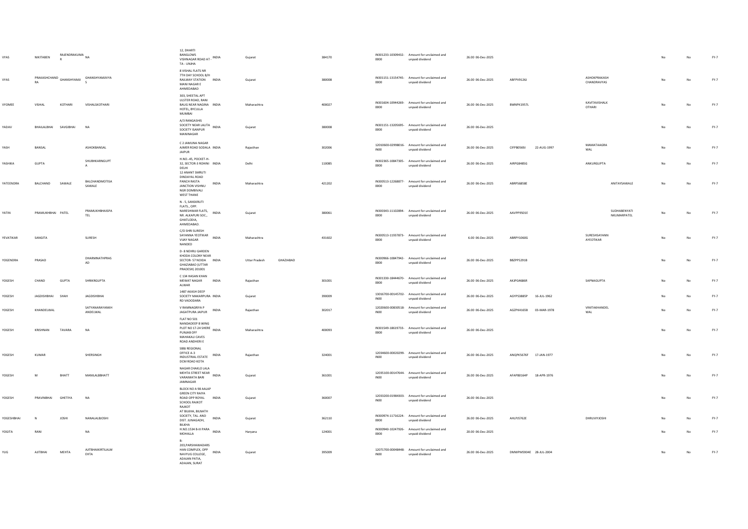| | | | | | | | | | | | | | | | | | | | | |
|---|---|---|---|---|---|---|---|---|---|---|---|---|---|---|---|---|---|---|---|---|
| VYAS | NIKITABEN | RAJENDRAKUMAR | NA | 12, DHARTI BANGLOWS VISHNAGAR ROAD AT - TA - UNJHA | INDIA | Gujarat | | 384170 | | IN301233-10309432-0000 | Amount for unclaimed and unpaid dividend | 26.00 | 06-Dec-2025 | | | | | No | No | FY-7 |
| VYAS | PRAKASHCHANDRA | GHANSHYAMJI | GHANSHYAMJIVYAS | 8 VISHAL FLATS NR 7TH DAY SCHOOL B/H RAILWAY STATION MANI NAGAR E AHMEDABAD | INDIA | Gujarat | | 380008 | | IN301151-13154745-0000 | Amount for unclaimed and unpaid dividend | 26.00 | 06-Dec-2025 | ABFPV9126J | | ASHOKPRAKASHCHANDRAVYAS | | No | No | FY-7 |
| VYOMEE | VISHAL | KOTHARI | VISHALSKOTHARI | 303, SHEETAL APT ULSTER ROAD, RANI BAUG NEAR NAGINA HOTEL, BYCULLA MUMBAI | INDIA | Maharashtra | | 400027 | | IN301604-10944269-0000 | Amount for unclaimed and unpaid dividend | 26.00 | 06-Dec-2025 | BWNPK1957L | | KAVITAVISHALKOTHARI | | No | No | FY-7 |
| YADAV | BHAILALBHAI | SAVGIBHAI | NA | A/3 RANGASHIS SOCIETY NEAR LALITA SOCIETY ISANPUR MANINAGAR | INDIA | Gujarat | | 380008 | | IN301151-13205695-0000 | Amount for unclaimed and unpaid dividend | 26.00 | 06-Dec-2025 | | | | | No | No | FY-7 |
| YASH | BANSAL | | ASHOKBANSAL | C 2 JAMUNA NAGAR AJMER ROAD SODALA JAIPUR | INDIA | Rajasthan | | 302006 | | 12010600-02998016-IN00 | Amount for unclaimed and unpaid dividend | 26.00 | 06-Dec-2025 | CIFPB0569J | 22-AUG-1997 | MAMATAAGRAWAL | | No | No | FY-7 |
| YASHIKA | GUPTA | | SHUBHKARNGUPTA | H.NO.-45, POCKET-H-32, SECTOR-3 ROHINI DELHI | INDIA | Delhi | | 110085 | | IN302365-10847305-0000 | Amount for unclaimed and unpaid dividend | 26.00 | 06-Dec-2025 | AIRPG8485G | | ANKURGUPTA | | No | No | FY-7 |
| YATEENDRA | BALCHAND | SAWALE | BALCHANDMOTISASAWALE | 12 ANANT SMRUTI DINDAYAL ROAD PANCH RASTA JANCTION VISHNU NGR DOMBIVALI WEST THANE | INDIA | Maharashtra | | 421202 | | IN300513-12268877-0000 | Amount for unclaimed and unpaid dividend | 26.00 | 06-Dec-2025 | ABRPS6858E | | | ANITAYSAWALE | No | No | FY-7 |
| YATIN | PRAMUKHBHAI | PATEL | PRAMUKHBHAISPATEL | N - 5, SANSKRUTI FLATS., OPP. NARESHWAR FLATS, NR. ALKAPURI SOC., GHATLODIA, AHMEDABAD. | INDIA | Gujarat | | 380061 | | IN300343-11102894-0000 | Amount for unclaimed and unpaid dividend | 26.00 | 06-Dec-2025 | AAVPP9501E | | | SUDHABENYATINKUMARPATEL | No | No | FY-7 |
| YEVATIKAR | SANGITA | | SURESH | C/O SHRI SURESH SAYANNA YEOTIKAR VIJAY NAGAR NANDED | INDIA | Maharashtra | | 431602 | | IN300513-11937873-0000 | Amount for unclaimed and unpaid dividend | 6.00 | 06-Dec-2025 | ABRPY1060G | | SURESHSAYANNAYEOTIKAR | | No | No | FY-7 |
| YOGENDRA | PRASAD | | DHARMNATHPRASAD | D- 8 NEHRU GARDEN KHODA COLONY NEAR SECTOR- 57 NOIDA GHAZIABAD (UTTAR PRADESH) 201001 | INDIA | Uttar Pradesh | GHAZIABAD | | | IN300966-10847942-0000 | Amount for unclaimed and unpaid dividend | 26.00 | 06-Dec-2025 | BBZPP5291B | | | | No | No | FY-7 |
| YOGESH | CHAND | GUPTA | SHRIKRGUPTA | C 134 HASAN KHAN MEWAT NAGAR ALWAR | INDIA | Rajasthan | | 301001 | | IN301330-18444670-0000 | Amount for unclaimed and unpaid dividend | 26.00 | 06-Dec-2025 | AKJPG4686R | | SAPNAGUPTA | | No | No | FY-7 |
| YOGESH | JAGDISHBHAI | SHAH | JAGDISHBHAI | 1487 AKASH DEEP SOCIETY MAKARPURA RD VADODARA | INDIA | Gujarat | | 390009 | | 13016700-00145702-IN00 | Amount for unclaimed and unpaid dividend | 26.00 | 06-Dec-2025 | AGYPS3885P | 16-JUL-1962 | | | No | No | FY-7 |
| YOGESH | KHANDELWAL | | SATYANARAYANKHANDELWAL | V RAMNAGRIYA P JAGATPURA JAIPUR | INDIA | Rajasthan | | 302017 | | 12020600-00830518-IN00 | Amount for unclaimed and unpaid dividend | 26.00 | 06-Dec-2025 | AGZPK4165B | 03-MAR-1978 | VINITAKHANDELWAL | | No | No | FY-7 |
| YOGESH | KRISHNAN | TAVARA | NA | FLAT NO 501 NANDADEEP B WING PLOT NO 17-24 SHERE PUNJAB OFF MAHAKALI CAVES ROAD ANDHERI E | INDIA | Maharashtra | | 400093 | | IN301549-18619733-0000 | Amount for unclaimed and unpaid dividend | 26.00 | 06-Dec-2025 | | | | | No | No | FY-7 |
| YOGESH | KUMAR | | SHERSINGH | SBBJ REGIONAL OFFICE A-3 INDUSTRIAL ESTATE DCM ROAD KOTA | INDIA | Rajasthan | | 324001 | | 12034600-00020299-IN00 | Amount for unclaimed and unpaid dividend | 26.00 | 06-Dec-2025 | ANQPK5676F | 17-JAN-1977 | | | No | No | FY-7 |
| YOGESH | M | BHATT | MANILALBBHATT | NAGAR CHAKLO LALA MEHTA STREET NEAR VARAIMATA BARI JAMNAGAR | INDIA | Gujarat | | 361001 | | 12035100-00147644-IN00 | Amount for unclaimed and unpaid dividend | 26.00 | 06-Dec-2025 | AFAPB0164P | 18-APR-1976 | | | No | No | FY-7 |
| YOGESH | PRAVINBHAI | GHETIYA | NA | BLOCK NO A 9B AALAP GREEN CITY RAIYA ROAD OPP ROYAL SCHOOL RAJKOT RAJKOT | INDIA | Gujarat | | 360007 | | 12033200-01984303-IN00 | Amount for unclaimed and unpaid dividend | 26.00 | 06-Dec-2025 | | | | | No | No | FY-7 |
| YOGESHBHAI | N | JOSHI | NANALALBJOSHI | AT BILKHA, BILNATH SOCIETY, TAL. AND DIST. JUNAGADH, BILKHA | INDIA | Gujarat | | 362110 | | IN300974-11716224-0000 | Amount for unclaimed and unpaid dividend | 26.00 | 06-Dec-2025 | AHLPJ5762E | | DHRUVIYJOSHI | | No | No | FY-7 |
| YOGITA | RANI | | NA | H.NO.1534 B-III PARA MOHALLA | INDIA | Haryana | | 124001 | | IN300940-10247926-0000 | Amount for unclaimed and unpaid dividend | 20.00 | 06-Dec-2025 | | | | | No | No | FY-7 |
| YUG | AJITBHAI | MEHTA | AJITBHAIKIRTILALMEHTA | B-203,PARSHAWADARSHAN COMPLEX, OPP NAVYUG COLLEGE, ADAJAN PATIA, ADAJAN, SURAT | INDIA | Gujarat | | 395009 | | 12071700-00048448-IN00 | Amount for unclaimed and unpaid dividend | 26.00 | 06-Dec-2025 | DMWPM5904E | 28-JUL-2004 | | | No | No | FY-7 |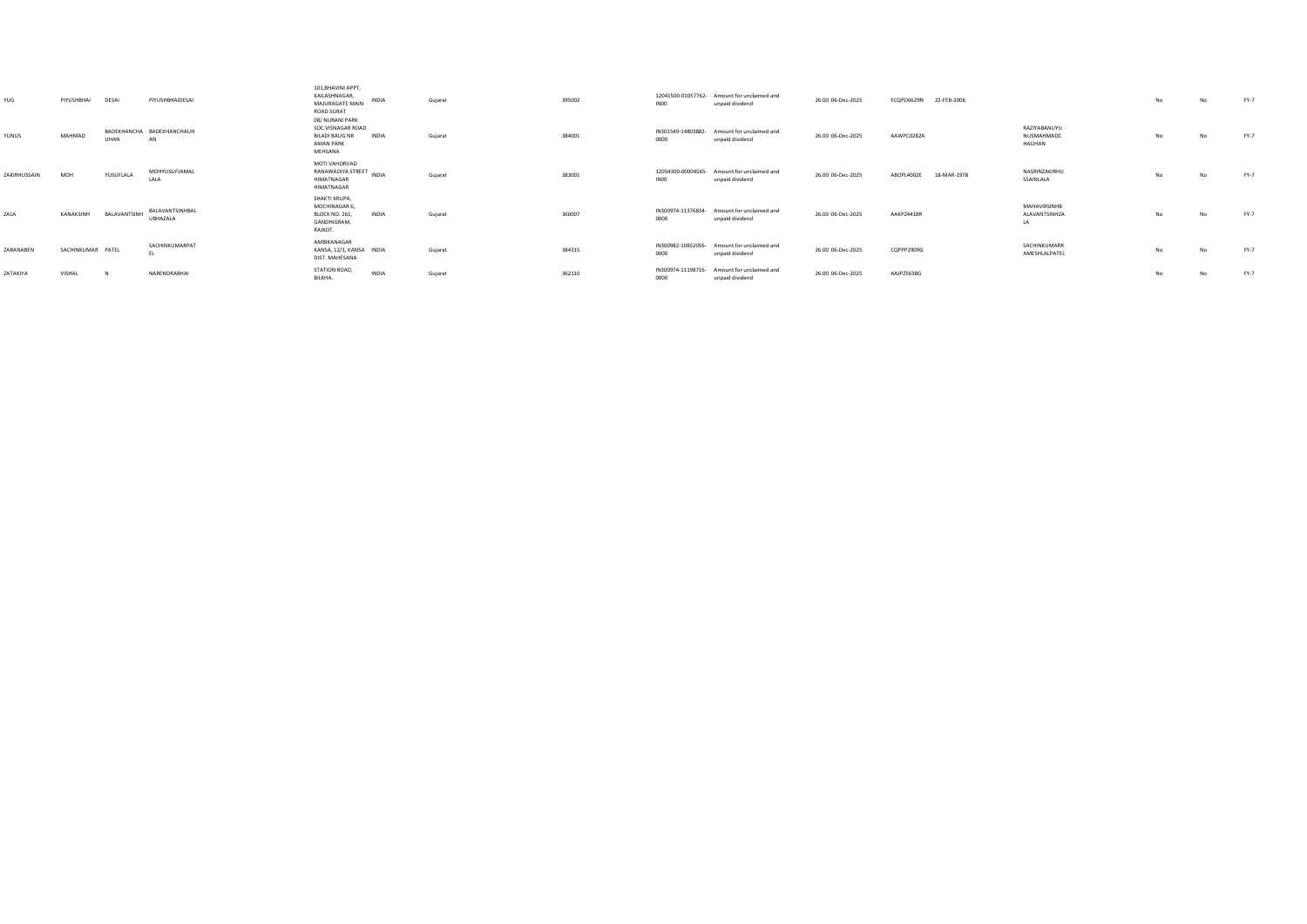| | | | | | | | | | | | | | | | | | | |
|---|---|---|---|---|---|---|---|---|---|---|---|---|---|---|---|---|---|---|
| YUG | PIYUSHBHAI | DESAI | PIYUSHBHAIDESAI | 101,BHAVINI APPT, KAILASHNAGAR, MAJURAGATE MAIN ROAD SURAT | INDIA | Gujarat | 395002 | 12041500-01057762-IN00 | Amount for unclaimed and unpaid dividend | 26.00 | 06-Dec-2025 | ECQPD6629N | 22-FEB-2006 | | | No | No | FY-7 |
| YUNUS | MAHMAD | BADEKHANCHAUHAN | BADEKHANCHAUHAN | 08/ NURANI PARK SOC VISNAGAR ROAD BILADI BAUG NR AMAN PARK MEHSANA | INDIA | Gujarat | 384001 | IN301549-14803882-0000 | Amount for unclaimed and unpaid dividend | 26.00 | 06-Dec-2025 | AAWPC0282A | | RAZIYABANUYUNUSMAHMADCHAUHAN | | No | No | FY-7 |
| ZAKIRHUSSAIN | MOH | YUSUFLALA | MOHYUSUFJAMALLALA | MOTI VAHORVAD RANAWADIYA STREET HIMATNAGAR HIMATNAGAR | INDIA | Gujarat | 383001 | 12054300-00004565-IN00 | Amount for unclaimed and unpaid dividend | 26.00 | 06-Dec-2025 | ABOPL4002E | 18-MAR-1978 | NASRINZAKIRHUSSAINLALA | | No | No | FY-7 |
| ZALA | KANAKSINH | BALAVANTSINH | BALAVANTSINHBALUBHAZALA | SHAKTI KRUPA, MOCHINAGAR 6, BLOCK NO. 261, GANDHIGRAM, RAJKOT. | INDIA | Gujarat | 360007 | IN300974-11376834-0000 | Amount for unclaimed and unpaid dividend | 26.00 | 06-Dec-2025 | AAKPZ4418R | | MAHAVIRSINHBALAVANTSINHZALA | | No | No | FY-7 |
| ZARANABEN | SACHINKUMAR | PATEL | SACHINKUMARPATEL | AMBIKANAGAR KANSA, 12/1, KANSA DIST. MAHESANA | INDIA | Gujarat | 384315 | IN300982-10852056-0000 | Amount for unclaimed and unpaid dividend | 26.00 | 06-Dec-2025 | CQPPP2909G | | SACHINKUMARRAMESHLALPATEL | | No | No | FY-7 |
| ZATAKIYA | VISHAL | N | NARENDRABHAI | STATION ROAD, BILKHA. | INDIA | Gujarat | 362110 | IN300974-11198716-0000 | Amount for unclaimed and unpaid dividend | 26.00 | 06-Dec-2025 | AAJPZ5638G | | | | No | No | FY-7 |